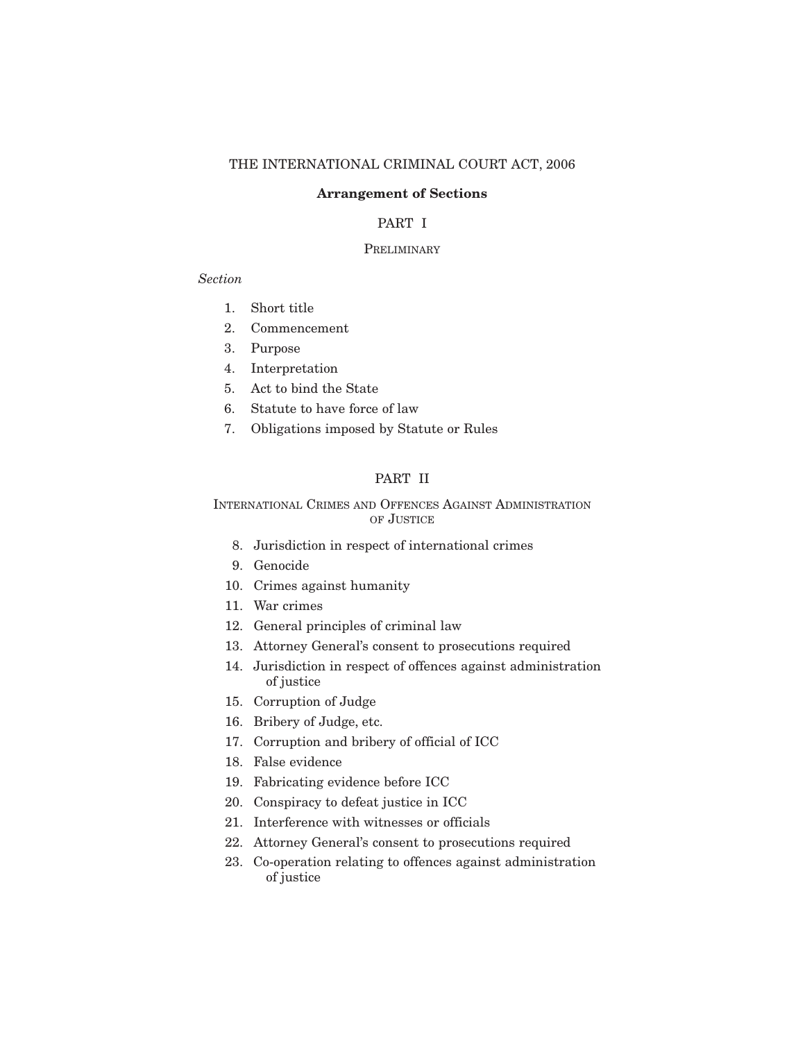# THE INTERNATIONAL CRIMINAL COURT ACT, 2006

**Arrangement of Sections**

## PART I

### PRELIMINARY

*Section*

1. Short title
2. Commencement
3. Purpose
4. Interpretation
5. Act to bind the State
6. Statute to have force of law
7. Obligations imposed by Statute or Rules

## PART II

### INTERNATIONAL CRIMES AND OFFENCES AGAINST ADMINISTRATION OF JUSTICE

8. Jurisdiction in respect of international crimes
9. Genocide
10. Crimes against humanity
11. War crimes
12. General principles of criminal law
13. Attorney General's consent to prosecutions required
14. Jurisdiction in respect of offences against administration of justice
15. Corruption of Judge
16. Bribery of Judge, etc.
17. Corruption and bribery of official of ICC
18. False evidence
19. Fabricating evidence before ICC
20. Conspiracy to defeat justice in ICC
21. Interference with witnesses or officials
22. Attorney General's consent to prosecutions required
23. Co-operation relating to offences against administration of justice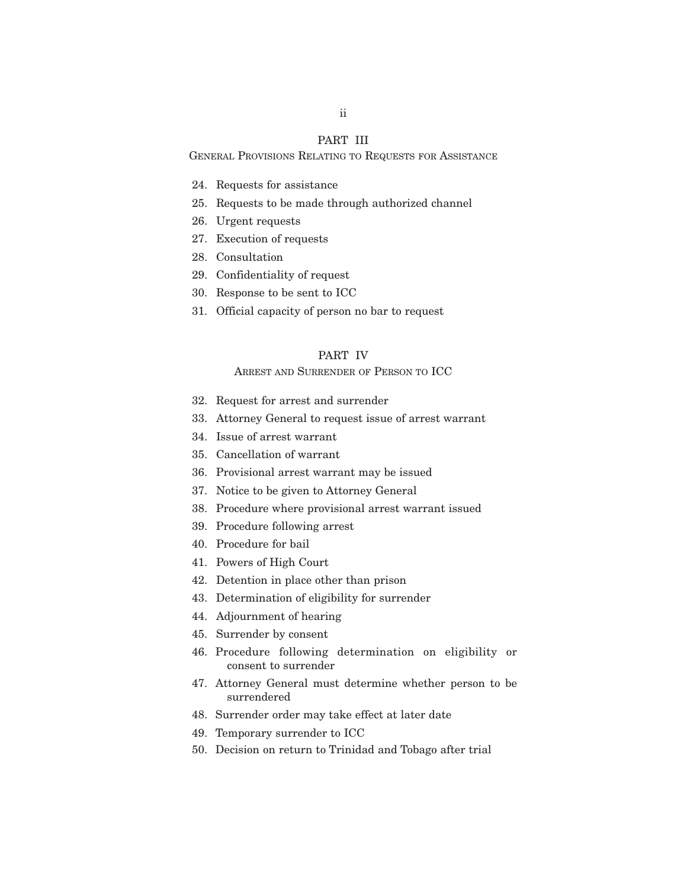## PART III

### GENERAL PROVISIONS RELATING TO REQUESTS FOR ASSISTANCE

24. Requests for assistance
25. Requests to be made through authorized channel
26. Urgent requests
27. Execution of requests
28. Consultation
29. Confidentiality of request
30. Response to be sent to ICC
31. Official capacity of person no bar to request

## PART IV

### ARREST AND SURRENDER OF PERSON TO ICC

32. Request for arrest and surrender
33. Attorney General to request issue of arrest warrant
34. Issue of arrest warrant
35. Cancellation of warrant
36. Provisional arrest warrant may be issued
37. Notice to be given to Attorney General
38. Procedure where provisional arrest warrant issued
39. Procedure following arrest
40. Procedure for bail
41. Powers of High Court
42. Detention in place other than prison
43. Determination of eligibility for surrender
44. Adjournment of hearing
45. Surrender by consent
46. Procedure following determination on eligibility or consent to surrender
47. Attorney General must determine whether person to be surrendered
48. Surrender order may take effect at later date
49. Temporary surrender to ICC
50. Decision on return to Trinidad and Tobago after trial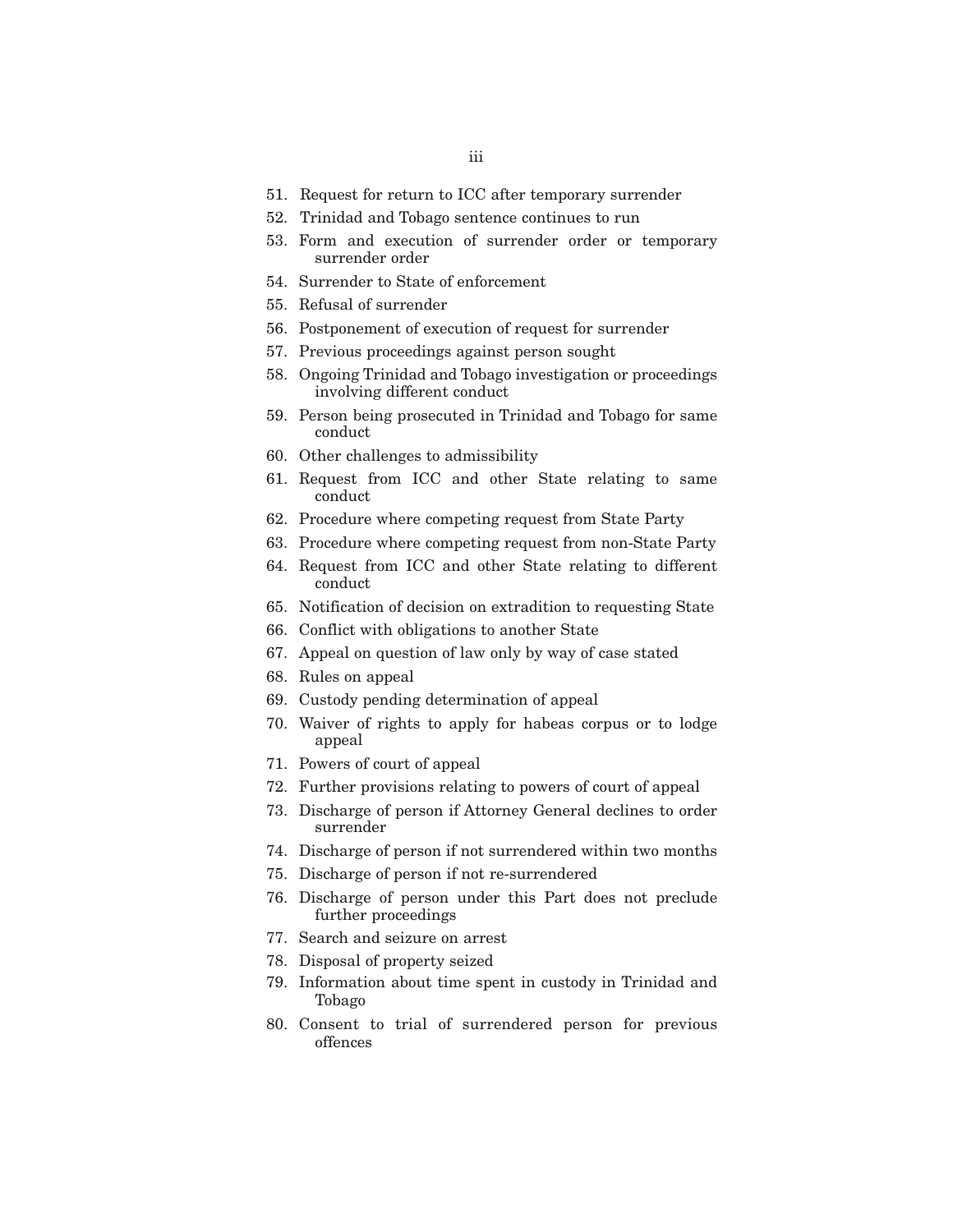51. Request for return to ICC after temporary surrender
52. Trinidad and Tobago sentence continues to run
53. Form and execution of surrender order or temporary surrender order
54. Surrender to State of enforcement
55. Refusal of surrender
56. Postponement of execution of request for surrender
57. Previous proceedings against person sought
58. Ongoing Trinidad and Tobago investigation or proceedings involving different conduct
59. Person being prosecuted in Trinidad and Tobago for same conduct
60. Other challenges to admissibility
61. Request from ICC and other State relating to same conduct
62. Procedure where competing request from State Party
63. Procedure where competing request from non-State Party
64. Request from ICC and other State relating to different conduct
65. Notification of decision on extradition to requesting State
66. Conflict with obligations to another State
67. Appeal on question of law only by way of case stated
68. Rules on appeal
69. Custody pending determination of appeal
70. Waiver of rights to apply for habeas corpus or to lodge appeal
71. Powers of court of appeal
72. Further provisions relating to powers of court of appeal
73. Discharge of person if Attorney General declines to order surrender
74. Discharge of person if not surrendered within two months
75. Discharge of person if not re-surrendered
76. Discharge of person under this Part does not preclude further proceedings
77. Search and seizure on arrest
78. Disposal of property seized
79. Information about time spent in custody in Trinidad and Tobago
80. Consent to trial of surrendered person for previous offences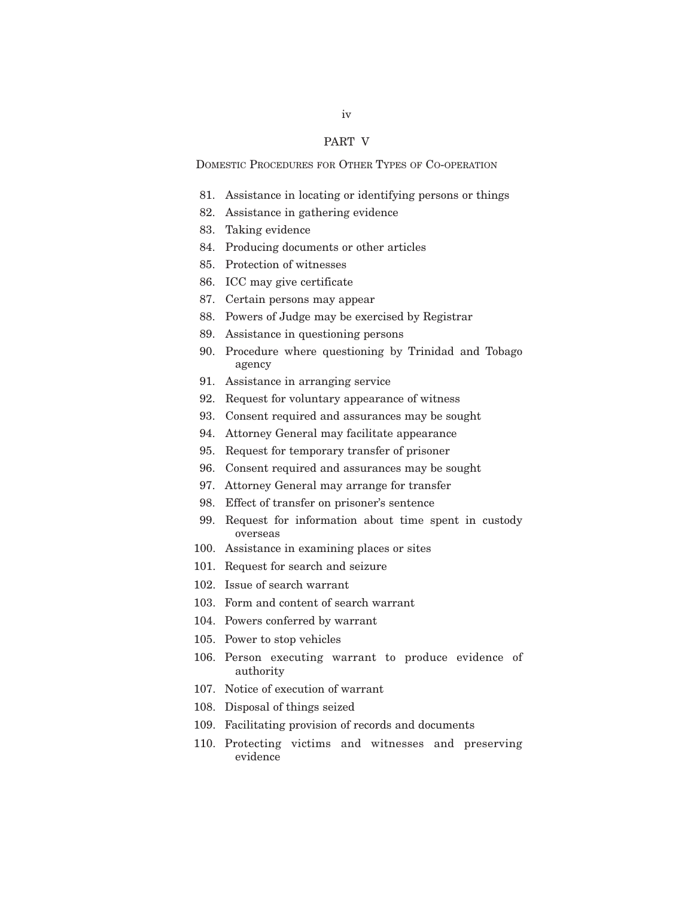## PART V

### Domestic Procedures for Other Types of Co-operation

81. Assistance in locating or identifying persons or things
82. Assistance in gathering evidence
83. Taking evidence
84. Producing documents or other articles
85. Protection of witnesses
86. ICC may give certificate
87. Certain persons may appear
88. Powers of Judge may be exercised by Registrar
89. Assistance in questioning persons
90. Procedure where questioning by Trinidad and Tobago agency
91. Assistance in arranging service
92. Request for voluntary appearance of witness
93. Consent required and assurances may be sought
94. Attorney General may facilitate appearance
95. Request for temporary transfer of prisoner
96. Consent required and assurances may be sought
97. Attorney General may arrange for transfer
98. Effect of transfer on prisoner's sentence
99. Request for information about time spent in custody overseas
100. Assistance in examining places or sites
101. Request for search and seizure
102. Issue of search warrant
103. Form and content of search warrant
104. Powers conferred by warrant
105. Power to stop vehicles
106. Person executing warrant to produce evidence of authority
107. Notice of execution of warrant
108. Disposal of things seized
109. Facilitating provision of records and documents
110. Protecting victims and witnesses and preserving evidence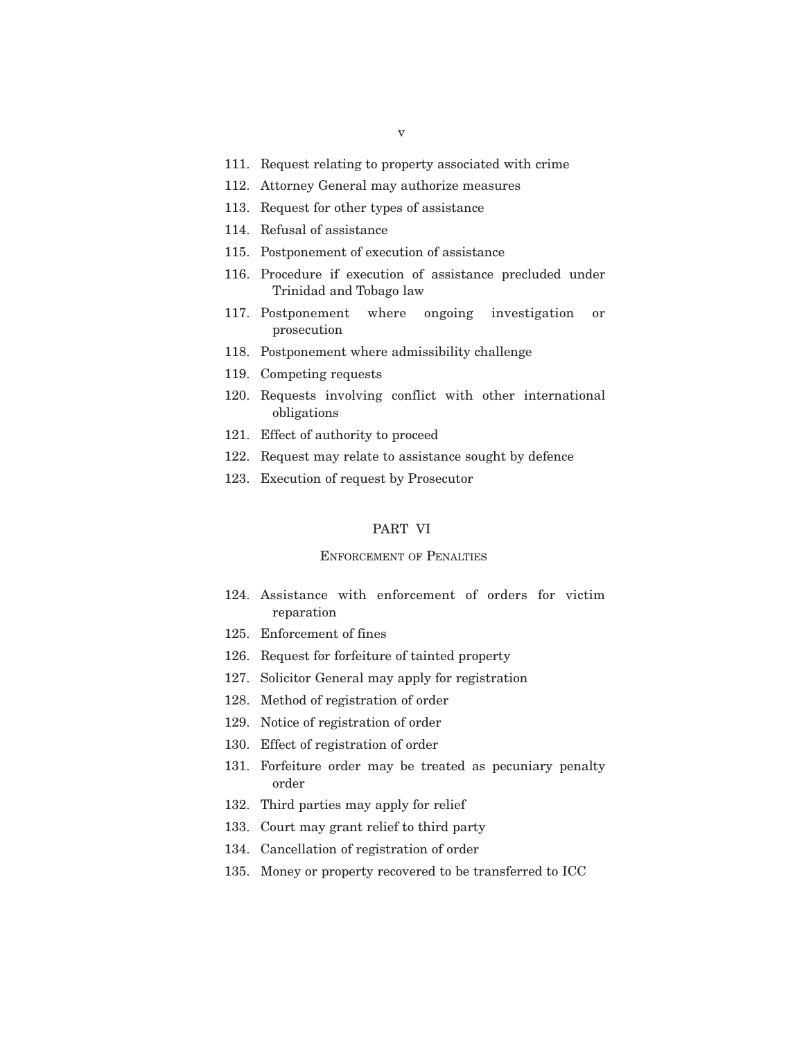111. Request relating to property associated with crime
112. Attorney General may authorize measures
113. Request for other types of assistance
114. Refusal of assistance
115. Postponement of execution of assistance
116. Procedure if execution of assistance precluded under Trinidad and Tobago law
117. Postponement where ongoing investigation or prosecution
118. Postponement where admissibility challenge
119. Competing requests
120. Requests involving conflict with other international obligations
121. Effect of authority to proceed
122. Request may relate to assistance sought by defence
123. Execution of request by Prosecutor

## PART VI

### ENFORCEMENT OF PENALTIES

124. Assistance with enforcement of orders for victim reparation
125. Enforcement of fines
126. Request for forfeiture of tainted property
127. Solicitor General may apply for registration
128. Method of registration of order
129. Notice of registration of order
130. Effect of registration of order
131. Forfeiture order may be treated as pecuniary penalty order
132. Third parties may apply for relief
133. Court may grant relief to third party
134. Cancellation of registration of order
135. Money or property recovered to be transferred to ICC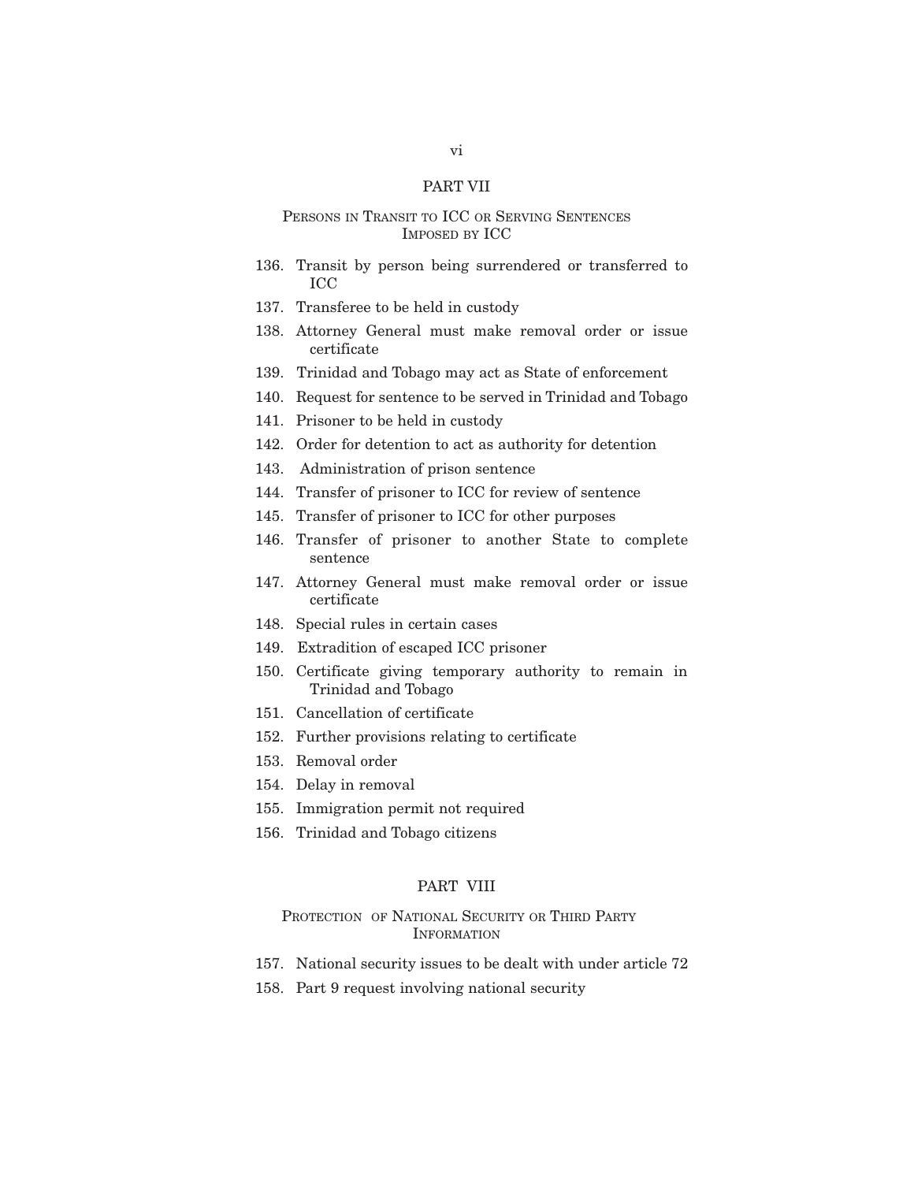## PART VII

### PERSONS IN TRANSIT TO ICC OR SERVING SENTENCES IMPOSED BY ICC

136. Transit by person being surrendered or transferred to ICC
137. Transferee to be held in custody
138. Attorney General must make removal order or issue certificate
139. Trinidad and Tobago may act as State of enforcement
140. Request for sentence to be served in Trinidad and Tobago
141. Prisoner to be held in custody
142. Order for detention to act as authority for detention
143. Administration of prison sentence
144. Transfer of prisoner to ICC for review of sentence
145. Transfer of prisoner to ICC for other purposes
146. Transfer of prisoner to another State to complete sentence
147. Attorney General must make removal order or issue certificate
148. Special rules in certain cases
149. Extradition of escaped ICC prisoner
150. Certificate giving temporary authority to remain in Trinidad and Tobago
151. Cancellation of certificate
152. Further provisions relating to certificate
153. Removal order
154. Delay in removal
155. Immigration permit not required
156. Trinidad and Tobago citizens

## PART VIII

### PROTECTION OF NATIONAL SECURITY OR THIRD PARTY INFORMATION

157. National security issues to be dealt with under article 72
158. Part 9 request involving national security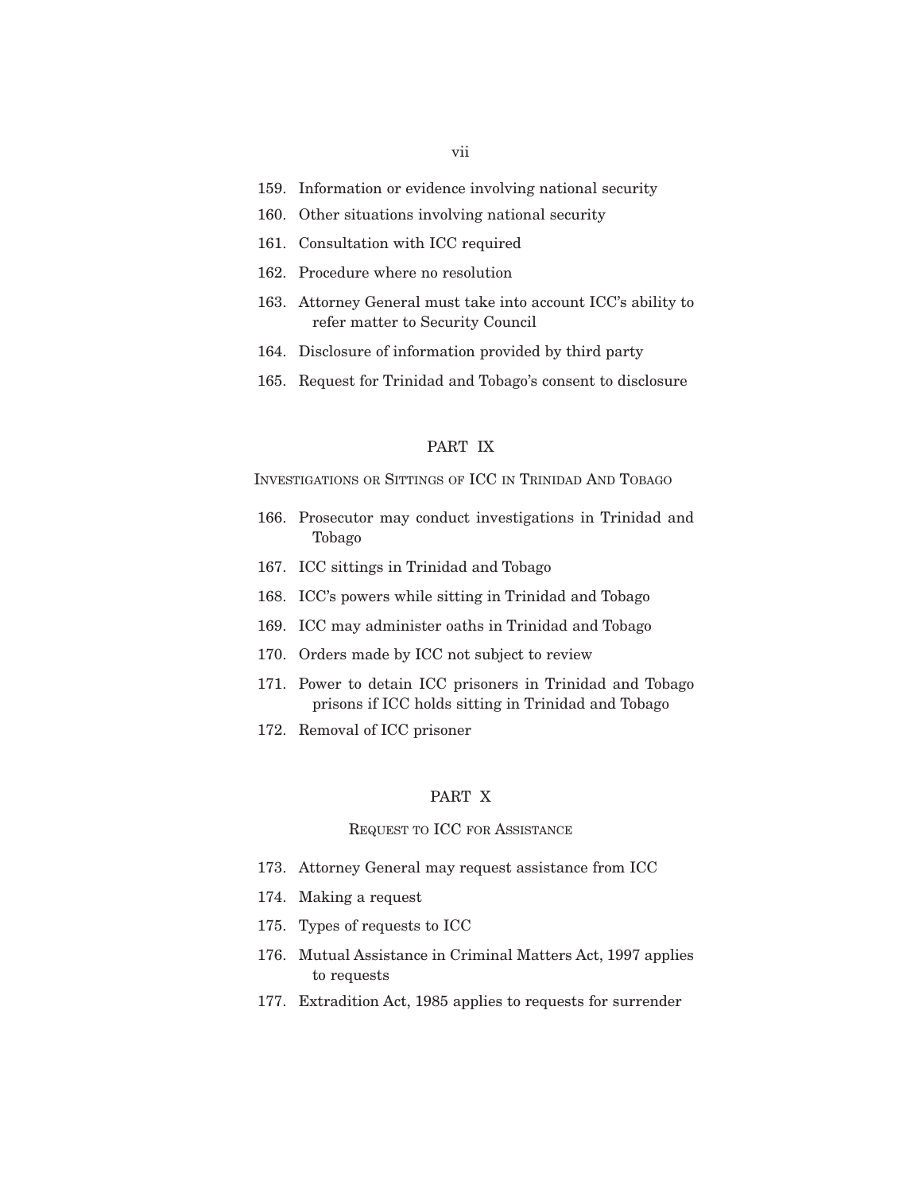159. Information or evidence involving national security

160. Other situations involving national security

161. Consultation with ICC required

162. Procedure where no resolution

163. Attorney General must take into account ICC's ability to refer matter to Security Council

164. Disclosure of information provided by third party

165. Request for Trinidad and Tobago's consent to disclosure

## PART IX

### INVESTIGATIONS OR SITTINGS OF ICC IN TRINIDAD AND TOBAGO

166. Prosecutor may conduct investigations in Trinidad and Tobago

167. ICC sittings in Trinidad and Tobago

168. ICC's powers while sitting in Trinidad and Tobago

169. ICC may administer oaths in Trinidad and Tobago

170. Orders made by ICC not subject to review

171. Power to detain ICC prisoners in Trinidad and Tobago prisons if ICC holds sitting in Trinidad and Tobago

172. Removal of ICC prisoner

## PART X

### REQUEST TO ICC FOR ASSISTANCE

173. Attorney General may request assistance from ICC

174. Making a request

175. Types of requests to ICC

176. Mutual Assistance in Criminal Matters Act, 1997 applies to requests

177. Extradition Act, 1985 applies to requests for surrender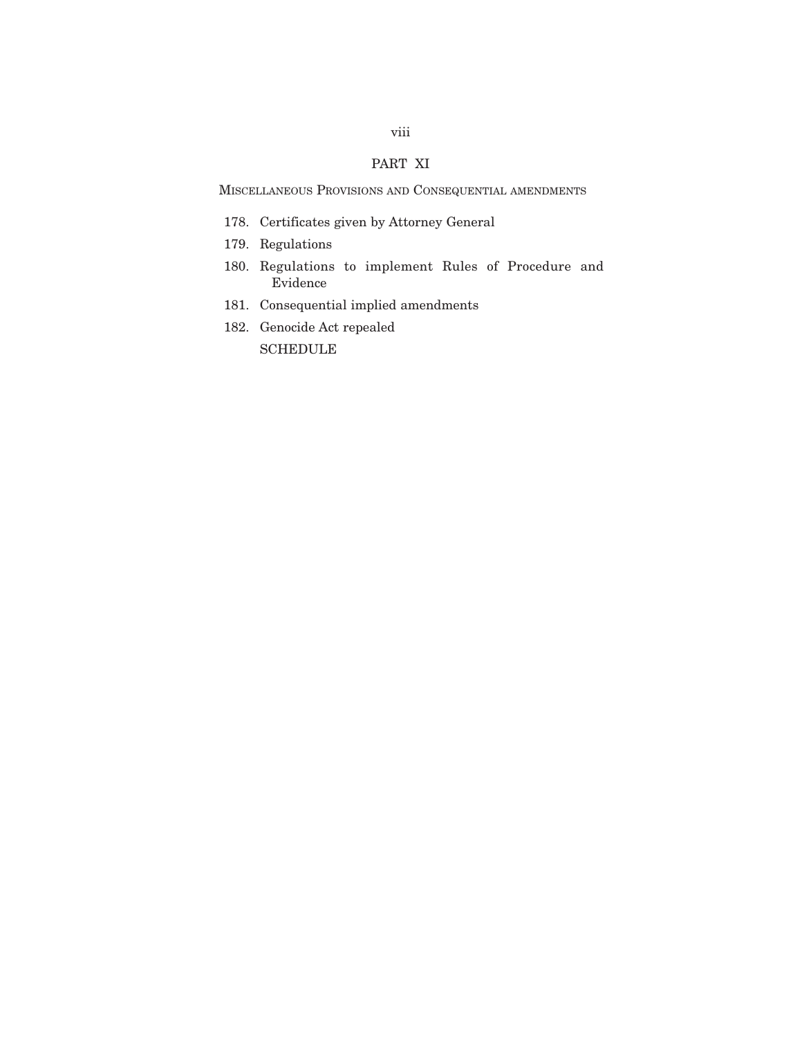## PART XI

MISCELLANEOUS PROVISIONS AND CONSEQUENTIAL AMENDMENTS

178. Certificates given by Attorney General
179. Regulations
180. Regulations to implement Rules of Procedure and Evidence
181. Consequential implied amendments
182. Genocide Act repealed

SCHEDULE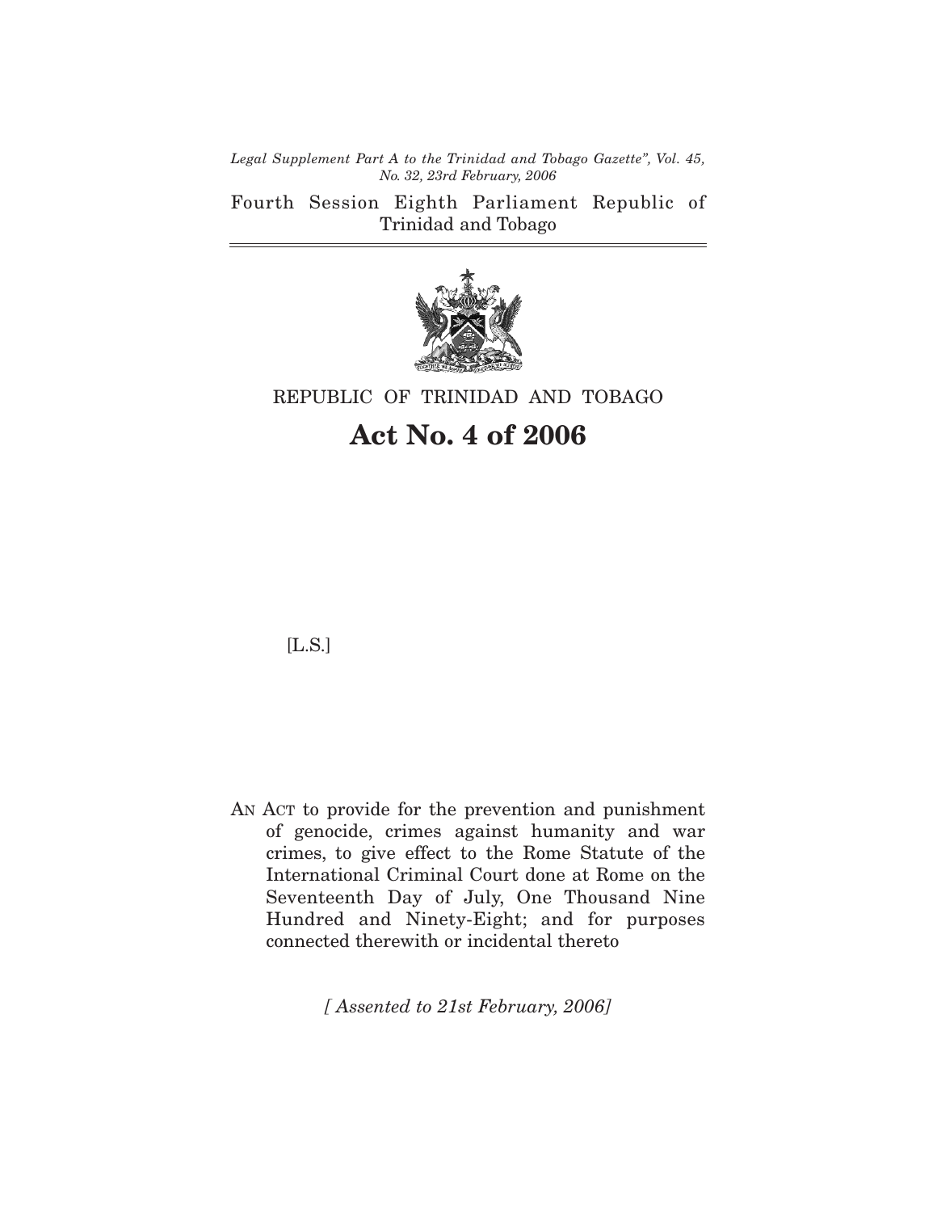*Legal Supplement Part A to the Trinidad and Tobago Gazette", Vol. 45, No. 32, 23rd February, 2006*

Fourth Session Eighth Parliament Republic of Trinidad and Tobago

REPUBLIC OF TRINIDAD AND TOBAGO

# Act No. 4 of 2006

[L.S.]

AN ACT to provide for the prevention and punishment of genocide, crimes against humanity and war crimes, to give effect to the Rome Statute of the International Criminal Court done at Rome on the Seventeenth Day of July, One Thousand Nine Hundred and Ninety-Eight; and for purposes connected therewith or incidental thereto

*[ Assented to 21st February, 2006]*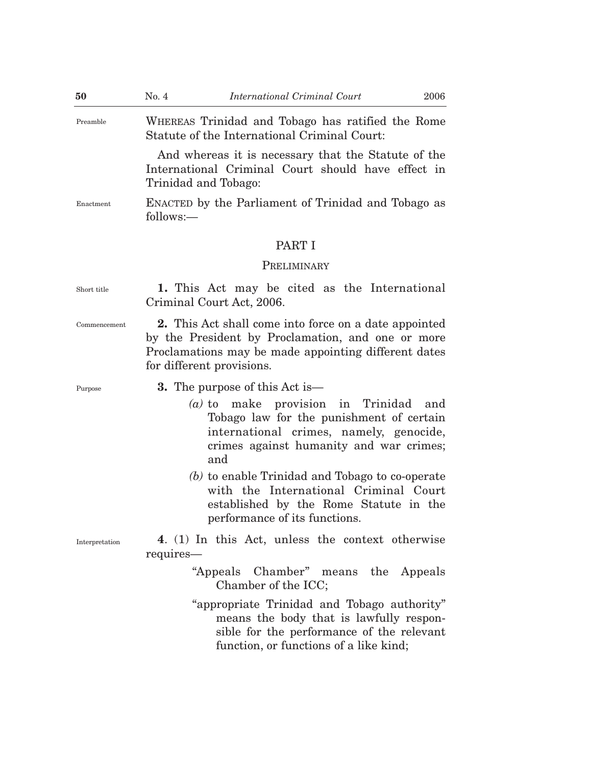Preamble

WHEREAS Trinidad and Tobago has ratified the Rome Statute of the International Criminal Court:

And whereas it is necessary that the Statute of the International Criminal Court should have effect in Trinidad and Tobago:

Enactment

ENACTED by the Parliament of Trinidad and Tobago as follows:—

## PART I

### PRELIMINARY

Short title

**1.** This Act may be cited as the International Criminal Court Act, 2006.

Commencement

**2.** This Act shall come into force on a date appointed by the President by Proclamation, and one or more Proclamations may be made appointing different dates for different provisions.

Purpose

**3.** The purpose of this Act is—

*(a)* to make provision in Trinidad and Tobago law for the punishment of certain international crimes, namely, genocide, crimes against humanity and war crimes; and

*(b)* to enable Trinidad and Tobago to co-operate with the International Criminal Court established by the Rome Statute in the performance of its functions.

Interpretation

**4**. (1) In this Act, unless the context otherwise requires—

"Appeals Chamber" means the Appeals Chamber of the ICC;

"appropriate Trinidad and Tobago authority" means the body that is lawfully responsible for the performance of the relevant function, or functions of a like kind;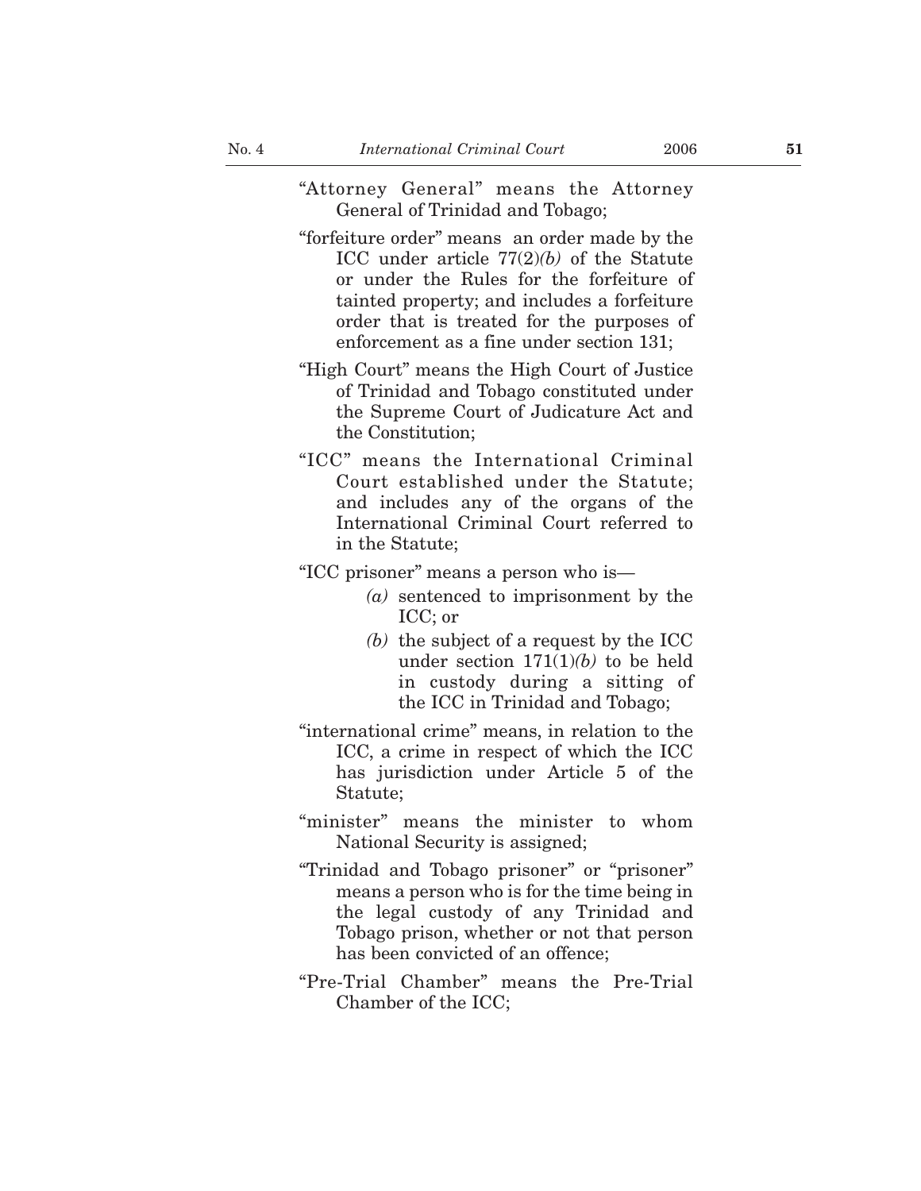"Attorney General" means the Attorney General of Trinidad and Tobago;

"forfeiture order" means an order made by the ICC under article 77(2)*(b)* of the Statute or under the Rules for the forfeiture of tainted property; and includes a forfeiture order that is treated for the purposes of enforcement as a fine under section 131;

"High Court" means the High Court of Justice of Trinidad and Tobago constituted under the Supreme Court of Judicature Act and the Constitution;

"ICC" means the International Criminal Court established under the Statute; and includes any of the organs of the International Criminal Court referred to in the Statute;

"ICC prisoner" means a person who is—

*(a)* sentenced to imprisonment by the ICC; or

*(b)* the subject of a request by the ICC under section 171(1)*(b)* to be held in custody during a sitting of the ICC in Trinidad and Tobago;

"international crime" means, in relation to the ICC, a crime in respect of which the ICC has jurisdiction under Article 5 of the Statute;

"minister" means the minister to whom National Security is assigned;

"Trinidad and Tobago prisoner" or "prisoner" means a person who is for the time being in the legal custody of any Trinidad and Tobago prison, whether or not that person has been convicted of an offence;

"Pre-Trial Chamber" means the Pre-Trial Chamber of the ICC;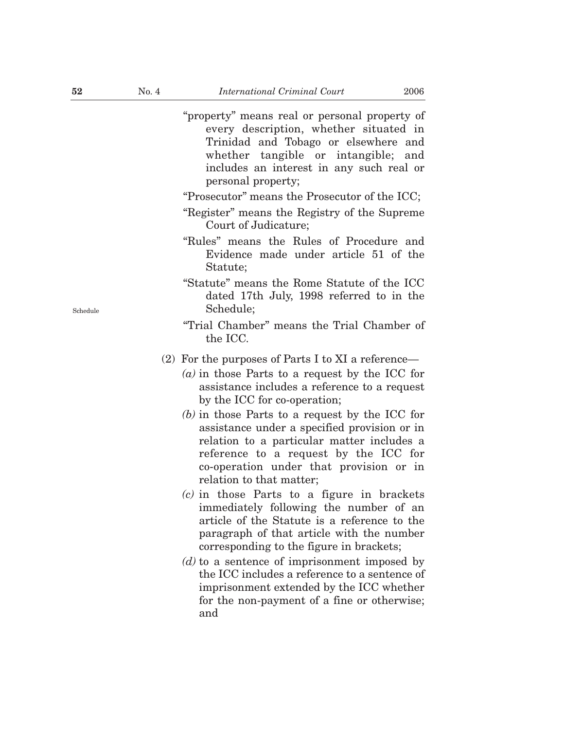"property" means real or personal property of every description, whether situated in Trinidad and Tobago or elsewhere and whether tangible or intangible; and includes an interest in any such real or personal property;

"Prosecutor" means the Prosecutor of the ICC;

"Register" means the Registry of the Supreme Court of Judicature;

"Rules" means the Rules of Procedure and Evidence made under article 51 of the Statute;

Schedule

"Statute" means the Rome Statute of the ICC dated 17th July, 1998 referred to in the Schedule;

"Trial Chamber" means the Trial Chamber of the ICC.

(2) For the purposes of Parts I to XI a reference—

*(a)* in those Parts to a request by the ICC for assistance includes a reference to a request by the ICC for co-operation;

*(b)* in those Parts to a request by the ICC for assistance under a specified provision or in relation to a particular matter includes a reference to a request by the ICC for co-operation under that provision or in relation to that matter;

*(c)* in those Parts to a figure in brackets immediately following the number of an article of the Statute is a reference to the paragraph of that article with the number corresponding to the figure in brackets;

*(d)* to a sentence of imprisonment imposed by the ICC includes a reference to a sentence of imprisonment extended by the ICC whether for the non-payment of a fine or otherwise; and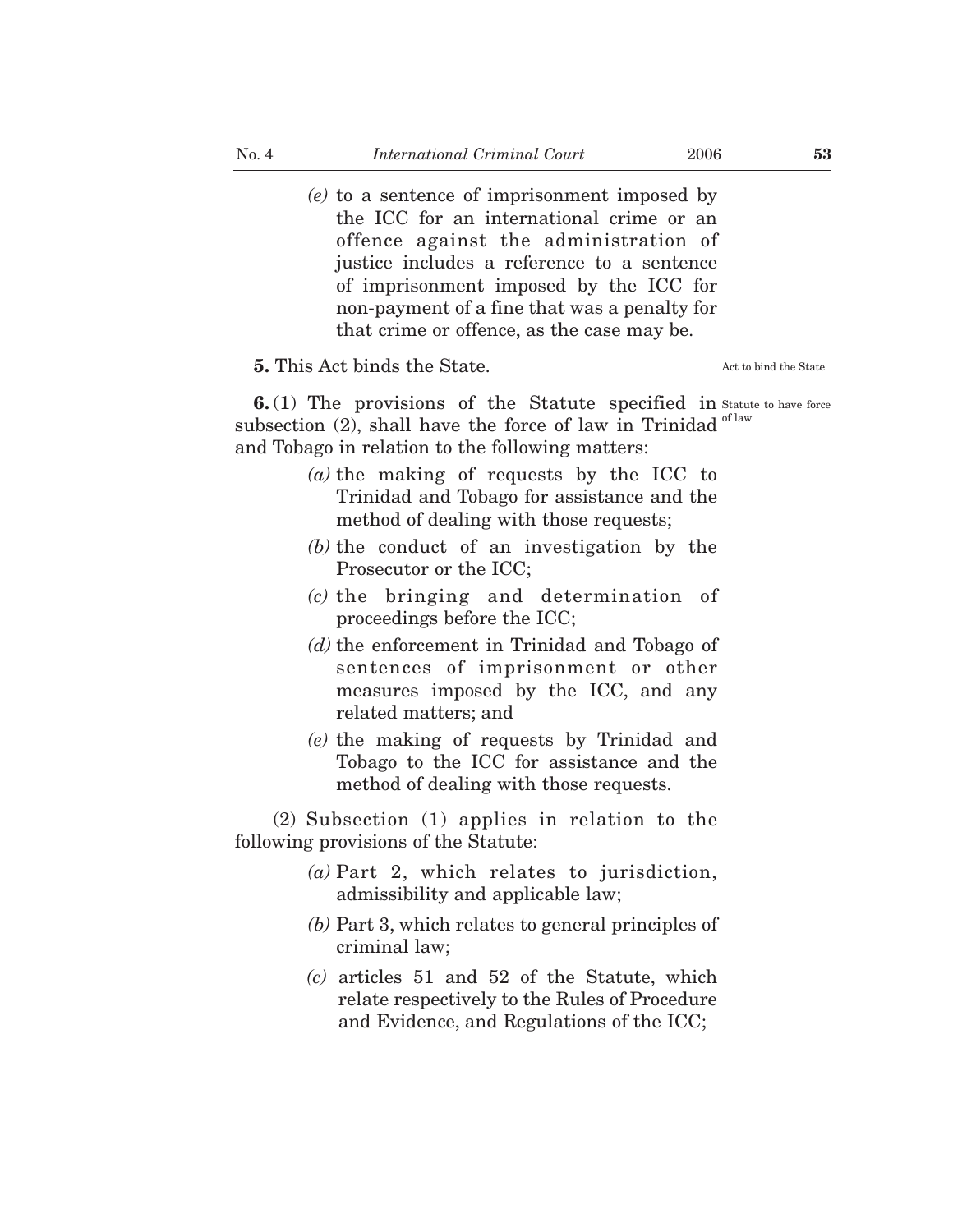*(e)* to a sentence of imprisonment imposed by the ICC for an international crime or an offence against the administration of justice includes a reference to a sentence of imprisonment imposed by the ICC for non-payment of a fine that was a penalty for that crime or offence, as the case may be.

**5.** This Act binds the State.

Act to bind the State

**6.** (1) The provisions of the Statute specified in subsection (2), shall have the force of law in Trinidad and Tobago in relation to the following matters:

Statute to have force of law

*(a)* the making of requests by the ICC to Trinidad and Tobago for assistance and the method of dealing with those requests;

*(b)* the conduct of an investigation by the Prosecutor or the ICC;

*(c)* the bringing and determination of proceedings before the ICC;

*(d)* the enforcement in Trinidad and Tobago of sentences of imprisonment or other measures imposed by the ICC, and any related matters; and

*(e)* the making of requests by Trinidad and Tobago to the ICC for assistance and the method of dealing with those requests.

(2) Subsection (1) applies in relation to the following provisions of the Statute:

*(a)* Part 2, which relates to jurisdiction, admissibility and applicable law;

*(b)* Part 3, which relates to general principles of criminal law;

*(c)* articles 51 and 52 of the Statute, which relate respectively to the Rules of Procedure and Evidence, and Regulations of the ICC;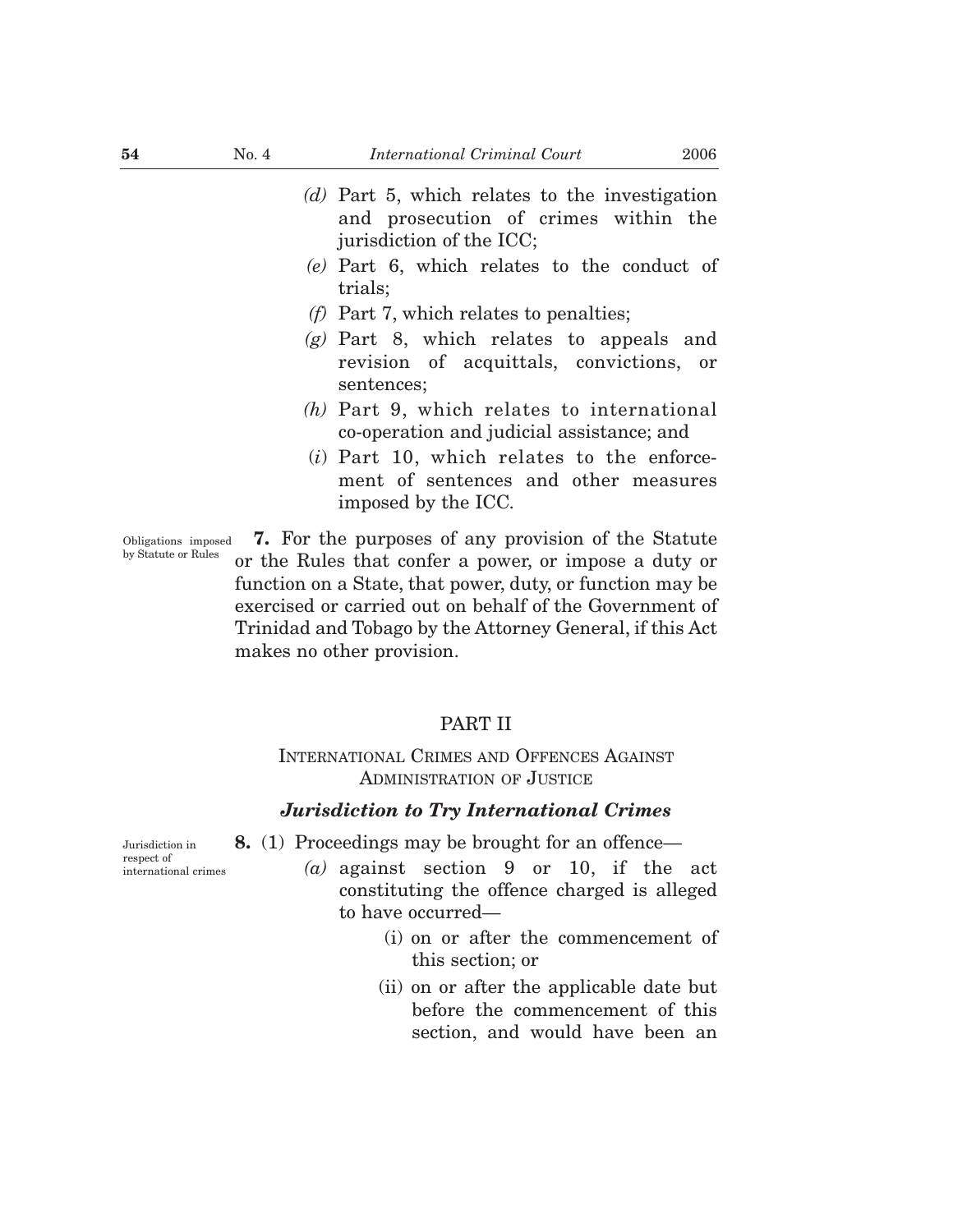(d) Part 5, which relates to the investigation and prosecution of crimes within the jurisdiction of the ICC;

(e) Part 6, which relates to the conduct of trials;

(f) Part 7, which relates to penalties;

(g) Part 8, which relates to appeals and revision of acquittals, convictions, or sentences;

(h) Part 9, which relates to international co-operation and judicial assistance; and

(i) Part 10, which relates to the enforcement of sentences and other measures imposed by the ICC.

Obligations imposed by Statute or Rules

**7.** For the purposes of any provision of the Statute or the Rules that confer a power, or impose a duty or function on a State, that power, duty, or function may be exercised or carried out on behalf of the Government of Trinidad and Tobago by the Attorney General, if this Act makes no other provision.

## PART II

## INTERNATIONAL CRIMES AND OFFENCES AGAINST ADMINISTRATION OF JUSTICE

### *Jurisdiction to Try International Crimes*

Jurisdiction in respect of international crimes

**8.** (1) Proceedings may be brought for an offence—

(a) against section 9 or 10, if the act constituting the offence charged is alleged to have occurred—

(i) on or after the commencement of this section; or

(ii) on or after the applicable date but before the commencement of this section, and would have been an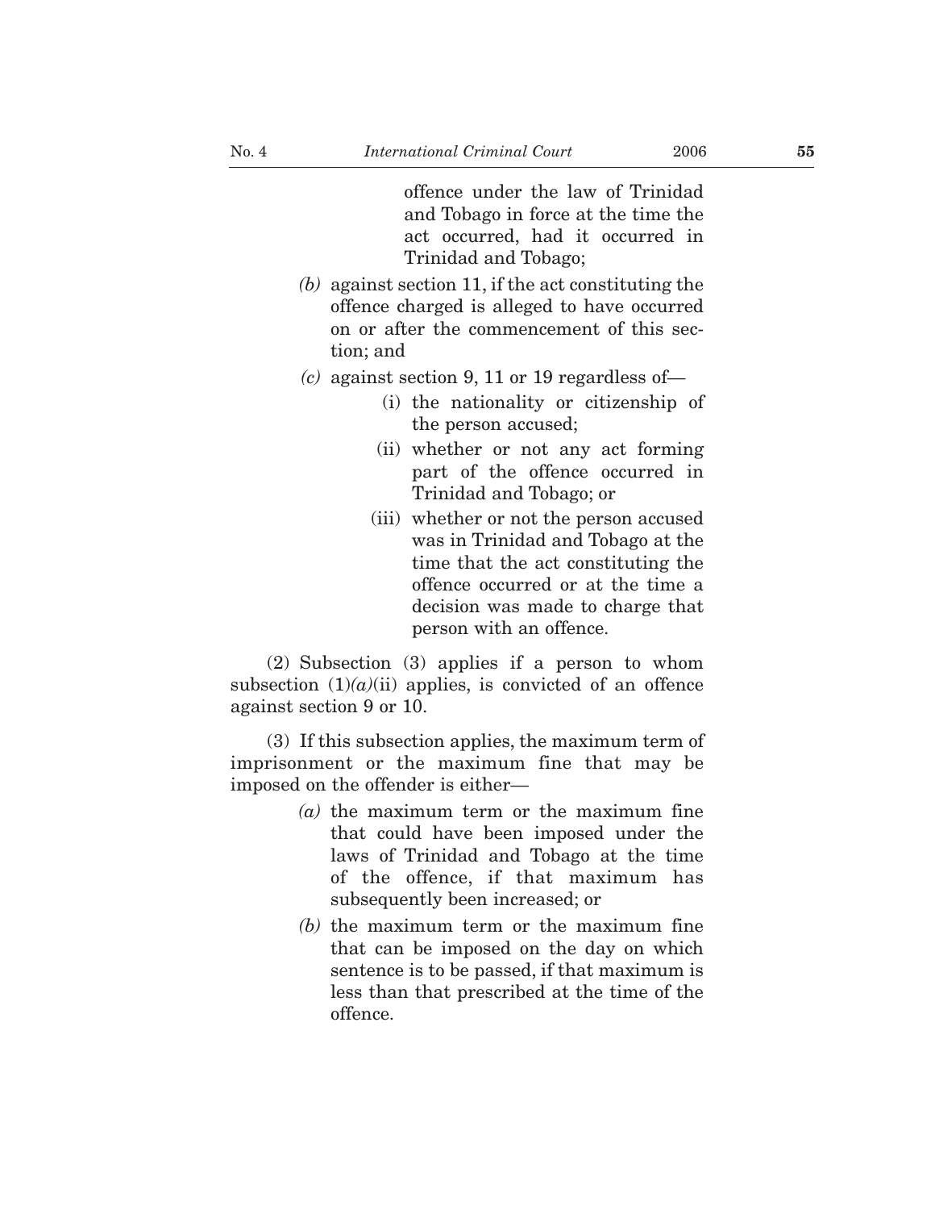offence under the law of Trinidad and Tobago in force at the time the act occurred, had it occurred in Trinidad and Tobago;

*(b)* against section 11, if the act constituting the offence charged is alleged to have occurred on or after the commencement of this section; and

*(c)* against section 9, 11 or 19 regardless of—

(i) the nationality or citizenship of the person accused;

(ii) whether or not any act forming part of the offence occurred in Trinidad and Tobago; or

(iii) whether or not the person accused was in Trinidad and Tobago at the time that the act constituting the offence occurred or at the time a decision was made to charge that person with an offence.

(2) Subsection (3) applies if a person to whom subsection (1)*(a)*(ii) applies, is convicted of an offence against section 9 or 10.

(3) If this subsection applies, the maximum term of imprisonment or the maximum fine that may be imposed on the offender is either—

*(a)* the maximum term or the maximum fine that could have been imposed under the laws of Trinidad and Tobago at the time of the offence, if that maximum has subsequently been increased; or

*(b)* the maximum term or the maximum fine that can be imposed on the day on which sentence is to be passed, if that maximum is less than that prescribed at the time of the offence.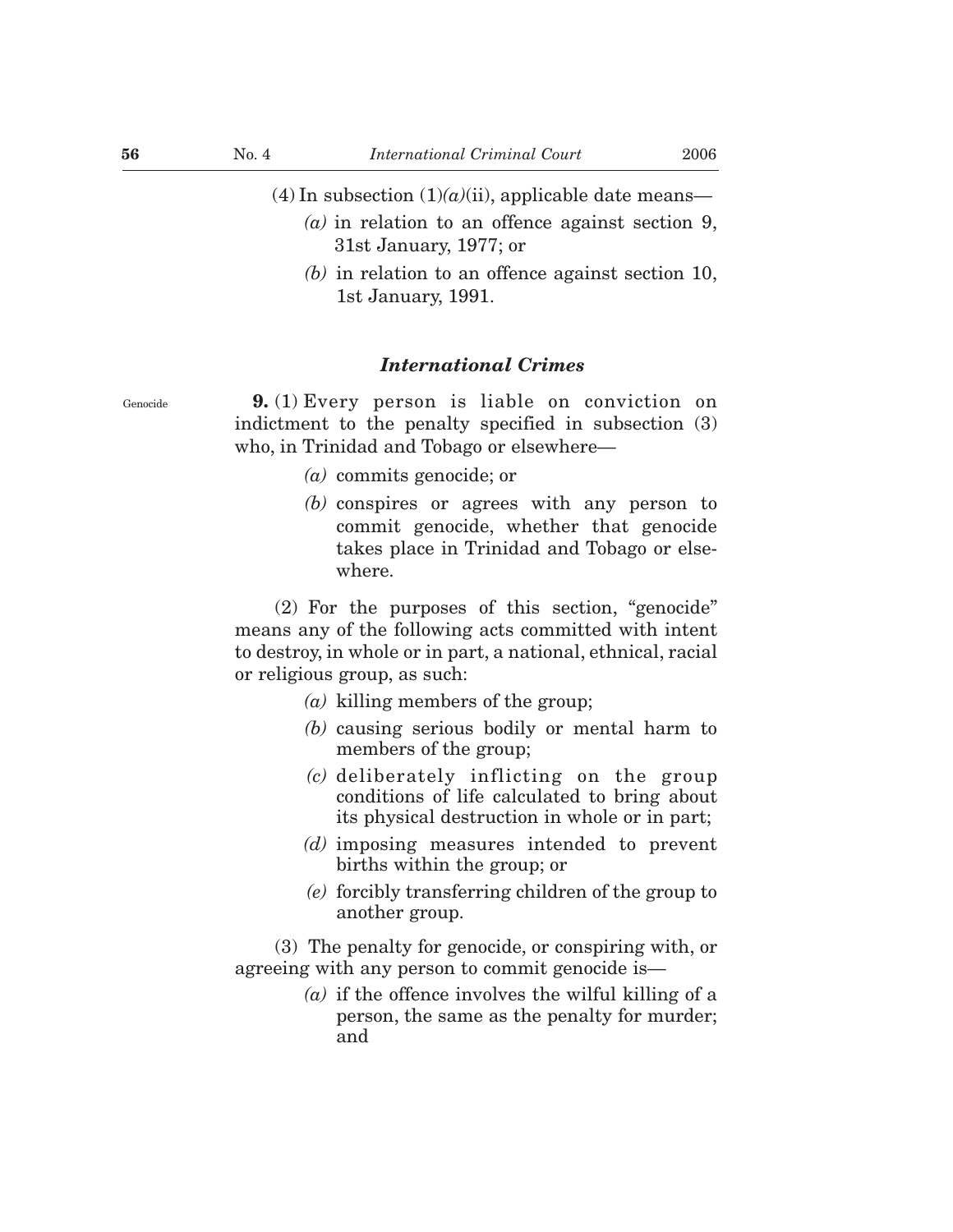(4) In subsection (1)*(a)*(ii), applicable date means—

*(a)* in relation to an offence against section 9, 31st January, 1977; or

*(b)* in relation to an offence against section 10, 1st January, 1991.

### *International Crimes*

Genocide

**9.** (1) Every person is liable on conviction on indictment to the penalty specified in subsection (3) who, in Trinidad and Tobago or elsewhere—

*(a)* commits genocide; or

*(b)* conspires or agrees with any person to commit genocide, whether that genocide takes place in Trinidad and Tobago or elsewhere.

(2) For the purposes of this section, "genocide" means any of the following acts committed with intent to destroy, in whole or in part, a national, ethnical, racial or religious group, as such:

*(a)* killing members of the group;

*(b)* causing serious bodily or mental harm to members of the group;

*(c)* deliberately inflicting on the group conditions of life calculated to bring about its physical destruction in whole or in part;

*(d)* imposing measures intended to prevent births within the group; or

*(e)* forcibly transferring children of the group to another group.

(3) The penalty for genocide, or conspiring with, or agreeing with any person to commit genocide is—

*(a)* if the offence involves the wilful killing of a person, the same as the penalty for murder; and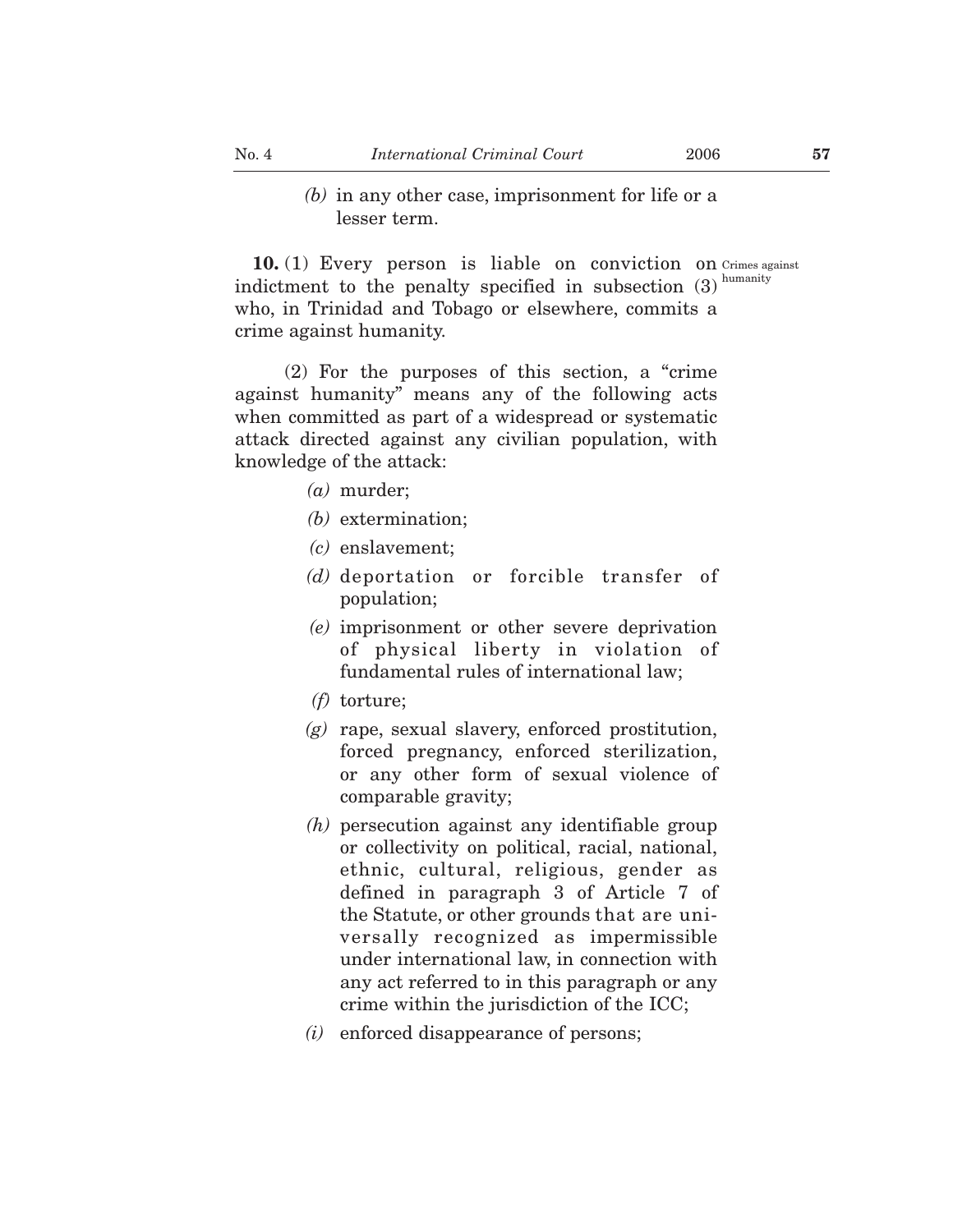*(b)* in any other case, imprisonment for life or a lesser term.

**10.** (1) Every person is liable on conviction on indictment to the penalty specified in subsection (3) who, in Trinidad and Tobago or elsewhere, commits a crime against humanity.

Crimes against humanity

(2) For the purposes of this section, a "crime against humanity" means any of the following acts when committed as part of a widespread or systematic attack directed against any civilian population, with knowledge of the attack:

*(a)* murder;

*(b)* extermination;

*(c)* enslavement;

*(d)* deportation or forcible transfer of population;

*(e)* imprisonment or other severe deprivation of physical liberty in violation of fundamental rules of international law;

*(f)* torture;

*(g)* rape, sexual slavery, enforced prostitution, forced pregnancy, enforced sterilization, or any other form of sexual violence of comparable gravity;

*(h)* persecution against any identifiable group or collectivity on political, racial, national, ethnic, cultural, religious, gender as defined in paragraph 3 of Article 7 of the Statute, or other grounds that are universally recognized as impermissible under international law, in connection with any act referred to in this paragraph or any crime within the jurisdiction of the ICC;

*(i)* enforced disappearance of persons;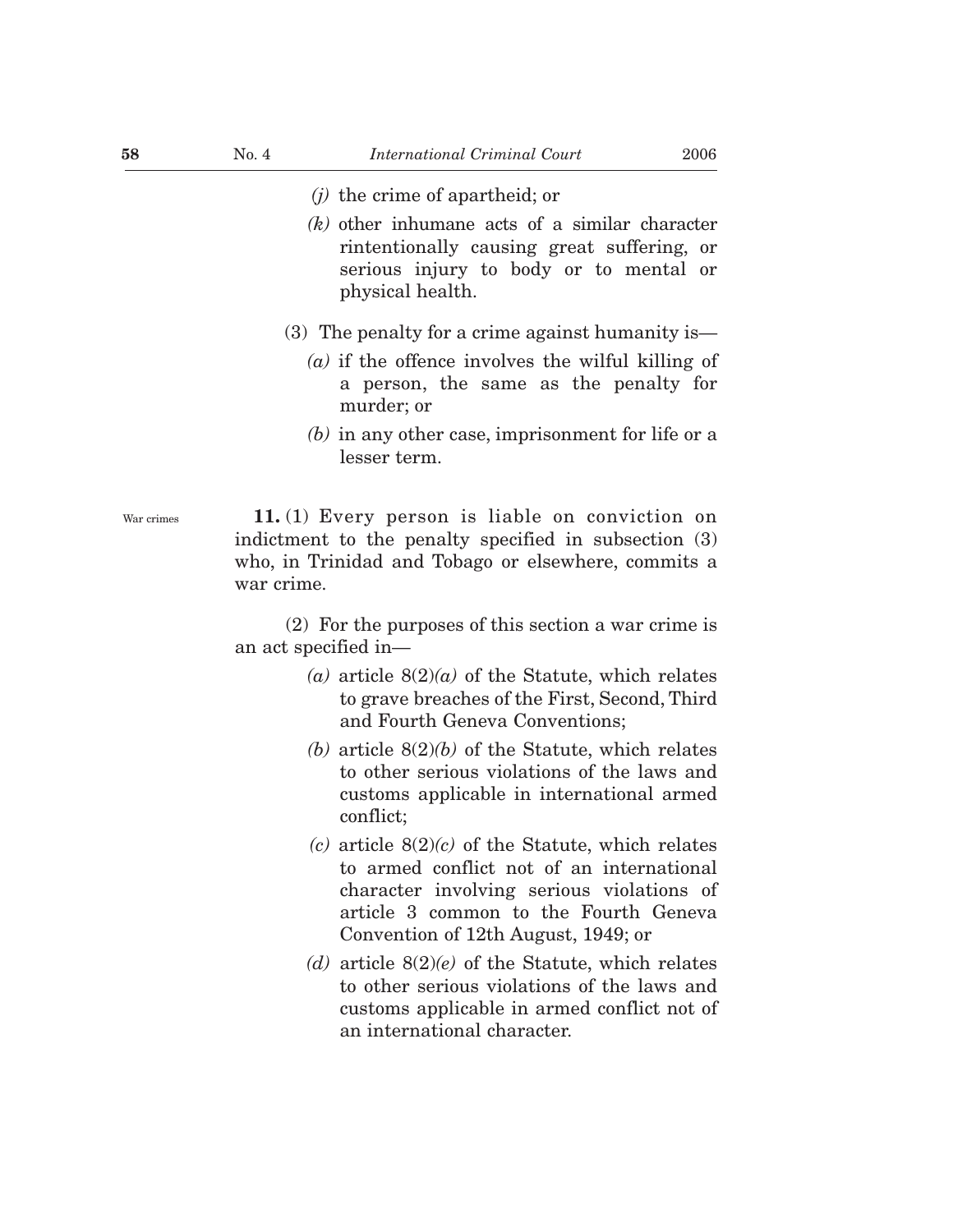*(j)* the crime of apartheid; or

*(k)* other inhumane acts of a similar character rintentionally causing great suffering, or serious injury to body or to mental or physical health.

(3) The penalty for a crime against humanity is—

*(a)* if the offence involves the wilful killing of a person, the same as the penalty for murder; or

*(b)* in any other case, imprisonment for life or a lesser term.

War crimes

**11.** (1) Every person is liable on conviction on indictment to the penalty specified in subsection (3) who, in Trinidad and Tobago or elsewhere, commits a war crime.

(2) For the purposes of this section a war crime is an act specified in—

*(a)* article 8(2)*(a)* of the Statute, which relates to grave breaches of the First, Second, Third and Fourth Geneva Conventions;

*(b)* article 8(2)*(b)* of the Statute, which relates to other serious violations of the laws and customs applicable in international armed conflict;

*(c)* article 8(2)*(c)* of the Statute, which relates to armed conflict not of an international character involving serious violations of article 3 common to the Fourth Geneva Convention of 12th August, 1949; or

*(d)* article 8(2)*(e)* of the Statute, which relates to other serious violations of the laws and customs applicable in armed conflict not of an international character.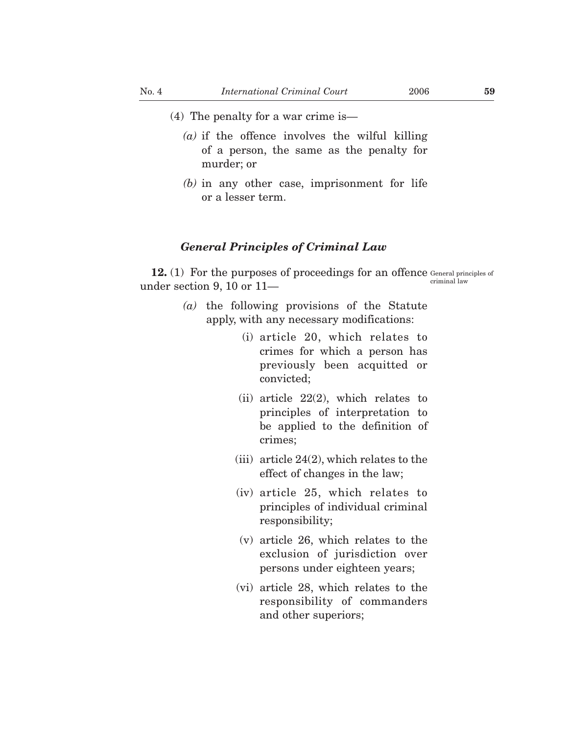(4) The penalty for a war crime is—

*(a)* if the offence involves the wilful killing of a person, the same as the penalty for murder; or

*(b)* in any other case, imprisonment for life or a lesser term.

### *General Principles of Criminal Law*

General principles of criminal law

**12.** (1) For the purposes of proceedings for an offence under section 9, 10 or 11—

*(a)* the following provisions of the Statute apply, with any necessary modifications:

(i) article 20, which relates to crimes for which a person has previously been acquitted or convicted;

(ii) article 22(2), which relates to principles of interpretation to be applied to the definition of crimes;

(iii) article 24(2), which relates to the effect of changes in the law;

(iv) article 25, which relates to principles of individual criminal responsibility;

(v) article 26, which relates to the exclusion of jurisdiction over persons under eighteen years;

(vi) article 28, which relates to the responsibility of commanders and other superiors;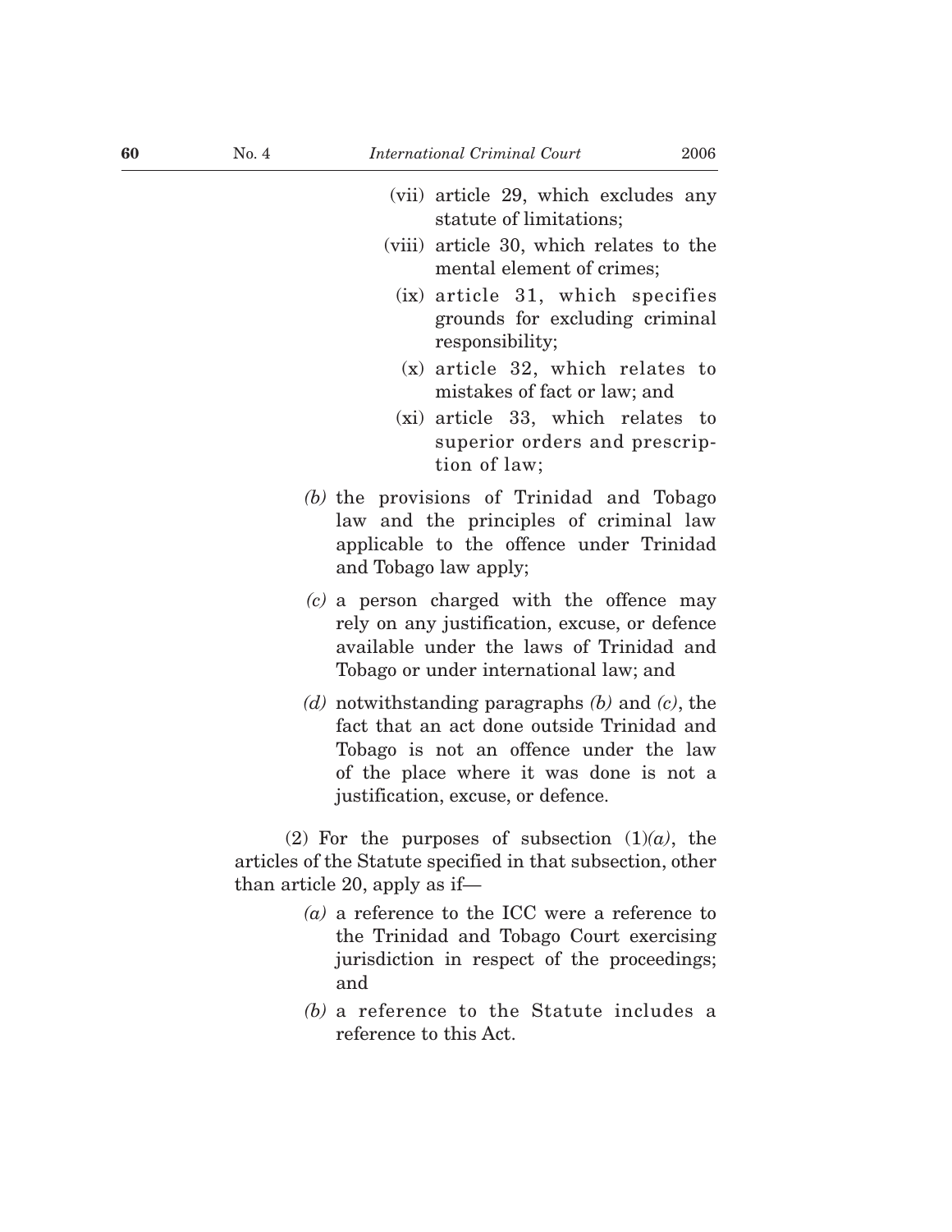(vii) article 29, which excludes any statute of limitations;

(viii) article 30, which relates to the mental element of crimes;

(ix) article 31, which specifies grounds for excluding criminal responsibility;

(x) article 32, which relates to mistakes of fact or law; and

(xi) article 33, which relates to superior orders and prescription of law;

*(b)* the provisions of Trinidad and Tobago law and the principles of criminal law applicable to the offence under Trinidad and Tobago law apply;

*(c)* a person charged with the offence may rely on any justification, excuse, or defence available under the laws of Trinidad and Tobago or under international law; and

*(d)* notwithstanding paragraphs *(b)* and *(c)*, the fact that an act done outside Trinidad and Tobago is not an offence under the law of the place where it was done is not a justification, excuse, or defence.

(2) For the purposes of subsection (1)*(a)*, the articles of the Statute specified in that subsection, other than article 20, apply as if—

*(a)* a reference to the ICC were a reference to the Trinidad and Tobago Court exercising jurisdiction in respect of the proceedings; and

*(b)* a reference to the Statute includes a reference to this Act.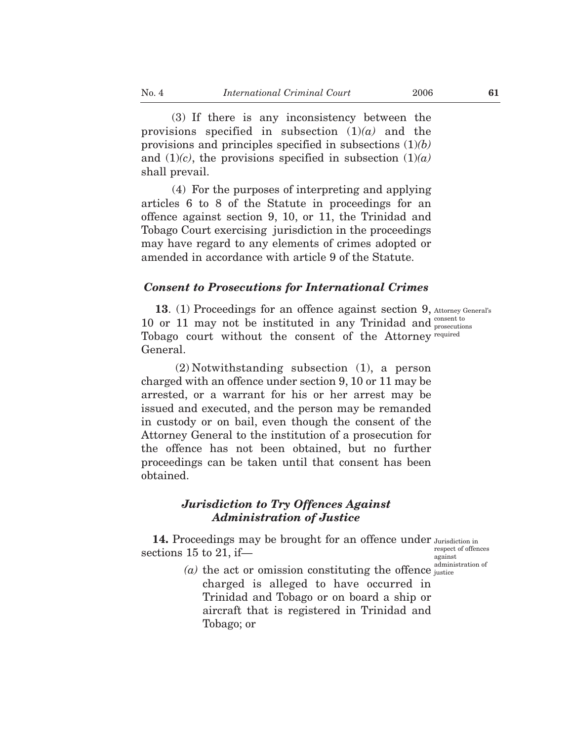(3) If there is any inconsistency between the provisions specified in subsection (1)*(a)* and the provisions and principles specified in subsections (1)*(b)* and (1)*(c)*, the provisions specified in subsection (1)*(a)* shall prevail.

(4) For the purposes of interpreting and applying articles 6 to 8 of the Statute in proceedings for an offence against section 9, 10, or 11, the Trinidad and Tobago Court exercising jurisdiction in the proceedings may have regard to any elements of crimes adopted or amended in accordance with article 9 of the Statute.

### *Consent to Prosecutions for International Crimes*

Attorney General's consent to prosecutions required

**13**. (1) Proceedings for an offence against section 9, 10 or 11 may not be instituted in any Trinidad and Tobago court without the consent of the Attorney General.

(2) Notwithstanding subsection (1), a person charged with an offence under section 9, 10 or 11 may be arrested, or a warrant for his or her arrest may be issued and executed, and the person may be remanded in custody or on bail, even though the consent of the Attorney General to the institution of a prosecution for the offence has not been obtained, but no further proceedings can be taken until that consent has been obtained.

### *Jurisdiction to Try Offences Against Administration of Justice*

Jurisdiction in respect of offences against administration of justice

**14.** Proceedings may be brought for an offence under sections 15 to 21, if—

*(a)* the act or omission constituting the offence charged is alleged to have occurred in Trinidad and Tobago or on board a ship or aircraft that is registered in Trinidad and Tobago; or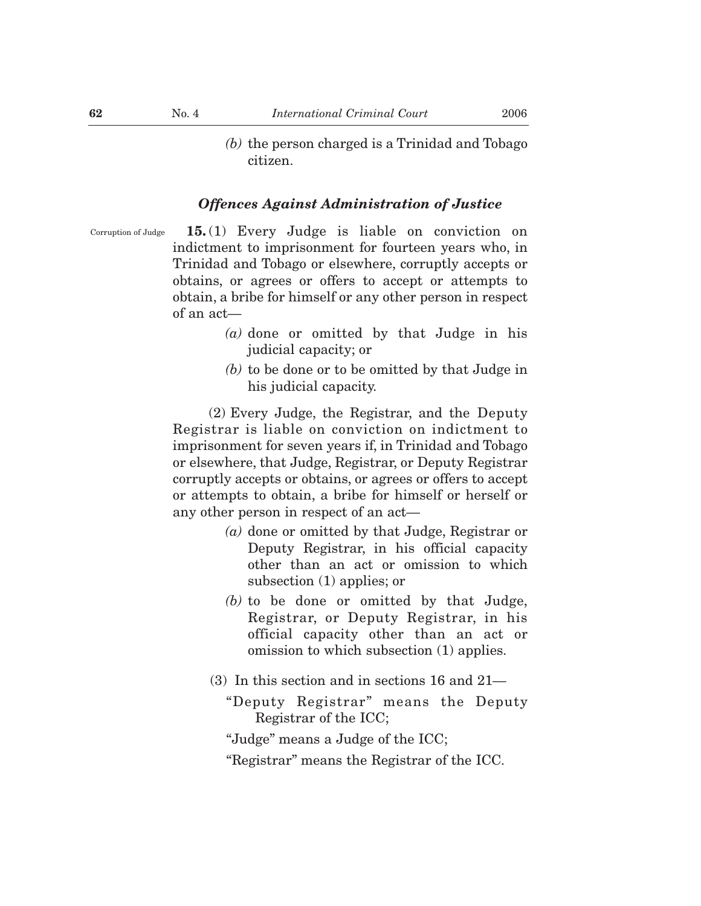*(b)* the person charged is a Trinidad and Tobago citizen.

### *Offences Against Administration of Justice*

Corruption of Judge

**15.** (1) Every Judge is liable on conviction on indictment to imprisonment for fourteen years who, in Trinidad and Tobago or elsewhere, corruptly accepts or obtains, or agrees or offers to accept or attempts to obtain, a bribe for himself or any other person in respect of an act—

*(a)* done or omitted by that Judge in his judicial capacity; or

*(b)* to be done or to be omitted by that Judge in his judicial capacity.

(2) Every Judge, the Registrar, and the Deputy Registrar is liable on conviction on indictment to imprisonment for seven years if, in Trinidad and Tobago or elsewhere, that Judge, Registrar, or Deputy Registrar corruptly accepts or obtains, or agrees or offers to accept or attempts to obtain, a bribe for himself or herself or any other person in respect of an act—

*(a)* done or omitted by that Judge, Registrar or Deputy Registrar, in his official capacity other than an act or omission to which subsection (1) applies; or

*(b)* to be done or omitted by that Judge, Registrar, or Deputy Registrar, in his official capacity other than an act or omission to which subsection (1) applies.

(3) In this section and in sections 16 and 21—

"Deputy Registrar" means the Deputy Registrar of the ICC;

"Judge" means a Judge of the ICC;

"Registrar" means the Registrar of the ICC.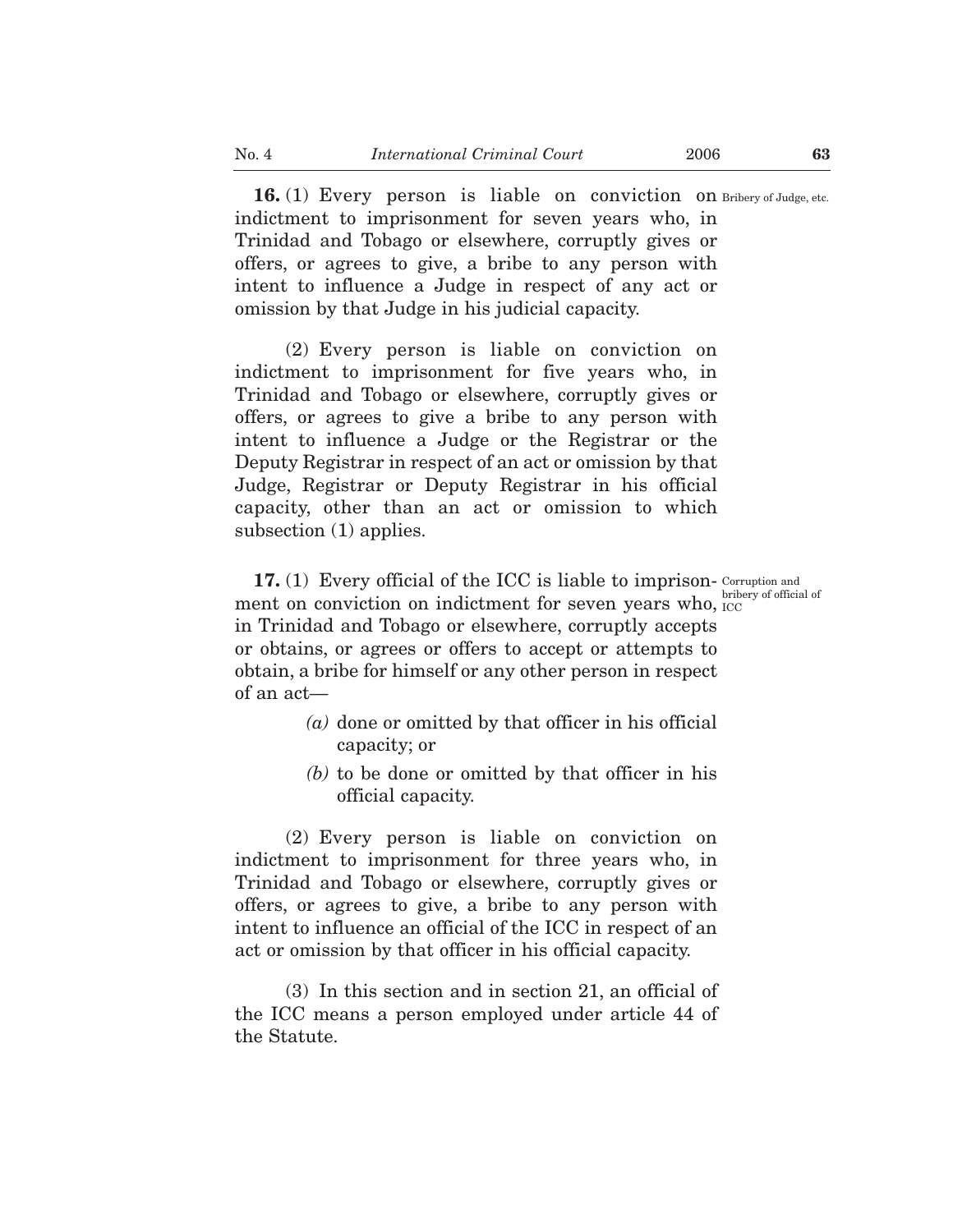**16.** (1) Every person is liable on conviction on indictment to imprisonment for seven years who, in Trinidad and Tobago or elsewhere, corruptly gives or offers, or agrees to give, a bribe to any person with intent to influence a Judge in respect of any act or omission by that Judge in his judicial capacity.

Bribery of Judge, etc.

(2) Every person is liable on conviction on indictment to imprisonment for five years who, in Trinidad and Tobago or elsewhere, corruptly gives or offers, or agrees to give a bribe to any person with intent to influence a Judge or the Registrar or the Deputy Registrar in respect of an act or omission by that Judge, Registrar or Deputy Registrar in his official capacity, other than an act or omission to which subsection (1) applies.

**17.** (1) Every official of the ICC is liable to imprisonment on conviction on indictment for seven years who, in Trinidad and Tobago or elsewhere, corruptly accepts or obtains, or agrees or offers to accept or attempts to obtain, a bribe for himself or any other person in respect of an act—

Corruption and bribery of official of ICC

*(a)* done or omitted by that officer in his official capacity; or

*(b)* to be done or omitted by that officer in his official capacity.

(2) Every person is liable on conviction on indictment to imprisonment for three years who, in Trinidad and Tobago or elsewhere, corruptly gives or offers, or agrees to give, a bribe to any person with intent to influence an official of the ICC in respect of an act or omission by that officer in his official capacity.

(3) In this section and in section 21, an official of the ICC means a person employed under article 44 of the Statute.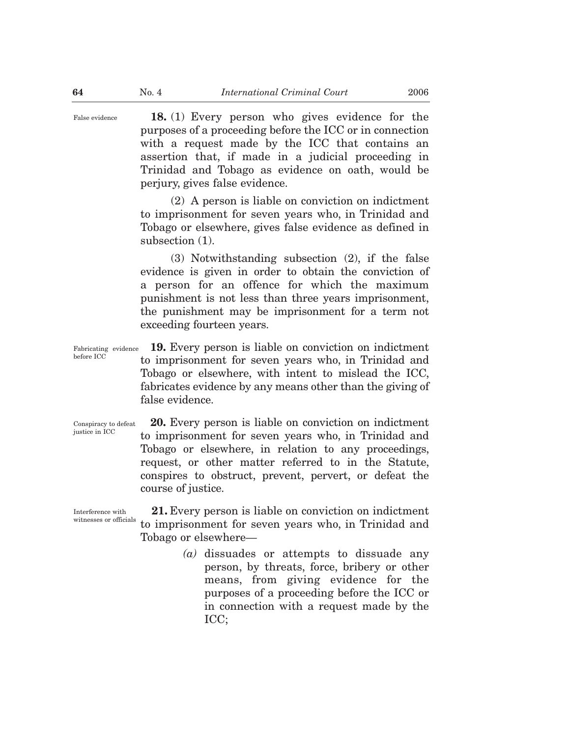False evidence

**18.** (1) Every person who gives evidence for the purposes of a proceeding before the ICC or in connection with a request made by the ICC that contains an assertion that, if made in a judicial proceeding in Trinidad and Tobago as evidence on oath, would be perjury, gives false evidence.

(2) A person is liable on conviction on indictment to imprisonment for seven years who, in Trinidad and Tobago or elsewhere, gives false evidence as defined in subsection (1).

(3) Notwithstanding subsection (2), if the false evidence is given in order to obtain the conviction of a person for an offence for which the maximum punishment is not less than three years imprisonment, the punishment may be imprisonment for a term not exceeding fourteen years.

Fabricating evidence before ICC

**19.** Every person is liable on conviction on indictment to imprisonment for seven years who, in Trinidad and Tobago or elsewhere, with intent to mislead the ICC, fabricates evidence by any means other than the giving of false evidence.

Conspiracy to defeat justice in ICC

**20.** Every person is liable on conviction on indictment to imprisonment for seven years who, in Trinidad and Tobago or elsewhere, in relation to any proceedings, request, or other matter referred to in the Statute, conspires to obstruct, prevent, pervert, or defeat the course of justice.

Interference with witnesses or officials

**21.** Every person is liable on conviction on indictment to imprisonment for seven years who, in Trinidad and Tobago or elsewhere—

*(a)* dissuades or attempts to dissuade any person, by threats, force, bribery or other means, from giving evidence for the purposes of a proceeding before the ICC or in connection with a request made by the ICC;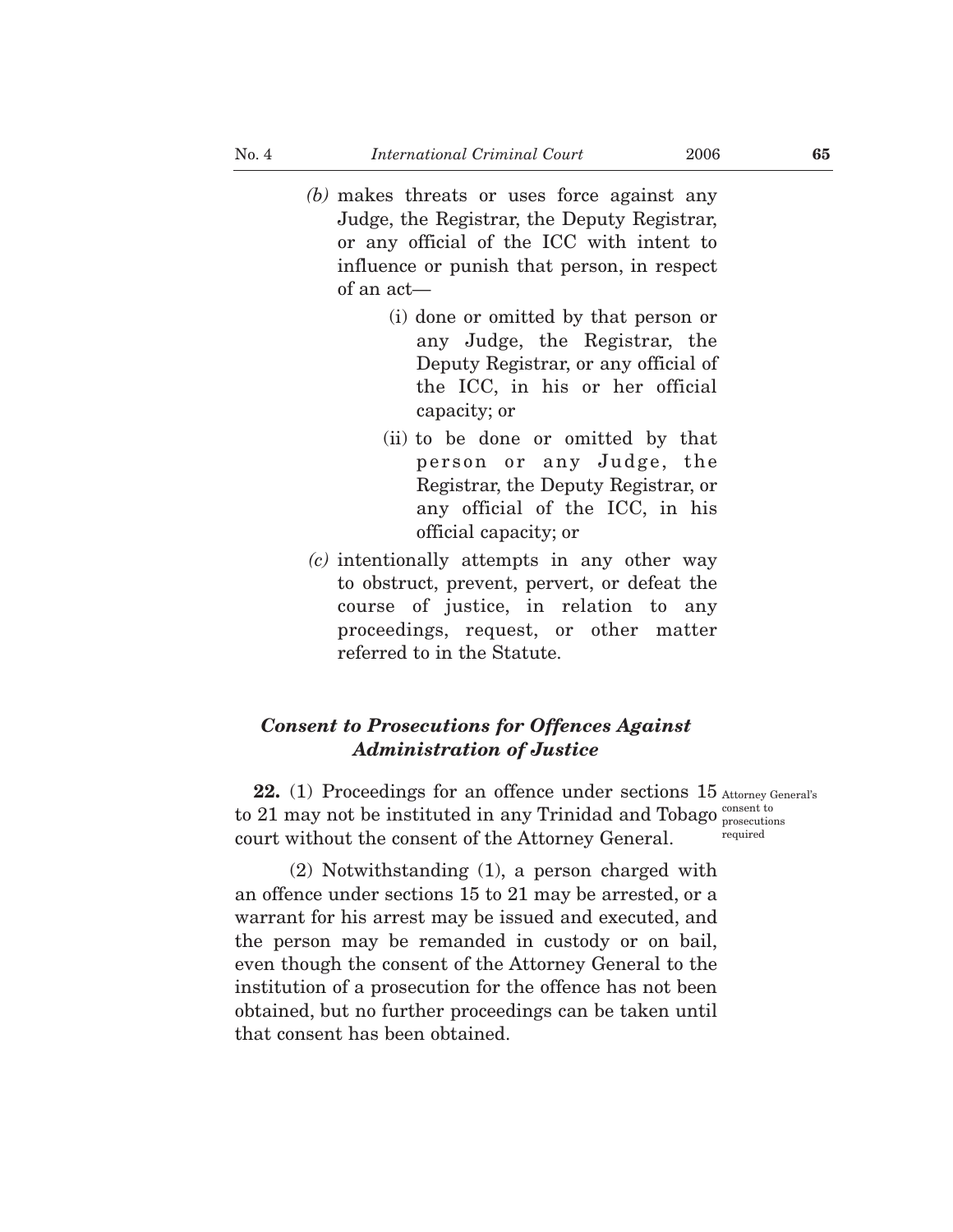*(b)* makes threats or uses force against any Judge, the Registrar, the Deputy Registrar, or any official of the ICC with intent to influence or punish that person, in respect of an act—

(i) done or omitted by that person or any Judge, the Registrar, the Deputy Registrar, or any official of the ICC, in his or her official capacity; or

(ii) to be done or omitted by that person or any Judge, the Registrar, the Deputy Registrar, or any official of the ICC, in his official capacity; or

*(c)* intentionally attempts in any other way to obstruct, prevent, pervert, or defeat the course of justice, in relation to any proceedings, request, or other matter referred to in the Statute.

### *Consent to Prosecutions for Offences Against Administration of Justice*

Attorney General's consent to prosecutions required

**22.** (1) Proceedings for an offence under sections 15 to 21 may not be instituted in any Trinidad and Tobago court without the consent of the Attorney General.

(2) Notwithstanding (1), a person charged with an offence under sections 15 to 21 may be arrested, or a warrant for his arrest may be issued and executed, and the person may be remanded in custody or on bail, even though the consent of the Attorney General to the institution of a prosecution for the offence has not been obtained, but no further proceedings can be taken until that consent has been obtained.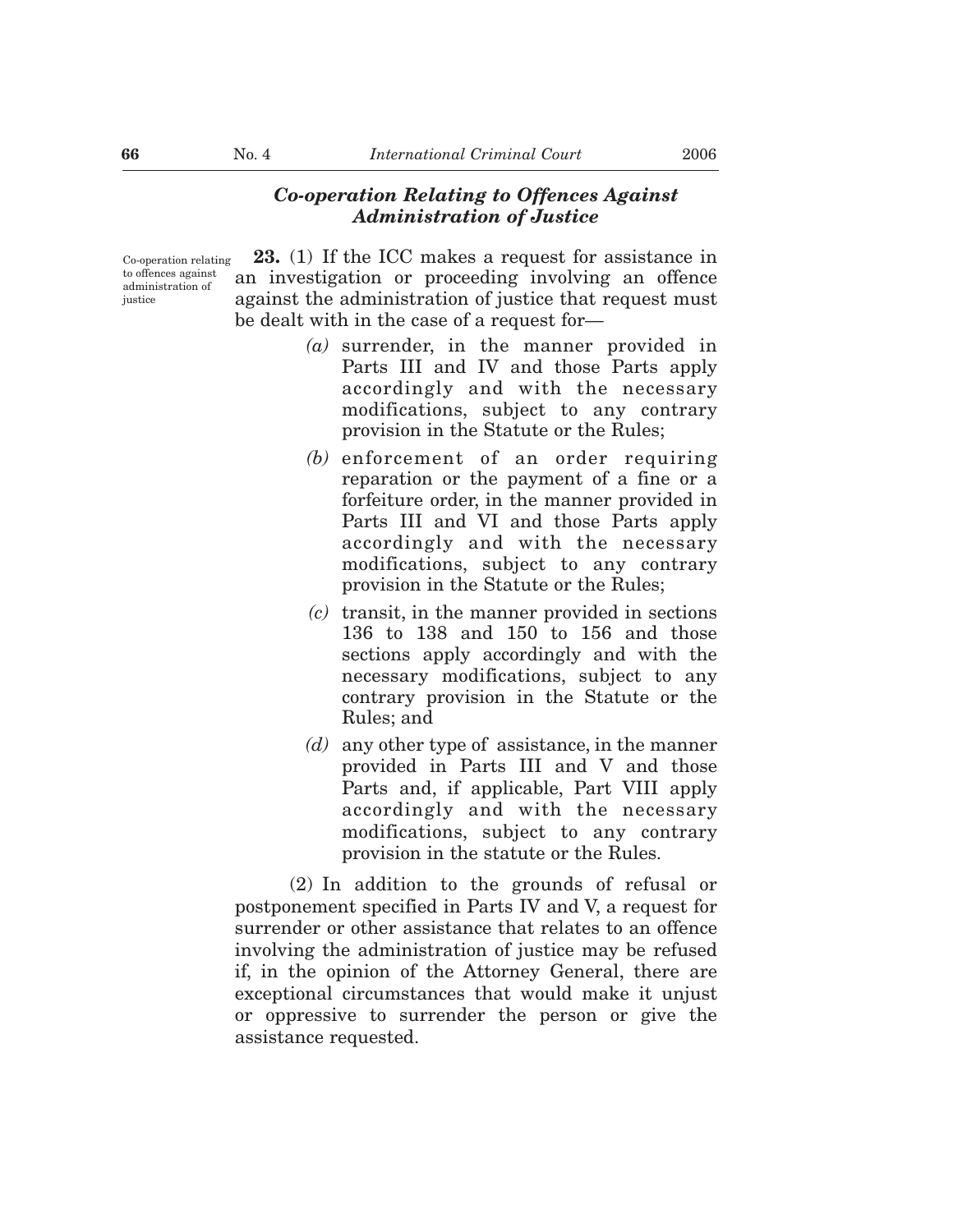### *Co-operation Relating to Offences Against Administration of Justice*

Co-operation relating to offences against administration of justice

**23.** (1) If the ICC makes a request for assistance in an investigation or proceeding involving an offence against the administration of justice that request must be dealt with in the case of a request for—

*(a)* surrender, in the manner provided in Parts III and IV and those Parts apply accordingly and with the necessary modifications, subject to any contrary provision in the Statute or the Rules;

*(b)* enforcement of an order requiring reparation or the payment of a fine or a forfeiture order, in the manner provided in Parts III and VI and those Parts apply accordingly and with the necessary modifications, subject to any contrary provision in the Statute or the Rules;

*(c)* transit, in the manner provided in sections 136 to 138 and 150 to 156 and those sections apply accordingly and with the necessary modifications, subject to any contrary provision in the Statute or the Rules; and

*(d)* any other type of assistance, in the manner provided in Parts III and V and those Parts and, if applicable, Part VIII apply accordingly and with the necessary modifications, subject to any contrary provision in the statute or the Rules.

(2) In addition to the grounds of refusal or postponement specified in Parts IV and V, a request for surrender or other assistance that relates to an offence involving the administration of justice may be refused if, in the opinion of the Attorney General, there are exceptional circumstances that would make it unjust or oppressive to surrender the person or give the assistance requested.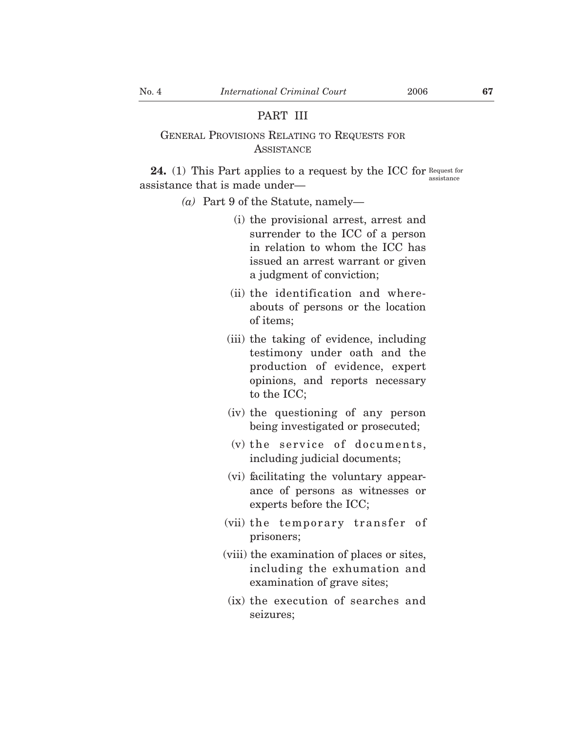## PART III

### GENERAL PROVISIONS RELATING TO REQUESTS FOR ASSISTANCE

**24.** (1) This Part applies to a request by the ICC for assistance that is made under—

Request for assistance

*(a)* Part 9 of the Statute, namely—

(i) the provisional arrest, arrest and surrender to the ICC of a person in relation to whom the ICC has issued an arrest warrant or given a judgment of conviction;

(ii) the identification and whereabouts of persons or the location of items;

(iii) the taking of evidence, including testimony under oath and the production of evidence, expert opinions, and reports necessary to the ICC;

(iv) the questioning of any person being investigated or prosecuted;

(v) the service of documents, including judicial documents;

(vi) facilitating the voluntary appearance of persons as witnesses or experts before the ICC;

(vii) the temporary transfer of prisoners;

(viii) the examination of places or sites, including the exhumation and examination of grave sites;

(ix) the execution of searches and seizures;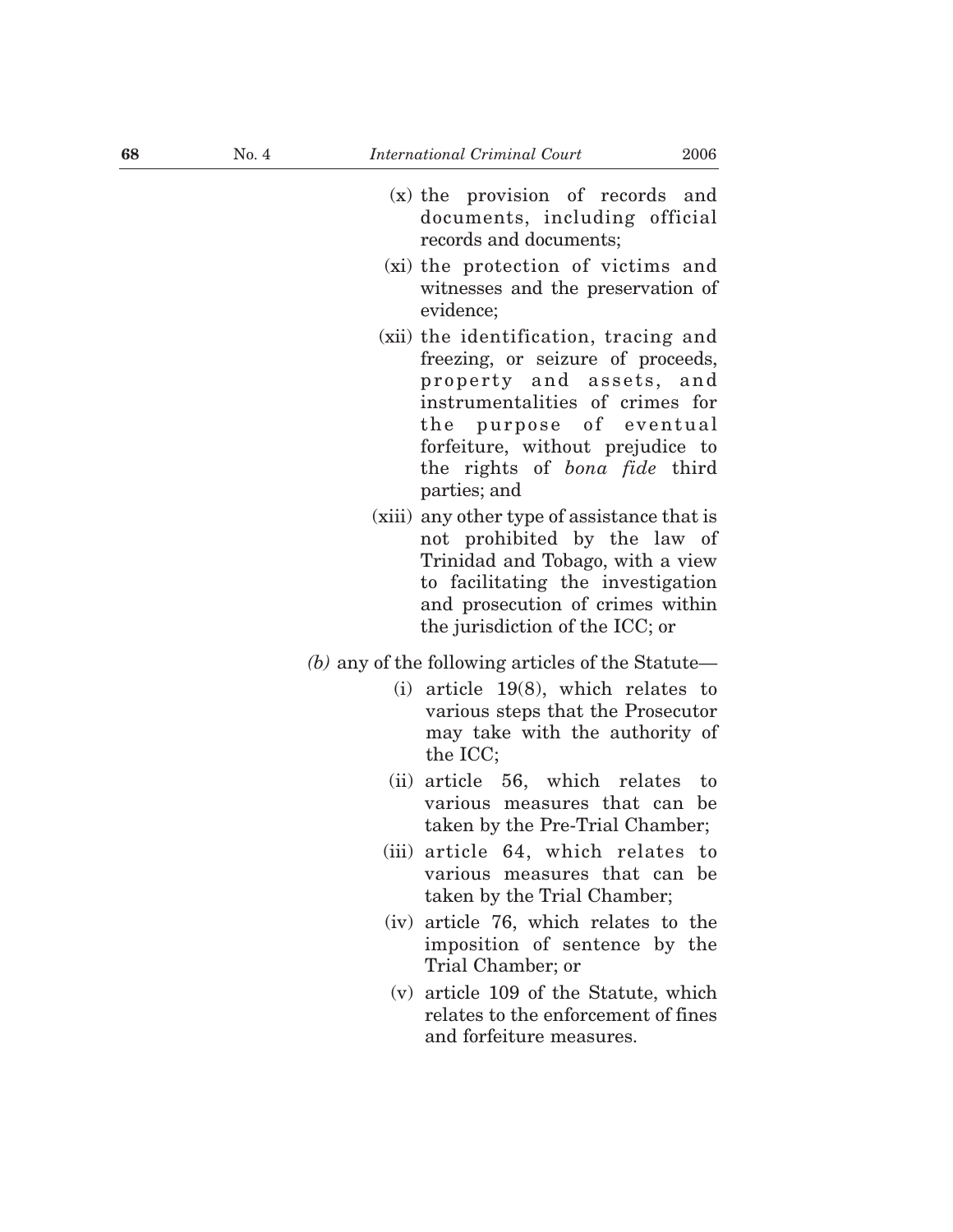(x) the provision of records and documents, including official records and documents;

(xi) the protection of victims and witnesses and the preservation of evidence;

(xii) the identification, tracing and freezing, or seizure of proceeds, property and assets, and instrumentalities of crimes for the purpose of eventual forfeiture, without prejudice to the rights of *bona fide* third parties; and

(xiii) any other type of assistance that is not prohibited by the law of Trinidad and Tobago, with a view to facilitating the investigation and prosecution of crimes within the jurisdiction of the ICC; or

*(b)* any of the following articles of the Statute—

(i) article 19(8), which relates to various steps that the Prosecutor may take with the authority of the ICC;

(ii) article 56, which relates to various measures that can be taken by the Pre-Trial Chamber;

(iii) article 64, which relates to various measures that can be taken by the Trial Chamber;

(iv) article 76, which relates to the imposition of sentence by the Trial Chamber; or

(v) article 109 of the Statute, which relates to the enforcement of fines and forfeiture measures.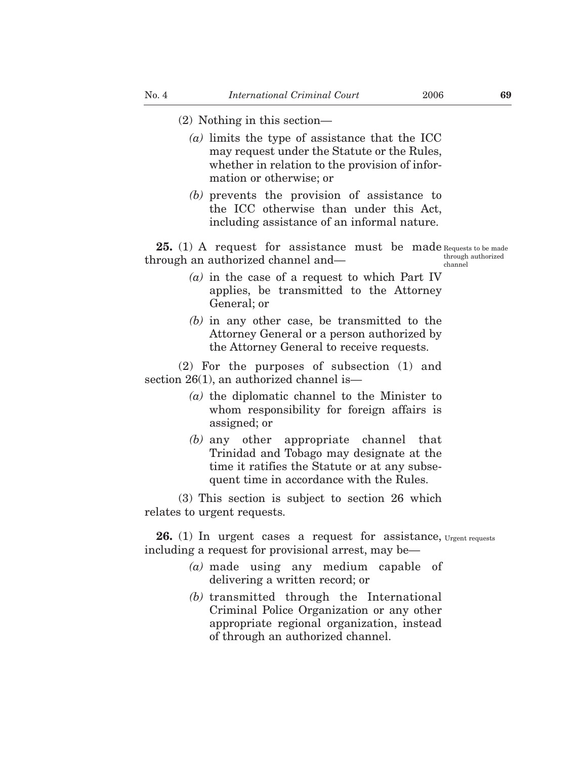(2) Nothing in this section—

*(a)* limits the type of assistance that the ICC may request under the Statute or the Rules, whether in relation to the provision of information or otherwise; or

*(b)* prevents the provision of assistance to the ICC otherwise than under this Act, including assistance of an informal nature.

Requests to be made through authorized channel

**25.** (1) A request for assistance must be made through an authorized channel and—

*(a)* in the case of a request to which Part IV applies, be transmitted to the Attorney General; or

*(b)* in any other case, be transmitted to the Attorney General or a person authorized by the Attorney General to receive requests.

(2) For the purposes of subsection (1) and section 26(1), an authorized channel is—

*(a)* the diplomatic channel to the Minister to whom responsibility for foreign affairs is assigned; or

*(b)* any other appropriate channel that Trinidad and Tobago may designate at the time it ratifies the Statute or at any subsequent time in accordance with the Rules.

(3) This section is subject to section 26 which relates to urgent requests.

Urgent requests

**26.** (1) In urgent cases a request for assistance, including a request for provisional arrest, may be—

*(a)* made using any medium capable of delivering a written record; or

*(b)* transmitted through the International Criminal Police Organization or any other appropriate regional organization, instead of through an authorized channel.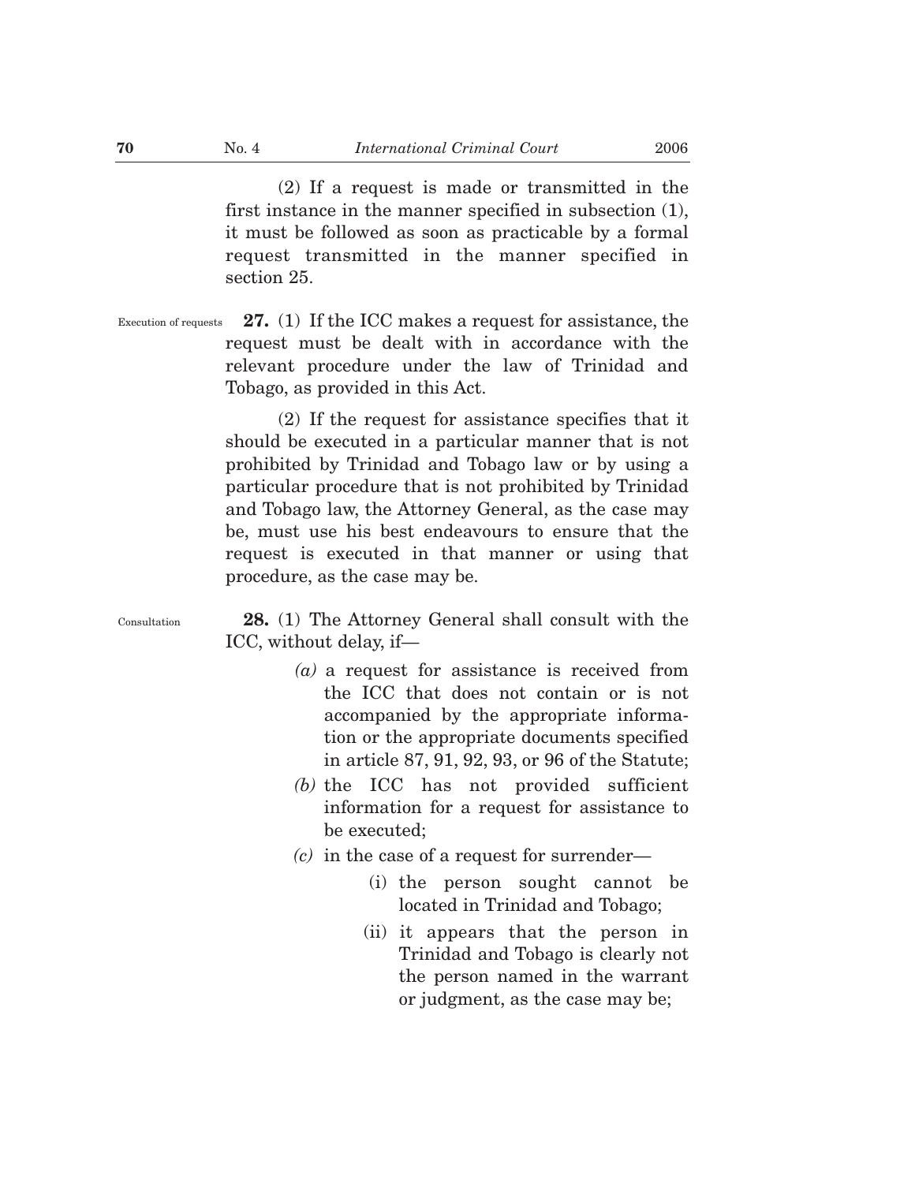(2) If a request is made or transmitted in the first instance in the manner specified in subsection (1), it must be followed as soon as practicable by a formal request transmitted in the manner specified in section 25.

Execution of requests

**27.** (1) If the ICC makes a request for assistance, the request must be dealt with in accordance with the relevant procedure under the law of Trinidad and Tobago, as provided in this Act.

(2) If the request for assistance specifies that it should be executed in a particular manner that is not prohibited by Trinidad and Tobago law or by using a particular procedure that is not prohibited by Trinidad and Tobago law, the Attorney General, as the case may be, must use his best endeavours to ensure that the request is executed in that manner or using that procedure, as the case may be.

Consultation

**28.** (1) The Attorney General shall consult with the ICC, without delay, if—

*(a)* a request for assistance is received from the ICC that does not contain or is not accompanied by the appropriate information or the appropriate documents specified in article 87, 91, 92, 93, or 96 of the Statute;

*(b)* the ICC has not provided sufficient information for a request for assistance to be executed;

*(c)* in the case of a request for surrender—

(i) the person sought cannot be located in Trinidad and Tobago;

(ii) it appears that the person in Trinidad and Tobago is clearly not the person named in the warrant or judgment, as the case may be;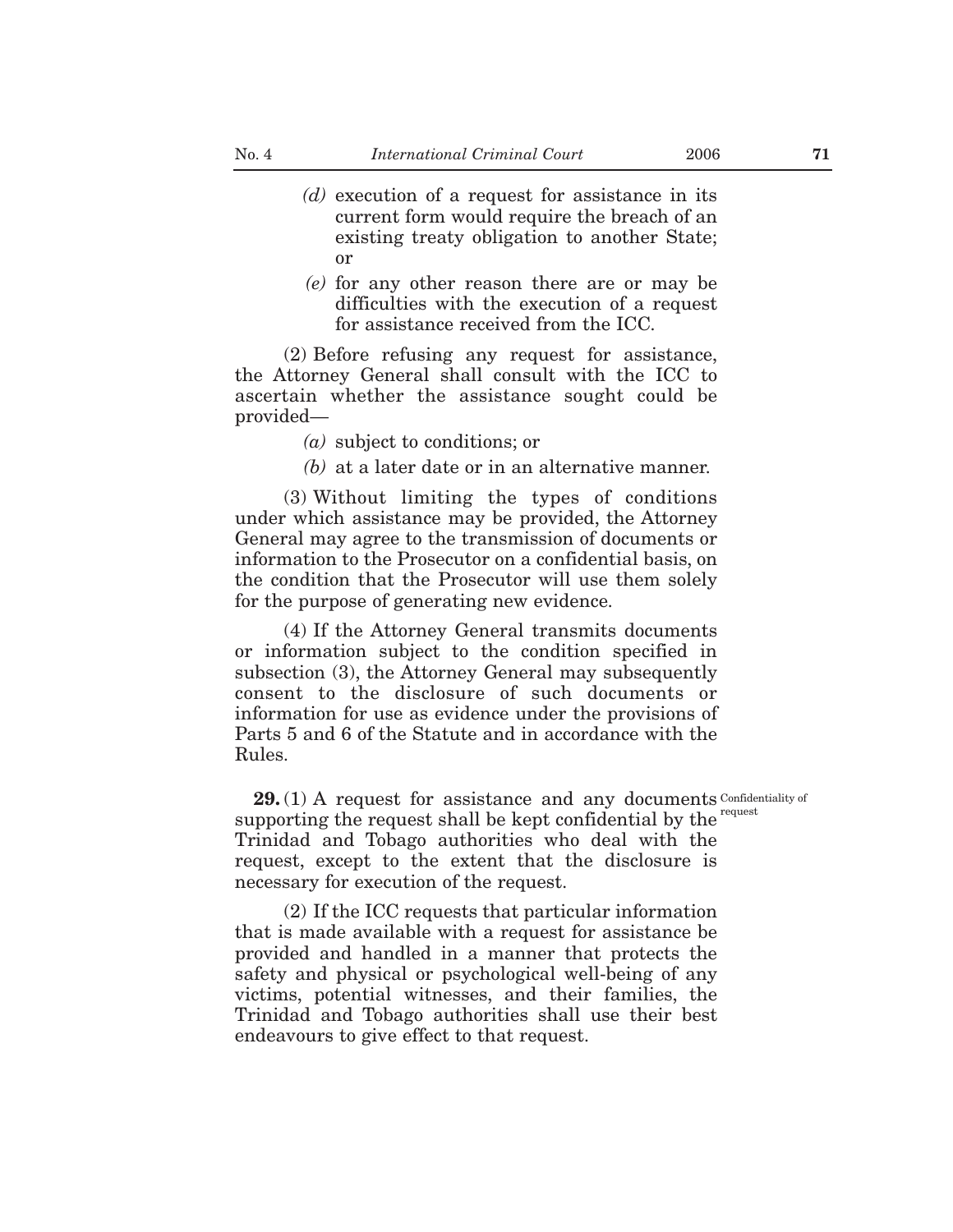*(d)* execution of a request for assistance in its current form would require the breach of an existing treaty obligation to another State; or

*(e)* for any other reason there are or may be difficulties with the execution of a request for assistance received from the ICC.

(2) Before refusing any request for assistance, the Attorney General shall consult with the ICC to ascertain whether the assistance sought could be provided—

*(a)* subject to conditions; or

*(b)* at a later date or in an alternative manner.

(3) Without limiting the types of conditions under which assistance may be provided, the Attorney General may agree to the transmission of documents or information to the Prosecutor on a confidential basis, on the condition that the Prosecutor will use them solely for the purpose of generating new evidence.

(4) If the Attorney General transmits documents or information subject to the condition specified in subsection (3), the Attorney General may subsequently consent to the disclosure of such documents or information for use as evidence under the provisions of Parts 5 and 6 of the Statute and in accordance with the Rules.

Confidentiality of request

**29.** (1) A request for assistance and any documents supporting the request shall be kept confidential by the Trinidad and Tobago authorities who deal with the request, except to the extent that the disclosure is necessary for execution of the request.

(2) If the ICC requests that particular information that is made available with a request for assistance be provided and handled in a manner that protects the safety and physical or psychological well-being of any victims, potential witnesses, and their families, the Trinidad and Tobago authorities shall use their best endeavours to give effect to that request.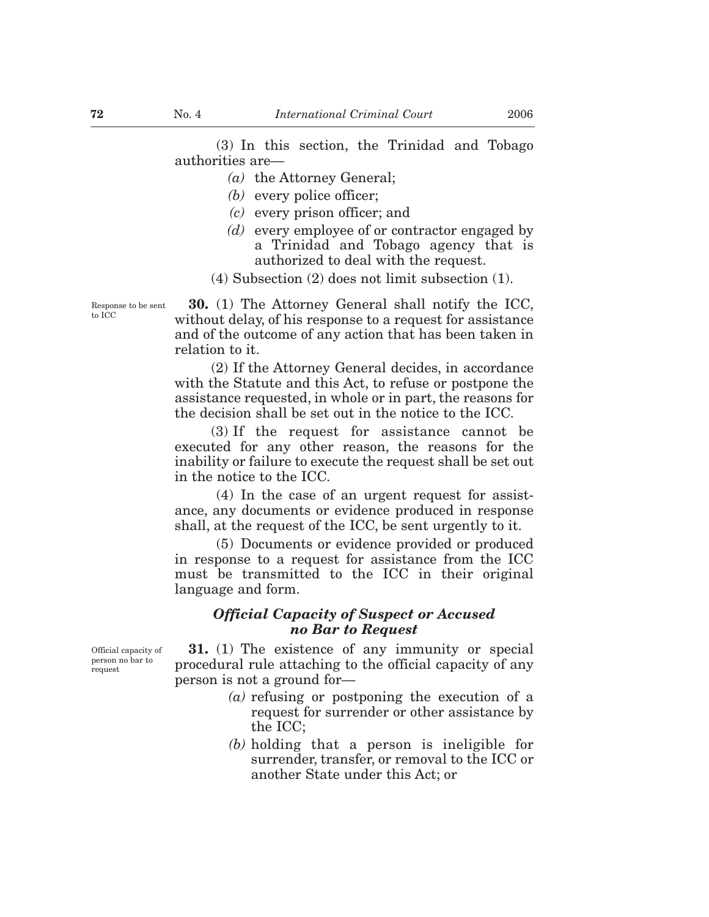(3) In this section, the Trinidad and Tobago authorities are—

*(a)* the Attorney General;

*(b)* every police officer;

*(c)* every prison officer; and

*(d)* every employee of or contractor engaged by a Trinidad and Tobago agency that is authorized to deal with the request.

(4) Subsection (2) does not limit subsection (1).

Response to be sent to ICC

**30.** (1) The Attorney General shall notify the ICC, without delay, of his response to a request for assistance and of the outcome of any action that has been taken in relation to it.

(2) If the Attorney General decides, in accordance with the Statute and this Act, to refuse or postpone the assistance requested, in whole or in part, the reasons for the decision shall be set out in the notice to the ICC.

(3) If the request for assistance cannot be executed for any other reason, the reasons for the inability or failure to execute the request shall be set out in the notice to the ICC.

(4) In the case of an urgent request for assistance, any documents or evidence produced in response shall, at the request of the ICC, be sent urgently to it.

(5) Documents or evidence provided or produced in response to a request for assistance from the ICC must be transmitted to the ICC in their original language and form.

### *Official Capacity of Suspect or Accused no Bar to Request*

Official capacity of person no bar to request

**31.** (1) The existence of any immunity or special procedural rule attaching to the official capacity of any person is not a ground for—

*(a)* refusing or postponing the execution of a request for surrender or other assistance by the ICC;

*(b)* holding that a person is ineligible for surrender, transfer, or removal to the ICC or another State under this Act; or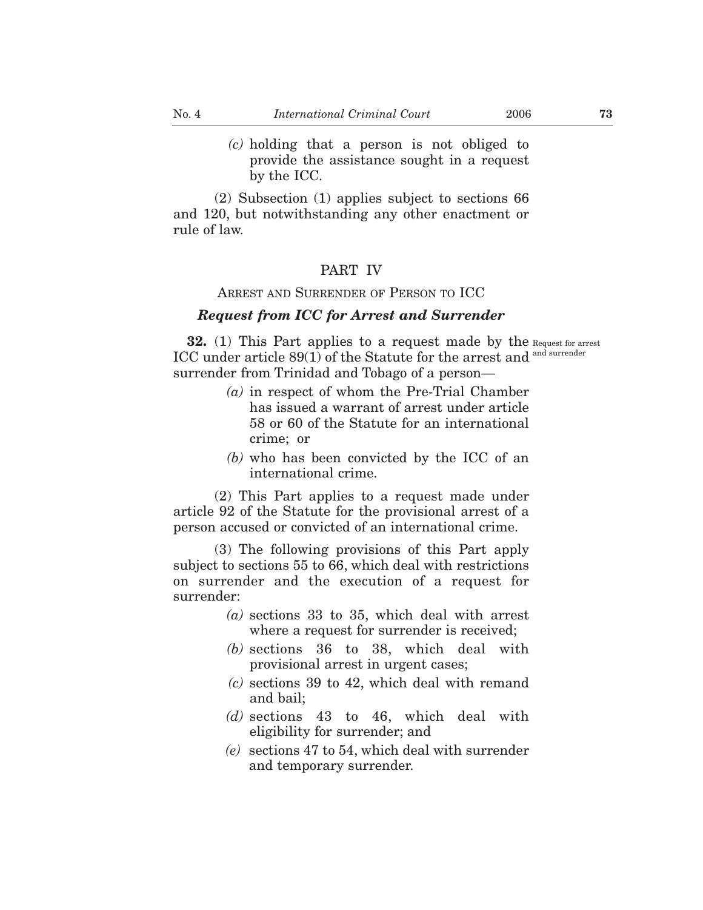*(c)* holding that a person is not obliged to provide the assistance sought in a request by the ICC.

(2) Subsection (1) applies subject to sections 66 and 120, but notwithstanding any other enactment or rule of law.

## PART IV

### ARREST AND SURRENDER OF PERSON TO ICC

### *Request from ICC for Arrest and Surrender*

Request for arrest and surrender

**32.** (1) This Part applies to a request made by the ICC under article 89(1) of the Statute for the arrest and surrender from Trinidad and Tobago of a person—

*(a)* in respect of whom the Pre-Trial Chamber has issued a warrant of arrest under article 58 or 60 of the Statute for an international crime; or

*(b)* who has been convicted by the ICC of an international crime.

(2) This Part applies to a request made under article 92 of the Statute for the provisional arrest of a person accused or convicted of an international crime.

(3) The following provisions of this Part apply subject to sections 55 to 66, which deal with restrictions on surrender and the execution of a request for surrender:

*(a)* sections 33 to 35, which deal with arrest where a request for surrender is received;

*(b)* sections 36 to 38, which deal with provisional arrest in urgent cases;

*(c)* sections 39 to 42, which deal with remand and bail;

*(d)* sections 43 to 46, which deal with eligibility for surrender; and

*(e)* sections 47 to 54, which deal with surrender and temporary surrender.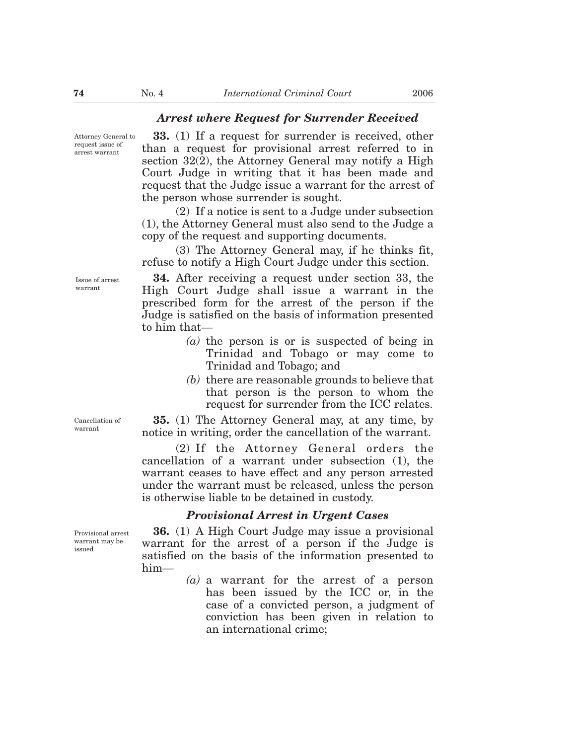### *Arrest where Request for Surrender Received*

Attorney General to request issue of arrest warrant

**33.** (1) If a request for surrender is received, other than a request for provisional arrest referred to in section 32(2), the Attorney General may notify a High Court Judge in writing that it has been made and request that the Judge issue a warrant for the arrest of the person whose surrender is sought.

(2) If a notice is sent to a Judge under subsection (1), the Attorney General must also send to the Judge a copy of the request and supporting documents.

(3) The Attorney General may, if he thinks fit, refuse to notify a High Court Judge under this section.

Issue of arrest warrant

**34.** After receiving a request under section 33, the High Court Judge shall issue a warrant in the prescribed form for the arrest of the person if the Judge is satisfied on the basis of information presented to him that—

*(a)* the person is or is suspected of being in Trinidad and Tobago or may come to Trinidad and Tobago; and

*(b)* there are reasonable grounds to believe that that person is the person to whom the request for surrender from the ICC relates.

Cancellation of warrant

**35.** (1) The Attorney General may, at any time, by notice in writing, order the cancellation of the warrant.

(2) If the Attorney General orders the cancellation of a warrant under subsection (1), the warrant ceases to have effect and any person arrested under the warrant must be released, unless the person is otherwise liable to be detained in custody.

### *Provisional Arrest in Urgent Cases*

Provisional arrest warrant may be issued

**36.** (1) A High Court Judge may issue a provisional warrant for the arrest of a person if the Judge is satisfied on the basis of the information presented to him—

*(a)* a warrant for the arrest of a person has been issued by the ICC or, in the case of a convicted person, a judgment of conviction has been given in relation to an international crime;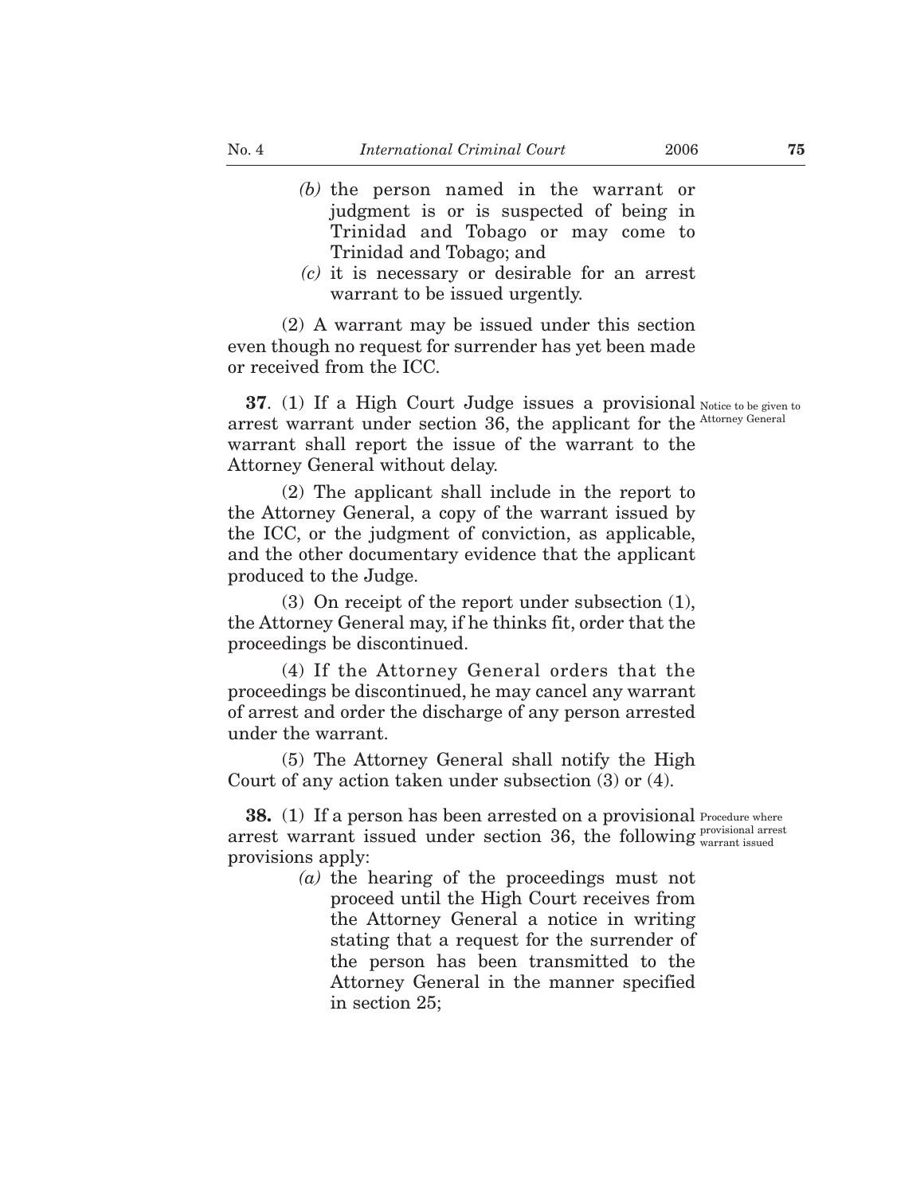(b) the person named in the warrant or judgment is or is suspected of being in Trinidad and Tobago or may come to Trinidad and Tobago; and

(c) it is necessary or desirable for an arrest warrant to be issued urgently.

(2) A warrant may be issued under this section even though no request for surrender has yet been made or received from the ICC.

Notice to be given to Attorney General

**37**. (1) If a High Court Judge issues a provisional arrest warrant under section 36, the applicant for the warrant shall report the issue of the warrant to the Attorney General without delay.

(2) The applicant shall include in the report to the Attorney General, a copy of the warrant issued by the ICC, or the judgment of conviction, as applicable, and the other documentary evidence that the applicant produced to the Judge.

(3) On receipt of the report under subsection (1), the Attorney General may, if he thinks fit, order that the proceedings be discontinued.

(4) If the Attorney General orders that the proceedings be discontinued, he may cancel any warrant of arrest and order the discharge of any person arrested under the warrant.

(5) The Attorney General shall notify the High Court of any action taken under subsection (3) or (4).

Procedure where provisional arrest warrant issued

**38.** (1) If a person has been arrested on a provisional arrest warrant issued under section 36, the following provisions apply:

(a) the hearing of the proceedings must not proceed until the High Court receives from the Attorney General a notice in writing stating that a request for the surrender of the person has been transmitted to the Attorney General in the manner specified in section 25;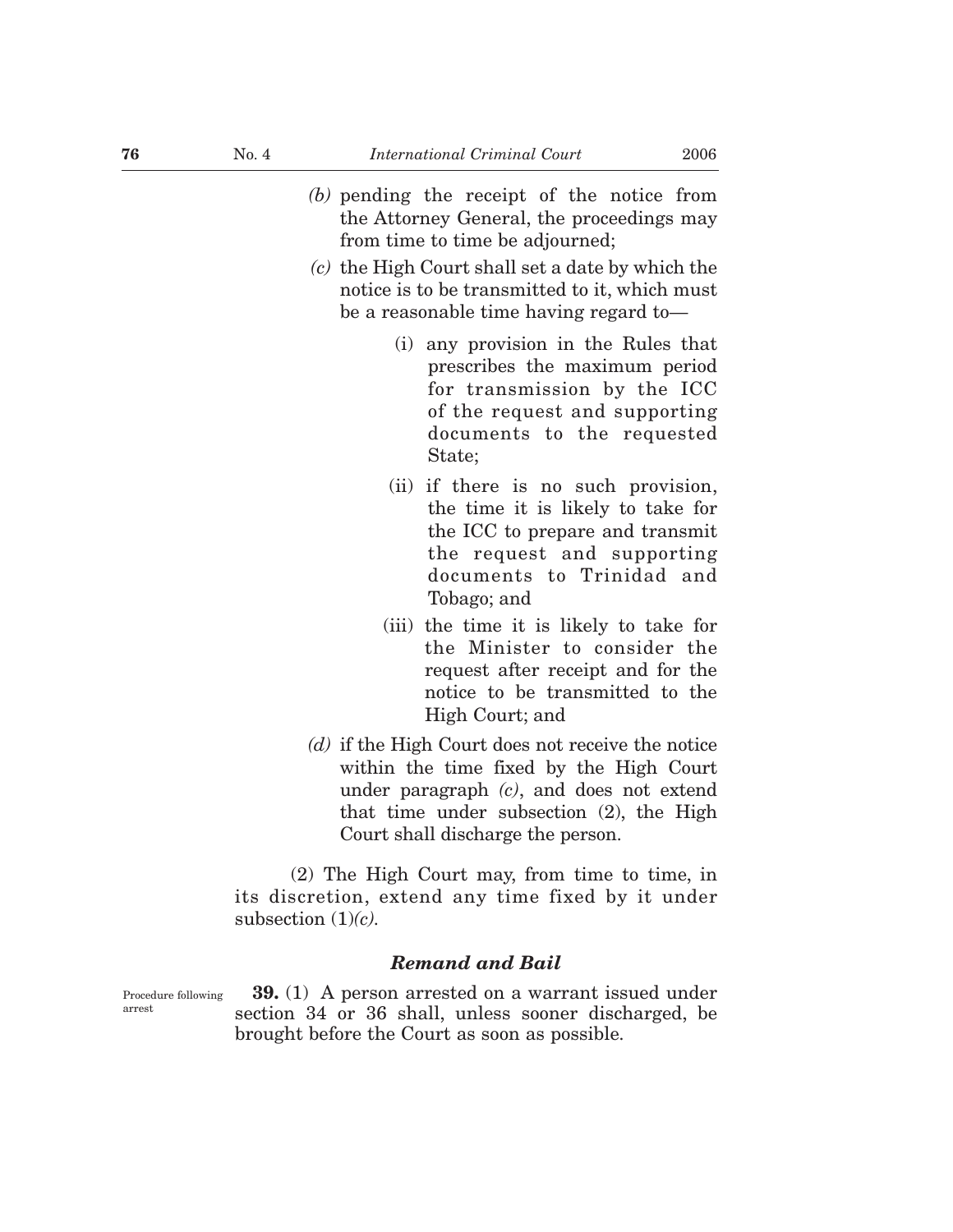*(b)* pending the receipt of the notice from the Attorney General, the proceedings may from time to time be adjourned;

*(c)* the High Court shall set a date by which the notice is to be transmitted to it, which must be a reasonable time having regard to—

(i) any provision in the Rules that prescribes the maximum period for transmission by the ICC of the request and supporting documents to the requested State;

(ii) if there is no such provision, the time it is likely to take for the ICC to prepare and transmit the request and supporting documents to Trinidad and Tobago; and

(iii) the time it is likely to take for the Minister to consider the request after receipt and for the notice to be transmitted to the High Court; and

*(d)* if the High Court does not receive the notice within the time fixed by the High Court under paragraph *(c)*, and does not extend that time under subsection (2), the High Court shall discharge the person.

(2) The High Court may, from time to time, in its discretion, extend any time fixed by it under subsection (1)*(c)*.

### *Remand and Bail*

Procedure following arrest

**39.** (1) A person arrested on a warrant issued under section 34 or 36 shall, unless sooner discharged, be brought before the Court as soon as possible.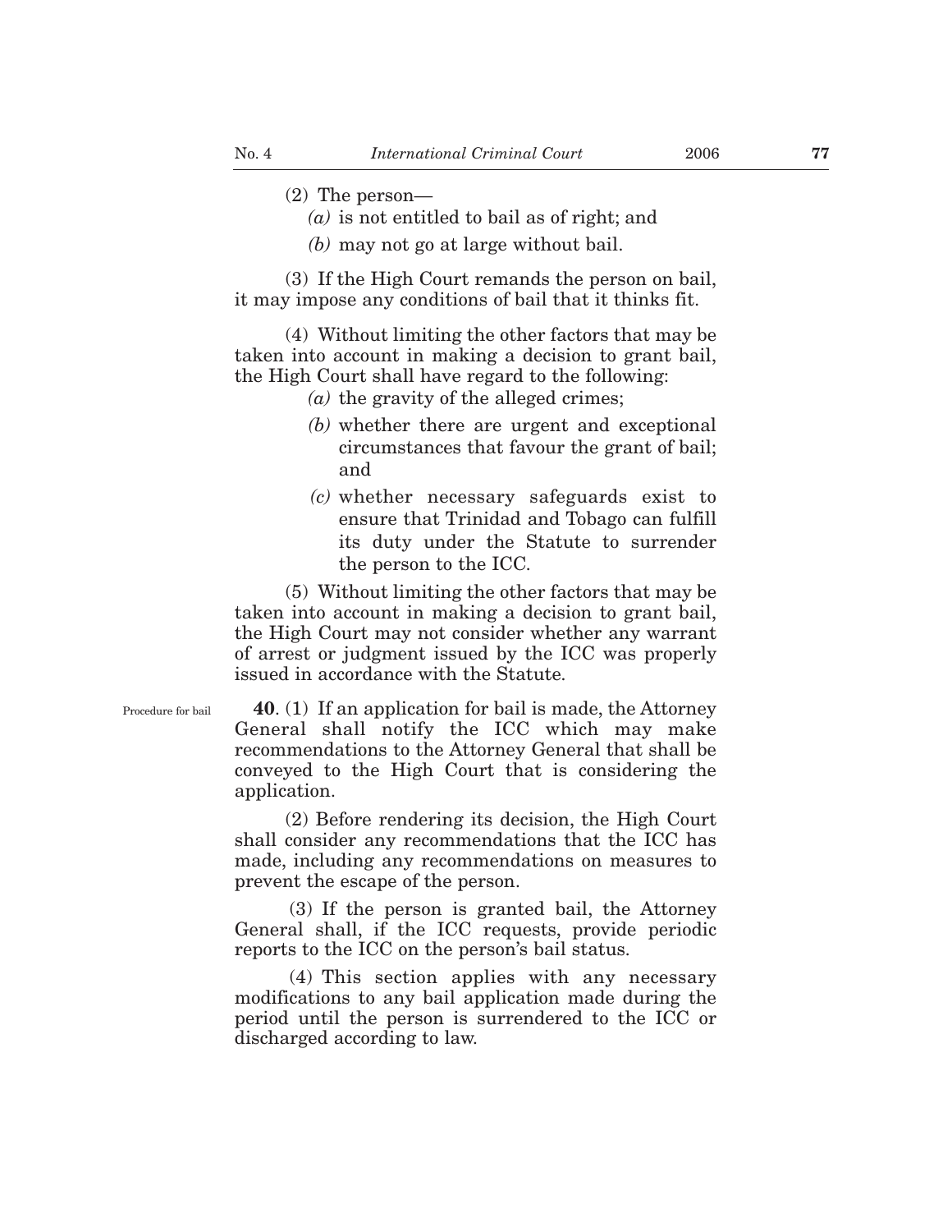(2) The person—

*(a)* is not entitled to bail as of right; and

*(b)* may not go at large without bail.

(3) If the High Court remands the person on bail, it may impose any conditions of bail that it thinks fit.

(4) Without limiting the other factors that may be taken into account in making a decision to grant bail, the High Court shall have regard to the following:

*(a)* the gravity of the alleged crimes;

*(b)* whether there are urgent and exceptional circumstances that favour the grant of bail; and

*(c)* whether necessary safeguards exist to ensure that Trinidad and Tobago can fulfill its duty under the Statute to surrender the person to the ICC.

(5) Without limiting the other factors that may be taken into account in making a decision to grant bail, the High Court may not consider whether any warrant of arrest or judgment issued by the ICC was properly issued in accordance with the Statute.

Procedure for bail

**40**. (1) If an application for bail is made, the Attorney General shall notify the ICC which may make recommendations to the Attorney General that shall be conveyed to the High Court that is considering the application.

(2) Before rendering its decision, the High Court shall consider any recommendations that the ICC has made, including any recommendations on measures to prevent the escape of the person.

(3) If the person is granted bail, the Attorney General shall, if the ICC requests, provide periodic reports to the ICC on the person's bail status.

(4) This section applies with any necessary modifications to any bail application made during the period until the person is surrendered to the ICC or discharged according to law.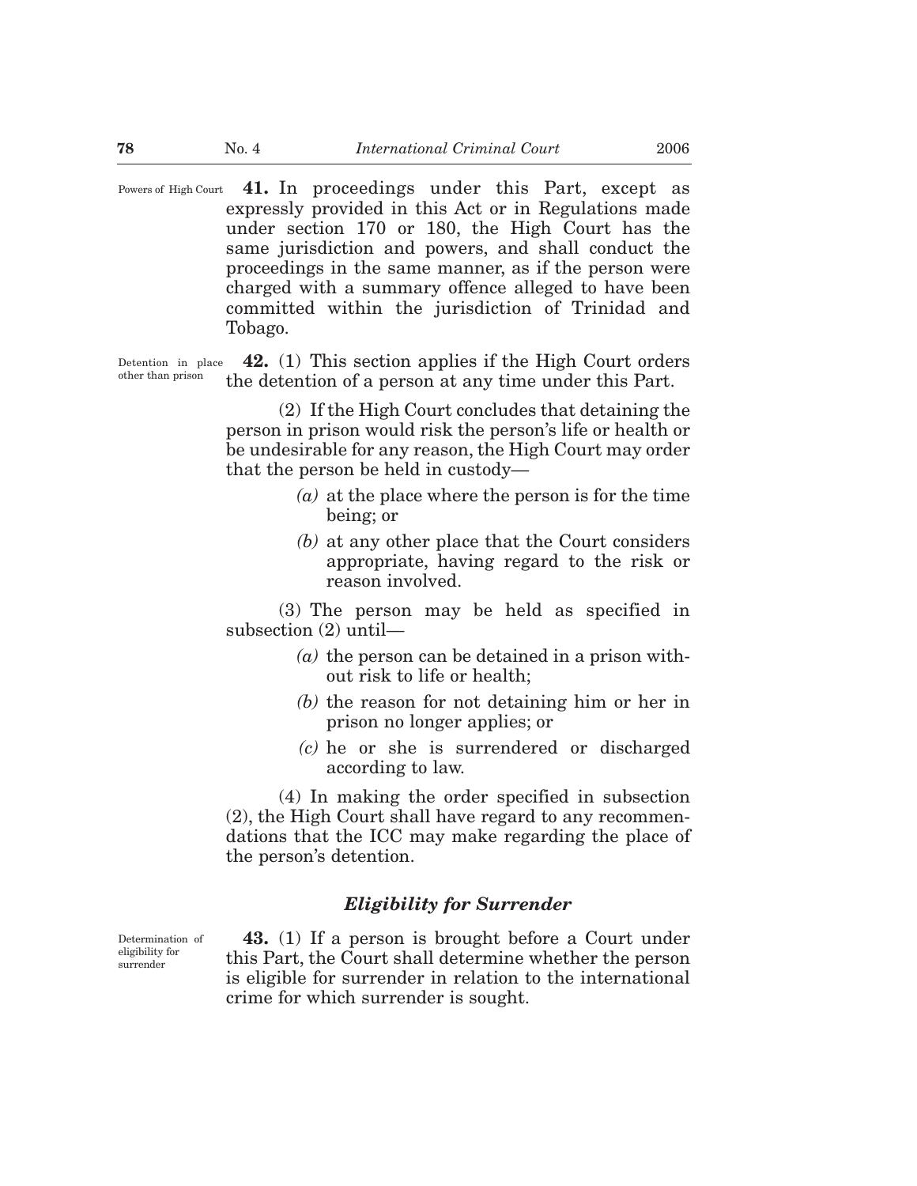Powers of High Court **41.** In proceedings under this Part, except as expressly provided in this Act or in Regulations made under section 170 or 180, the High Court has the same jurisdiction and powers, and shall conduct the proceedings in the same manner, as if the person were charged with a summary offence alleged to have been committed within the jurisdiction of Trinidad and Tobago.

Detention in place other than prison **42.** (1) This section applies if the High Court orders the detention of a person at any time under this Part.

(2) If the High Court concludes that detaining the person in prison would risk the person's life or health or be undesirable for any reason, the High Court may order that the person be held in custody—

*(a)* at the place where the person is for the time being; or

*(b)* at any other place that the Court considers appropriate, having regard to the risk or reason involved.

(3) The person may be held as specified in subsection (2) until—

*(a)* the person can be detained in a prison without risk to life or health;

*(b)* the reason for not detaining him or her in prison no longer applies; or

*(c)* he or she is surrendered or discharged according to law.

(4) In making the order specified in subsection (2), the High Court shall have regard to any recommendations that the ICC may make regarding the place of the person's detention.

### *Eligibility for Surrender*

Determination of eligibility for surrender **43.** (1) If a person is brought before a Court under this Part, the Court shall determine whether the person is eligible for surrender in relation to the international crime for which surrender is sought.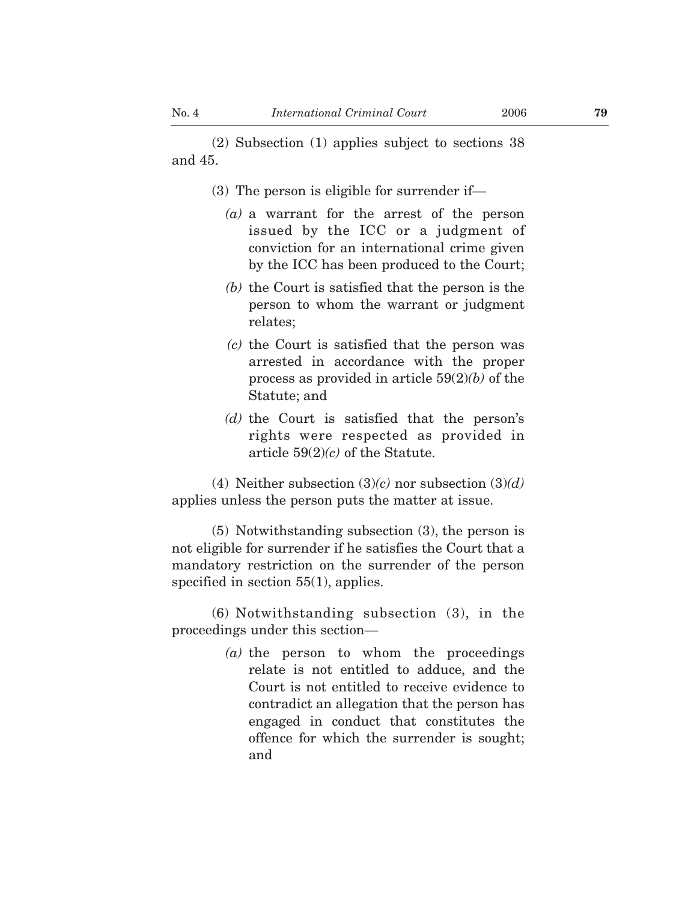(2) Subsection (1) applies subject to sections 38 and 45.

(3) The person is eligible for surrender if—

*(a)* a warrant for the arrest of the person issued by the ICC or a judgment of conviction for an international crime given by the ICC has been produced to the Court;

*(b)* the Court is satisfied that the person is the person to whom the warrant or judgment relates;

*(c)* the Court is satisfied that the person was arrested in accordance with the proper process as provided in article 59(2)*(b)* of the Statute; and

*(d)* the Court is satisfied that the person's rights were respected as provided in article 59(2)*(c)* of the Statute.

(4) Neither subsection (3)*(c)* nor subsection (3)*(d)* applies unless the person puts the matter at issue.

(5) Notwithstanding subsection (3), the person is not eligible for surrender if he satisfies the Court that a mandatory restriction on the surrender of the person specified in section 55(1), applies.

(6) Notwithstanding subsection (3), in the proceedings under this section—

*(a)* the person to whom the proceedings relate is not entitled to adduce, and the Court is not entitled to receive evidence to contradict an allegation that the person has engaged in conduct that constitutes the offence for which the surrender is sought; and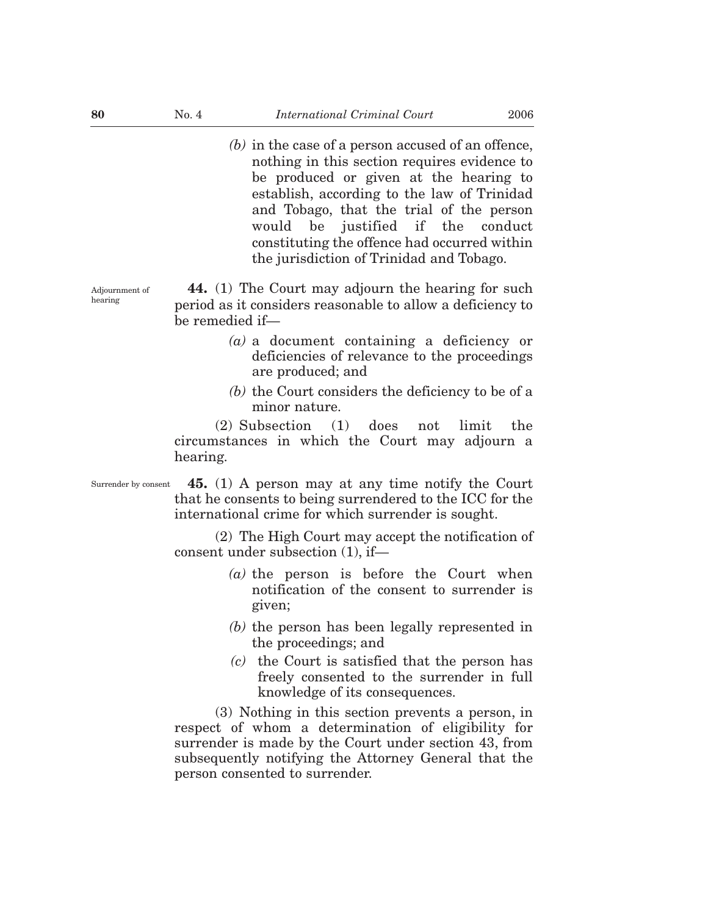*(b)* in the case of a person accused of an offence, nothing in this section requires evidence to be produced or given at the hearing to establish, according to the law of Trinidad and Tobago, that the trial of the person would be justified if the conduct constituting the offence had occurred within the jurisdiction of Trinidad and Tobago.

Adjournment of hearing

**44.** (1) The Court may adjourn the hearing for such period as it considers reasonable to allow a deficiency to be remedied if—

*(a)* a document containing a deficiency or deficiencies of relevance to the proceedings are produced; and

*(b)* the Court considers the deficiency to be of a minor nature.

(2) Subsection (1) does not limit the circumstances in which the Court may adjourn a hearing.

Surrender by consent

**45.** (1) A person may at any time notify the Court that he consents to being surrendered to the ICC for the international crime for which surrender is sought.

(2) The High Court may accept the notification of consent under subsection (1), if—

*(a)* the person is before the Court when notification of the consent to surrender is given;

*(b)* the person has been legally represented in the proceedings; and

*(c)* the Court is satisfied that the person has freely consented to the surrender in full knowledge of its consequences.

(3) Nothing in this section prevents a person, in respect of whom a determination of eligibility for surrender is made by the Court under section 43, from subsequently notifying the Attorney General that the person consented to surrender.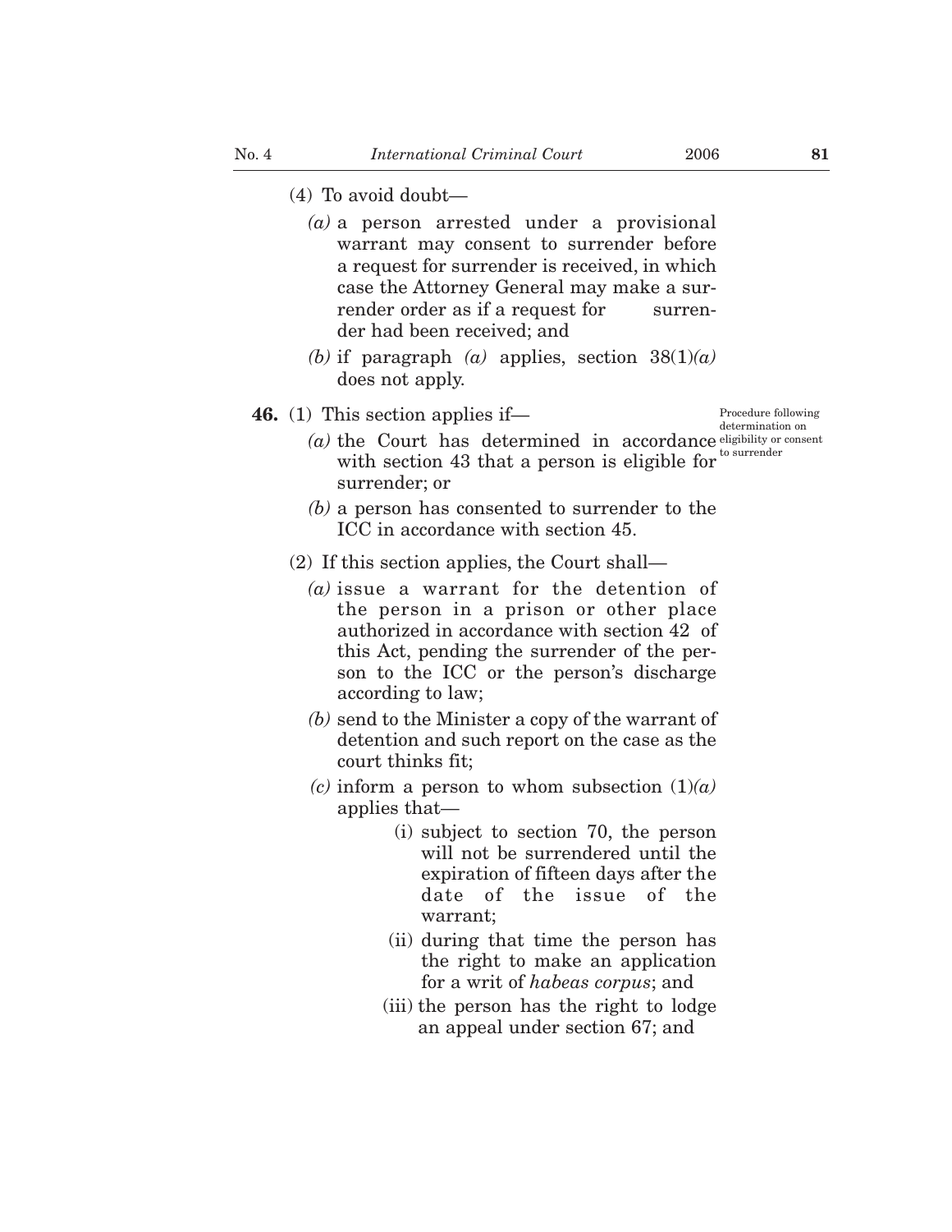(4) To avoid doubt—

*(a)* a person arrested under a provisional warrant may consent to surrender before a request for surrender is received, in which case the Attorney General may make a surrender order as if a request for surrender had been received; and

*(b)* if paragraph *(a)* applies, section 38(1)*(a)* does not apply.

Procedure following determination on eligibility or consent to surrender

**46.** (1) This section applies if—

*(a)* the Court has determined in accordance with section 43 that a person is eligible for surrender; or

*(b)* a person has consented to surrender to the ICC in accordance with section 45.

(2) If this section applies, the Court shall—

*(a)* issue a warrant for the detention of the person in a prison or other place authorized in accordance with section 42 of this Act, pending the surrender of the person to the ICC or the person's discharge according to law;

*(b)* send to the Minister a copy of the warrant of detention and such report on the case as the court thinks fit;

*(c)* inform a person to whom subsection (1)*(a)* applies that—

(i) subject to section 70, the person will not be surrendered until the expiration of fifteen days after the date of the issue of the warrant;

(ii) during that time the person has the right to make an application for a writ of *habeas corpus*; and

(iii) the person has the right to lodge an appeal under section 67; and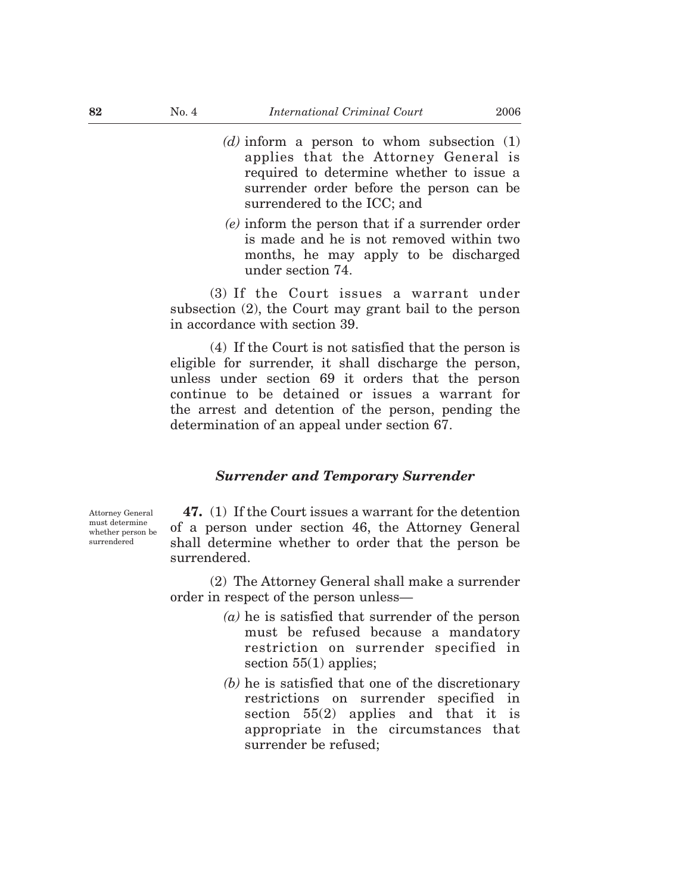(d) inform a person to whom subsection (1) applies that the Attorney General is required to determine whether to issue a surrender order before the person can be surrendered to the ICC; and

(e) inform the person that if a surrender order is made and he is not removed within two months, he may apply to be discharged under section 74.

(3) If the Court issues a warrant under subsection (2), the Court may grant bail to the person in accordance with section 39.

(4) If the Court is not satisfied that the person is eligible for surrender, it shall discharge the person, unless under section 69 it orders that the person continue to be detained or issues a warrant for the arrest and detention of the person, pending the determination of an appeal under section 67.

### *Surrender and Temporary Surrender*

Attorney General must determine whether person be surrendered

**47.** (1) If the Court issues a warrant for the detention of a person under section 46, the Attorney General shall determine whether to order that the person be surrendered.

(2) The Attorney General shall make a surrender order in respect of the person unless—

(a) he is satisfied that surrender of the person must be refused because a mandatory restriction on surrender specified in section 55(1) applies;

(b) he is satisfied that one of the discretionary restrictions on surrender specified in section 55(2) applies and that it is appropriate in the circumstances that surrender be refused;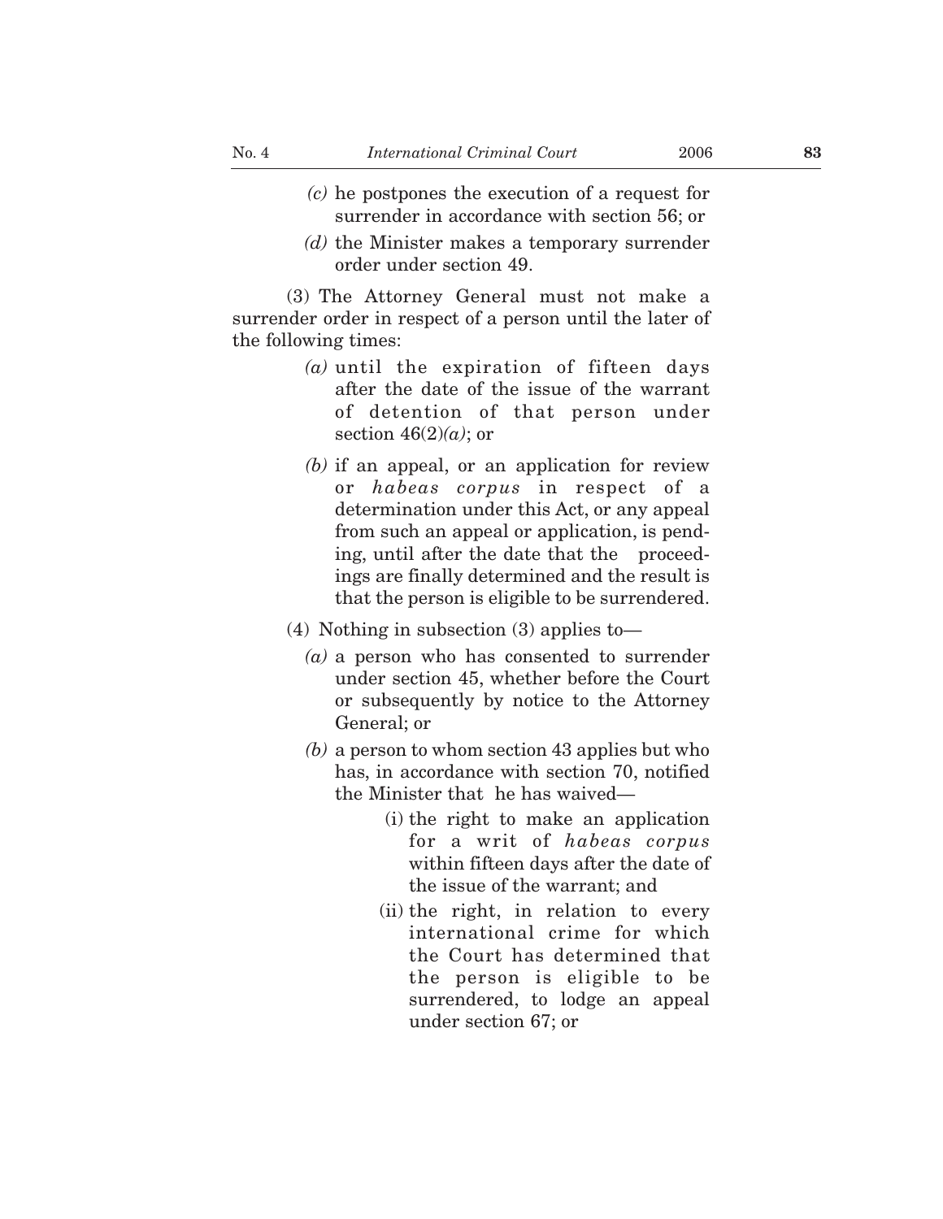*(c)* he postpones the execution of a request for surrender in accordance with section 56; or

*(d)* the Minister makes a temporary surrender order under section 49.

(3) The Attorney General must not make a surrender order in respect of a person until the later of the following times:

*(a)* until the expiration of fifteen days after the date of the issue of the warrant of detention of that person under section 46(2)*(a)*; or

*(b)* if an appeal, or an application for review or *habeas corpus* in respect of a determination under this Act, or any appeal from such an appeal or application, is pending, until after the date that the proceedings are finally determined and the result is that the person is eligible to be surrendered.

(4) Nothing in subsection (3) applies to—

*(a)* a person who has consented to surrender under section 45, whether before the Court or subsequently by notice to the Attorney General; or

*(b)* a person to whom section 43 applies but who has, in accordance with section 70, notified the Minister that he has waived—

(i) the right to make an application for a writ of *habeas corpus* within fifteen days after the date of the issue of the warrant; and

(ii) the right, in relation to every international crime for which the Court has determined that the person is eligible to be surrendered, to lodge an appeal under section 67; or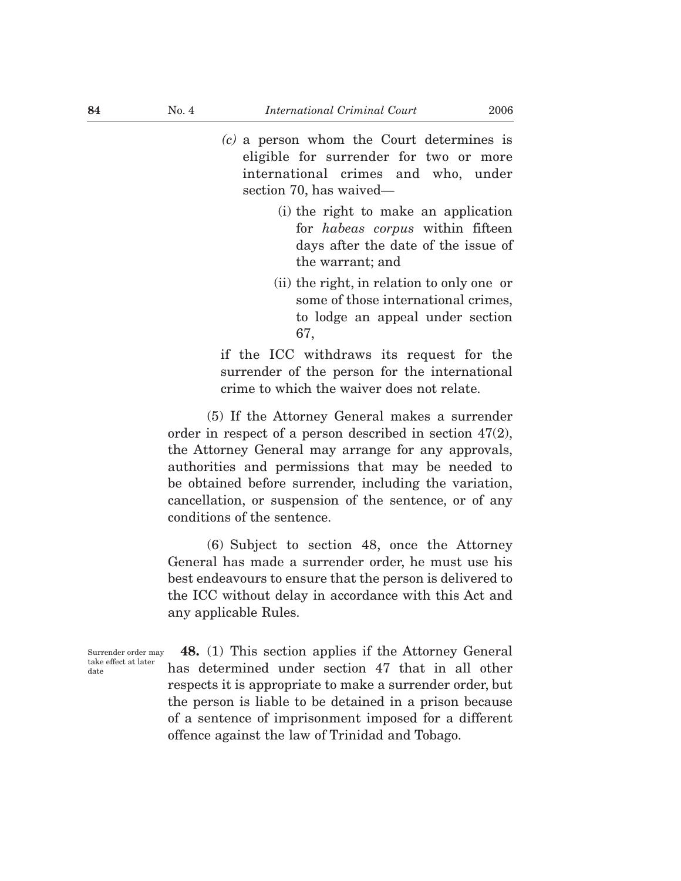*(c)* a person whom the Court determines is eligible for surrender for two or more international crimes and who, under section 70, has waived—

(i) the right to make an application for *habeas corpus* within fifteen days after the date of the issue of the warrant; and

(ii) the right, in relation to only one or some of those international crimes, to lodge an appeal under section 67,

if the ICC withdraws its request for the surrender of the person for the international crime to which the waiver does not relate.

(5) If the Attorney General makes a surrender order in respect of a person described in section 47(2), the Attorney General may arrange for any approvals, authorities and permissions that may be needed to be obtained before surrender, including the variation, cancellation, or suspension of the sentence, or of any conditions of the sentence.

(6) Subject to section 48, once the Attorney General has made a surrender order, he must use his best endeavours to ensure that the person is delivered to the ICC without delay in accordance with this Act and any applicable Rules.

Surrender order may take effect at later date

**48.** (1) This section applies if the Attorney General has determined under section 47 that in all other respects it is appropriate to make a surrender order, but the person is liable to be detained in a prison because of a sentence of imprisonment imposed for a different offence against the law of Trinidad and Tobago.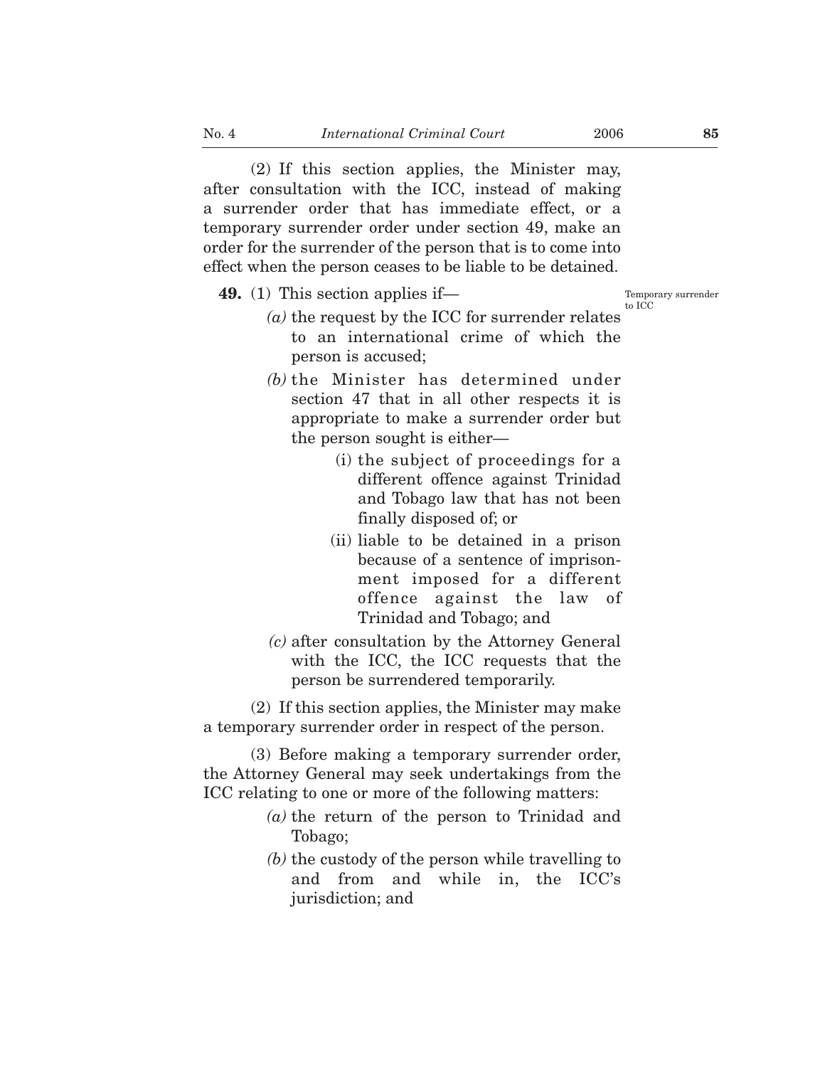(2) If this section applies, the Minister may, after consultation with the ICC, instead of making a surrender order that has immediate effect, or a temporary surrender order under section 49, make an order for the surrender of the person that is to come into effect when the person ceases to be liable to be detained.

Temporary surrender to ICC

**49.** (1) This section applies if—

*(a)* the request by the ICC for surrender relates to an international crime of which the person is accused;

*(b)* the Minister has determined under section 47 that in all other respects it is appropriate to make a surrender order but the person sought is either—

(i) the subject of proceedings for a different offence against Trinidad and Tobago law that has not been finally disposed of; or

(ii) liable to be detained in a prison because of a sentence of imprisonment imposed for a different offence against the law of Trinidad and Tobago; and

*(c)* after consultation by the Attorney General with the ICC, the ICC requests that the person be surrendered temporarily.

(2) If this section applies, the Minister may make a temporary surrender order in respect of the person.

(3) Before making a temporary surrender order, the Attorney General may seek undertakings from the ICC relating to one or more of the following matters:

*(a)* the return of the person to Trinidad and Tobago;

*(b)* the custody of the person while travelling to and from and while in, the ICC's jurisdiction; and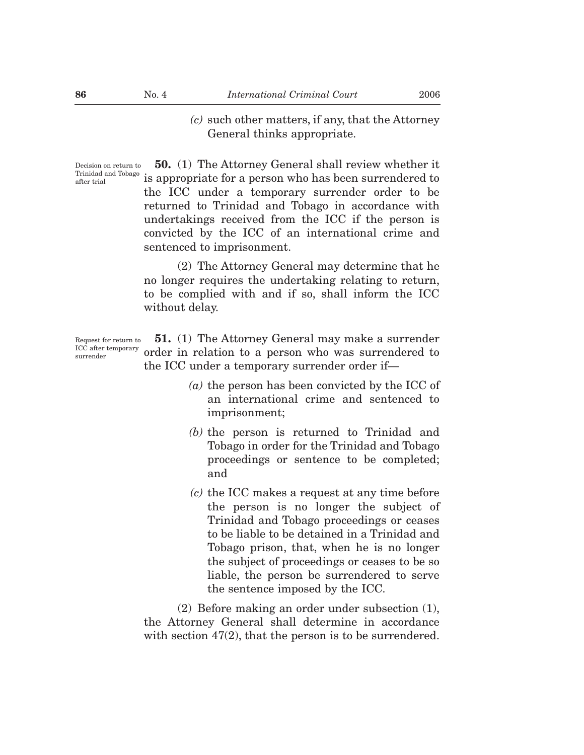*(c)* such other matters, if any, that the Attorney General thinks appropriate.

Decision on return to Trinidad and Tobago after trial

**50.** (1) The Attorney General shall review whether it is appropriate for a person who has been surrendered to the ICC under a temporary surrender order to be returned to Trinidad and Tobago in accordance with undertakings received from the ICC if the person is convicted by the ICC of an international crime and sentenced to imprisonment.

(2) The Attorney General may determine that he no longer requires the undertaking relating to return, to be complied with and if so, shall inform the ICC without delay.

Request for return to ICC after temporary surrender

**51.** (1) The Attorney General may make a surrender order in relation to a person who was surrendered to the ICC under a temporary surrender order if—

*(a)* the person has been convicted by the ICC of an international crime and sentenced to imprisonment;

*(b)* the person is returned to Trinidad and Tobago in order for the Trinidad and Tobago proceedings or sentence to be completed; and

*(c)* the ICC makes a request at any time before the person is no longer the subject of Trinidad and Tobago proceedings or ceases to be liable to be detained in a Trinidad and Tobago prison, that, when he is no longer the subject of proceedings or ceases to be so liable, the person be surrendered to serve the sentence imposed by the ICC.

(2) Before making an order under subsection (1), the Attorney General shall determine in accordance with section 47(2), that the person is to be surrendered.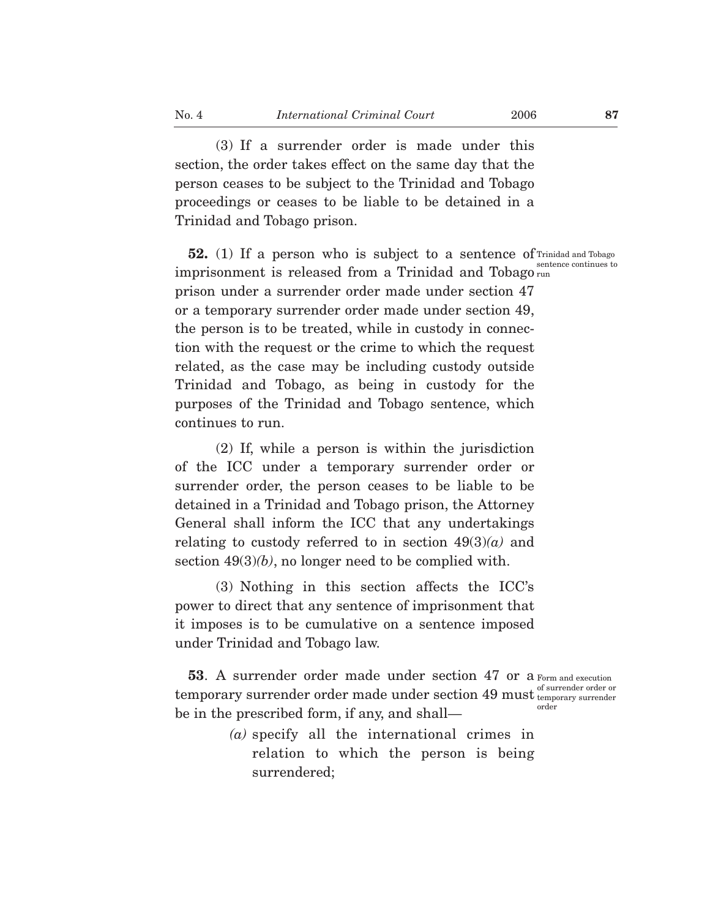(3) If a surrender order is made under this section, the order takes effect on the same day that the person ceases to be subject to the Trinidad and Tobago proceedings or ceases to be liable to be detained in a Trinidad and Tobago prison.

Trinidad and Tobago sentence continues to run

**52.** (1) If a person who is subject to a sentence of imprisonment is released from a Trinidad and Tobago prison under a surrender order made under section 47 or a temporary surrender order made under section 49, the person is to be treated, while in custody in connection with the request or the crime to which the request related, as the case may be including custody outside Trinidad and Tobago, as being in custody for the purposes of the Trinidad and Tobago sentence, which continues to run.

(2) If, while a person is within the jurisdiction of the ICC under a temporary surrender order or surrender order, the person ceases to be liable to be detained in a Trinidad and Tobago prison, the Attorney General shall inform the ICC that any undertakings relating to custody referred to in section 49(3)*(a)* and section 49(3)*(b)*, no longer need to be complied with.

(3) Nothing in this section affects the ICC's power to direct that any sentence of imprisonment that it imposes is to be cumulative on a sentence imposed under Trinidad and Tobago law.

Form and execution of surrender order or temporary surrender order

**53**. A surrender order made under section 47 or a temporary surrender order made under section 49 must be in the prescribed form, if any, and shall—

*(a)* specify all the international crimes in relation to which the person is being surrendered;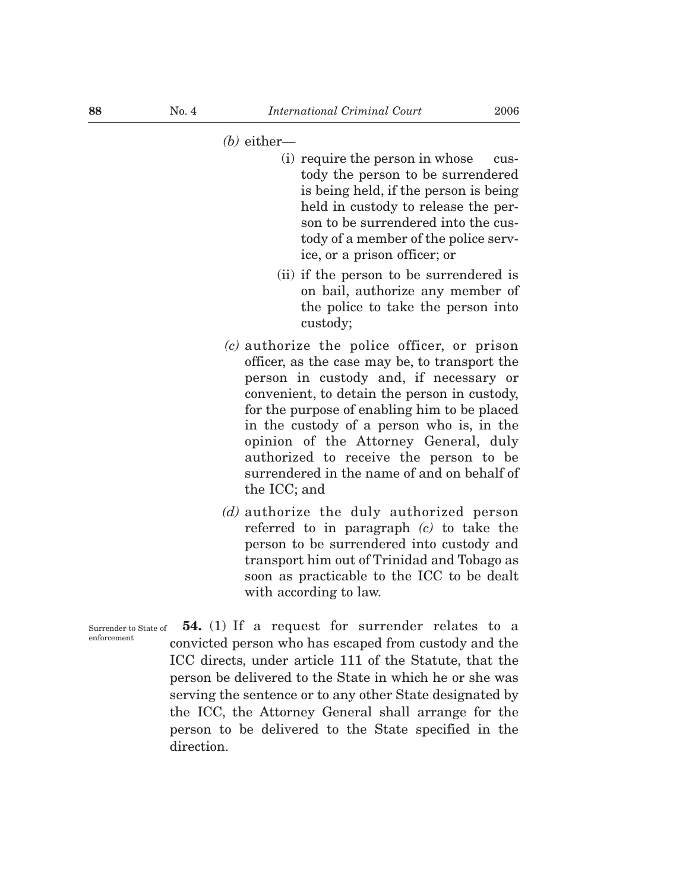*(b)* either—

(i) require the person in whose custody the person to be surrendered is being held, if the person is being held in custody to release the person to be surrendered into the custody of a member of the police service, or a prison officer; or

(ii) if the person to be surrendered is on bail, authorize any member of the police to take the person into custody;

*(c)* authorize the police officer, or prison officer, as the case may be, to transport the person in custody and, if necessary or convenient, to detain the person in custody, for the purpose of enabling him to be placed in the custody of a person who is, in the opinion of the Attorney General, duly authorized to receive the person to be surrendered in the name of and on behalf of the ICC; and

*(d)* authorize the duly authorized person referred to in paragraph *(c)* to take the person to be surrendered into custody and transport him out of Trinidad and Tobago as soon as practicable to the ICC to be dealt with according to law.

Surrender to State of enforcement

**54.** (1) If a request for surrender relates to a convicted person who has escaped from custody and the ICC directs, under article 111 of the Statute, that the person be delivered to the State in which he or she was serving the sentence or to any other State designated by the ICC, the Attorney General shall arrange for the person to be delivered to the State specified in the direction.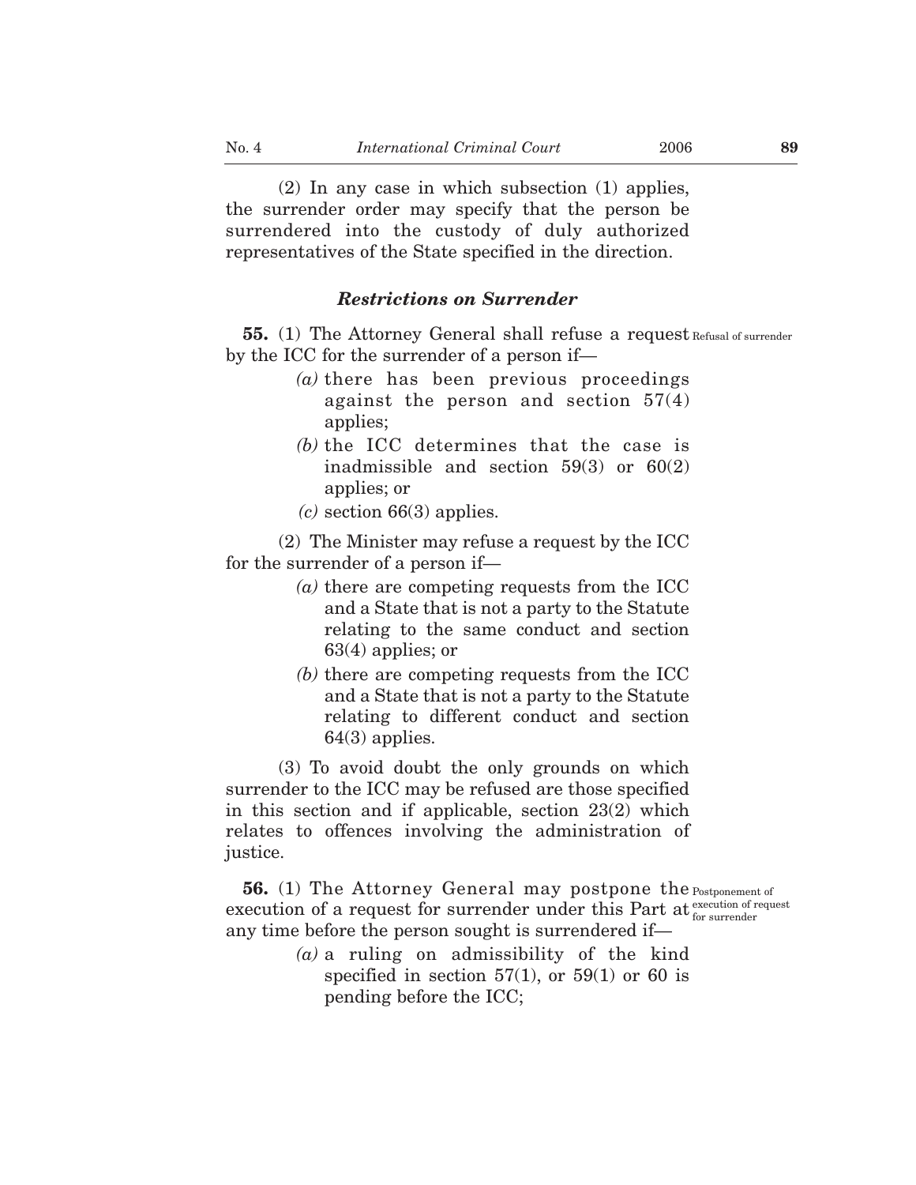(2) In any case in which subsection (1) applies, the surrender order may specify that the person be surrendered into the custody of duly authorized representatives of the State specified in the direction.

### *Restrictions on Surrender*

Refusal of surrender

**55.** (1) The Attorney General shall refuse a request by the ICC for the surrender of a person if—

*(a)* there has been previous proceedings against the person and section 57(4) applies;

*(b)* the ICC determines that the case is inadmissible and section 59(3) or 60(2) applies; or

*(c)* section 66(3) applies.

(2) The Minister may refuse a request by the ICC for the surrender of a person if—

*(a)* there are competing requests from the ICC and a State that is not a party to the Statute relating to the same conduct and section 63(4) applies; or

*(b)* there are competing requests from the ICC and a State that is not a party to the Statute relating to different conduct and section 64(3) applies.

(3) To avoid doubt the only grounds on which surrender to the ICC may be refused are those specified in this section and if applicable, section 23(2) which relates to offences involving the administration of justice.

Postponement of execution of request for surrender

**56.** (1) The Attorney General may postpone the execution of a request for surrender under this Part at any time before the person sought is surrendered if—

*(a)* a ruling on admissibility of the kind specified in section 57(1), or 59(1) or 60 is pending before the ICC;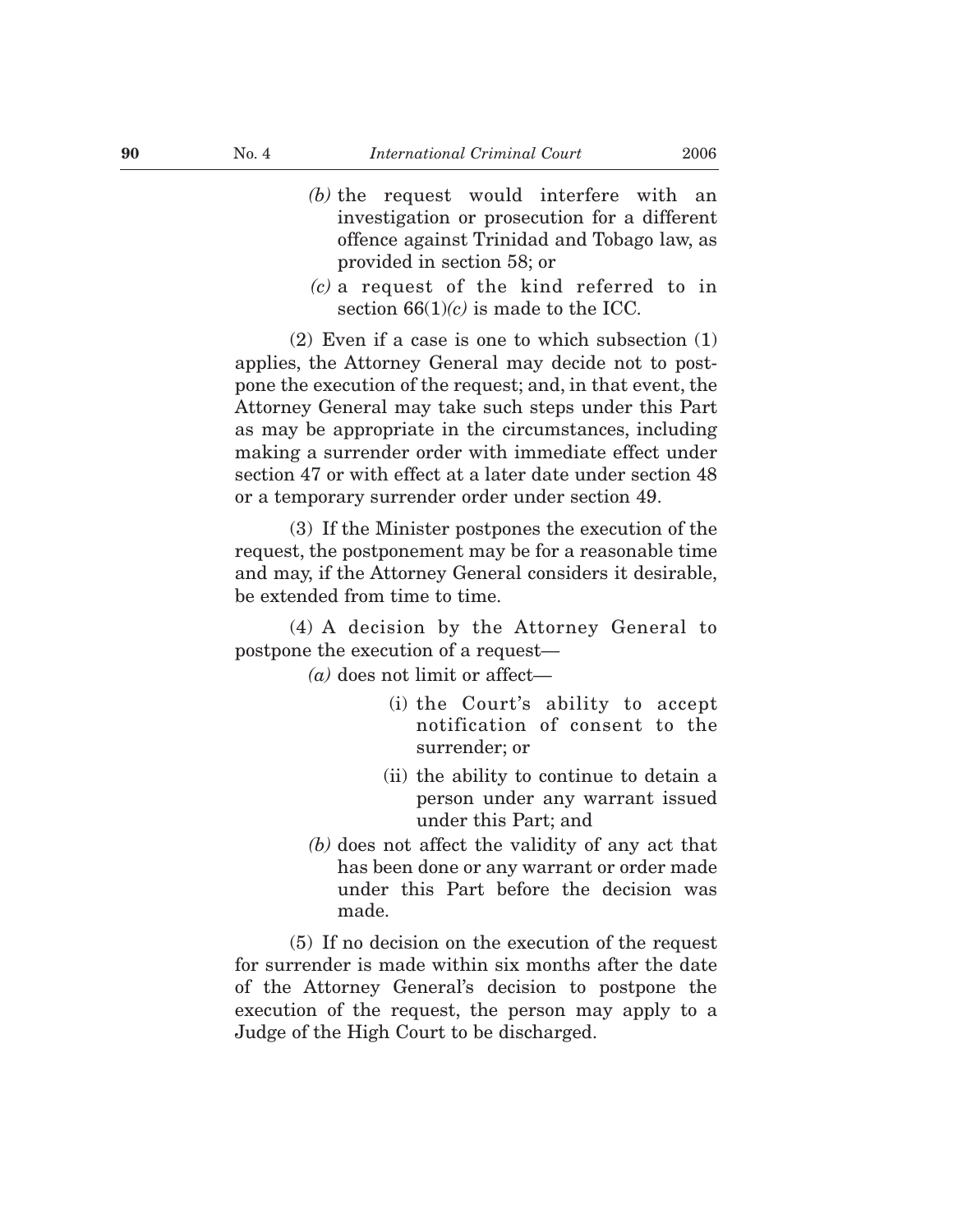*(b)* the request would interfere with an investigation or prosecution for a different offence against Trinidad and Tobago law, as provided in section 58; or

*(c)* a request of the kind referred to in section 66(1)*(c)* is made to the ICC.

(2) Even if a case is one to which subsection (1) applies, the Attorney General may decide not to postpone the execution of the request; and, in that event, the Attorney General may take such steps under this Part as may be appropriate in the circumstances, including making a surrender order with immediate effect under section 47 or with effect at a later date under section 48 or a temporary surrender order under section 49.

(3) If the Minister postpones the execution of the request, the postponement may be for a reasonable time and may, if the Attorney General considers it desirable, be extended from time to time.

(4) A decision by the Attorney General to postpone the execution of a request—

*(a)* does not limit or affect—

(i) the Court's ability to accept notification of consent to the surrender; or

(ii) the ability to continue to detain a person under any warrant issued under this Part; and

*(b)* does not affect the validity of any act that has been done or any warrant or order made under this Part before the decision was made.

(5) If no decision on the execution of the request for surrender is made within six months after the date of the Attorney General's decision to postpone the execution of the request, the person may apply to a Judge of the High Court to be discharged.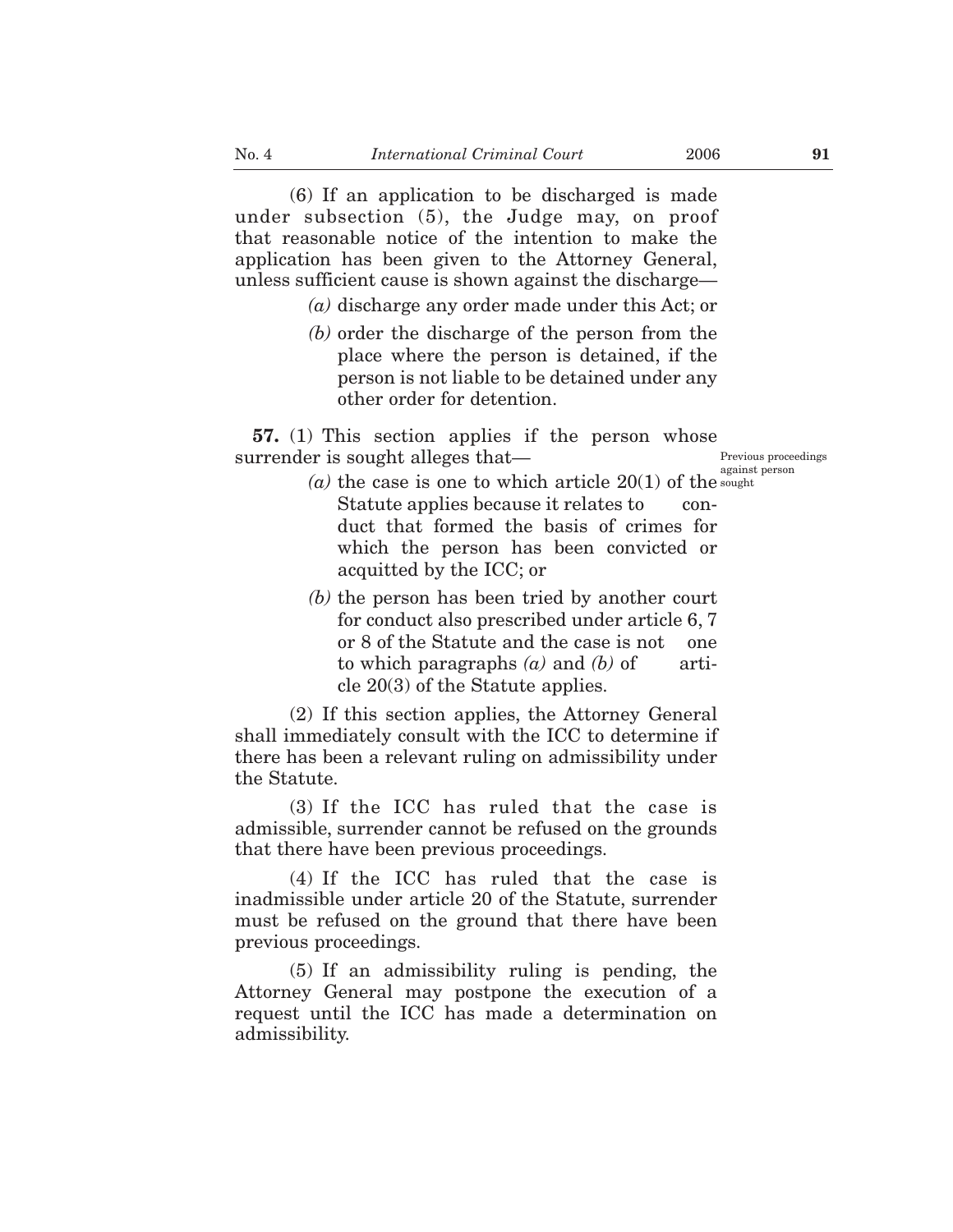(6) If an application to be discharged is made under subsection (5), the Judge may, on proof that reasonable notice of the intention to make the application has been given to the Attorney General, unless sufficient cause is shown against the discharge—

*(a)* discharge any order made under this Act; or

*(b)* order the discharge of the person from the place where the person is detained, if the person is not liable to be detained under any other order for detention.

Previous proceedings against person sought

**57.** (1) This section applies if the person whose surrender is sought alleges that—

*(a)* the case is one to which article 20(1) of the Statute applies because it relates to conduct that formed the basis of crimes for which the person has been convicted or acquitted by the ICC; or

*(b)* the person has been tried by another court for conduct also prescribed under article 6, 7 or 8 of the Statute and the case is not one to which paragraphs *(a)* and *(b)* of article 20(3) of the Statute applies.

(2) If this section applies, the Attorney General shall immediately consult with the ICC to determine if there has been a relevant ruling on admissibility under the Statute.

(3) If the ICC has ruled that the case is admissible, surrender cannot be refused on the grounds that there have been previous proceedings.

(4) If the ICC has ruled that the case is inadmissible under article 20 of the Statute, surrender must be refused on the ground that there have been previous proceedings.

(5) If an admissibility ruling is pending, the Attorney General may postpone the execution of a request until the ICC has made a determination on admissibility.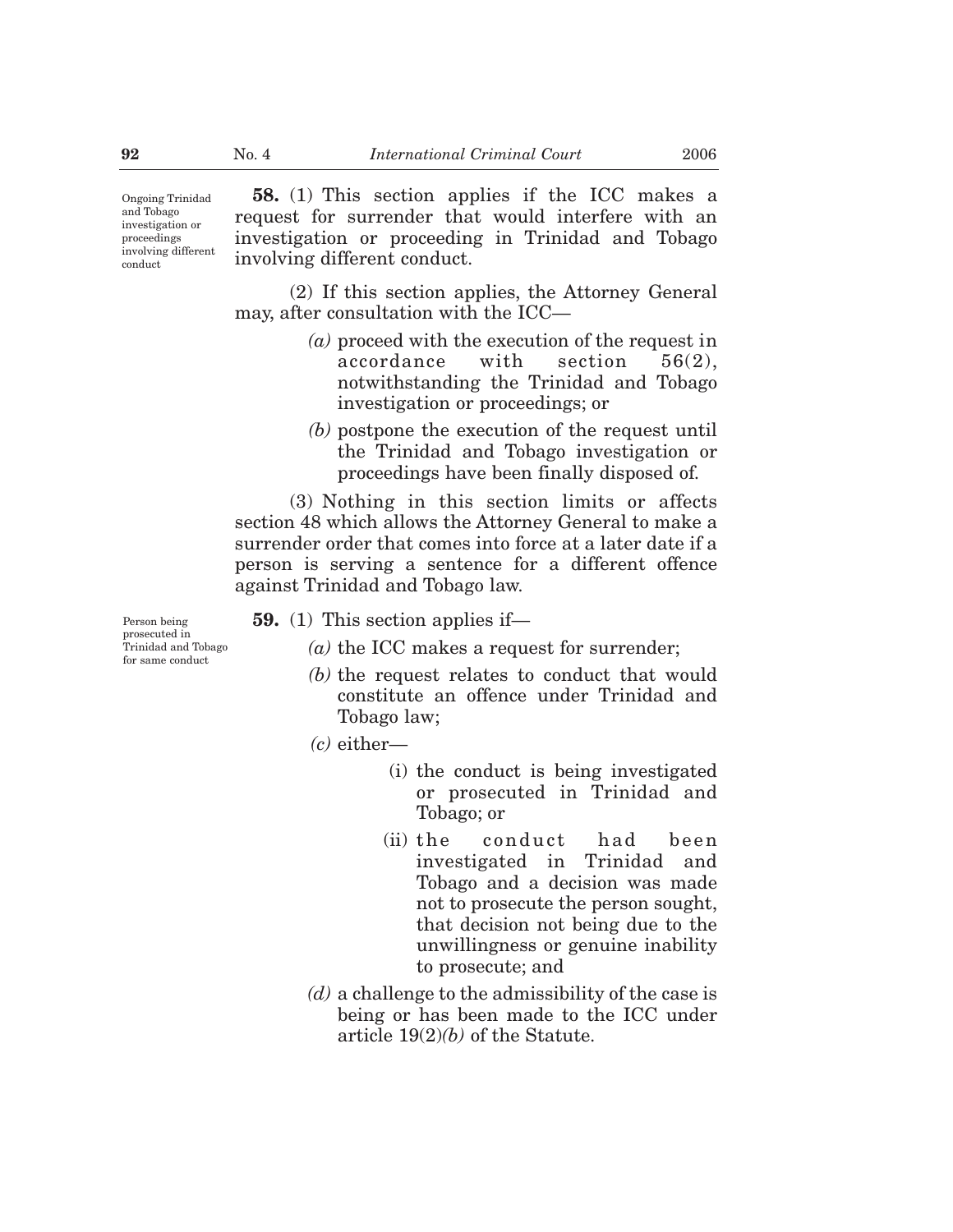Ongoing Trinidad and Tobago investigation or proceedings involving different conduct

**58.** (1) This section applies if the ICC makes a request for surrender that would interfere with an investigation or proceeding in Trinidad and Tobago involving different conduct.

(2) If this section applies, the Attorney General may, after consultation with the ICC—

*(a)* proceed with the execution of the request in accordance with section 56(2), notwithstanding the Trinidad and Tobago investigation or proceedings; or

*(b)* postpone the execution of the request until the Trinidad and Tobago investigation or proceedings have been finally disposed of.

(3) Nothing in this section limits or affects section 48 which allows the Attorney General to make a surrender order that comes into force at a later date if a person is serving a sentence for a different offence against Trinidad and Tobago law.

Person being prosecuted in Trinidad and Tobago for same conduct

**59.** (1) This section applies if—

*(a)* the ICC makes a request for surrender;

*(b)* the request relates to conduct that would constitute an offence under Trinidad and Tobago law;

*(c)* either—

(i) the conduct is being investigated or prosecuted in Trinidad and Tobago; or

(ii) the conduct had been investigated in Trinidad and Tobago and a decision was made not to prosecute the person sought, that decision not being due to the unwillingness or genuine inability to prosecute; and

*(d)* a challenge to the admissibility of the case is being or has been made to the ICC under article 19(2)*(b)* of the Statute.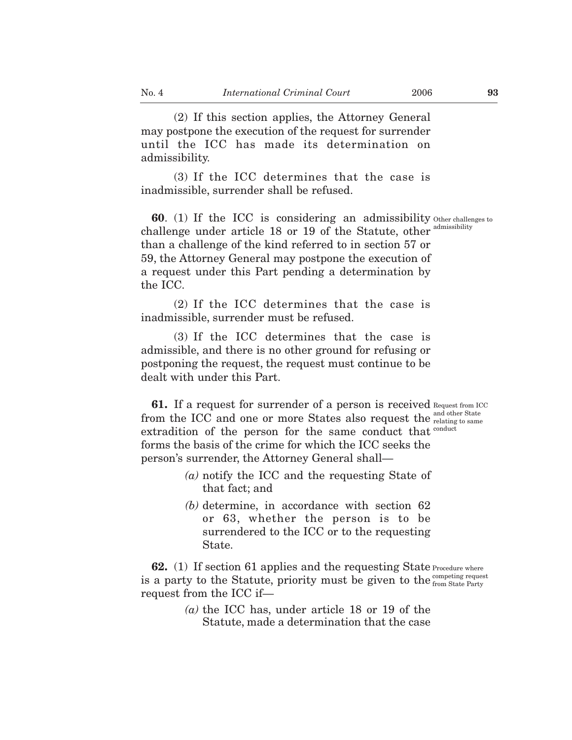(2) If this section applies, the Attorney General may postpone the execution of the request for surrender until the ICC has made its determination on admissibility.

(3) If the ICC determines that the case is inadmissible, surrender shall be refused.

**60**. (1) If the ICC is considering an admissibility challenge under article 18 or 19 of the Statute, other than a challenge of the kind referred to in section 57 or 59, the Attorney General may postpone the execution of a request under this Part pending a determination by the ICC.

Other challenges to admissibility

(2) If the ICC determines that the case is inadmissible, surrender must be refused.

(3) If the ICC determines that the case is admissible, and there is no other ground for refusing or postponing the request, the request must continue to be dealt with under this Part.

**61.** If a request for surrender of a person is received from the ICC and one or more States also request the extradition of the person for the same conduct that forms the basis of the crime for which the ICC seeks the person's surrender, the Attorney General shall—

Request from ICC and other State relating to same conduct

*(a)* notify the ICC and the requesting State of that fact; and

*(b)* determine, in accordance with section 62 or 63, whether the person is to be surrendered to the ICC or to the requesting State.

**62.** (1) If section 61 applies and the requesting State is a party to the Statute, priority must be given to the request from the ICC if—

Procedure where competing request from State Party

*(a)* the ICC has, under article 18 or 19 of the Statute, made a determination that the case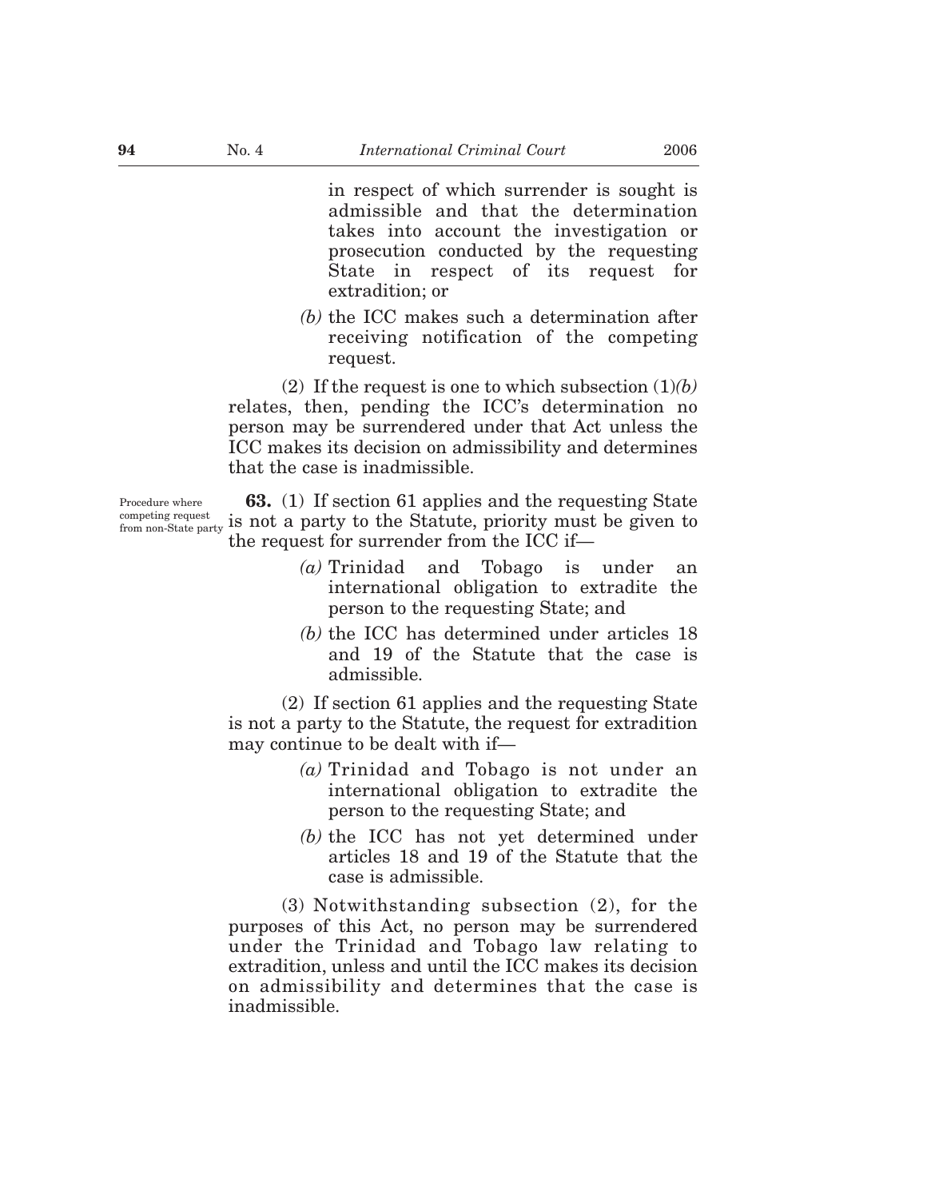in respect of which surrender is sought is admissible and that the determination takes into account the investigation or prosecution conducted by the requesting State in respect of its request for extradition; or

*(b)* the ICC makes such a determination after receiving notification of the competing request.

(2) If the request is one to which subsection (1)*(b)* relates, then, pending the ICC's determination no person may be surrendered under that Act unless the ICC makes its decision on admissibility and determines that the case is inadmissible.

Procedure where competing request from non-State party

**63.** (1) If section 61 applies and the requesting State is not a party to the Statute, priority must be given to the request for surrender from the ICC if—

*(a)* Trinidad and Tobago is under an international obligation to extradite the person to the requesting State; and

*(b)* the ICC has determined under articles 18 and 19 of the Statute that the case is admissible.

(2) If section 61 applies and the requesting State is not a party to the Statute, the request for extradition may continue to be dealt with if—

*(a)* Trinidad and Tobago is not under an international obligation to extradite the person to the requesting State; and

*(b)* the ICC has not yet determined under articles 18 and 19 of the Statute that the case is admissible.

(3) Notwithstanding subsection (2), for the purposes of this Act, no person may be surrendered under the Trinidad and Tobago law relating to extradition, unless and until the ICC makes its decision on admissibility and determines that the case is inadmissible.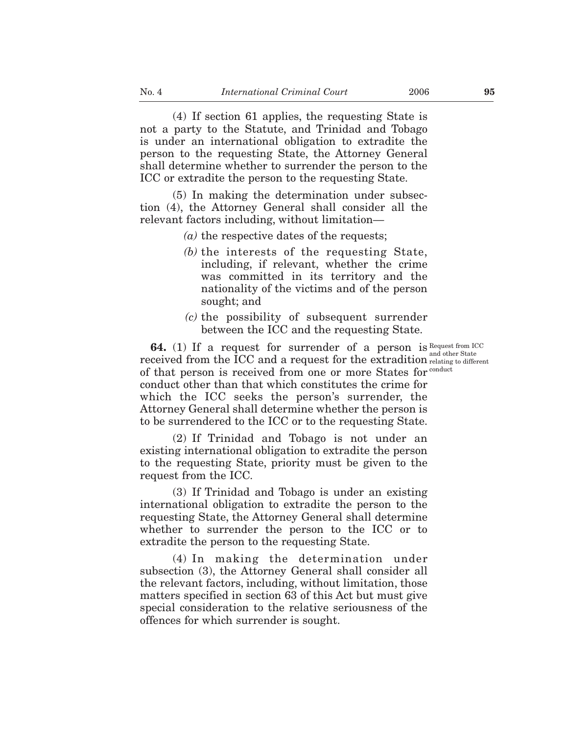(4) If section 61 applies, the requesting State is not a party to the Statute, and Trinidad and Tobago is under an international obligation to extradite the person to the requesting State, the Attorney General shall determine whether to surrender the person to the ICC or extradite the person to the requesting State.

(5) In making the determination under subsection (4), the Attorney General shall consider all the relevant factors including, without limitation—

*(a)* the respective dates of the requests;

*(b)* the interests of the requesting State, including, if relevant, whether the crime was committed in its territory and the nationality of the victims and of the person sought; and

*(c)* the possibility of subsequent surrender between the ICC and the requesting State.

Request from ICC and other State relating to different conduct

**64.** (1) If a request for surrender of a person is received from the ICC and a request for the extradition of that person is received from one or more States for conduct other than that which constitutes the crime for which the ICC seeks the person's surrender, the Attorney General shall determine whether the person is to be surrendered to the ICC or to the requesting State.

(2) If Trinidad and Tobago is not under an existing international obligation to extradite the person to the requesting State, priority must be given to the request from the ICC.

(3) If Trinidad and Tobago is under an existing international obligation to extradite the person to the requesting State, the Attorney General shall determine whether to surrender the person to the ICC or to extradite the person to the requesting State.

(4) In making the determination under subsection (3), the Attorney General shall consider all the relevant factors, including, without limitation, those matters specified in section 63 of this Act but must give special consideration to the relative seriousness of the offences for which surrender is sought.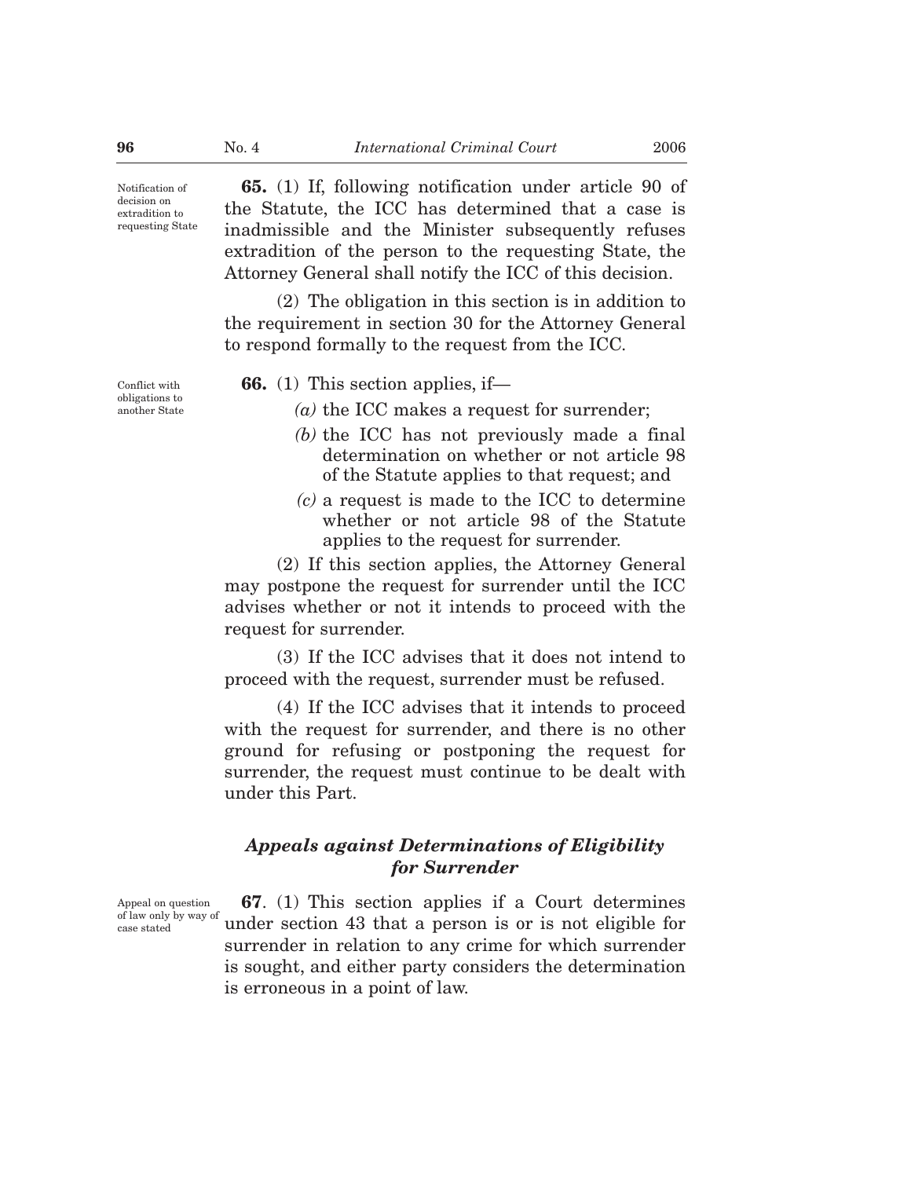Notification of decision on extradition to requesting State

**65.** (1) If, following notification under article 90 of the Statute, the ICC has determined that a case is inadmissible and the Minister subsequently refuses extradition of the person to the requesting State, the Attorney General shall notify the ICC of this decision.

(2) The obligation in this section is in addition to the requirement in section 30 for the Attorney General to respond formally to the request from the ICC.

Conflict with obligations to another State

**66.** (1) This section applies, if—

*(a)* the ICC makes a request for surrender;

*(b)* the ICC has not previously made a final determination on whether or not article 98 of the Statute applies to that request; and

*(c)* a request is made to the ICC to determine whether or not article 98 of the Statute applies to the request for surrender.

(2) If this section applies, the Attorney General may postpone the request for surrender until the ICC advises whether or not it intends to proceed with the request for surrender.

(3) If the ICC advises that it does not intend to proceed with the request, surrender must be refused.

(4) If the ICC advises that it intends to proceed with the request for surrender, and there is no other ground for refusing or postponing the request for surrender, the request must continue to be dealt with under this Part.

### *Appeals against Determinations of Eligibility for Surrender*

Appeal on question of law only by way of case stated

**67**. (1) This section applies if a Court determines under section 43 that a person is or is not eligible for surrender in relation to any crime for which surrender is sought, and either party considers the determination is erroneous in a point of law.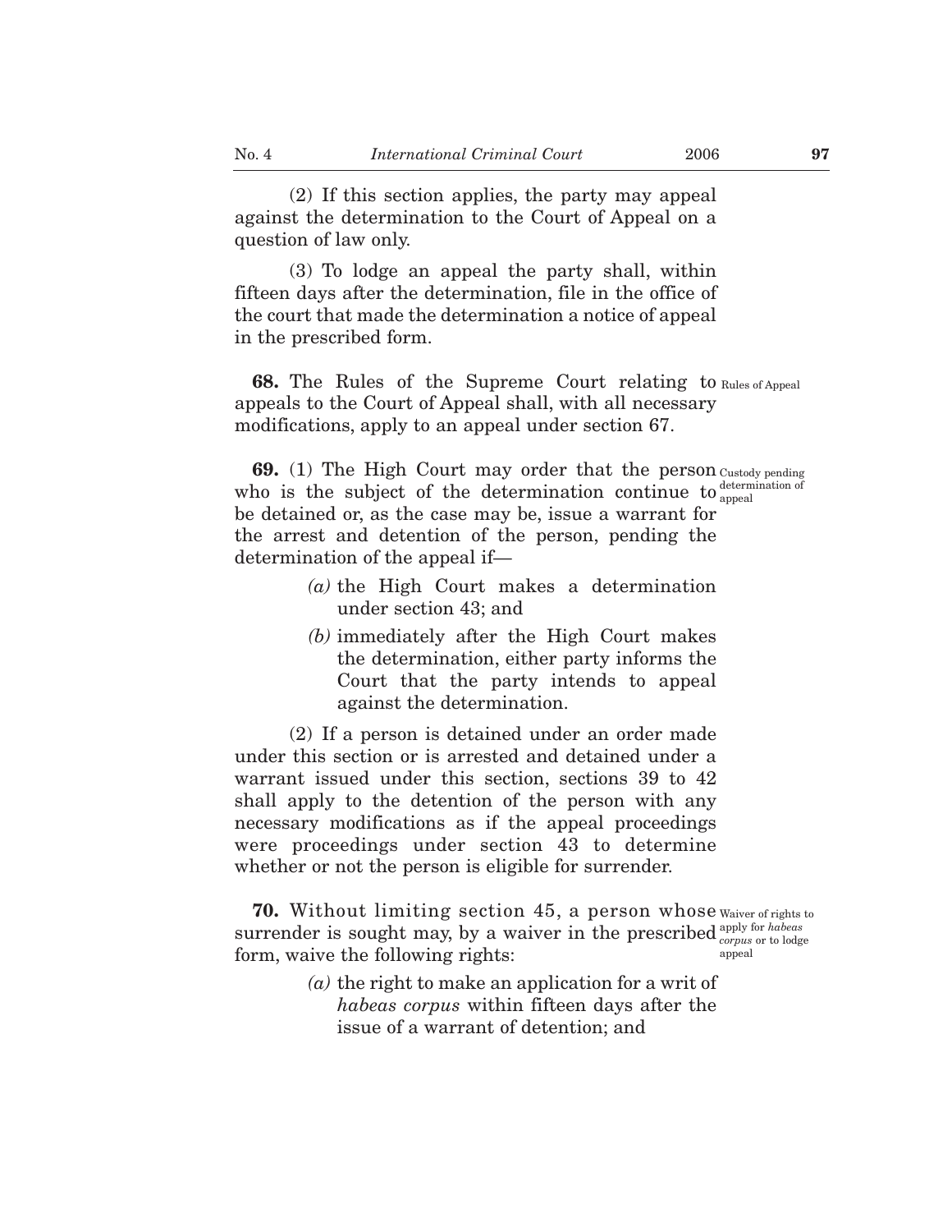(2) If this section applies, the party may appeal against the determination to the Court of Appeal on a question of law only.

(3) To lodge an appeal the party shall, within fifteen days after the determination, file in the office of the court that made the determination a notice of appeal in the prescribed form.

Rules of Appeal

**68.** The Rules of the Supreme Court relating to appeals to the Court of Appeal shall, with all necessary modifications, apply to an appeal under section 67.

Custody pending determination of appeal

**69.** (1) The High Court may order that the person who is the subject of the determination continue to be detained or, as the case may be, issue a warrant for the arrest and detention of the person, pending the determination of the appeal if—

*(a)* the High Court makes a determination under section 43; and

*(b)* immediately after the High Court makes the determination, either party informs the Court that the party intends to appeal against the determination.

(2) If a person is detained under an order made under this section or is arrested and detained under a warrant issued under this section, sections 39 to 42 shall apply to the detention of the person with any necessary modifications as if the appeal proceedings were proceedings under section 43 to determine whether or not the person is eligible for surrender.

Waiver of rights to apply for *habeas corpus* or to lodge appeal

**70.** Without limiting section 45, a person whose surrender is sought may, by a waiver in the prescribed form, waive the following rights:

*(a)* the right to make an application for a writ of *habeas corpus* within fifteen days after the issue of a warrant of detention; and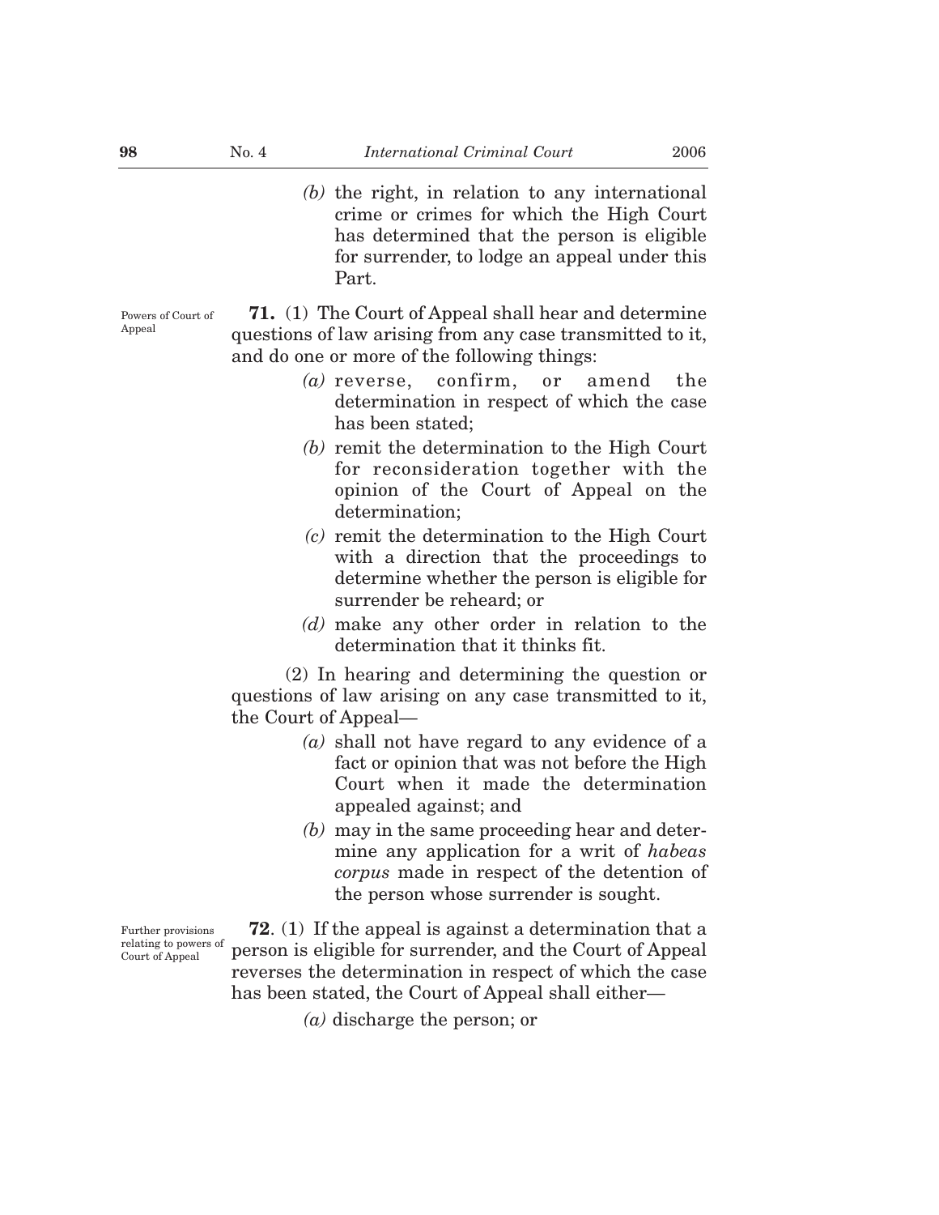*(b)* the right, in relation to any international crime or crimes for which the High Court has determined that the person is eligible for surrender, to lodge an appeal under this Part.

Powers of Court of Appeal

**71.** (1) The Court of Appeal shall hear and determine questions of law arising from any case transmitted to it, and do one or more of the following things:

*(a)* reverse, confirm, or amend the determination in respect of which the case has been stated;

*(b)* remit the determination to the High Court for reconsideration together with the opinion of the Court of Appeal on the determination;

*(c)* remit the determination to the High Court with a direction that the proceedings to determine whether the person is eligible for surrender be reheard; or

*(d)* make any other order in relation to the determination that it thinks fit.

(2) In hearing and determining the question or questions of law arising on any case transmitted to it, the Court of Appeal—

*(a)* shall not have regard to any evidence of a fact or opinion that was not before the High Court when it made the determination appealed against; and

*(b)* may in the same proceeding hear and determine any application for a writ of *habeas corpus* made in respect of the detention of the person whose surrender is sought.

Further provisions relating to powers of Court of Appeal

**72**. (1) If the appeal is against a determination that a person is eligible for surrender, and the Court of Appeal reverses the determination in respect of which the case has been stated, the Court of Appeal shall either—

*(a)* discharge the person; or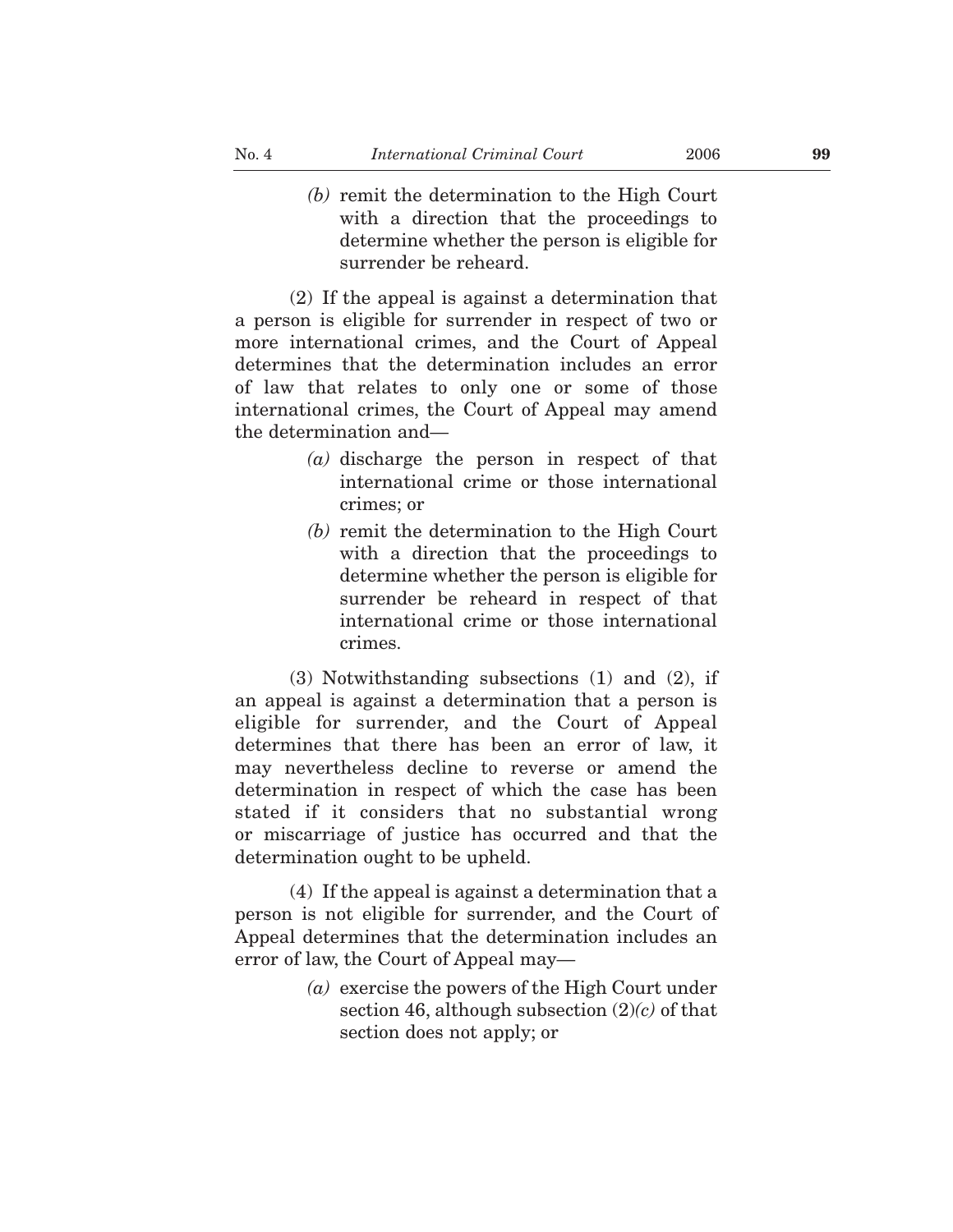*(b)* remit the determination to the High Court with a direction that the proceedings to determine whether the person is eligible for surrender be reheard.

(2) If the appeal is against a determination that a person is eligible for surrender in respect of two or more international crimes, and the Court of Appeal determines that the determination includes an error of law that relates to only one or some of those international crimes, the Court of Appeal may amend the determination and—

*(a)* discharge the person in respect of that international crime or those international crimes; or

*(b)* remit the determination to the High Court with a direction that the proceedings to determine whether the person is eligible for surrender be reheard in respect of that international crime or those international crimes.

(3) Notwithstanding subsections (1) and (2), if an appeal is against a determination that a person is eligible for surrender, and the Court of Appeal determines that there has been an error of law, it may nevertheless decline to reverse or amend the determination in respect of which the case has been stated if it considers that no substantial wrong or miscarriage of justice has occurred and that the determination ought to be upheld.

(4) If the appeal is against a determination that a person is not eligible for surrender, and the Court of Appeal determines that the determination includes an error of law, the Court of Appeal may—

*(a)* exercise the powers of the High Court under section 46, although subsection (2)*(c)* of that section does not apply; or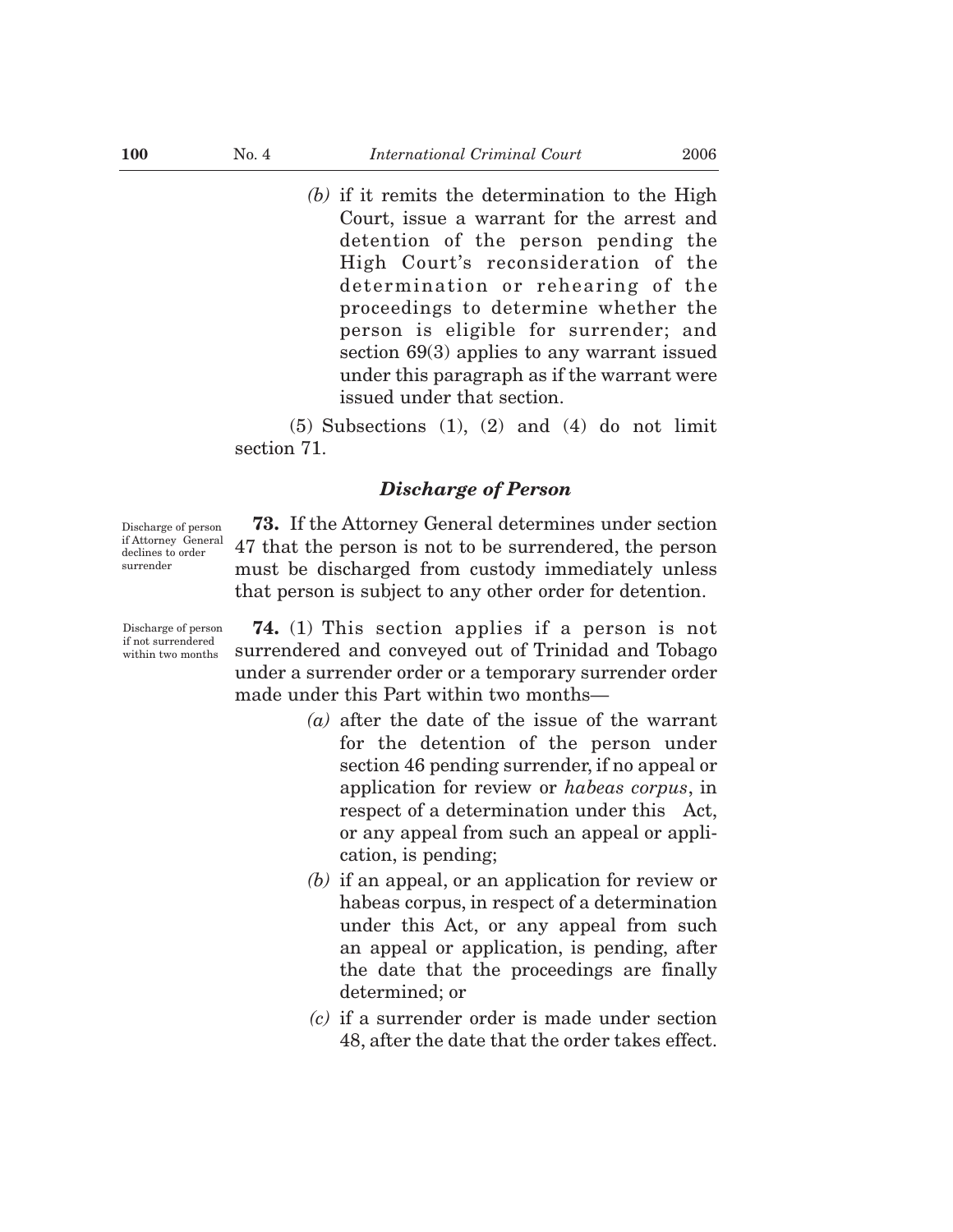*(b)* if it remits the determination to the High Court, issue a warrant for the arrest and detention of the person pending the High Court's reconsideration of the determination or rehearing of the proceedings to determine whether the person is eligible for surrender; and section 69(3) applies to any warrant issued under this paragraph as if the warrant were issued under that section.

(5) Subsections (1), (2) and (4) do not limit section 71.

### *Discharge of Person*

Discharge of person if Attorney General declines to order surrender

**73.** If the Attorney General determines under section 47 that the person is not to be surrendered, the person must be discharged from custody immediately unless that person is subject to any other order for detention.

Discharge of person if not surrendered within two months

**74.** (1) This section applies if a person is not surrendered and conveyed out of Trinidad and Tobago under a surrender order or a temporary surrender order made under this Part within two months—

*(a)* after the date of the issue of the warrant for the detention of the person under section 46 pending surrender, if no appeal or application for review or *habeas corpus*, in respect of a determination under this Act, or any appeal from such an appeal or application, is pending;

*(b)* if an appeal, or an application for review or habeas corpus, in respect of a determination under this Act, or any appeal from such an appeal or application, is pending, after the date that the proceedings are finally determined; or

*(c)* if a surrender order is made under section 48, after the date that the order takes effect.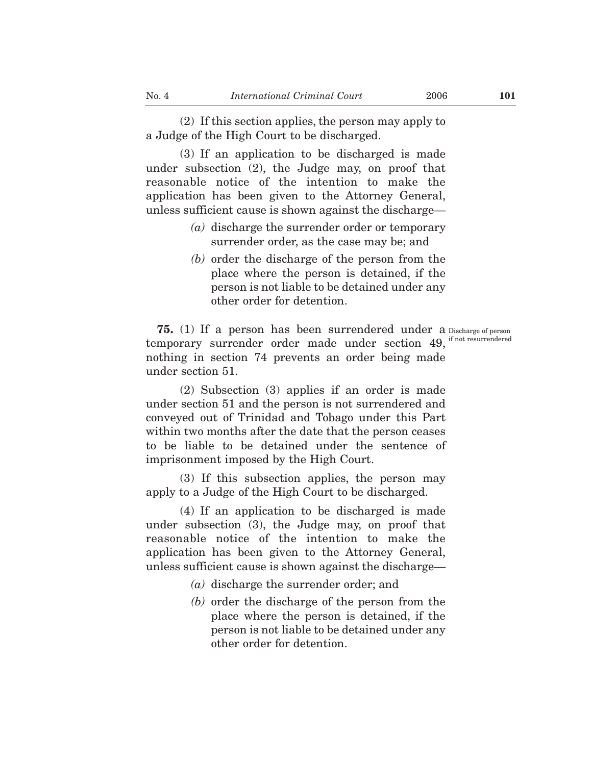(2) If this section applies, the person may apply to a Judge of the High Court to be discharged.

(3) If an application to be discharged is made under subsection (2), the Judge may, on proof that reasonable notice of the intention to make the application has been given to the Attorney General, unless sufficient cause is shown against the discharge—

*(a)* discharge the surrender order or temporary surrender order, as the case may be; and

*(b)* order the discharge of the person from the place where the person is detained, if the person is not liable to be detained under any other order for detention.

Discharge of person if not resurrendered

**75.** (1) If a person has been surrendered under a temporary surrender order made under section 49, nothing in section 74 prevents an order being made under section 51.

(2) Subsection (3) applies if an order is made under section 51 and the person is not surrendered and conveyed out of Trinidad and Tobago under this Part within two months after the date that the person ceases to be liable to be detained under the sentence of imprisonment imposed by the High Court.

(3) If this subsection applies, the person may apply to a Judge of the High Court to be discharged.

(4) If an application to be discharged is made under subsection (3), the Judge may, on proof that reasonable notice of the intention to make the application has been given to the Attorney General, unless sufficient cause is shown against the discharge—

*(a)* discharge the surrender order; and

*(b)* order the discharge of the person from the place where the person is detained, if the person is not liable to be detained under any other order for detention.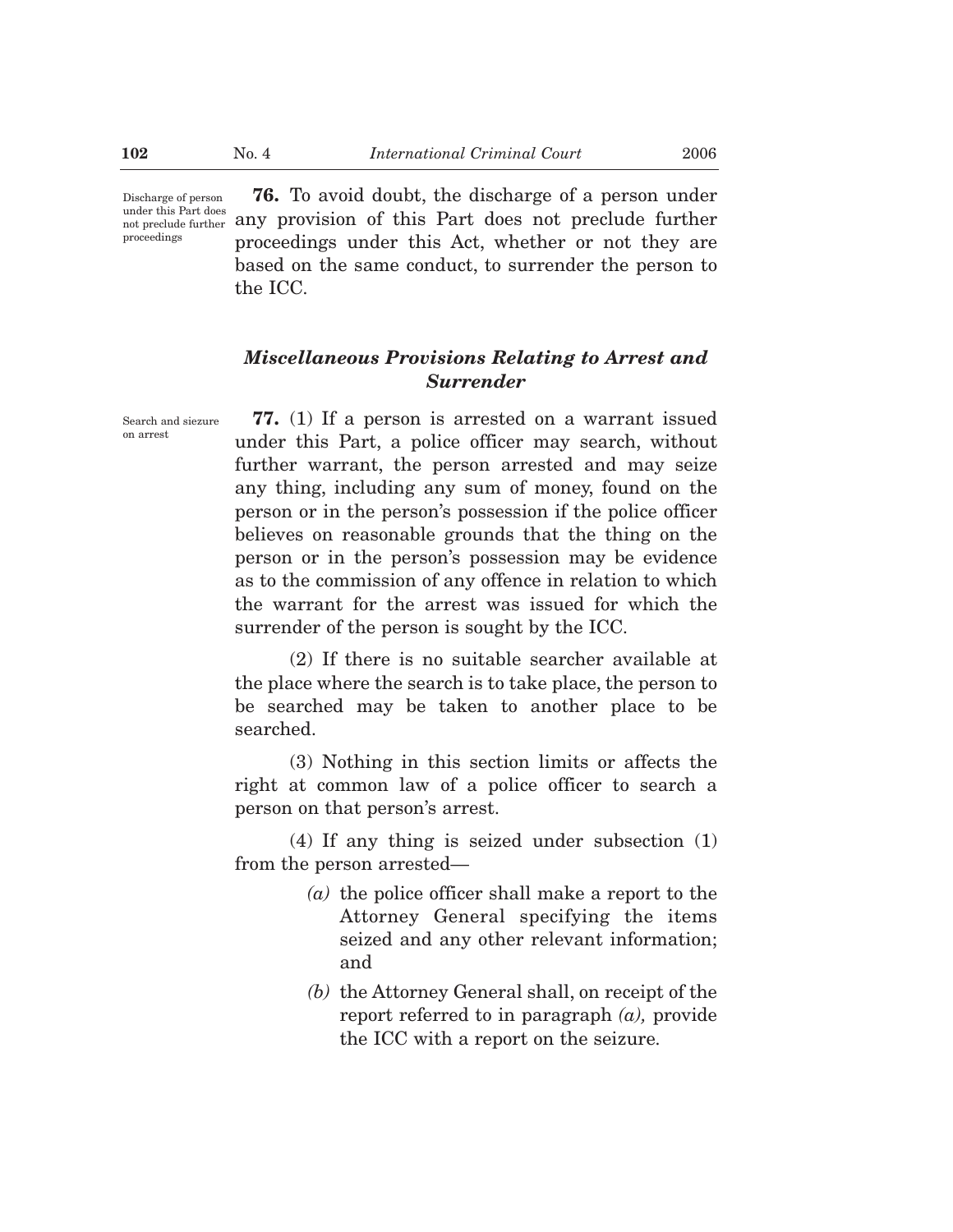Discharge of person under this Part does not preclude further proceedings

**76.** To avoid doubt, the discharge of a person under any provision of this Part does not preclude further proceedings under this Act, whether or not they are based on the same conduct, to surrender the person to the ICC.

## *Miscellaneous Provisions Relating to Arrest and Surrender*

Search and siezure on arrest

**77.** (1) If a person is arrested on a warrant issued under this Part, a police officer may search, without further warrant, the person arrested and may seize any thing, including any sum of money, found on the person or in the person's possession if the police officer believes on reasonable grounds that the thing on the person or in the person's possession may be evidence as to the commission of any offence in relation to which the warrant for the arrest was issued for which the surrender of the person is sought by the ICC.

(2) If there is no suitable searcher available at the place where the search is to take place, the person to be searched may be taken to another place to be searched.

(3) Nothing in this section limits or affects the right at common law of a police officer to search a person on that person's arrest.

(4) If any thing is seized under subsection (1) from the person arrested—

- *(a)* the police officer shall make a report to the Attorney General specifying the items seized and any other relevant information; and
- *(b)* the Attorney General shall, on receipt of the report referred to in paragraph *(a),* provide the ICC with a report on the seizure.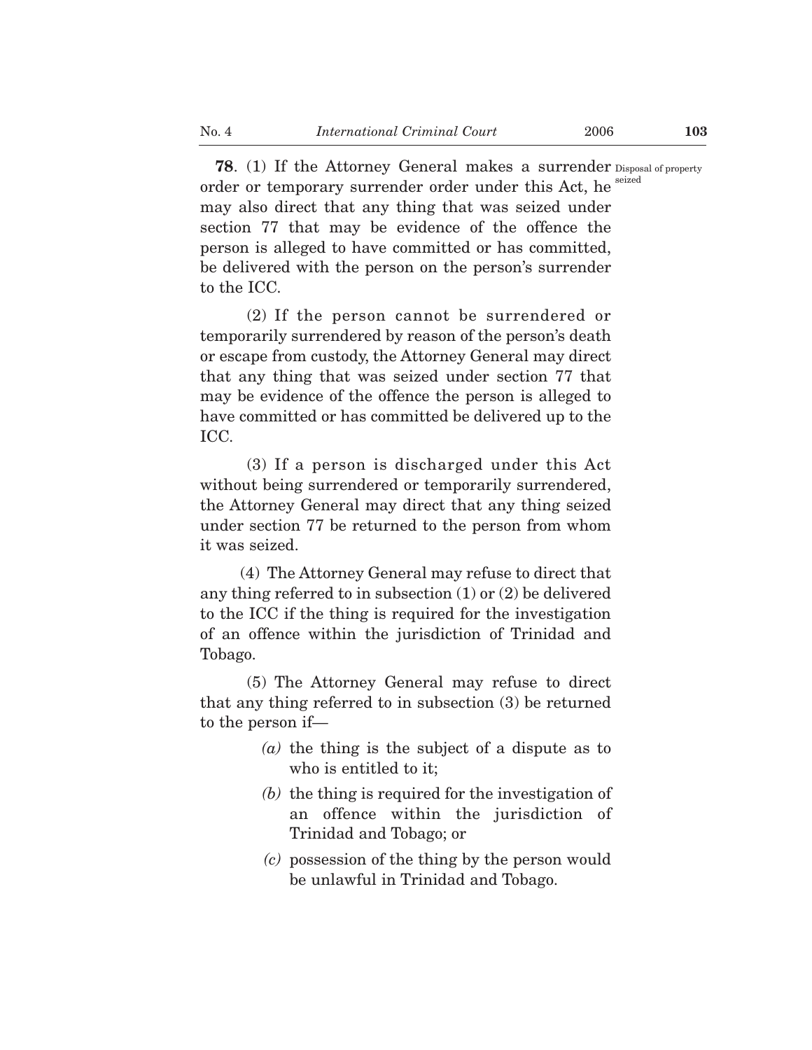**78**. (1) If the Attorney General makes a surrender order or temporary surrender order under this Act, he may also direct that any thing that was seized under section 77 that may be evidence of the offence the person is alleged to have committed or has committed, be delivered with the person on the person's surrender to the ICC.

Disposal of property seized

(2) If the person cannot be surrendered or temporarily surrendered by reason of the person's death or escape from custody, the Attorney General may direct that any thing that was seized under section 77 that may be evidence of the offence the person is alleged to have committed or has committed be delivered up to the ICC.

(3) If a person is discharged under this Act without being surrendered or temporarily surrendered, the Attorney General may direct that any thing seized under section 77 be returned to the person from whom it was seized.

(4) The Attorney General may refuse to direct that any thing referred to in subsection (1) or (2) be delivered to the ICC if the thing is required for the investigation of an offence within the jurisdiction of Trinidad and Tobago.

(5) The Attorney General may refuse to direct that any thing referred to in subsection (3) be returned to the person if—

*(a)* the thing is the subject of a dispute as to who is entitled to it;

*(b)* the thing is required for the investigation of an offence within the jurisdiction of Trinidad and Tobago; or

*(c)* possession of the thing by the person would be unlawful in Trinidad and Tobago.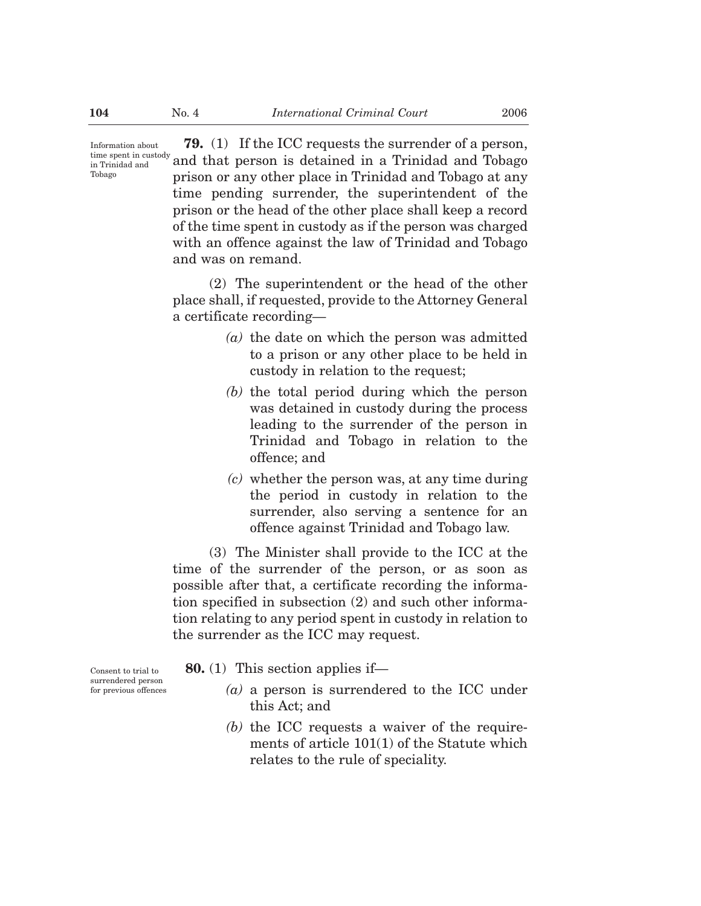Information about time spent in custody in Trinidad and Tobago

**79.** (1) If the ICC requests the surrender of a person, and that person is detained in a Trinidad and Tobago prison or any other place in Trinidad and Tobago at any time pending surrender, the superintendent of the prison or the head of the other place shall keep a record of the time spent in custody as if the person was charged with an offence against the law of Trinidad and Tobago and was on remand.

(2) The superintendent or the head of the other place shall, if requested, provide to the Attorney General a certificate recording—

*(a)* the date on which the person was admitted to a prison or any other place to be held in custody in relation to the request;

*(b)* the total period during which the person was detained in custody during the process leading to the surrender of the person in Trinidad and Tobago in relation to the offence; and

*(c)* whether the person was, at any time during the period in custody in relation to the surrender, also serving a sentence for an offence against Trinidad and Tobago law.

(3) The Minister shall provide to the ICC at the time of the surrender of the person, or as soon as possible after that, a certificate recording the information specified in subsection (2) and such other information relating to any period spent in custody in relation to the surrender as the ICC may request.

Consent to trial to surrendered person for previous offences

**80.** (1) This section applies if—

*(a)* a person is surrendered to the ICC under this Act; and

*(b)* the ICC requests a waiver of the requirements of article 101(1) of the Statute which relates to the rule of speciality.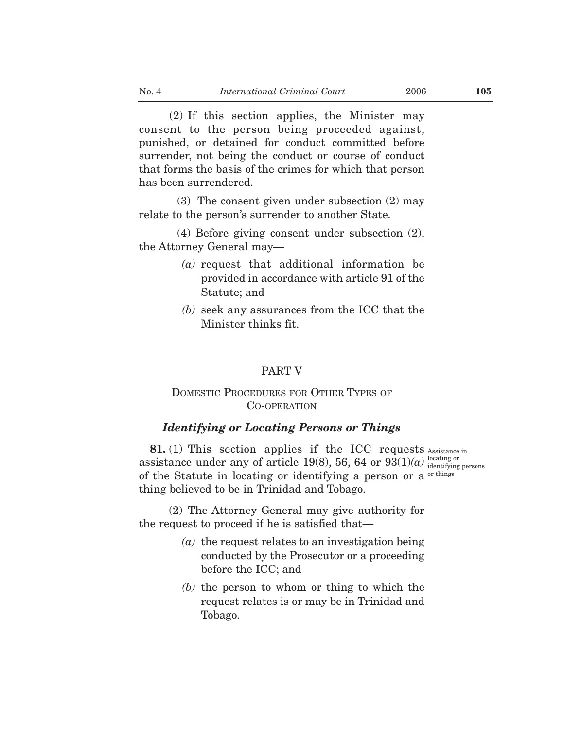(2) If this section applies, the Minister may consent to the person being proceeded against, punished, or detained for conduct committed before surrender, not being the conduct or course of conduct that forms the basis of the crimes for which that person has been surrendered.

(3) The consent given under subsection (2) may relate to the person's surrender to another State.

(4) Before giving consent under subsection (2), the Attorney General may—

*(a)* request that additional information be provided in accordance with article 91 of the Statute; and

*(b)* seek any assurances from the ICC that the Minister thinks fit.

## PART V

## DOMESTIC PROCEDURES FOR OTHER TYPES OF CO-OPERATION

### *Identifying or Locating Persons or Things*

Assistance in locating or identifying persons or things

**81.** (1) This section applies if the ICC requests assistance under any of article 19(8), 56, 64 or 93(1)*(a)* of the Statute in locating or identifying a person or a thing believed to be in Trinidad and Tobago.

(2) The Attorney General may give authority for the request to proceed if he is satisfied that—

*(a)* the request relates to an investigation being conducted by the Prosecutor or a proceeding before the ICC; and

*(b)* the person to whom or thing to which the request relates is or may be in Trinidad and Tobago.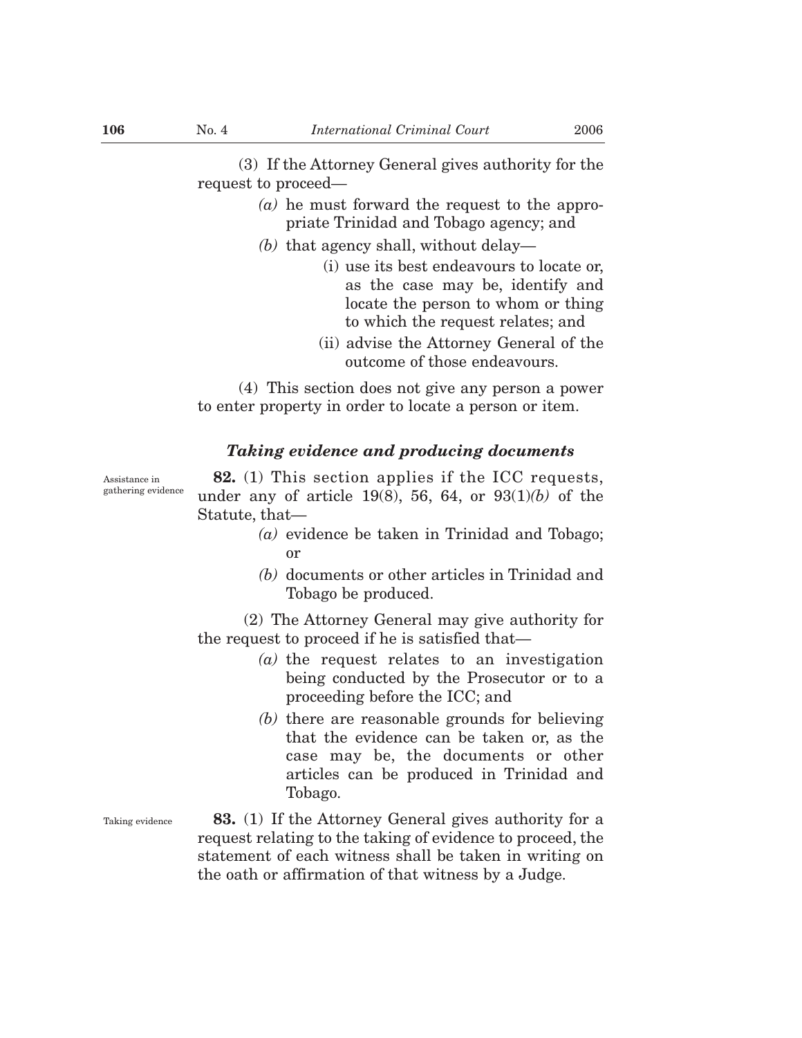(3) If the Attorney General gives authority for the request to proceed—

- *(a)* he must forward the request to the appropriate Trinidad and Tobago agency; and
- *(b)* that agency shall, without delay—
  - (i) use its best endeavours to locate or, as the case may be, identify and locate the person to whom or thing to which the request relates; and
  - (ii) advise the Attorney General of the outcome of those endeavours.

(4) This section does not give any person a power to enter property in order to locate a person or item.

### *Taking evidence and producing documents*

Assistance in gathering evidence

**82.** (1) This section applies if the ICC requests, under any of article 19(8), 56, 64, or 93(1)*(b)* of the Statute, that—

- *(a)* evidence be taken in Trinidad and Tobago; or
- *(b)* documents or other articles in Trinidad and Tobago be produced.

(2) The Attorney General may give authority for the request to proceed if he is satisfied that—

- *(a)* the request relates to an investigation being conducted by the Prosecutor or to a proceeding before the ICC; and
- *(b)* there are reasonable grounds for believing that the evidence can be taken or, as the case may be, the documents or other articles can be produced in Trinidad and Tobago.

Taking evidence

**83.** (1) If the Attorney General gives authority for a request relating to the taking of evidence to proceed, the statement of each witness shall be taken in writing on the oath or affirmation of that witness by a Judge.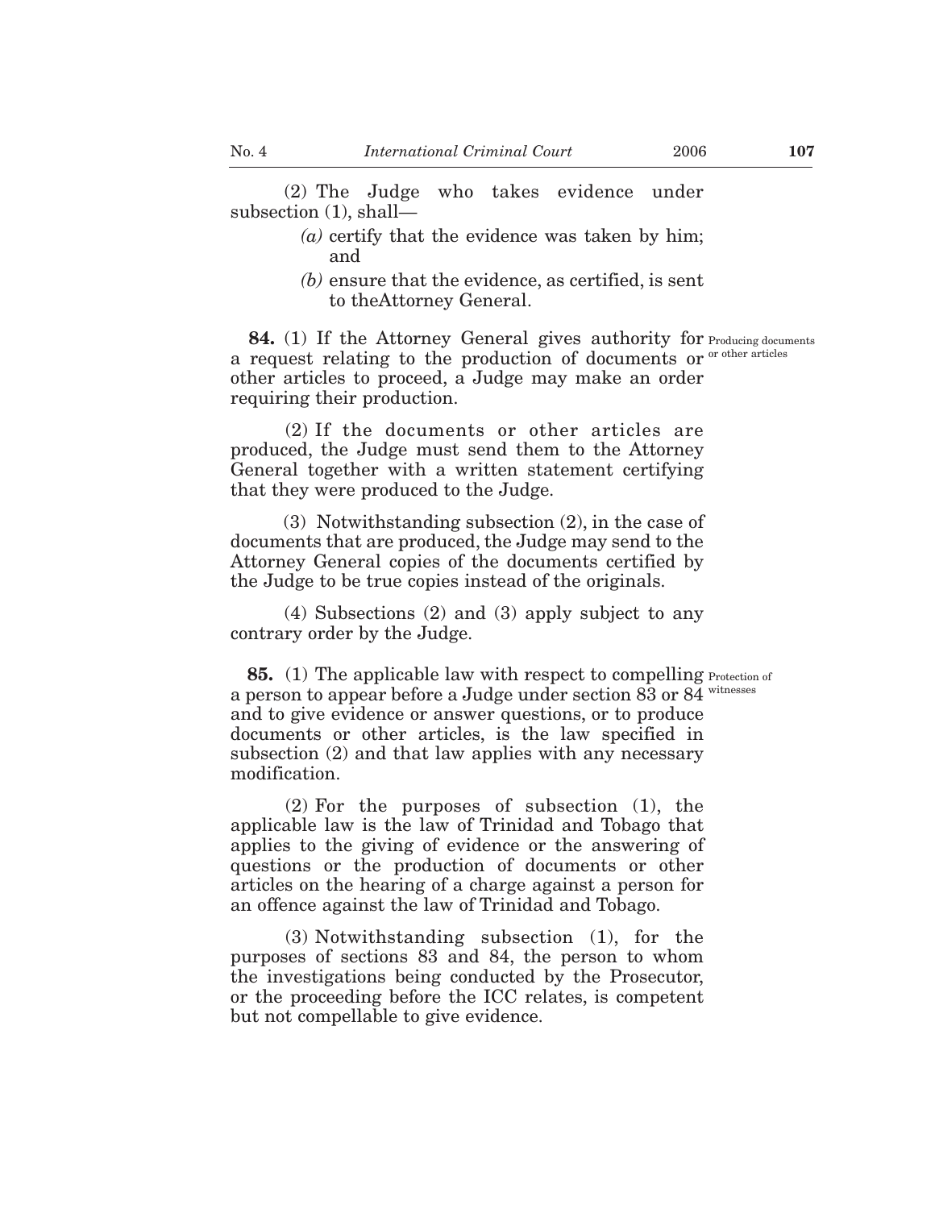(2) The Judge who takes evidence under subsection (1), shall—

*(a)* certify that the evidence was taken by him; and

*(b)* ensure that the evidence, as certified, is sent to theAttorney General.

**84.** (1) If the Attorney General gives authority for a request relating to the production of documents or other articles to proceed, a Judge may make an order requiring their production.

Producing documents or other articles

(2) If the documents or other articles are produced, the Judge must send them to the Attorney General together with a written statement certifying that they were produced to the Judge.

(3) Notwithstanding subsection (2), in the case of documents that are produced, the Judge may send to the Attorney General copies of the documents certified by the Judge to be true copies instead of the originals.

(4) Subsections (2) and (3) apply subject to any contrary order by the Judge.

**85.** (1) The applicable law with respect to compelling a person to appear before a Judge under section 83 or 84 and to give evidence or answer questions, or to produce documents or other articles, is the law specified in subsection (2) and that law applies with any necessary modification.

Protection of witnesses

(2) For the purposes of subsection (1), the applicable law is the law of Trinidad and Tobago that applies to the giving of evidence or the answering of questions or the production of documents or other articles on the hearing of a charge against a person for an offence against the law of Trinidad and Tobago.

(3) Notwithstanding subsection (1), for the purposes of sections 83 and 84, the person to whom the investigations being conducted by the Prosecutor, or the proceeding before the ICC relates, is competent but not compellable to give evidence.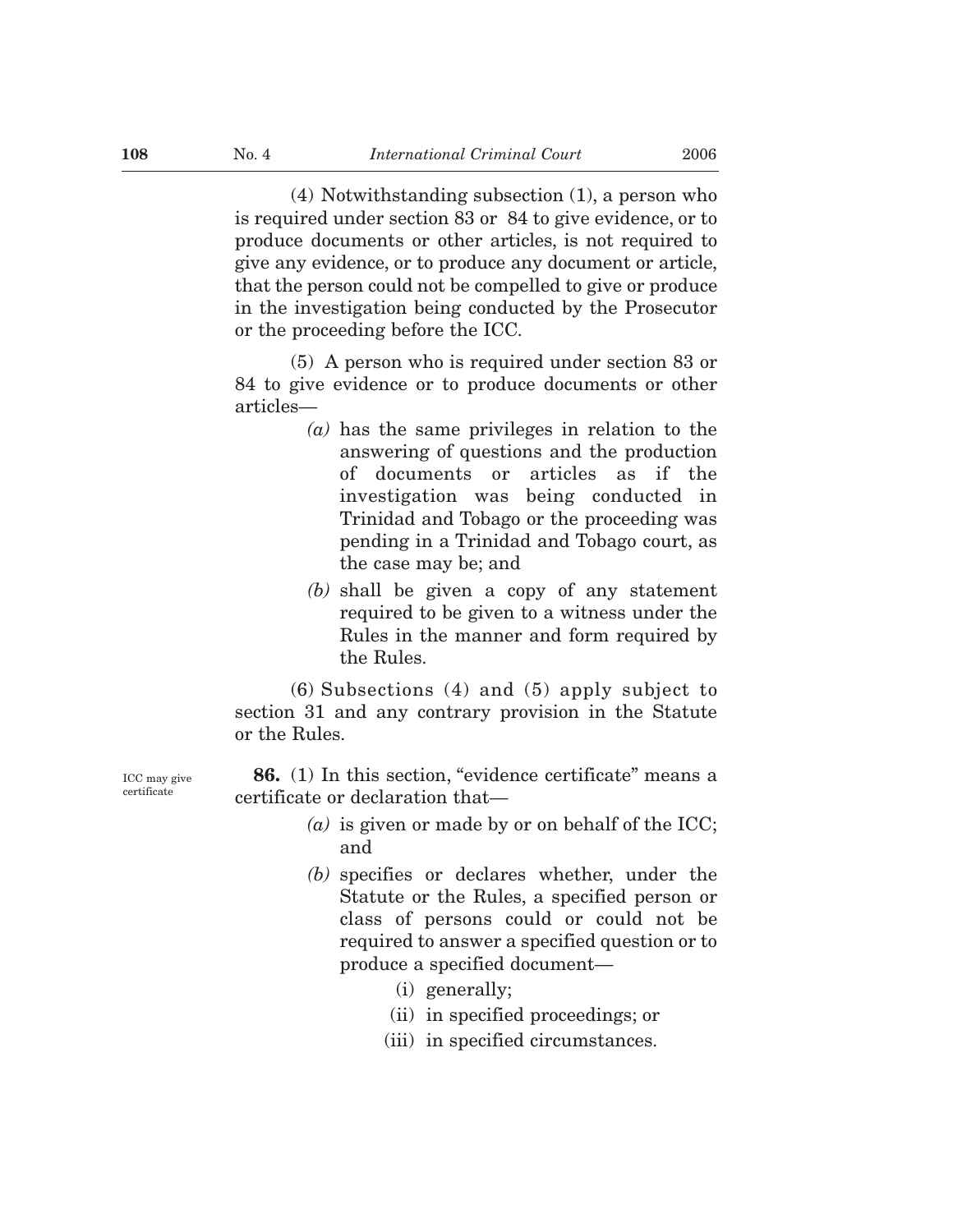(4) Notwithstanding subsection (1), a person who is required under section 83 or 84 to give evidence, or to produce documents or other articles, is not required to give any evidence, or to produce any document or article, that the person could not be compelled to give or produce in the investigation being conducted by the Prosecutor or the proceeding before the ICC.

(5) A person who is required under section 83 or 84 to give evidence or to produce documents or other articles—

*(a)* has the same privileges in relation to the answering of questions and the production of documents or articles as if the investigation was being conducted in Trinidad and Tobago or the proceeding was pending in a Trinidad and Tobago court, as the case may be; and

*(b)* shall be given a copy of any statement required to be given to a witness under the Rules in the manner and form required by the Rules.

(6) Subsections (4) and (5) apply subject to section 31 and any contrary provision in the Statute or the Rules.

ICC may give certificate

**86.** (1) In this section, "evidence certificate" means a certificate or declaration that—

*(a)* is given or made by or on behalf of the ICC; and

*(b)* specifies or declares whether, under the Statute or the Rules, a specified person or class of persons could or could not be required to answer a specified question or to produce a specified document—

(i) generally;

(ii) in specified proceedings; or

(iii) in specified circumstances.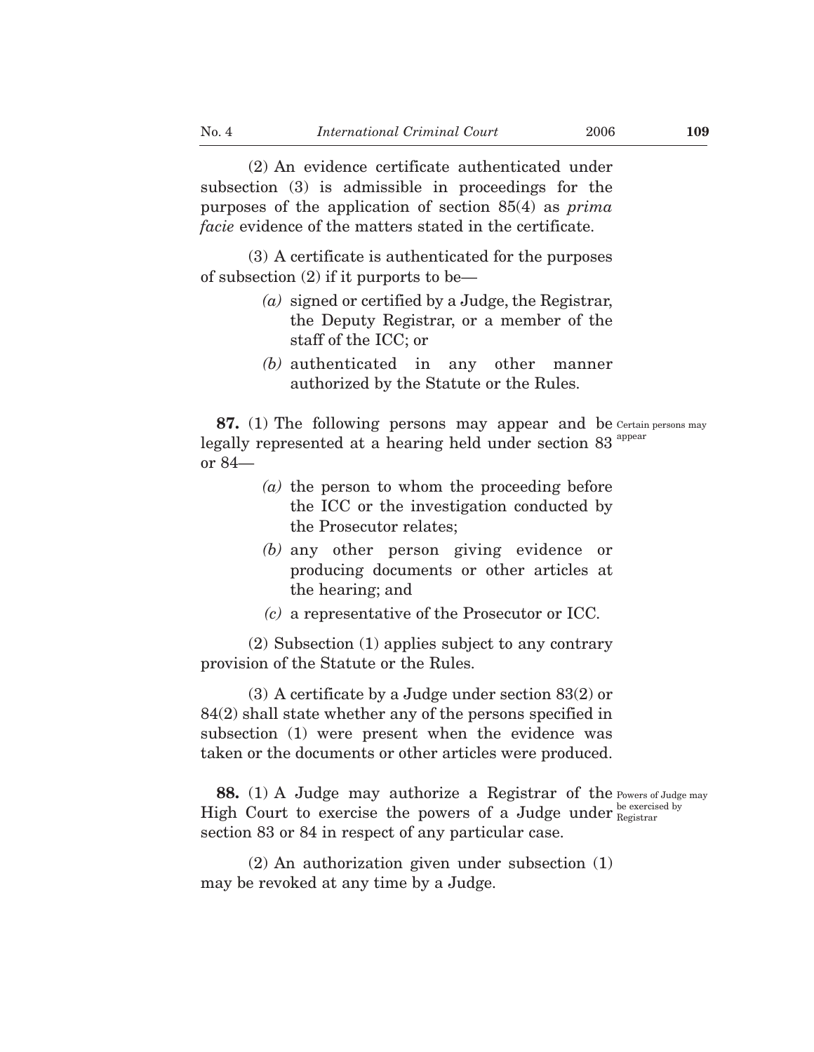(2) An evidence certificate authenticated under subsection (3) is admissible in proceedings for the purposes of the application of section 85(4) as *prima facie* evidence of the matters stated in the certificate.

(3) A certificate is authenticated for the purposes of subsection (2) if it purports to be—

*(a)* signed or certified by a Judge, the Registrar, the Deputy Registrar, or a member of the staff of the ICC; or

*(b)* authenticated in any other manner authorized by the Statute or the Rules.

Certain persons may appear

**87.** (1) The following persons may appear and be legally represented at a hearing held under section 83 or 84—

*(a)* the person to whom the proceeding before the ICC or the investigation conducted by the Prosecutor relates;

*(b)* any other person giving evidence or producing documents or other articles at the hearing; and

*(c)* a representative of the Prosecutor or ICC.

(2) Subsection (1) applies subject to any contrary provision of the Statute or the Rules.

(3) A certificate by a Judge under section 83(2) or 84(2) shall state whether any of the persons specified in subsection (1) were present when the evidence was taken or the documents or other articles were produced.

Powers of Judge may be exercised by Registrar

**88.** (1) A Judge may authorize a Registrar of the High Court to exercise the powers of a Judge under section 83 or 84 in respect of any particular case.

(2) An authorization given under subsection (1) may be revoked at any time by a Judge.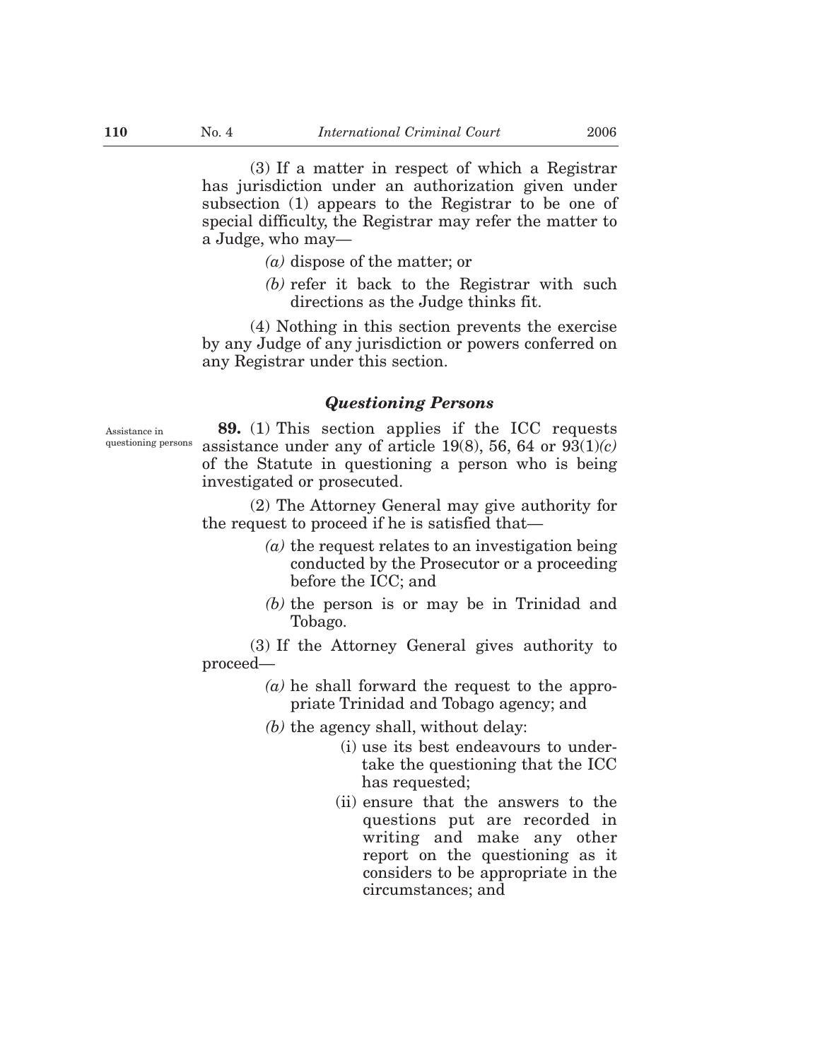(3) If a matter in respect of which a Registrar has jurisdiction under an authorization given under subsection (1) appears to the Registrar to be one of special difficulty, the Registrar may refer the matter to a Judge, who may—

*(a)* dispose of the matter; or

*(b)* refer it back to the Registrar with such directions as the Judge thinks fit.

(4) Nothing in this section prevents the exercise by any Judge of any jurisdiction or powers conferred on any Registrar under this section.

### *Questioning Persons*

Assistance in questioning persons

**89.** (1) This section applies if the ICC requests assistance under any of article 19(8), 56, 64 or 93(1)*(c)* of the Statute in questioning a person who is being investigated or prosecuted.

(2) The Attorney General may give authority for the request to proceed if he is satisfied that—

*(a)* the request relates to an investigation being conducted by the Prosecutor or a proceeding before the ICC; and

*(b)* the person is or may be in Trinidad and Tobago.

(3) If the Attorney General gives authority to proceed—

*(a)* he shall forward the request to the appropriate Trinidad and Tobago agency; and

*(b)* the agency shall, without delay:

(i) use its best endeavours to undertake the questioning that the ICC has requested;

(ii) ensure that the answers to the questions put are recorded in writing and make any other report on the questioning as it considers to be appropriate in the circumstances; and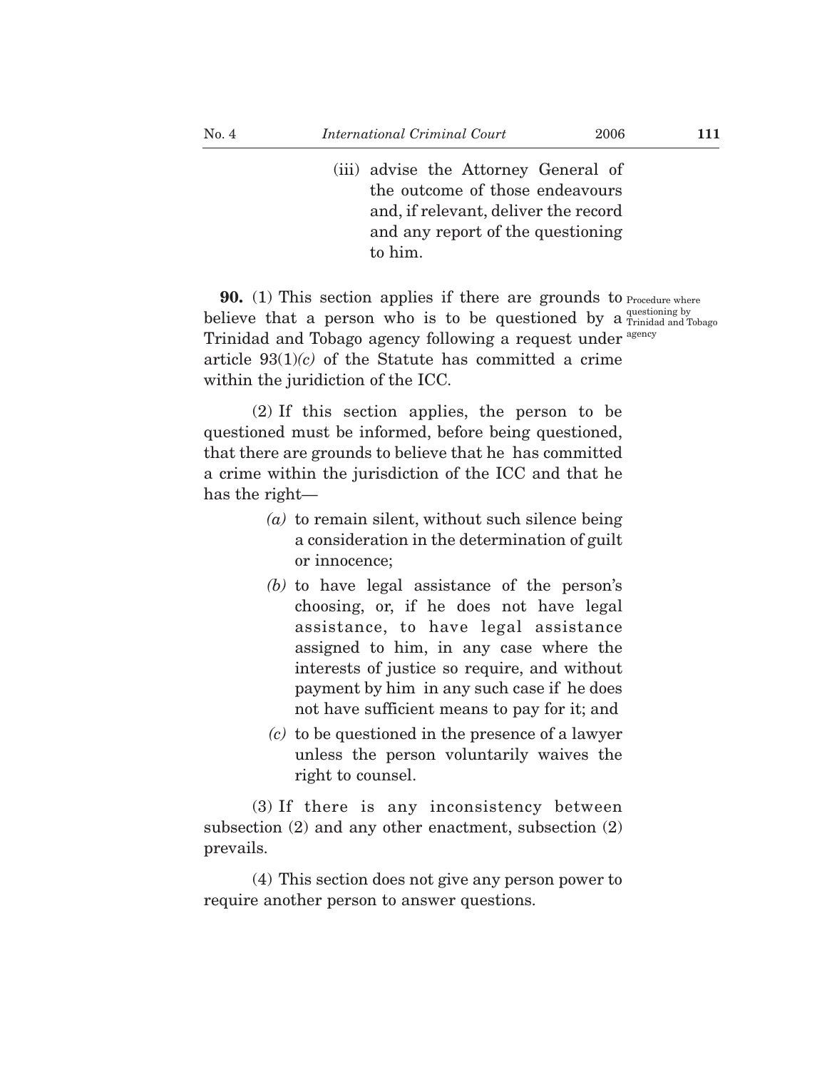(iii) advise the Attorney General of the outcome of those endeavours and, if relevant, deliver the record and any report of the questioning to him.

**90.** (1) This section applies if there are grounds to believe that a person who is to be questioned by a Trinidad and Tobago agency following a request under article 93(1)*(c)* of the Statute has committed a crime within the juridiction of the ICC.

Procedure where questioning by Trinidad and Tobago agency

(2) If this section applies, the person to be questioned must be informed, before being questioned, that there are grounds to believe that he has committed a crime within the jurisdiction of the ICC and that he has the right—

*(a)* to remain silent, without such silence being a consideration in the determination of guilt or innocence;

*(b)* to have legal assistance of the person's choosing, or, if he does not have legal assistance, to have legal assistance assigned to him, in any case where the interests of justice so require, and without payment by him in any such case if he does not have sufficient means to pay for it; and

*(c)* to be questioned in the presence of a lawyer unless the person voluntarily waives the right to counsel.

(3) If there is any inconsistency between subsection (2) and any other enactment, subsection (2) prevails.

(4) This section does not give any person power to require another person to answer questions.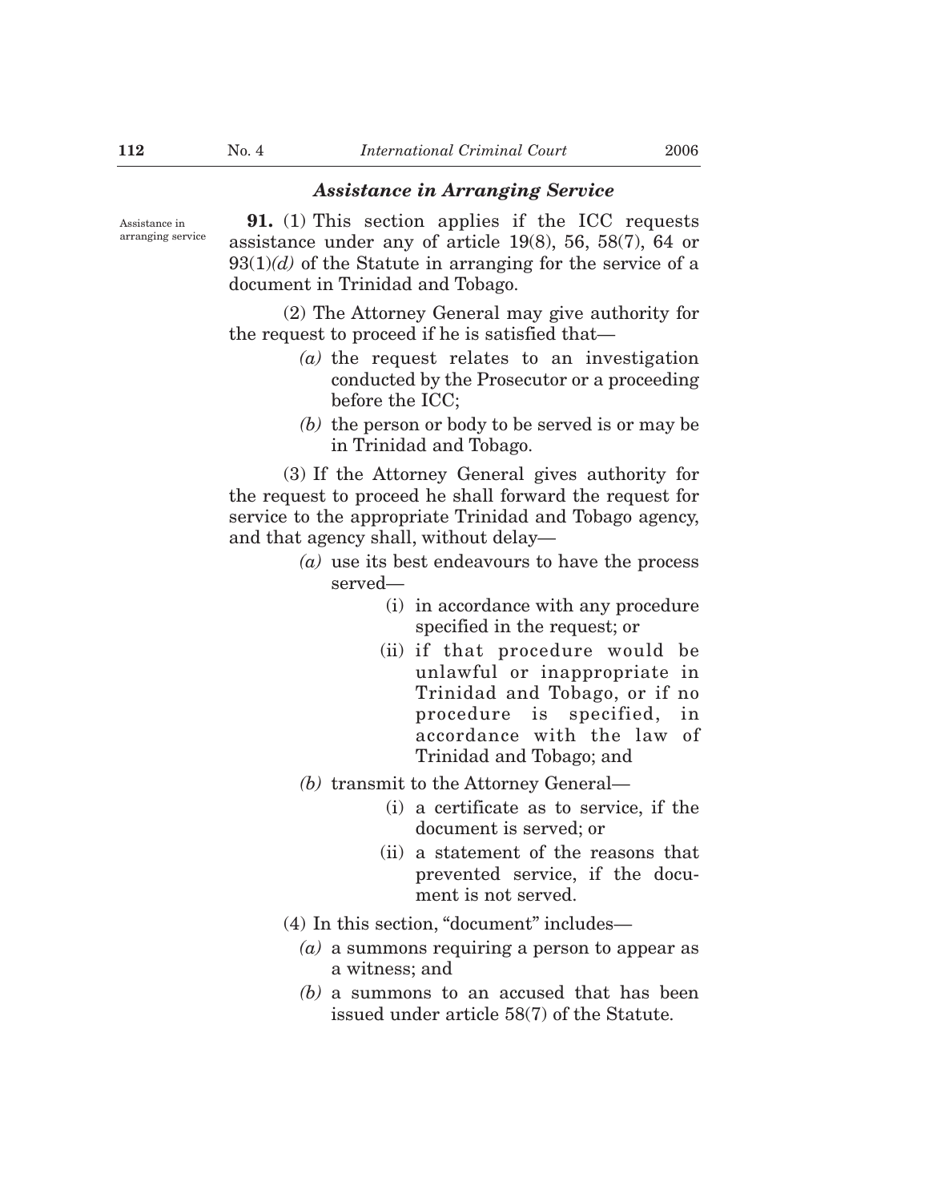### *Assistance in Arranging Service*

Assistance in arranging service

**91.** (1) This section applies if the ICC requests assistance under any of article 19(8), 56, 58(7), 64 or 93(1)*(d)* of the Statute in arranging for the service of a document in Trinidad and Tobago.

(2) The Attorney General may give authority for the request to proceed if he is satisfied that—

*(a)* the request relates to an investigation conducted by the Prosecutor or a proceeding before the ICC;

*(b)* the person or body to be served is or may be in Trinidad and Tobago.

(3) If the Attorney General gives authority for the request to proceed he shall forward the request for service to the appropriate Trinidad and Tobago agency, and that agency shall, without delay—

*(a)* use its best endeavours to have the process served—

(i) in accordance with any procedure specified in the request; or

(ii) if that procedure would be unlawful or inappropriate in Trinidad and Tobago, or if no procedure is specified, in accordance with the law of Trinidad and Tobago; and

*(b)* transmit to the Attorney General—

(i) a certificate as to service, if the document is served; or

(ii) a statement of the reasons that prevented service, if the document is not served.

(4) In this section, "document" includes—

*(a)* a summons requiring a person to appear as a witness; and

*(b)* a summons to an accused that has been issued under article 58(7) of the Statute.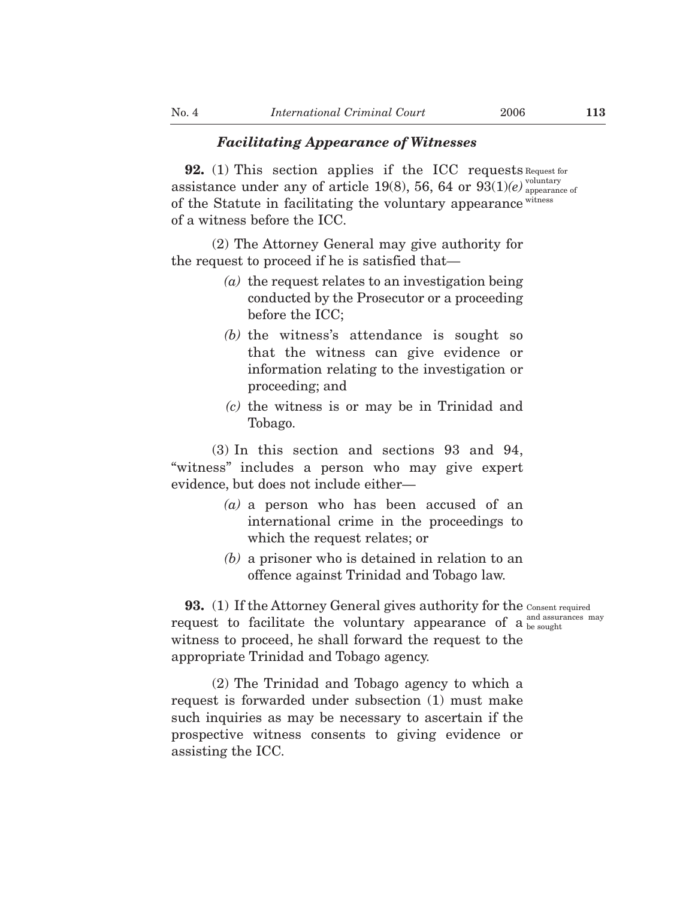### *Facilitating Appearance of Witnesses*

Request for voluntary appearance of witness

**92.** (1) This section applies if the ICC requests assistance under any of article 19(8), 56, 64 or 93(1)*(e)* of the Statute in facilitating the voluntary appearance of a witness before the ICC.

(2) The Attorney General may give authority for the request to proceed if he is satisfied that—

*(a)* the request relates to an investigation being conducted by the Prosecutor or a proceeding before the ICC;

*(b)* the witness's attendance is sought so that the witness can give evidence or information relating to the investigation or proceeding; and

*(c)* the witness is or may be in Trinidad and Tobago.

(3) In this section and sections 93 and 94, "witness" includes a person who may give expert evidence, but does not include either—

*(a)* a person who has been accused of an international crime in the proceedings to which the request relates; or

*(b)* a prisoner who is detained in relation to an offence against Trinidad and Tobago law.

Consent required and assurances may be sought

**93.** (1) If the Attorney General gives authority for the request to facilitate the voluntary appearance of a witness to proceed, he shall forward the request to the appropriate Trinidad and Tobago agency.

(2) The Trinidad and Tobago agency to which a request is forwarded under subsection (1) must make such inquiries as may be necessary to ascertain if the prospective witness consents to giving evidence or assisting the ICC.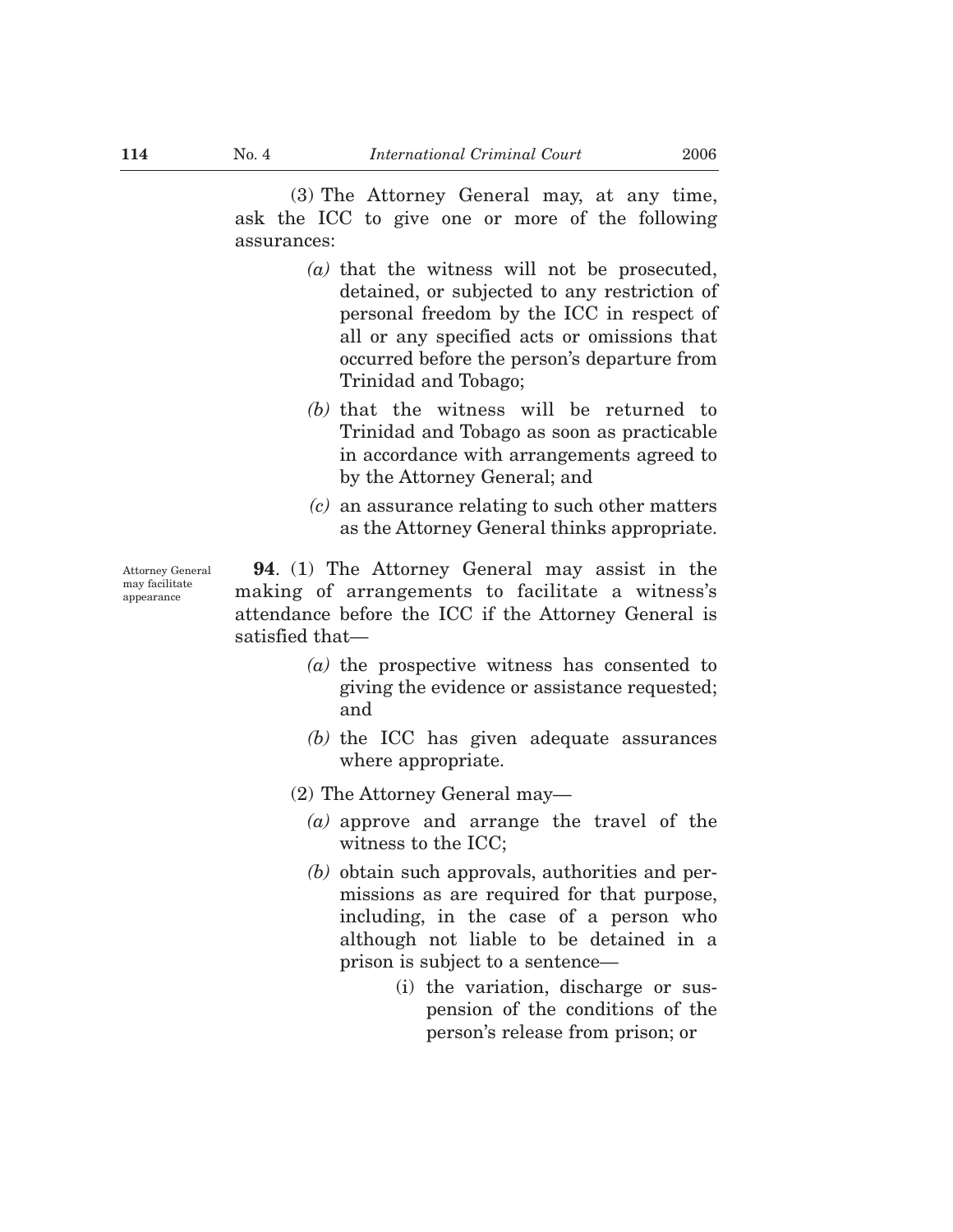(3) The Attorney General may, at any time, ask the ICC to give one or more of the following assurances:

*(a)* that the witness will not be prosecuted, detained, or subjected to any restriction of personal freedom by the ICC in respect of all or any specified acts or omissions that occurred before the person's departure from Trinidad and Tobago;

*(b)* that the witness will be returned to Trinidad and Tobago as soon as practicable in accordance with arrangements agreed to by the Attorney General; and

*(c)* an assurance relating to such other matters as the Attorney General thinks appropriate.

Attorney General may facilitate appearance

**94**. (1) The Attorney General may assist in the making of arrangements to facilitate a witness's attendance before the ICC if the Attorney General is satisfied that—

*(a)* the prospective witness has consented to giving the evidence or assistance requested; and

*(b)* the ICC has given adequate assurances where appropriate.

(2) The Attorney General may—

*(a)* approve and arrange the travel of the witness to the ICC;

*(b)* obtain such approvals, authorities and permissions as are required for that purpose, including, in the case of a person who although not liable to be detained in a prison is subject to a sentence—

(i) the variation, discharge or suspension of the conditions of the person's release from prison; or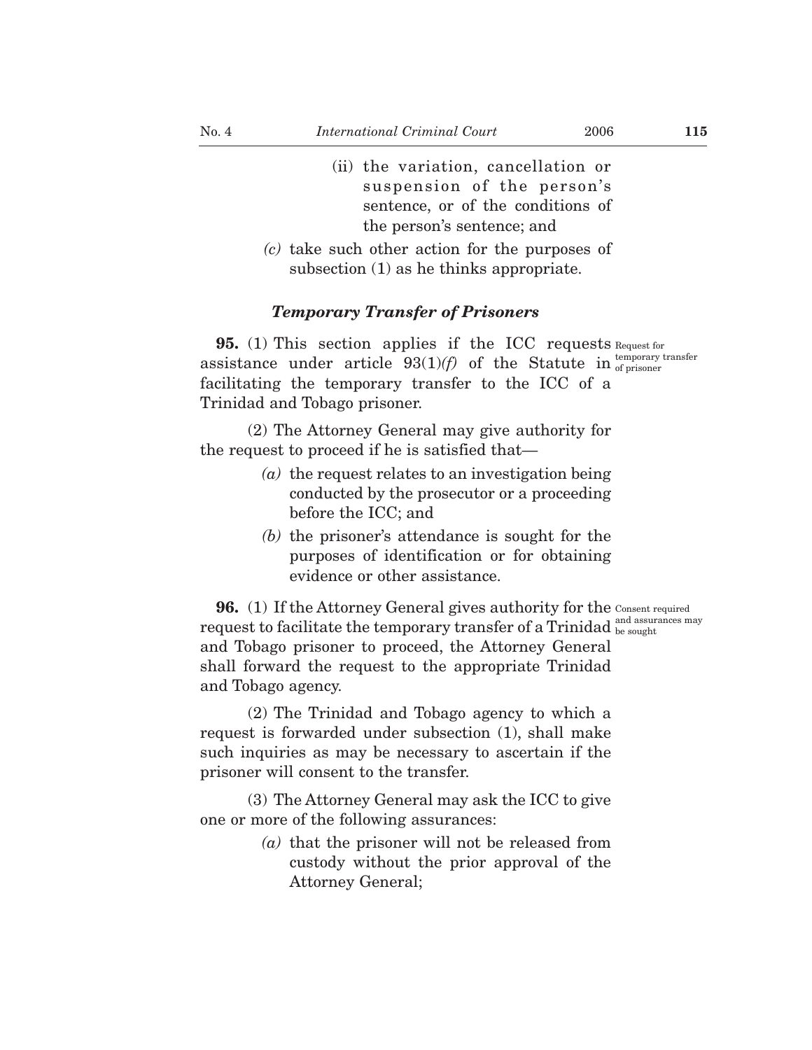(ii) the variation, cancellation or suspension of the person's sentence, or of the conditions of the person's sentence; and

*(c)* take such other action for the purposes of subsection (1) as he thinks appropriate.

### *Temporary Transfer of Prisoners*

Request for temporary transfer of prisoner

**95.** (1) This section applies if the ICC requests assistance under article 93(1)*(f)* of the Statute in facilitating the temporary transfer to the ICC of a Trinidad and Tobago prisoner.

(2) The Attorney General may give authority for the request to proceed if he is satisfied that—

*(a)* the request relates to an investigation being conducted by the prosecutor or a proceeding before the ICC; and

*(b)* the prisoner's attendance is sought for the purposes of identification or for obtaining evidence or other assistance.

Consent required and assurances may be sought

**96.** (1) If the Attorney General gives authority for the request to facilitate the temporary transfer of a Trinidad and Tobago prisoner to proceed, the Attorney General shall forward the request to the appropriate Trinidad and Tobago agency.

(2) The Trinidad and Tobago agency to which a request is forwarded under subsection (1), shall make such inquiries as may be necessary to ascertain if the prisoner will consent to the transfer.

(3) The Attorney General may ask the ICC to give one or more of the following assurances:

*(a)* that the prisoner will not be released from custody without the prior approval of the Attorney General;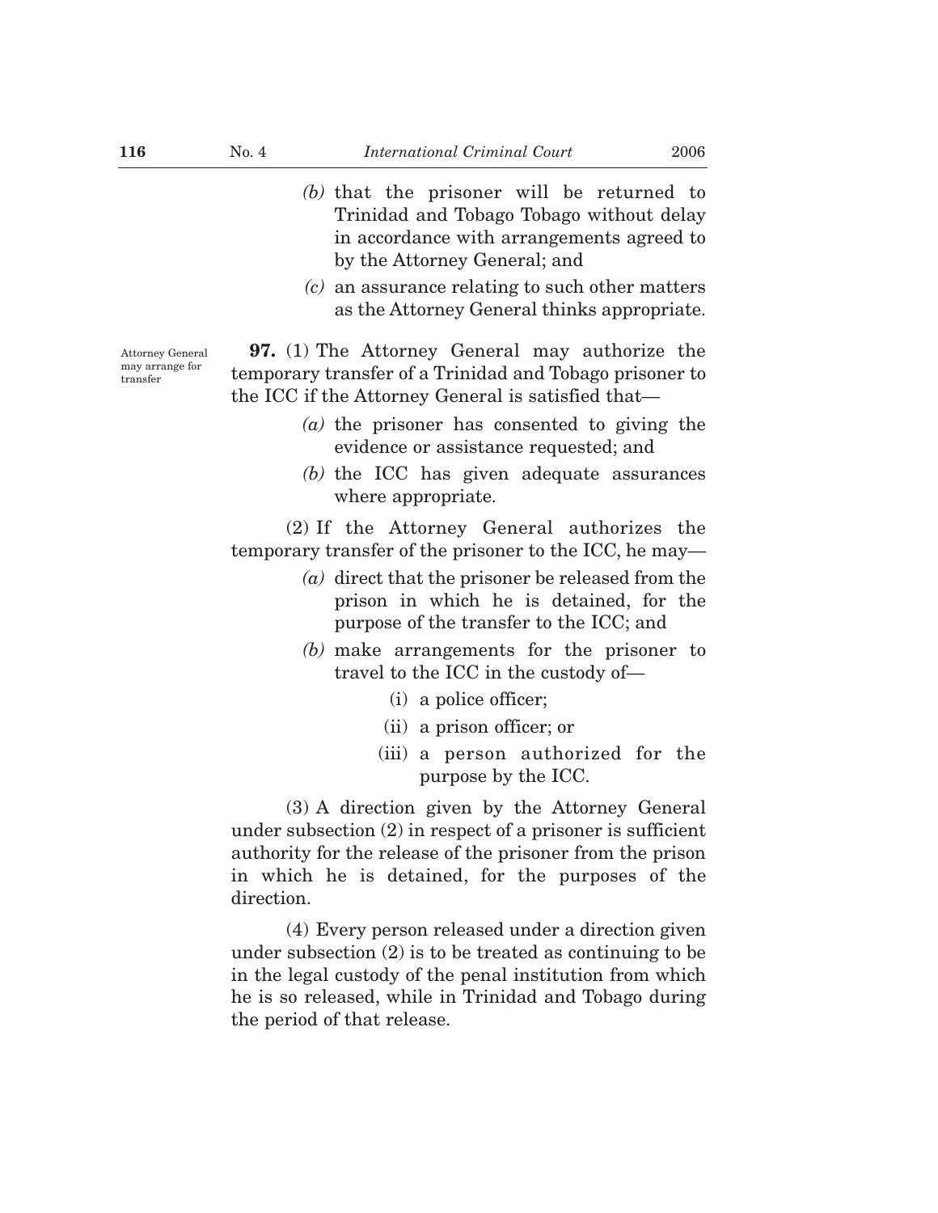*(b)* that the prisoner will be returned to Trinidad and Tobago Tobago without delay in accordance with arrangements agreed to by the Attorney General; and

*(c)* an assurance relating to such other matters as the Attorney General thinks appropriate.

Attorney General may arrange for transfer

**97.** (1) The Attorney General may authorize the temporary transfer of a Trinidad and Tobago prisoner to the ICC if the Attorney General is satisfied that—

*(a)* the prisoner has consented to giving the evidence or assistance requested; and

*(b)* the ICC has given adequate assurances where appropriate.

(2) If the Attorney General authorizes the temporary transfer of the prisoner to the ICC, he may—

*(a)* direct that the prisoner be released from the prison in which he is detained, for the purpose of the transfer to the ICC; and

*(b)* make arrangements for the prisoner to travel to the ICC in the custody of—

(i) a police officer;

(ii) a prison officer; or

(iii) a person authorized for the purpose by the ICC.

(3) A direction given by the Attorney General under subsection (2) in respect of a prisoner is sufficient authority for the release of the prisoner from the prison in which he is detained, for the purposes of the direction.

(4) Every person released under a direction given under subsection (2) is to be treated as continuing to be in the legal custody of the penal institution from which he is so released, while in Trinidad and Tobago during the period of that release.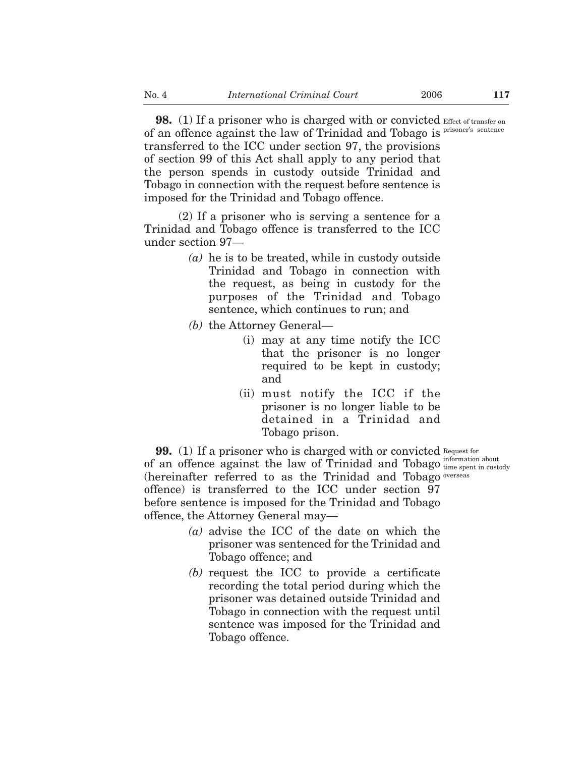**98.** (1) If a prisoner who is charged with or convicted of an offence against the law of Trinidad and Tobago is transferred to the ICC under section 97, the provisions of section 99 of this Act shall apply to any period that the person spends in custody outside Trinidad and Tobago in connection with the request before sentence is imposed for the Trinidad and Tobago offence.

Effect of transfer on prisoner's sentence

(2) If a prisoner who is serving a sentence for a Trinidad and Tobago offence is transferred to the ICC under section 97—

- *(a)* he is to be treated, while in custody outside Trinidad and Tobago in connection with the request, as being in custody for the purposes of the Trinidad and Tobago sentence, which continues to run; and
- *(b)* the Attorney General—
  - (i) may at any time notify the ICC that the prisoner is no longer required to be kept in custody; and
  - (ii) must notify the ICC if the prisoner is no longer liable to be detained in a Trinidad and Tobago prison.

**99.** (1) If a prisoner who is charged with or convicted of an offence against the law of Trinidad and Tobago (hereinafter referred to as the Trinidad and Tobago offence) is transferred to the ICC under section 97 before sentence is imposed for the Trinidad and Tobago offence, the Attorney General may—

Request for information about time spent in custody overseas

- *(a)* advise the ICC of the date on which the prisoner was sentenced for the Trinidad and Tobago offence; and
- *(b)* request the ICC to provide a certificate recording the total period during which the prisoner was detained outside Trinidad and Tobago in connection with the request until sentence was imposed for the Trinidad and Tobago offence.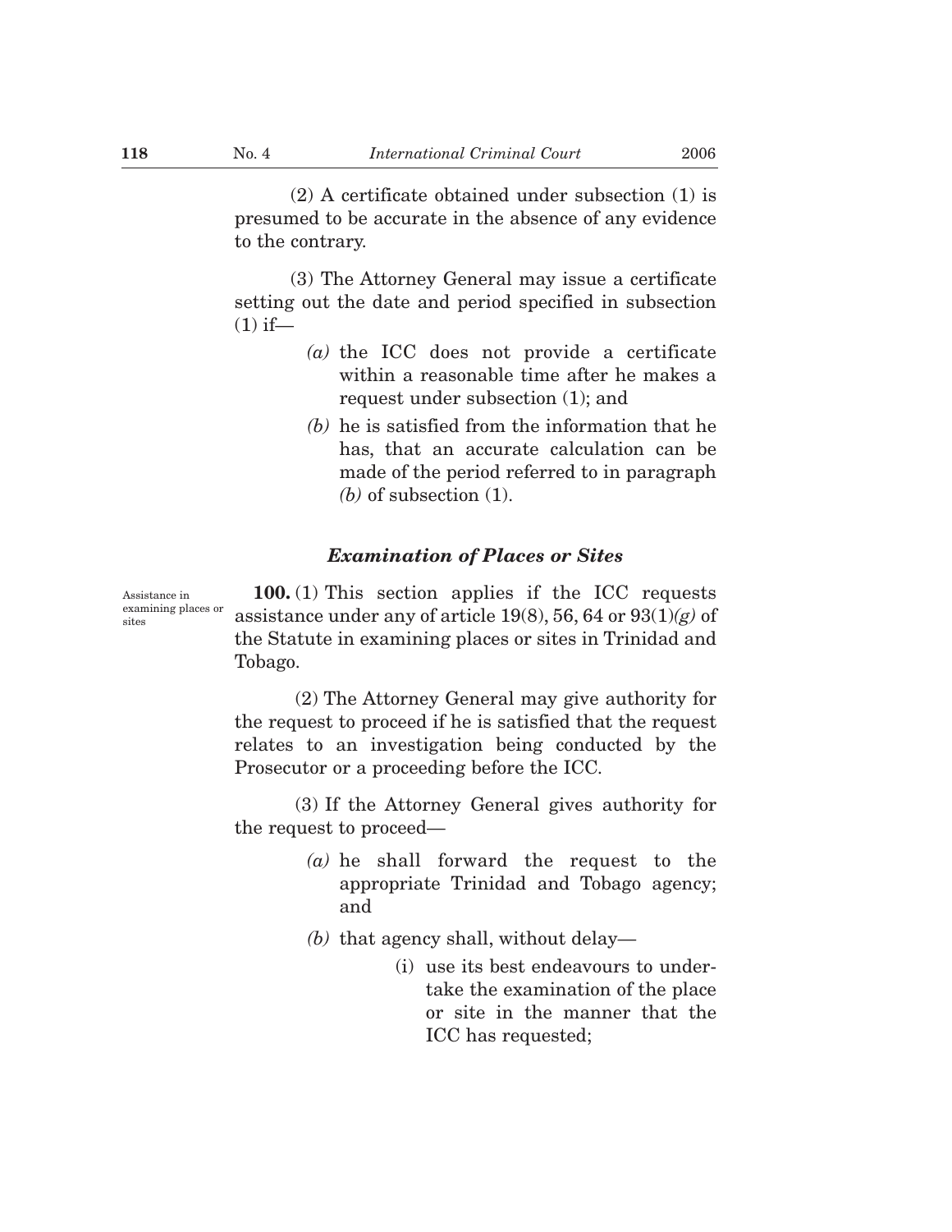(2) A certificate obtained under subsection (1) is presumed to be accurate in the absence of any evidence to the contrary.

(3) The Attorney General may issue a certificate setting out the date and period specified in subsection (1) if—

*(a)* the ICC does not provide a certificate within a reasonable time after he makes a request under subsection (1); and

*(b)* he is satisfied from the information that he has, that an accurate calculation can be made of the period referred to in paragraph *(b)* of subsection (1).

### *Examination of Places or Sites*

Assistance in examining places or sites

**100.** (1) This section applies if the ICC requests assistance under any of article 19(8), 56, 64 or 93(1)*(g)* of the Statute in examining places or sites in Trinidad and Tobago.

(2) The Attorney General may give authority for the request to proceed if he is satisfied that the request relates to an investigation being conducted by the Prosecutor or a proceeding before the ICC.

(3) If the Attorney General gives authority for the request to proceed—

*(a)* he shall forward the request to the appropriate Trinidad and Tobago agency; and

*(b)* that agency shall, without delay—

(i) use its best endeavours to undertake the examination of the place or site in the manner that the ICC has requested;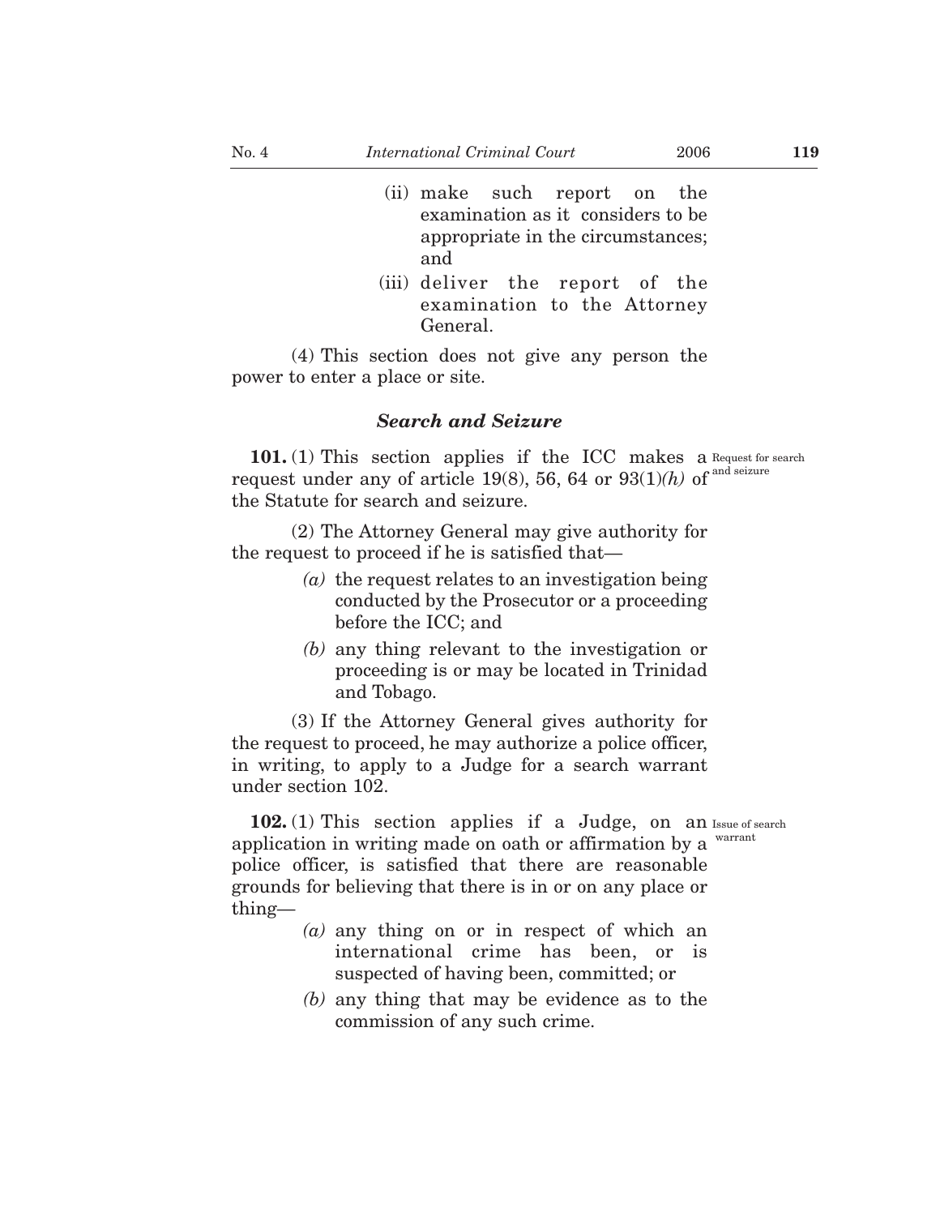(ii) make such report on the examination as it considers to be appropriate in the circumstances; and

(iii) deliver the report of the examination to the Attorney General.

(4) This section does not give any person the power to enter a place or site.

### *Search and Seizure*

Request for search and seizure

**101.** (1) This section applies if the ICC makes a request under any of article 19(8), 56, 64 or 93(1)*(h)* of the Statute for search and seizure.

(2) The Attorney General may give authority for the request to proceed if he is satisfied that—

*(a)* the request relates to an investigation being conducted by the Prosecutor or a proceeding before the ICC; and

*(b)* any thing relevant to the investigation or proceeding is or may be located in Trinidad and Tobago.

(3) If the Attorney General gives authority for the request to proceed, he may authorize a police officer, in writing, to apply to a Judge for a search warrant under section 102.

Issue of search warrant

**102.** (1) This section applies if a Judge, on an application in writing made on oath or affirmation by a police officer, is satisfied that there are reasonable grounds for believing that there is in or on any place or thing—

*(a)* any thing on or in respect of which an international crime has been, or is suspected of having been, committed; or

*(b)* any thing that may be evidence as to the commission of any such crime.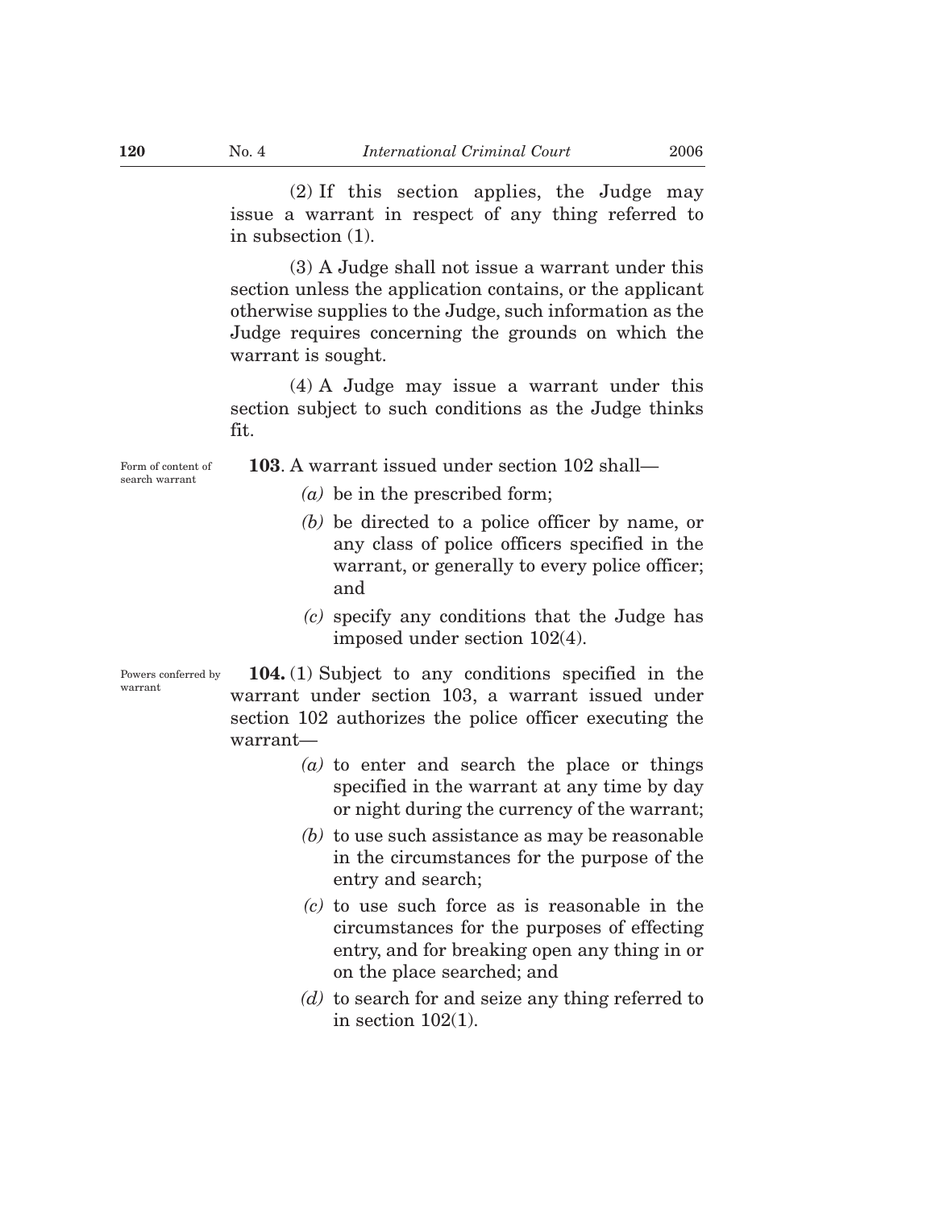(2) If this section applies, the Judge may issue a warrant in respect of any thing referred to in subsection (1).

(3) A Judge shall not issue a warrant under this section unless the application contains, or the applicant otherwise supplies to the Judge, such information as the Judge requires concerning the grounds on which the warrant is sought.

(4) A Judge may issue a warrant under this section subject to such conditions as the Judge thinks fit.

Form of content of search warrant

**103**. A warrant issued under section 102 shall—

- *(a)* be in the prescribed form;
- *(b)* be directed to a police officer by name, or any class of police officers specified in the warrant, or generally to every police officer; and
- *(c)* specify any conditions that the Judge has imposed under section 102(4).

Powers conferred by warrant

**104.** (1) Subject to any conditions specified in the warrant under section 103, a warrant issued under section 102 authorizes the police officer executing the warrant—

- *(a)* to enter and search the place or things specified in the warrant at any time by day or night during the currency of the warrant;
- *(b)* to use such assistance as may be reasonable in the circumstances for the purpose of the entry and search;
- *(c)* to use such force as is reasonable in the circumstances for the purposes of effecting entry, and for breaking open any thing in or on the place searched; and
- *(d)* to search for and seize any thing referred to in section 102(1).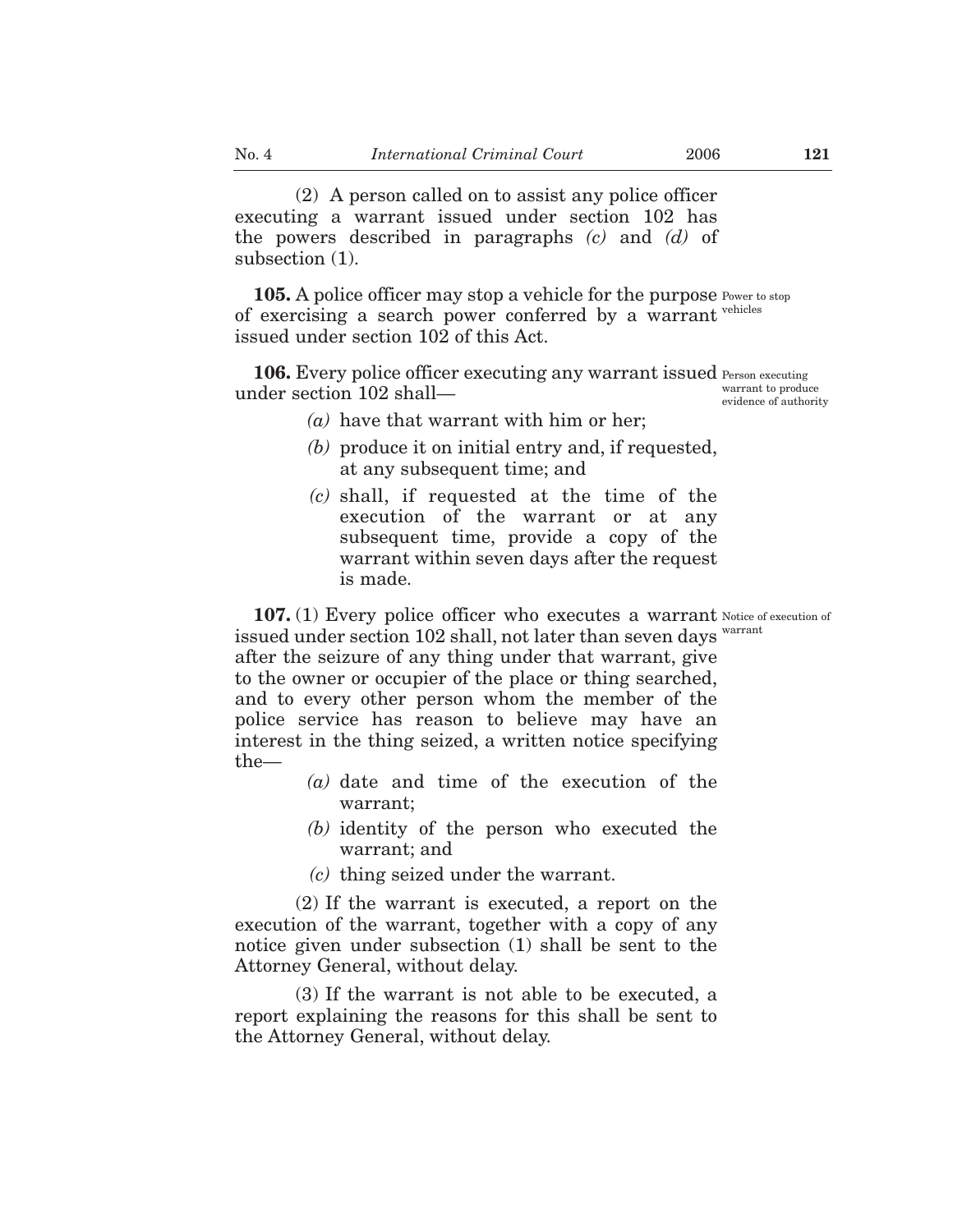(2) A person called on to assist any police officer executing a warrant issued under section 102 has the powers described in paragraphs *(c)* and *(d)* of subsection (1).

**105.** A police officer may stop a vehicle for the purpose of exercising a search power conferred by a warrant issued under section 102 of this Act.

Power to stop vehicles

**106.** Every police officer executing any warrant issued under section 102 shall—

Person executing warrant to produce evidence of authority

*(a)* have that warrant with him or her;

*(b)* produce it on initial entry and, if requested, at any subsequent time; and

*(c)* shall, if requested at the time of the execution of the warrant or at any subsequent time, provide a copy of the warrant within seven days after the request is made.

**107.** (1) Every police officer who executes a warrant issued under section 102 shall, not later than seven days after the seizure of any thing under that warrant, give to the owner or occupier of the place or thing searched, and to every other person whom the member of the police service has reason to believe may have an interest in the thing seized, a written notice specifying the—

Notice of execution of warrant

*(a)* date and time of the execution of the warrant;

*(b)* identity of the person who executed the warrant; and

*(c)* thing seized under the warrant.

(2) If the warrant is executed, a report on the execution of the warrant, together with a copy of any notice given under subsection (1) shall be sent to the Attorney General, without delay.

(3) If the warrant is not able to be executed, a report explaining the reasons for this shall be sent to the Attorney General, without delay.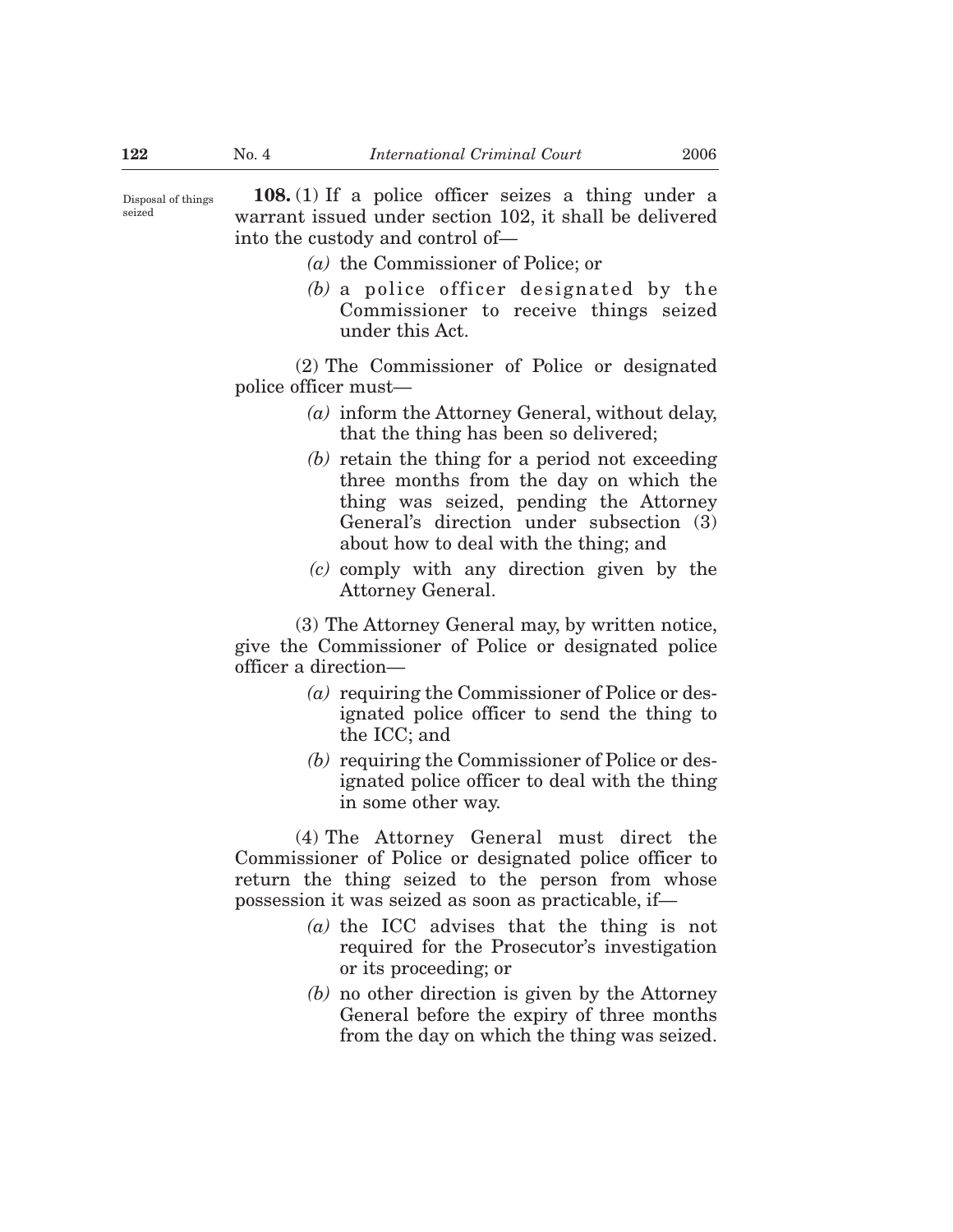Disposal of things seized

**108.** (1) If a police officer seizes a thing under a warrant issued under section 102, it shall be delivered into the custody and control of—

*(a)* the Commissioner of Police; or

*(b)* a police officer designated by the Commissioner to receive things seized under this Act.

(2) The Commissioner of Police or designated police officer must—

*(a)* inform the Attorney General, without delay, that the thing has been so delivered;

*(b)* retain the thing for a period not exceeding three months from the day on which the thing was seized, pending the Attorney General's direction under subsection (3) about how to deal with the thing; and

*(c)* comply with any direction given by the Attorney General.

(3) The Attorney General may, by written notice, give the Commissioner of Police or designated police officer a direction—

*(a)* requiring the Commissioner of Police or designated police officer to send the thing to the ICC; and

*(b)* requiring the Commissioner of Police or designated police officer to deal with the thing in some other way.

(4) The Attorney General must direct the Commissioner of Police or designated police officer to return the thing seized to the person from whose possession it was seized as soon as practicable, if—

*(a)* the ICC advises that the thing is not required for the Prosecutor's investigation or its proceeding; or

*(b)* no other direction is given by the Attorney General before the expiry of three months from the day on which the thing was seized.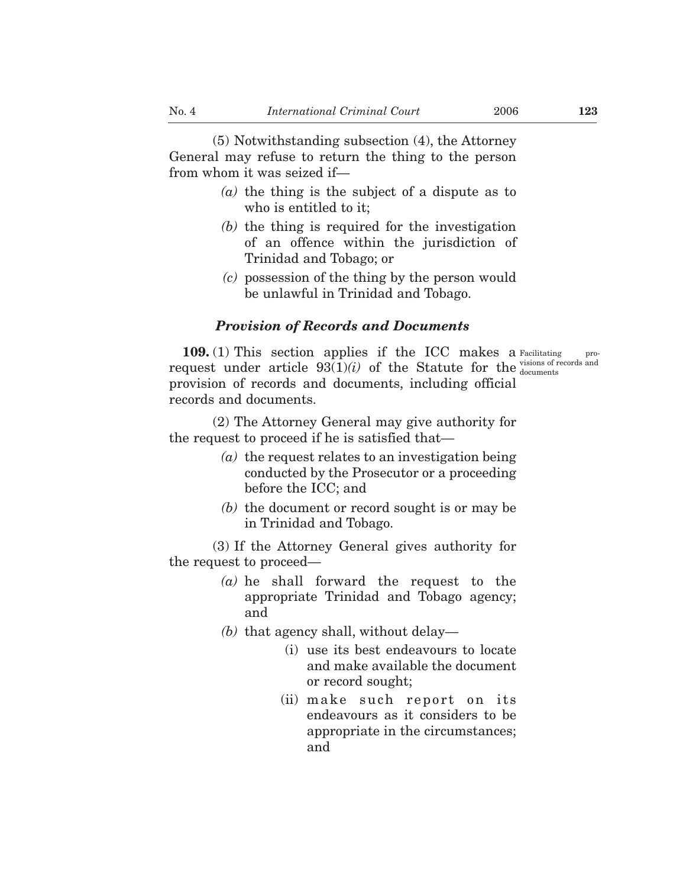(5) Notwithstanding subsection (4), the Attorney General may refuse to return the thing to the person from whom it was seized if—

*(a)* the thing is the subject of a dispute as to who is entitled to it;

*(b)* the thing is required for the investigation of an offence within the jurisdiction of Trinidad and Tobago; or

*(c)* possession of the thing by the person would be unlawful in Trinidad and Tobago.

### *Provision of Records and Documents*

Facilitating provisions of records and documents

**109.** (1) This section applies if the ICC makes a request under article 93(1)*(i)* of the Statute for the provision of records and documents, including official records and documents.

(2) The Attorney General may give authority for the request to proceed if he is satisfied that—

*(a)* the request relates to an investigation being conducted by the Prosecutor or a proceeding before the ICC; and

*(b)* the document or record sought is or may be in Trinidad and Tobago.

(3) If the Attorney General gives authority for the request to proceed—

*(a)* he shall forward the request to the appropriate Trinidad and Tobago agency; and

*(b)* that agency shall, without delay—

(i) use its best endeavours to locate and make available the document or record sought;

(ii) make such report on its endeavours as it considers to be appropriate in the circumstances; and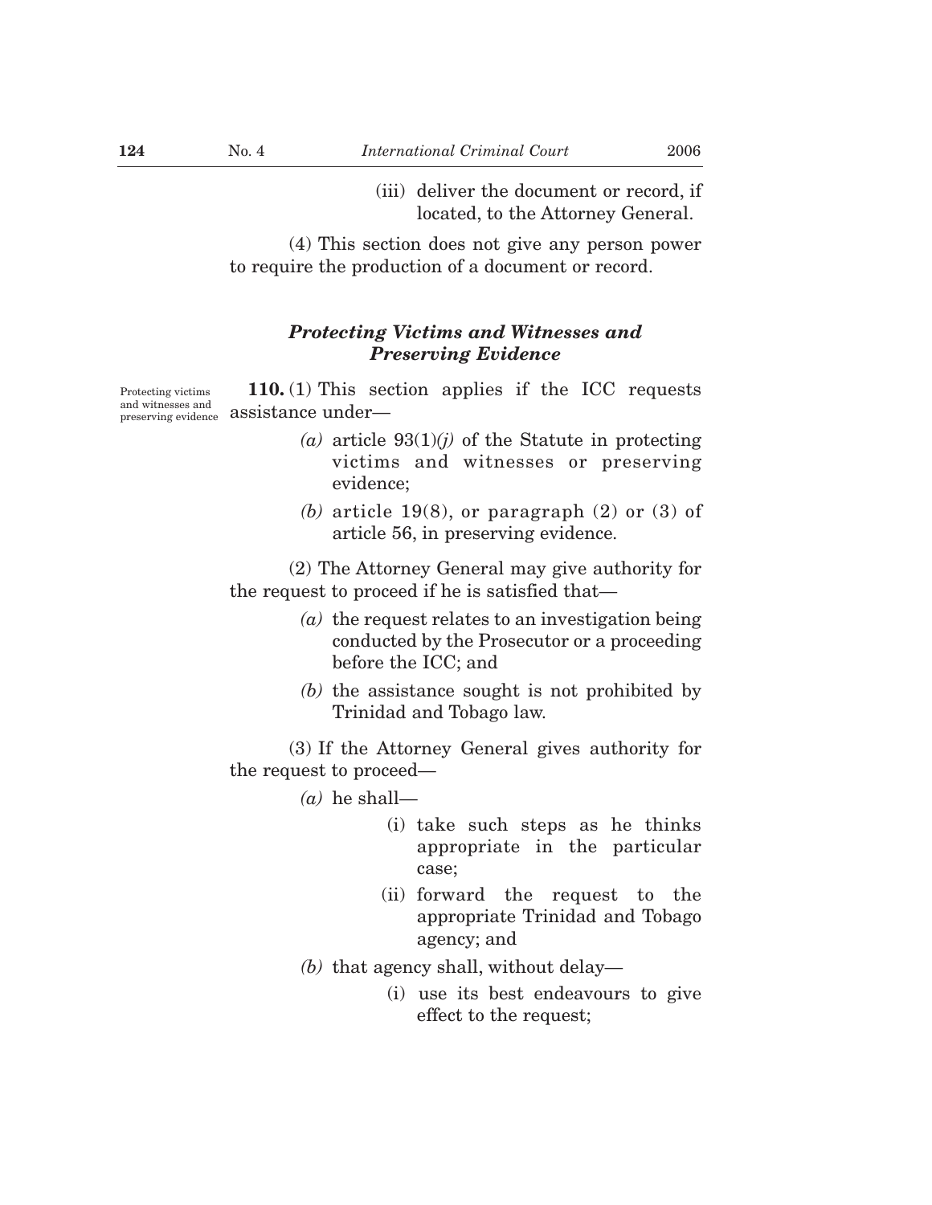(iii) deliver the document or record, if located, to the Attorney General.

(4) This section does not give any person power to require the production of a document or record.

### *Protecting Victims and Witnesses and Preserving Evidence*

Protecting victims and witnesses and preserving evidence

**110.** (1) This section applies if the ICC requests assistance under—

*(a)* article 93(1)*(j)* of the Statute in protecting victims and witnesses or preserving evidence;

*(b)* article 19(8), or paragraph (2) or (3) of article 56, in preserving evidence.

(2) The Attorney General may give authority for the request to proceed if he is satisfied that—

*(a)* the request relates to an investigation being conducted by the Prosecutor or a proceeding before the ICC; and

*(b)* the assistance sought is not prohibited by Trinidad and Tobago law.

(3) If the Attorney General gives authority for the request to proceed—

*(a)* he shall—

(i) take such steps as he thinks appropriate in the particular case;

(ii) forward the request to the appropriate Trinidad and Tobago agency; and

*(b)* that agency shall, without delay—

(i) use its best endeavours to give effect to the request;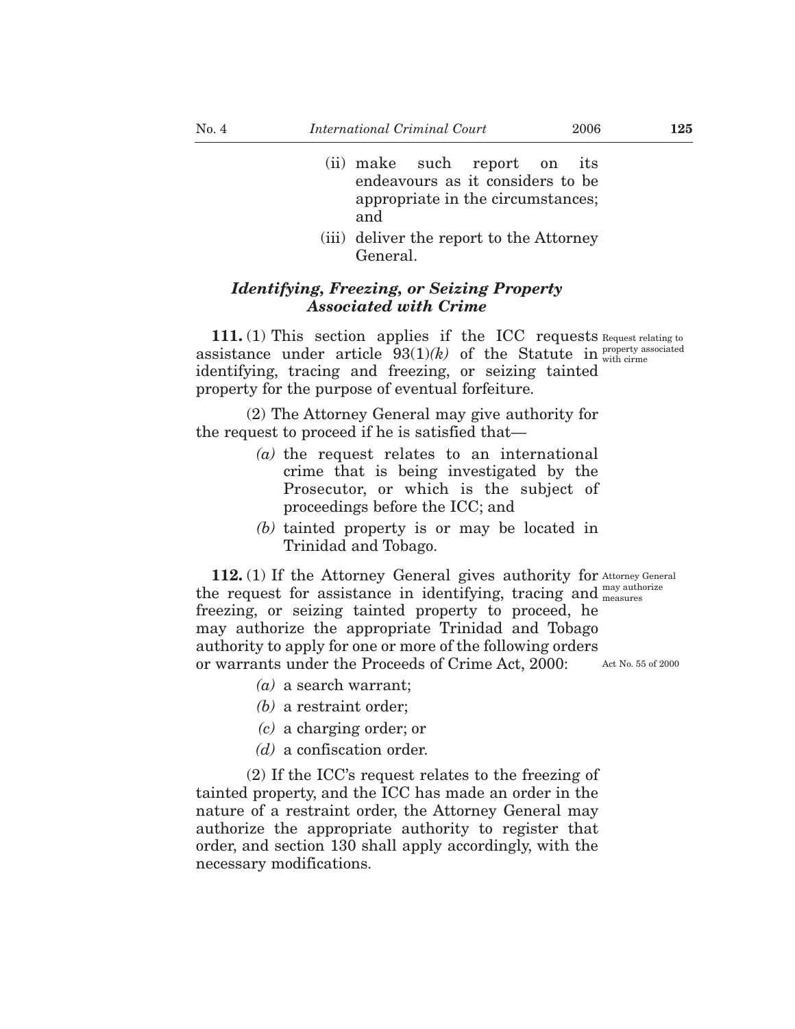(ii) make such report on its endeavours as it considers to be appropriate in the circumstances; and

(iii) deliver the report to the Attorney General.

### *Identifying, Freezing, or Seizing Property Associated with Crime*

Request relating to property associated with cirme

**111.** (1) This section applies if the ICC requests assistance under article 93(1)*(k)* of the Statute in identifying, tracing and freezing, or seizing tainted property for the purpose of eventual forfeiture.

(2) The Attorney General may give authority for the request to proceed if he is satisfied that—

*(a)* the request relates to an international crime that is being investigated by the Prosecutor, or which is the subject of proceedings before the ICC; and

*(b)* tainted property is or may be located in Trinidad and Tobago.

Attorney General may authorize measures

**112.** (1) If the Attorney General gives authority for the request for assistance in identifying, tracing and freezing, or seizing tainted property to proceed, he may authorize the appropriate Trinidad and Tobago authority to apply for one or more of the following orders or warrants under the Proceeds of Crime Act, 2000:

Act No. 55 of 2000

*(a)* a search warrant;

*(b)* a restraint order;

*(c)* a charging order; or

*(d)* a confiscation order.

(2) If the ICC's request relates to the freezing of tainted property, and the ICC has made an order in the nature of a restraint order, the Attorney General may authorize the appropriate authority to register that order, and section 130 shall apply accordingly, with the necessary modifications.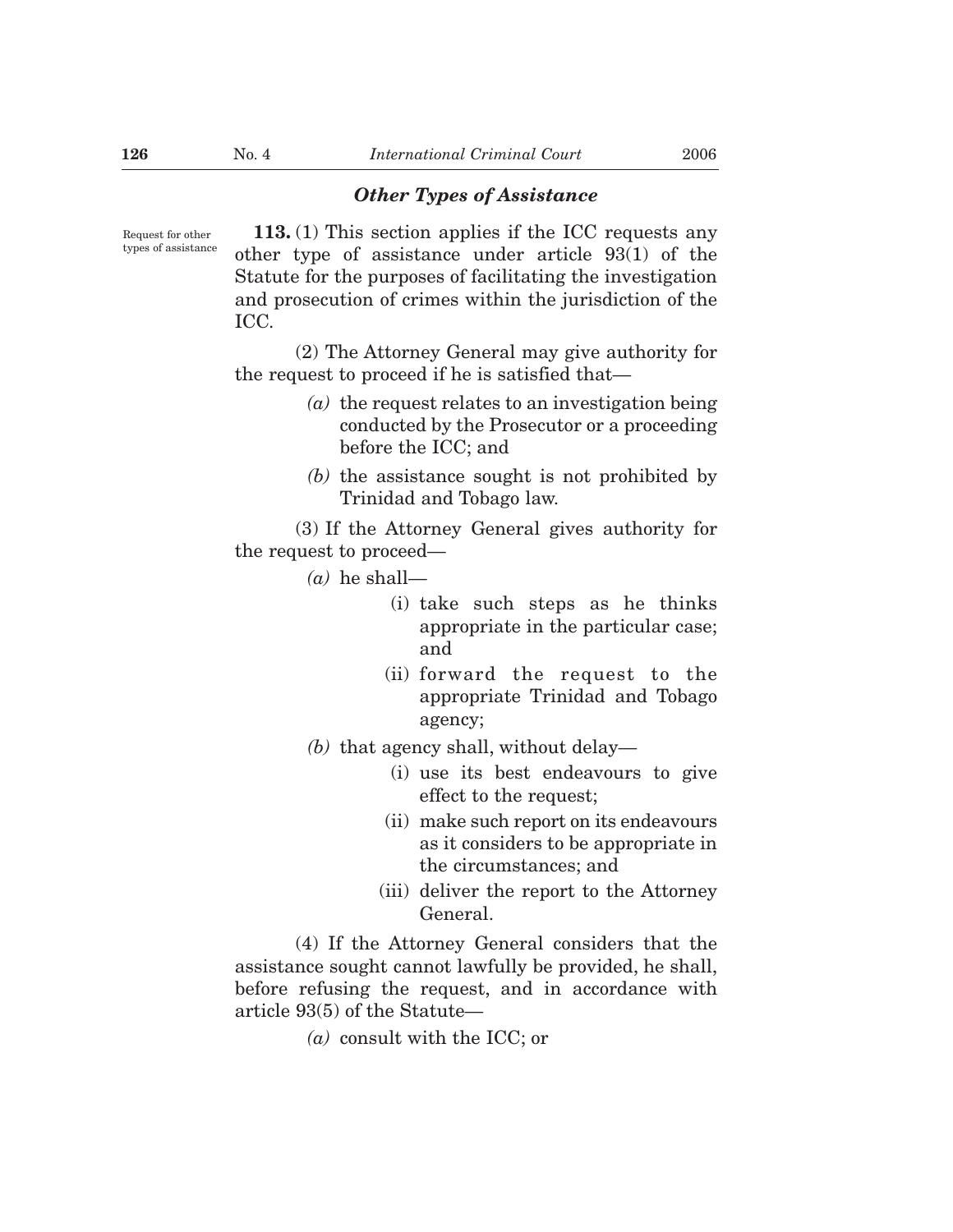### *Other Types of Assistance*

Request for other types of assistance

**113.** (1) This section applies if the ICC requests any other type of assistance under article 93(1) of the Statute for the purposes of facilitating the investigation and prosecution of crimes within the jurisdiction of the ICC.

(2) The Attorney General may give authority for the request to proceed if he is satisfied that—

*(a)* the request relates to an investigation being conducted by the Prosecutor or a proceeding before the ICC; and

*(b)* the assistance sought is not prohibited by Trinidad and Tobago law.

(3) If the Attorney General gives authority for the request to proceed—

*(a)* he shall—

(i) take such steps as he thinks appropriate in the particular case; and

(ii) forward the request to the appropriate Trinidad and Tobago agency;

*(b)* that agency shall, without delay—

(i) use its best endeavours to give effect to the request;

(ii) make such report on its endeavours as it considers to be appropriate in the circumstances; and

(iii) deliver the report to the Attorney General.

(4) If the Attorney General considers that the assistance sought cannot lawfully be provided, he shall, before refusing the request, and in accordance with article 93(5) of the Statute—

*(a)* consult with the ICC; or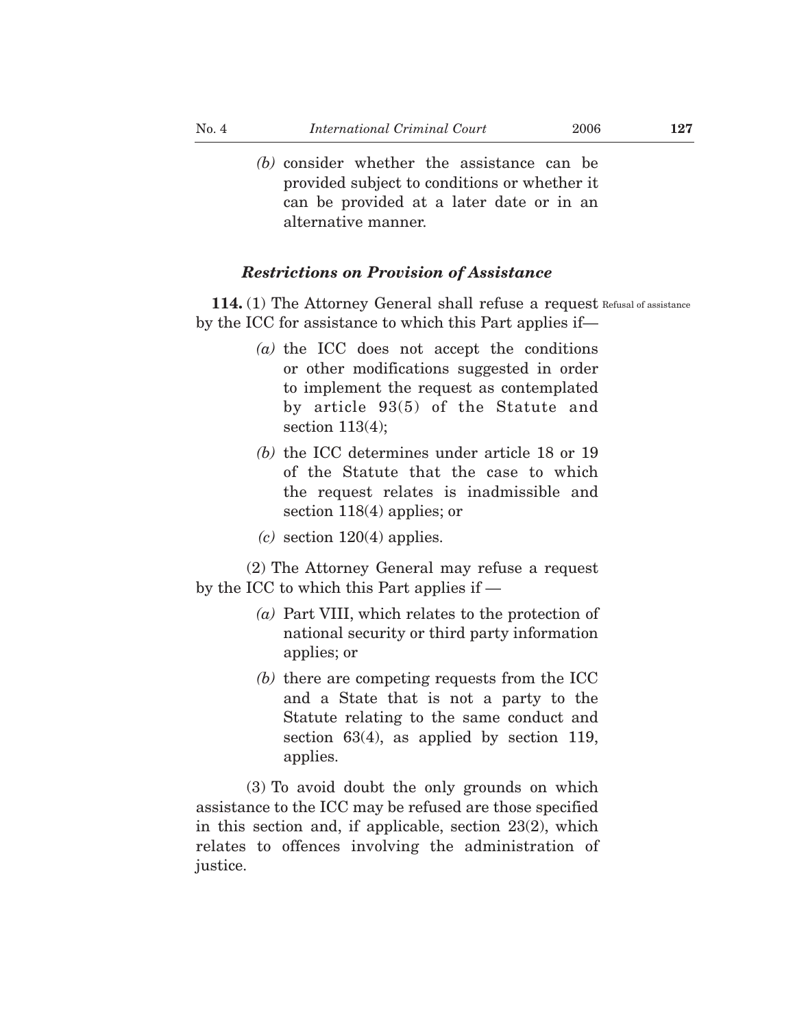(b) consider whether the assistance can be provided subject to conditions or whether it can be provided at a later date or in an alternative manner.

### *Restrictions on Provision of Assistance*

**114.** (1) The Attorney General shall refuse a request by the ICC for assistance to which this Part applies if— Refusal of assistance

(a) the ICC does not accept the conditions or other modifications suggested in order to implement the request as contemplated by article 93(5) of the Statute and section 113(4);

(b) the ICC determines under article 18 or 19 of the Statute that the case to which the request relates is inadmissible and section 118(4) applies; or

(c) section 120(4) applies.

(2) The Attorney General may refuse a request by the ICC to which this Part applies if —

(a) Part VIII, which relates to the protection of national security or third party information applies; or

(b) there are competing requests from the ICC and a State that is not a party to the Statute relating to the same conduct and section 63(4), as applied by section 119, applies.

(3) To avoid doubt the only grounds on which assistance to the ICC may be refused are those specified in this section and, if applicable, section 23(2), which relates to offences involving the administration of justice.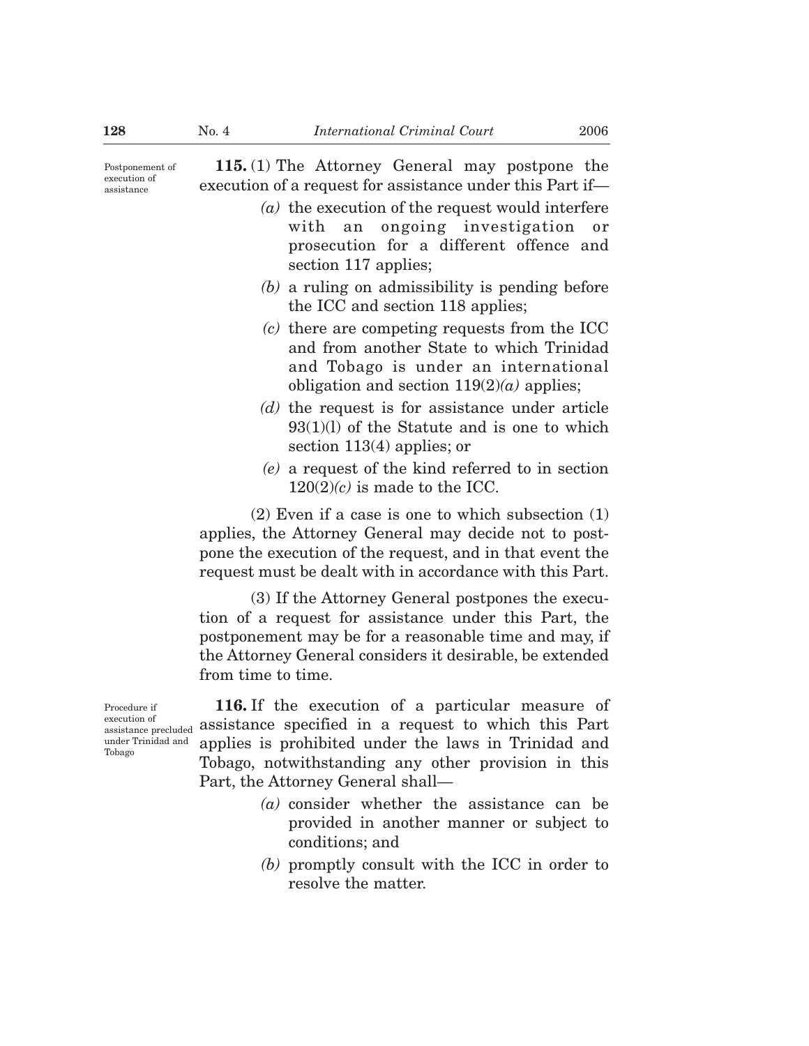Postponement of execution of assistance

**115.** (1) The Attorney General may postpone the execution of a request for assistance under this Part if—

*(a)* the execution of the request would interfere with an ongoing investigation or prosecution for a different offence and section 117 applies;

*(b)* a ruling on admissibility is pending before the ICC and section 118 applies;

*(c)* there are competing requests from the ICC and from another State to which Trinidad and Tobago is under an international obligation and section 119(2)*(a)* applies;

*(d)* the request is for assistance under article 93(1)(l) of the Statute and is one to which section 113(4) applies; or

*(e)* a request of the kind referred to in section 120(2)*(c)* is made to the ICC.

(2) Even if a case is one to which subsection (1) applies, the Attorney General may decide not to postpone the execution of the request, and in that event the request must be dealt with in accordance with this Part.

(3) If the Attorney General postpones the execution of a request for assistance under this Part, the postponement may be for a reasonable time and may, if the Attorney General considers it desirable, be extended from time to time.

Procedure if execution of assistance precluded under Trinidad and Tobago

**116.** If the execution of a particular measure of assistance specified in a request to which this Part applies is prohibited under the laws in Trinidad and Tobago, notwithstanding any other provision in this Part, the Attorney General shall—

*(a)* consider whether the assistance can be provided in another manner or subject to conditions; and

*(b)* promptly consult with the ICC in order to resolve the matter.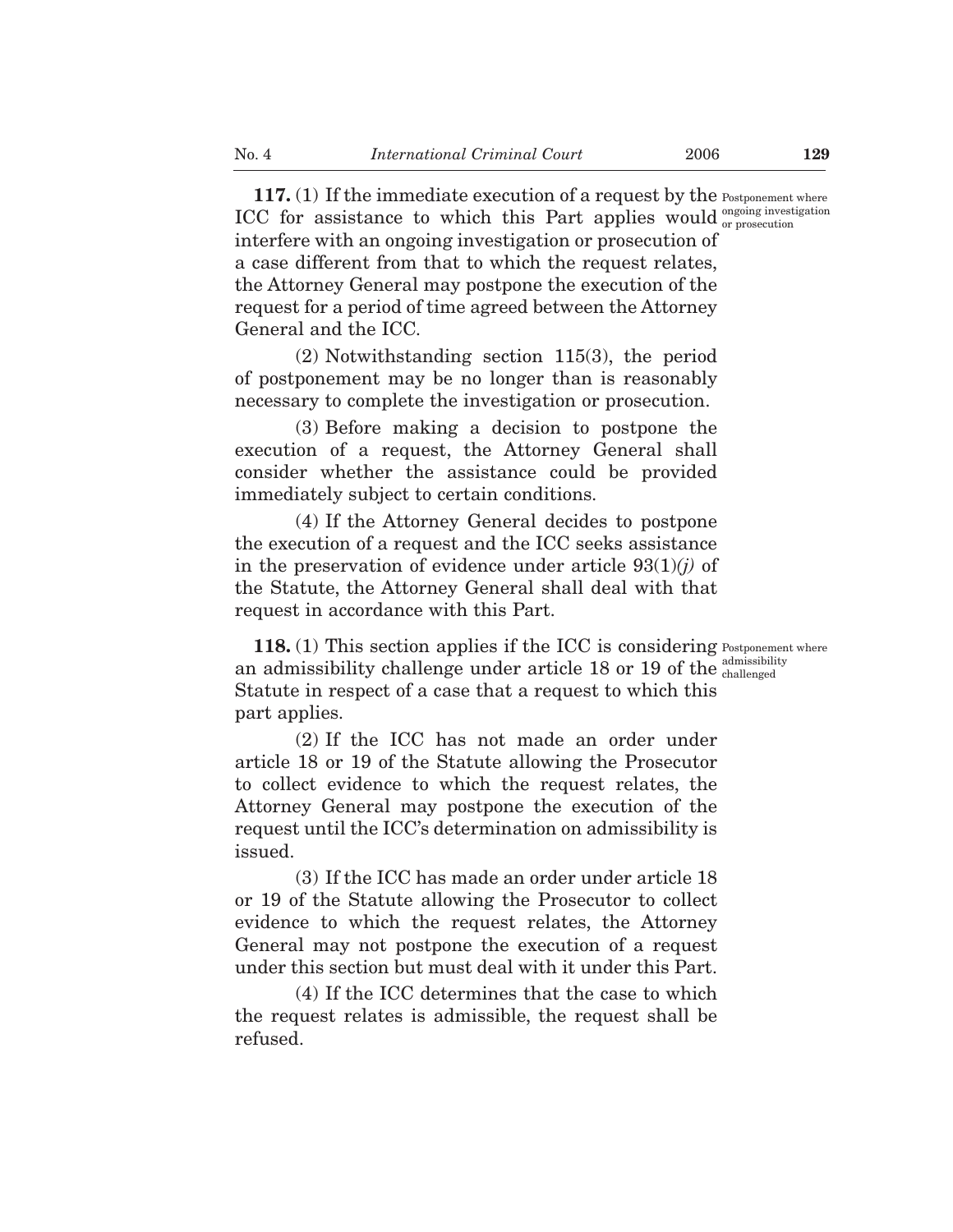**117.** (1) If the immediate execution of a request by the ICC for assistance to which this Part applies would interfere with an ongoing investigation or prosecution of a case different from that to which the request relates, the Attorney General may postpone the execution of the request for a period of time agreed between the Attorney General and the ICC.

*Postponement where ongoing investigation or prosecution*

(2) Notwithstanding section 115(3), the period of postponement may be no longer than is reasonably necessary to complete the investigation or prosecution.

(3) Before making a decision to postpone the execution of a request, the Attorney General shall consider whether the assistance could be provided immediately subject to certain conditions.

(4) If the Attorney General decides to postpone the execution of a request and the ICC seeks assistance in the preservation of evidence under article 93(1)*(j)* of the Statute, the Attorney General shall deal with that request in accordance with this Part.

**118.** (1) This section applies if the ICC is considering an admissibility challenge under article 18 or 19 of the Statute in respect of a case that a request to which this part applies.

*Postponement where admissibility challenged*

(2) If the ICC has not made an order under article 18 or 19 of the Statute allowing the Prosecutor to collect evidence to which the request relates, the Attorney General may postpone the execution of the request until the ICC's determination on admissibility is issued.

(3) If the ICC has made an order under article 18 or 19 of the Statute allowing the Prosecutor to collect evidence to which the request relates, the Attorney General may not postpone the execution of a request under this section but must deal with it under this Part.

(4) If the ICC determines that the case to which the request relates is admissible, the request shall be refused.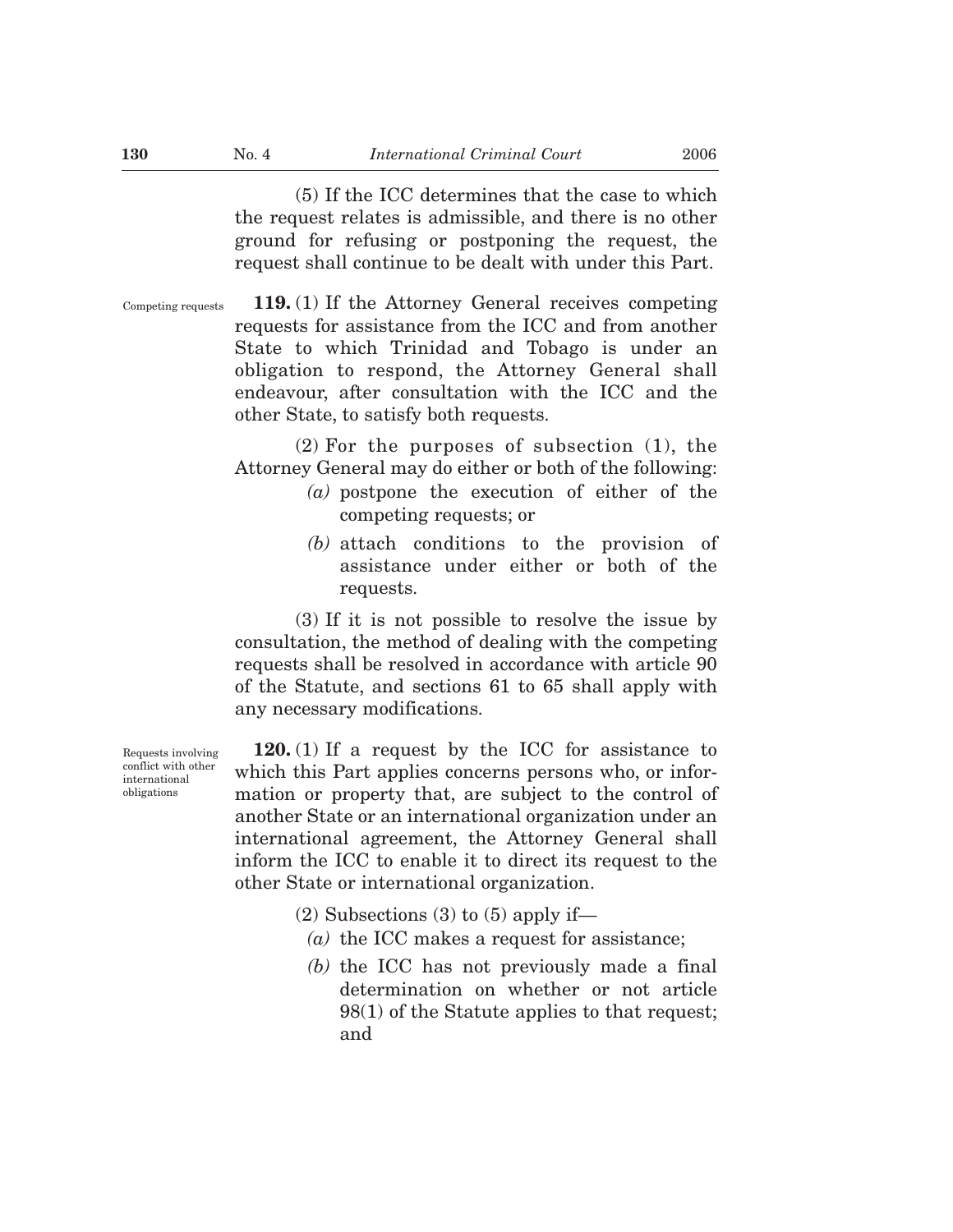(5) If the ICC determines that the case to which the request relates is admissible, and there is no other ground for refusing or postponing the request, the request shall continue to be dealt with under this Part.

Competing requests

**119.** (1) If the Attorney General receives competing requests for assistance from the ICC and from another State to which Trinidad and Tobago is under an obligation to respond, the Attorney General shall endeavour, after consultation with the ICC and the other State, to satisfy both requests.

(2) For the purposes of subsection (1), the Attorney General may do either or both of the following:

*(a)* postpone the execution of either of the competing requests; or

*(b)* attach conditions to the provision of assistance under either or both of the requests.

(3) If it is not possible to resolve the issue by consultation, the method of dealing with the competing requests shall be resolved in accordance with article 90 of the Statute, and sections 61 to 65 shall apply with any necessary modifications.

Requests involving conflict with other international obligations

**120.** (1) If a request by the ICC for assistance to which this Part applies concerns persons who, or information or property that, are subject to the control of another State or an international organization under an international agreement, the Attorney General shall inform the ICC to enable it to direct its request to the other State or international organization.

(2) Subsections (3) to (5) apply if—

*(a)* the ICC makes a request for assistance;

*(b)* the ICC has not previously made a final determination on whether or not article 98(1) of the Statute applies to that request; and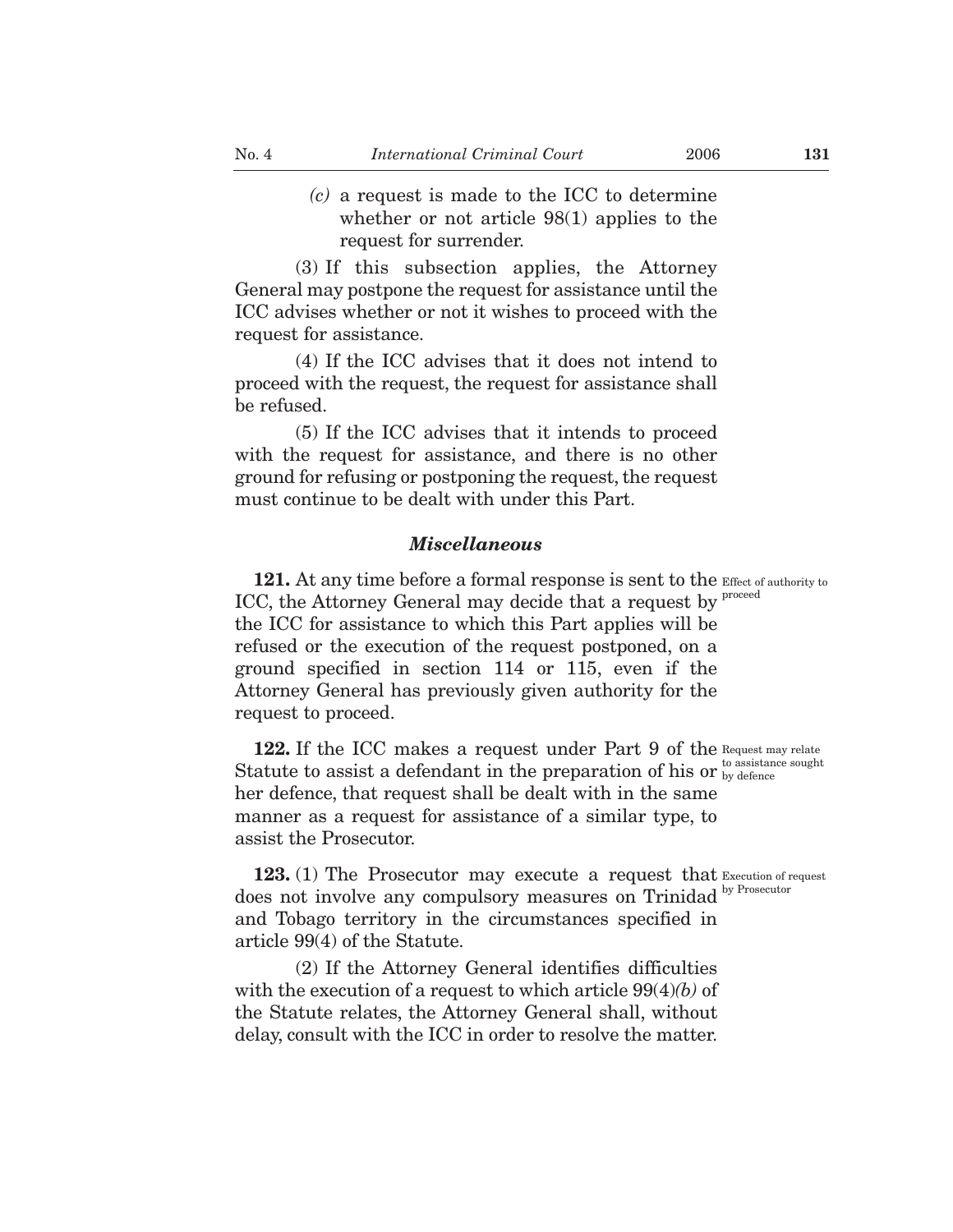*(c)* a request is made to the ICC to determine whether or not article 98(1) applies to the request for surrender.

(3) If this subsection applies, the Attorney General may postpone the request for assistance until the ICC advises whether or not it wishes to proceed with the request for assistance.

(4) If the ICC advises that it does not intend to proceed with the request, the request for assistance shall be refused.

(5) If the ICC advises that it intends to proceed with the request for assistance, and there is no other ground for refusing or postponing the request, the request must continue to be dealt with under this Part.

### *Miscellaneous*

Effect of authority to proceed

**121.** At any time before a formal response is sent to the ICC, the Attorney General may decide that a request by the ICC for assistance to which this Part applies will be refused or the execution of the request postponed, on a ground specified in section 114 or 115, even if the Attorney General has previously given authority for the request to proceed.

Request may relate to assistance sought by defence

**122.** If the ICC makes a request under Part 9 of the Statute to assist a defendant in the preparation of his or her defence, that request shall be dealt with in the same manner as a request for assistance of a similar type, to assist the Prosecutor.

Execution of request by Prosecutor

**123.** (1) The Prosecutor may execute a request that does not involve any compulsory measures on Trinidad and Tobago territory in the circumstances specified in article 99(4) of the Statute.

(2) If the Attorney General identifies difficulties with the execution of a request to which article 99(4)*(b)* of the Statute relates, the Attorney General shall, without delay, consult with the ICC in order to resolve the matter.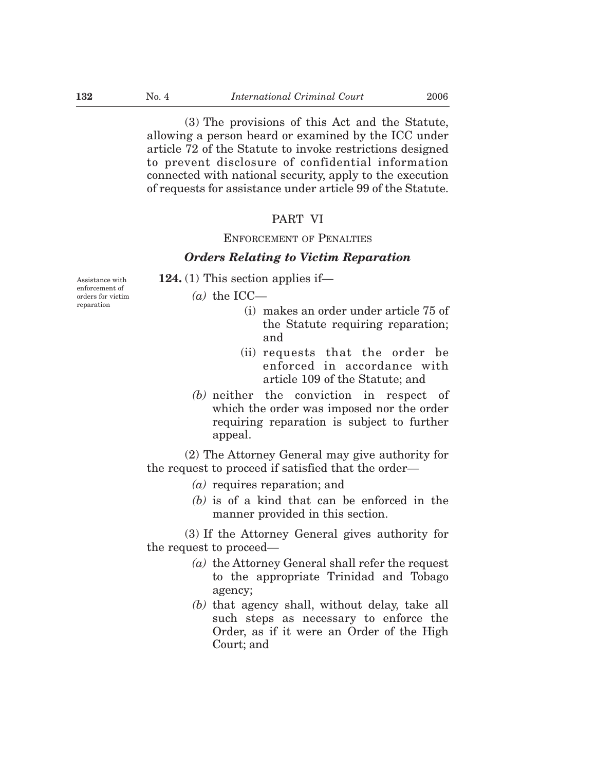(3) The provisions of this Act and the Statute, allowing a person heard or examined by the ICC under article 72 of the Statute to invoke restrictions designed to prevent disclosure of confidential information connected with national security, apply to the execution of requests for assistance under article 99 of the Statute.

## PART VI

### ENFORCEMENT OF PENALTIES

### *Orders Relating to Victim Reparation*

Assistance with enforcement of orders for victim reparation

**124.** (1) This section applies if—

*(a)* the ICC—

(i) makes an order under article 75 of the Statute requiring reparation; and

(ii) requests that the order be enforced in accordance with article 109 of the Statute; and

*(b)* neither the conviction in respect of which the order was imposed nor the order requiring reparation is subject to further appeal.

(2) The Attorney General may give authority for the request to proceed if satisfied that the order—

*(a)* requires reparation; and

*(b)* is of a kind that can be enforced in the manner provided in this section.

(3) If the Attorney General gives authority for the request to proceed—

*(a)* the Attorney General shall refer the request to the appropriate Trinidad and Tobago agency;

*(b)* that agency shall, without delay, take all such steps as necessary to enforce the Order, as if it were an Order of the High Court; and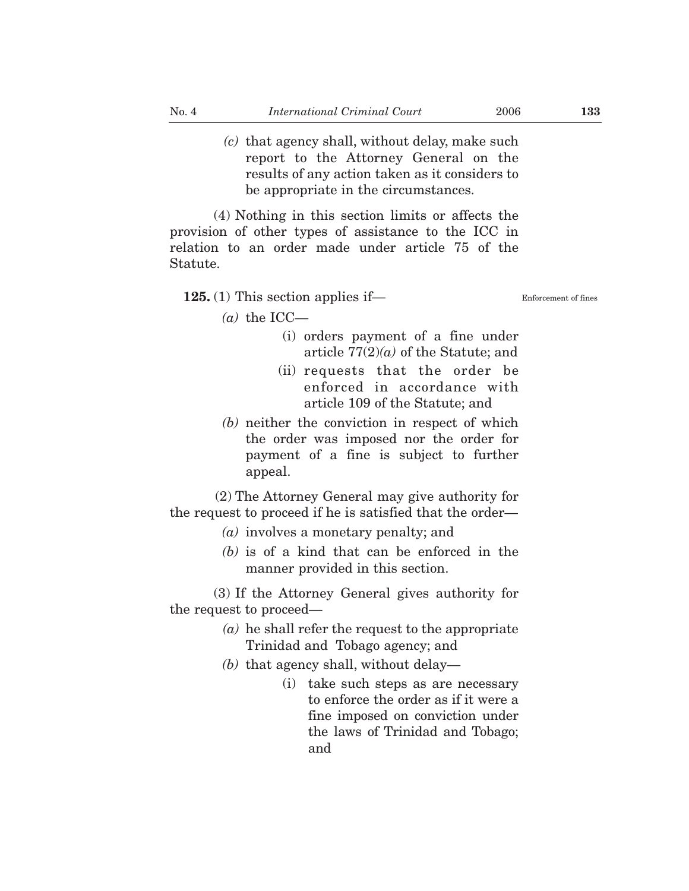*(c)* that agency shall, without delay, make such report to the Attorney General on the results of any action taken as it considers to be appropriate in the circumstances.

(4) Nothing in this section limits or affects the provision of other types of assistance to the ICC in relation to an order made under article 75 of the Statute.

Enforcement of fines

**125.** (1) This section applies if—

*(a)* the ICC—

(i) orders payment of a fine under article 77(2)*(a)* of the Statute; and

(ii) requests that the order be enforced in accordance with article 109 of the Statute; and

*(b)* neither the conviction in respect of which the order was imposed nor the order for payment of a fine is subject to further appeal.

(2) The Attorney General may give authority for the request to proceed if he is satisfied that the order—

*(a)* involves a monetary penalty; and

*(b)* is of a kind that can be enforced in the manner provided in this section.

(3) If the Attorney General gives authority for the request to proceed—

*(a)* he shall refer the request to the appropriate Trinidad and Tobago agency; and

*(b)* that agency shall, without delay—

(i) take such steps as are necessary to enforce the order as if it were a fine imposed on conviction under the laws of Trinidad and Tobago; and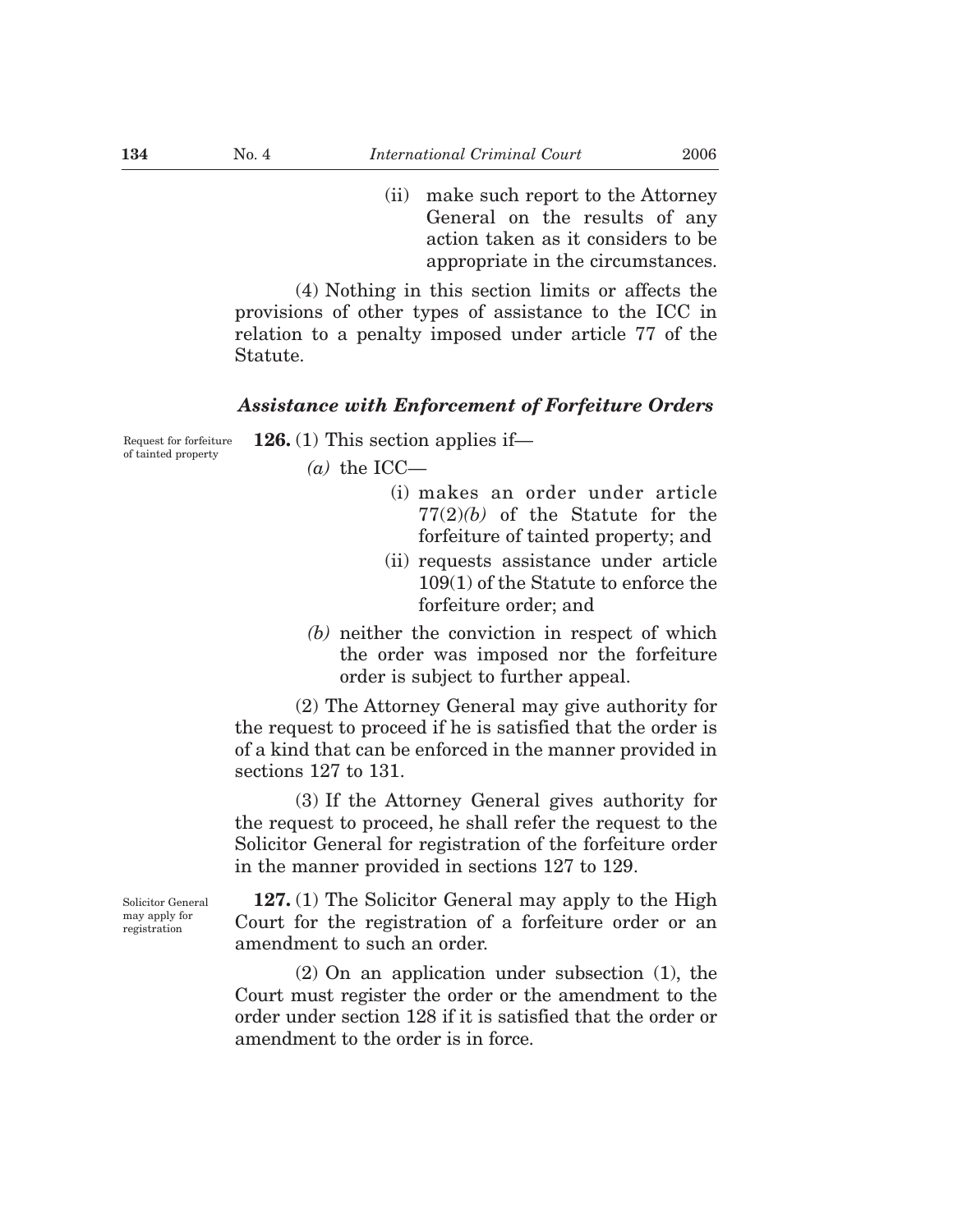(ii) make such report to the Attorney General on the results of any action taken as it considers to be appropriate in the circumstances.

(4) Nothing in this section limits or affects the provisions of other types of assistance to the ICC in relation to a penalty imposed under article 77 of the Statute.

### *Assistance with Enforcement of Forfeiture Orders*

Request for forfeiture of tainted property

**126.** (1) This section applies if—

*(a)* the ICC—

(i) makes an order under article 77(2)*(b)* of the Statute for the forfeiture of tainted property; and

(ii) requests assistance under article 109(1) of the Statute to enforce the forfeiture order; and

*(b)* neither the conviction in respect of which the order was imposed nor the forfeiture order is subject to further appeal.

(2) The Attorney General may give authority for the request to proceed if he is satisfied that the order is of a kind that can be enforced in the manner provided in sections 127 to 131.

(3) If the Attorney General gives authority for the request to proceed, he shall refer the request to the Solicitor General for registration of the forfeiture order in the manner provided in sections 127 to 129.

Solicitor General may apply for registration

**127.** (1) The Solicitor General may apply to the High Court for the registration of a forfeiture order or an amendment to such an order.

(2) On an application under subsection (1), the Court must register the order or the amendment to the order under section 128 if it is satisfied that the order or amendment to the order is in force.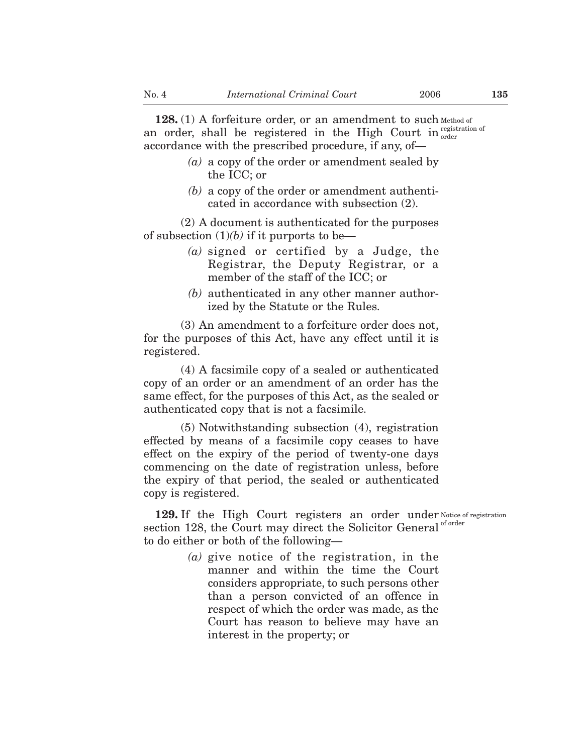**128.** (1) A forfeiture order, or an amendment to such an order, shall be registered in the High Court in accordance with the prescribed procedure, if any, of—

Method of registration of order

> *(a)* a copy of the order or amendment sealed by the ICC; or
>
> *(b)* a copy of the order or amendment authenticated in accordance with subsection (2).

(2) A document is authenticated for the purposes of subsection (1)*(b)* if it purports to be—

> *(a)* signed or certified by a Judge, the Registrar, the Deputy Registrar, or a member of the staff of the ICC; or
>
> *(b)* authenticated in any other manner authorized by the Statute or the Rules.

(3) An amendment to a forfeiture order does not, for the purposes of this Act, have any effect until it is registered.

(4) A facsimile copy of a sealed or authenticated copy of an order or an amendment of an order has the same effect, for the purposes of this Act, as the sealed or authenticated copy that is not a facsimile.

(5) Notwithstanding subsection (4), registration effected by means of a facsimile copy ceases to have effect on the expiry of the period of twenty-one days commencing on the date of registration unless, before the expiry of that period, the sealed or authenticated copy is registered.

**129.** If the High Court registers an order under section 128, the Court may direct the Solicitor General to do either or both of the following—

Notice of registration of order

> *(a)* give notice of the registration, in the manner and within the time the Court considers appropriate, to such persons other than a person convicted of an offence in respect of which the order was made, as the Court has reason to believe may have an interest in the property; or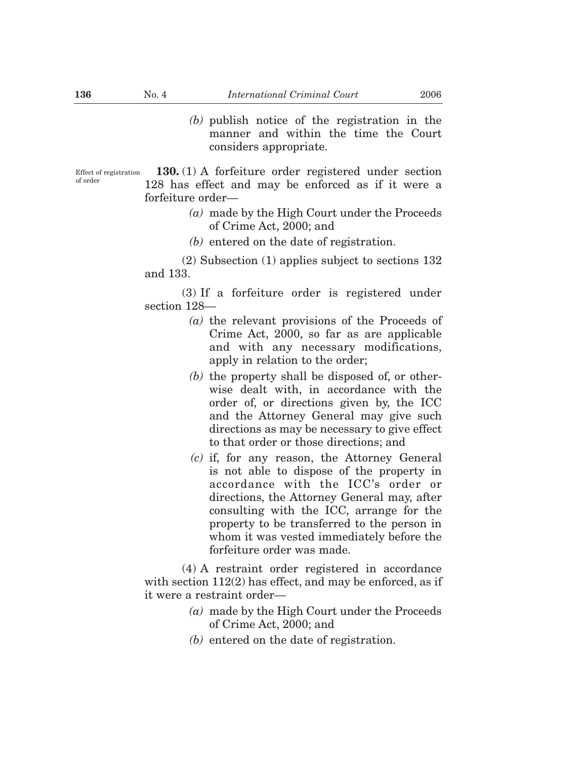*(b)* publish notice of the registration in the manner and within the time the Court considers appropriate.

Effect of registration of order

**130.** (1) A forfeiture order registered under section 128 has effect and may be enforced as if it were a forfeiture order—

*(a)* made by the High Court under the Proceeds of Crime Act, 2000; and

*(b)* entered on the date of registration.

(2) Subsection (1) applies subject to sections 132 and 133.

(3) If a forfeiture order is registered under section 128—

*(a)* the relevant provisions of the Proceeds of Crime Act, 2000, so far as are applicable and with any necessary modifications, apply in relation to the order;

*(b)* the property shall be disposed of, or otherwise dealt with, in accordance with the order of, or directions given by, the ICC and the Attorney General may give such directions as may be necessary to give effect to that order or those directions; and

*(c)* if, for any reason, the Attorney General is not able to dispose of the property in accordance with the ICC's order or directions, the Attorney General may, after consulting with the ICC, arrange for the property to be transferred to the person in whom it was vested immediately before the forfeiture order was made.

(4) A restraint order registered in accordance with section 112(2) has effect, and may be enforced, as if it were a restraint order—

*(a)* made by the High Court under the Proceeds of Crime Act, 2000; and

*(b)* entered on the date of registration.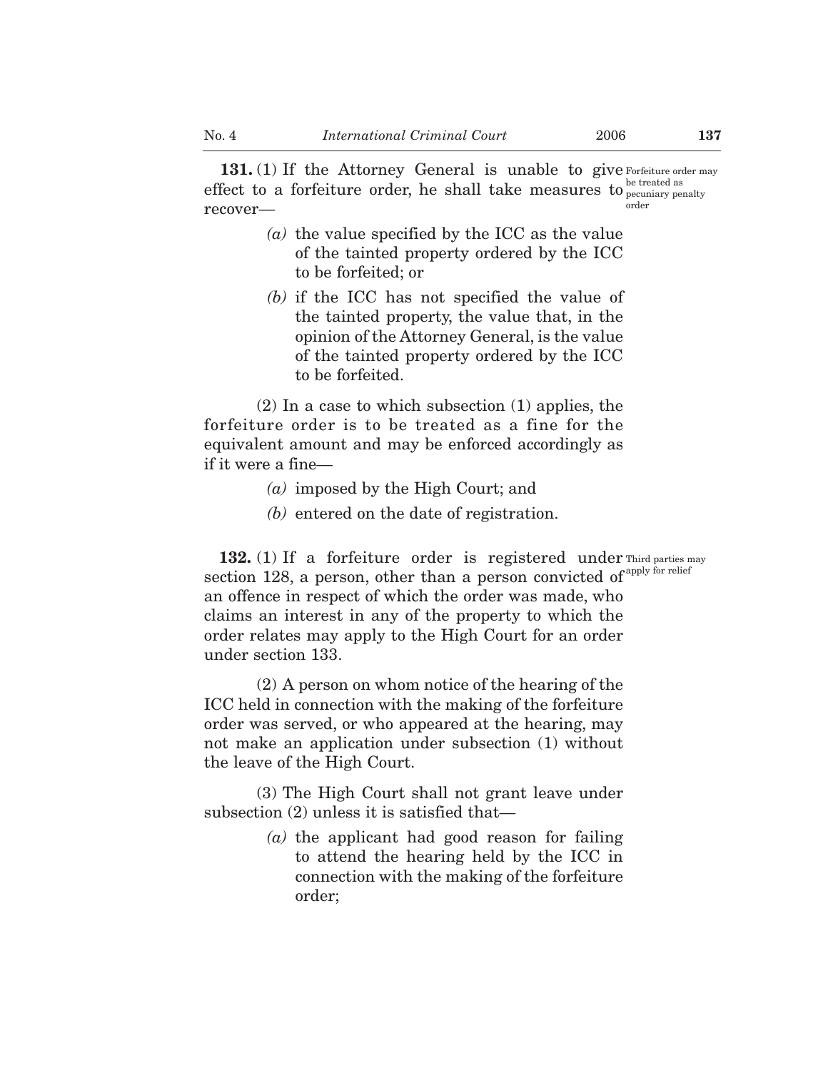**131.** (1) If the Attorney General is unable to give effect to a forfeiture order, he shall take measures to recover—

*Forfeiture order may be treated as pecuniary penalty order*

- *(a)* the value specified by the ICC as the value of the tainted property ordered by the ICC to be forfeited; or
- *(b)* if the ICC has not specified the value of the tainted property, the value that, in the opinion of the Attorney General, is the value of the tainted property ordered by the ICC to be forfeited.

(2) In a case to which subsection (1) applies, the forfeiture order is to be treated as a fine for the equivalent amount and may be enforced accordingly as if it were a fine—

- *(a)* imposed by the High Court; and
- *(b)* entered on the date of registration.

**132.** (1) If a forfeiture order is registered under section 128, a person, other than a person convicted of an offence in respect of which the order was made, who claims an interest in any of the property to which the order relates may apply to the High Court for an order under section 133.

*Third parties may apply for relief*

(2) A person on whom notice of the hearing of the ICC held in connection with the making of the forfeiture order was served, or who appeared at the hearing, may not make an application under subsection (1) without the leave of the High Court.

(3) The High Court shall not grant leave under subsection (2) unless it is satisfied that—

- *(a)* the applicant had good reason for failing to attend the hearing held by the ICC in connection with the making of the forfeiture order;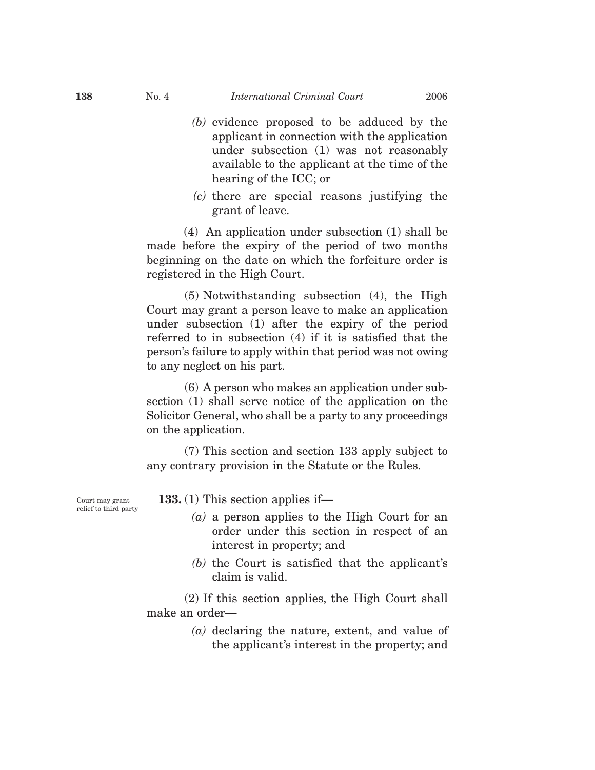*(b)* evidence proposed to be adduced by the applicant in connection with the application under subsection (1) was not reasonably available to the applicant at the time of the hearing of the ICC; or

*(c)* there are special reasons justifying the grant of leave.

(4) An application under subsection (1) shall be made before the expiry of the period of two months beginning on the date on which the forfeiture order is registered in the High Court.

(5) Notwithstanding subsection (4), the High Court may grant a person leave to make an application under subsection (1) after the expiry of the period referred to in subsection (4) if it is satisfied that the person's failure to apply within that period was not owing to any neglect on his part.

(6) A person who makes an application under subsection (1) shall serve notice of the application on the Solicitor General, who shall be a party to any proceedings on the application.

(7) This section and section 133 apply subject to any contrary provision in the Statute or the Rules.

Court may grant relief to third party

**133.** (1) This section applies if—

*(a)* a person applies to the High Court for an order under this section in respect of an interest in property; and

*(b)* the Court is satisfied that the applicant's claim is valid.

(2) If this section applies, the High Court shall make an order—

*(a)* declaring the nature, extent, and value of the applicant's interest in the property; and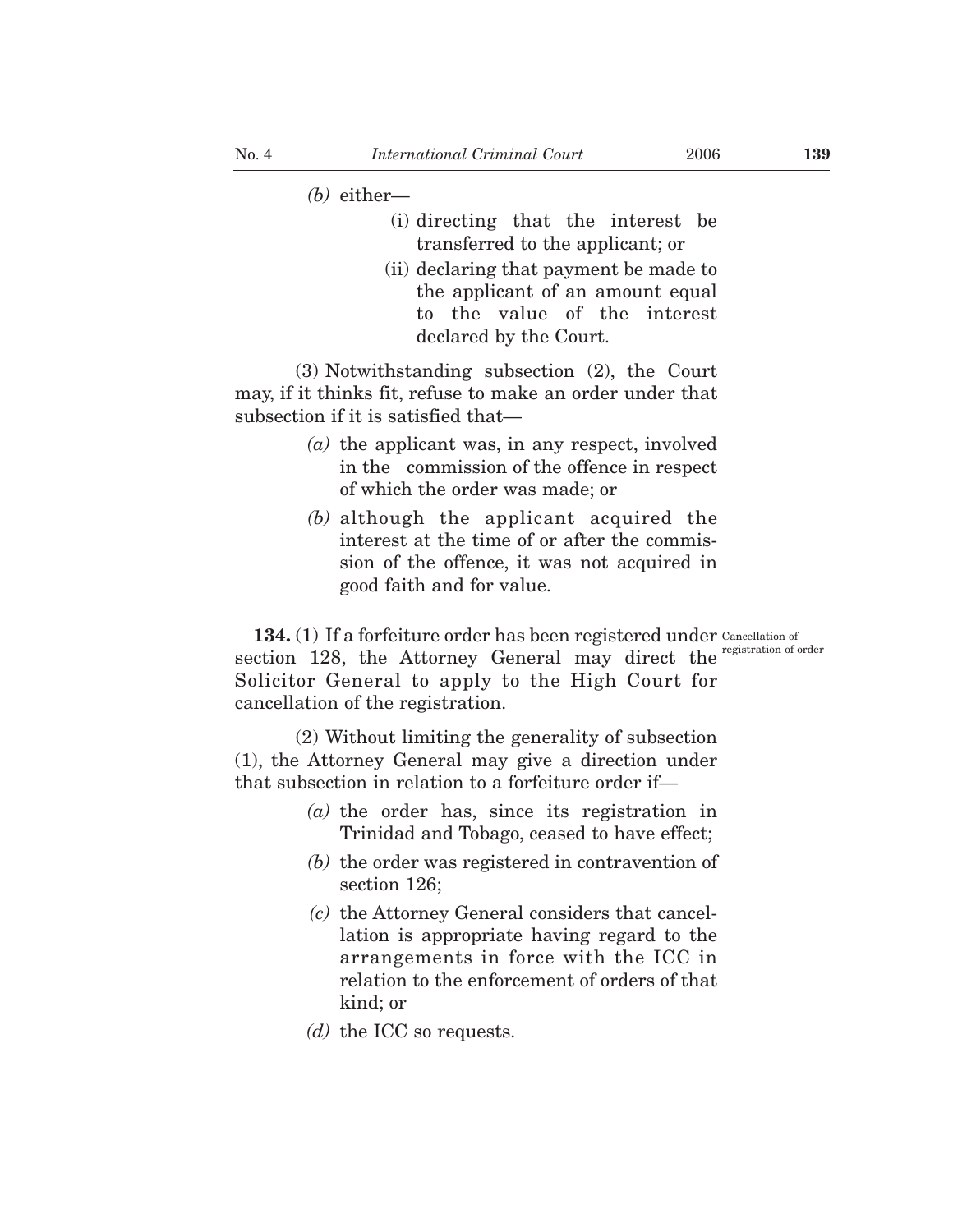*(b)* either—

(i) directing that the interest be transferred to the applicant; or

(ii) declaring that payment be made to the applicant of an amount equal to the value of the interest declared by the Court.

(3) Notwithstanding subsection (2), the Court may, if it thinks fit, refuse to make an order under that subsection if it is satisfied that—

*(a)* the applicant was, in any respect, involved in the commission of the offence in respect of which the order was made; or

*(b)* although the applicant acquired the interest at the time of or after the commission of the offence, it was not acquired in good faith and for value.

Cancellation of registration of order

**134.** (1) If a forfeiture order has been registered under section 128, the Attorney General may direct the Solicitor General to apply to the High Court for cancellation of the registration.

(2) Without limiting the generality of subsection (1), the Attorney General may give a direction under that subsection in relation to a forfeiture order if—

*(a)* the order has, since its registration in Trinidad and Tobago, ceased to have effect;

*(b)* the order was registered in contravention of section 126;

*(c)* the Attorney General considers that cancellation is appropriate having regard to the arrangements in force with the ICC in relation to the enforcement of orders of that kind; or

*(d)* the ICC so requests.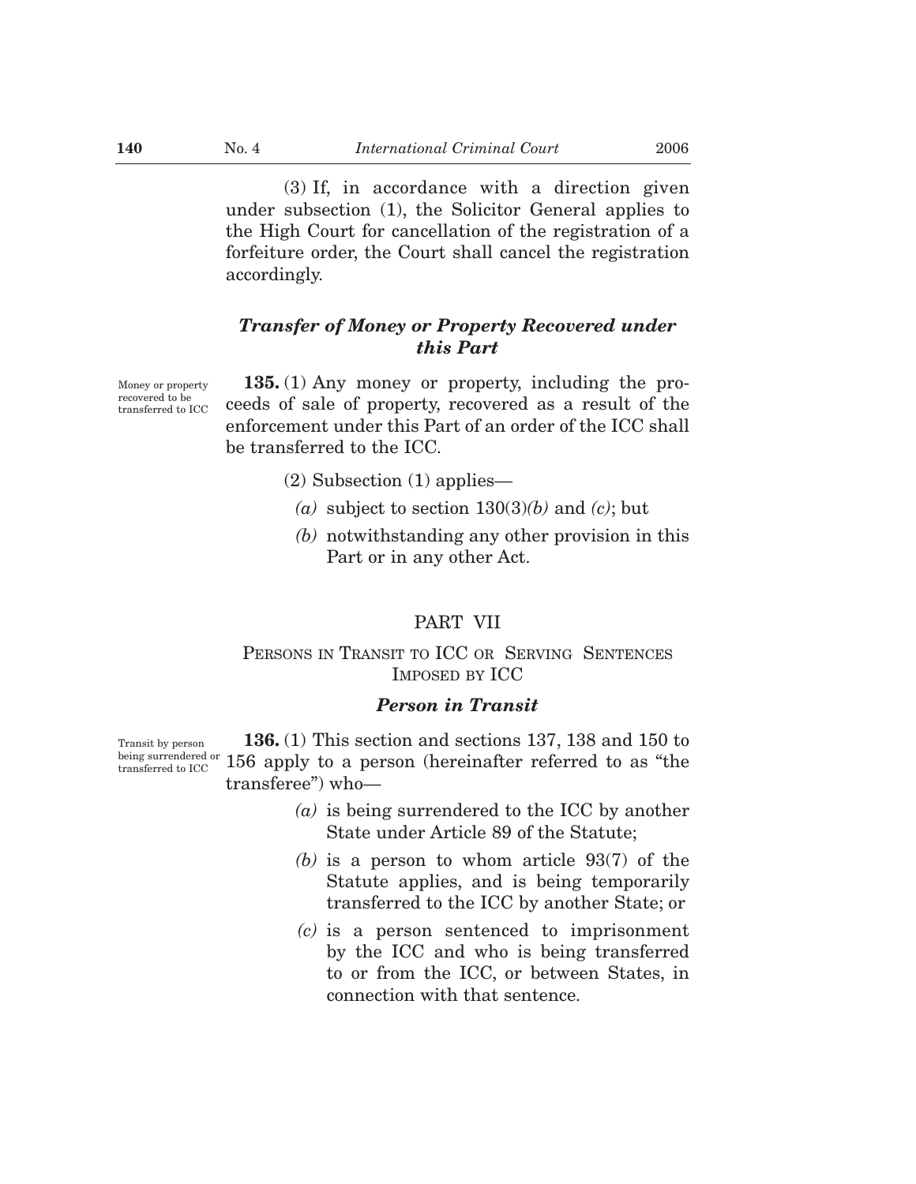(3) If, in accordance with a direction given under subsection (1), the Solicitor General applies to the High Court for cancellation of the registration of a forfeiture order, the Court shall cancel the registration accordingly.

### *Transfer of Money or Property Recovered under this Part*

Money or property recovered to be transferred to ICC

**135.** (1) Any money or property, including the proceeds of sale of property, recovered as a result of the enforcement under this Part of an order of the ICC shall be transferred to the ICC.

(2) Subsection (1) applies—

*(a)* subject to section 130(3)*(b)* and *(c)*; but

*(b)* notwithstanding any other provision in this Part or in any other Act.

## PART VII

## PERSONS IN TRANSIT TO ICC OR SERVING SENTENCES IMPOSED BY ICC

### *Person in Transit*

Transit by person being surrendered or transferred to ICC

**136.** (1) This section and sections 137, 138 and 150 to 156 apply to a person (hereinafter referred to as "the transferee") who—

*(a)* is being surrendered to the ICC by another State under Article 89 of the Statute;

*(b)* is a person to whom article 93(7) of the Statute applies, and is being temporarily transferred to the ICC by another State; or

*(c)* is a person sentenced to imprisonment by the ICC and who is being transferred to or from the ICC, or between States, in connection with that sentence.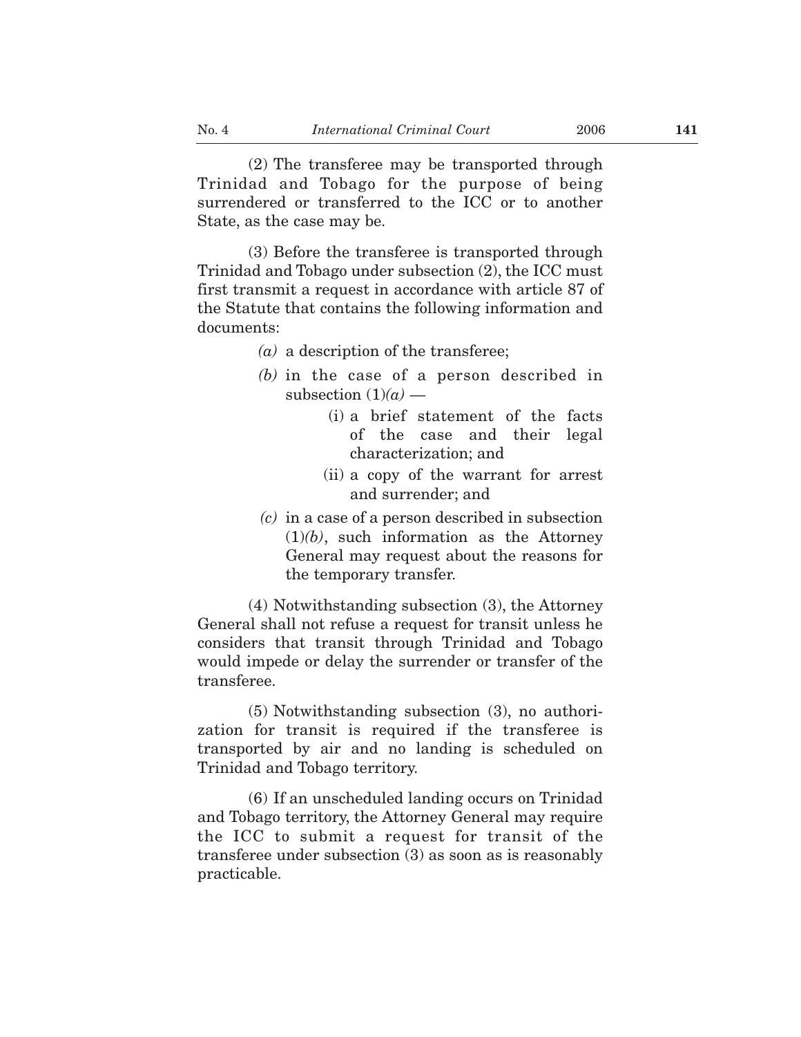(2) The transferee may be transported through Trinidad and Tobago for the purpose of being surrendered or transferred to the ICC or to another State, as the case may be.

(3) Before the transferee is transported through Trinidad and Tobago under subsection (2), the ICC must first transmit a request in accordance with article 87 of the Statute that contains the following information and documents:

*(a)* a description of the transferee;

*(b)* in the case of a person described in subsection (1)*(a)* —

(i) a brief statement of the facts of the case and their legal characterization; and

(ii) a copy of the warrant for arrest and surrender; and

*(c)* in a case of a person described in subsection (1)*(b)*, such information as the Attorney General may request about the reasons for the temporary transfer.

(4) Notwithstanding subsection (3), the Attorney General shall not refuse a request for transit unless he considers that transit through Trinidad and Tobago would impede or delay the surrender or transfer of the transferee.

(5) Notwithstanding subsection (3), no authorization for transit is required if the transferee is transported by air and no landing is scheduled on Trinidad and Tobago territory.

(6) If an unscheduled landing occurs on Trinidad and Tobago territory, the Attorney General may require the ICC to submit a request for transit of the transferee under subsection (3) as soon as is reasonably practicable.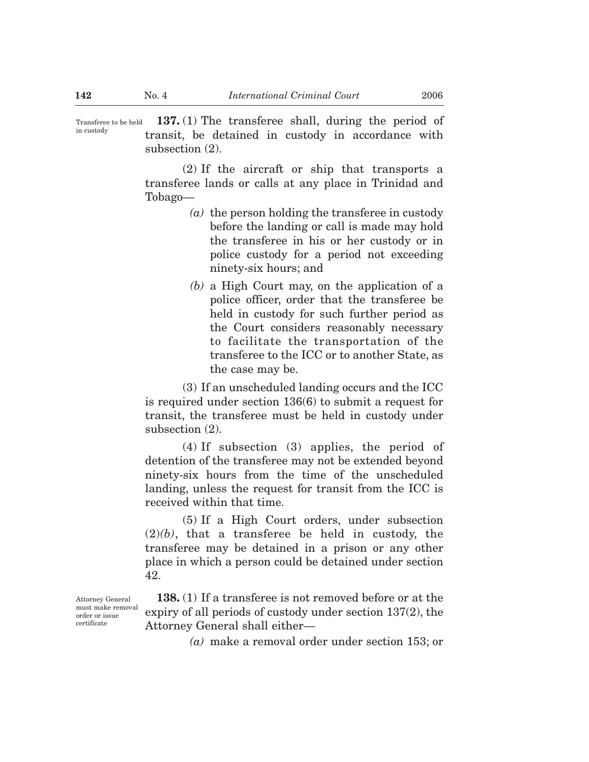Transferee to be held in custody

**137.** (1) The transferee shall, during the period of transit, be detained in custody in accordance with subsection (2).

(2) If the aircraft or ship that transports a transferee lands or calls at any place in Trinidad and Tobago—

*(a)* the person holding the transferee in custody before the landing or call is made may hold the transferee in his or her custody or in police custody for a period not exceeding ninety-six hours; and

*(b)* a High Court may, on the application of a police officer, order that the transferee be held in custody for such further period as the Court considers reasonably necessary to facilitate the transportation of the transferee to the ICC or to another State, as the case may be.

(3) If an unscheduled landing occurs and the ICC is required under section 136(6) to submit a request for transit, the transferee must be held in custody under subsection (2).

(4) If subsection (3) applies, the period of detention of the transferee may not be extended beyond ninety-six hours from the time of the unscheduled landing, unless the request for transit from the ICC is received within that time.

(5) If a High Court orders, under subsection (2)*(b)*, that a transferee be held in custody, the transferee may be detained in a prison or any other place in which a person could be detained under section 42.

Attorney General must make removal order or issue certificate

**138.** (1) If a transferee is not removed before or at the expiry of all periods of custody under section 137(2), the Attorney General shall either—

*(a)* make a removal order under section 153; or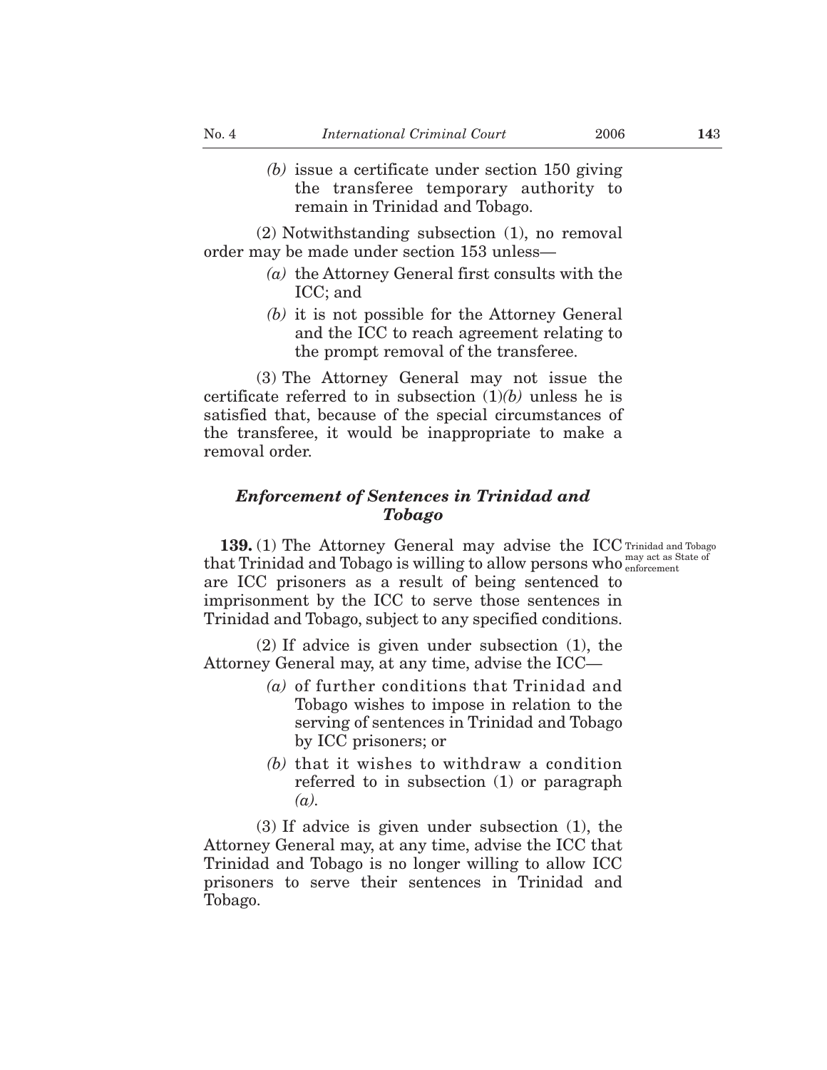*(b)* issue a certificate under section 150 giving the transferee temporary authority to remain in Trinidad and Tobago.

(2) Notwithstanding subsection (1), no removal order may be made under section 153 unless—

*(a)* the Attorney General first consults with the ICC; and

*(b)* it is not possible for the Attorney General and the ICC to reach agreement relating to the prompt removal of the transferee.

(3) The Attorney General may not issue the certificate referred to in subsection (1)*(b)* unless he is satisfied that, because of the special circumstances of the transferee, it would be inappropriate to make a removal order.

### *Enforcement of Sentences in Trinidad and Tobago*

Trinidad and Tobago may act as State of enforcement

**139.** (1) The Attorney General may advise the ICC that Trinidad and Tobago is willing to allow persons who are ICC prisoners as a result of being sentenced to imprisonment by the ICC to serve those sentences in Trinidad and Tobago, subject to any specified conditions.

(2) If advice is given under subsection (1), the Attorney General may, at any time, advise the ICC—

*(a)* of further conditions that Trinidad and Tobago wishes to impose in relation to the serving of sentences in Trinidad and Tobago by ICC prisoners; or

*(b)* that it wishes to withdraw a condition referred to in subsection (1) or paragraph *(a)*.

(3) If advice is given under subsection (1), the Attorney General may, at any time, advise the ICC that Trinidad and Tobago is no longer willing to allow ICC prisoners to serve their sentences in Trinidad and Tobago.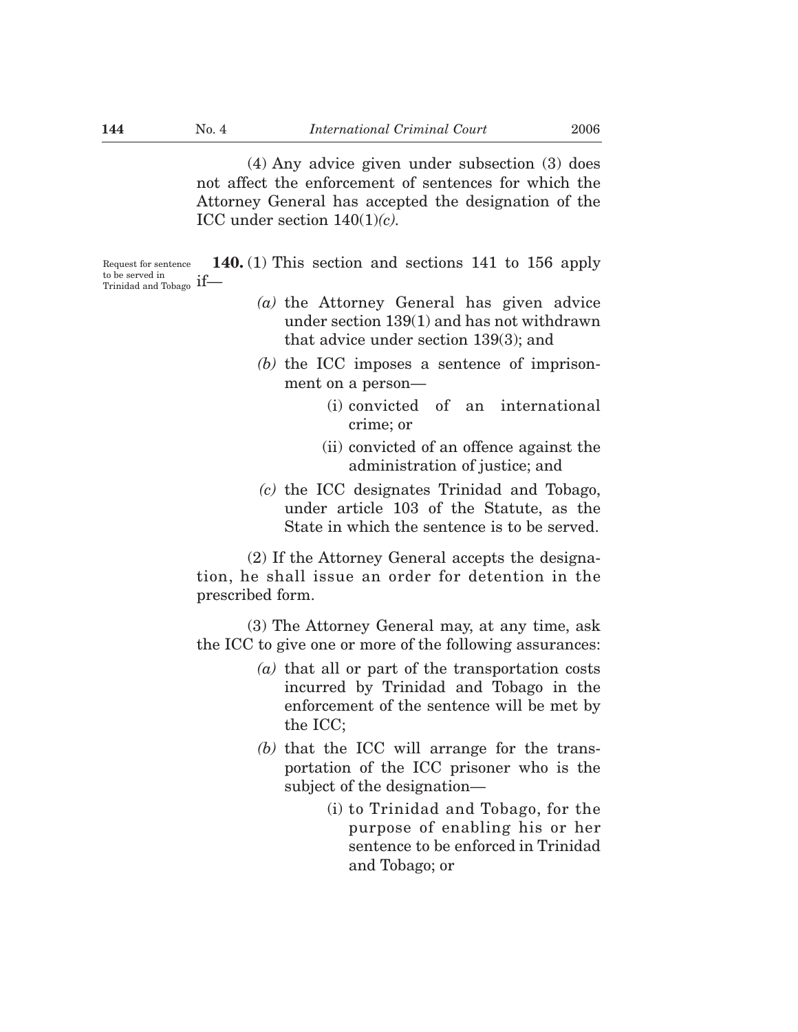(4) Any advice given under subsection (3) does not affect the enforcement of sentences for which the Attorney General has accepted the designation of the ICC under section 140(1)*(c)*.

Request for sentence to be served in Trinidad and Tobago

**140.** (1) This section and sections 141 to 156 apply if—

*(a)* the Attorney General has given advice under section 139(1) and has not withdrawn that advice under section 139(3); and

*(b)* the ICC imposes a sentence of imprisonment on a person—

(i) convicted of an international crime; or

(ii) convicted of an offence against the administration of justice; and

*(c)* the ICC designates Trinidad and Tobago, under article 103 of the Statute, as the State in which the sentence is to be served.

(2) If the Attorney General accepts the designation, he shall issue an order for detention in the prescribed form.

(3) The Attorney General may, at any time, ask the ICC to give one or more of the following assurances:

*(a)* that all or part of the transportation costs incurred by Trinidad and Tobago in the enforcement of the sentence will be met by the ICC;

*(b)* that the ICC will arrange for the transportation of the ICC prisoner who is the subject of the designation—

(i) to Trinidad and Tobago, for the purpose of enabling his or her sentence to be enforced in Trinidad and Tobago; or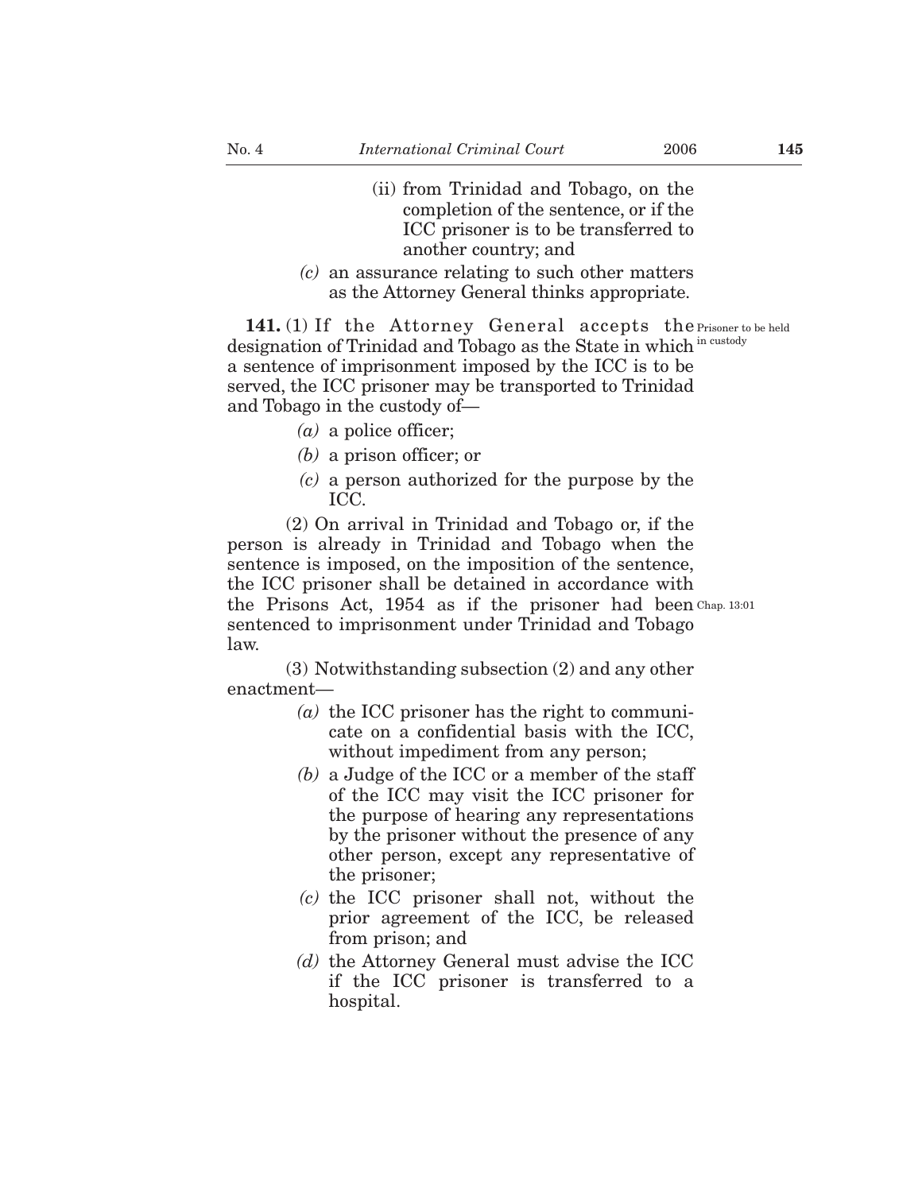(ii) from Trinidad and Tobago, on the completion of the sentence, or if the ICC prisoner is to be transferred to another country; and

*(c)* an assurance relating to such other matters as the Attorney General thinks appropriate.

**141.** (1) If the Attorney General accepts the designation of Trinidad and Tobago as the State in which a sentence of imprisonment imposed by the ICC is to be served, the ICC prisoner may be transported to Trinidad and Tobago in the custody of—

Prisoner to be held in custody

*(a)* a police officer;

*(b)* a prison officer; or

*(c)* a person authorized for the purpose by the ICC.

(2) On arrival in Trinidad and Tobago or, if the person is already in Trinidad and Tobago when the sentence is imposed, on the imposition of the sentence, the ICC prisoner shall be detained in accordance with the Prisons Act, 1954 as if the prisoner had been sentenced to imprisonment under Trinidad and Tobago law.

Chap. 13:01

(3) Notwithstanding subsection (2) and any other enactment—

*(a)* the ICC prisoner has the right to communicate on a confidential basis with the ICC, without impediment from any person;

*(b)* a Judge of the ICC or a member of the staff of the ICC may visit the ICC prisoner for the purpose of hearing any representations by the prisoner without the presence of any other person, except any representative of the prisoner;

*(c)* the ICC prisoner shall not, without the prior agreement of the ICC, be released from prison; and

*(d)* the Attorney General must advise the ICC if the ICC prisoner is transferred to a hospital.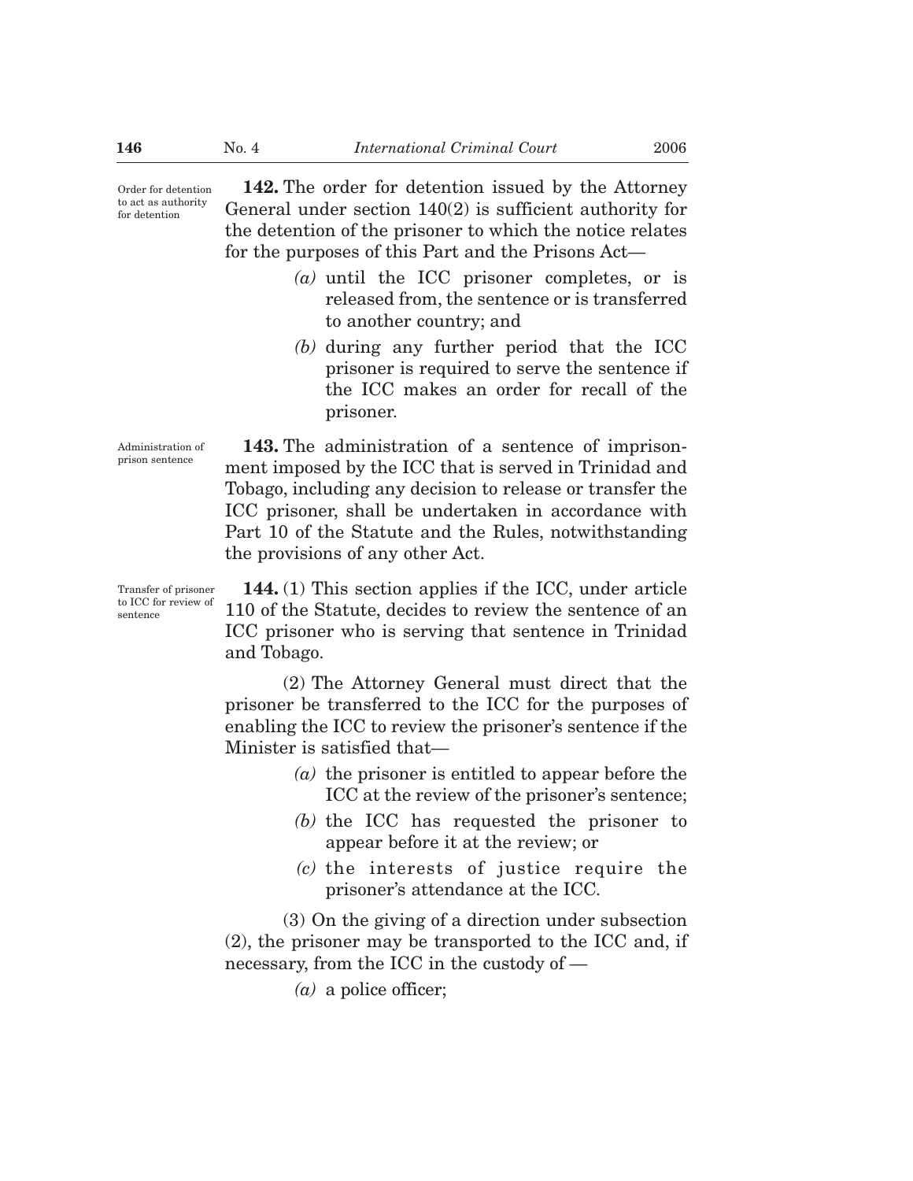Order for detention to act as authority for detention

**142.** The order for detention issued by the Attorney General under section 140(2) is sufficient authority for the detention of the prisoner to which the notice relates for the purposes of this Part and the Prisons Act—

*(a)* until the ICC prisoner completes, or is released from, the sentence or is transferred to another country; and

*(b)* during any further period that the ICC prisoner is required to serve the sentence if the ICC makes an order for recall of the prisoner.

Administration of prison sentence

**143.** The administration of a sentence of imprisonment imposed by the ICC that is served in Trinidad and Tobago, including any decision to release or transfer the ICC prisoner, shall be undertaken in accordance with Part 10 of the Statute and the Rules, notwithstanding the provisions of any other Act.

Transfer of prisoner to ICC for review of sentence

**144.** (1) This section applies if the ICC, under article 110 of the Statute, decides to review the sentence of an ICC prisoner who is serving that sentence in Trinidad and Tobago.

(2) The Attorney General must direct that the prisoner be transferred to the ICC for the purposes of enabling the ICC to review the prisoner's sentence if the Minister is satisfied that—

*(a)* the prisoner is entitled to appear before the ICC at the review of the prisoner's sentence;

*(b)* the ICC has requested the prisoner to appear before it at the review; or

*(c)* the interests of justice require the prisoner's attendance at the ICC.

(3) On the giving of a direction under subsection (2), the prisoner may be transported to the ICC and, if necessary, from the ICC in the custody of —

*(a)* a police officer;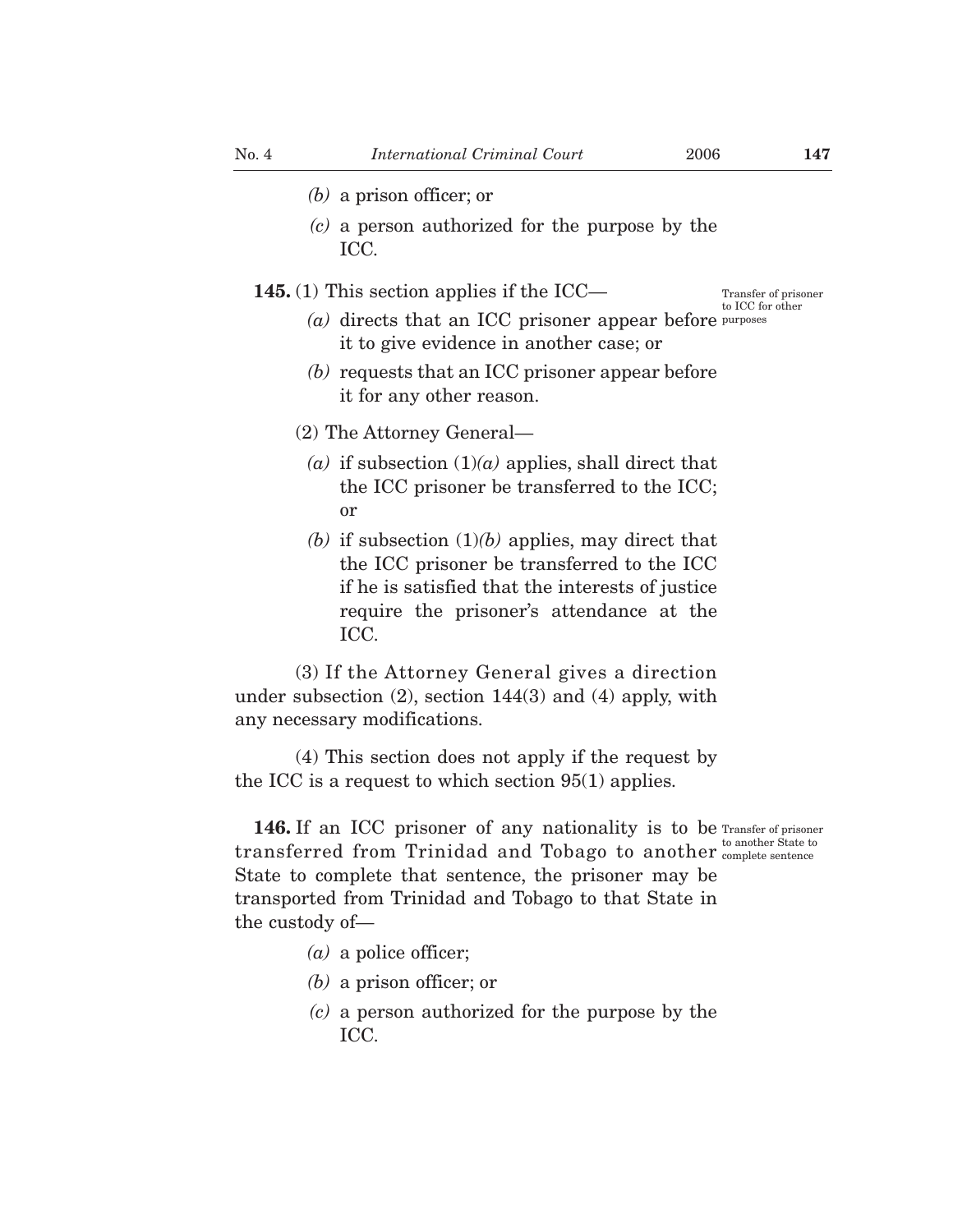*(b)* a prison officer; or

*(c)* a person authorized for the purpose by the ICC.

Transfer of prisoner to ICC for other purposes

**145.** (1) This section applies if the ICC—

*(a)* directs that an ICC prisoner appear before it to give evidence in another case; or

*(b)* requests that an ICC prisoner appear before it for any other reason.

(2) The Attorney General—

*(a)* if subsection (1)*(a)* applies, shall direct that the ICC prisoner be transferred to the ICC; or

*(b)* if subsection (1)*(b)* applies, may direct that the ICC prisoner be transferred to the ICC if he is satisfied that the interests of justice require the prisoner's attendance at the ICC.

(3) If the Attorney General gives a direction under subsection (2), section 144(3) and (4) apply, with any necessary modifications.

(4) This section does not apply if the request by the ICC is a request to which section 95(1) applies.

Transfer of prisoner to another State to complete sentence

**146.** If an ICC prisoner of any nationality is to be transferred from Trinidad and Tobago to another State to complete that sentence, the prisoner may be transported from Trinidad and Tobago to that State in the custody of—

*(a)* a police officer;

*(b)* a prison officer; or

*(c)* a person authorized for the purpose by the ICC.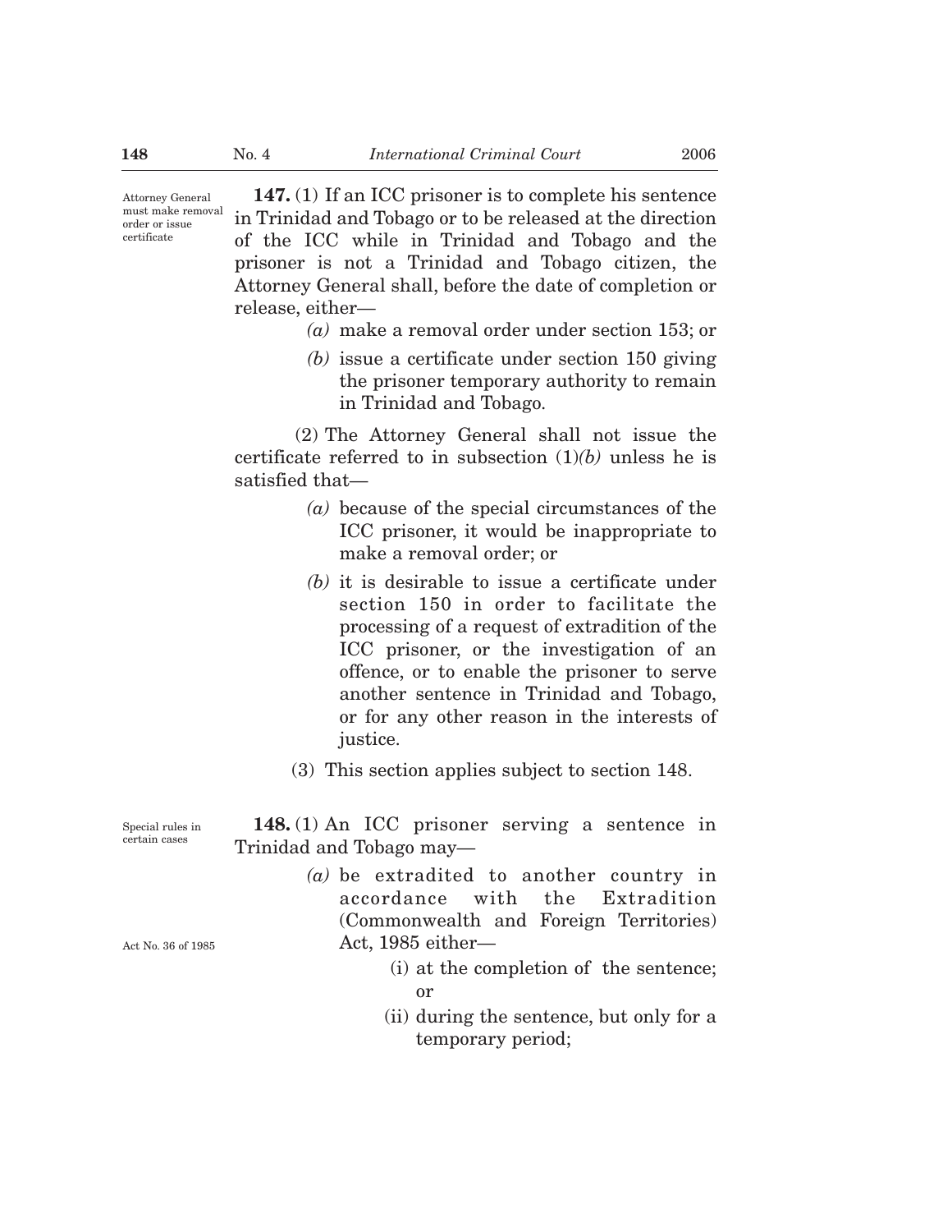Attorney General must make removal order or issue certificate

**147.** (1) If an ICC prisoner is to complete his sentence in Trinidad and Tobago or to be released at the direction of the ICC while in Trinidad and Tobago and the prisoner is not a Trinidad and Tobago citizen, the Attorney General shall, before the date of completion or release, either—

*(a)* make a removal order under section 153; or

*(b)* issue a certificate under section 150 giving the prisoner temporary authority to remain in Trinidad and Tobago.

(2) The Attorney General shall not issue the certificate referred to in subsection (1)*(b)* unless he is satisfied that—

*(a)* because of the special circumstances of the ICC prisoner, it would be inappropriate to make a removal order; or

*(b)* it is desirable to issue a certificate under section 150 in order to facilitate the processing of a request of extradition of the ICC prisoner, or the investigation of an offence, or to enable the prisoner to serve another sentence in Trinidad and Tobago, or for any other reason in the interests of justice.

(3) This section applies subject to section 148.

Special rules in certain cases

**148.** (1) An ICC prisoner serving a sentence in Trinidad and Tobago may—

*(a)* be extradited to another country in accordance with the Extradition (Commonwealth and Foreign Territories) Act, 1985 either—

Act No. 36 of 1985

(i) at the completion of the sentence; or

(ii) during the sentence, but only for a temporary period;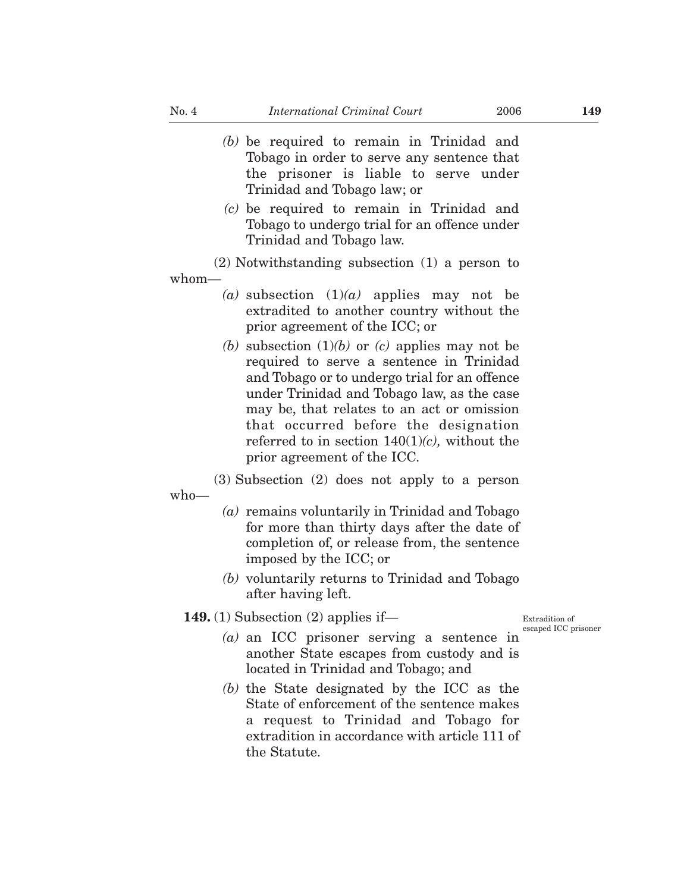*(b)* be required to remain in Trinidad and Tobago in order to serve any sentence that the prisoner is liable to serve under Trinidad and Tobago law; or

*(c)* be required to remain in Trinidad and Tobago to undergo trial for an offence under Trinidad and Tobago law.

(2) Notwithstanding subsection (1) a person to whom—

*(a)* subsection (1)*(a)* applies may not be extradited to another country without the prior agreement of the ICC; or

*(b)* subsection (1)*(b)* or *(c)* applies may not be required to serve a sentence in Trinidad and Tobago or to undergo trial for an offence under Trinidad and Tobago law, as the case may be, that relates to an act or omission that occurred before the designation referred to in section 140(1)*(c)*, without the prior agreement of the ICC.

(3) Subsection (2) does not apply to a person who—

*(a)* remains voluntarily in Trinidad and Tobago for more than thirty days after the date of completion of, or release from, the sentence imposed by the ICC; or

*(b)* voluntarily returns to Trinidad and Tobago after having left.

Extradition of escaped ICC prisoner

**149.** (1) Subsection (2) applies if—

*(a)* an ICC prisoner serving a sentence in another State escapes from custody and is located in Trinidad and Tobago; and

*(b)* the State designated by the ICC as the State of enforcement of the sentence makes a request to Trinidad and Tobago for extradition in accordance with article 111 of the Statute.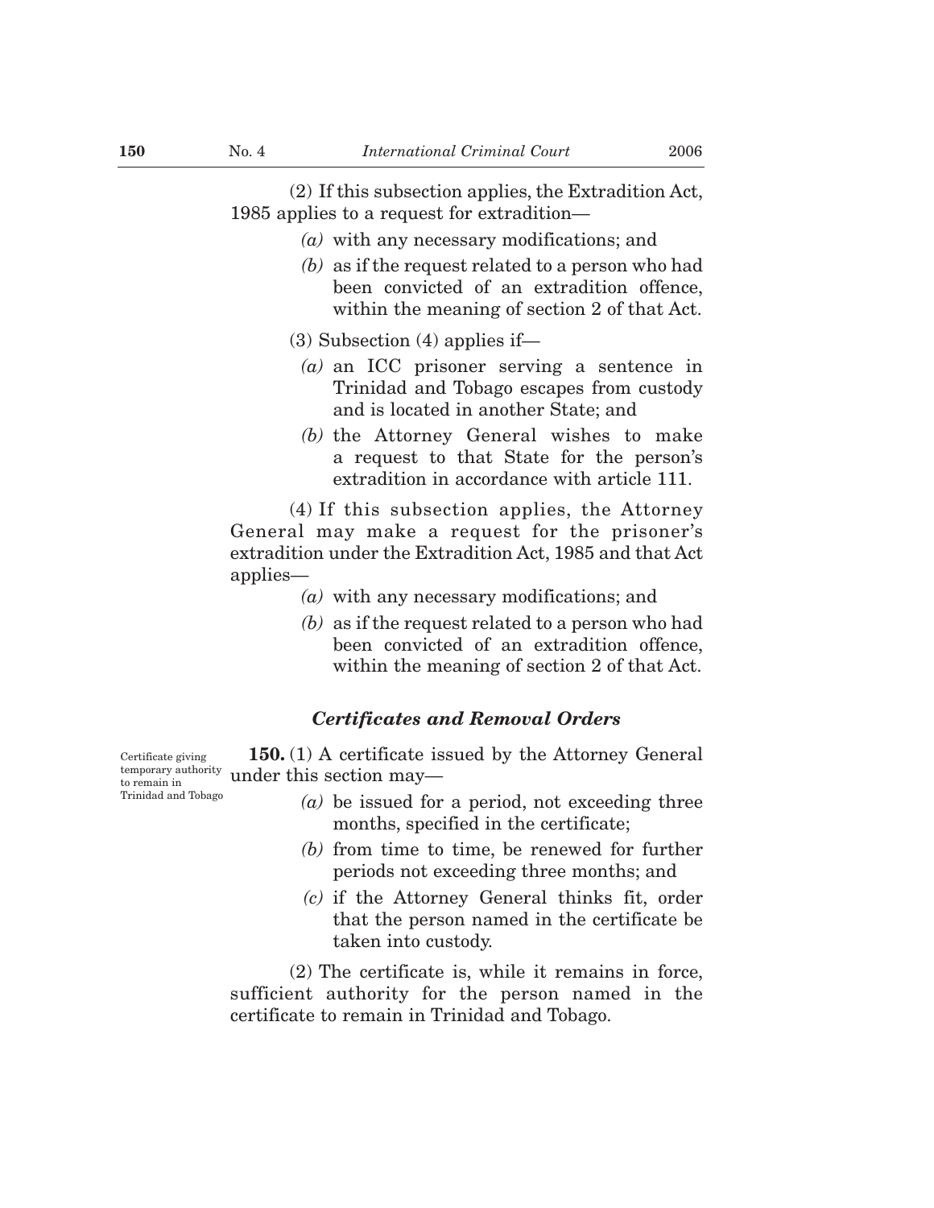(2) If this subsection applies, the Extradition Act, 1985 applies to a request for extradition—

*(a)* with any necessary modifications; and

*(b)* as if the request related to a person who had been convicted of an extradition offence, within the meaning of section 2 of that Act.

(3) Subsection (4) applies if—

*(a)* an ICC prisoner serving a sentence in Trinidad and Tobago escapes from custody and is located in another State; and

*(b)* the Attorney General wishes to make a request to that State for the person's extradition in accordance with article 111.

(4) If this subsection applies, the Attorney General may make a request for the prisoner's extradition under the Extradition Act, 1985 and that Act applies—

*(a)* with any necessary modifications; and

*(b)* as if the request related to a person who had been convicted of an extradition offence, within the meaning of section 2 of that Act.

### *Certificates and Removal Orders*

Certificate giving temporary authority to remain in Trinidad and Tobago

**150.** (1) A certificate issued by the Attorney General under this section may—

*(a)* be issued for a period, not exceeding three months, specified in the certificate;

*(b)* from time to time, be renewed for further periods not exceeding three months; and

*(c)* if the Attorney General thinks fit, order that the person named in the certificate be taken into custody.

(2) The certificate is, while it remains in force, sufficient authority for the person named in the certificate to remain in Trinidad and Tobago.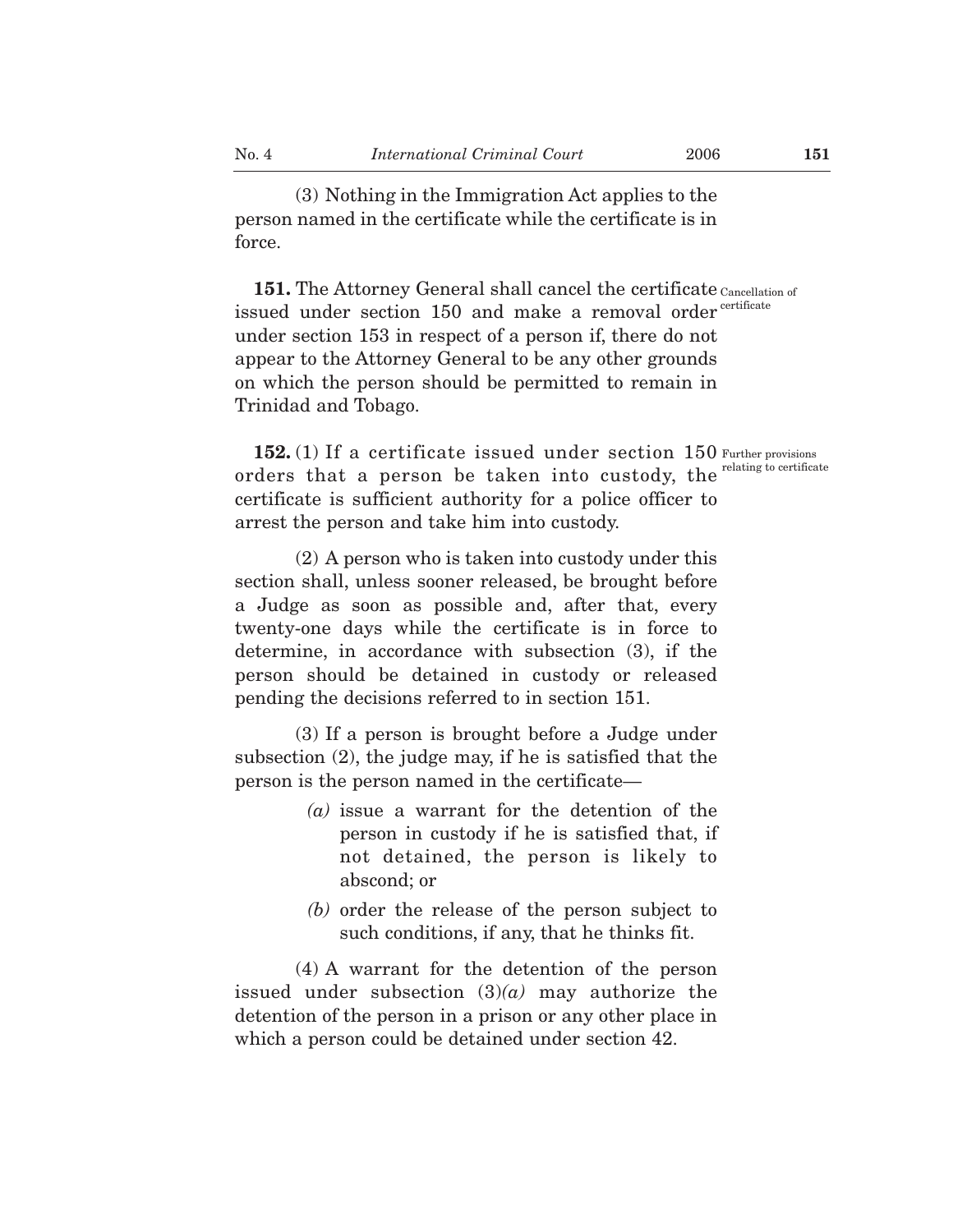(3) Nothing in the Immigration Act applies to the person named in the certificate while the certificate is in force.

**151.** The Attorney General shall cancel the certificate issued under section 150 and make a removal order under section 153 in respect of a person if, there do not appear to the Attorney General to be any other grounds on which the person should be permitted to remain in Trinidad and Tobago.

Cancellation of certificate

**152.** (1) If a certificate issued under section 150 orders that a person be taken into custody, the certificate is sufficient authority for a police officer to arrest the person and take him into custody.

Further provisions relating to certificate

(2) A person who is taken into custody under this section shall, unless sooner released, be brought before a Judge as soon as possible and, after that, every twenty-one days while the certificate is in force to determine, in accordance with subsection (3), if the person should be detained in custody or released pending the decisions referred to in section 151.

(3) If a person is brought before a Judge under subsection (2), the judge may, if he is satisfied that the person is the person named in the certificate—

*(a)* issue a warrant for the detention of the person in custody if he is satisfied that, if not detained, the person is likely to abscond; or

*(b)* order the release of the person subject to such conditions, if any, that he thinks fit.

(4) A warrant for the detention of the person issued under subsection (3)*(a)* may authorize the detention of the person in a prison or any other place in which a person could be detained under section 42.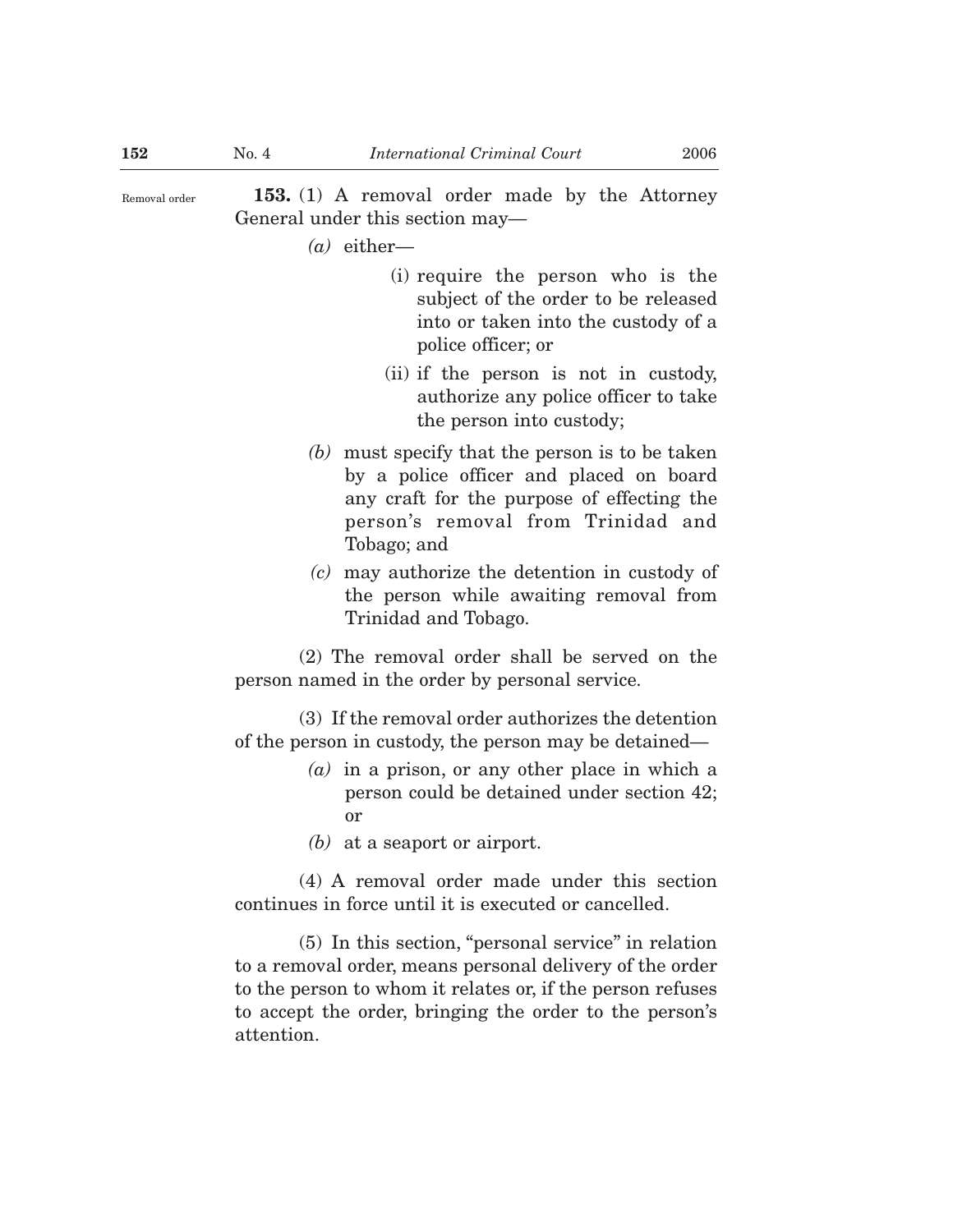Removal order

**153.** (1) A removal order made by the Attorney General under this section may—

*(a)* either—

(i) require the person who is the subject of the order to be released into or taken into the custody of a police officer; or

(ii) if the person is not in custody, authorize any police officer to take the person into custody;

*(b)* must specify that the person is to be taken by a police officer and placed on board any craft for the purpose of effecting the person's removal from Trinidad and Tobago; and

*(c)* may authorize the detention in custody of the person while awaiting removal from Trinidad and Tobago.

(2) The removal order shall be served on the person named in the order by personal service.

(3) If the removal order authorizes the detention of the person in custody, the person may be detained—

*(a)* in a prison, or any other place in which a person could be detained under section 42; or

*(b)* at a seaport or airport.

(4) A removal order made under this section continues in force until it is executed or cancelled.

(5) In this section, "personal service" in relation to a removal order, means personal delivery of the order to the person to whom it relates or, if the person refuses to accept the order, bringing the order to the person's attention.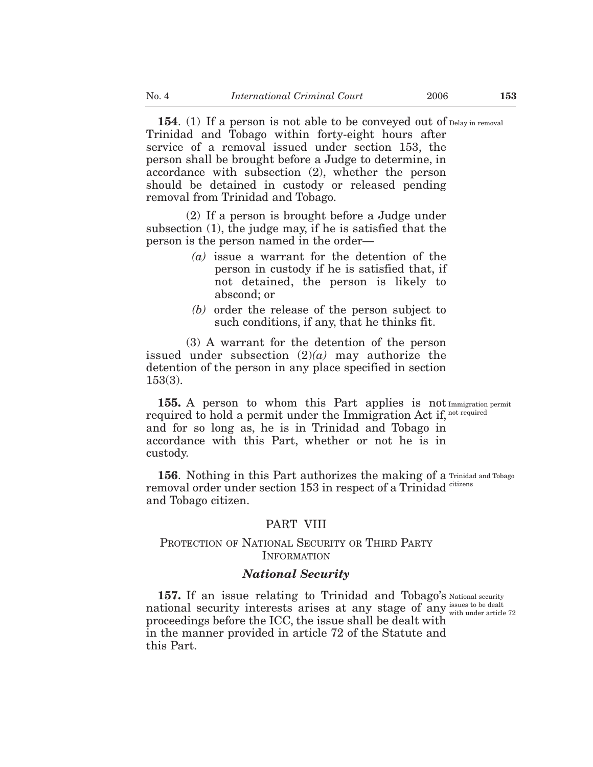**154**. (1) If a person is not able to be conveyed out of Trinidad and Tobago within forty-eight hours after service of a removal issued under section 153, the person shall be brought before a Judge to determine, in accordance with subsection (2), whether the person should be detained in custody or released pending removal from Trinidad and Tobago.

Delay in removal

(2) If a person is brought before a Judge under subsection (1), the judge may, if he is satisfied that the person is the person named in the order—

*(a)* issue a warrant for the detention of the person in custody if he is satisfied that, if not detained, the person is likely to abscond; or

*(b)* order the release of the person subject to such conditions, if any, that he thinks fit.

(3) A warrant for the detention of the person issued under subsection (2)*(a)* may authorize the detention of the person in any place specified in section 153(3).

**155.** A person to whom this Part applies is not required to hold a permit under the Immigration Act if, and for so long as, he is in Trinidad and Tobago in accordance with this Part, whether or not he is in custody.

Immigration permit not required

**156**. Nothing in this Part authorizes the making of a removal order under section 153 in respect of a Trinidad and Tobago citizen.

Trinidad and Tobago citizens

## PART VIII

### PROTECTION OF NATIONAL SECURITY OR THIRD PARTY INFORMATION

### *National Security*

**157.** If an issue relating to Trinidad and Tobago's national security interests arises at any stage of any proceedings before the ICC, the issue shall be dealt with in the manner provided in article 72 of the Statute and this Part.

National security issues to be dealt with under article 72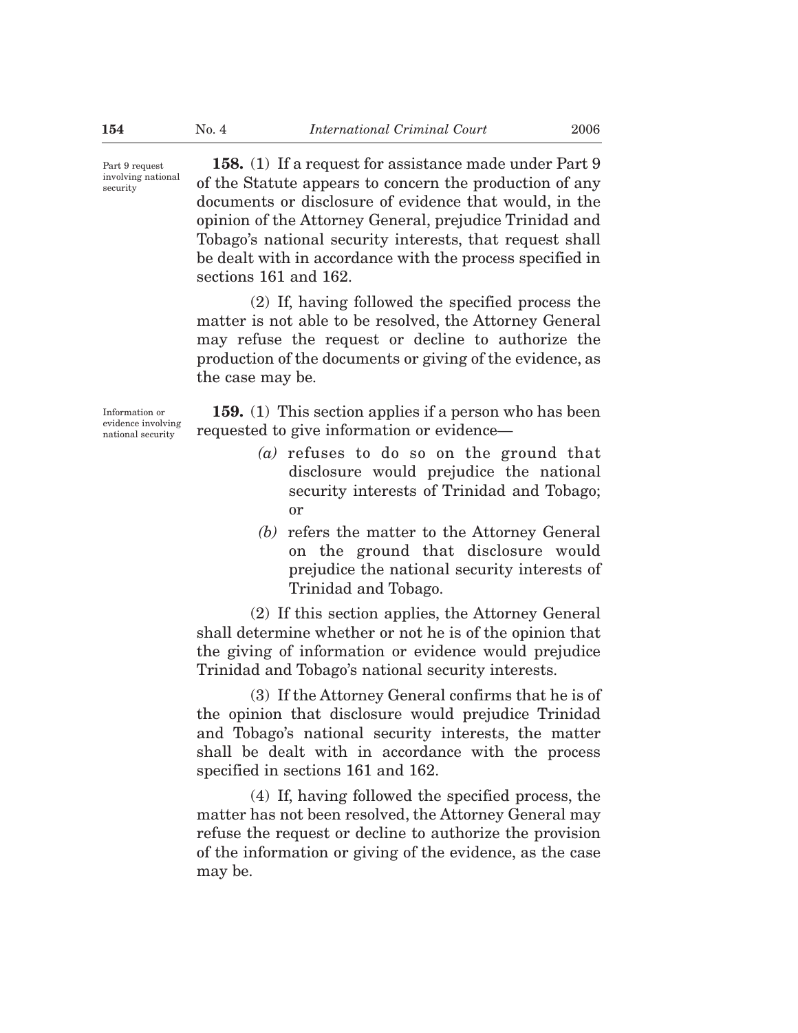Part 9 request involving national security

**158.** (1) If a request for assistance made under Part 9 of the Statute appears to concern the production of any documents or disclosure of evidence that would, in the opinion of the Attorney General, prejudice Trinidad and Tobago's national security interests, that request shall be dealt with in accordance with the process specified in sections 161 and 162.

(2) If, having followed the specified process the matter is not able to be resolved, the Attorney General may refuse the request or decline to authorize the production of the documents or giving of the evidence, as the case may be.

Information or evidence involving national security

**159.** (1) This section applies if a person who has been requested to give information or evidence—

*(a)* refuses to do so on the ground that disclosure would prejudice the national security interests of Trinidad and Tobago; or

*(b)* refers the matter to the Attorney General on the ground that disclosure would prejudice the national security interests of Trinidad and Tobago.

(2) If this section applies, the Attorney General shall determine whether or not he is of the opinion that the giving of information or evidence would prejudice Trinidad and Tobago's national security interests.

(3) If the Attorney General confirms that he is of the opinion that disclosure would prejudice Trinidad and Tobago's national security interests, the matter shall be dealt with in accordance with the process specified in sections 161 and 162.

(4) If, having followed the specified process, the matter has not been resolved, the Attorney General may refuse the request or decline to authorize the provision of the information or giving of the evidence, as the case may be.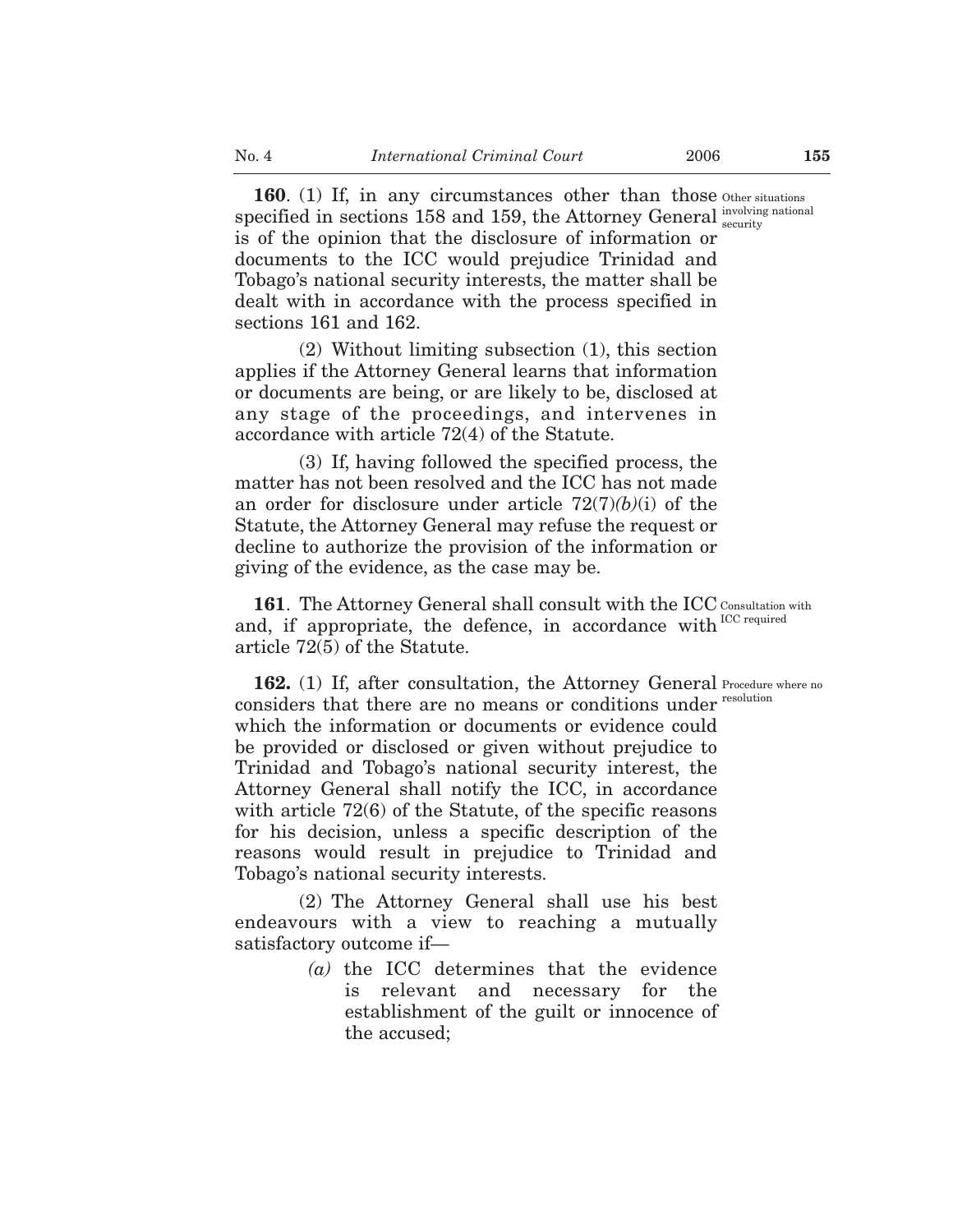**160**. (1) If, in any circumstances other than those specified in sections 158 and 159, the Attorney General is of the opinion that the disclosure of information or documents to the ICC would prejudice Trinidad and Tobago's national security interests, the matter shall be dealt with in accordance with the process specified in sections 161 and 162.

Other situations involving national security

(2) Without limiting subsection (1), this section applies if the Attorney General learns that information or documents are being, or are likely to be, disclosed at any stage of the proceedings, and intervenes in accordance with article 72(4) of the Statute.

(3) If, having followed the specified process, the matter has not been resolved and the ICC has not made an order for disclosure under article 72(7)*(b)*(i) of the Statute, the Attorney General may refuse the request or decline to authorize the provision of the information or giving of the evidence, as the case may be.

**161**. The Attorney General shall consult with the ICC and, if appropriate, the defence, in accordance with article 72(5) of the Statute.

Consultation with ICC required

**162.** (1) If, after consultation, the Attorney General considers that there are no means or conditions under which the information or documents or evidence could be provided or disclosed or given without prejudice to Trinidad and Tobago's national security interest, the Attorney General shall notify the ICC, in accordance with article 72(6) of the Statute, of the specific reasons for his decision, unless a specific description of the reasons would result in prejudice to Trinidad and Tobago's national security interests.

Procedure where no resolution

(2) The Attorney General shall use his best endeavours with a view to reaching a mutually satisfactory outcome if—

*(a)* the ICC determines that the evidence is relevant and necessary for the establishment of the guilt or innocence of the accused;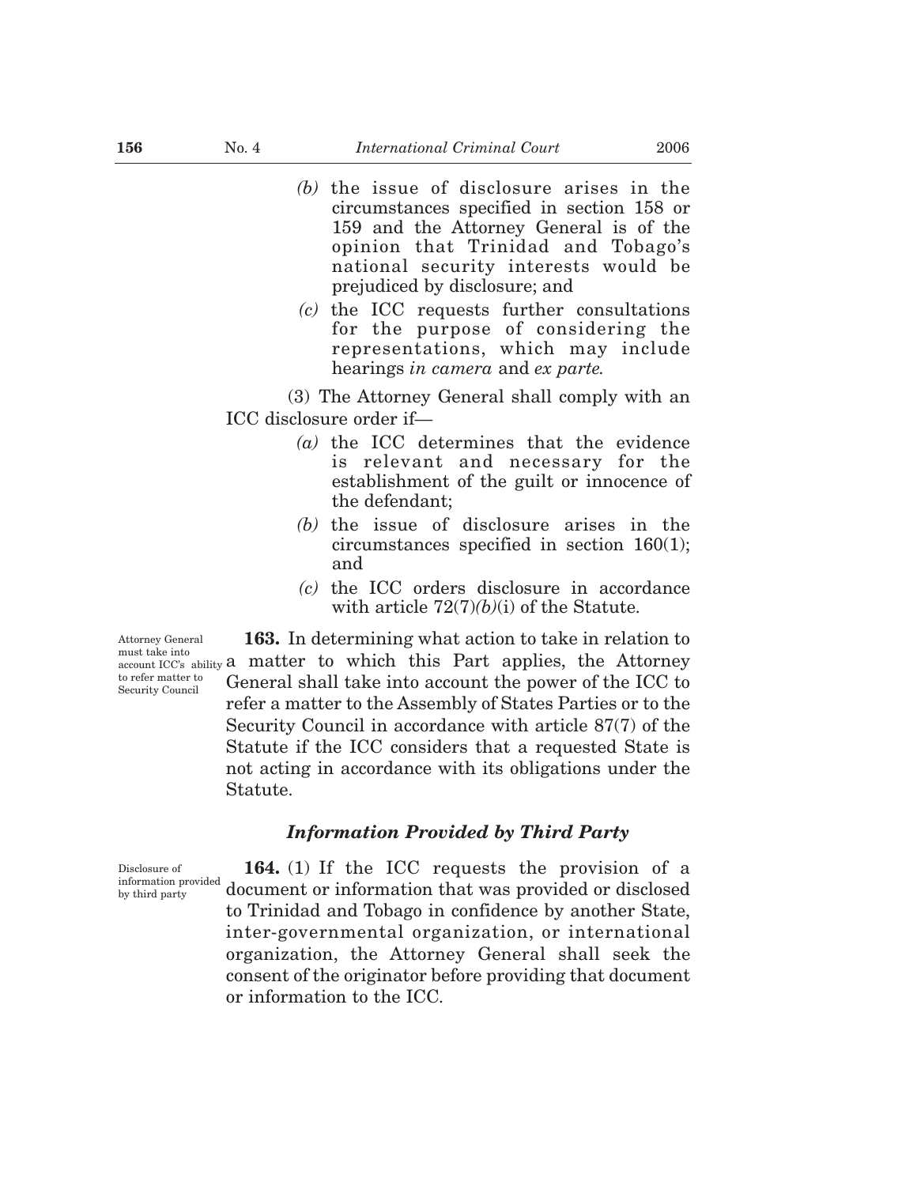*(b)* the issue of disclosure arises in the circumstances specified in section 158 or 159 and the Attorney General is of the opinion that Trinidad and Tobago's national security interests would be prejudiced by disclosure; and

*(c)* the ICC requests further consultations for the purpose of considering the representations, which may include hearings *in camera* and *ex parte*.

(3) The Attorney General shall comply with an ICC disclosure order if—

*(a)* the ICC determines that the evidence is relevant and necessary for the establishment of the guilt or innocence of the defendant;

*(b)* the issue of disclosure arises in the circumstances specified in section 160(1); and

*(c)* the ICC orders disclosure in accordance with article 72(7)*(b)*(i) of the Statute.

Attorney General must take into account ICC's ability to refer matter to Security Council

**163.** In determining what action to take in relation to a matter to which this Part applies, the Attorney General shall take into account the power of the ICC to refer a matter to the Assembly of States Parties or to the Security Council in accordance with article 87(7) of the Statute if the ICC considers that a requested State is not acting in accordance with its obligations under the Statute.

### *Information Provided by Third Party*

Disclosure of information provided by third party

**164.** (1) If the ICC requests the provision of a document or information that was provided or disclosed to Trinidad and Tobago in confidence by another State, inter-governmental organization, or international organization, the Attorney General shall seek the consent of the originator before providing that document or information to the ICC.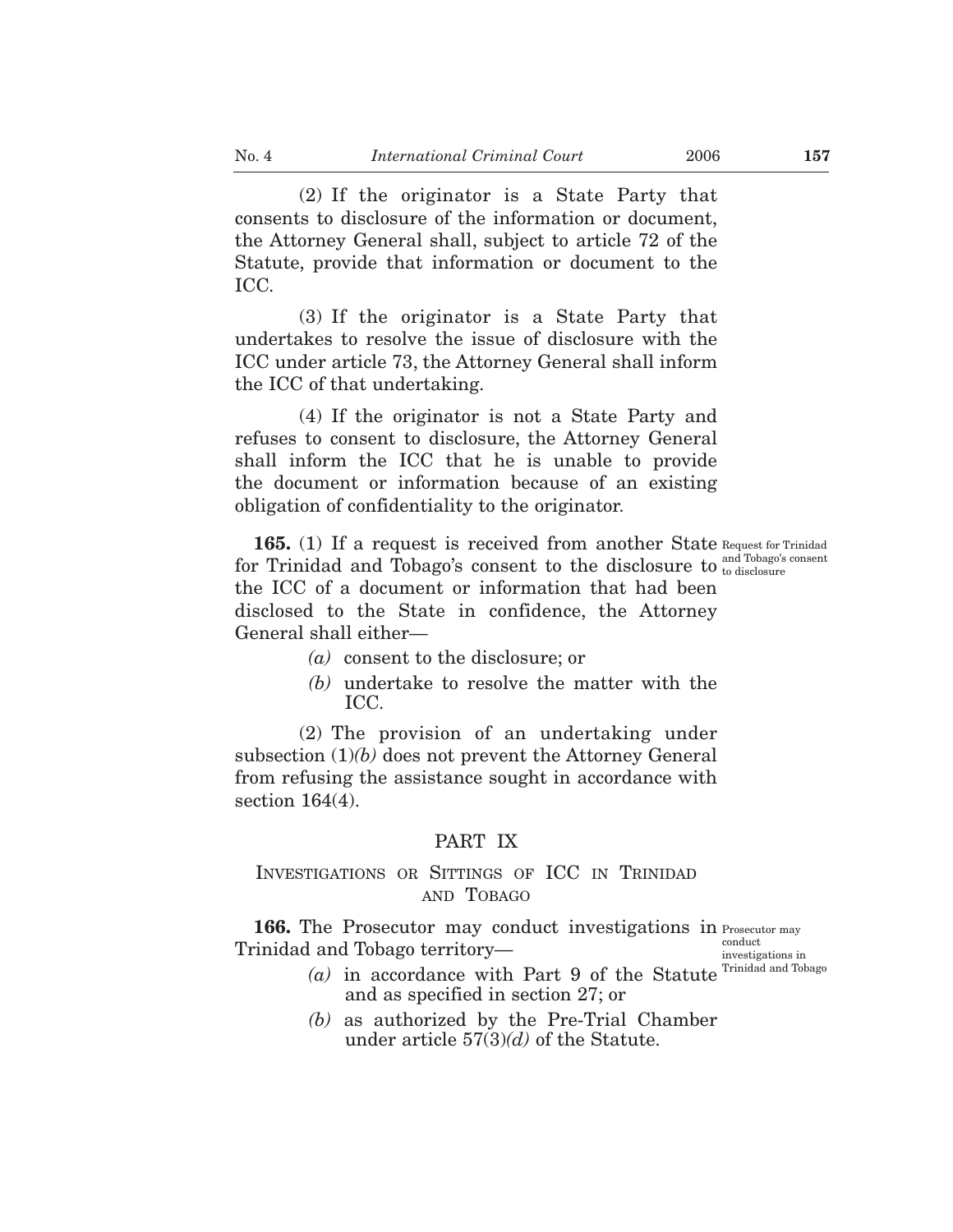(2) If the originator is a State Party that consents to disclosure of the information or document, the Attorney General shall, subject to article 72 of the Statute, provide that information or document to the ICC.

(3) If the originator is a State Party that undertakes to resolve the issue of disclosure with the ICC under article 73, the Attorney General shall inform the ICC of that undertaking.

(4) If the originator is not a State Party and refuses to consent to disclosure, the Attorney General shall inform the ICC that he is unable to provide the document or information because of an existing obligation of confidentiality to the originator.

Request for Trinidad and Tobago's consent to disclosure

**165.** (1) If a request is received from another State for Trinidad and Tobago's consent to the disclosure to the ICC of a document or information that had been disclosed to the State in confidence, the Attorney General shall either—

*(a)* consent to the disclosure; or

*(b)* undertake to resolve the matter with the ICC.

(2) The provision of an undertaking under subsection (1)*(b)* does not prevent the Attorney General from refusing the assistance sought in accordance with section 164(4).

## PART IX

### INVESTIGATIONS OR SITTINGS OF ICC IN TRINIDAD AND TOBAGO

Prosecutor may conduct investigations in Trinidad and Tobago

**166.** The Prosecutor may conduct investigations in Trinidad and Tobago territory—

*(a)* in accordance with Part 9 of the Statute and as specified in section 27; or

*(b)* as authorized by the Pre-Trial Chamber under article 57(3)*(d)* of the Statute.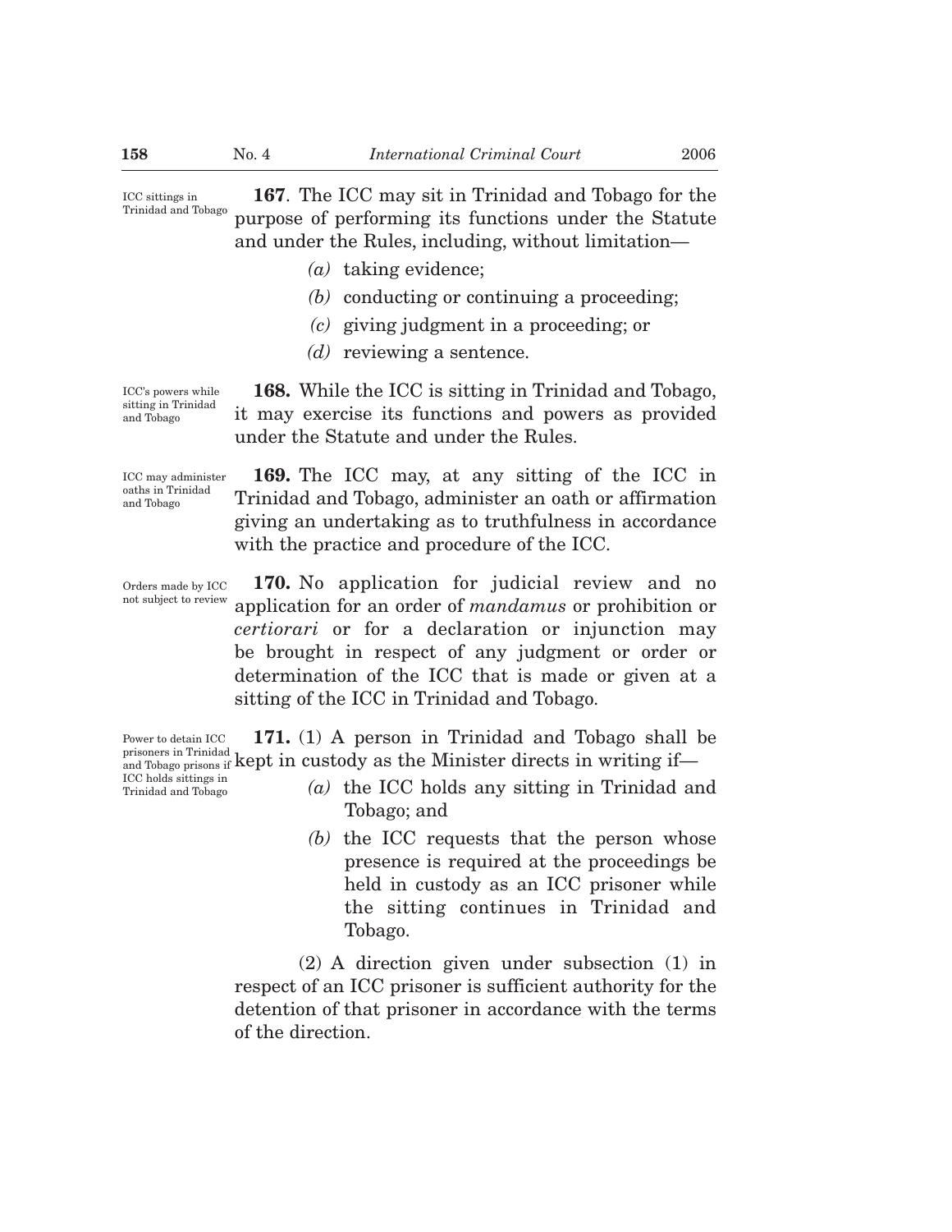ICC sittings in Trinidad and Tobago

**167**. The ICC may sit in Trinidad and Tobago for the purpose of performing its functions under the Statute and under the Rules, including, without limitation—

*(a)* taking evidence;

*(b)* conducting or continuing a proceeding;

*(c)* giving judgment in a proceeding; or

*(d)* reviewing a sentence.

ICC's powers while sitting in Trinidad and Tobago

**168.** While the ICC is sitting in Trinidad and Tobago, it may exercise its functions and powers as provided under the Statute and under the Rules.

ICC may administer oaths in Trinidad and Tobago

**169.** The ICC may, at any sitting of the ICC in Trinidad and Tobago, administer an oath or affirmation giving an undertaking as to truthfulness in accordance with the practice and procedure of the ICC.

Orders made by ICC not subject to review

**170.** No application for judicial review and no application for an order of *mandamus* or prohibition or *certiorari* or for a declaration or injunction may be brought in respect of any judgment or order or determination of the ICC that is made or given at a sitting of the ICC in Trinidad and Tobago.

Power to detain ICC prisoners in Trinidad and Tobago prisons if ICC holds sittings in Trinidad and Tobago

**171.** (1) A person in Trinidad and Tobago shall be kept in custody as the Minister directs in writing if—

*(a)* the ICC holds any sitting in Trinidad and Tobago; and

*(b)* the ICC requests that the person whose presence is required at the proceedings be held in custody as an ICC prisoner while the sitting continues in Trinidad and Tobago.

(2) A direction given under subsection (1) in respect of an ICC prisoner is sufficient authority for the detention of that prisoner in accordance with the terms of the direction.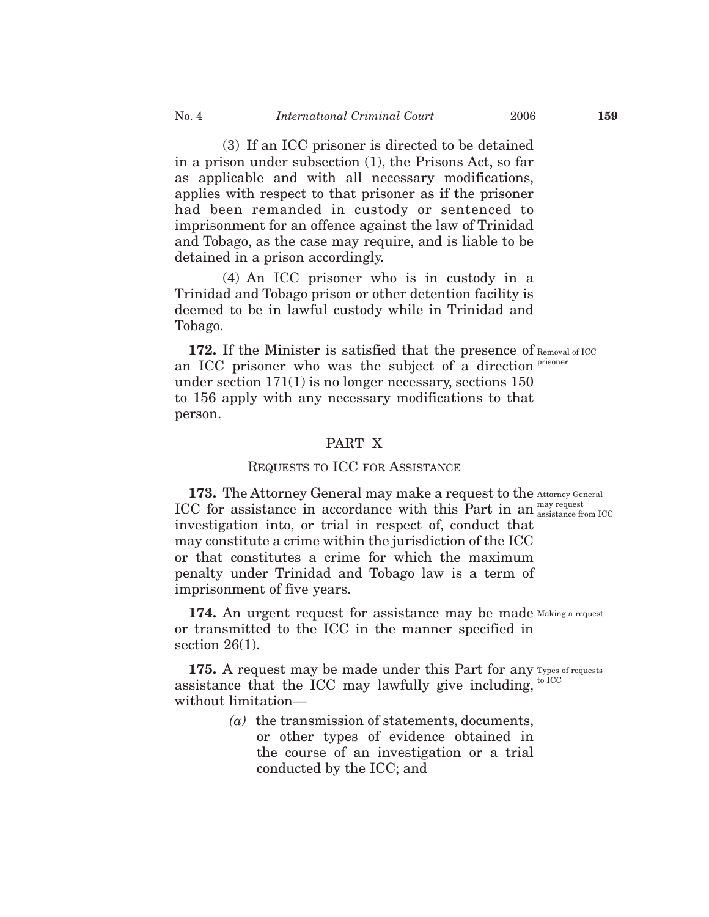(3) If an ICC prisoner is directed to be detained in a prison under subsection (1), the Prisons Act, so far as applicable and with all necessary modifications, applies with respect to that prisoner as if the prisoner had been remanded in custody or sentenced to imprisonment for an offence against the law of Trinidad and Tobago, as the case may require, and is liable to be detained in a prison accordingly.

(4) An ICC prisoner who is in custody in a Trinidad and Tobago prison or other detention facility is deemed to be in lawful custody while in Trinidad and Tobago.

Removal of ICC prisoner

**172.** If the Minister is satisfied that the presence of an ICC prisoner who was the subject of a direction under section 171(1) is no longer necessary, sections 150 to 156 apply with any necessary modifications to that person.

## PART X

### REQUESTS TO ICC FOR ASSISTANCE

Attorney General may request assistance from ICC

**173.** The Attorney General may make a request to the ICC for assistance in accordance with this Part in an investigation into, or trial in respect of, conduct that may constitute a crime within the jurisdiction of the ICC or that constitutes a crime for which the maximum penalty under Trinidad and Tobago law is a term of imprisonment of five years.

Making a request

**174.** An urgent request for assistance may be made or transmitted to the ICC in the manner specified in section 26(1).

Types of requests to ICC

**175.** A request may be made under this Part for any assistance that the ICC may lawfully give including, without limitation—

*(a)* the transmission of statements, documents, or other types of evidence obtained in the course of an investigation or a trial conducted by the ICC; and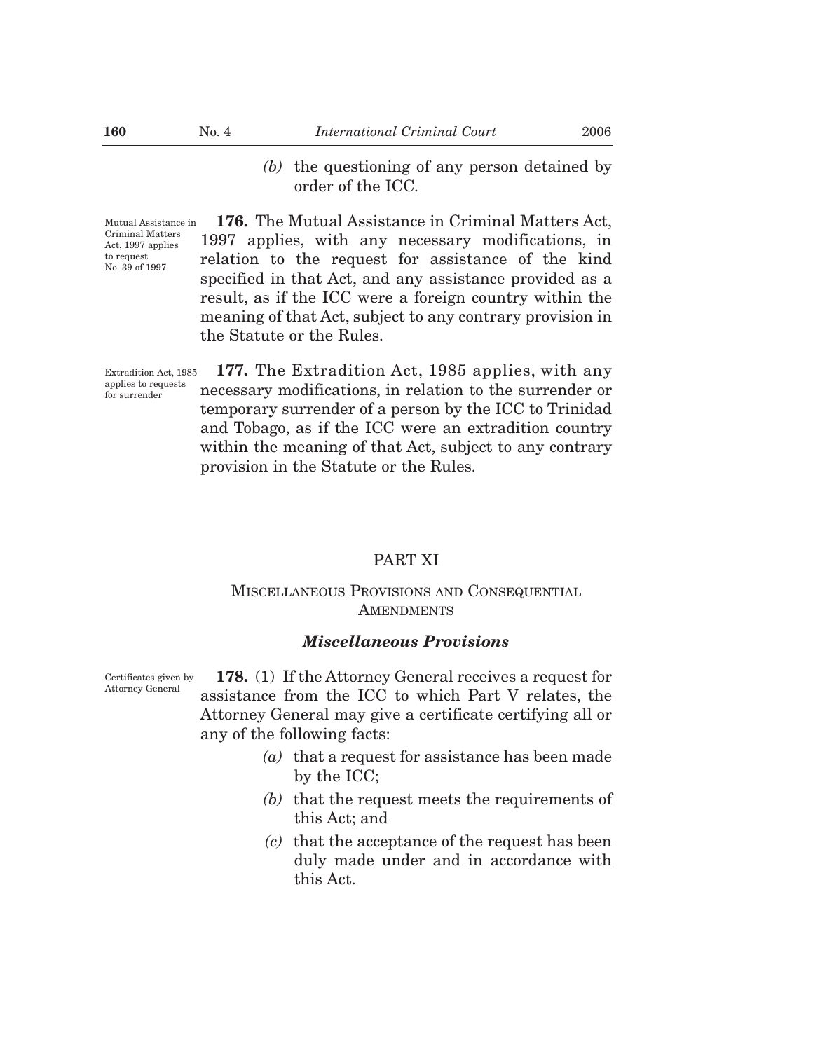*(b)* the questioning of any person detained by order of the ICC.

Mutual Assistance in Criminal Matters Act, 1997 applies to request No. 39 of 1997

**176.** The Mutual Assistance in Criminal Matters Act, 1997 applies, with any necessary modifications, in relation to the request for assistance of the kind specified in that Act, and any assistance provided as a result, as if the ICC were a foreign country within the meaning of that Act, subject to any contrary provision in the Statute or the Rules.

Extradition Act, 1985 applies to requests for surrender

**177.** The Extradition Act, 1985 applies, with any necessary modifications, in relation to the surrender or temporary surrender of a person by the ICC to Trinidad and Tobago, as if the ICC were an extradition country within the meaning of that Act, subject to any contrary provision in the Statute or the Rules.

## PART XI

## MISCELLANEOUS PROVISIONS AND CONSEQUENTIAL AMENDMENTS

### *Miscellaneous Provisions*

Certificates given by Attorney General

**178.** (1) If the Attorney General receives a request for assistance from the ICC to which Part V relates, the Attorney General may give a certificate certifying all or any of the following facts:

*(a)* that a request for assistance has been made by the ICC;

*(b)* that the request meets the requirements of this Act; and

*(c)* that the acceptance of the request has been duly made under and in accordance with this Act.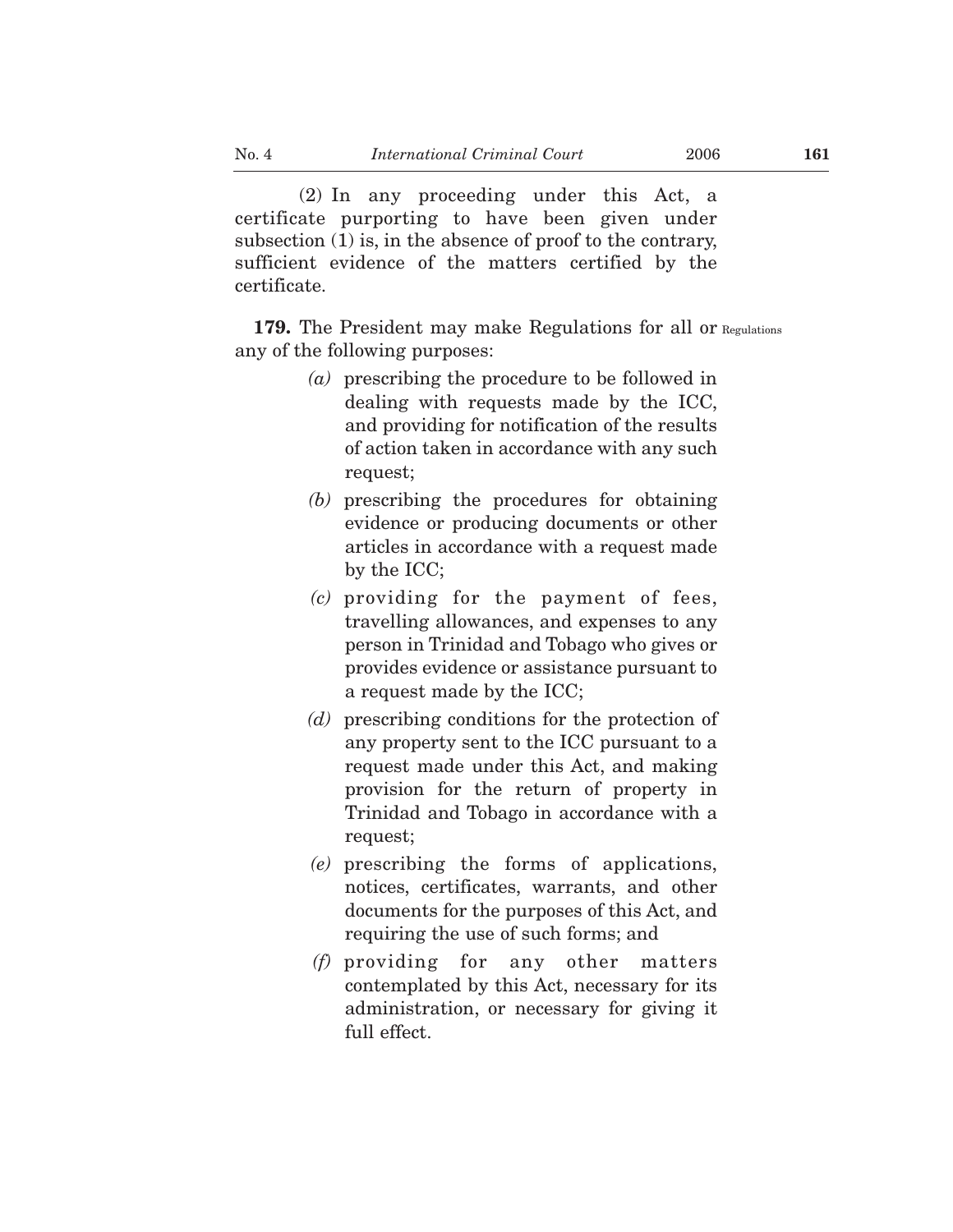(2) In any proceeding under this Act, a certificate purporting to have been given under subsection (1) is, in the absence of proof to the contrary, sufficient evidence of the matters certified by the certificate.

**179.** The President may make Regulations for all or any of the following purposes: Regulations

- *(a)* prescribing the procedure to be followed in dealing with requests made by the ICC, and providing for notification of the results of action taken in accordance with any such request;
- *(b)* prescribing the procedures for obtaining evidence or producing documents or other articles in accordance with a request made by the ICC;
- *(c)* providing for the payment of fees, travelling allowances, and expenses to any person in Trinidad and Tobago who gives or provides evidence or assistance pursuant to a request made by the ICC;
- *(d)* prescribing conditions for the protection of any property sent to the ICC pursuant to a request made under this Act, and making provision for the return of property in Trinidad and Tobago in accordance with a request;
- *(e)* prescribing the forms of applications, notices, certificates, warrants, and other documents for the purposes of this Act, and requiring the use of such forms; and
- *(f)* providing for any other matters contemplated by this Act, necessary for its administration, or necessary for giving it full effect.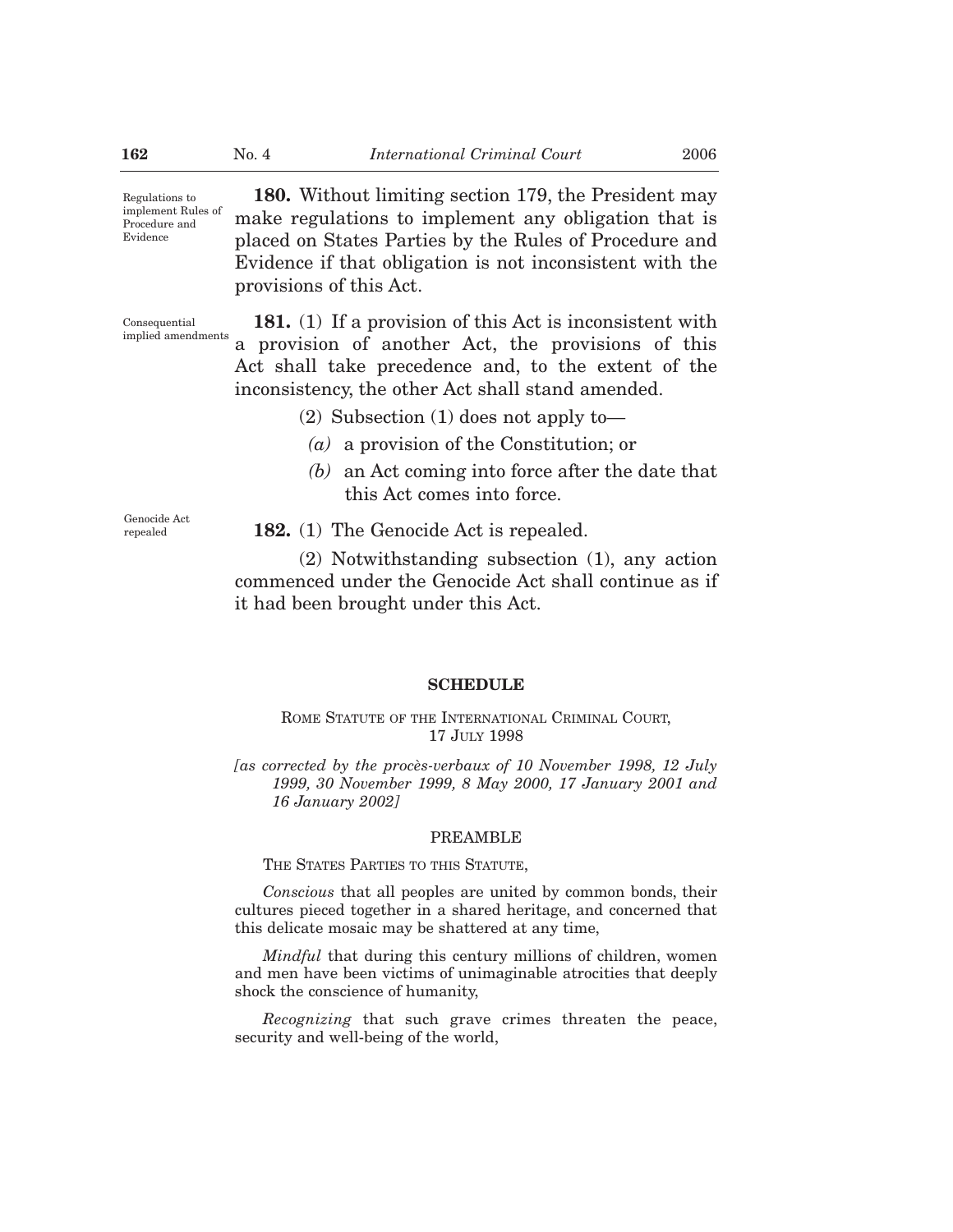Regulations to implement Rules of Procedure and Evidence

**180.** Without limiting section 179, the President may make regulations to implement any obligation that is placed on States Parties by the Rules of Procedure and Evidence if that obligation is not inconsistent with the provisions of this Act.

Consequential implied amendments

**181.** (1) If a provision of this Act is inconsistent with a provision of another Act, the provisions of this Act shall take precedence and, to the extent of the inconsistency, the other Act shall stand amended.

(2) Subsection (1) does not apply to—

*(a)* a provision of the Constitution; or

*(b)* an Act coming into force after the date that this Act comes into force.

Genocide Act repealed

**182.** (1) The Genocide Act is repealed.

(2) Notwithstanding subsection (1), any action commenced under the Genocide Act shall continue as if it had been brought under this Act.

## SCHEDULE

ROME STATUTE OF THE INTERNATIONAL CRIMINAL COURT, 17 JULY 1998

*[as corrected by the procès-verbaux of 10 November 1998, 12 July 1999, 30 November 1999, 8 May 2000, 17 January 2001 and 16 January 2002]*

### PREAMBLE

THE STATES PARTIES TO THIS STATUTE,

*Conscious* that all peoples are united by common bonds, their cultures pieced together in a shared heritage, and concerned that this delicate mosaic may be shattered at any time,

*Mindful* that during this century millions of children, women and men have been victims of unimaginable atrocities that deeply shock the conscience of humanity,

*Recognizing* that such grave crimes threaten the peace, security and well-being of the world,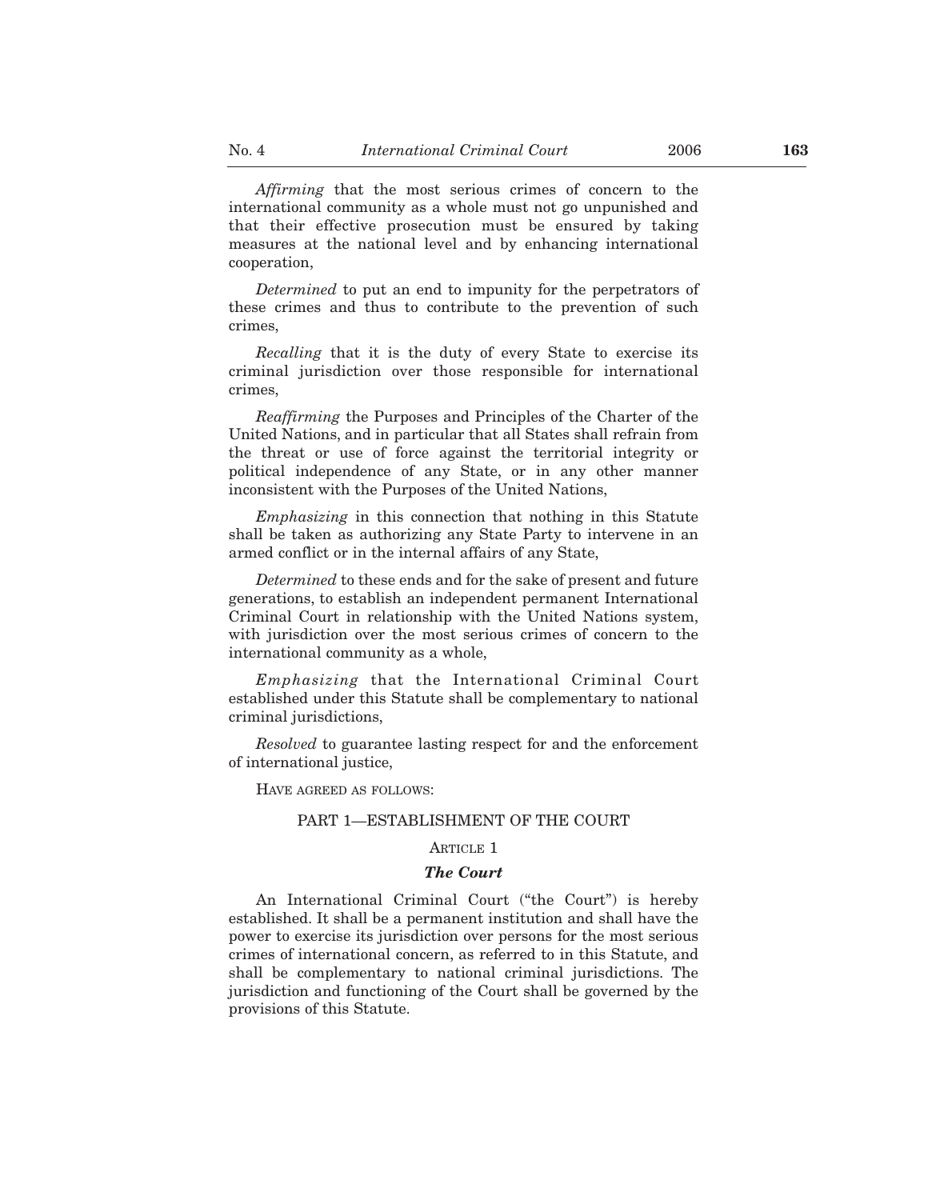*Affirming* that the most serious crimes of concern to the international community as a whole must not go unpunished and that their effective prosecution must be ensured by taking measures at the national level and by enhancing international cooperation,

*Determined* to put an end to impunity for the perpetrators of these crimes and thus to contribute to the prevention of such crimes,

*Recalling* that it is the duty of every State to exercise its criminal jurisdiction over those responsible for international crimes,

*Reaffirming* the Purposes and Principles of the Charter of the United Nations, and in particular that all States shall refrain from the threat or use of force against the territorial integrity or political independence of any State, or in any other manner inconsistent with the Purposes of the United Nations,

*Emphasizing* in this connection that nothing in this Statute shall be taken as authorizing any State Party to intervene in an armed conflict or in the internal affairs of any State,

*Determined* to these ends and for the sake of present and future generations, to establish an independent permanent International Criminal Court in relationship with the United Nations system, with jurisdiction over the most serious crimes of concern to the international community as a whole,

*Emphasizing* that the International Criminal Court established under this Statute shall be complementary to national criminal jurisdictions,

*Resolved* to guarantee lasting respect for and the enforcement of international justice,

HAVE AGREED AS FOLLOWS:

## PART 1—ESTABLISHMENT OF THE COURT

### ARTICLE 1

### *The Court*

An International Criminal Court ("the Court") is hereby established. It shall be a permanent institution and shall have the power to exercise its jurisdiction over persons for the most serious crimes of international concern, as referred to in this Statute, and shall be complementary to national criminal jurisdictions. The jurisdiction and functioning of the Court shall be governed by the provisions of this Statute.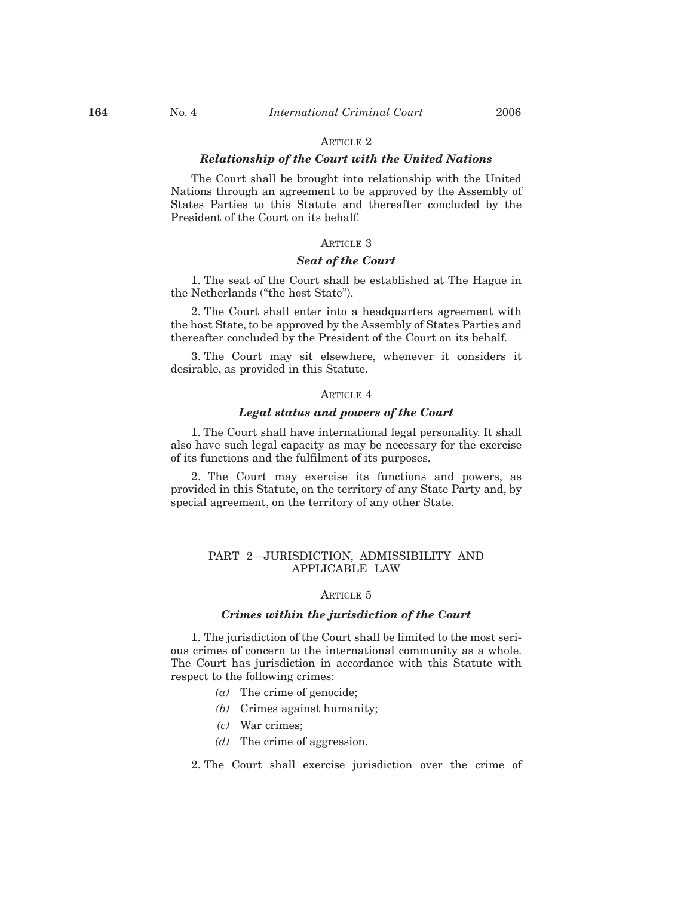ARTICLE 2

***Relationship of the Court with the United Nations***

The Court shall be brought into relationship with the United Nations through an agreement to be approved by the Assembly of States Parties to this Statute and thereafter concluded by the President of the Court on its behalf.

ARTICLE 3

***Seat of the Court***

1. The seat of the Court shall be established at The Hague in the Netherlands ("the host State").

2. The Court shall enter into a headquarters agreement with the host State, to be approved by the Assembly of States Parties and thereafter concluded by the President of the Court on its behalf.

3. The Court may sit elsewhere, whenever it considers it desirable, as provided in this Statute.

ARTICLE 4

***Legal status and powers of the Court***

1. The Court shall have international legal personality. It shall also have such legal capacity as may be necessary for the exercise of its functions and the fulfilment of its purposes.

2. The Court may exercise its functions and powers, as provided in this Statute, on the territory of any State Party and, by special agreement, on the territory of any other State.

## PART 2—JURISDICTION, ADMISSIBILITY AND APPLICABLE LAW

ARTICLE 5

***Crimes within the jurisdiction of the Court***

1. The jurisdiction of the Court shall be limited to the most serious crimes of concern to the international community as a whole. The Court has jurisdiction in accordance with this Statute with respect to the following crimes:

*(a)* The crime of genocide;

*(b)* Crimes against humanity;

*(c)* War crimes;

*(d)* The crime of aggression.

2. The Court shall exercise jurisdiction over the crime of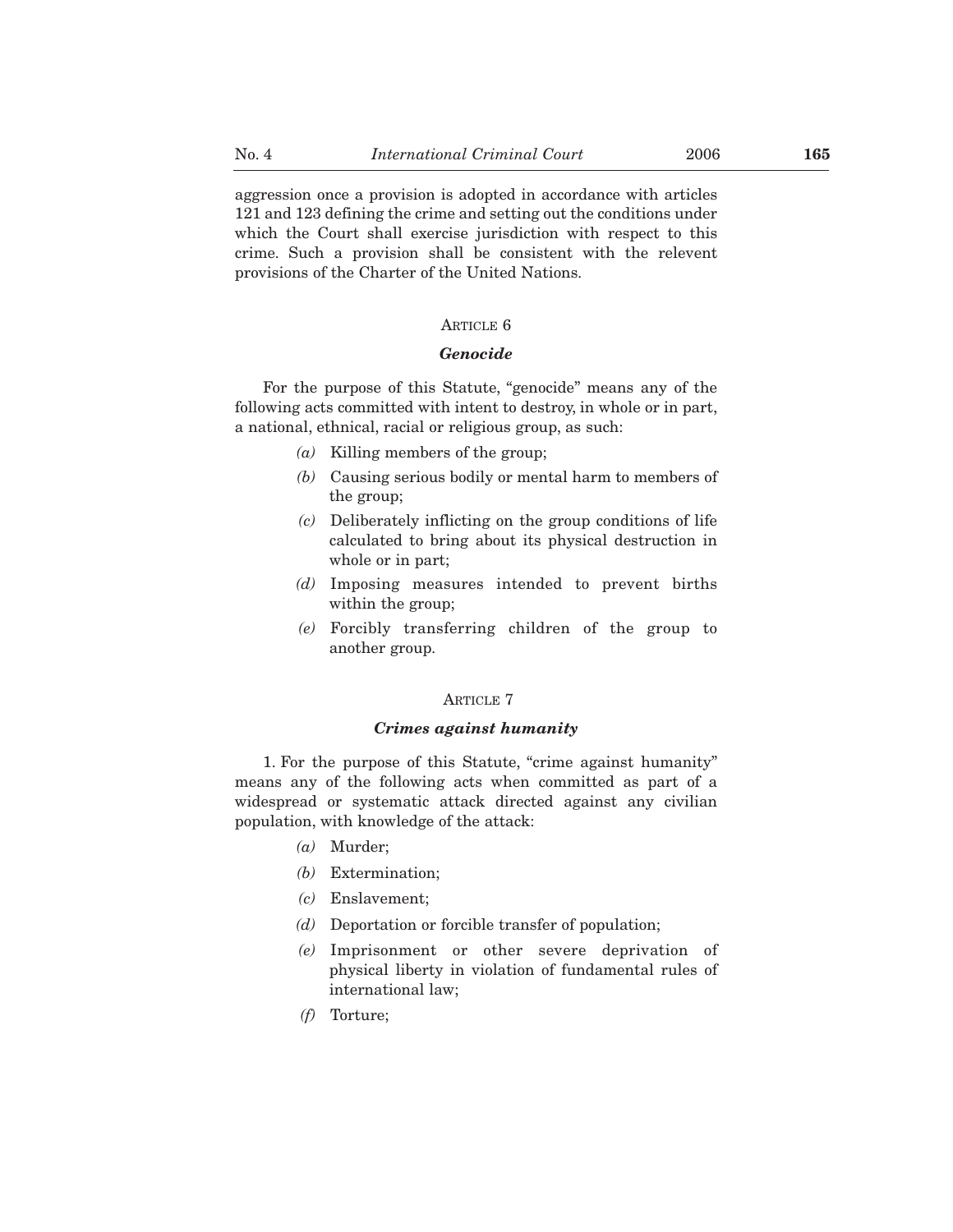aggression once a provision is adopted in accordance with articles 121 and 123 defining the crime and setting out the conditions under which the Court shall exercise jurisdiction with respect to this crime. Such a provision shall be consistent with the relevent provisions of the Charter of the United Nations.

### ARTICLE 6

### *Genocide*

For the purpose of this Statute, "genocide" means any of the following acts committed with intent to destroy, in whole or in part, a national, ethnical, racial or religious group, as such:

*(a)* Killing members of the group;

*(b)* Causing serious bodily or mental harm to members of the group;

*(c)* Deliberately inflicting on the group conditions of life calculated to bring about its physical destruction in whole or in part;

*(d)* Imposing measures intended to prevent births within the group;

*(e)* Forcibly transferring children of the group to another group.

### ARTICLE 7

### *Crimes against humanity*

1. For the purpose of this Statute, "crime against humanity" means any of the following acts when committed as part of a widespread or systematic attack directed against any civilian population, with knowledge of the attack:

*(a)* Murder;

*(b)* Extermination;

*(c)* Enslavement;

*(d)* Deportation or forcible transfer of population;

*(e)* Imprisonment or other severe deprivation of physical liberty in violation of fundamental rules of international law;

*(f)* Torture;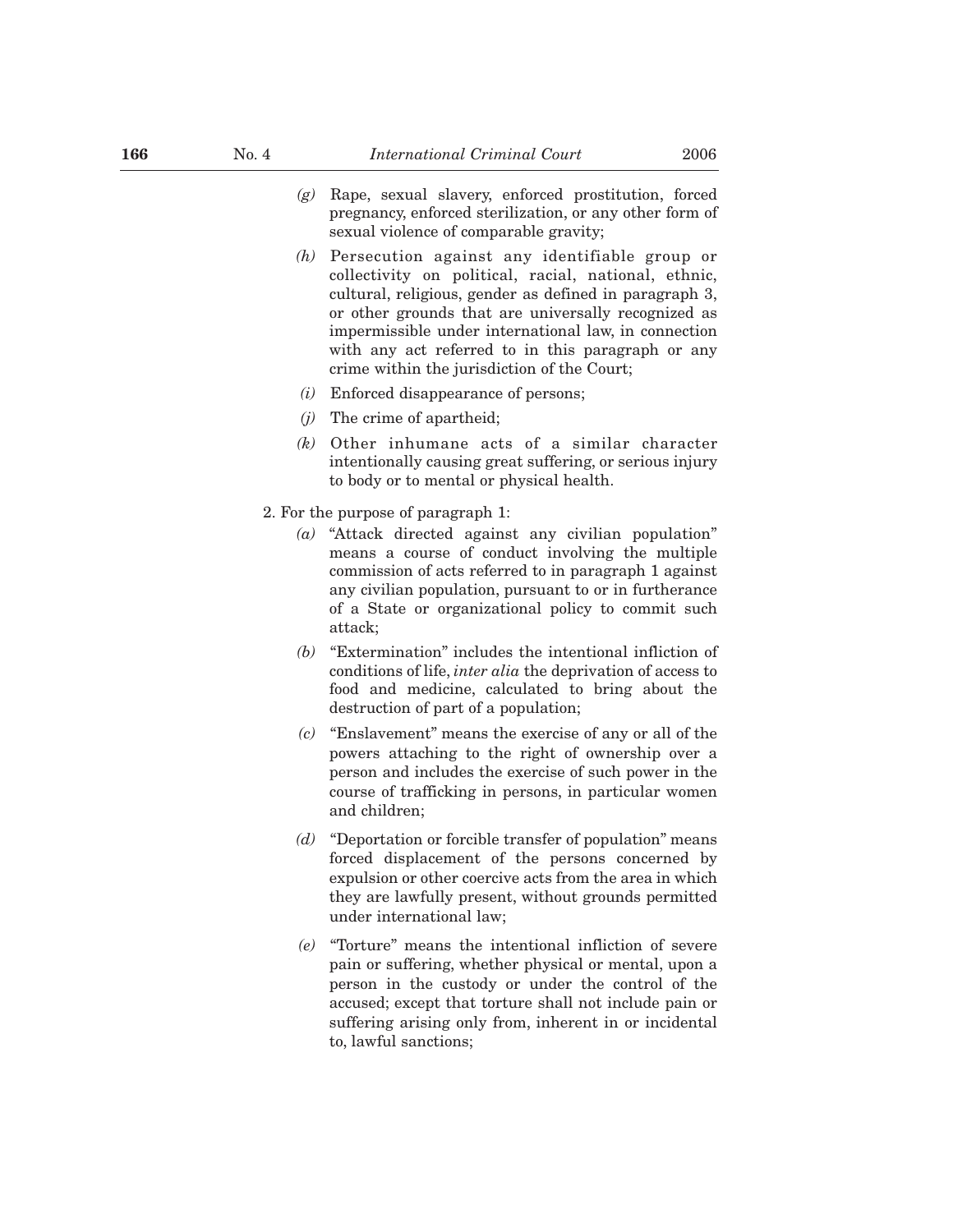*(g)* Rape, sexual slavery, enforced prostitution, forced pregnancy, enforced sterilization, or any other form of sexual violence of comparable gravity;

*(h)* Persecution against any identifiable group or collectivity on political, racial, national, ethnic, cultural, religious, gender as defined in paragraph 3, or other grounds that are universally recognized as impermissible under international law, in connection with any act referred to in this paragraph or any crime within the jurisdiction of the Court;

*(i)* Enforced disappearance of persons;

*(j)* The crime of apartheid;

*(k)* Other inhumane acts of a similar character intentionally causing great suffering, or serious injury to body or to mental or physical health.

2. For the purpose of paragraph 1:

*(a)* "Attack directed against any civilian population" means a course of conduct involving the multiple commission of acts referred to in paragraph 1 against any civilian population, pursuant to or in furtherance of a State or organizational policy to commit such attack;

*(b)* "Extermination" includes the intentional infliction of conditions of life, *inter alia* the deprivation of access to food and medicine, calculated to bring about the destruction of part of a population;

*(c)* "Enslavement" means the exercise of any or all of the powers attaching to the right of ownership over a person and includes the exercise of such power in the course of trafficking in persons, in particular women and children;

*(d)* "Deportation or forcible transfer of population" means forced displacement of the persons concerned by expulsion or other coercive acts from the area in which they are lawfully present, without grounds permitted under international law;

*(e)* "Torture" means the intentional infliction of severe pain or suffering, whether physical or mental, upon a person in the custody or under the control of the accused; except that torture shall not include pain or suffering arising only from, inherent in or incidental to, lawful sanctions;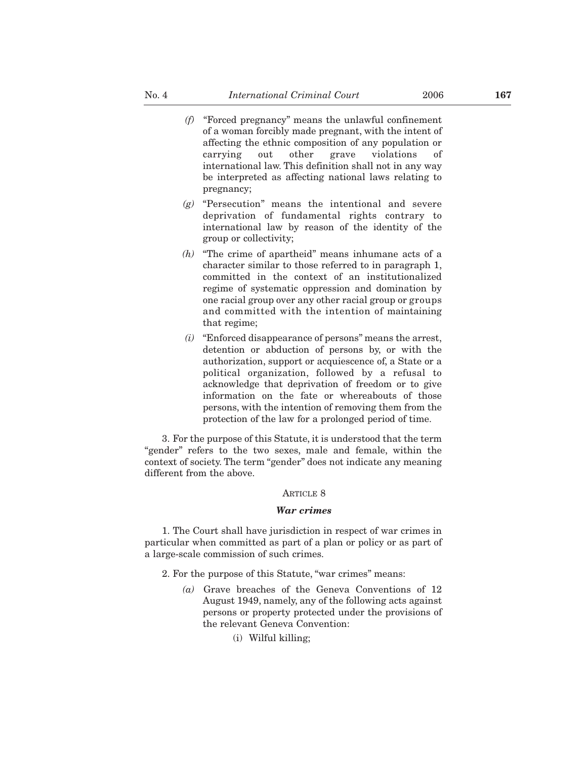*(f)* "Forced pregnancy" means the unlawful confinement of a woman forcibly made pregnant, with the intent of affecting the ethnic composition of any population or carrying out other grave violations of international law. This definition shall not in any way be interpreted as affecting national laws relating to pregnancy;

*(g)* "Persecution" means the intentional and severe deprivation of fundamental rights contrary to international law by reason of the identity of the group or collectivity;

*(h)* "The crime of apartheid" means inhumane acts of a character similar to those referred to in paragraph 1, committed in the context of an institutionalized regime of systematic oppression and domination by one racial group over any other racial group or groups and committed with the intention of maintaining that regime;

*(i)* "Enforced disappearance of persons" means the arrest, detention or abduction of persons by, or with the authorization, support or acquiescence of, a State or a political organization, followed by a refusal to acknowledge that deprivation of freedom or to give information on the fate or whereabouts of those persons, with the intention of removing them from the protection of the law for a prolonged period of time.

3. For the purpose of this Statute, it is understood that the term "gender" refers to the two sexes, male and female, within the context of society. The term "gender" does not indicate any meaning different from the above.

ARTICLE 8

***War crimes***

1. The Court shall have jurisdiction in respect of war crimes in particular when committed as part of a plan or policy or as part of a large-scale commission of such crimes.

2. For the purpose of this Statute, "war crimes" means:

*(a)* Grave breaches of the Geneva Conventions of 12 August 1949, namely, any of the following acts against persons or property protected under the provisions of the relevant Geneva Convention:

(i) Wilful killing;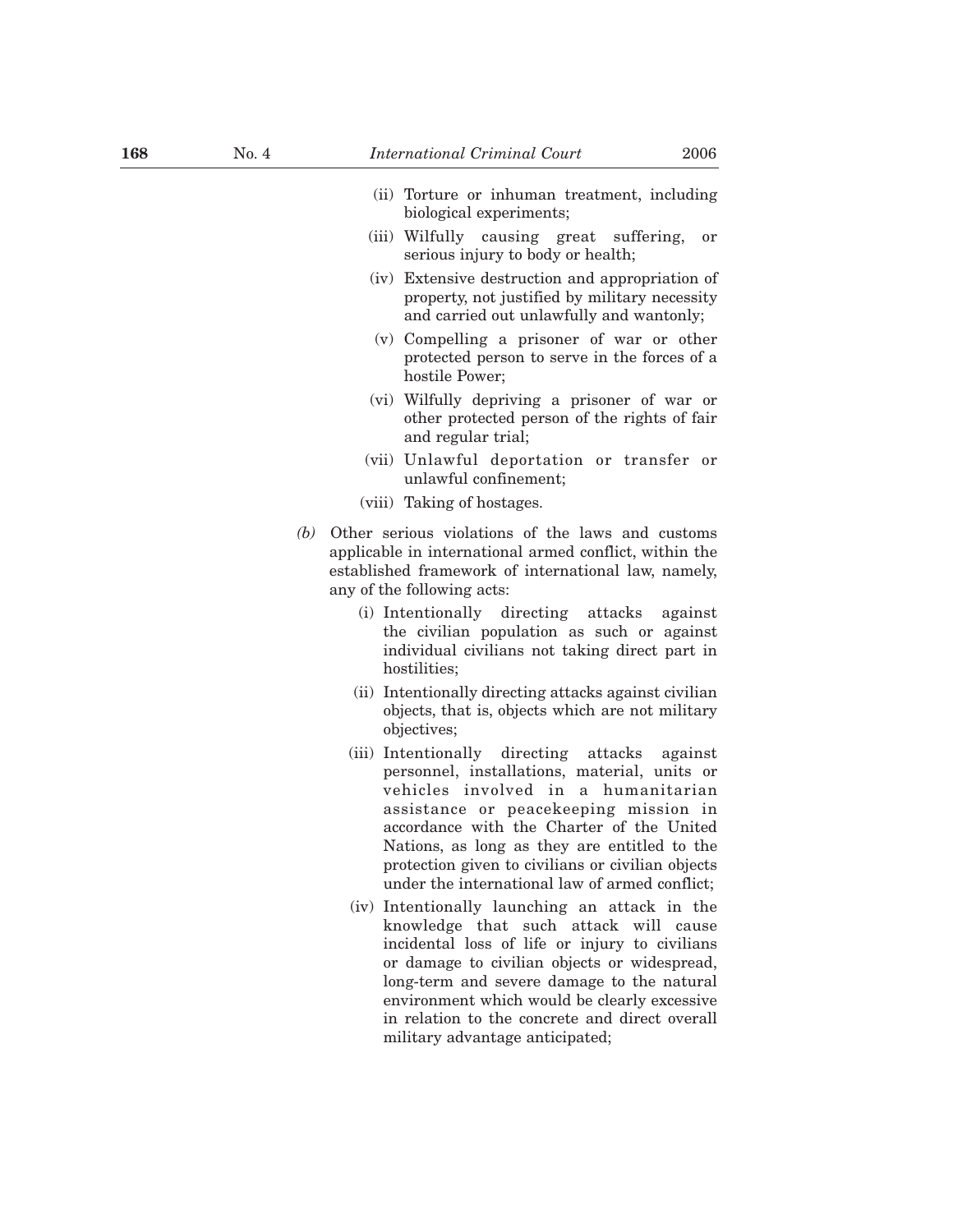(ii) Torture or inhuman treatment, including biological experiments;

(iii) Wilfully causing great suffering, or serious injury to body or health;

(iv) Extensive destruction and appropriation of property, not justified by military necessity and carried out unlawfully and wantonly;

(v) Compelling a prisoner of war or other protected person to serve in the forces of a hostile Power;

(vi) Wilfully depriving a prisoner of war or other protected person of the rights of fair and regular trial;

(vii) Unlawful deportation or transfer or unlawful confinement;

(viii) Taking of hostages.

*(b)* Other serious violations of the laws and customs applicable in international armed conflict, within the established framework of international law, namely, any of the following acts:

(i) Intentionally directing attacks against the civilian population as such or against individual civilians not taking direct part in hostilities;

(ii) Intentionally directing attacks against civilian objects, that is, objects which are not military objectives;

(iii) Intentionally directing attacks against personnel, installations, material, units or vehicles involved in a humanitarian assistance or peacekeeping mission in accordance with the Charter of the United Nations, as long as they are entitled to the protection given to civilians or civilian objects under the international law of armed conflict;

(iv) Intentionally launching an attack in the knowledge that such attack will cause incidental loss of life or injury to civilians or damage to civilian objects or widespread, long-term and severe damage to the natural environment which would be clearly excessive in relation to the concrete and direct overall military advantage anticipated;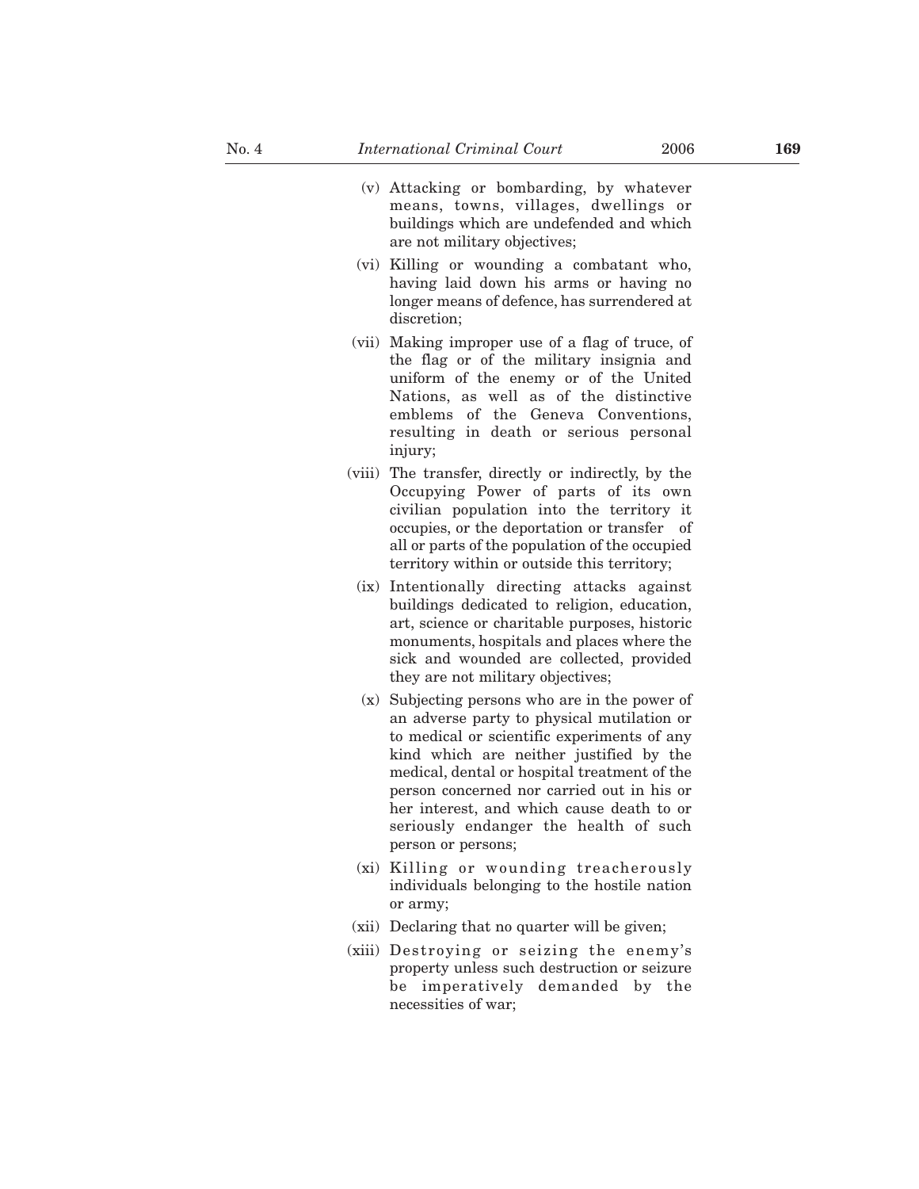(v) Attacking or bombarding, by whatever means, towns, villages, dwellings or buildings which are undefended and which are not military objectives;

(vi) Killing or wounding a combatant who, having laid down his arms or having no longer means of defence, has surrendered at discretion;

(vii) Making improper use of a flag of truce, of the flag or of the military insignia and uniform of the enemy or of the United Nations, as well as of the distinctive emblems of the Geneva Conventions, resulting in death or serious personal injury;

(viii) The transfer, directly or indirectly, by the Occupying Power of parts of its own civilian population into the territory it occupies, or the deportation or transfer of all or parts of the population of the occupied territory within or outside this territory;

(ix) Intentionally directing attacks against buildings dedicated to religion, education, art, science or charitable purposes, historic monuments, hospitals and places where the sick and wounded are collected, provided they are not military objectives;

(x) Subjecting persons who are in the power of an adverse party to physical mutilation or to medical or scientific experiments of any kind which are neither justified by the medical, dental or hospital treatment of the person concerned nor carried out in his or her interest, and which cause death to or seriously endanger the health of such person or persons;

(xi) Killing or wounding treacherously individuals belonging to the hostile nation or army;

(xii) Declaring that no quarter will be given;

(xiii) Destroying or seizing the enemy's property unless such destruction or seizure be imperatively demanded by the necessities of war;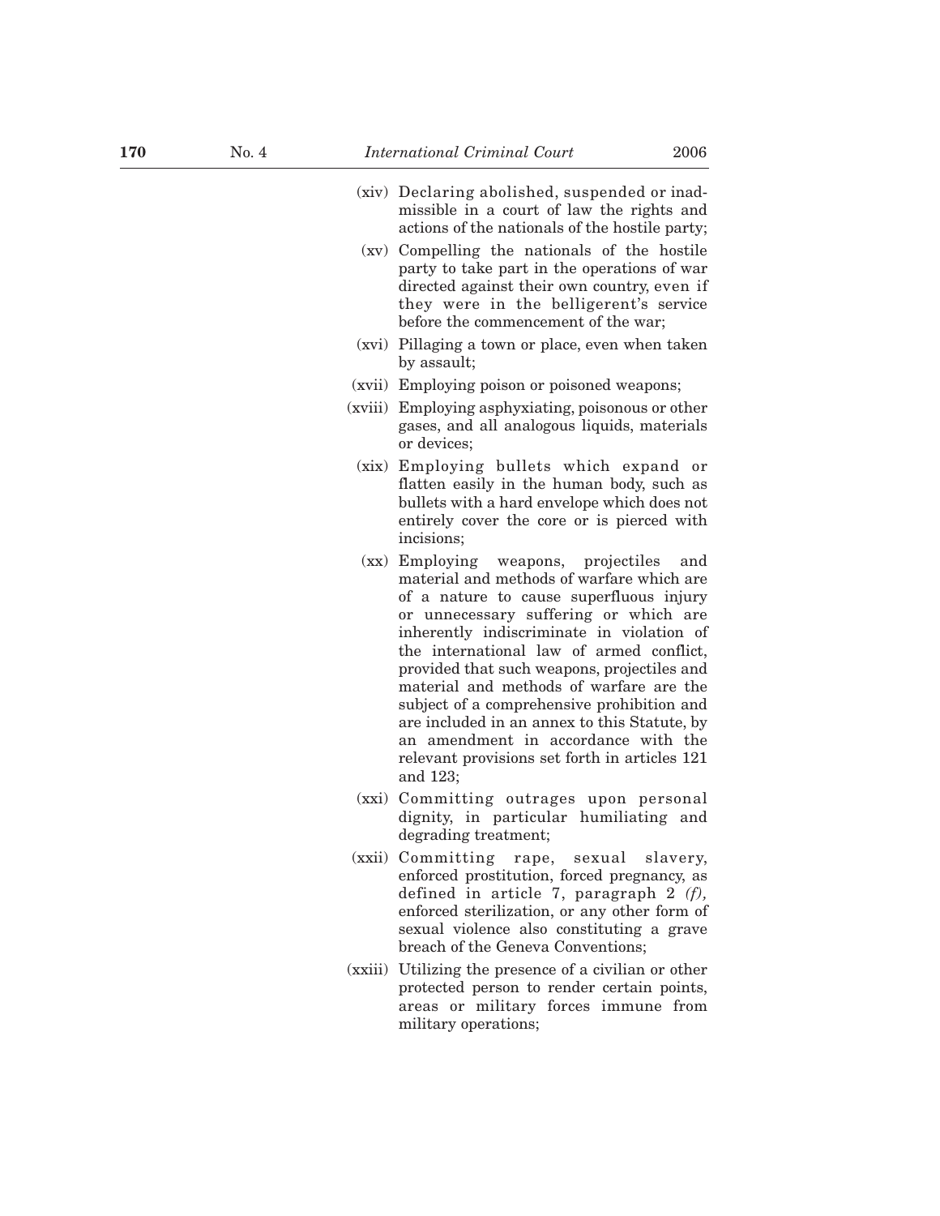(xiv) Declaring abolished, suspended or inadmissible in a court of law the rights and actions of the nationals of the hostile party;

(xv) Compelling the nationals of the hostile party to take part in the operations of war directed against their own country, even if they were in the belligerent's service before the commencement of the war;

(xvi) Pillaging a town or place, even when taken by assault;

(xvii) Employing poison or poisoned weapons;

(xviii) Employing asphyxiating, poisonous or other gases, and all analogous liquids, materials or devices;

(xix) Employing bullets which expand or flatten easily in the human body, such as bullets with a hard envelope which does not entirely cover the core or is pierced with incisions;

(xx) Employing weapons, projectiles and material and methods of warfare which are of a nature to cause superfluous injury or unnecessary suffering or which are inherently indiscriminate in violation of the international law of armed conflict, provided that such weapons, projectiles and material and methods of warfare are the subject of a comprehensive prohibition and are included in an annex to this Statute, by an amendment in accordance with the relevant provisions set forth in articles 121 and 123;

(xxi) Committing outrages upon personal dignity, in particular humiliating and degrading treatment;

(xxii) Committing rape, sexual slavery, enforced prostitution, forced pregnancy, as defined in article 7, paragraph 2 *(f),* enforced sterilization, or any other form of sexual violence also constituting a grave breach of the Geneva Conventions;

(xxiii) Utilizing the presence of a civilian or other protected person to render certain points, areas or military forces immune from military operations;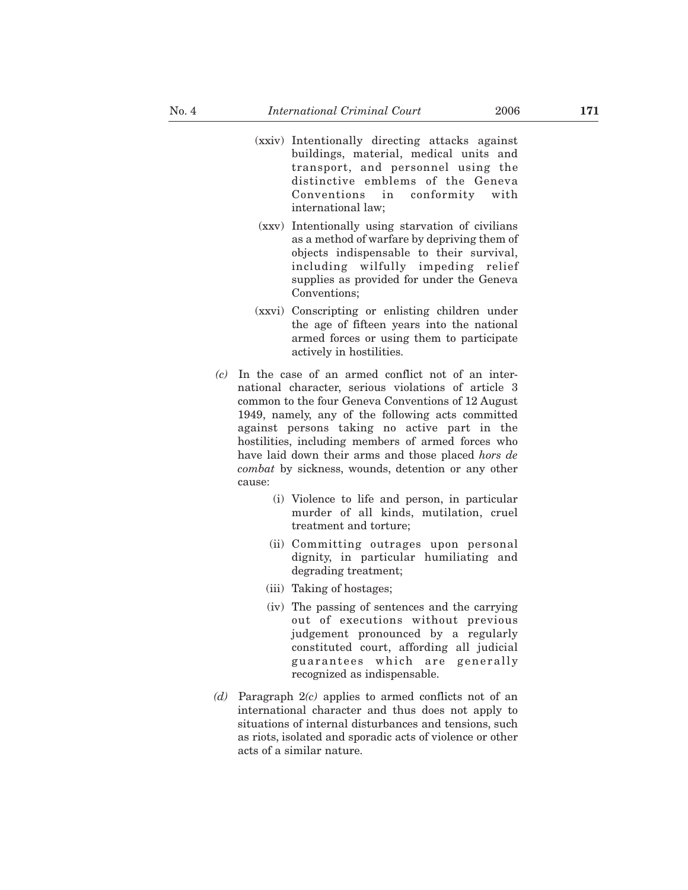(xxiv) Intentionally directing attacks against buildings, material, medical units and transport, and personnel using the distinctive emblems of the Geneva Conventions in conformity with international law;

(xxv) Intentionally using starvation of civilians as a method of warfare by depriving them of objects indispensable to their survival, including wilfully impeding relief supplies as provided for under the Geneva Conventions;

(xxvi) Conscripting or enlisting children under the age of fifteen years into the national armed forces or using them to participate actively in hostilities.

*(c)* In the case of an armed conflict not of an international character, serious violations of article 3 common to the four Geneva Conventions of 12 August 1949, namely, any of the following acts committed against persons taking no active part in the hostilities, including members of armed forces who have laid down their arms and those placed *hors de combat* by sickness, wounds, detention or any other cause:

(i) Violence to life and person, in particular murder of all kinds, mutilation, cruel treatment and torture;

(ii) Committing outrages upon personal dignity, in particular humiliating and degrading treatment;

(iii) Taking of hostages;

(iv) The passing of sentences and the carrying out of executions without previous judgement pronounced by a regularly constituted court, affording all judicial guarantees which are generally recognized as indispensable.

*(d)* Paragraph 2*(c)* applies to armed conflicts not of an international character and thus does not apply to situations of internal disturbances and tensions, such as riots, isolated and sporadic acts of violence or other acts of a similar nature.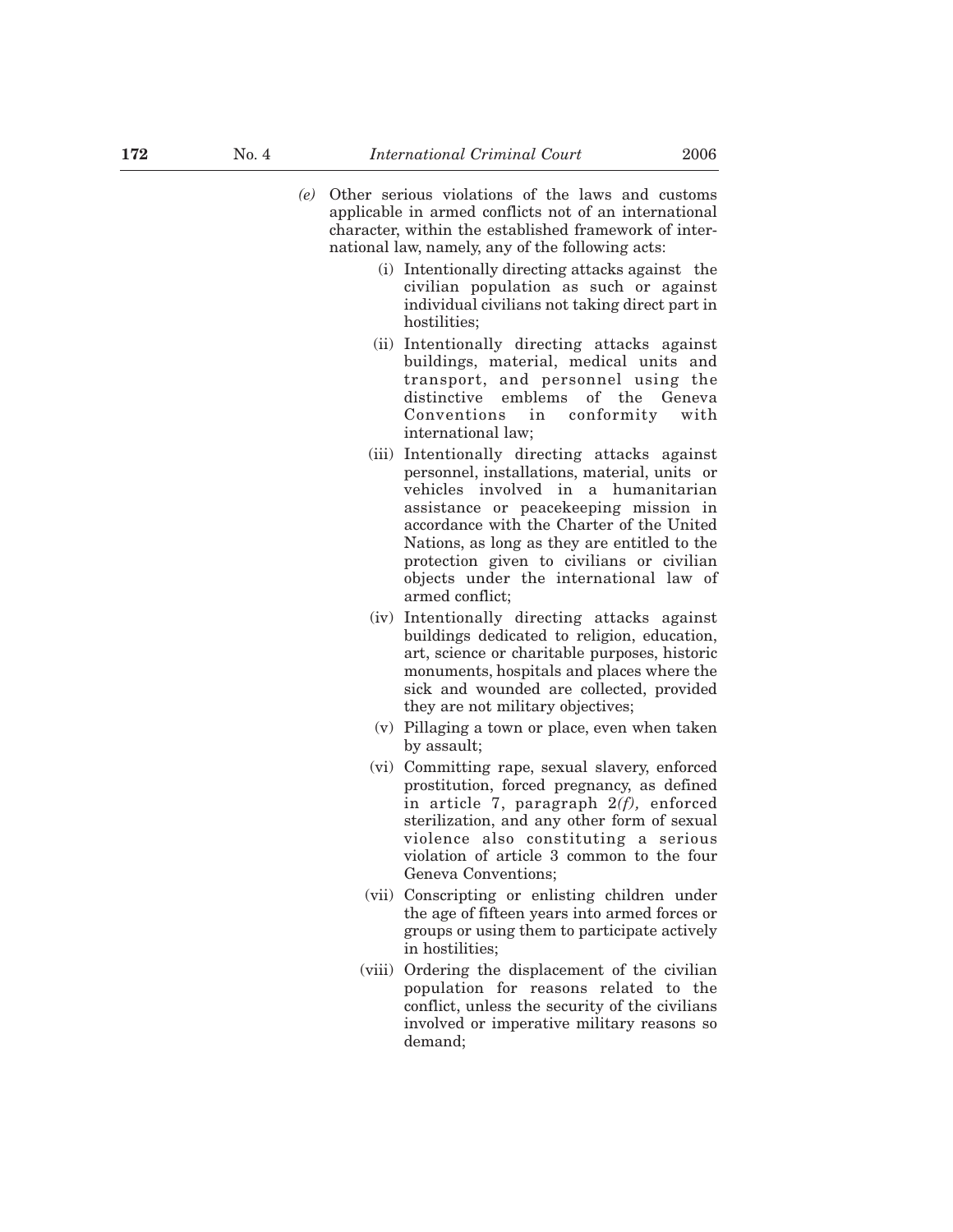*(e)* Other serious violations of the laws and customs applicable in armed conflicts not of an international character, within the established framework of international law, namely, any of the following acts:

(i) Intentionally directing attacks against the civilian population as such or against individual civilians not taking direct part in hostilities;

(ii) Intentionally directing attacks against buildings, material, medical units and transport, and personnel using the distinctive emblems of the Geneva Conventions in conformity with international law;

(iii) Intentionally directing attacks against personnel, installations, material, units or vehicles involved in a humanitarian assistance or peacekeeping mission in accordance with the Charter of the United Nations, as long as they are entitled to the protection given to civilians or civilian objects under the international law of armed conflict;

(iv) Intentionally directing attacks against buildings dedicated to religion, education, art, science or charitable purposes, historic monuments, hospitals and places where the sick and wounded are collected, provided they are not military objectives;

(v) Pillaging a town or place, even when taken by assault;

(vi) Committing rape, sexual slavery, enforced prostitution, forced pregnancy, as defined in article 7, paragraph 2*(f),* enforced sterilization, and any other form of sexual violence also constituting a serious violation of article 3 common to the four Geneva Conventions;

(vii) Conscripting or enlisting children under the age of fifteen years into armed forces or groups or using them to participate actively in hostilities;

(viii) Ordering the displacement of the civilian population for reasons related to the conflict, unless the security of the civilians involved or imperative military reasons so demand;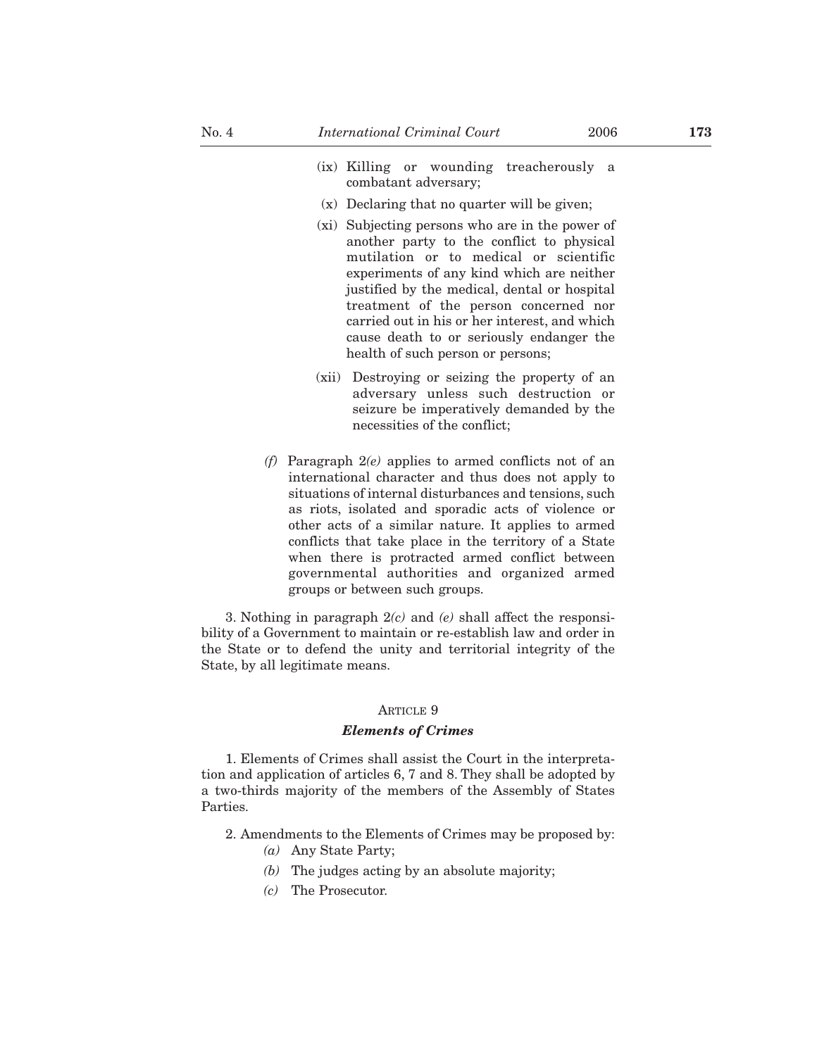(ix) Killing or wounding treacherously a combatant adversary;

(x) Declaring that no quarter will be given;

(xi) Subjecting persons who are in the power of another party to the conflict to physical mutilation or to medical or scientific experiments of any kind which are neither justified by the medical, dental or hospital treatment of the person concerned nor carried out in his or her interest, and which cause death to or seriously endanger the health of such person or persons;

(xii) Destroying or seizing the property of an adversary unless such destruction or seizure be imperatively demanded by the necessities of the conflict;

*(f)* Paragraph 2*(e)* applies to armed conflicts not of an international character and thus does not apply to situations of internal disturbances and tensions, such as riots, isolated and sporadic acts of violence or other acts of a similar nature. It applies to armed conflicts that take place in the territory of a State when there is protracted armed conflict between governmental authorities and organized armed groups or between such groups.

3. Nothing in paragraph 2*(c)* and *(e)* shall affect the responsibility of a Government to maintain or re-establish law and order in the State or to defend the unity and territorial integrity of the State, by all legitimate means.

ARTICLE 9

***Elements of Crimes***

1. Elements of Crimes shall assist the Court in the interpretation and application of articles 6, 7 and 8. They shall be adopted by a two-thirds majority of the members of the Assembly of States Parties.

2. Amendments to the Elements of Crimes may be proposed by:

*(a)* Any State Party;

*(b)* The judges acting by an absolute majority;

*(c)* The Prosecutor.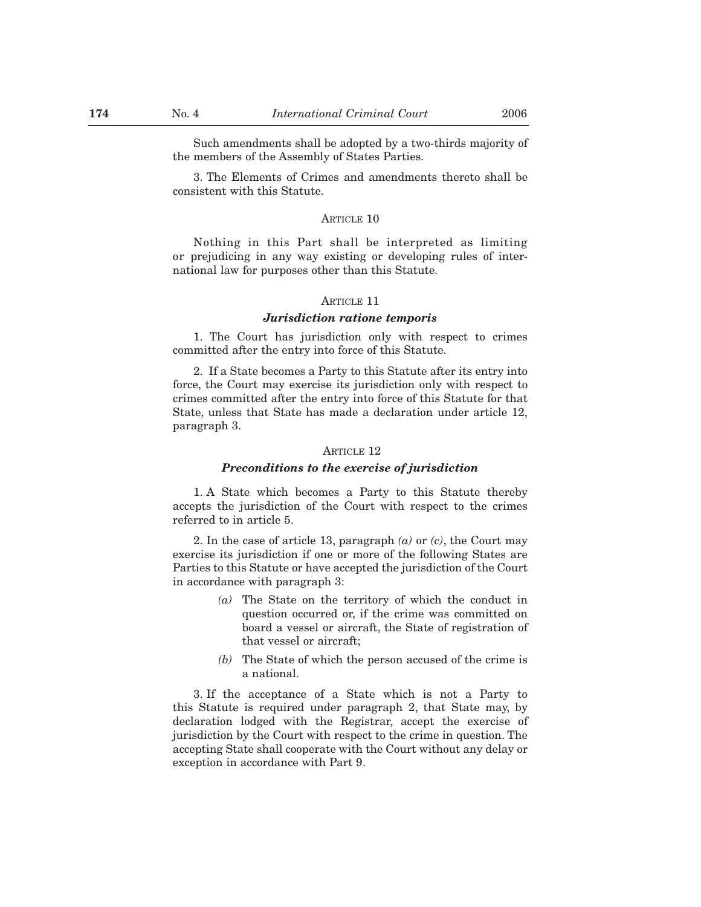Such amendments shall be adopted by a two-thirds majority of the members of the Assembly of States Parties.

3. The Elements of Crimes and amendments thereto shall be consistent with this Statute.

### ARTICLE 10

Nothing in this Part shall be interpreted as limiting or prejudicing in any way existing or developing rules of international law for purposes other than this Statute.

### ARTICLE 11

#### ***Jurisdiction ratione temporis***

1. The Court has jurisdiction only with respect to crimes committed after the entry into force of this Statute.

2. If a State becomes a Party to this Statute after its entry into force, the Court may exercise its jurisdiction only with respect to crimes committed after the entry into force of this Statute for that State, unless that State has made a declaration under article 12, paragraph 3.

### ARTICLE 12

#### ***Preconditions to the exercise of jurisdiction***

1. A State which becomes a Party to this Statute thereby accepts the jurisdiction of the Court with respect to the crimes referred to in article 5.

2. In the case of article 13, paragraph *(a)* or *(c)*, the Court may exercise its jurisdiction if one or more of the following States are Parties to this Statute or have accepted the jurisdiction of the Court in accordance with paragraph 3:

*(a)* The State on the territory of which the conduct in question occurred or, if the crime was committed on board a vessel or aircraft, the State of registration of that vessel or aircraft;

*(b)* The State of which the person accused of the crime is a national.

3. If the acceptance of a State which is not a Party to this Statute is required under paragraph 2, that State may, by declaration lodged with the Registrar, accept the exercise of jurisdiction by the Court with respect to the crime in question. The accepting State shall cooperate with the Court without any delay or exception in accordance with Part 9.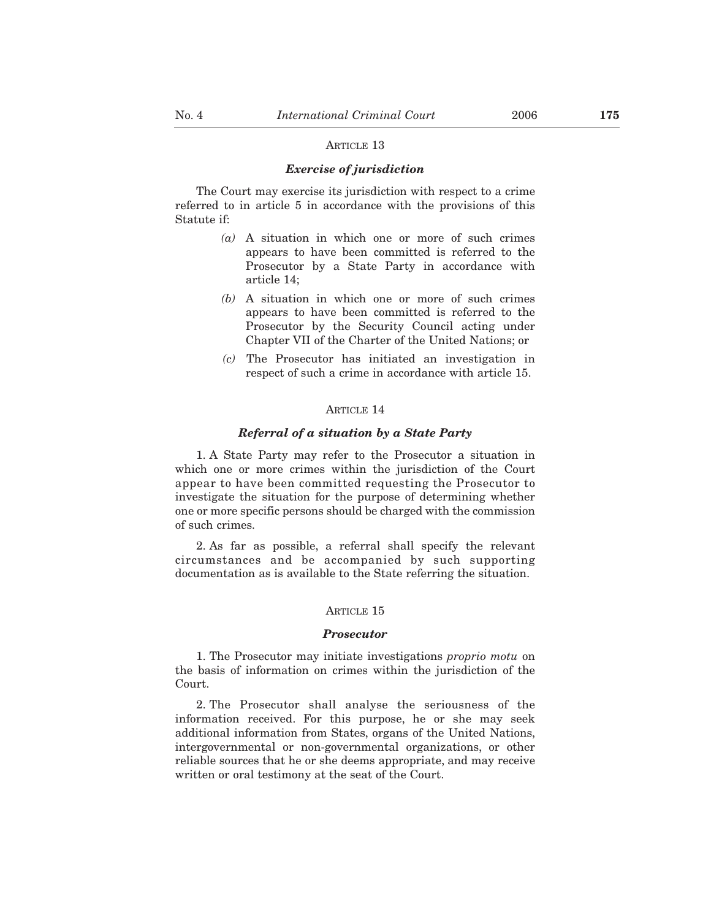### Article 13

***Exercise of jurisdiction***

The Court may exercise its jurisdiction with respect to a crime referred to in article 5 in accordance with the provisions of this Statute if:

*(a)* A situation in which one or more of such crimes appears to have been committed is referred to the Prosecutor by a State Party in accordance with article 14;

*(b)* A situation in which one or more of such crimes appears to have been committed is referred to the Prosecutor by the Security Council acting under Chapter VII of the Charter of the United Nations; or

*(c)* The Prosecutor has initiated an investigation in respect of such a crime in accordance with article 15.

### Article 14

***Referral of a situation by a State Party***

1. A State Party may refer to the Prosecutor a situation in which one or more crimes within the jurisdiction of the Court appear to have been committed requesting the Prosecutor to investigate the situation for the purpose of determining whether one or more specific persons should be charged with the commission of such crimes.

2. As far as possible, a referral shall specify the relevant circumstances and be accompanied by such supporting documentation as is available to the State referring the situation.

### Article 15

***Prosecutor***

1. The Prosecutor may initiate investigations *proprio motu* on the basis of information on crimes within the jurisdiction of the Court.

2. The Prosecutor shall analyse the seriousness of the information received. For this purpose, he or she may seek additional information from States, organs of the United Nations, intergovernmental or non-governmental organizations, or other reliable sources that he or she deems appropriate, and may receive written or oral testimony at the seat of the Court.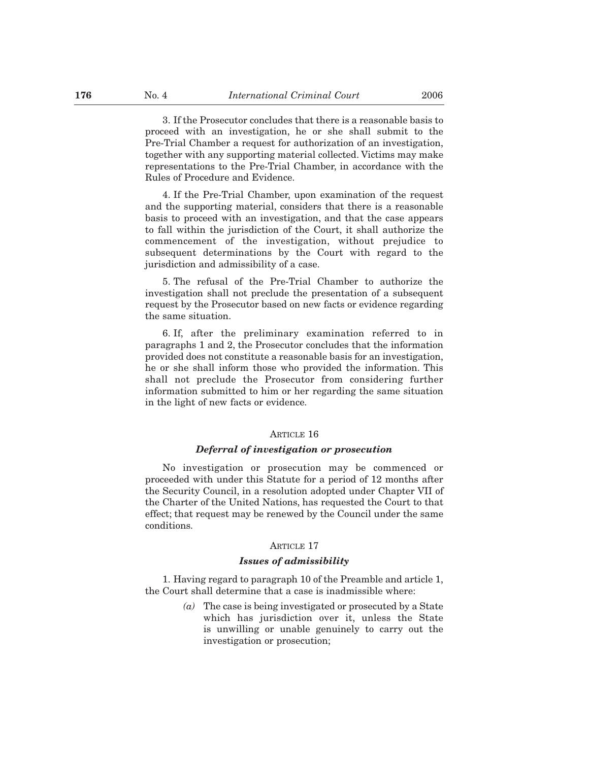3. If the Prosecutor concludes that there is a reasonable basis to proceed with an investigation, he or she shall submit to the Pre-Trial Chamber a request for authorization of an investigation, together with any supporting material collected. Victims may make representations to the Pre-Trial Chamber, in accordance with the Rules of Procedure and Evidence.

4. If the Pre-Trial Chamber, upon examination of the request and the supporting material, considers that there is a reasonable basis to proceed with an investigation, and that the case appears to fall within the jurisdiction of the Court, it shall authorize the commencement of the investigation, without prejudice to subsequent determinations by the Court with regard to the jurisdiction and admissibility of a case.

5. The refusal of the Pre-Trial Chamber to authorize the investigation shall not preclude the presentation of a subsequent request by the Prosecutor based on new facts or evidence regarding the same situation.

6. If, after the preliminary examination referred to in paragraphs 1 and 2, the Prosecutor concludes that the information provided does not constitute a reasonable basis for an investigation, he or she shall inform those who provided the information. This shall not preclude the Prosecutor from considering further information submitted to him or her regarding the same situation in the light of new facts or evidence.

### ARTICLE 16

#### *Deferral of investigation or prosecution*

No investigation or prosecution may be commenced or proceeded with under this Statute for a period of 12 months after the Security Council, in a resolution adopted under Chapter VII of the Charter of the United Nations, has requested the Court to that effect; that request may be renewed by the Council under the same conditions.

### ARTICLE 17

#### *Issues of admissibility*

1. Having regard to paragraph 10 of the Preamble and article 1, the Court shall determine that a case is inadmissible where:

- *(a)* The case is being investigated or prosecuted by a State which has jurisdiction over it, unless the State is unwilling or unable genuinely to carry out the investigation or prosecution;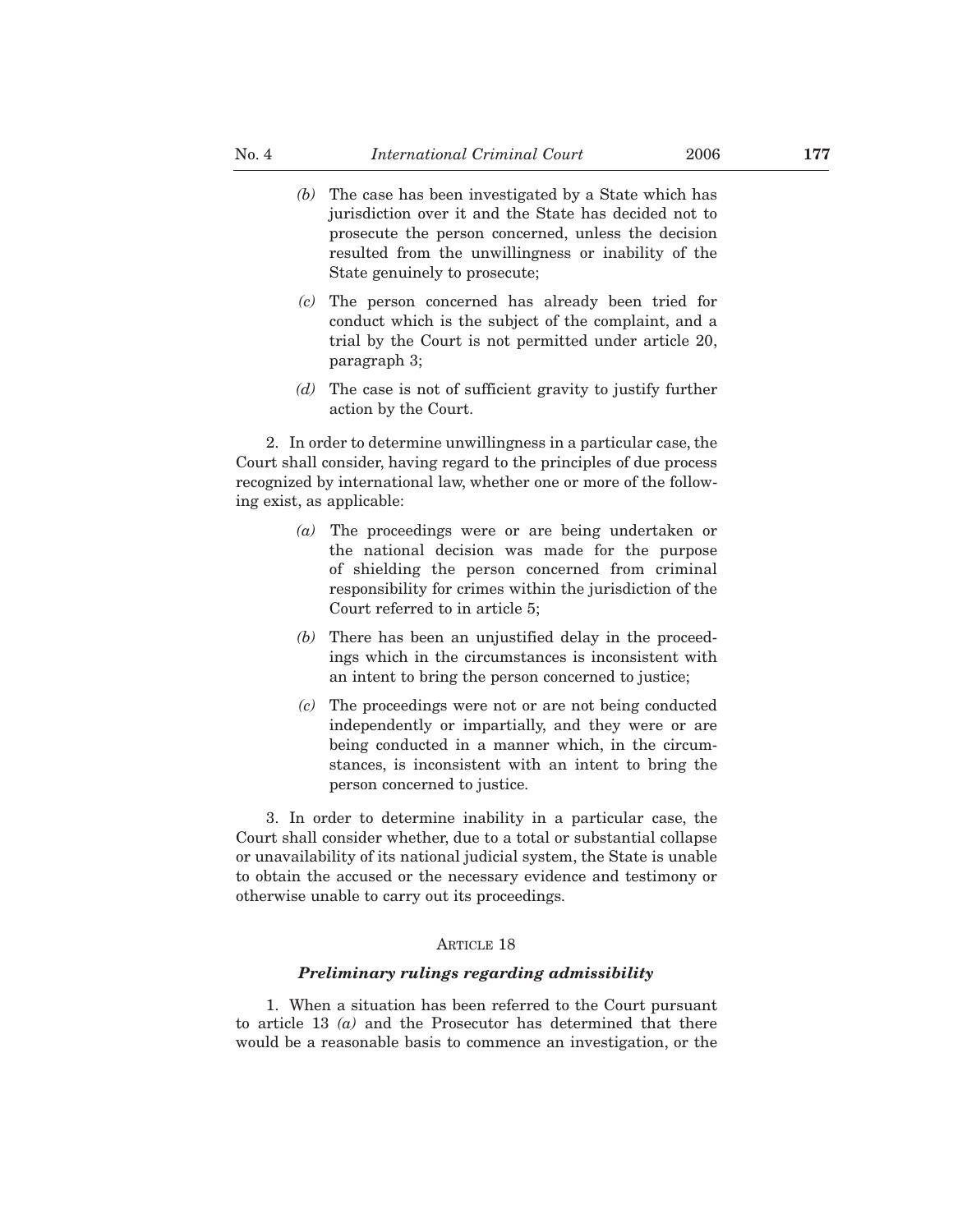*(b)* The case has been investigated by a State which has jurisdiction over it and the State has decided not to prosecute the person concerned, unless the decision resulted from the unwillingness or inability of the State genuinely to prosecute;

*(c)* The person concerned has already been tried for conduct which is the subject of the complaint, and a trial by the Court is not permitted under article 20, paragraph 3;

*(d)* The case is not of sufficient gravity to justify further action by the Court.

2. In order to determine unwillingness in a particular case, the Court shall consider, having regard to the principles of due process recognized by international law, whether one or more of the following exist, as applicable:

*(a)* The proceedings were or are being undertaken or the national decision was made for the purpose of shielding the person concerned from criminal responsibility for crimes within the jurisdiction of the Court referred to in article 5;

*(b)* There has been an unjustified delay in the proceedings which in the circumstances is inconsistent with an intent to bring the person concerned to justice;

*(c)* The proceedings were not or are not being conducted independently or impartially, and they were or are being conducted in a manner which, in the circumstances, is inconsistent with an intent to bring the person concerned to justice.

3. In order to determine inability in a particular case, the Court shall consider whether, due to a total or substantial collapse or unavailability of its national judicial system, the State is unable to obtain the accused or the necessary evidence and testimony or otherwise unable to carry out its proceedings.

ARTICLE 18

***Preliminary rulings regarding admissibility***

1. When a situation has been referred to the Court pursuant to article 13 *(a)* and the Prosecutor has determined that there would be a reasonable basis to commence an investigation, or the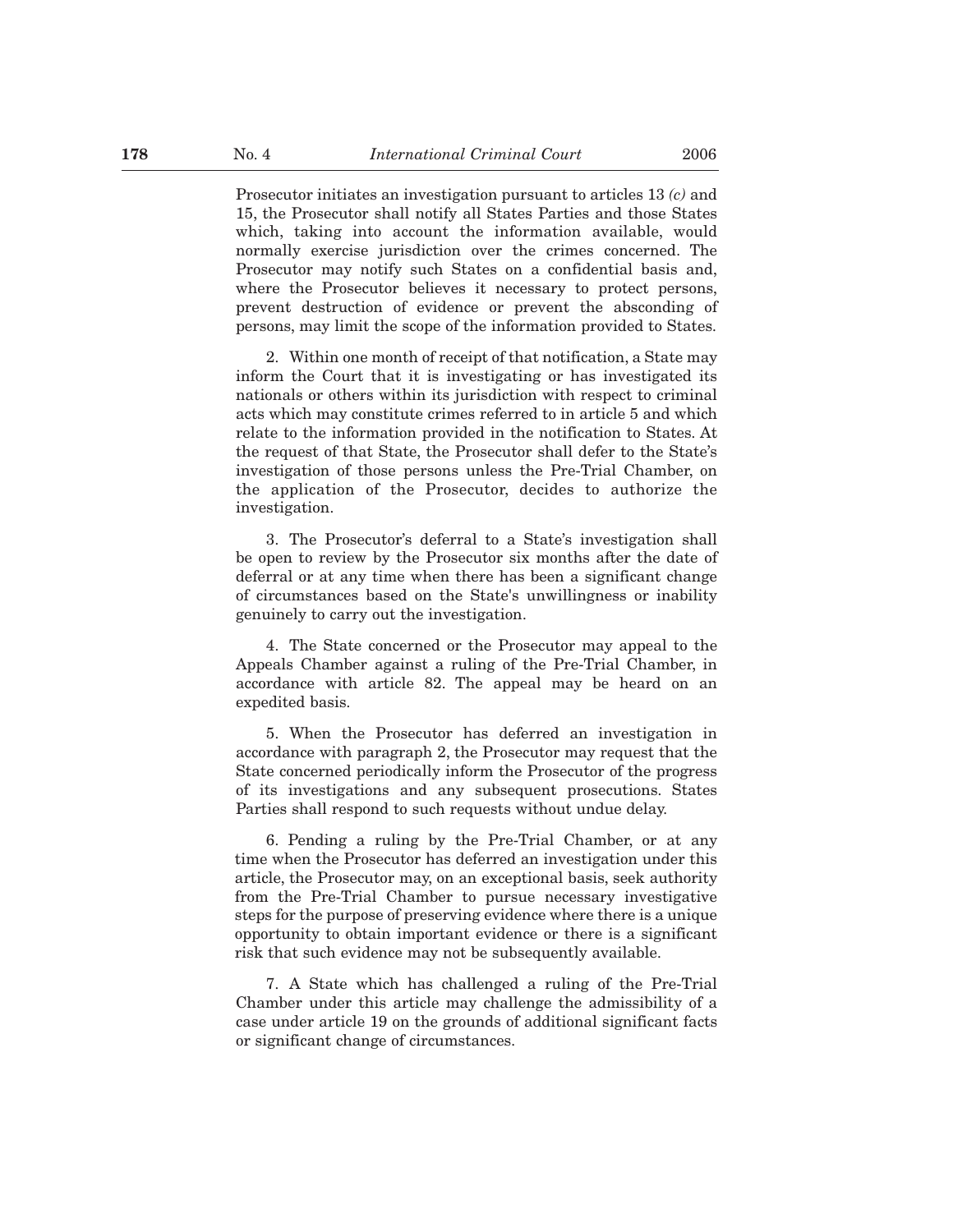Prosecutor initiates an investigation pursuant to articles 13 *(c)* and 15, the Prosecutor shall notify all States Parties and those States which, taking into account the information available, would normally exercise jurisdiction over the crimes concerned. The Prosecutor may notify such States on a confidential basis and, where the Prosecutor believes it necessary to protect persons, prevent destruction of evidence or prevent the absconding of persons, may limit the scope of the information provided to States.

2. Within one month of receipt of that notification, a State may inform the Court that it is investigating or has investigated its nationals or others within its jurisdiction with respect to criminal acts which may constitute crimes referred to in article 5 and which relate to the information provided in the notification to States. At the request of that State, the Prosecutor shall defer to the State's investigation of those persons unless the Pre-Trial Chamber, on the application of the Prosecutor, decides to authorize the investigation.

3. The Prosecutor's deferral to a State's investigation shall be open to review by the Prosecutor six months after the date of deferral or at any time when there has been a significant change of circumstances based on the State's unwillingness or inability genuinely to carry out the investigation.

4. The State concerned or the Prosecutor may appeal to the Appeals Chamber against a ruling of the Pre-Trial Chamber, in accordance with article 82. The appeal may be heard on an expedited basis.

5. When the Prosecutor has deferred an investigation in accordance with paragraph 2, the Prosecutor may request that the State concerned periodically inform the Prosecutor of the progress of its investigations and any subsequent prosecutions. States Parties shall respond to such requests without undue delay.

6. Pending a ruling by the Pre-Trial Chamber, or at any time when the Prosecutor has deferred an investigation under this article, the Prosecutor may, on an exceptional basis, seek authority from the Pre-Trial Chamber to pursue necessary investigative steps for the purpose of preserving evidence where there is a unique opportunity to obtain important evidence or there is a significant risk that such evidence may not be subsequently available.

7. A State which has challenged a ruling of the Pre-Trial Chamber under this article may challenge the admissibility of a case under article 19 on the grounds of additional significant facts or significant change of circumstances.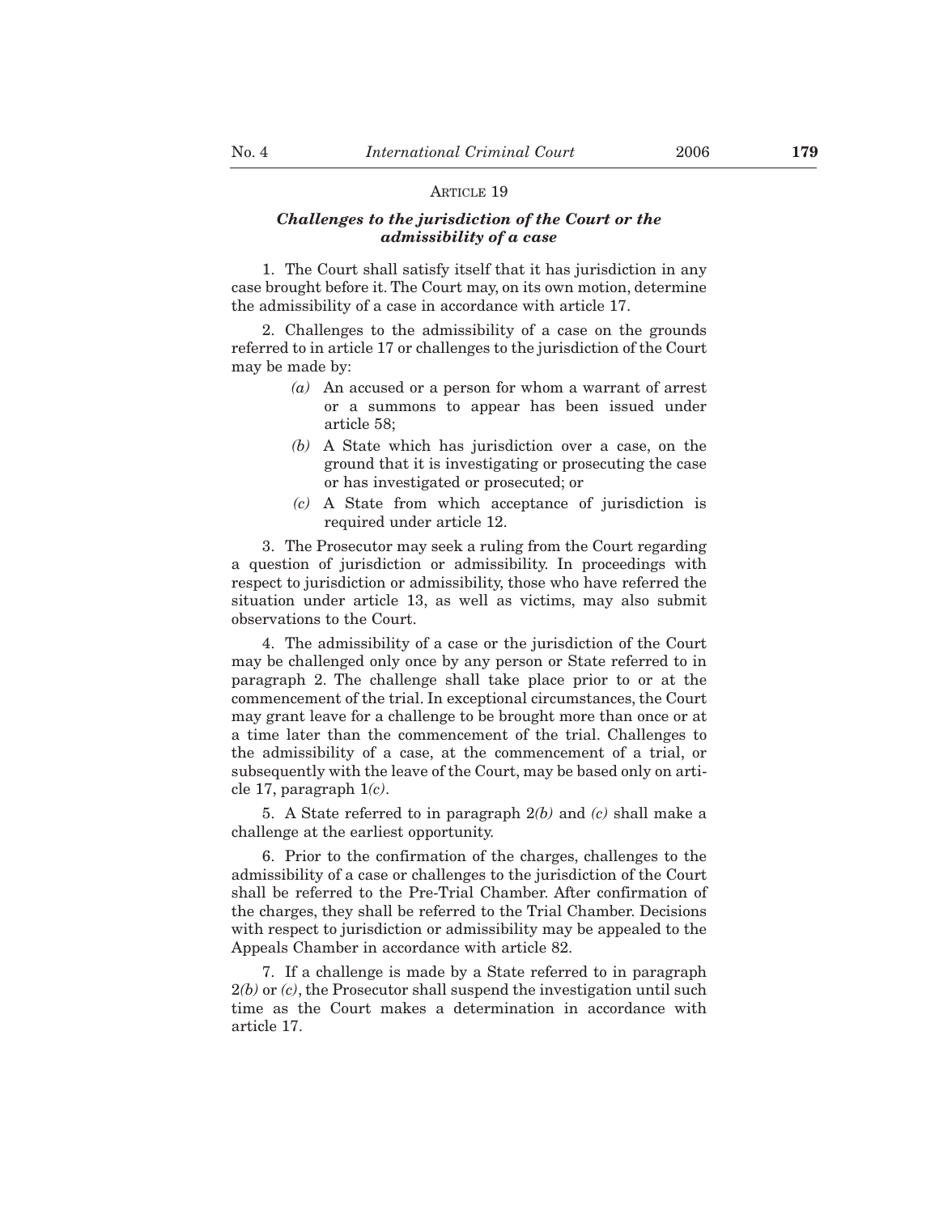ARTICLE 19

### *Challenges to the jurisdiction of the Court or the admissibility of a case*

1. The Court shall satisfy itself that it has jurisdiction in any case brought before it. The Court may, on its own motion, determine the admissibility of a case in accordance with article 17.

2. Challenges to the admissibility of a case on the grounds referred to in article 17 or challenges to the jurisdiction of the Court may be made by:

- *(a)* An accused or a person for whom a warrant of arrest or a summons to appear has been issued under article 58;
- *(b)* A State which has jurisdiction over a case, on the ground that it is investigating or prosecuting the case or has investigated or prosecuted; or
- *(c)* A State from which acceptance of jurisdiction is required under article 12.

3. The Prosecutor may seek a ruling from the Court regarding a question of jurisdiction or admissibility. In proceedings with respect to jurisdiction or admissibility, those who have referred the situation under article 13, as well as victims, may also submit observations to the Court.

4. The admissibility of a case or the jurisdiction of the Court may be challenged only once by any person or State referred to in paragraph 2. The challenge shall take place prior to or at the commencement of the trial. In exceptional circumstances, the Court may grant leave for a challenge to be brought more than once or at a time later than the commencement of the trial. Challenges to the admissibility of a case, at the commencement of a trial, or subsequently with the leave of the Court, may be based only on article 17, paragraph 1*(c)*.

5. A State referred to in paragraph 2*(b)* and *(c)* shall make a challenge at the earliest opportunity.

6. Prior to the confirmation of the charges, challenges to the admissibility of a case or challenges to the jurisdiction of the Court shall be referred to the Pre-Trial Chamber. After confirmation of the charges, they shall be referred to the Trial Chamber. Decisions with respect to jurisdiction or admissibility may be appealed to the Appeals Chamber in accordance with article 82.

7. If a challenge is made by a State referred to in paragraph 2*(b)* or *(c)*, the Prosecutor shall suspend the investigation until such time as the Court makes a determination in accordance with article 17.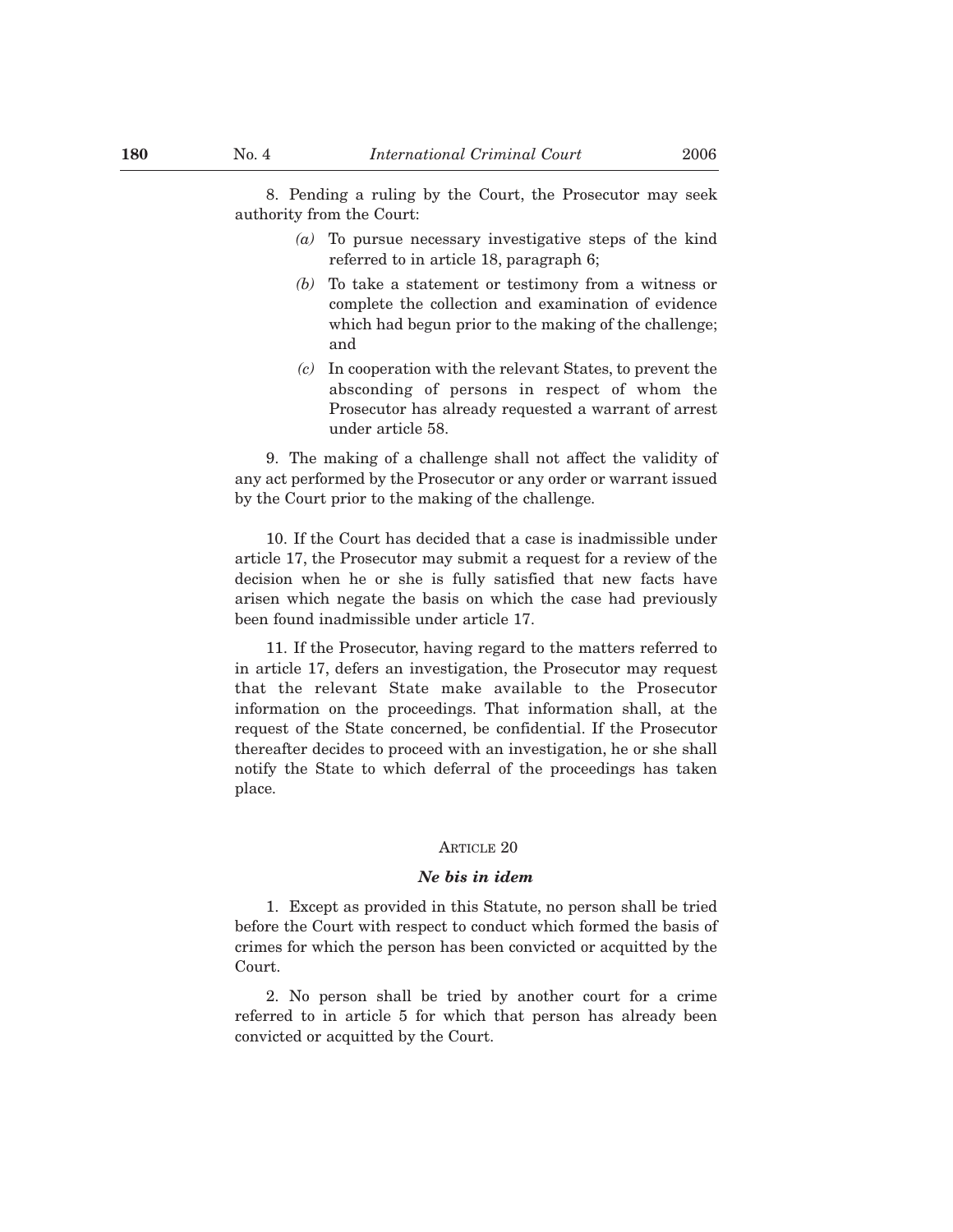8. Pending a ruling by the Court, the Prosecutor may seek authority from the Court:

- *(a)* To pursue necessary investigative steps of the kind referred to in article 18, paragraph 6;
- *(b)* To take a statement or testimony from a witness or complete the collection and examination of evidence which had begun prior to the making of the challenge; and
- *(c)* In cooperation with the relevant States, to prevent the absconding of persons in respect of whom the Prosecutor has already requested a warrant of arrest under article 58.

9. The making of a challenge shall not affect the validity of any act performed by the Prosecutor or any order or warrant issued by the Court prior to the making of the challenge.

10. If the Court has decided that a case is inadmissible under article 17, the Prosecutor may submit a request for a review of the decision when he or she is fully satisfied that new facts have arisen which negate the basis on which the case had previously been found inadmissible under article 17.

11. If the Prosecutor, having regard to the matters referred to in article 17, defers an investigation, the Prosecutor may request that the relevant State make available to the Prosecutor information on the proceedings. That information shall, at the request of the State concerned, be confidential. If the Prosecutor thereafter decides to proceed with an investigation, he or she shall notify the State to which deferral of the proceedings has taken place.

## ARTICLE 20

### *Ne bis in idem*

1. Except as provided in this Statute, no person shall be tried before the Court with respect to conduct which formed the basis of crimes for which the person has been convicted or acquitted by the Court.

2. No person shall be tried by another court for a crime referred to in article 5 for which that person has already been convicted or acquitted by the Court.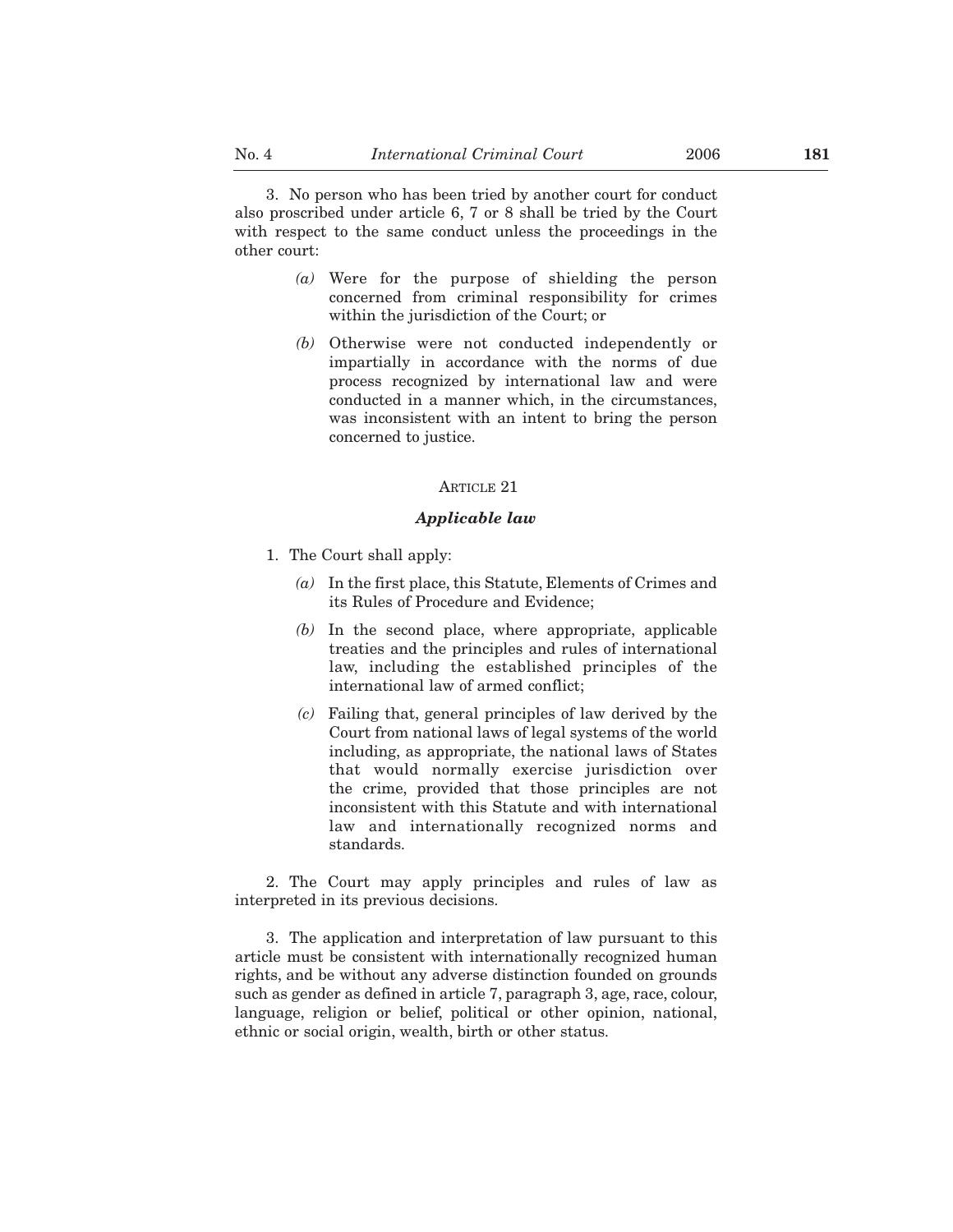3. No person who has been tried by another court for conduct also proscribed under article 6, 7 or 8 shall be tried by the Court with respect to the same conduct unless the proceedings in the other court:

*(a)* Were for the purpose of shielding the person concerned from criminal responsibility for crimes within the jurisdiction of the Court; or

*(b)* Otherwise were not conducted independently or impartially in accordance with the norms of due process recognized by international law and were conducted in a manner which, in the circumstances, was inconsistent with an intent to bring the person concerned to justice.

ARTICLE 21

***Applicable law***

1. The Court shall apply:

*(a)* In the first place, this Statute, Elements of Crimes and its Rules of Procedure and Evidence;

*(b)* In the second place, where appropriate, applicable treaties and the principles and rules of international law, including the established principles of the international law of armed conflict;

*(c)* Failing that, general principles of law derived by the Court from national laws of legal systems of the world including, as appropriate, the national laws of States that would normally exercise jurisdiction over the crime, provided that those principles are not inconsistent with this Statute and with international law and internationally recognized norms and standards.

2. The Court may apply principles and rules of law as interpreted in its previous decisions.

3. The application and interpretation of law pursuant to this article must be consistent with internationally recognized human rights, and be without any adverse distinction founded on grounds such as gender as defined in article 7, paragraph 3, age, race, colour, language, religion or belief, political or other opinion, national, ethnic or social origin, wealth, birth or other status.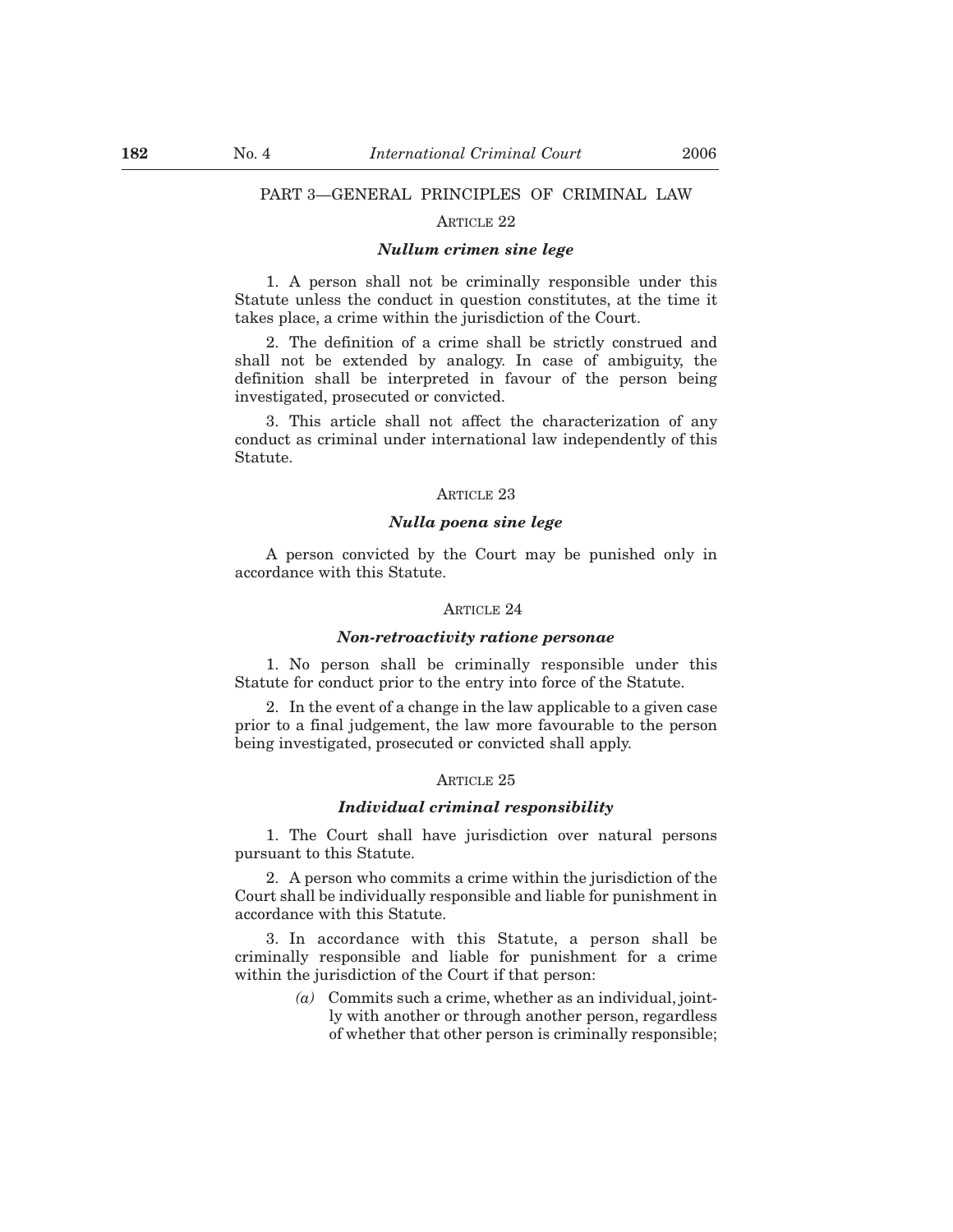## PART 3—GENERAL PRINCIPLES OF CRIMINAL LAW

### ARTICLE 22

#### *Nullum crimen sine lege*

1. A person shall not be criminally responsible under this Statute unless the conduct in question constitutes, at the time it takes place, a crime within the jurisdiction of the Court.

2. The definition of a crime shall be strictly construed and shall not be extended by analogy. In case of ambiguity, the definition shall be interpreted in favour of the person being investigated, prosecuted or convicted.

3. This article shall not affect the characterization of any conduct as criminal under international law independently of this Statute.

### ARTICLE 23

#### *Nulla poena sine lege*

A person convicted by the Court may be punished only in accordance with this Statute.

### ARTICLE 24

#### *Non-retroactivity ratione personae*

1. No person shall be criminally responsible under this Statute for conduct prior to the entry into force of the Statute.

2. In the event of a change in the law applicable to a given case prior to a final judgement, the law more favourable to the person being investigated, prosecuted or convicted shall apply.

### ARTICLE 25

#### *Individual criminal responsibility*

1. The Court shall have jurisdiction over natural persons pursuant to this Statute.

2. A person who commits a crime within the jurisdiction of the Court shall be individually responsible and liable for punishment in accordance with this Statute.

3. In accordance with this Statute, a person shall be criminally responsible and liable for punishment for a crime within the jurisdiction of the Court if that person:

*(a)* Commits such a crime, whether as an individual, jointly with another or through another person, regardless of whether that other person is criminally responsible;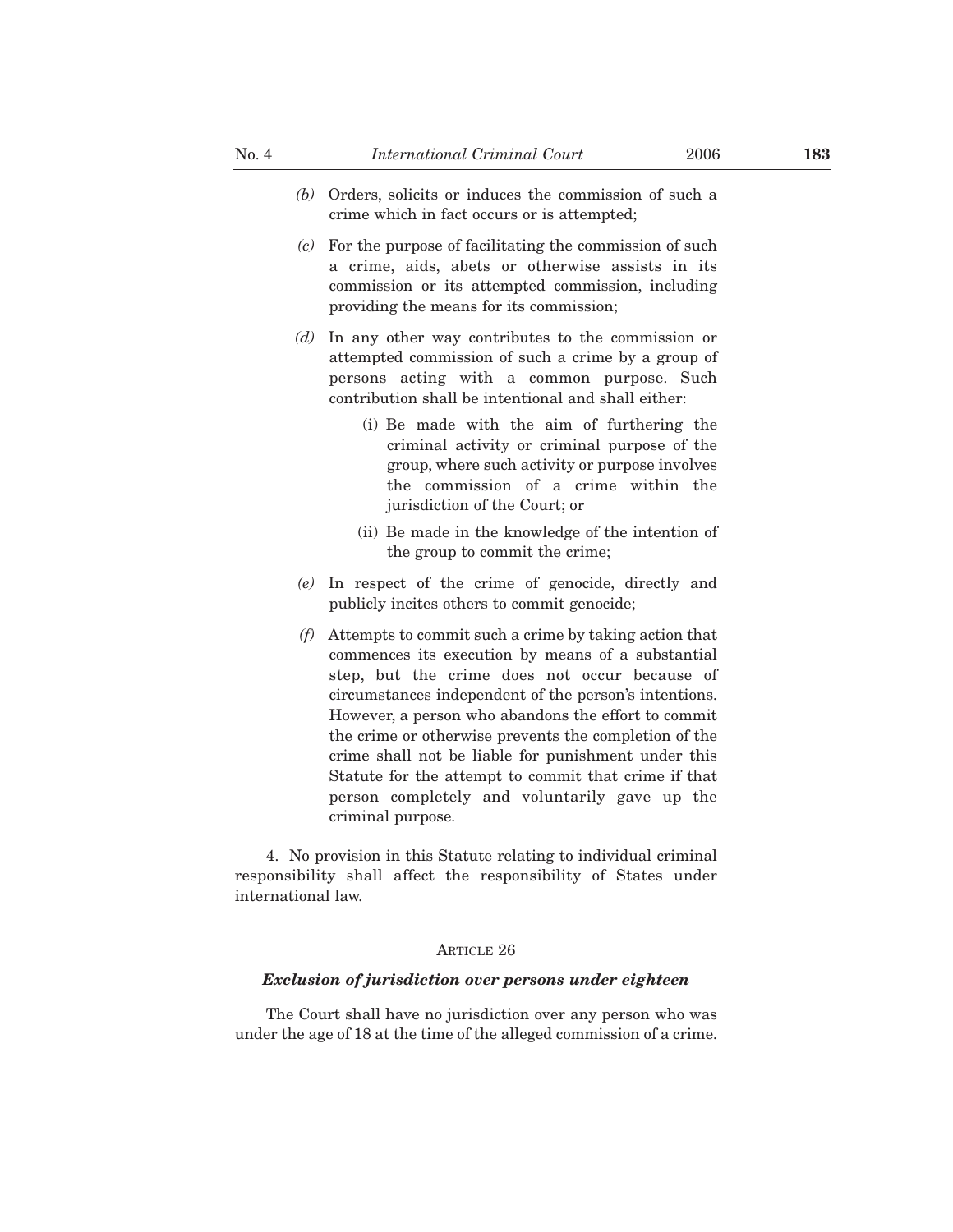*(b)* Orders, solicits or induces the commission of such a crime which in fact occurs or is attempted;

*(c)* For the purpose of facilitating the commission of such a crime, aids, abets or otherwise assists in its commission or its attempted commission, including providing the means for its commission;

*(d)* In any other way contributes to the commission or attempted commission of such a crime by a group of persons acting with a common purpose. Such contribution shall be intentional and shall either:

(i) Be made with the aim of furthering the criminal activity or criminal purpose of the group, where such activity or purpose involves the commission of a crime within the jurisdiction of the Court; or

(ii) Be made in the knowledge of the intention of the group to commit the crime;

*(e)* In respect of the crime of genocide, directly and publicly incites others to commit genocide;

*(f)* Attempts to commit such a crime by taking action that commences its execution by means of a substantial step, but the crime does not occur because of circumstances independent of the person's intentions. However, a person who abandons the effort to commit the crime or otherwise prevents the completion of the crime shall not be liable for punishment under this Statute for the attempt to commit that crime if that person completely and voluntarily gave up the criminal purpose.

4. No provision in this Statute relating to individual criminal responsibility shall affect the responsibility of States under international law.

ARTICLE 26

***Exclusion of jurisdiction over persons under eighteen***

The Court shall have no jurisdiction over any person who was under the age of 18 at the time of the alleged commission of a crime.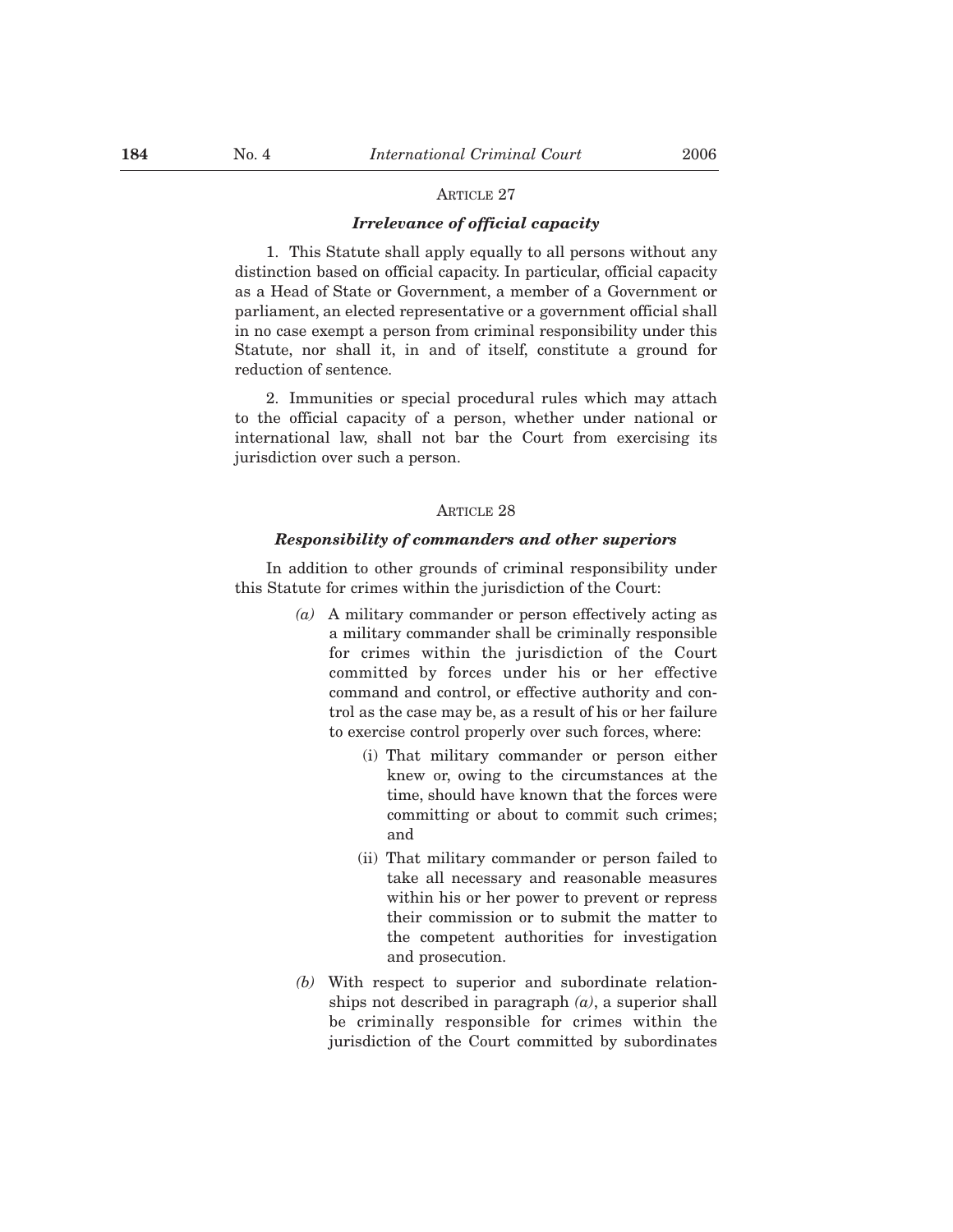### ARTICLE 27

#### *Irrelevance of official capacity*

1. This Statute shall apply equally to all persons without any distinction based on official capacity. In particular, official capacity as a Head of State or Government, a member of a Government or parliament, an elected representative or a government official shall in no case exempt a person from criminal responsibility under this Statute, nor shall it, in and of itself, constitute a ground for reduction of sentence.

2. Immunities or special procedural rules which may attach to the official capacity of a person, whether under national or international law, shall not bar the Court from exercising its jurisdiction over such a person.

### ARTICLE 28

#### *Responsibility of commanders and other superiors*

In addition to other grounds of criminal responsibility under this Statute for crimes within the jurisdiction of the Court:

*(a)* A military commander or person effectively acting as a military commander shall be criminally responsible for crimes within the jurisdiction of the Court committed by forces under his or her effective command and control, or effective authority and control as the case may be, as a result of his or her failure to exercise control properly over such forces, where:

(i) That military commander or person either knew or, owing to the circumstances at the time, should have known that the forces were committing or about to commit such crimes; and

(ii) That military commander or person failed to take all necessary and reasonable measures within his or her power to prevent or repress their commission or to submit the matter to the competent authorities for investigation and prosecution.

*(b)* With respect to superior and subordinate relationships not described in paragraph *(a)*, a superior shall be criminally responsible for crimes within the jurisdiction of the Court committed by subordinates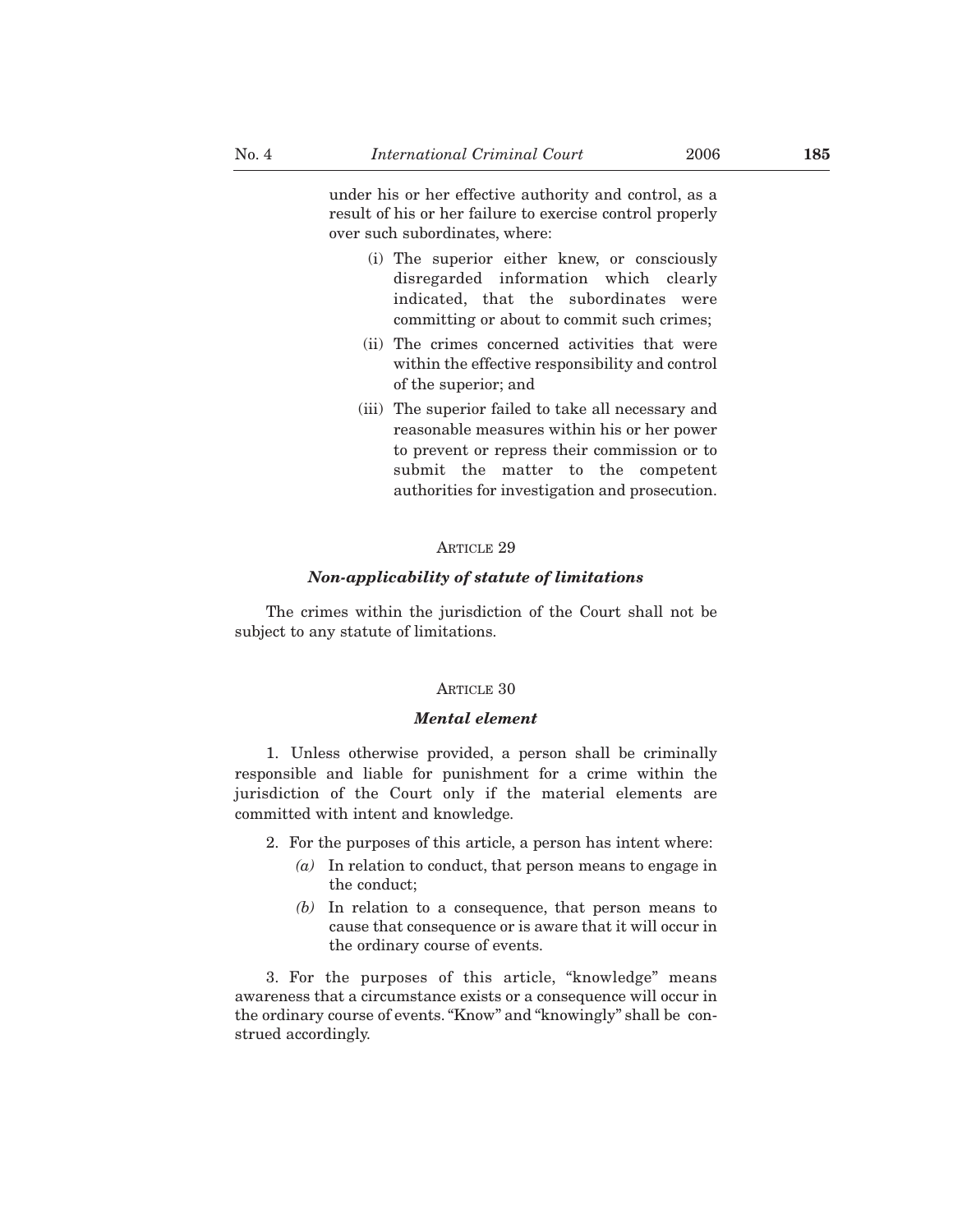under his or her effective authority and control, as a result of his or her failure to exercise control properly over such subordinates, where:

(i) The superior either knew, or consciously disregarded information which clearly indicated, that the subordinates were committing or about to commit such crimes;

(ii) The crimes concerned activities that were within the effective responsibility and control of the superior; and

(iii) The superior failed to take all necessary and reasonable measures within his or her power to prevent or repress their commission or to submit the matter to the competent authorities for investigation and prosecution.

### ARTICLE 29

***Non-applicability of statute of limitations***

The crimes within the jurisdiction of the Court shall not be subject to any statute of limitations.

### ARTICLE 30

***Mental element***

1. Unless otherwise provided, a person shall be criminally responsible and liable for punishment for a crime within the jurisdiction of the Court only if the material elements are committed with intent and knowledge.

2. For the purposes of this article, a person has intent where:

*(a)* In relation to conduct, that person means to engage in the conduct;

*(b)* In relation to a consequence, that person means to cause that consequence or is aware that it will occur in the ordinary course of events.

3. For the purposes of this article, "knowledge" means awareness that a circumstance exists or a consequence will occur in the ordinary course of events. "Know" and "knowingly" shall be construed accordingly.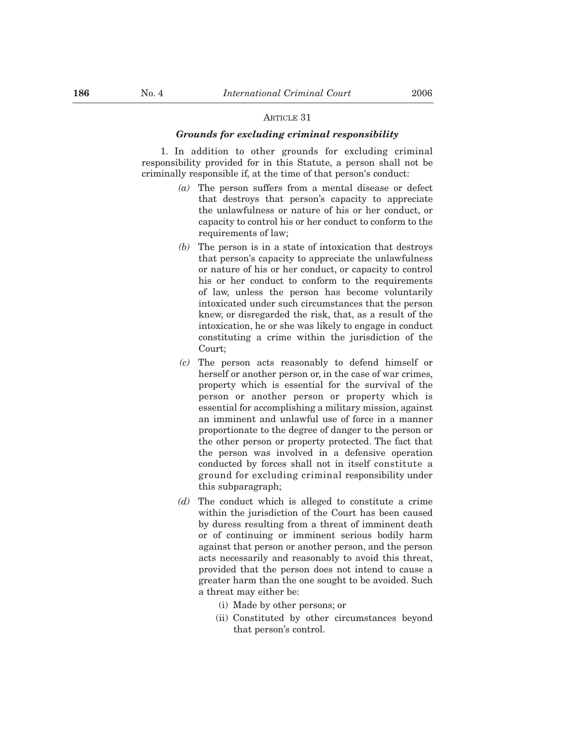ARTICLE 31

### *Grounds for excluding criminal responsibility*

1. In addition to other grounds for excluding criminal responsibility provided for in this Statute, a person shall not be criminally responsible if, at the time of that person's conduct:

*(a)* The person suffers from a mental disease or defect that destroys that person's capacity to appreciate the unlawfulness or nature of his or her conduct, or capacity to control his or her conduct to conform to the requirements of law;

*(b)* The person is in a state of intoxication that destroys that person's capacity to appreciate the unlawfulness or nature of his or her conduct, or capacity to control his or her conduct to conform to the requirements of law, unless the person has become voluntarily intoxicated under such circumstances that the person knew, or disregarded the risk, that, as a result of the intoxication, he or she was likely to engage in conduct constituting a crime within the jurisdiction of the Court;

*(c)* The person acts reasonably to defend himself or herself or another person or, in the case of war crimes, property which is essential for the survival of the person or another person or property which is essential for accomplishing a military mission, against an imminent and unlawful use of force in a manner proportionate to the degree of danger to the person or the other person or property protected. The fact that the person was involved in a defensive operation conducted by forces shall not in itself constitute a ground for excluding criminal responsibility under this subparagraph;

*(d)* The conduct which is alleged to constitute a crime within the jurisdiction of the Court has been caused by duress resulting from a threat of imminent death or of continuing or imminent serious bodily harm against that person or another person, and the person acts necessarily and reasonably to avoid this threat, provided that the person does not intend to cause a greater harm than the one sought to be avoided. Such a threat may either be:

(i) Made by other persons; or

(ii) Constituted by other circumstances beyond that person's control.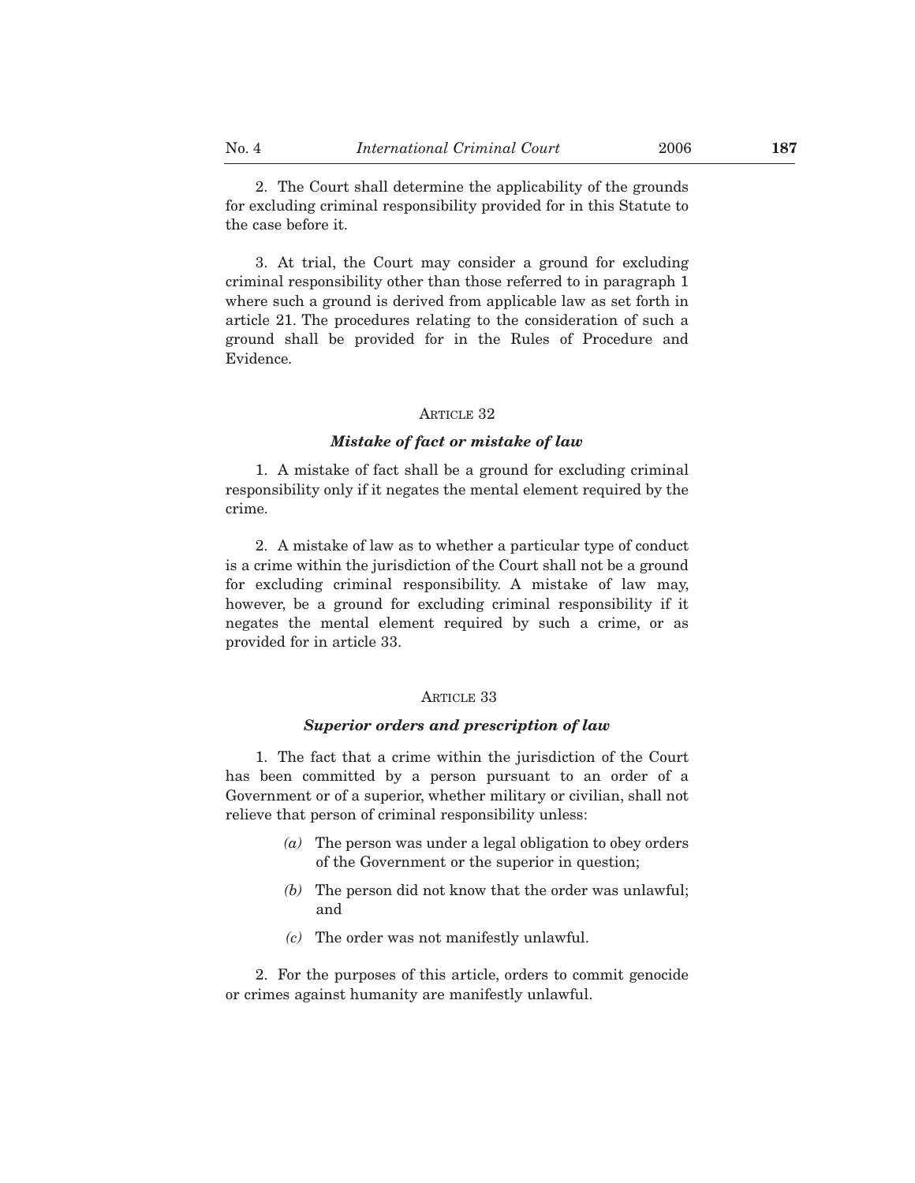2. The Court shall determine the applicability of the grounds for excluding criminal responsibility provided for in this Statute to the case before it.

3. At trial, the Court may consider a ground for excluding criminal responsibility other than those referred to in paragraph 1 where such a ground is derived from applicable law as set forth in article 21. The procedures relating to the consideration of such a ground shall be provided for in the Rules of Procedure and Evidence.

### ARTICLE 32

### *Mistake of fact or mistake of law*

1. A mistake of fact shall be a ground for excluding criminal responsibility only if it negates the mental element required by the crime.

2. A mistake of law as to whether a particular type of conduct is a crime within the jurisdiction of the Court shall not be a ground for excluding criminal responsibility. A mistake of law may, however, be a ground for excluding criminal responsibility if it negates the mental element required by such a crime, or as provided for in article 33.

### ARTICLE 33

### *Superior orders and prescription of law*

1. The fact that a crime within the jurisdiction of the Court has been committed by a person pursuant to an order of a Government or of a superior, whether military or civilian, shall not relieve that person of criminal responsibility unless:

- *(a)* The person was under a legal obligation to obey orders of the Government or the superior in question;
- *(b)* The person did not know that the order was unlawful; and
- *(c)* The order was not manifestly unlawful.

2. For the purposes of this article, orders to commit genocide or crimes against humanity are manifestly unlawful.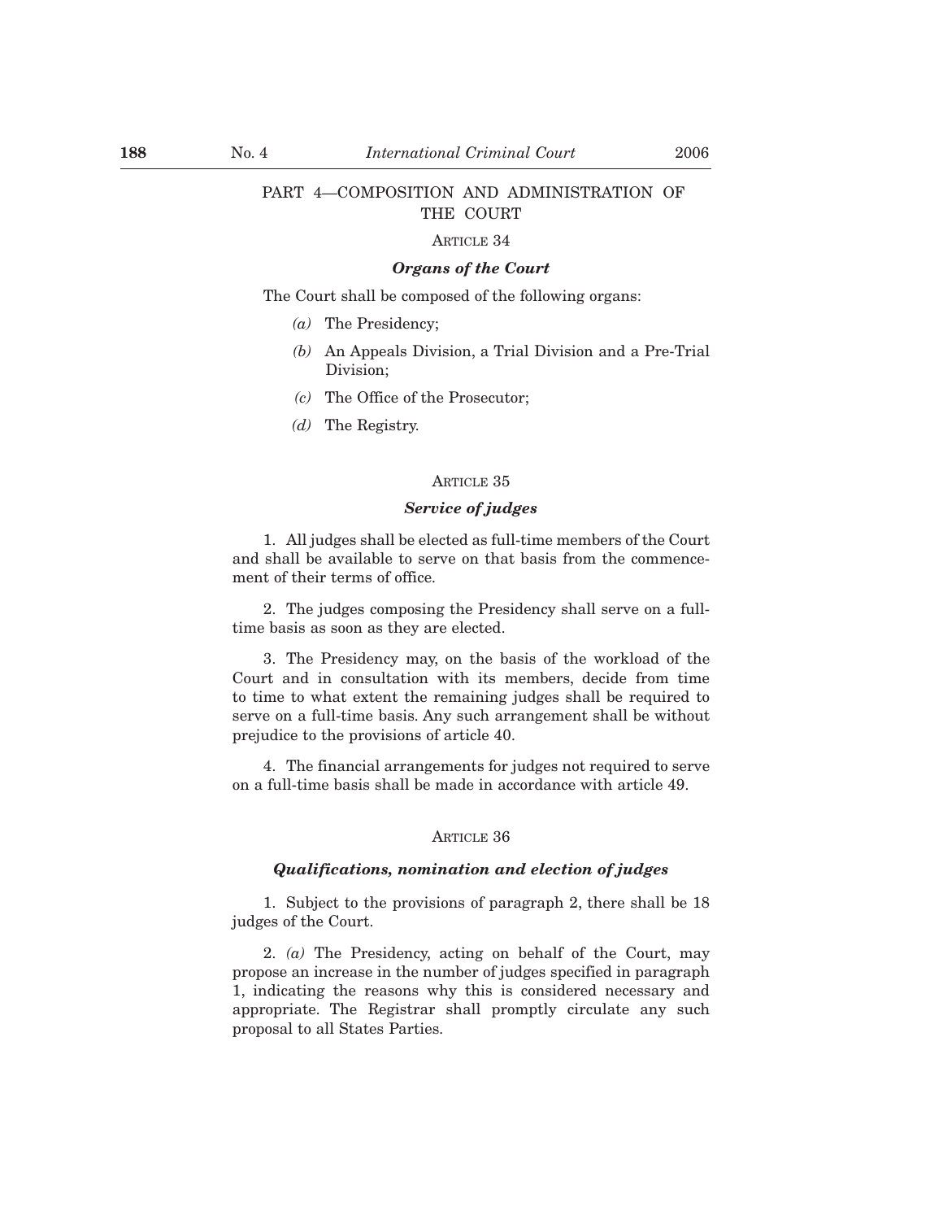## PART 4—COMPOSITION AND ADMINISTRATION OF THE COURT

### ARTICLE 34

#### *Organs of the Court*

The Court shall be composed of the following organs:

*(a)* The Presidency;

*(b)* An Appeals Division, a Trial Division and a Pre-Trial Division;

*(c)* The Office of the Prosecutor;

*(d)* The Registry.

### ARTICLE 35

#### *Service of judges*

1. All judges shall be elected as full-time members of the Court and shall be available to serve on that basis from the commencement of their terms of office.

2. The judges composing the Presidency shall serve on a full-time basis as soon as they are elected.

3. The Presidency may, on the basis of the workload of the Court and in consultation with its members, decide from time to time to what extent the remaining judges shall be required to serve on a full-time basis. Any such arrangement shall be without prejudice to the provisions of article 40.

4. The financial arrangements for judges not required to serve on a full-time basis shall be made in accordance with article 49.

### ARTICLE 36

#### *Qualifications, nomination and election of judges*

1. Subject to the provisions of paragraph 2, there shall be 18 judges of the Court.

2. *(a)* The Presidency, acting on behalf of the Court, may propose an increase in the number of judges specified in paragraph 1, indicating the reasons why this is considered necessary and appropriate. The Registrar shall promptly circulate any such proposal to all States Parties.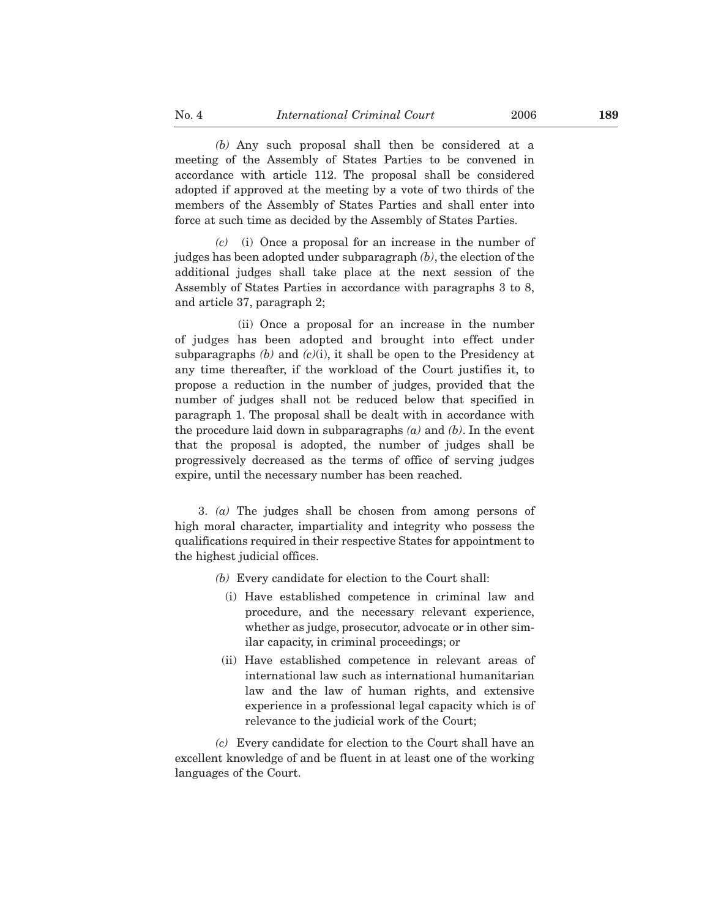*(b)* Any such proposal shall then be considered at a meeting of the Assembly of States Parties to be convened in accordance with article 112. The proposal shall be considered adopted if approved at the meeting by a vote of two thirds of the members of the Assembly of States Parties and shall enter into force at such time as decided by the Assembly of States Parties.

*(c)* (i) Once a proposal for an increase in the number of judges has been adopted under subparagraph *(b)*, the election of the additional judges shall take place at the next session of the Assembly of States Parties in accordance with paragraphs 3 to 8, and article 37, paragraph 2;

(ii) Once a proposal for an increase in the number of judges has been adopted and brought into effect under subparagraphs *(b)* and *(c)*(i), it shall be open to the Presidency at any time thereafter, if the workload of the Court justifies it, to propose a reduction in the number of judges, provided that the number of judges shall not be reduced below that specified in paragraph 1. The proposal shall be dealt with in accordance with the procedure laid down in subparagraphs *(a)* and *(b)*. In the event that the proposal is adopted, the number of judges shall be progressively decreased as the terms of office of serving judges expire, until the necessary number has been reached.

3. *(a)* The judges shall be chosen from among persons of high moral character, impartiality and integrity who possess the qualifications required in their respective States for appointment to the highest judicial offices.

*(b)* Every candidate for election to the Court shall:

(i) Have established competence in criminal law and procedure, and the necessary relevant experience, whether as judge, prosecutor, advocate or in other similar capacity, in criminal proceedings; or

(ii) Have established competence in relevant areas of international law such as international humanitarian law and the law of human rights, and extensive experience in a professional legal capacity which is of relevance to the judicial work of the Court;

*(c)* Every candidate for election to the Court shall have an excellent knowledge of and be fluent in at least one of the working languages of the Court.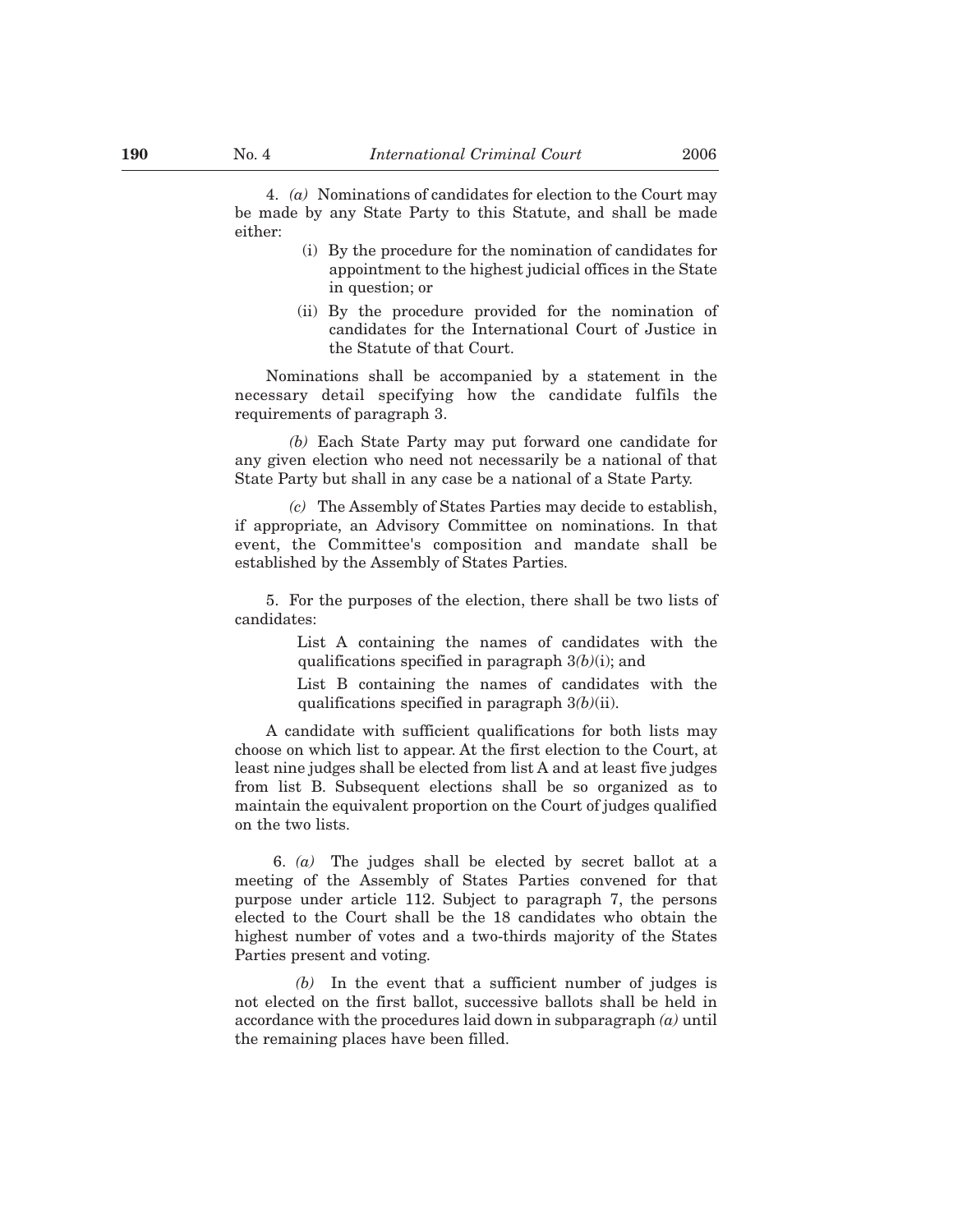4. *(a)* Nominations of candidates for election to the Court may be made by any State Party to this Statute, and shall be made either:

(i) By the procedure for the nomination of candidates for appointment to the highest judicial offices in the State in question; or

(ii) By the procedure provided for the nomination of candidates for the International Court of Justice in the Statute of that Court.

Nominations shall be accompanied by a statement in the necessary detail specifying how the candidate fulfils the requirements of paragraph 3.

*(b)* Each State Party may put forward one candidate for any given election who need not necessarily be a national of that State Party but shall in any case be a national of a State Party.

*(c)* The Assembly of States Parties may decide to establish, if appropriate, an Advisory Committee on nominations. In that event, the Committee's composition and mandate shall be established by the Assembly of States Parties.

5. For the purposes of the election, there shall be two lists of candidates:

List A containing the names of candidates with the qualifications specified in paragraph 3*(b)*(i); and

List B containing the names of candidates with the qualifications specified in paragraph 3*(b)*(ii).

A candidate with sufficient qualifications for both lists may choose on which list to appear. At the first election to the Court, at least nine judges shall be elected from list A and at least five judges from list B. Subsequent elections shall be so organized as to maintain the equivalent proportion on the Court of judges qualified on the two lists.

6. *(a)* The judges shall be elected by secret ballot at a meeting of the Assembly of States Parties convened for that purpose under article 112. Subject to paragraph 7, the persons elected to the Court shall be the 18 candidates who obtain the highest number of votes and a two-thirds majority of the States Parties present and voting.

*(b)* In the event that a sufficient number of judges is not elected on the first ballot, successive ballots shall be held in accordance with the procedures laid down in subparagraph *(a)* until the remaining places have been filled.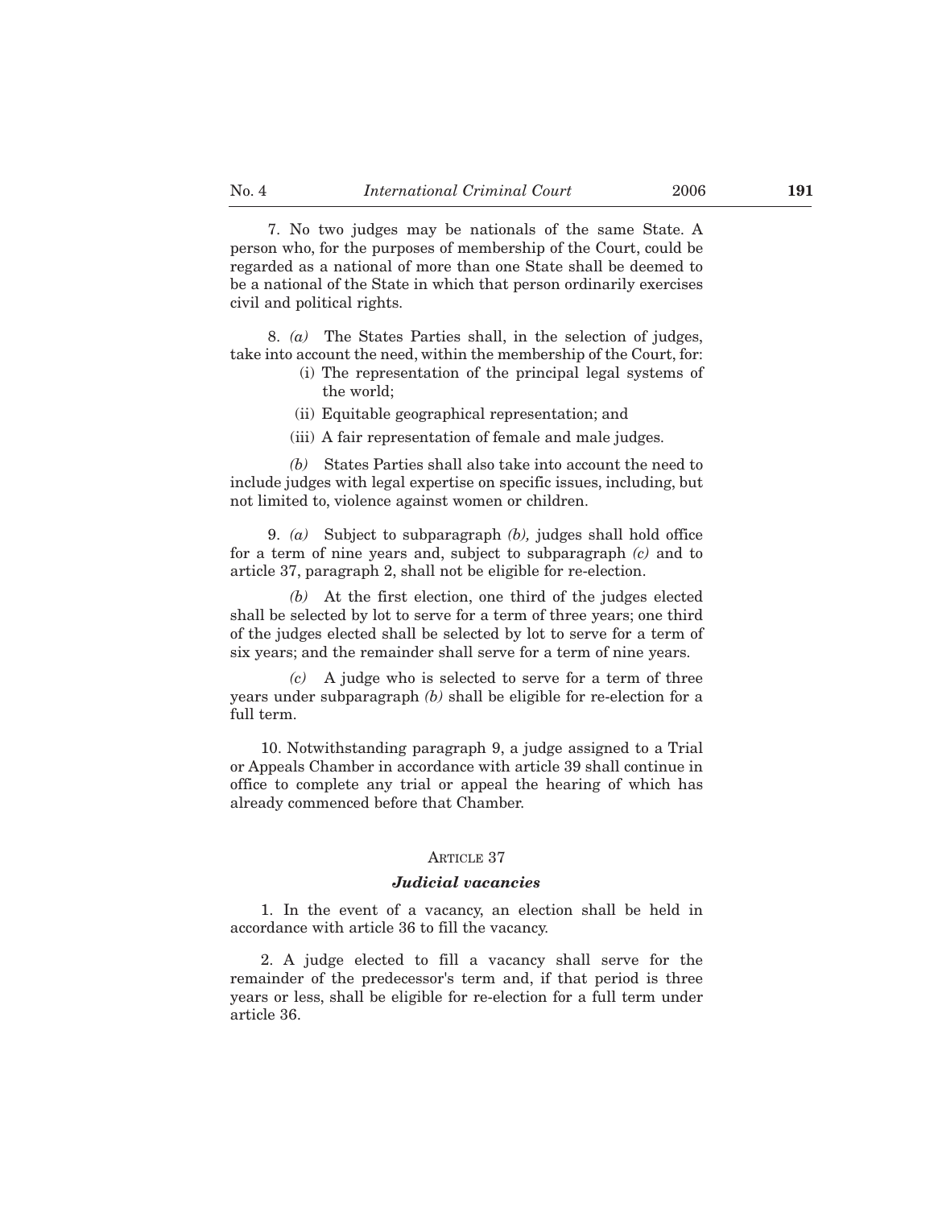7. No two judges may be nationals of the same State. A person who, for the purposes of membership of the Court, could be regarded as a national of more than one State shall be deemed to be a national of the State in which that person ordinarily exercises civil and political rights.

8. *(a)* The States Parties shall, in the selection of judges, take into account the need, within the membership of the Court, for:

(i) The representation of the principal legal systems of the world;

(ii) Equitable geographical representation; and

(iii) A fair representation of female and male judges.

*(b)* States Parties shall also take into account the need to include judges with legal expertise on specific issues, including, but not limited to, violence against women or children.

9. *(a)* Subject to subparagraph *(b),* judges shall hold office for a term of nine years and, subject to subparagraph *(c)* and to article 37, paragraph 2, shall not be eligible for re-election.

*(b)* At the first election, one third of the judges elected shall be selected by lot to serve for a term of three years; one third of the judges elected shall be selected by lot to serve for a term of six years; and the remainder shall serve for a term of nine years.

*(c)* A judge who is selected to serve for a term of three years under subparagraph *(b)* shall be eligible for re-election for a full term.

10. Notwithstanding paragraph 9, a judge assigned to a Trial or Appeals Chamber in accordance with article 39 shall continue in office to complete any trial or appeal the hearing of which has already commenced before that Chamber.

ARTICLE 37

***Judicial vacancies***

1. In the event of a vacancy, an election shall be held in accordance with article 36 to fill the vacancy.

2. A judge elected to fill a vacancy shall serve for the remainder of the predecessor's term and, if that period is three years or less, shall be eligible for re-election for a full term under article 36.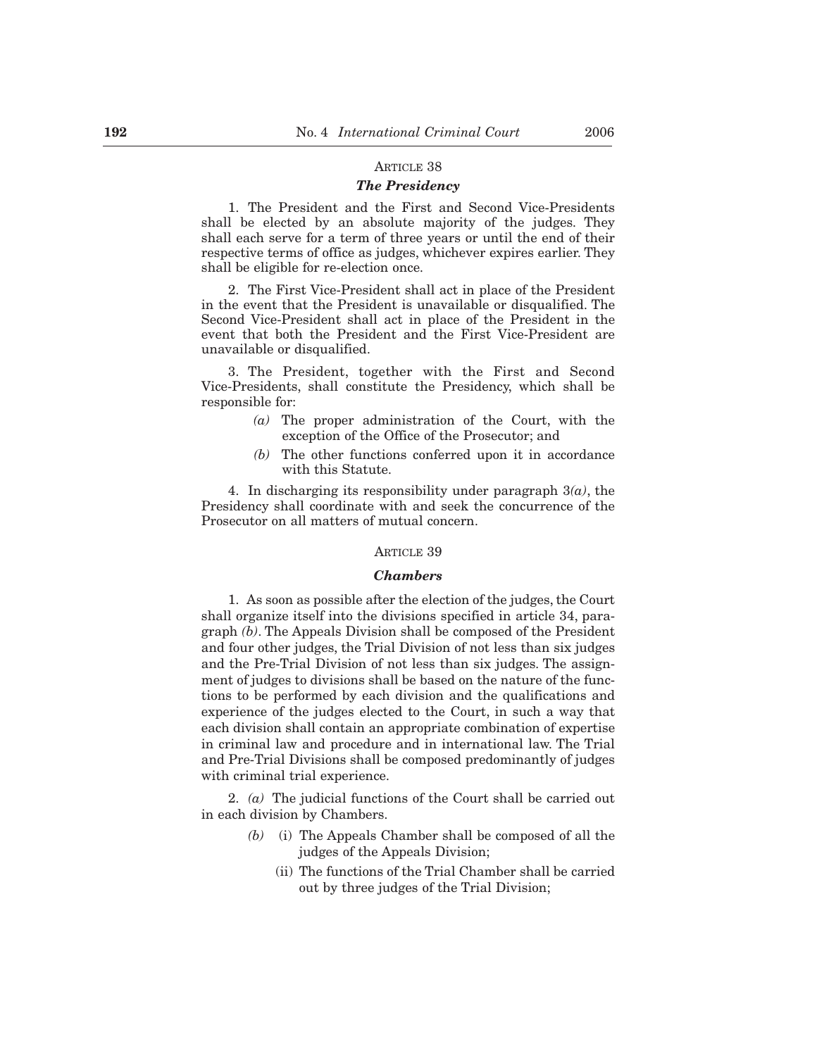## ARTICLE 38

### *The Presidency*

1. The President and the First and Second Vice-Presidents shall be elected by an absolute majority of the judges. They shall each serve for a term of three years or until the end of their respective terms of office as judges, whichever expires earlier. They shall be eligible for re-election once.

2. The First Vice-President shall act in place of the President in the event that the President is unavailable or disqualified. The Second Vice-President shall act in place of the President in the event that both the President and the First Vice-President are unavailable or disqualified.

3. The President, together with the First and Second Vice-Presidents, shall constitute the Presidency, which shall be responsible for:

*(a)* The proper administration of the Court, with the exception of the Office of the Prosecutor; and

*(b)* The other functions conferred upon it in accordance with this Statute.

4. In discharging its responsibility under paragraph 3*(a)*, the Presidency shall coordinate with and seek the concurrence of the Prosecutor on all matters of mutual concern.

## ARTICLE 39

### *Chambers*

1. As soon as possible after the election of the judges, the Court shall organize itself into the divisions specified in article 34, paragraph *(b)*. The Appeals Division shall be composed of the President and four other judges, the Trial Division of not less than six judges and the Pre-Trial Division of not less than six judges. The assignment of judges to divisions shall be based on the nature of the functions to be performed by each division and the qualifications and experience of the judges elected to the Court, in such a way that each division shall contain an appropriate combination of expertise in criminal law and procedure and in international law. The Trial and Pre-Trial Divisions shall be composed predominantly of judges with criminal trial experience.

2. *(a)* The judicial functions of the Court shall be carried out in each division by Chambers.

*(b)* (i) The Appeals Chamber shall be composed of all the judges of the Appeals Division;

(ii) The functions of the Trial Chamber shall be carried out by three judges of the Trial Division;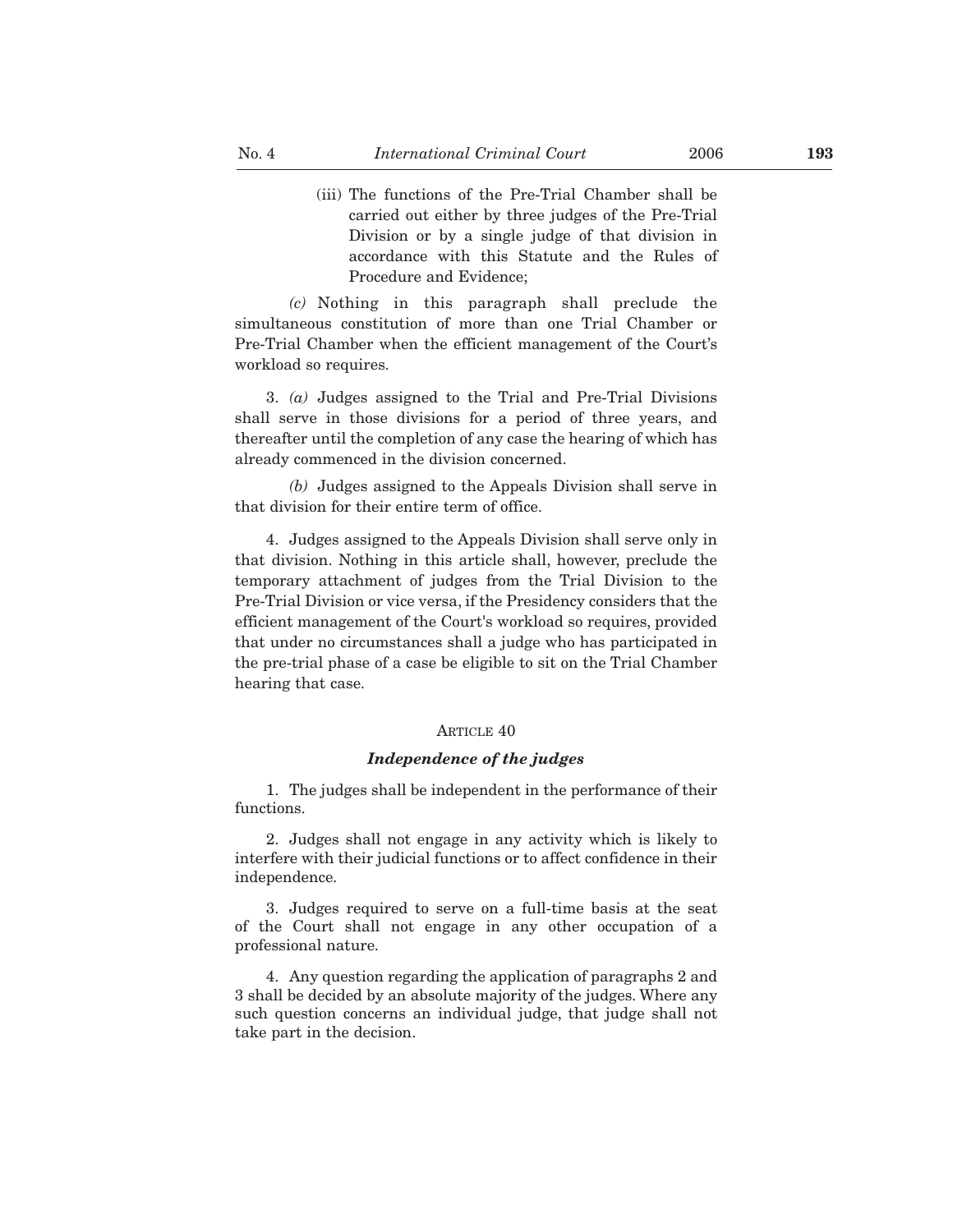(iii) The functions of the Pre-Trial Chamber shall be carried out either by three judges of the Pre-Trial Division or by a single judge of that division in accordance with this Statute and the Rules of Procedure and Evidence;

*(c)* Nothing in this paragraph shall preclude the simultaneous constitution of more than one Trial Chamber or Pre-Trial Chamber when the efficient management of the Court's workload so requires.

3. *(a)* Judges assigned to the Trial and Pre-Trial Divisions shall serve in those divisions for a period of three years, and thereafter until the completion of any case the hearing of which has already commenced in the division concerned.

*(b)* Judges assigned to the Appeals Division shall serve in that division for their entire term of office.

4. Judges assigned to the Appeals Division shall serve only in that division. Nothing in this article shall, however, preclude the temporary attachment of judges from the Trial Division to the Pre-Trial Division or vice versa, if the Presidency considers that the efficient management of the Court's workload so requires, provided that under no circumstances shall a judge who has participated in the pre-trial phase of a case be eligible to sit on the Trial Chamber hearing that case.

ARTICLE 40

***Independence of the judges***

1. The judges shall be independent in the performance of their functions.

2. Judges shall not engage in any activity which is likely to interfere with their judicial functions or to affect confidence in their independence.

3. Judges required to serve on a full-time basis at the seat of the Court shall not engage in any other occupation of a professional nature.

4. Any question regarding the application of paragraphs 2 and 3 shall be decided by an absolute majority of the judges. Where any such question concerns an individual judge, that judge shall not take part in the decision.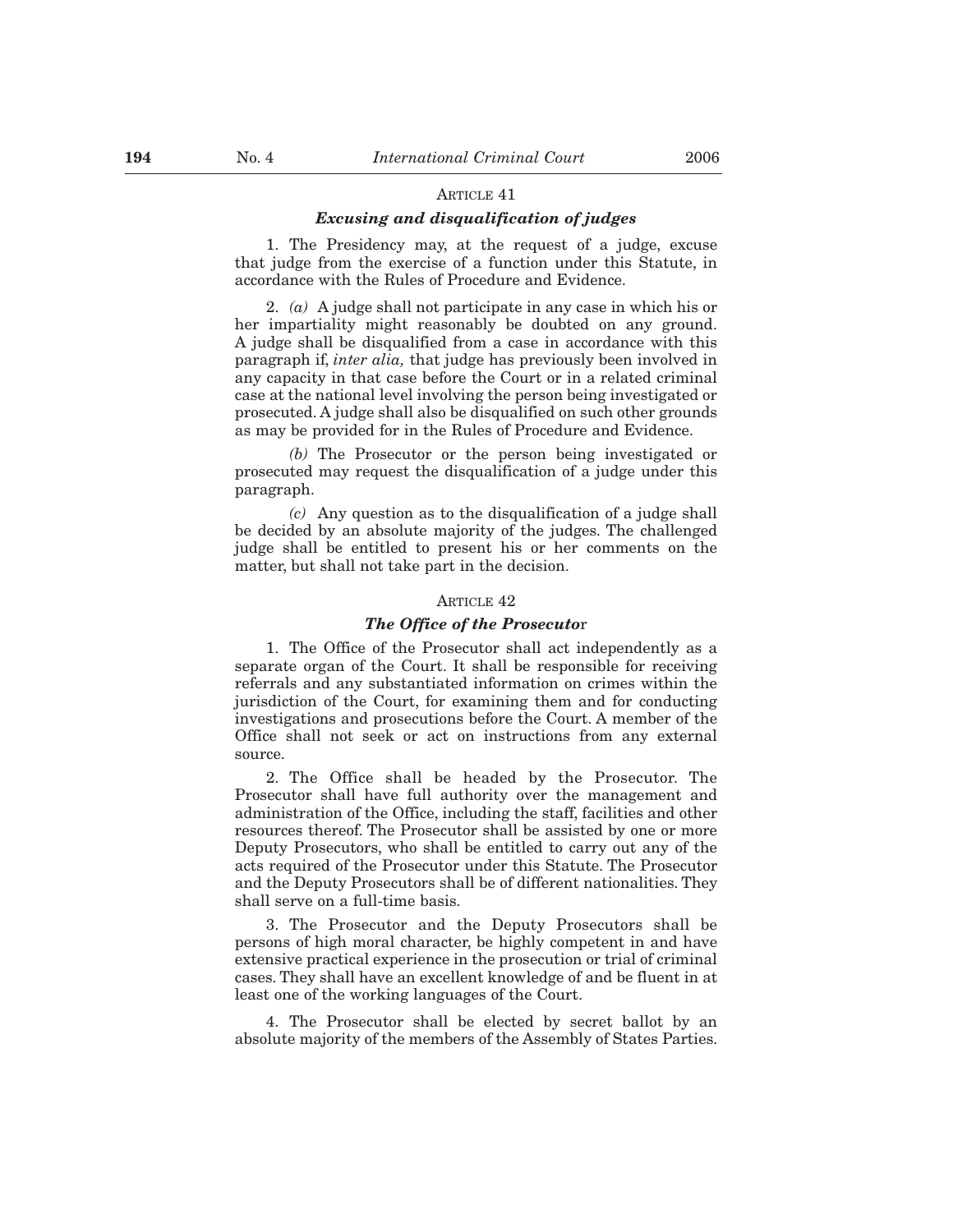ARTICLE 41

### *Excusing and disqualification of judges*

1. The Presidency may, at the request of a judge, excuse that judge from the exercise of a function under this Statute, in accordance with the Rules of Procedure and Evidence.

2. *(a)* A judge shall not participate in any case in which his or her impartiality might reasonably be doubted on any ground. A judge shall be disqualified from a case in accordance with this paragraph if, *inter alia,* that judge has previously been involved in any capacity in that case before the Court or in a related criminal case at the national level involving the person being investigated or prosecuted. A judge shall also be disqualified on such other grounds as may be provided for in the Rules of Procedure and Evidence.

*(b)* The Prosecutor or the person being investigated or prosecuted may request the disqualification of a judge under this paragraph.

*(c)* Any question as to the disqualification of a judge shall be decided by an absolute majority of the judges. The challenged judge shall be entitled to present his or her comments on the matter, but shall not take part in the decision.

ARTICLE 42

### *The Office of the Prosecutor*

1. The Office of the Prosecutor shall act independently as a separate organ of the Court. It shall be responsible for receiving referrals and any substantiated information on crimes within the jurisdiction of the Court, for examining them and for conducting investigations and prosecutions before the Court. A member of the Office shall not seek or act on instructions from any external source.

2. The Office shall be headed by the Prosecutor. The Prosecutor shall have full authority over the management and administration of the Office, including the staff, facilities and other resources thereof. The Prosecutor shall be assisted by one or more Deputy Prosecutors, who shall be entitled to carry out any of the acts required of the Prosecutor under this Statute. The Prosecutor and the Deputy Prosecutors shall be of different nationalities. They shall serve on a full-time basis.

3. The Prosecutor and the Deputy Prosecutors shall be persons of high moral character, be highly competent in and have extensive practical experience in the prosecution or trial of criminal cases. They shall have an excellent knowledge of and be fluent in at least one of the working languages of the Court.

4. The Prosecutor shall be elected by secret ballot by an absolute majority of the members of the Assembly of States Parties.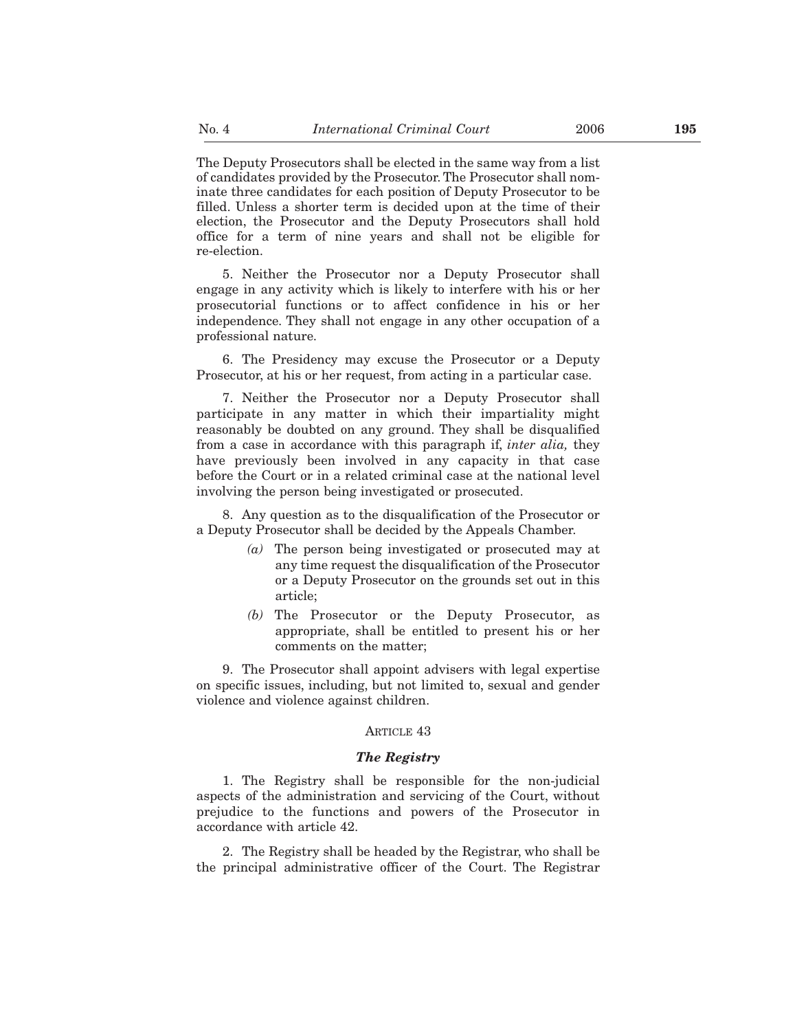The Deputy Prosecutors shall be elected in the same way from a list of candidates provided by the Prosecutor. The Prosecutor shall nominate three candidates for each position of Deputy Prosecutor to be filled. Unless a shorter term is decided upon at the time of their election, the Prosecutor and the Deputy Prosecutors shall hold office for a term of nine years and shall not be eligible for re-election.

5. Neither the Prosecutor nor a Deputy Prosecutor shall engage in any activity which is likely to interfere with his or her prosecutorial functions or to affect confidence in his or her independence. They shall not engage in any other occupation of a professional nature.

6. The Presidency may excuse the Prosecutor or a Deputy Prosecutor, at his or her request, from acting in a particular case.

7. Neither the Prosecutor nor a Deputy Prosecutor shall participate in any matter in which their impartiality might reasonably be doubted on any ground. They shall be disqualified from a case in accordance with this paragraph if, *inter alia,* they have previously been involved in any capacity in that case before the Court or in a related criminal case at the national level involving the person being investigated or prosecuted.

8. Any question as to the disqualification of the Prosecutor or a Deputy Prosecutor shall be decided by the Appeals Chamber.

- *(a)* The person being investigated or prosecuted may at any time request the disqualification of the Prosecutor or a Deputy Prosecutor on the grounds set out in this article;
- *(b)* The Prosecutor or the Deputy Prosecutor, as appropriate, shall be entitled to present his or her comments on the matter;

9. The Prosecutor shall appoint advisers with legal expertise on specific issues, including, but not limited to, sexual and gender violence and violence against children.

### ARTICLE 43

### ***The Registry***

1. The Registry shall be responsible for the non-judicial aspects of the administration and servicing of the Court, without prejudice to the functions and powers of the Prosecutor in accordance with article 42.

2. The Registry shall be headed by the Registrar, who shall be the principal administrative officer of the Court. The Registrar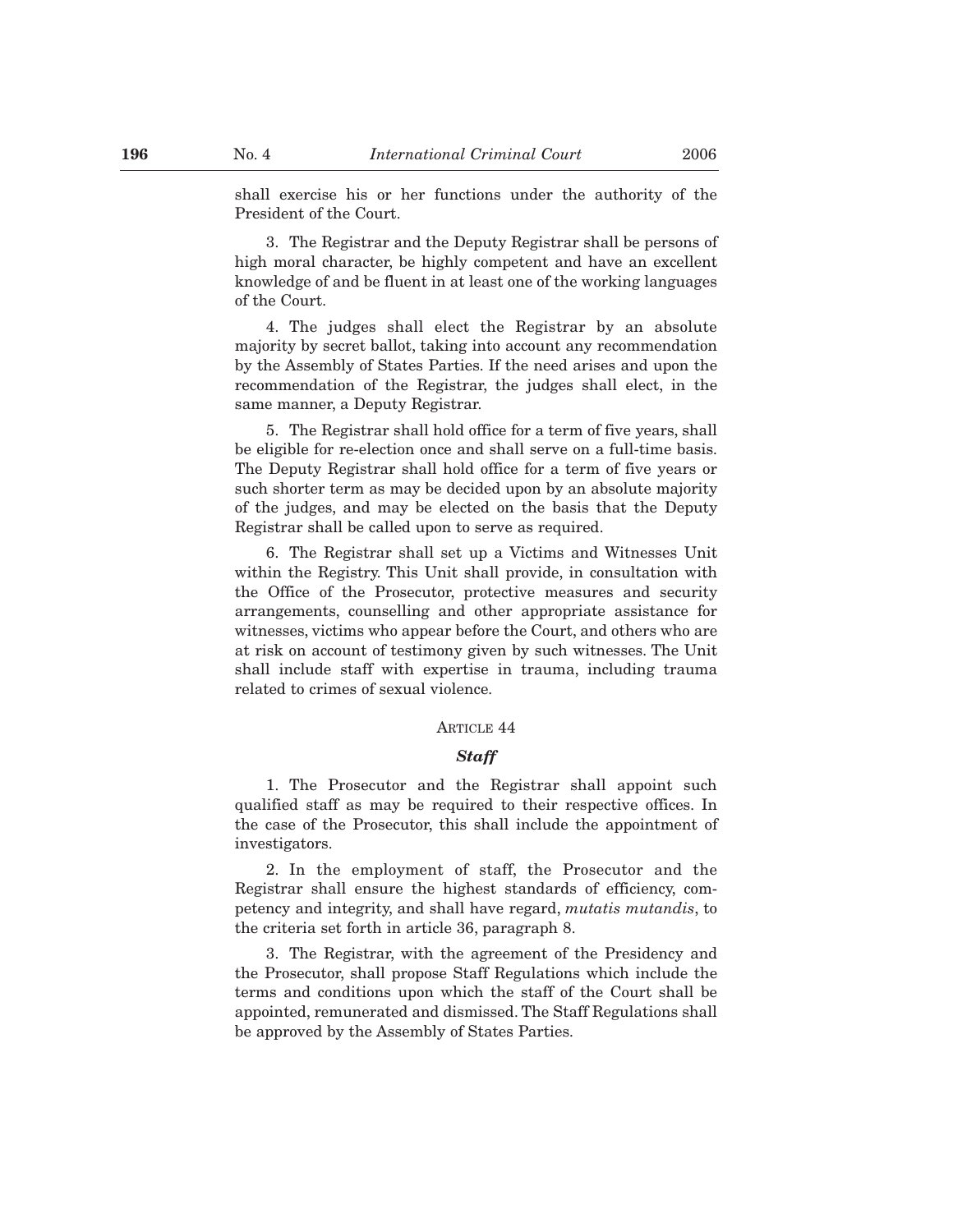shall exercise his or her functions under the authority of the President of the Court.

3. The Registrar and the Deputy Registrar shall be persons of high moral character, be highly competent and have an excellent knowledge of and be fluent in at least one of the working languages of the Court.

4. The judges shall elect the Registrar by an absolute majority by secret ballot, taking into account any recommendation by the Assembly of States Parties. If the need arises and upon the recommendation of the Registrar, the judges shall elect, in the same manner, a Deputy Registrar.

5. The Registrar shall hold office for a term of five years, shall be eligible for re-election once and shall serve on a full-time basis. The Deputy Registrar shall hold office for a term of five years or such shorter term as may be decided upon by an absolute majority of the judges, and may be elected on the basis that the Deputy Registrar shall be called upon to serve as required.

6. The Registrar shall set up a Victims and Witnesses Unit within the Registry. This Unit shall provide, in consultation with the Office of the Prosecutor, protective measures and security arrangements, counselling and other appropriate assistance for witnesses, victims who appear before the Court, and others who are at risk on account of testimony given by such witnesses. The Unit shall include staff with expertise in trauma, including trauma related to crimes of sexual violence.

### ARTICLE 44

### *Staff*

1. The Prosecutor and the Registrar shall appoint such qualified staff as may be required to their respective offices. In the case of the Prosecutor, this shall include the appointment of investigators.

2. In the employment of staff, the Prosecutor and the Registrar shall ensure the highest standards of efficiency, competency and integrity, and shall have regard, *mutatis mutandis*, to the criteria set forth in article 36, paragraph 8.

3. The Registrar, with the agreement of the Presidency and the Prosecutor, shall propose Staff Regulations which include the terms and conditions upon which the staff of the Court shall be appointed, remunerated and dismissed. The Staff Regulations shall be approved by the Assembly of States Parties.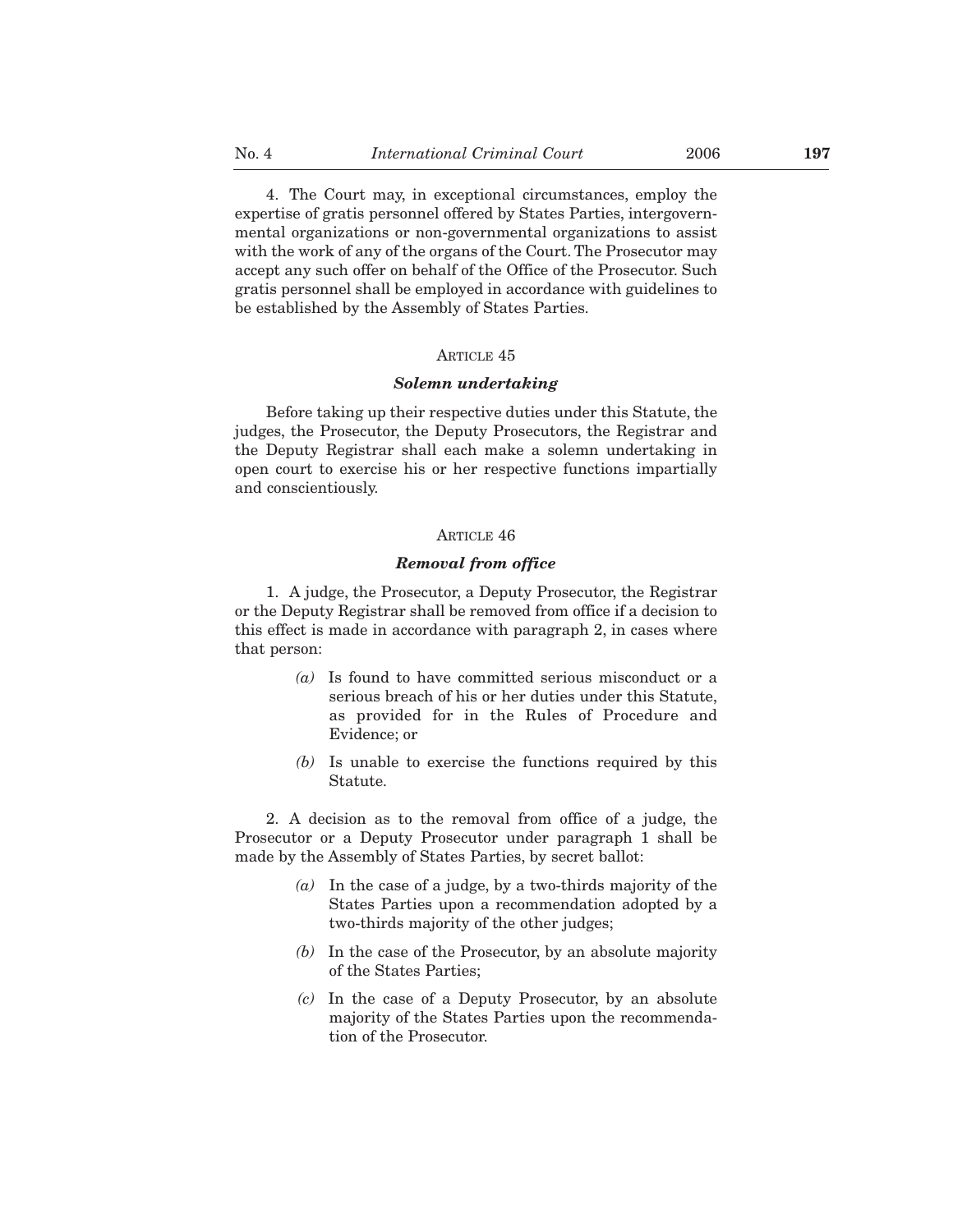4. The Court may, in exceptional circumstances, employ the expertise of gratis personnel offered by States Parties, intergovernmental organizations or non-governmental organizations to assist with the work of any of the organs of the Court. The Prosecutor may accept any such offer on behalf of the Office of the Prosecutor. Such gratis personnel shall be employed in accordance with guidelines to be established by the Assembly of States Parties.

### ARTICLE 45

#### *Solemn undertaking*

Before taking up their respective duties under this Statute, the judges, the Prosecutor, the Deputy Prosecutors, the Registrar and the Deputy Registrar shall each make a solemn undertaking in open court to exercise his or her respective functions impartially and conscientiously.

### ARTICLE 46

#### *Removal from office*

1. A judge, the Prosecutor, a Deputy Prosecutor, the Registrar or the Deputy Registrar shall be removed from office if a decision to this effect is made in accordance with paragraph 2, in cases where that person:

> *(a)* Is found to have committed serious misconduct or a serious breach of his or her duties under this Statute, as provided for in the Rules of Procedure and Evidence; or
>
> *(b)* Is unable to exercise the functions required by this Statute.

2. A decision as to the removal from office of a judge, the Prosecutor or a Deputy Prosecutor under paragraph 1 shall be made by the Assembly of States Parties, by secret ballot:

> *(a)* In the case of a judge, by a two-thirds majority of the States Parties upon a recommendation adopted by a two-thirds majority of the other judges;
>
> *(b)* In the case of the Prosecutor, by an absolute majority of the States Parties;
>
> *(c)* In the case of a Deputy Prosecutor, by an absolute majority of the States Parties upon the recommendation of the Prosecutor.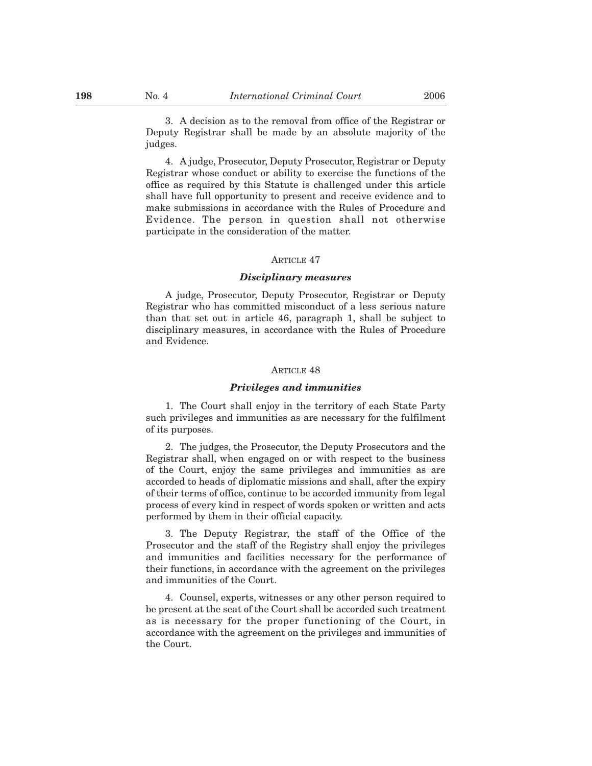3. A decision as to the removal from office of the Registrar or Deputy Registrar shall be made by an absolute majority of the judges.

4. A judge, Prosecutor, Deputy Prosecutor, Registrar or Deputy Registrar whose conduct or ability to exercise the functions of the office as required by this Statute is challenged under this article shall have full opportunity to present and receive evidence and to make submissions in accordance with the Rules of Procedure and Evidence. The person in question shall not otherwise participate in the consideration of the matter.

ARTICLE 47

***Disciplinary measures***

A judge, Prosecutor, Deputy Prosecutor, Registrar or Deputy Registrar who has committed misconduct of a less serious nature than that set out in article 46, paragraph 1, shall be subject to disciplinary measures, in accordance with the Rules of Procedure and Evidence.

ARTICLE 48

***Privileges and immunities***

1. The Court shall enjoy in the territory of each State Party such privileges and immunities as are necessary for the fulfilment of its purposes.

2. The judges, the Prosecutor, the Deputy Prosecutors and the Registrar shall, when engaged on or with respect to the business of the Court, enjoy the same privileges and immunities as are accorded to heads of diplomatic missions and shall, after the expiry of their terms of office, continue to be accorded immunity from legal process of every kind in respect of words spoken or written and acts performed by them in their official capacity.

3. The Deputy Registrar, the staff of the Office of the Prosecutor and the staff of the Registry shall enjoy the privileges and immunities and facilities necessary for the performance of their functions, in accordance with the agreement on the privileges and immunities of the Court.

4. Counsel, experts, witnesses or any other person required to be present at the seat of the Court shall be accorded such treatment as is necessary for the proper functioning of the Court, in accordance with the agreement on the privileges and immunities of the Court.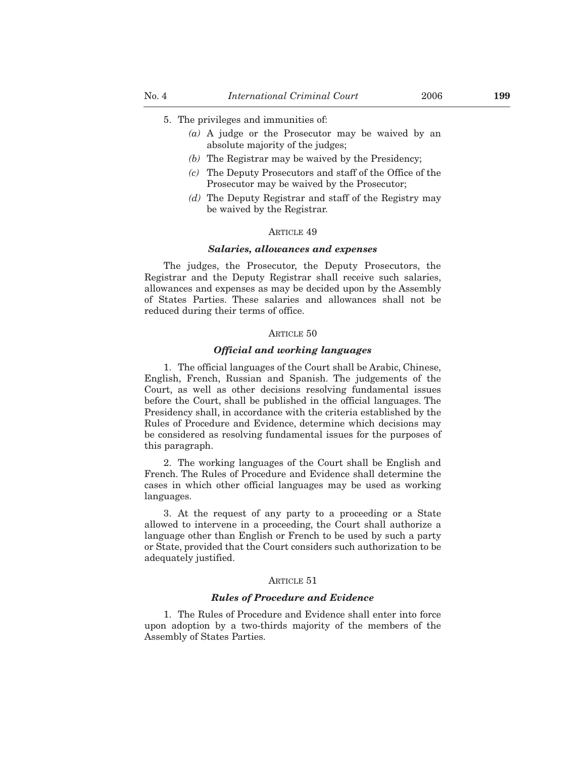5. The privileges and immunities of:

   *(a)* A judge or the Prosecutor may be waived by an absolute majority of the judges;

   *(b)* The Registrar may be waived by the Presidency;

   *(c)* The Deputy Prosecutors and staff of the Office of the Prosecutor may be waived by the Prosecutor;

   *(d)* The Deputy Registrar and staff of the Registry may be waived by the Registrar.

### ARTICLE 49

#### *Salaries, allowances and expenses*

The judges, the Prosecutor, the Deputy Prosecutors, the Registrar and the Deputy Registrar shall receive such salaries, allowances and expenses as may be decided upon by the Assembly of States Parties. These salaries and allowances shall not be reduced during their terms of office.

### ARTICLE 50

#### *Official and working languages*

1. The official languages of the Court shall be Arabic, Chinese, English, French, Russian and Spanish. The judgements of the Court, as well as other decisions resolving fundamental issues before the Court, shall be published in the official languages. The Presidency shall, in accordance with the criteria established by the Rules of Procedure and Evidence, determine which decisions may be considered as resolving fundamental issues for the purposes of this paragraph.

2. The working languages of the Court shall be English and French. The Rules of Procedure and Evidence shall determine the cases in which other official languages may be used as working languages.

3. At the request of any party to a proceeding or a State allowed to intervene in a proceeding, the Court shall authorize a language other than English or French to be used by such a party or State, provided that the Court considers such authorization to be adequately justified.

### ARTICLE 51

#### *Rules of Procedure and Evidence*

1. The Rules of Procedure and Evidence shall enter into force upon adoption by a two-thirds majority of the members of the Assembly of States Parties.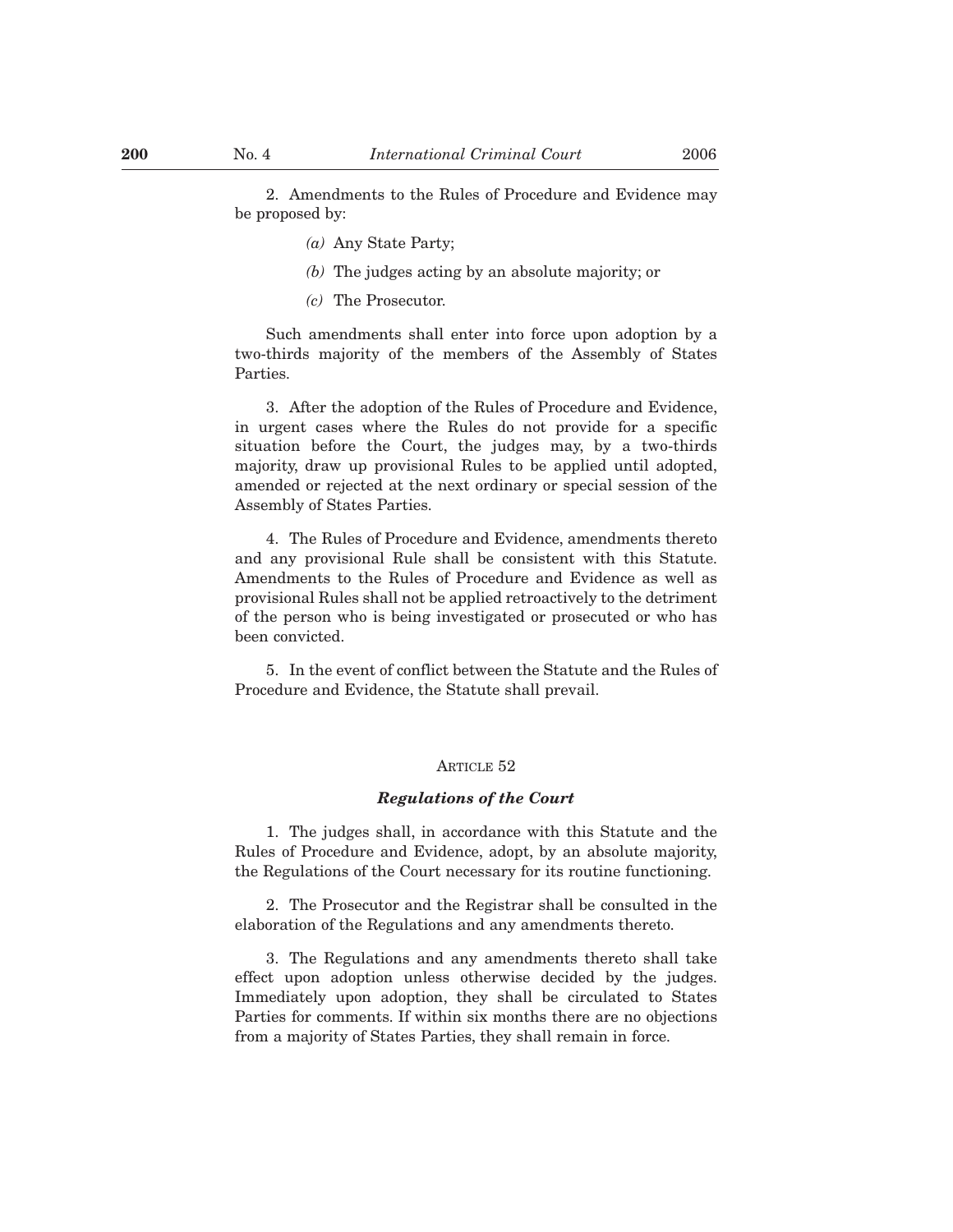2. Amendments to the Rules of Procedure and Evidence may be proposed by:

*(a)* Any State Party;

*(b)* The judges acting by an absolute majority; or

*(c)* The Prosecutor.

Such amendments shall enter into force upon adoption by a two-thirds majority of the members of the Assembly of States Parties.

3. After the adoption of the Rules of Procedure and Evidence, in urgent cases where the Rules do not provide for a specific situation before the Court, the judges may, by a two-thirds majority, draw up provisional Rules to be applied until adopted, amended or rejected at the next ordinary or special session of the Assembly of States Parties.

4. The Rules of Procedure and Evidence, amendments thereto and any provisional Rule shall be consistent with this Statute. Amendments to the Rules of Procedure and Evidence as well as provisional Rules shall not be applied retroactively to the detriment of the person who is being investigated or prosecuted or who has been convicted.

5. In the event of conflict between the Statute and the Rules of Procedure and Evidence, the Statute shall prevail.

ARTICLE 52

***Regulations of the Court***

1. The judges shall, in accordance with this Statute and the Rules of Procedure and Evidence, adopt, by an absolute majority, the Regulations of the Court necessary for its routine functioning.

2. The Prosecutor and the Registrar shall be consulted in the elaboration of the Regulations and any amendments thereto.

3. The Regulations and any amendments thereto shall take effect upon adoption unless otherwise decided by the judges. Immediately upon adoption, they shall be circulated to States Parties for comments. If within six months there are no objections from a majority of States Parties, they shall remain in force.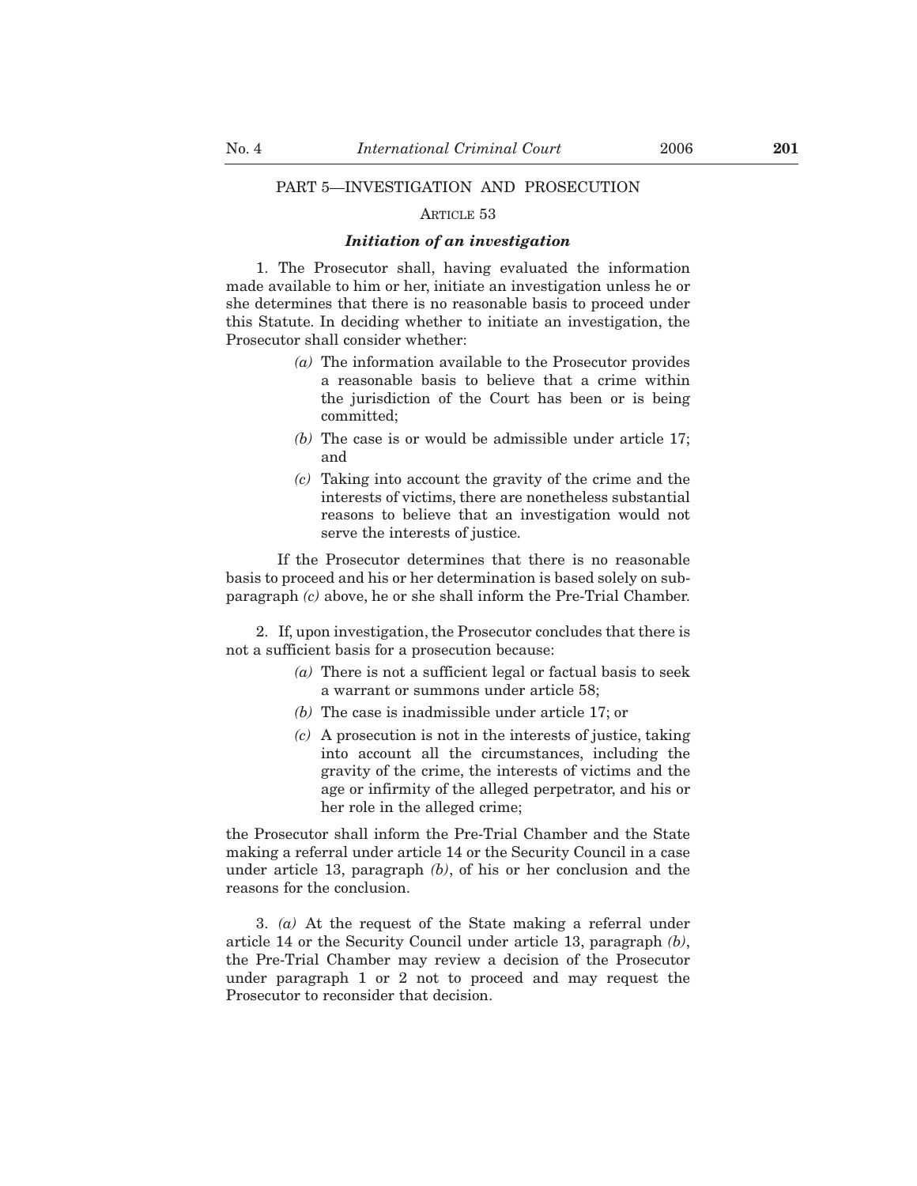## PART 5—INVESTIGATION AND PROSECUTION

### ARTICLE 53

### *Initiation of an investigation*

1. The Prosecutor shall, having evaluated the information made available to him or her, initiate an investigation unless he or she determines that there is no reasonable basis to proceed under this Statute. In deciding whether to initiate an investigation, the Prosecutor shall consider whether:

*(a)* The information available to the Prosecutor provides a reasonable basis to believe that a crime within the jurisdiction of the Court has been or is being committed;

*(b)* The case is or would be admissible under article 17; and

*(c)* Taking into account the gravity of the crime and the interests of victims, there are nonetheless substantial reasons to believe that an investigation would not serve the interests of justice.

If the Prosecutor determines that there is no reasonable basis to proceed and his or her determination is based solely on sub-paragraph *(c)* above, he or she shall inform the Pre-Trial Chamber.

2. If, upon investigation, the Prosecutor concludes that there is not a sufficient basis for a prosecution because:

*(a)* There is not a sufficient legal or factual basis to seek a warrant or summons under article 58;

*(b)* The case is inadmissible under article 17; or

*(c)* A prosecution is not in the interests of justice, taking into account all the circumstances, including the gravity of the crime, the interests of victims and the age or infirmity of the alleged perpetrator, and his or her role in the alleged crime;

the Prosecutor shall inform the Pre-Trial Chamber and the State making a referral under article 14 or the Security Council in a case under article 13, paragraph *(b)*, of his or her conclusion and the reasons for the conclusion.

3. *(a)* At the request of the State making a referral under article 14 or the Security Council under article 13, paragraph *(b)*, the Pre-Trial Chamber may review a decision of the Prosecutor under paragraph 1 or 2 not to proceed and may request the Prosecutor to reconsider that decision.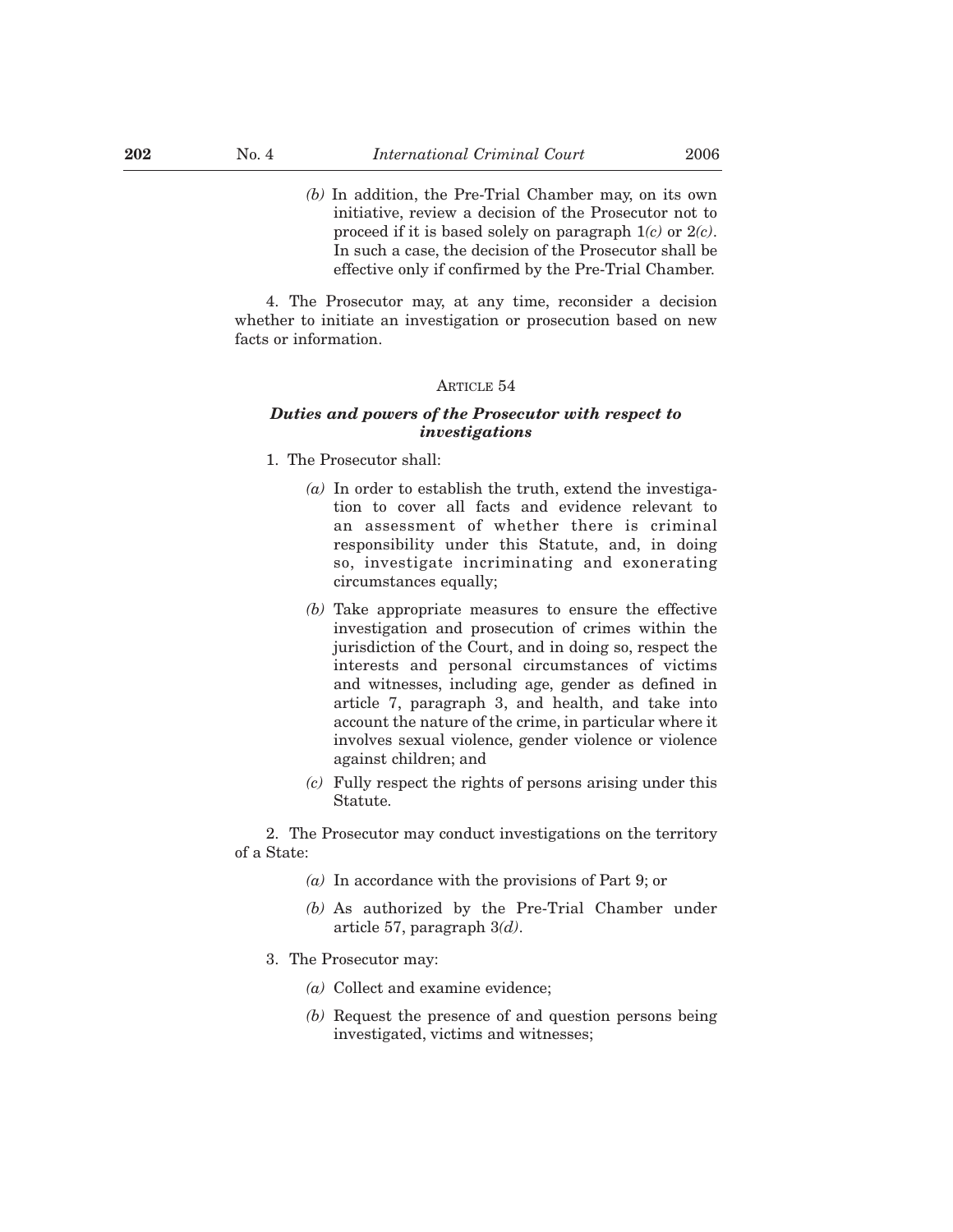*(b)* In addition, the Pre-Trial Chamber may, on its own initiative, review a decision of the Prosecutor not to proceed if it is based solely on paragraph 1*(c)* or 2*(c)*. In such a case, the decision of the Prosecutor shall be effective only if confirmed by the Pre-Trial Chamber.

4. The Prosecutor may, at any time, reconsider a decision whether to initiate an investigation or prosecution based on new facts or information.

### ARTICLE 54

### *Duties and powers of the Prosecutor with respect to investigations*

1. The Prosecutor shall:

*(a)* In order to establish the truth, extend the investigation to cover all facts and evidence relevant to an assessment of whether there is criminal responsibility under this Statute, and, in doing so, investigate incriminating and exonerating circumstances equally;

*(b)* Take appropriate measures to ensure the effective investigation and prosecution of crimes within the jurisdiction of the Court, and in doing so, respect the interests and personal circumstances of victims and witnesses, including age, gender as defined in article 7, paragraph 3, and health, and take into account the nature of the crime, in particular where it involves sexual violence, gender violence or violence against children; and

*(c)* Fully respect the rights of persons arising under this Statute.

2. The Prosecutor may conduct investigations on the territory of a State:

*(a)* In accordance with the provisions of Part 9; or

*(b)* As authorized by the Pre-Trial Chamber under article 57, paragraph 3*(d)*.

3. The Prosecutor may:

*(a)* Collect and examine evidence;

*(b)* Request the presence of and question persons being investigated, victims and witnesses;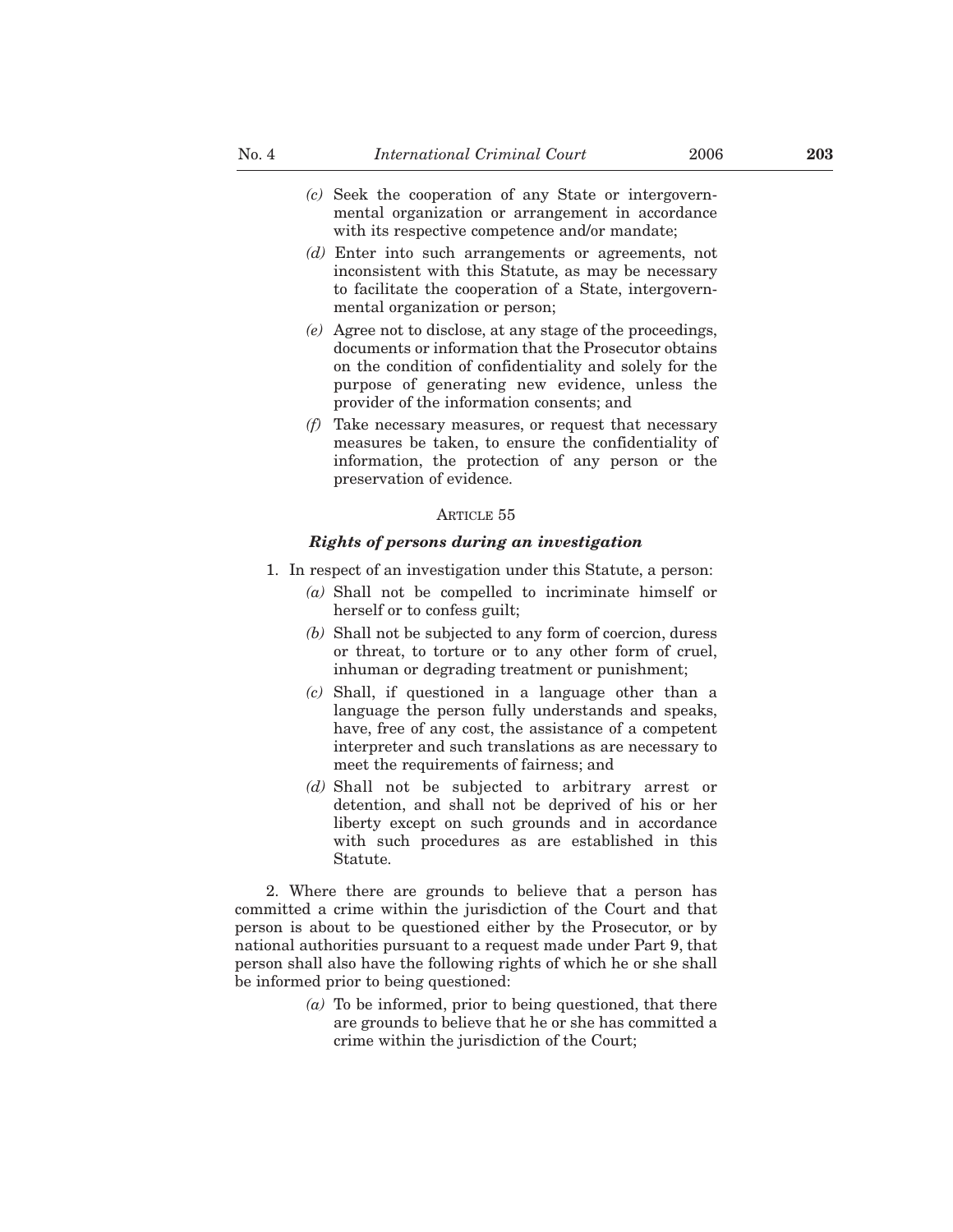*(c)* Seek the cooperation of any State or intergovernmental organization or arrangement in accordance with its respective competence and/or mandate;

*(d)* Enter into such arrangements or agreements, not inconsistent with this Statute, as may be necessary to facilitate the cooperation of a State, intergovernmental organization or person;

*(e)* Agree not to disclose, at any stage of the proceedings, documents or information that the Prosecutor obtains on the condition of confidentiality and solely for the purpose of generating new evidence, unless the provider of the information consents; and

*(f)* Take necessary measures, or request that necessary measures be taken, to ensure the confidentiality of information, the protection of any person or the preservation of evidence.

### ARTICLE 55

### ***Rights of persons during an investigation***

1. In respect of an investigation under this Statute, a person:

*(a)* Shall not be compelled to incriminate himself or herself or to confess guilt;

*(b)* Shall not be subjected to any form of coercion, duress or threat, to torture or to any other form of cruel, inhuman or degrading treatment or punishment;

*(c)* Shall, if questioned in a language other than a language the person fully understands and speaks, have, free of any cost, the assistance of a competent interpreter and such translations as are necessary to meet the requirements of fairness; and

*(d)* Shall not be subjected to arbitrary arrest or detention, and shall not be deprived of his or her liberty except on such grounds and in accordance with such procedures as are established in this Statute.

2. Where there are grounds to believe that a person has committed a crime within the jurisdiction of the Court and that person is about to be questioned either by the Prosecutor, or by national authorities pursuant to a request made under Part 9, that person shall also have the following rights of which he or she shall be informed prior to being questioned:

*(a)* To be informed, prior to being questioned, that there are grounds to believe that he or she has committed a crime within the jurisdiction of the Court;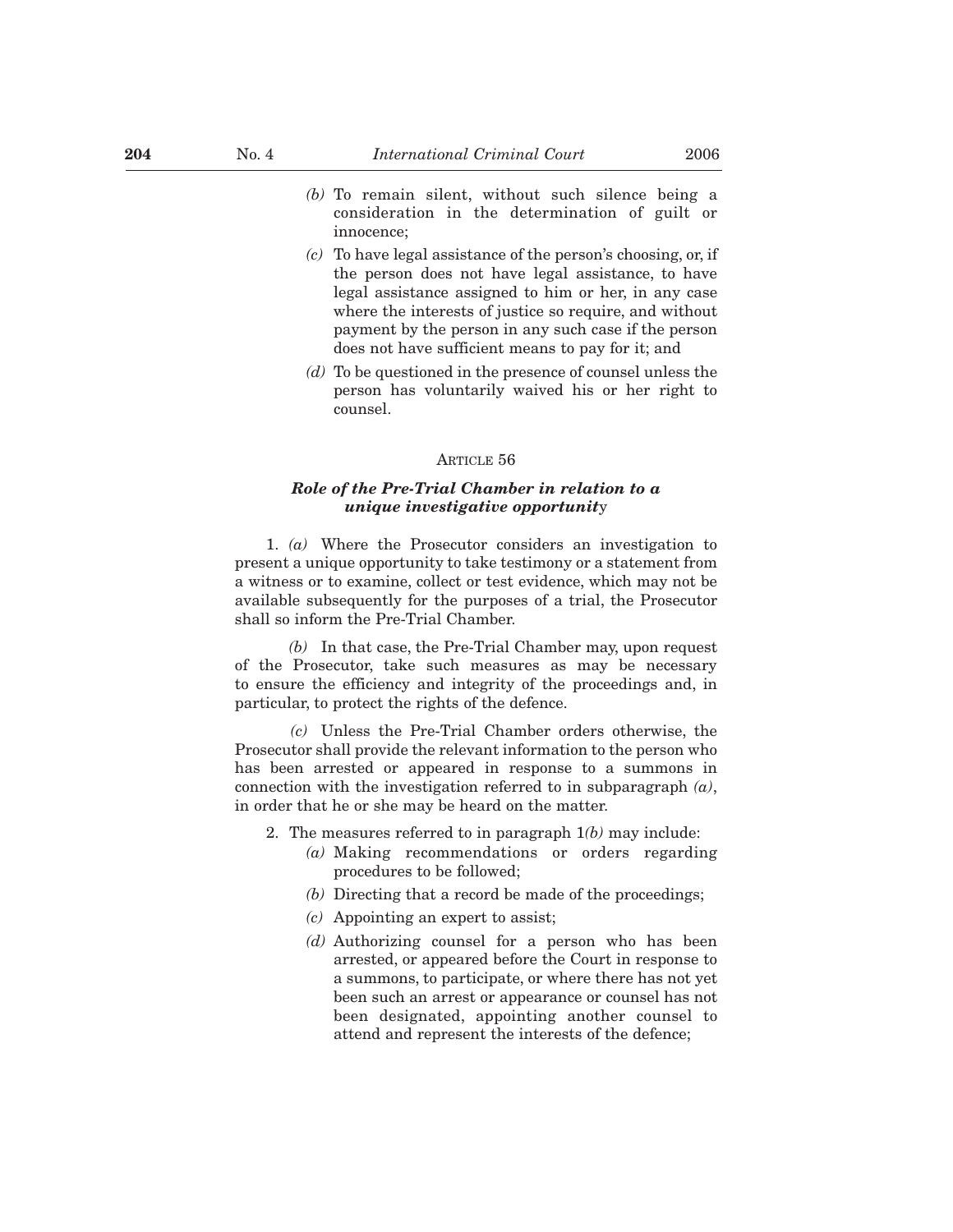*(b)* To remain silent, without such silence being a consideration in the determination of guilt or innocence;

*(c)* To have legal assistance of the person's choosing, or, if the person does not have legal assistance, to have legal assistance assigned to him or her, in any case where the interests of justice so require, and without payment by the person in any such case if the person does not have sufficient means to pay for it; and

*(d)* To be questioned in the presence of counsel unless the person has voluntarily waived his or her right to counsel.

ARTICLE 56

### *Role of the Pre-Trial Chamber in relation to a unique investigative opportunity*

1. *(a)* Where the Prosecutor considers an investigation to present a unique opportunity to take testimony or a statement from a witness or to examine, collect or test evidence, which may not be available subsequently for the purposes of a trial, the Prosecutor shall so inform the Pre-Trial Chamber.

*(b)* In that case, the Pre-Trial Chamber may, upon request of the Prosecutor, take such measures as may be necessary to ensure the efficiency and integrity of the proceedings and, in particular, to protect the rights of the defence.

*(c)* Unless the Pre-Trial Chamber orders otherwise, the Prosecutor shall provide the relevant information to the person who has been arrested or appeared in response to a summons in connection with the investigation referred to in subparagraph *(a)*, in order that he or she may be heard on the matter.

2. The measures referred to in paragraph 1*(b)* may include:

*(a)* Making recommendations or orders regarding procedures to be followed;

*(b)* Directing that a record be made of the proceedings;

*(c)* Appointing an expert to assist;

*(d)* Authorizing counsel for a person who has been arrested, or appeared before the Court in response to a summons, to participate, or where there has not yet been such an arrest or appearance or counsel has not been designated, appointing another counsel to attend and represent the interests of the defence;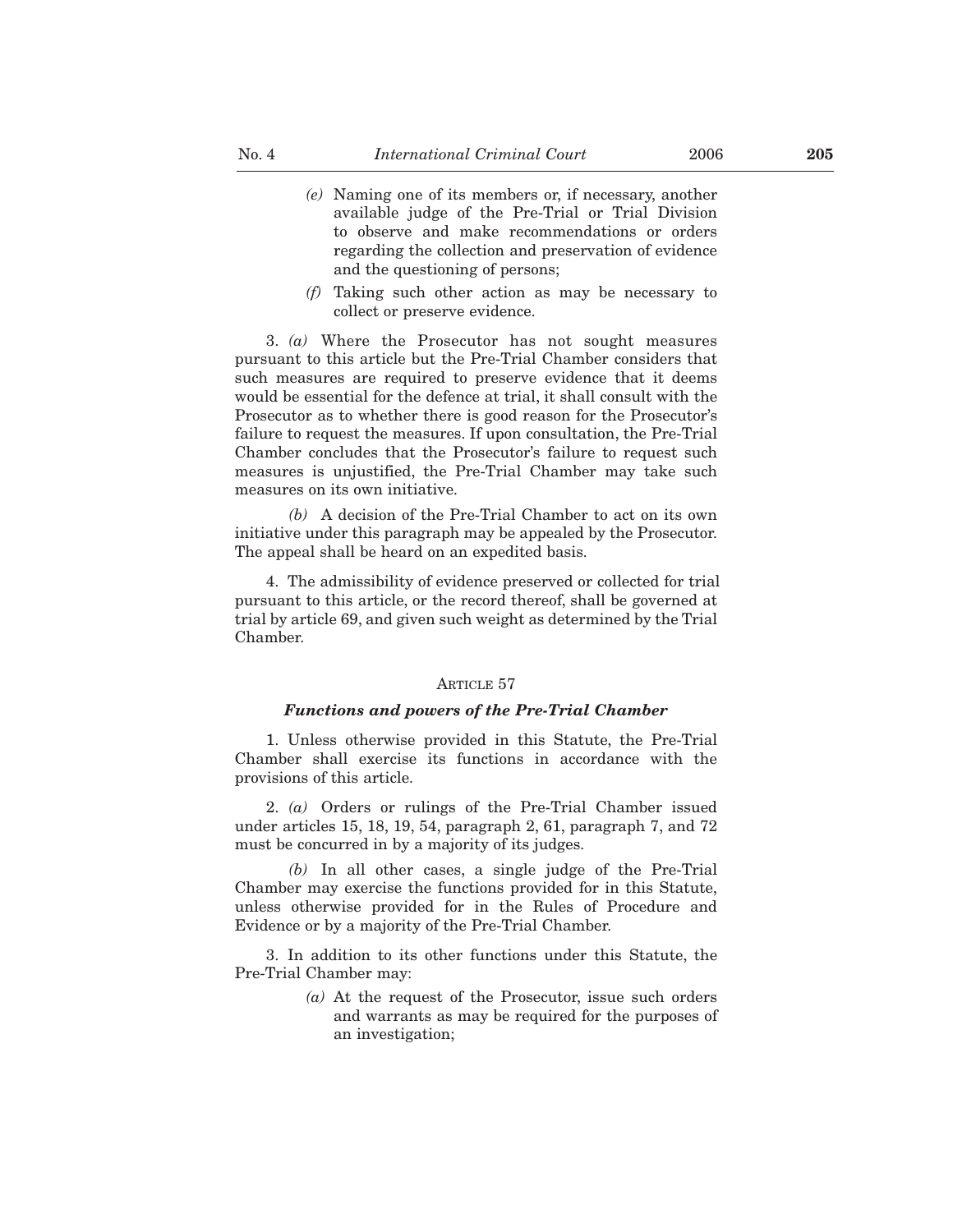(e) Naming one of its members or, if necessary, another available judge of the Pre-Trial or Trial Division to observe and make recommendations or orders regarding the collection and preservation of evidence and the questioning of persons;

(f) Taking such other action as may be necessary to collect or preserve evidence.

3. *(a)* Where the Prosecutor has not sought measures pursuant to this article but the Pre-Trial Chamber considers that such measures are required to preserve evidence that it deems would be essential for the defence at trial, it shall consult with the Prosecutor as to whether there is good reason for the Prosecutor's failure to request the measures. If upon consultation, the Pre-Trial Chamber concludes that the Prosecutor's failure to request such measures is unjustified, the Pre-Trial Chamber may take such measures on its own initiative.

*(b)* A decision of the Pre-Trial Chamber to act on its own initiative under this paragraph may be appealed by the Prosecutor. The appeal shall be heard on an expedited basis.

4. The admissibility of evidence preserved or collected for trial pursuant to this article, or the record thereof, shall be governed at trial by article 69, and given such weight as determined by the Trial Chamber.

ARTICLE 57

***Functions and powers of the Pre-Trial Chamber***

1. Unless otherwise provided in this Statute, the Pre-Trial Chamber shall exercise its functions in accordance with the provisions of this article.

2. *(a)* Orders or rulings of the Pre-Trial Chamber issued under articles 15, 18, 19, 54, paragraph 2, 61, paragraph 7, and 72 must be concurred in by a majority of its judges.

*(b)* In all other cases, a single judge of the Pre-Trial Chamber may exercise the functions provided for in this Statute, unless otherwise provided for in the Rules of Procedure and Evidence or by a majority of the Pre-Trial Chamber.

3. In addition to its other functions under this Statute, the Pre-Trial Chamber may:

(a) At the request of the Prosecutor, issue such orders and warrants as may be required for the purposes of an investigation;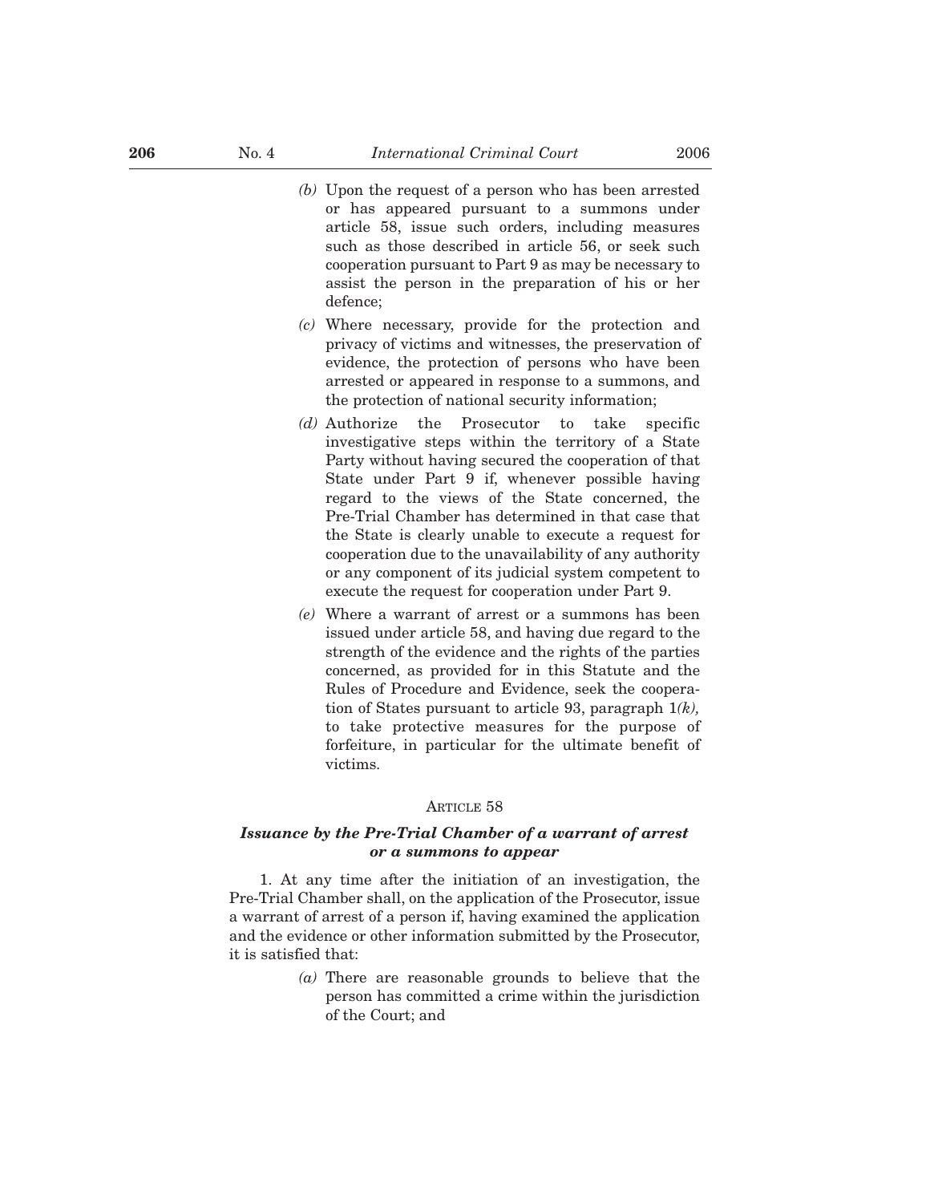*(b)* Upon the request of a person who has been arrested or has appeared pursuant to a summons under article 58, issue such orders, including measures such as those described in article 56, or seek such cooperation pursuant to Part 9 as may be necessary to assist the person in the preparation of his or her defence;

*(c)* Where necessary, provide for the protection and privacy of victims and witnesses, the preservation of evidence, the protection of persons who have been arrested or appeared in response to a summons, and the protection of national security information;

*(d)* Authorize the Prosecutor to take specific investigative steps within the territory of a State Party without having secured the cooperation of that State under Part 9 if, whenever possible having regard to the views of the State concerned, the Pre-Trial Chamber has determined in that case that the State is clearly unable to execute a request for cooperation due to the unavailability of any authority or any component of its judicial system competent to execute the request for cooperation under Part 9.

*(e)* Where a warrant of arrest or a summons has been issued under article 58, and having due regard to the strength of the evidence and the rights of the parties concerned, as provided for in this Statute and the Rules of Procedure and Evidence, seek the cooperation of States pursuant to article 93, paragraph 1*(k),* to take protective measures for the purpose of forfeiture, in particular for the ultimate benefit of victims.

ARTICLE 58

***Issuance by the Pre-Trial Chamber of a warrant of arrest or a summons to appear***

1. At any time after the initiation of an investigation, the Pre-Trial Chamber shall, on the application of the Prosecutor, issue a warrant of arrest of a person if, having examined the application and the evidence or other information submitted by the Prosecutor, it is satisfied that:

*(a)* There are reasonable grounds to believe that the person has committed a crime within the jurisdiction of the Court; and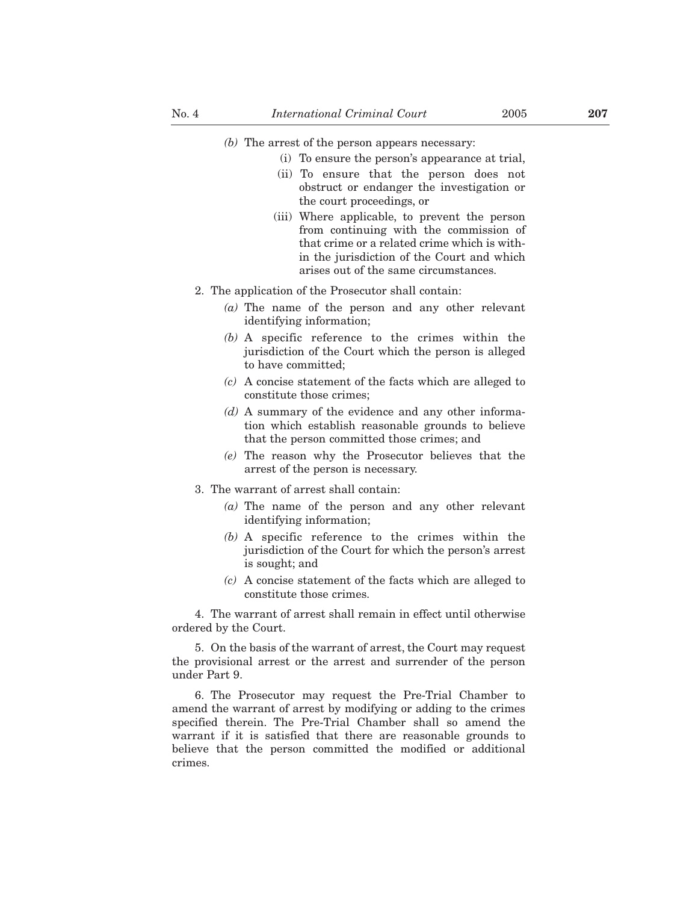*(b)* The arrest of the person appears necessary:

(i) To ensure the person's appearance at trial,

(ii) To ensure that the person does not obstruct or endanger the investigation or the court proceedings, or

(iii) Where applicable, to prevent the person from continuing with the commission of that crime or a related crime which is within the jurisdiction of the Court and which arises out of the same circumstances.

2. The application of the Prosecutor shall contain:

*(a)* The name of the person and any other relevant identifying information;

*(b)* A specific reference to the crimes within the jurisdiction of the Court which the person is alleged to have committed;

*(c)* A concise statement of the facts which are alleged to constitute those crimes;

*(d)* A summary of the evidence and any other information which establish reasonable grounds to believe that the person committed those crimes; and

*(e)* The reason why the Prosecutor believes that the arrest of the person is necessary.

3. The warrant of arrest shall contain:

*(a)* The name of the person and any other relevant identifying information;

*(b)* A specific reference to the crimes within the jurisdiction of the Court for which the person's arrest is sought; and

*(c)* A concise statement of the facts which are alleged to constitute those crimes.

4. The warrant of arrest shall remain in effect until otherwise ordered by the Court.

5. On the basis of the warrant of arrest, the Court may request the provisional arrest or the arrest and surrender of the person under Part 9.

6. The Prosecutor may request the Pre-Trial Chamber to amend the warrant of arrest by modifying or adding to the crimes specified therein. The Pre-Trial Chamber shall so amend the warrant if it is satisfied that there are reasonable grounds to believe that the person committed the modified or additional crimes.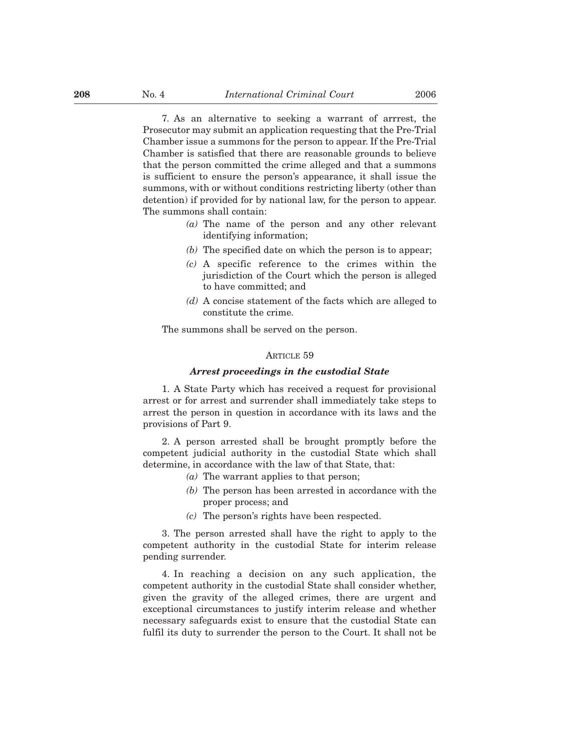7. As an alternative to seeking a warrant of arrrest, the Prosecutor may submit an application requesting that the Pre-Trial Chamber issue a summons for the person to appear. If the Pre-Trial Chamber is satisfied that there are reasonable grounds to believe that the person committed the crime alleged and that a summons is sufficient to ensure the person's appearance, it shall issue the summons, with or without conditions restricting liberty (other than detention) if provided for by national law, for the person to appear. The summons shall contain:

*(a)* The name of the person and any other relevant identifying information;

*(b)* The specified date on which the person is to appear;

*(c)* A specific reference to the crimes within the jurisdiction of the Court which the person is alleged to have committed; and

*(d)* A concise statement of the facts which are alleged to constitute the crime.

The summons shall be served on the person.

### ARTICLE 59

#### *Arrest proceedings in the custodial State*

1. A State Party which has received a request for provisional arrest or for arrest and surrender shall immediately take steps to arrest the person in question in accordance with its laws and the provisions of Part 9.

2. A person arrested shall be brought promptly before the competent judicial authority in the custodial State which shall determine, in accordance with the law of that State, that:

*(a)* The warrant applies to that person;

*(b)* The person has been arrested in accordance with the proper process; and

*(c)* The person's rights have been respected.

3. The person arrested shall have the right to apply to the competent authority in the custodial State for interim release pending surrender.

4. In reaching a decision on any such application, the competent authority in the custodial State shall consider whether, given the gravity of the alleged crimes, there are urgent and exceptional circumstances to justify interim release and whether necessary safeguards exist to ensure that the custodial State can fulfil its duty to surrender the person to the Court. It shall not be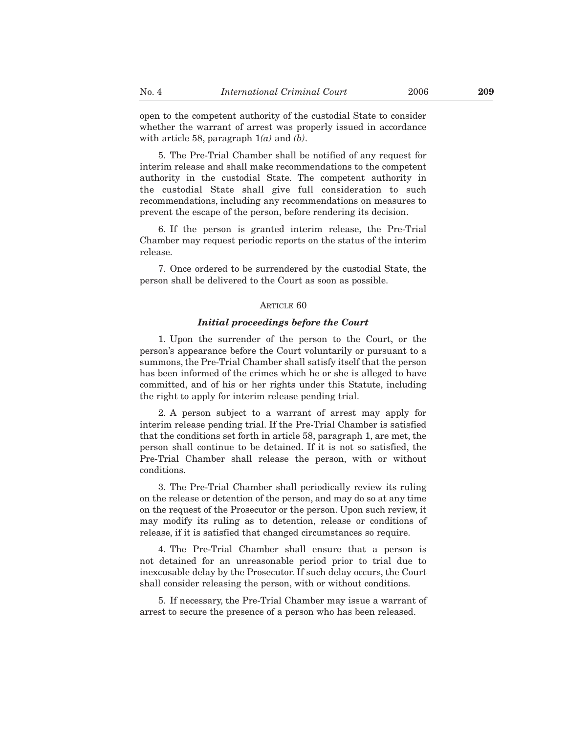open to the competent authority of the custodial State to consider whether the warrant of arrest was properly issued in accordance with article 58, paragraph 1*(a)* and *(b)*.

5. The Pre-Trial Chamber shall be notified of any request for interim release and shall make recommendations to the competent authority in the custodial State. The competent authority in the custodial State shall give full consideration to such recommendations, including any recommendations on measures to prevent the escape of the person, before rendering its decision.

6. If the person is granted interim release, the Pre-Trial Chamber may request periodic reports on the status of the interim release.

7. Once ordered to be surrendered by the custodial State, the person shall be delivered to the Court as soon as possible.

### ARTICLE 60

#### ***Initial proceedings before the Court***

1. Upon the surrender of the person to the Court, or the person's appearance before the Court voluntarily or pursuant to a summons, the Pre-Trial Chamber shall satisfy itself that the person has been informed of the crimes which he or she is alleged to have committed, and of his or her rights under this Statute, including the right to apply for interim release pending trial.

2. A person subject to a warrant of arrest may apply for interim release pending trial. If the Pre-Trial Chamber is satisfied that the conditions set forth in article 58, paragraph 1, are met, the person shall continue to be detained. If it is not so satisfied, the Pre-Trial Chamber shall release the person, with or without conditions.

3. The Pre-Trial Chamber shall periodically review its ruling on the release or detention of the person, and may do so at any time on the request of the Prosecutor or the person. Upon such review, it may modify its ruling as to detention, release or conditions of release, if it is satisfied that changed circumstances so require.

4. The Pre-Trial Chamber shall ensure that a person is not detained for an unreasonable period prior to trial due to inexcusable delay by the Prosecutor. If such delay occurs, the Court shall consider releasing the person, with or without conditions.

5. If necessary, the Pre-Trial Chamber may issue a warrant of arrest to secure the presence of a person who has been released.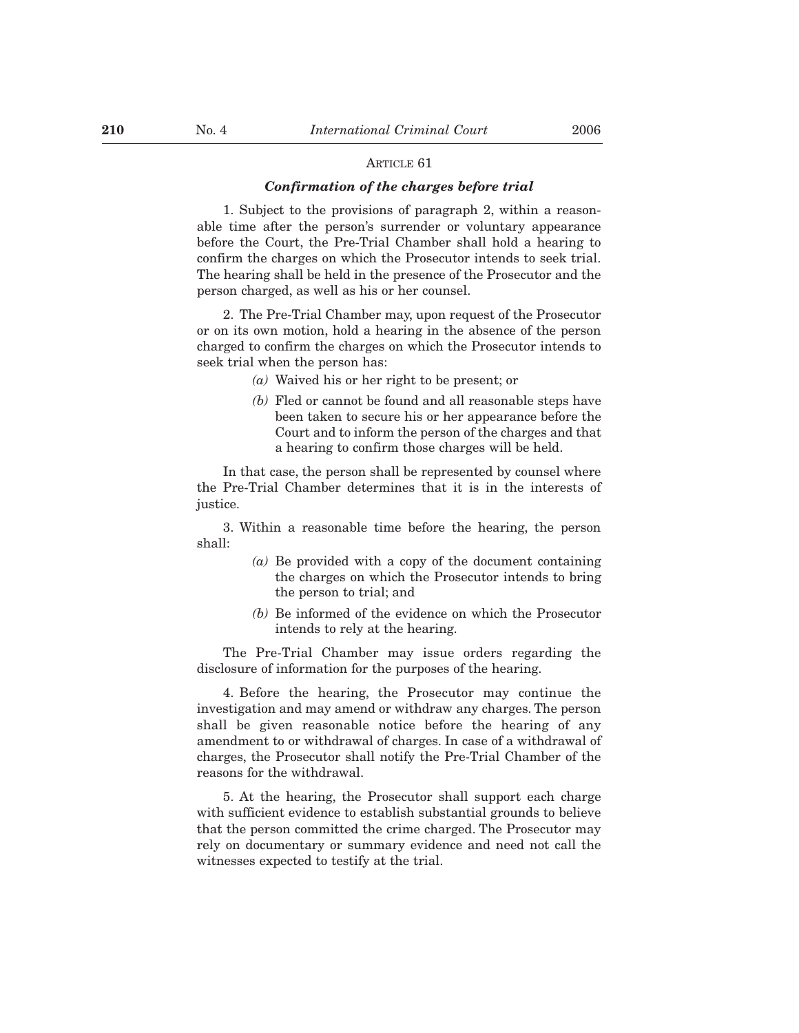### Article 61

#### *Confirmation of the charges before trial*

1. Subject to the provisions of paragraph 2, within a reasonable time after the person's surrender or voluntary appearance before the Court, the Pre-Trial Chamber shall hold a hearing to confirm the charges on which the Prosecutor intends to seek trial. The hearing shall be held in the presence of the Prosecutor and the person charged, as well as his or her counsel.

2. The Pre-Trial Chamber may, upon request of the Prosecutor or on its own motion, hold a hearing in the absence of the person charged to confirm the charges on which the Prosecutor intends to seek trial when the person has:

*(a)* Waived his or her right to be present; or

*(b)* Fled or cannot be found and all reasonable steps have been taken to secure his or her appearance before the Court and to inform the person of the charges and that a hearing to confirm those charges will be held.

In that case, the person shall be represented by counsel where the Pre-Trial Chamber determines that it is in the interests of justice.

3. Within a reasonable time before the hearing, the person shall:

*(a)* Be provided with a copy of the document containing the charges on which the Prosecutor intends to bring the person to trial; and

*(b)* Be informed of the evidence on which the Prosecutor intends to rely at the hearing.

The Pre-Trial Chamber may issue orders regarding the disclosure of information for the purposes of the hearing.

4. Before the hearing, the Prosecutor may continue the investigation and may amend or withdraw any charges. The person shall be given reasonable notice before the hearing of any amendment to or withdrawal of charges. In case of a withdrawal of charges, the Prosecutor shall notify the Pre-Trial Chamber of the reasons for the withdrawal.

5. At the hearing, the Prosecutor shall support each charge with sufficient evidence to establish substantial grounds to believe that the person committed the crime charged. The Prosecutor may rely on documentary or summary evidence and need not call the witnesses expected to testify at the trial.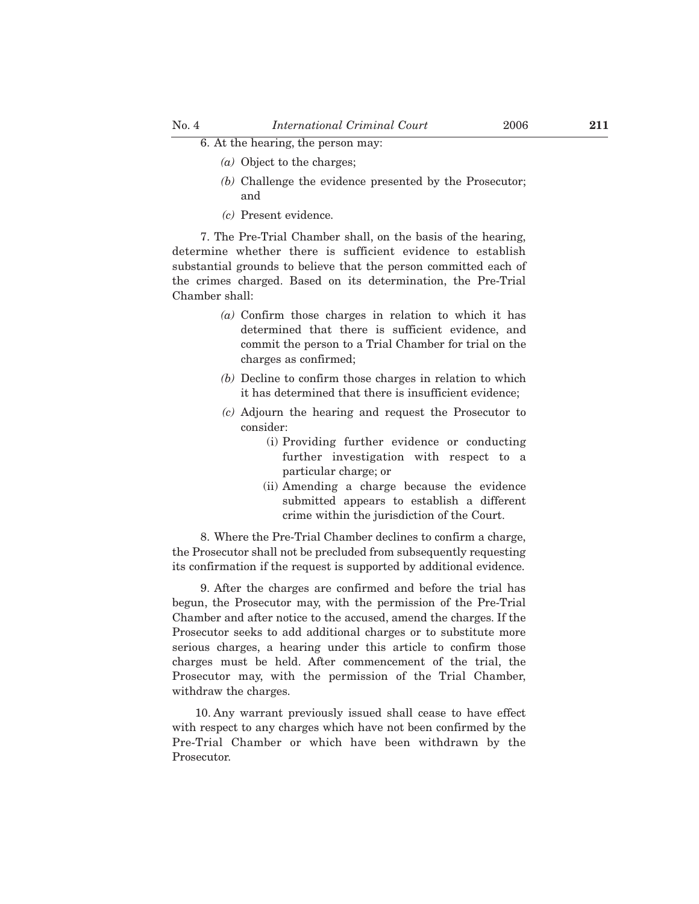6. At the hearing, the person may:

*(a)* Object to the charges;

*(b)* Challenge the evidence presented by the Prosecutor; and

*(c)* Present evidence.

7. The Pre-Trial Chamber shall, on the basis of the hearing, determine whether there is sufficient evidence to establish substantial grounds to believe that the person committed each of the crimes charged. Based on its determination, the Pre-Trial Chamber shall:

*(a)* Confirm those charges in relation to which it has determined that there is sufficient evidence, and commit the person to a Trial Chamber for trial on the charges as confirmed;

*(b)* Decline to confirm those charges in relation to which it has determined that there is insufficient evidence;

*(c)* Adjourn the hearing and request the Prosecutor to consider:

(i) Providing further evidence or conducting further investigation with respect to a particular charge; or

(ii) Amending a charge because the evidence submitted appears to establish a different crime within the jurisdiction of the Court.

8. Where the Pre-Trial Chamber declines to confirm a charge, the Prosecutor shall not be precluded from subsequently requesting its confirmation if the request is supported by additional evidence.

9. After the charges are confirmed and before the trial has begun, the Prosecutor may, with the permission of the Pre-Trial Chamber and after notice to the accused, amend the charges. If the Prosecutor seeks to add additional charges or to substitute more serious charges, a hearing under this article to confirm those charges must be held. After commencement of the trial, the Prosecutor may, with the permission of the Trial Chamber, withdraw the charges.

10. Any warrant previously issued shall cease to have effect with respect to any charges which have not been confirmed by the Pre-Trial Chamber or which have been withdrawn by the Prosecutor.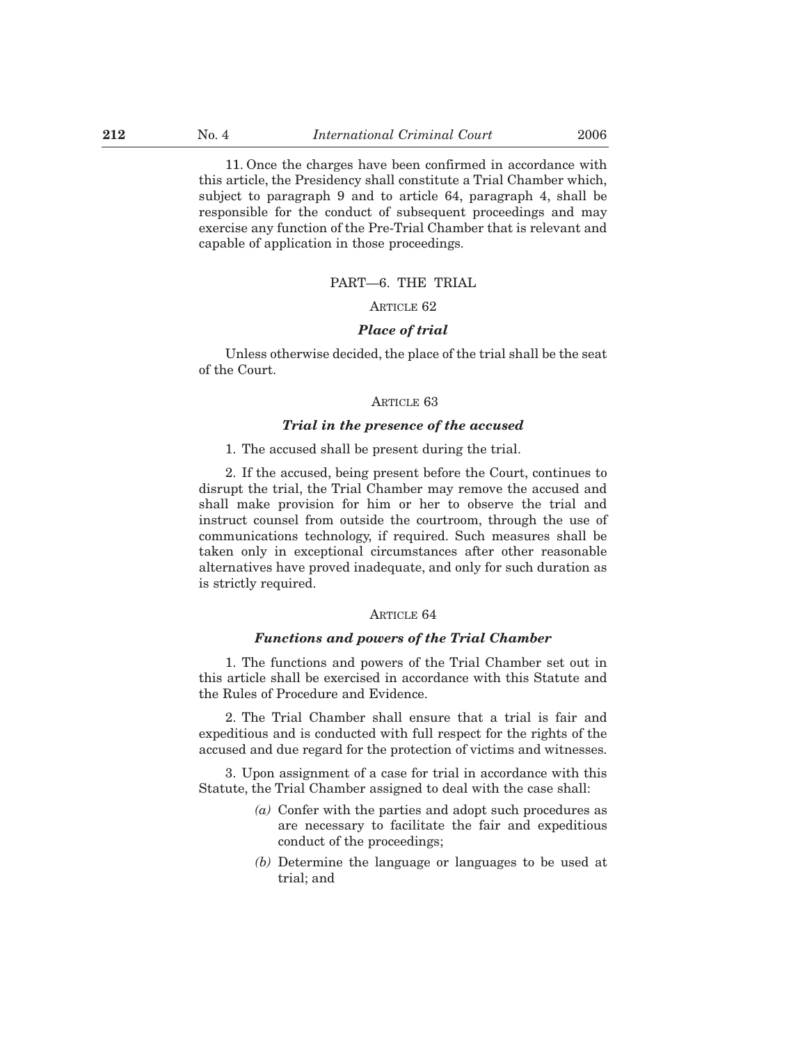11. Once the charges have been confirmed in accordance with this article, the Presidency shall constitute a Trial Chamber which, subject to paragraph 9 and to article 64, paragraph 4, shall be responsible for the conduct of subsequent proceedings and may exercise any function of the Pre-Trial Chamber that is relevant and capable of application in those proceedings.

## PART—6. THE TRIAL

### ARTICLE 62

#### *Place of trial*

Unless otherwise decided, the place of the trial shall be the seat of the Court.

### ARTICLE 63

#### *Trial in the presence of the accused*

1. The accused shall be present during the trial.

2. If the accused, being present before the Court, continues to disrupt the trial, the Trial Chamber may remove the accused and shall make provision for him or her to observe the trial and instruct counsel from outside the courtroom, through the use of communications technology, if required. Such measures shall be taken only in exceptional circumstances after other reasonable alternatives have proved inadequate, and only for such duration as is strictly required.

### ARTICLE 64

#### *Functions and powers of the Trial Chamber*

1. The functions and powers of the Trial Chamber set out in this article shall be exercised in accordance with this Statute and the Rules of Procedure and Evidence.

2. The Trial Chamber shall ensure that a trial is fair and expeditious and is conducted with full respect for the rights of the accused and due regard for the protection of victims and witnesses.

3. Upon assignment of a case for trial in accordance with this Statute, the Trial Chamber assigned to deal with the case shall:

*(a)* Confer with the parties and adopt such procedures as are necessary to facilitate the fair and expeditious conduct of the proceedings;

*(b)* Determine the language or languages to be used at trial; and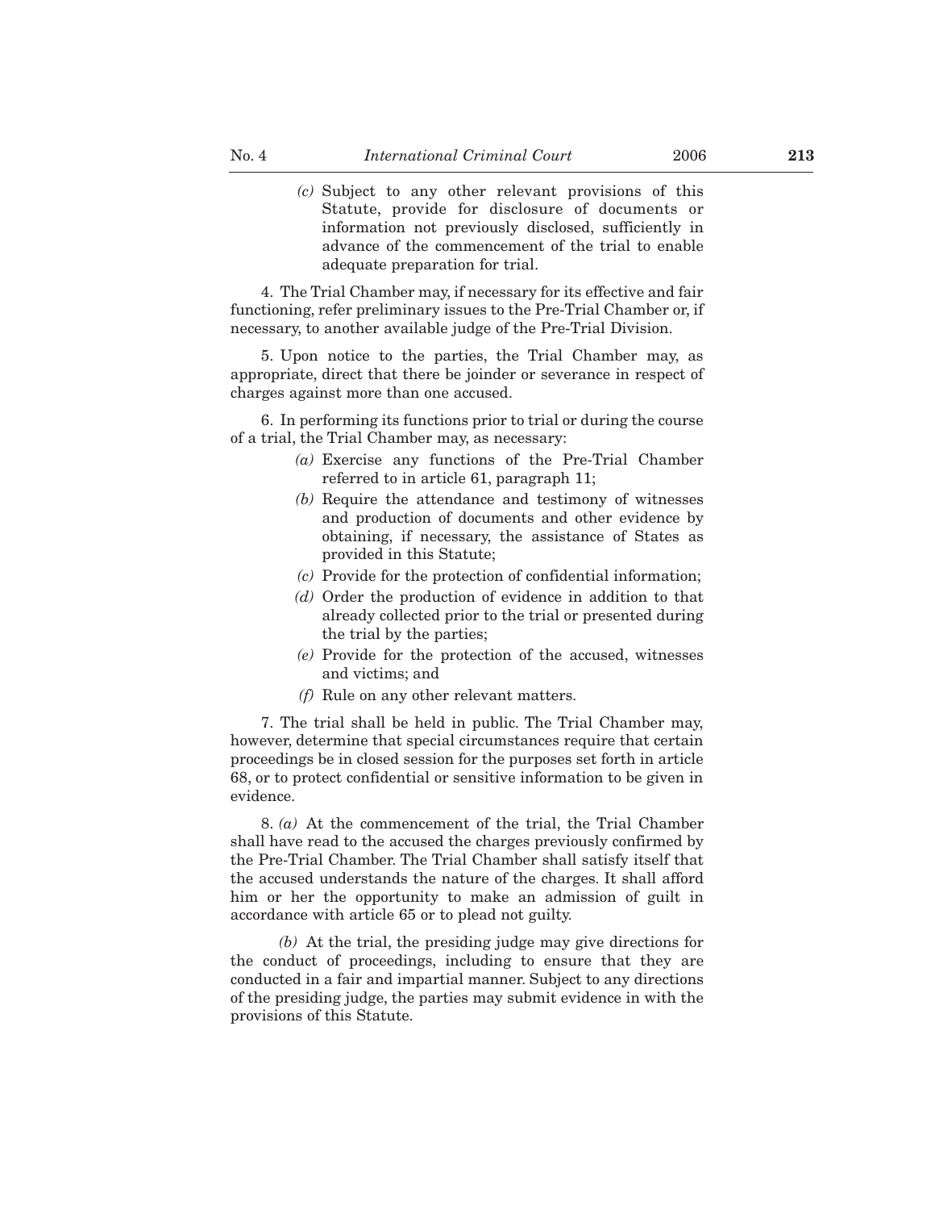(c) Subject to any other relevant provisions of this Statute, provide for disclosure of documents or information not previously disclosed, sufficiently in advance of the commencement of the trial to enable adequate preparation for trial.

4. The Trial Chamber may, if necessary for its effective and fair functioning, refer preliminary issues to the Pre-Trial Chamber or, if necessary, to another available judge of the Pre-Trial Division.

5. Upon notice to the parties, the Trial Chamber may, as appropriate, direct that there be joinder or severance in respect of charges against more than one accused.

6. In performing its functions prior to trial or during the course of a trial, the Trial Chamber may, as necessary:

*(a)* Exercise any functions of the Pre-Trial Chamber referred to in article 61, paragraph 11;

*(b)* Require the attendance and testimony of witnesses and production of documents and other evidence by obtaining, if necessary, the assistance of States as provided in this Statute;

*(c)* Provide for the protection of confidential information;

*(d)* Order the production of evidence in addition to that already collected prior to the trial or presented during the trial by the parties;

*(e)* Provide for the protection of the accused, witnesses and victims; and

*(f)* Rule on any other relevant matters.

7. The trial shall be held in public. The Trial Chamber may, however, determine that special circumstances require that certain proceedings be in closed session for the purposes set forth in article 68, or to protect confidential or sensitive information to be given in evidence.

8. *(a)* At the commencement of the trial, the Trial Chamber shall have read to the accused the charges previously confirmed by the Pre-Trial Chamber. The Trial Chamber shall satisfy itself that the accused understands the nature of the charges. It shall afford him or her the opportunity to make an admission of guilt in accordance with article 65 or to plead not guilty.

*(b)* At the trial, the presiding judge may give directions for the conduct of proceedings, including to ensure that they are conducted in a fair and impartial manner. Subject to any directions of the presiding judge, the parties may submit evidence in with the provisions of this Statute.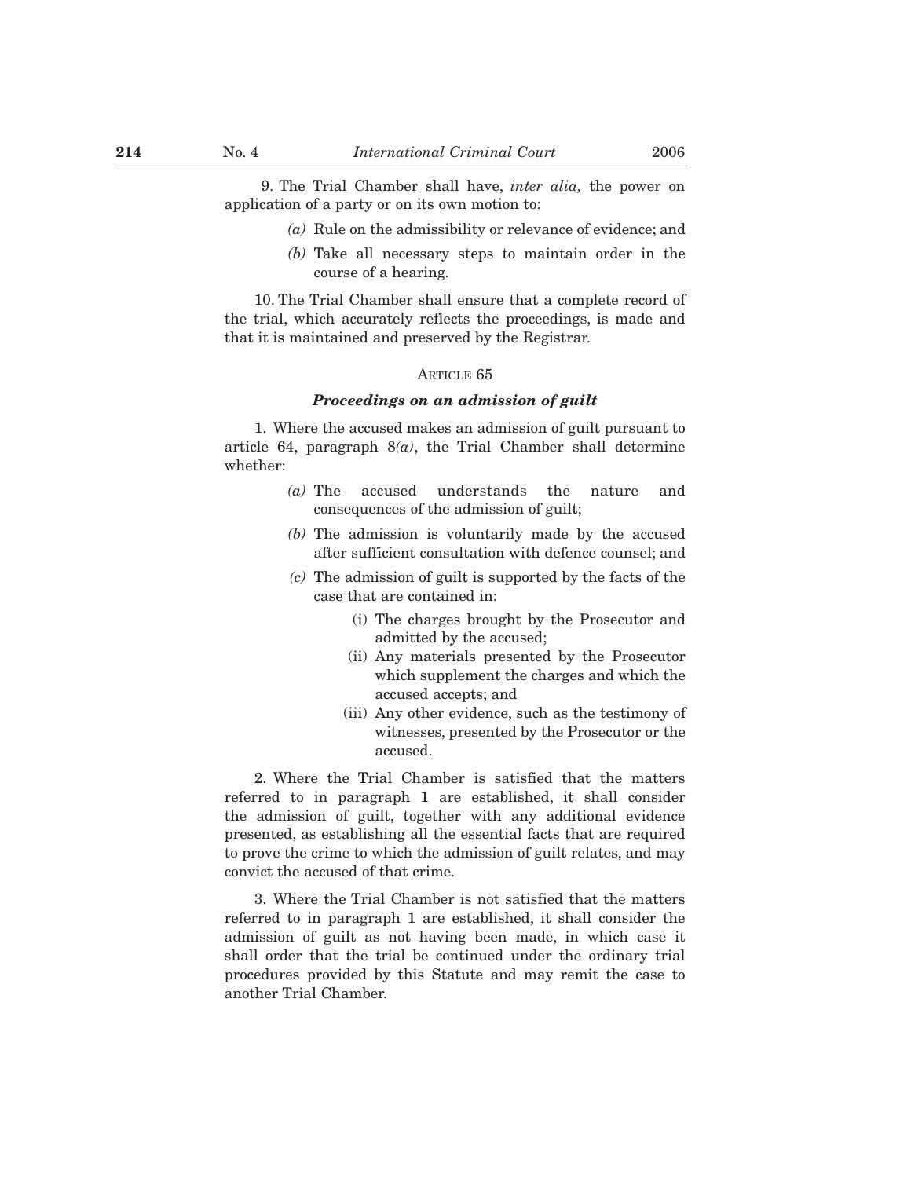9. The Trial Chamber shall have, *inter alia,* the power on application of a party or on its own motion to:

*(a)* Rule on the admissibility or relevance of evidence; and

*(b)* Take all necessary steps to maintain order in the course of a hearing.

10. The Trial Chamber shall ensure that a complete record of the trial, which accurately reflects the proceedings, is made and that it is maintained and preserved by the Registrar.

ARTICLE 65

***Proceedings on an admission of guilt***

1. Where the accused makes an admission of guilt pursuant to article 64, paragraph 8*(a)*, the Trial Chamber shall determine whether:

*(a)* The accused understands the nature and consequences of the admission of guilt;

*(b)* The admission is voluntarily made by the accused after sufficient consultation with defence counsel; and

*(c)* The admission of guilt is supported by the facts of the case that are contained in:

(i) The charges brought by the Prosecutor and admitted by the accused;

(ii) Any materials presented by the Prosecutor which supplement the charges and which the accused accepts; and

(iii) Any other evidence, such as the testimony of witnesses, presented by the Prosecutor or the accused.

2. Where the Trial Chamber is satisfied that the matters referred to in paragraph 1 are established, it shall consider the admission of guilt, together with any additional evidence presented, as establishing all the essential facts that are required to prove the crime to which the admission of guilt relates, and may convict the accused of that crime.

3. Where the Trial Chamber is not satisfied that the matters referred to in paragraph 1 are established, it shall consider the admission of guilt as not having been made, in which case it shall order that the trial be continued under the ordinary trial procedures provided by this Statute and may remit the case to another Trial Chamber.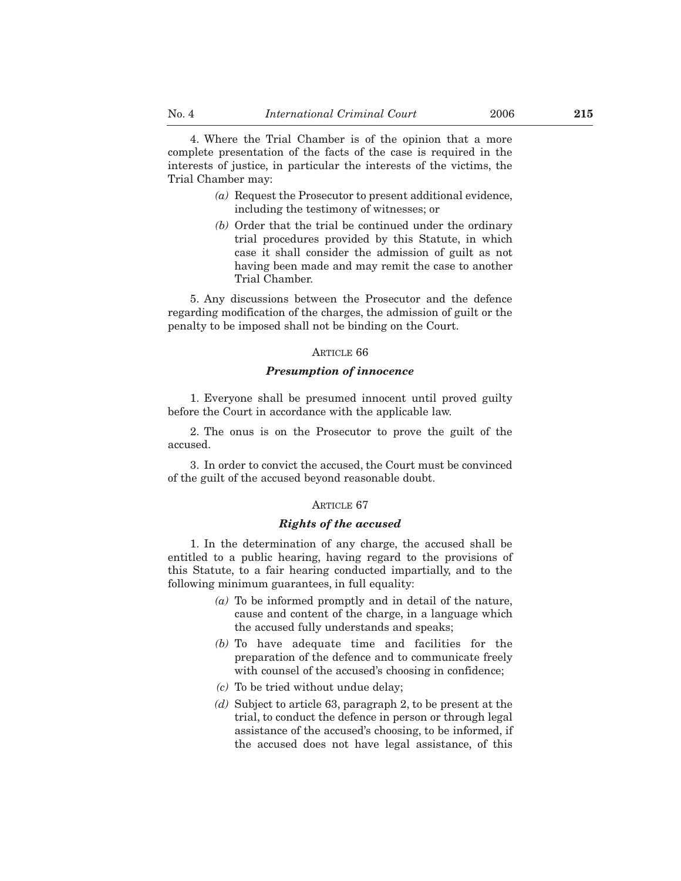4. Where the Trial Chamber is of the opinion that a more complete presentation of the facts of the case is required in the interests of justice, in particular the interests of the victims, the Trial Chamber may:

*(a)* Request the Prosecutor to present additional evidence, including the testimony of witnesses; or

*(b)* Order that the trial be continued under the ordinary trial procedures provided by this Statute, in which case it shall consider the admission of guilt as not having been made and may remit the case to another Trial Chamber.

5. Any discussions between the Prosecutor and the defence regarding modification of the charges, the admission of guilt or the penalty to be imposed shall not be binding on the Court.

ARTICLE 66

***Presumption of innocence***

1. Everyone shall be presumed innocent until proved guilty before the Court in accordance with the applicable law.

2. The onus is on the Prosecutor to prove the guilt of the accused.

3. In order to convict the accused, the Court must be convinced of the guilt of the accused beyond reasonable doubt.

ARTICLE 67

***Rights of the accused***

1. In the determination of any charge, the accused shall be entitled to a public hearing, having regard to the provisions of this Statute, to a fair hearing conducted impartially, and to the following minimum guarantees, in full equality:

*(a)* To be informed promptly and in detail of the nature, cause and content of the charge, in a language which the accused fully understands and speaks;

*(b)* To have adequate time and facilities for the preparation of the defence and to communicate freely with counsel of the accused's choosing in confidence;

*(c)* To be tried without undue delay;

*(d)* Subject to article 63, paragraph 2, to be present at the trial, to conduct the defence in person or through legal assistance of the accused's choosing, to be informed, if the accused does not have legal assistance, of this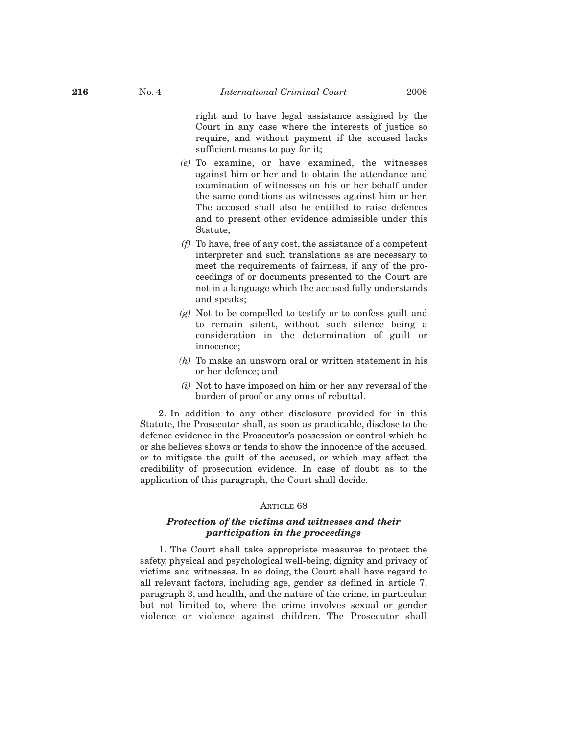right and to have legal assistance assigned by the Court in any case where the interests of justice so require, and without payment if the accused lacks sufficient means to pay for it;

*(e)* To examine, or have examined, the witnesses against him or her and to obtain the attendance and examination of witnesses on his or her behalf under the same conditions as witnesses against him or her. The accused shall also be entitled to raise defences and to present other evidence admissible under this Statute;

*(f)* To have, free of any cost, the assistance of a competent interpreter and such translations as are necessary to meet the requirements of fairness, if any of the proceedings of or documents presented to the Court are not in a language which the accused fully understands and speaks;

*(g)* Not to be compelled to testify or to confess guilt and to remain silent, without such silence being a consideration in the determination of guilt or innocence;

*(h)* To make an unsworn oral or written statement in his or her defence; and

*(i)* Not to have imposed on him or her any reversal of the burden of proof or any onus of rebuttal.

2. In addition to any other disclosure provided for in this Statute, the Prosecutor shall, as soon as practicable, disclose to the defence evidence in the Prosecutor's possession or control which he or she believes shows or tends to show the innocence of the accused, or to mitigate the guilt of the accused, or which may affect the credibility of prosecution evidence. In case of doubt as to the application of this paragraph, the Court shall decide.

ARTICLE 68

***Protection of the victims and witnesses and their participation in the proceedings***

1. The Court shall take appropriate measures to protect the safety, physical and psychological well-being, dignity and privacy of victims and witnesses. In so doing, the Court shall have regard to all relevant factors, including age, gender as defined in article 7, paragraph 3, and health, and the nature of the crime, in particular, but not limited to, where the crime involves sexual or gender violence or violence against children. The Prosecutor shall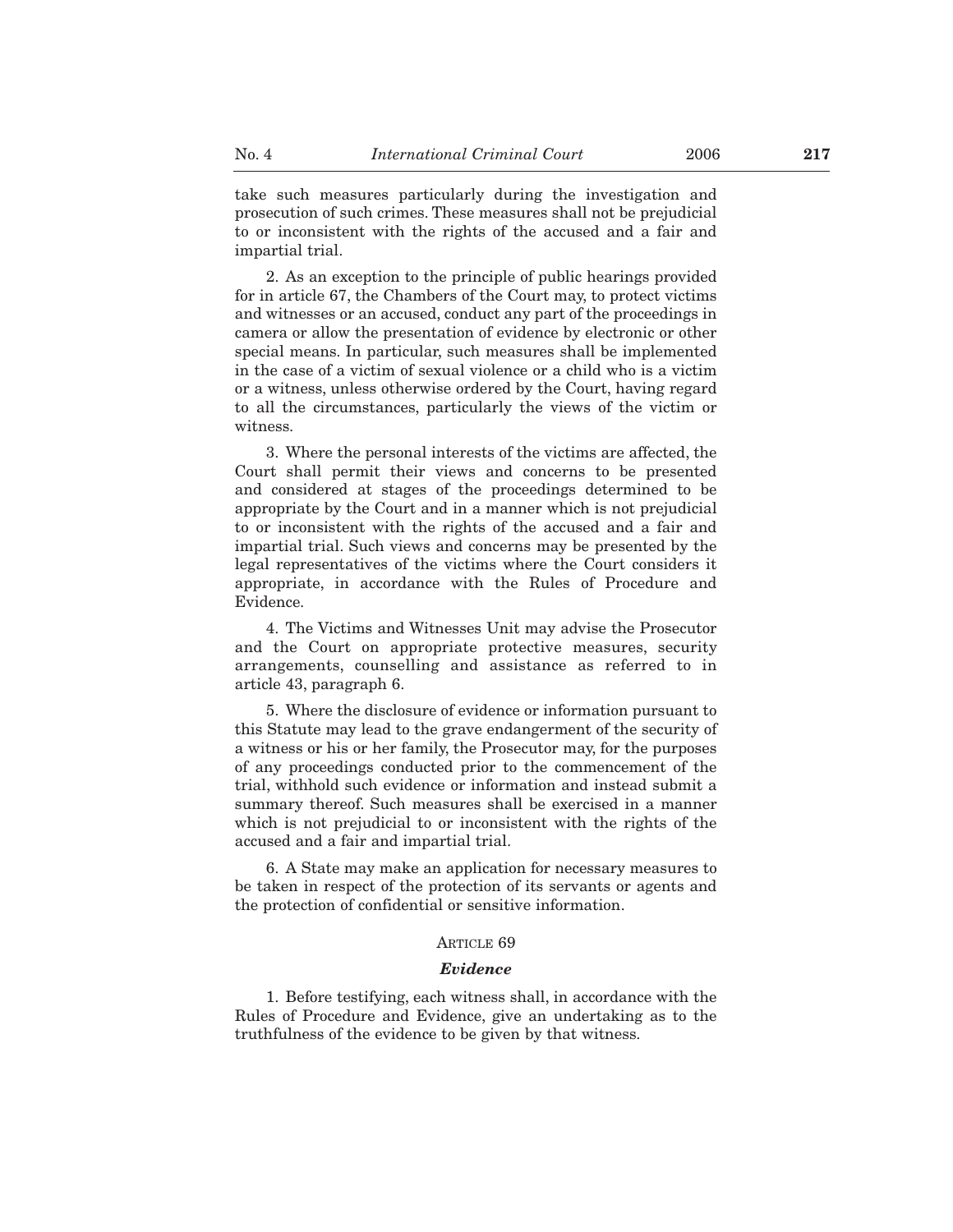take such measures particularly during the investigation and prosecution of such crimes. These measures shall not be prejudicial to or inconsistent with the rights of the accused and a fair and impartial trial.

2. As an exception to the principle of public hearings provided for in article 67, the Chambers of the Court may, to protect victims and witnesses or an accused, conduct any part of the proceedings in camera or allow the presentation of evidence by electronic or other special means. In particular, such measures shall be implemented in the case of a victim of sexual violence or a child who is a victim or a witness, unless otherwise ordered by the Court, having regard to all the circumstances, particularly the views of the victim or witness.

3. Where the personal interests of the victims are affected, the Court shall permit their views and concerns to be presented and considered at stages of the proceedings determined to be appropriate by the Court and in a manner which is not prejudicial to or inconsistent with the rights of the accused and a fair and impartial trial. Such views and concerns may be presented by the legal representatives of the victims where the Court considers it appropriate, in accordance with the Rules of Procedure and Evidence.

4. The Victims and Witnesses Unit may advise the Prosecutor and the Court on appropriate protective measures, security arrangements, counselling and assistance as referred to in article 43, paragraph 6.

5. Where the disclosure of evidence or information pursuant to this Statute may lead to the grave endangerment of the security of a witness or his or her family, the Prosecutor may, for the purposes of any proceedings conducted prior to the commencement of the trial, withhold such evidence or information and instead submit a summary thereof. Such measures shall be exercised in a manner which is not prejudicial to or inconsistent with the rights of the accused and a fair and impartial trial.

6. A State may make an application for necessary measures to be taken in respect of the protection of its servants or agents and the protection of confidential or sensitive information.

ARTICLE 69

***Evidence***

1. Before testifying, each witness shall, in accordance with the Rules of Procedure and Evidence, give an undertaking as to the truthfulness of the evidence to be given by that witness.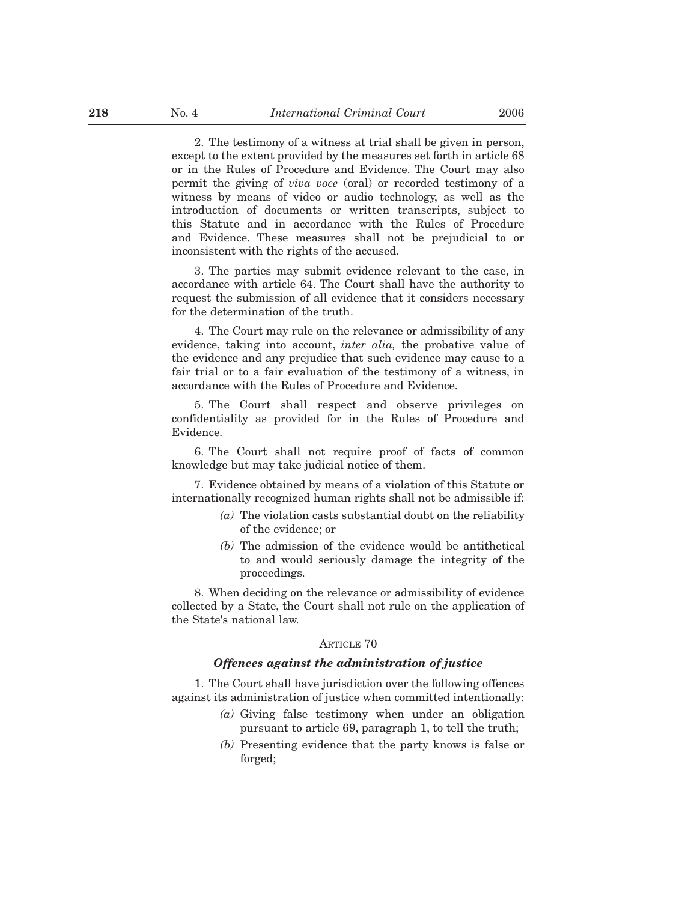2. The testimony of a witness at trial shall be given in person, except to the extent provided by the measures set forth in article 68 or in the Rules of Procedure and Evidence. The Court may also permit the giving of *viva voce* (oral) or recorded testimony of a witness by means of video or audio technology, as well as the introduction of documents or written transcripts, subject to this Statute and in accordance with the Rules of Procedure and Evidence. These measures shall not be prejudicial to or inconsistent with the rights of the accused.

3. The parties may submit evidence relevant to the case, in accordance with article 64. The Court shall have the authority to request the submission of all evidence that it considers necessary for the determination of the truth.

4. The Court may rule on the relevance or admissibility of any evidence, taking into account, *inter alia,* the probative value of the evidence and any prejudice that such evidence may cause to a fair trial or to a fair evaluation of the testimony of a witness, in accordance with the Rules of Procedure and Evidence.

5. The Court shall respect and observe privileges on confidentiality as provided for in the Rules of Procedure and Evidence.

6. The Court shall not require proof of facts of common knowledge but may take judicial notice of them.

7. Evidence obtained by means of a violation of this Statute or internationally recognized human rights shall not be admissible if:

*(a)* The violation casts substantial doubt on the reliability of the evidence; or

*(b)* The admission of the evidence would be antithetical to and would seriously damage the integrity of the proceedings.

8. When deciding on the relevance or admissibility of evidence collected by a State, the Court shall not rule on the application of the State's national law.

## ARTICLE 70

### *Offences against the administration of justice*

1. The Court shall have jurisdiction over the following offences against its administration of justice when committed intentionally:

*(a)* Giving false testimony when under an obligation pursuant to article 69, paragraph 1, to tell the truth;

*(b)* Presenting evidence that the party knows is false or forged;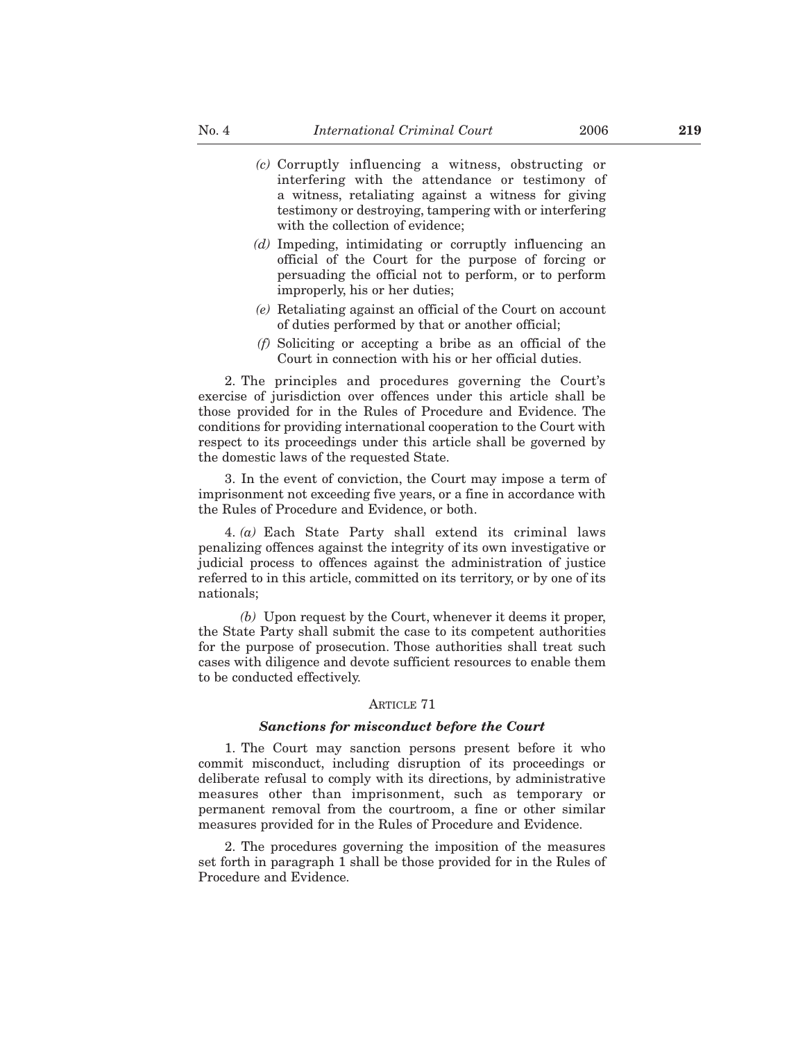*(c)* Corruptly influencing a witness, obstructing or interfering with the attendance or testimony of a witness, retaliating against a witness for giving testimony or destroying, tampering with or interfering with the collection of evidence;

*(d)* Impeding, intimidating or corruptly influencing an official of the Court for the purpose of forcing or persuading the official not to perform, or to perform improperly, his or her duties;

*(e)* Retaliating against an official of the Court on account of duties performed by that or another official;

*(f)* Soliciting or accepting a bribe as an official of the Court in connection with his or her official duties.

2. The principles and procedures governing the Court's exercise of jurisdiction over offences under this article shall be those provided for in the Rules of Procedure and Evidence. The conditions for providing international cooperation to the Court with respect to its proceedings under this article shall be governed by the domestic laws of the requested State.

3. In the event of conviction, the Court may impose a term of imprisonment not exceeding five years, or a fine in accordance with the Rules of Procedure and Evidence, or both.

4. *(a)* Each State Party shall extend its criminal laws penalizing offences against the integrity of its own investigative or judicial process to offences against the administration of justice referred to in this article, committed on its territory, or by one of its nationals;

*(b)* Upon request by the Court, whenever it deems it proper, the State Party shall submit the case to its competent authorities for the purpose of prosecution. Those authorities shall treat such cases with diligence and devote sufficient resources to enable them to be conducted effectively.

ARTICLE 71

***Sanctions for misconduct before the Court***

1. The Court may sanction persons present before it who commit misconduct, including disruption of its proceedings or deliberate refusal to comply with its directions, by administrative measures other than imprisonment, such as temporary or permanent removal from the courtroom, a fine or other similar measures provided for in the Rules of Procedure and Evidence.

2. The procedures governing the imposition of the measures set forth in paragraph 1 shall be those provided for in the Rules of Procedure and Evidence.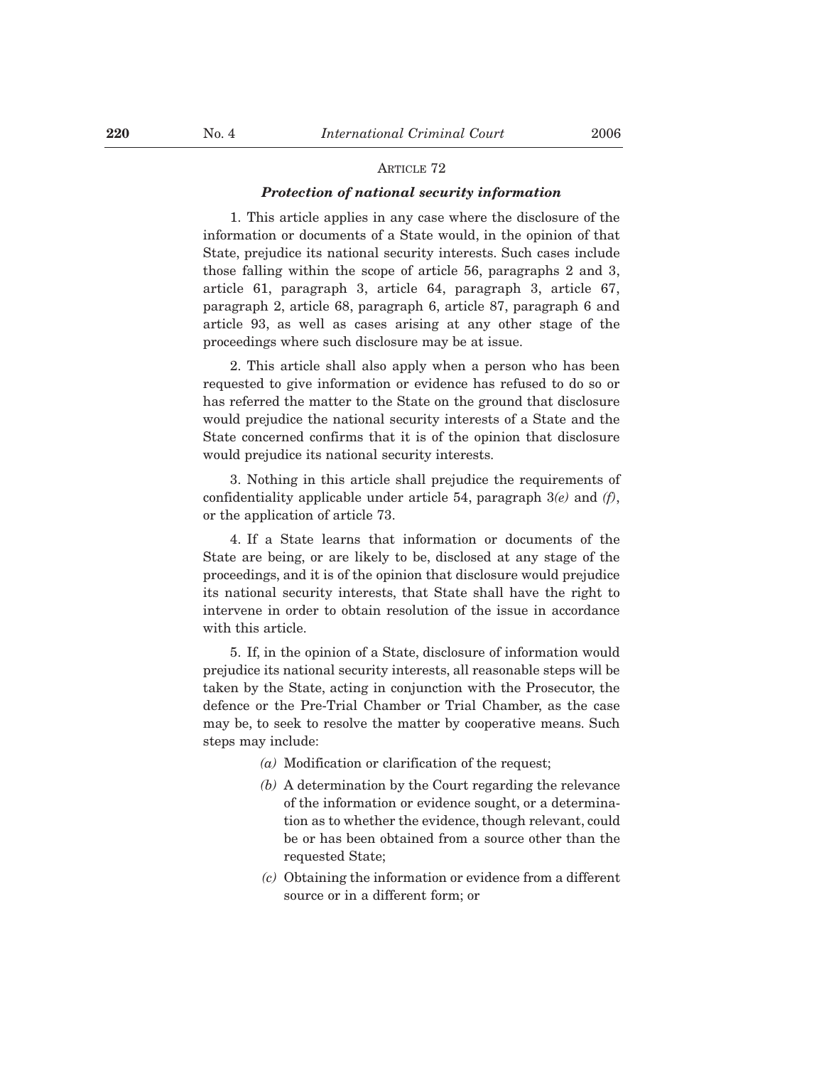ARTICLE 72

***Protection of national security information***

1. This article applies in any case where the disclosure of the information or documents of a State would, in the opinion of that State, prejudice its national security interests. Such cases include those falling within the scope of article 56, paragraphs 2 and 3, article 61, paragraph 3, article 64, paragraph 3, article 67, paragraph 2, article 68, paragraph 6, article 87, paragraph 6 and article 93, as well as cases arising at any other stage of the proceedings where such disclosure may be at issue.

2. This article shall also apply when a person who has been requested to give information or evidence has refused to do so or has referred the matter to the State on the ground that disclosure would prejudice the national security interests of a State and the State concerned confirms that it is of the opinion that disclosure would prejudice its national security interests.

3. Nothing in this article shall prejudice the requirements of confidentiality applicable under article 54, paragraph 3*(e)* and *(f)*, or the application of article 73.

4. If a State learns that information or documents of the State are being, or are likely to be, disclosed at any stage of the proceedings, and it is of the opinion that disclosure would prejudice its national security interests, that State shall have the right to intervene in order to obtain resolution of the issue in accordance with this article.

5. If, in the opinion of a State, disclosure of information would prejudice its national security interests, all reasonable steps will be taken by the State, acting in conjunction with the Prosecutor, the defence or the Pre-Trial Chamber or Trial Chamber, as the case may be, to seek to resolve the matter by cooperative means. Such steps may include:

- *(a)* Modification or clarification of the request;
- *(b)* A determination by the Court regarding the relevance of the information or evidence sought, or a determination as to whether the evidence, though relevant, could be or has been obtained from a source other than the requested State;
- *(c)* Obtaining the information or evidence from a different source or in a different form; or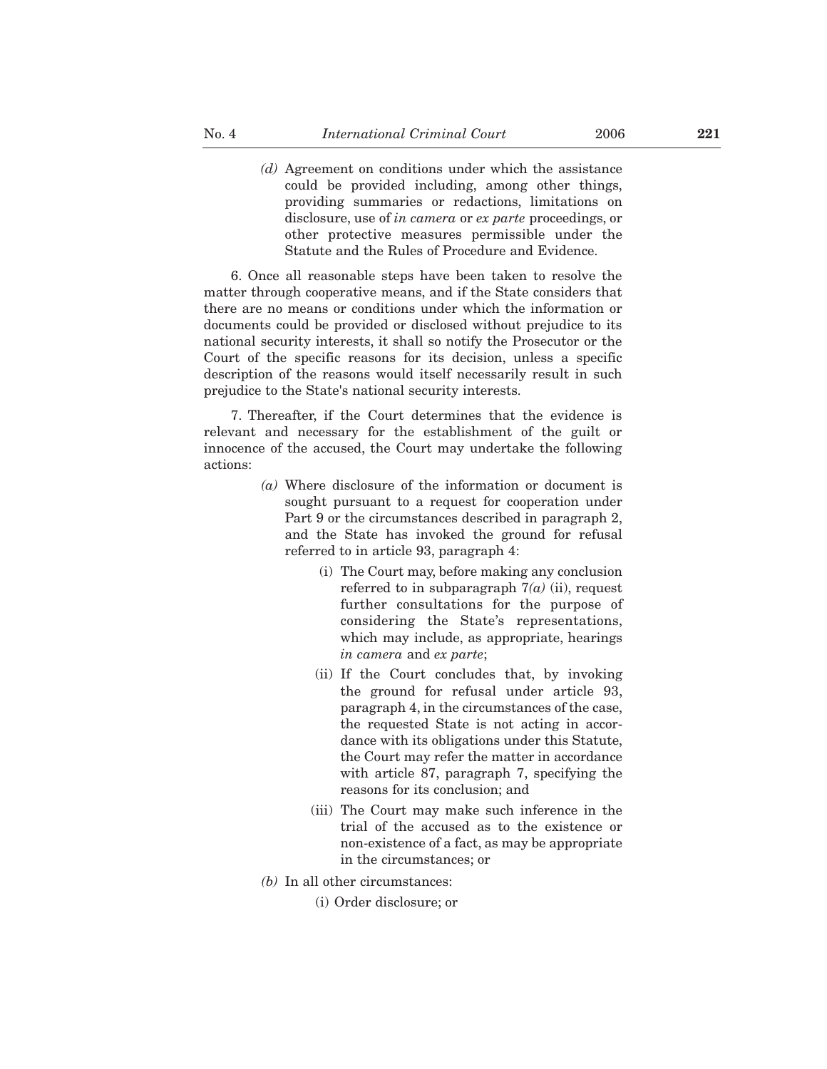*(d)* Agreement on conditions under which the assistance could be provided including, among other things, providing summaries or redactions, limitations on disclosure, use of *in camera* or *ex parte* proceedings, or other protective measures permissible under the Statute and the Rules of Procedure and Evidence.

6. Once all reasonable steps have been taken to resolve the matter through cooperative means, and if the State considers that there are no means or conditions under which the information or documents could be provided or disclosed without prejudice to its national security interests, it shall so notify the Prosecutor or the Court of the specific reasons for its decision, unless a specific description of the reasons would itself necessarily result in such prejudice to the State's national security interests.

7. Thereafter, if the Court determines that the evidence is relevant and necessary for the establishment of the guilt or innocence of the accused, the Court may undertake the following actions:

*(a)* Where disclosure of the information or document is sought pursuant to a request for cooperation under Part 9 or the circumstances described in paragraph 2, and the State has invoked the ground for refusal referred to in article 93, paragraph 4:

(i) The Court may, before making any conclusion referred to in subparagraph 7*(a)* (ii), request further consultations for the purpose of considering the State's representations, which may include, as appropriate, hearings *in camera* and *ex parte*;

(ii) If the Court concludes that, by invoking the ground for refusal under article 93, paragraph 4, in the circumstances of the case, the requested State is not acting in accordance with its obligations under this Statute, the Court may refer the matter in accordance with article 87, paragraph 7, specifying the reasons for its conclusion; and

(iii) The Court may make such inference in the trial of the accused as to the existence or non-existence of a fact, as may be appropriate in the circumstances; or

*(b)* In all other circumstances:

(i) Order disclosure; or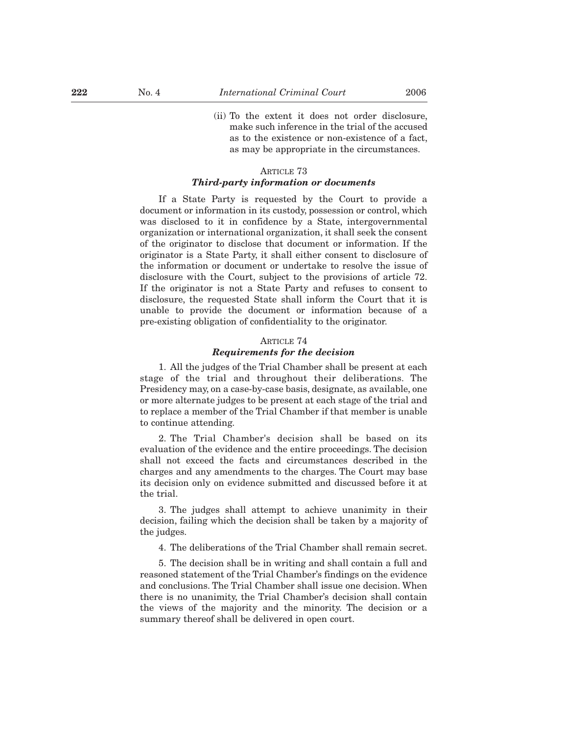(ii) To the extent it does not order disclosure, make such inference in the trial of the accused as to the existence or non-existence of a fact, as may be appropriate in the circumstances.

## ARTICLE 73
### *Third-party information or documents*

If a State Party is requested by the Court to provide a document or information in its custody, possession or control, which was disclosed to it in confidence by a State, intergovernmental organization or international organization, it shall seek the consent of the originator to disclose that document or information. If the originator is a State Party, it shall either consent to disclosure of the information or document or undertake to resolve the issue of disclosure with the Court, subject to the provisions of article 72. If the originator is not a State Party and refuses to consent to disclosure, the requested State shall inform the Court that it is unable to provide the document or information because of a pre-existing obligation of confidentiality to the originator.

## ARTICLE 74
### *Requirements for the decision*

1. All the judges of the Trial Chamber shall be present at each stage of the trial and throughout their deliberations. The Presidency may, on a case-by-case basis, designate, as available, one or more alternate judges to be present at each stage of the trial and to replace a member of the Trial Chamber if that member is unable to continue attending.

2. The Trial Chamber's decision shall be based on its evaluation of the evidence and the entire proceedings. The decision shall not exceed the facts and circumstances described in the charges and any amendments to the charges. The Court may base its decision only on evidence submitted and discussed before it at the trial.

3. The judges shall attempt to achieve unanimity in their decision, failing which the decision shall be taken by a majority of the judges.

4. The deliberations of the Trial Chamber shall remain secret.

5. The decision shall be in writing and shall contain a full and reasoned statement of the Trial Chamber's findings on the evidence and conclusions. The Trial Chamber shall issue one decision. When there is no unanimity, the Trial Chamber's decision shall contain the views of the majority and the minority. The decision or a summary thereof shall be delivered in open court.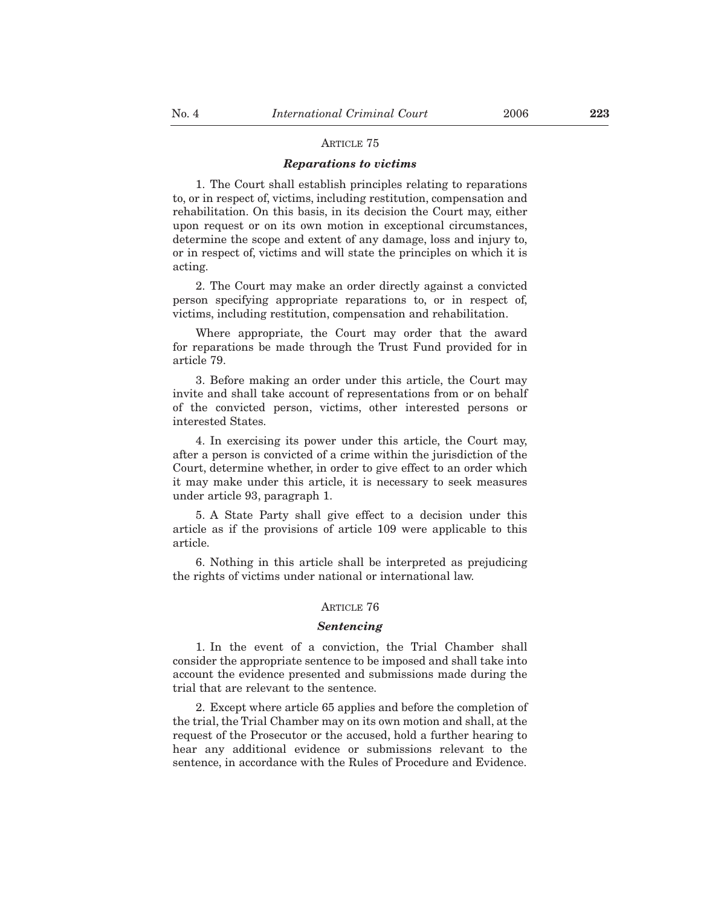ARTICLE 75

***Reparations to victims***

1. The Court shall establish principles relating to reparations to, or in respect of, victims, including restitution, compensation and rehabilitation. On this basis, in its decision the Court may, either upon request or on its own motion in exceptional circumstances, determine the scope and extent of any damage, loss and injury to, or in respect of, victims and will state the principles on which it is acting.

2. The Court may make an order directly against a convicted person specifying appropriate reparations to, or in respect of, victims, including restitution, compensation and rehabilitation.

Where appropriate, the Court may order that the award for reparations be made through the Trust Fund provided for in article 79.

3. Before making an order under this article, the Court may invite and shall take account of representations from or on behalf of the convicted person, victims, other interested persons or interested States.

4. In exercising its power under this article, the Court may, after a person is convicted of a crime within the jurisdiction of the Court, determine whether, in order to give effect to an order which it may make under this article, it is necessary to seek measures under article 93, paragraph 1.

5. A State Party shall give effect to a decision under this article as if the provisions of article 109 were applicable to this article.

6. Nothing in this article shall be interpreted as prejudicing the rights of victims under national or international law.

ARTICLE 76

***Sentencing***

1. In the event of a conviction, the Trial Chamber shall consider the appropriate sentence to be imposed and shall take into account the evidence presented and submissions made during the trial that are relevant to the sentence.

2. Except where article 65 applies and before the completion of the trial, the Trial Chamber may on its own motion and shall, at the request of the Prosecutor or the accused, hold a further hearing to hear any additional evidence or submissions relevant to the sentence, in accordance with the Rules of Procedure and Evidence.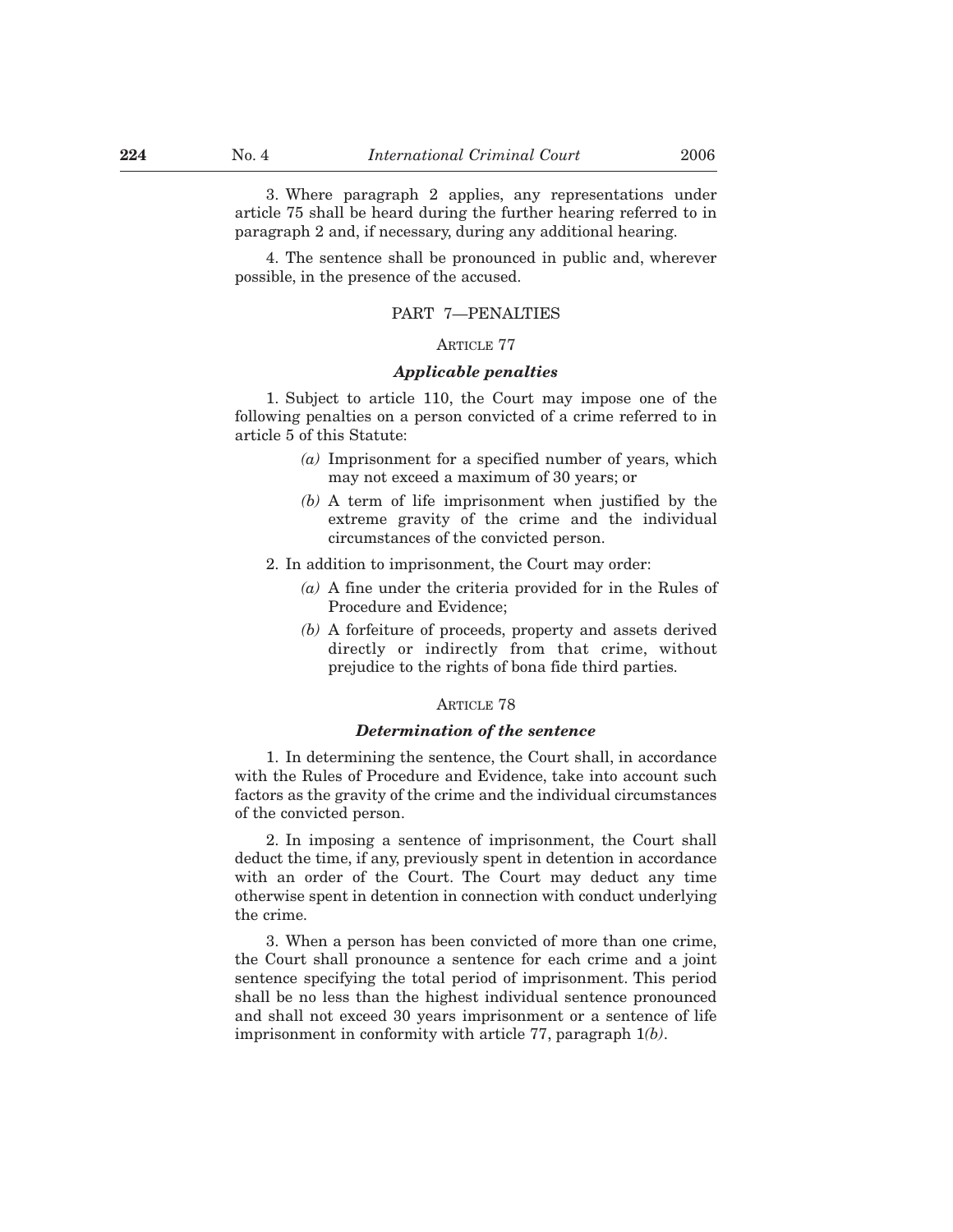3. Where paragraph 2 applies, any representations under article 75 shall be heard during the further hearing referred to in paragraph 2 and, if necessary, during any additional hearing.

4. The sentence shall be pronounced in public and, wherever possible, in the presence of the accused.

## PART 7—PENALTIES

### ARTICLE 77

### *Applicable penalties*

1. Subject to article 110, the Court may impose one of the following penalties on a person convicted of a crime referred to in article 5 of this Statute:

   *(a)* Imprisonment for a specified number of years, which may not exceed a maximum of 30 years; or

   *(b)* A term of life imprisonment when justified by the extreme gravity of the crime and the individual circumstances of the convicted person.

2. In addition to imprisonment, the Court may order:

   *(a)* A fine under the criteria provided for in the Rules of Procedure and Evidence;

   *(b)* A forfeiture of proceeds, property and assets derived directly or indirectly from that crime, without prejudice to the rights of bona fide third parties.

### ARTICLE 78

### *Determination of the sentence*

1. In determining the sentence, the Court shall, in accordance with the Rules of Procedure and Evidence, take into account such factors as the gravity of the crime and the individual circumstances of the convicted person.

2. In imposing a sentence of imprisonment, the Court shall deduct the time, if any, previously spent in detention in accordance with an order of the Court. The Court may deduct any time otherwise spent in detention in connection with conduct underlying the crime.

3. When a person has been convicted of more than one crime, the Court shall pronounce a sentence for each crime and a joint sentence specifying the total period of imprisonment. This period shall be no less than the highest individual sentence pronounced and shall not exceed 30 years imprisonment or a sentence of life imprisonment in conformity with article 77, paragraph 1*(b)*.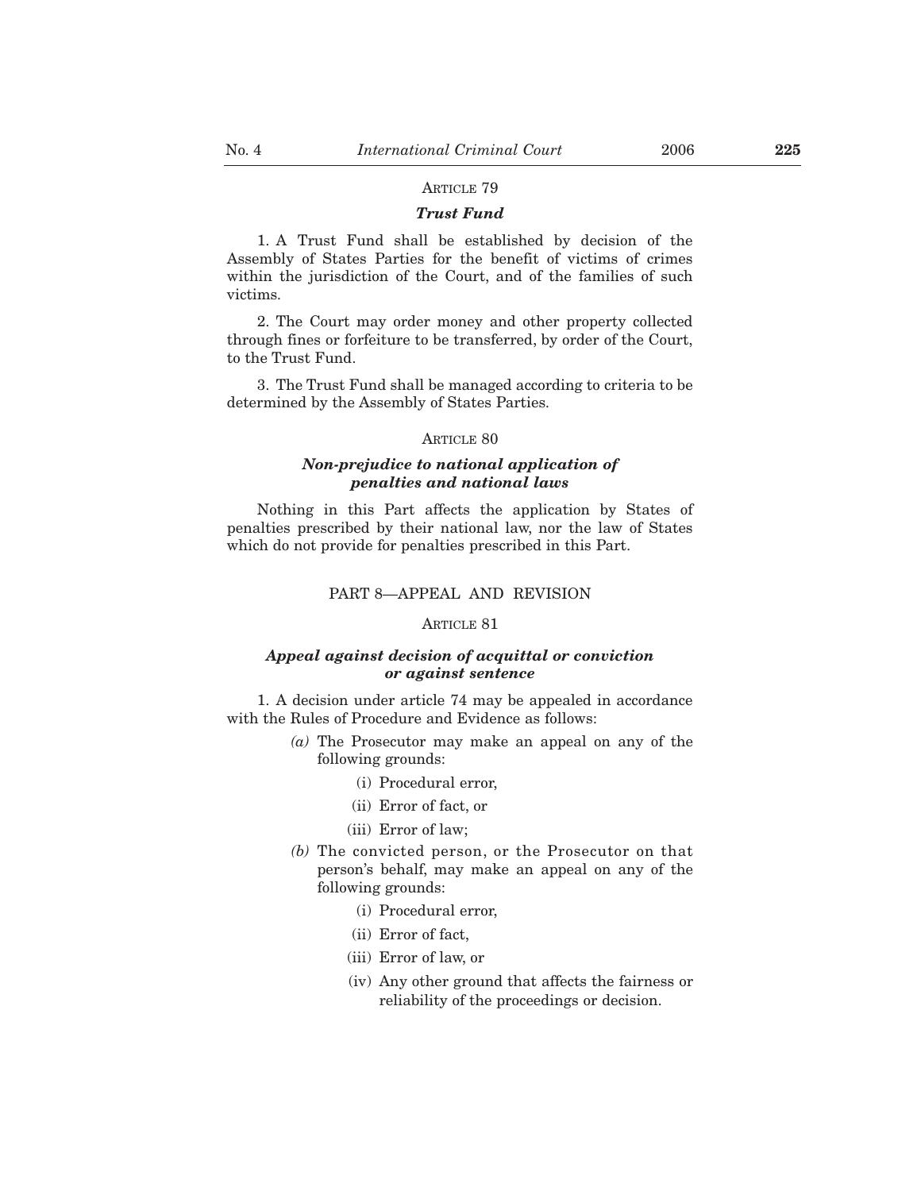### ARTICLE 79

#### *Trust Fund*

1. A Trust Fund shall be established by decision of the Assembly of States Parties for the benefit of victims of crimes within the jurisdiction of the Court, and of the families of such victims.

2. The Court may order money and other property collected through fines or forfeiture to be transferred, by order of the Court, to the Trust Fund.

3. The Trust Fund shall be managed according to criteria to be determined by the Assembly of States Parties.

### ARTICLE 80

#### *Non-prejudice to national application of penalties and national laws*

Nothing in this Part affects the application by States of penalties prescribed by their national law, nor the law of States which do not provide for penalties prescribed in this Part.

## PART 8—APPEAL AND REVISION

### ARTICLE 81

#### *Appeal against decision of acquittal or conviction or against sentence*

1. A decision under article 74 may be appealed in accordance with the Rules of Procedure and Evidence as follows:

*(a)* The Prosecutor may make an appeal on any of the following grounds:

(i) Procedural error,

(ii) Error of fact, or

(iii) Error of law;

*(b)* The convicted person, or the Prosecutor on that person's behalf, may make an appeal on any of the following grounds:

(i) Procedural error,

(ii) Error of fact,

(iii) Error of law, or

(iv) Any other ground that affects the fairness or reliability of the proceedings or decision.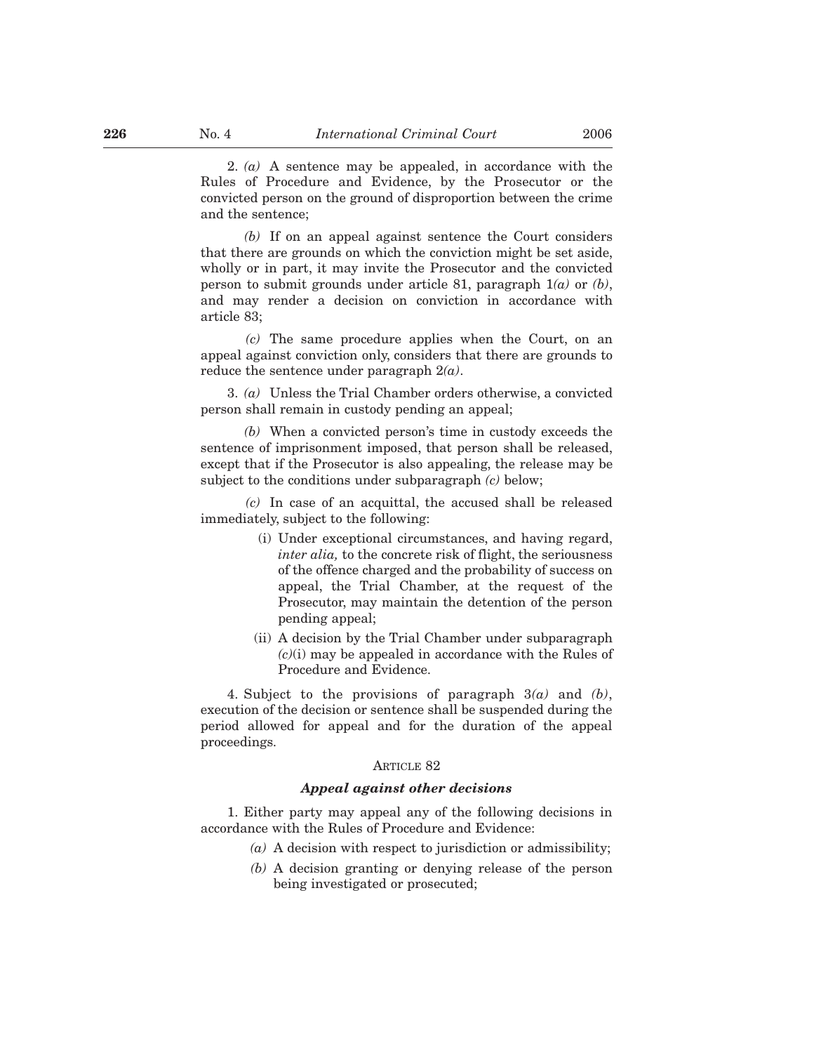2. *(a)* A sentence may be appealed, in accordance with the Rules of Procedure and Evidence, by the Prosecutor or the convicted person on the ground of disproportion between the crime and the sentence;

*(b)* If on an appeal against sentence the Court considers that there are grounds on which the conviction might be set aside, wholly or in part, it may invite the Prosecutor and the convicted person to submit grounds under article 81, paragraph 1*(a)* or *(b)*, and may render a decision on conviction in accordance with article 83;

*(c)* The same procedure applies when the Court, on an appeal against conviction only, considers that there are grounds to reduce the sentence under paragraph 2*(a)*.

3. *(a)* Unless the Trial Chamber orders otherwise, a convicted person shall remain in custody pending an appeal;

*(b)* When a convicted person's time in custody exceeds the sentence of imprisonment imposed, that person shall be released, except that if the Prosecutor is also appealing, the release may be subject to the conditions under subparagraph *(c)* below;

*(c)* In case of an acquittal, the accused shall be released immediately, subject to the following:

- (i) Under exceptional circumstances, and having regard, *inter alia,* to the concrete risk of flight, the seriousness of the offence charged and the probability of success on appeal, the Trial Chamber, at the request of the Prosecutor, may maintain the detention of the person pending appeal;
- (ii) A decision by the Trial Chamber under subparagraph *(c)*(i) may be appealed in accordance with the Rules of Procedure and Evidence.

4. Subject to the provisions of paragraph 3*(a)* and *(b)*, execution of the decision or sentence shall be suspended during the period allowed for appeal and for the duration of the appeal proceedings.

ARTICLE 82

***Appeal against other decisions***

1. Either party may appeal any of the following decisions in accordance with the Rules of Procedure and Evidence:

- *(a)* A decision with respect to jurisdiction or admissibility;
- *(b)* A decision granting or denying release of the person being investigated or prosecuted;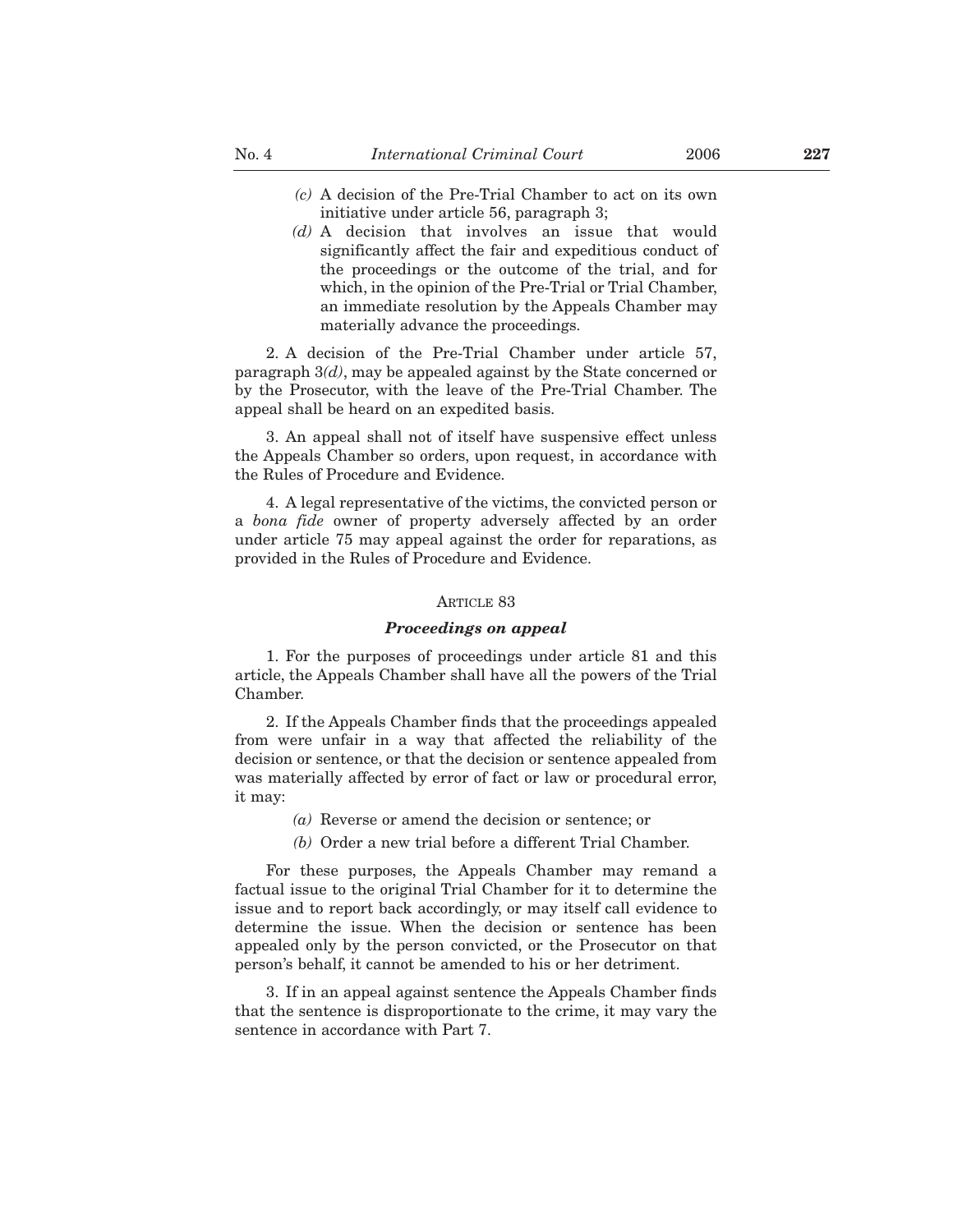*(c)* A decision of the Pre-Trial Chamber to act on its own initiative under article 56, paragraph 3;

*(d)* A decision that involves an issue that would significantly affect the fair and expeditious conduct of the proceedings or the outcome of the trial, and for which, in the opinion of the Pre-Trial or Trial Chamber, an immediate resolution by the Appeals Chamber may materially advance the proceedings.

2. A decision of the Pre-Trial Chamber under article 57, paragraph 3*(d)*, may be appealed against by the State concerned or by the Prosecutor, with the leave of the Pre-Trial Chamber. The appeal shall be heard on an expedited basis.

3. An appeal shall not of itself have suspensive effect unless the Appeals Chamber so orders, upon request, in accordance with the Rules of Procedure and Evidence.

4. A legal representative of the victims, the convicted person or a *bona fide* owner of property adversely affected by an order under article 75 may appeal against the order for reparations, as provided in the Rules of Procedure and Evidence.

### Article 83

### *Proceedings on appeal*

1. For the purposes of proceedings under article 81 and this article, the Appeals Chamber shall have all the powers of the Trial Chamber.

2. If the Appeals Chamber finds that the proceedings appealed from were unfair in a way that affected the reliability of the decision or sentence, or that the decision or sentence appealed from was materially affected by error of fact or law or procedural error, it may:

*(a)* Reverse or amend the decision or sentence; or

*(b)* Order a new trial before a different Trial Chamber.

For these purposes, the Appeals Chamber may remand a factual issue to the original Trial Chamber for it to determine the issue and to report back accordingly, or may itself call evidence to determine the issue. When the decision or sentence has been appealed only by the person convicted, or the Prosecutor on that person's behalf, it cannot be amended to his or her detriment.

3. If in an appeal against sentence the Appeals Chamber finds that the sentence is disproportionate to the crime, it may vary the sentence in accordance with Part 7.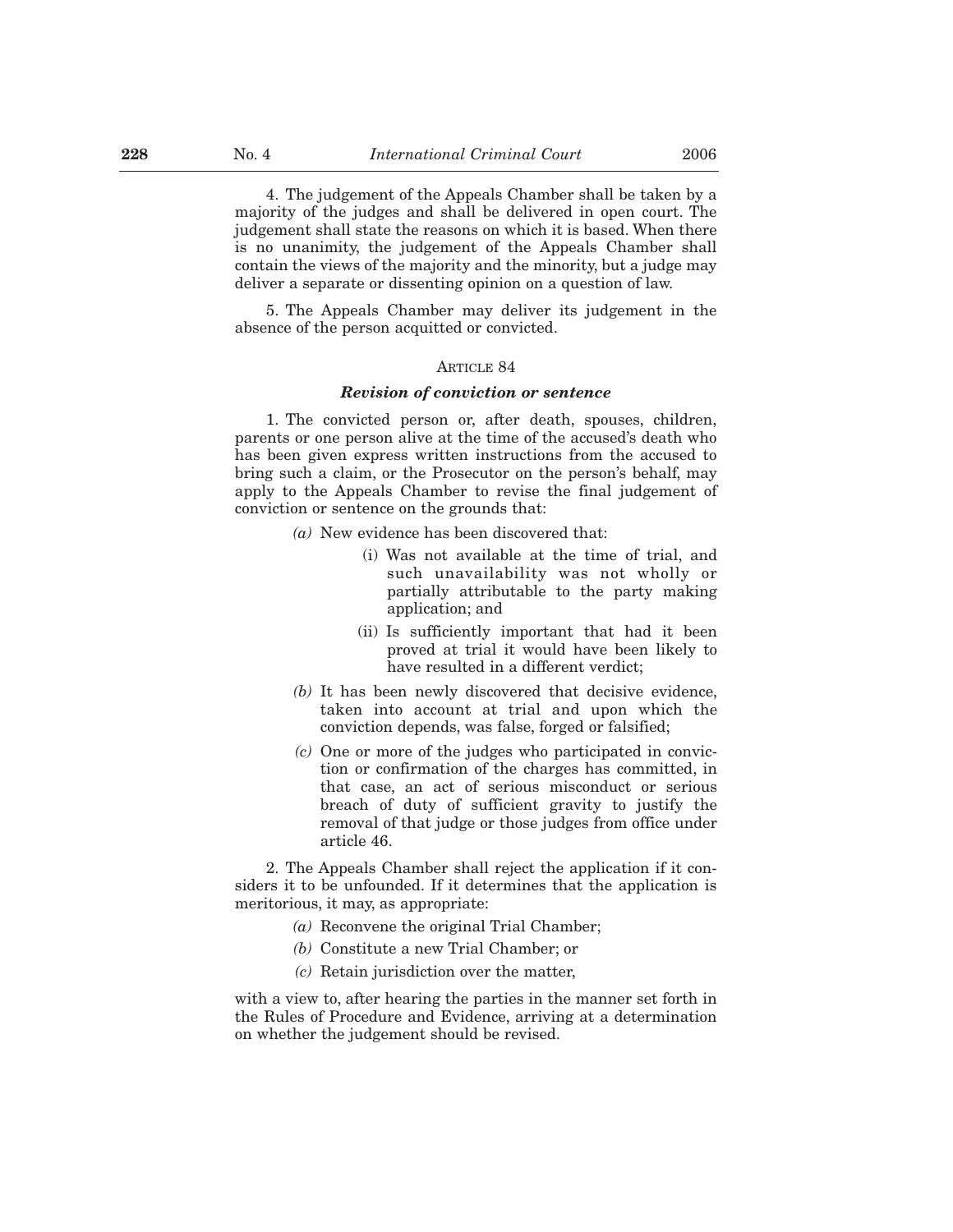4. The judgement of the Appeals Chamber shall be taken by a majority of the judges and shall be delivered in open court. The judgement shall state the reasons on which it is based. When there is no unanimity, the judgement of the Appeals Chamber shall contain the views of the majority and the minority, but a judge may deliver a separate or dissenting opinion on a question of law.

5. The Appeals Chamber may deliver its judgement in the absence of the person acquitted or convicted.

### ARTICLE 84

### *Revision of conviction or sentence*

1. The convicted person or, after death, spouses, children, parents or one person alive at the time of the accused's death who has been given express written instructions from the accused to bring such a claim, or the Prosecutor on the person's behalf, may apply to the Appeals Chamber to revise the final judgement of conviction or sentence on the grounds that:

*(a)* New evidence has been discovered that:

(i) Was not available at the time of trial, and such unavailability was not wholly or partially attributable to the party making application; and

(ii) Is sufficiently important that had it been proved at trial it would have been likely to have resulted in a different verdict;

*(b)* It has been newly discovered that decisive evidence, taken into account at trial and upon which the conviction depends, was false, forged or falsified;

*(c)* One or more of the judges who participated in conviction or confirmation of the charges has committed, in that case, an act of serious misconduct or serious breach of duty of sufficient gravity to justify the removal of that judge or those judges from office under article 46.

2. The Appeals Chamber shall reject the application if it considers it to be unfounded. If it determines that the application is meritorious, it may, as appropriate:

*(a)* Reconvene the original Trial Chamber;

*(b)* Constitute a new Trial Chamber; or

*(c)* Retain jurisdiction over the matter,

with a view to, after hearing the parties in the manner set forth in the Rules of Procedure and Evidence, arriving at a determination on whether the judgement should be revised.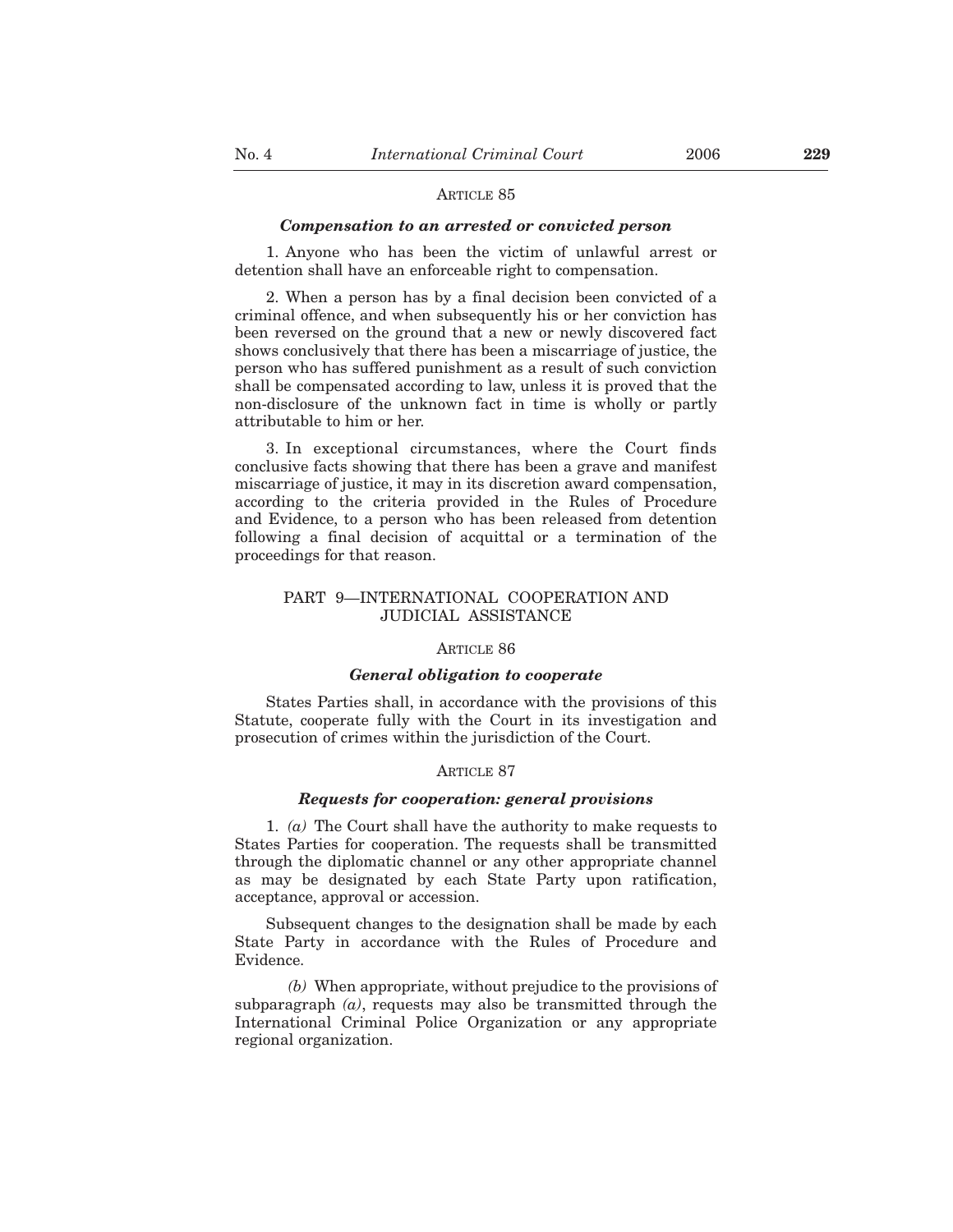ARTICLE 85

***Compensation to an arrested or convicted person***

1. Anyone who has been the victim of unlawful arrest or detention shall have an enforceable right to compensation.

2. When a person has by a final decision been convicted of a criminal offence, and when subsequently his or her conviction has been reversed on the ground that a new or newly discovered fact shows conclusively that there has been a miscarriage of justice, the person who has suffered punishment as a result of such conviction shall be compensated according to law, unless it is proved that the non-disclosure of the unknown fact in time is wholly or partly attributable to him or her.

3. In exceptional circumstances, where the Court finds conclusive facts showing that there has been a grave and manifest miscarriage of justice, it may in its discretion award compensation, according to the criteria provided in the Rules of Procedure and Evidence, to a person who has been released from detention following a final decision of acquittal or a termination of the proceedings for that reason.

PART 9—INTERNATIONAL COOPERATION AND JUDICIAL ASSISTANCE

ARTICLE 86

***General obligation to cooperate***

States Parties shall, in accordance with the provisions of this Statute, cooperate fully with the Court in its investigation and prosecution of crimes within the jurisdiction of the Court.

ARTICLE 87

***Requests for cooperation: general provisions***

1. *(a)* The Court shall have the authority to make requests to States Parties for cooperation. The requests shall be transmitted through the diplomatic channel or any other appropriate channel as may be designated by each State Party upon ratification, acceptance, approval or accession.

Subsequent changes to the designation shall be made by each State Party in accordance with the Rules of Procedure and Evidence.

*(b)* When appropriate, without prejudice to the provisions of subparagraph *(a)*, requests may also be transmitted through the International Criminal Police Organization or any appropriate regional organization.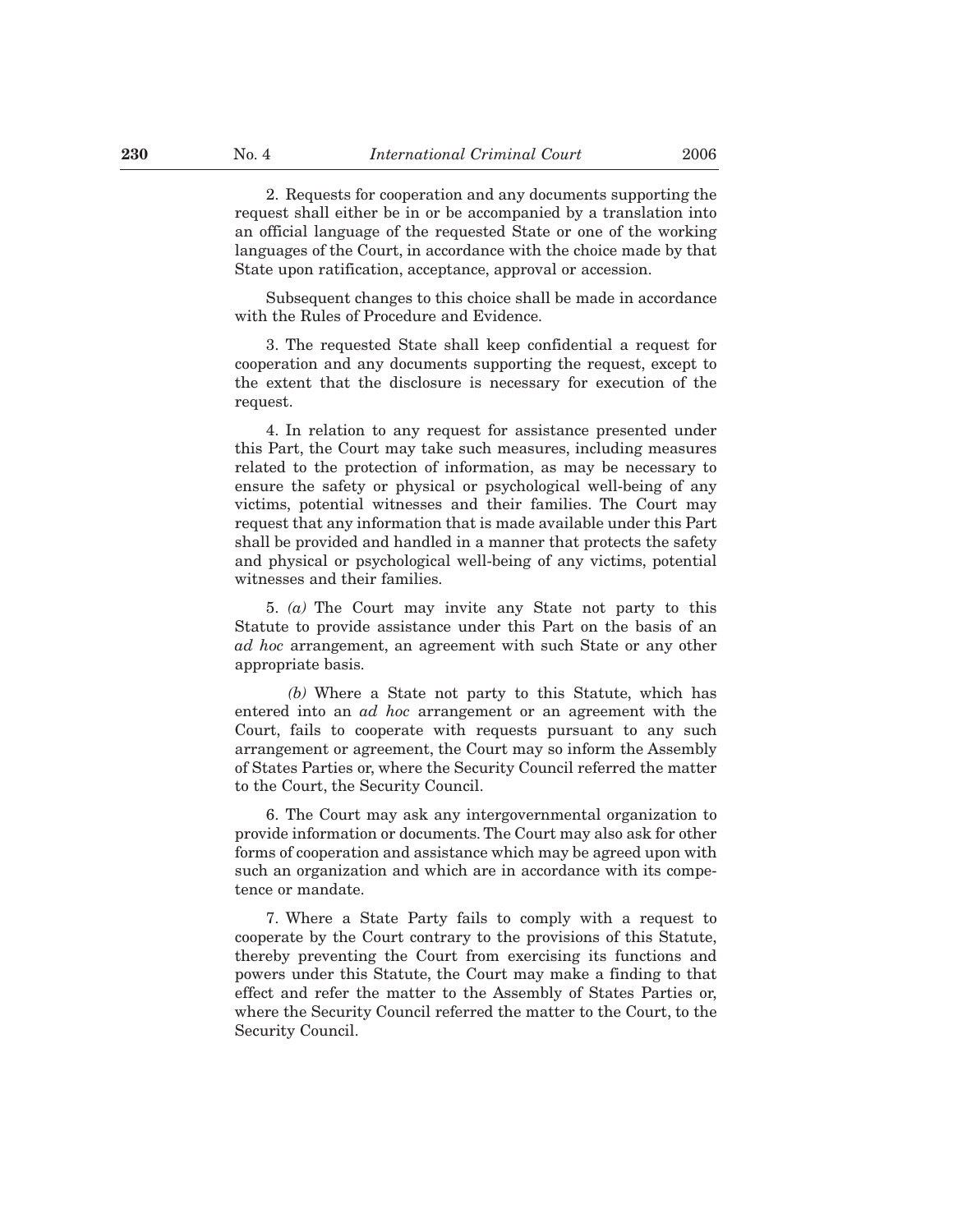2. Requests for cooperation and any documents supporting the request shall either be in or be accompanied by a translation into an official language of the requested State or one of the working languages of the Court, in accordance with the choice made by that State upon ratification, acceptance, approval or accession.

Subsequent changes to this choice shall be made in accordance with the Rules of Procedure and Evidence.

3. The requested State shall keep confidential a request for cooperation and any documents supporting the request, except to the extent that the disclosure is necessary for execution of the request.

4. In relation to any request for assistance presented under this Part, the Court may take such measures, including measures related to the protection of information, as may be necessary to ensure the safety or physical or psychological well-being of any victims, potential witnesses and their families. The Court may request that any information that is made available under this Part shall be provided and handled in a manner that protects the safety and physical or psychological well-being of any victims, potential witnesses and their families.

5. *(a)* The Court may invite any State not party to this Statute to provide assistance under this Part on the basis of an *ad hoc* arrangement, an agreement with such State or any other appropriate basis.

*(b)* Where a State not party to this Statute, which has entered into an *ad hoc* arrangement or an agreement with the Court, fails to cooperate with requests pursuant to any such arrangement or agreement, the Court may so inform the Assembly of States Parties or, where the Security Council referred the matter to the Court, the Security Council.

6. The Court may ask any intergovernmental organization to provide information or documents. The Court may also ask for other forms of cooperation and assistance which may be agreed upon with such an organization and which are in accordance with its competence or mandate.

7. Where a State Party fails to comply with a request to cooperate by the Court contrary to the provisions of this Statute, thereby preventing the Court from exercising its functions and powers under this Statute, the Court may make a finding to that effect and refer the matter to the Assembly of States Parties or, where the Security Council referred the matter to the Court, to the Security Council.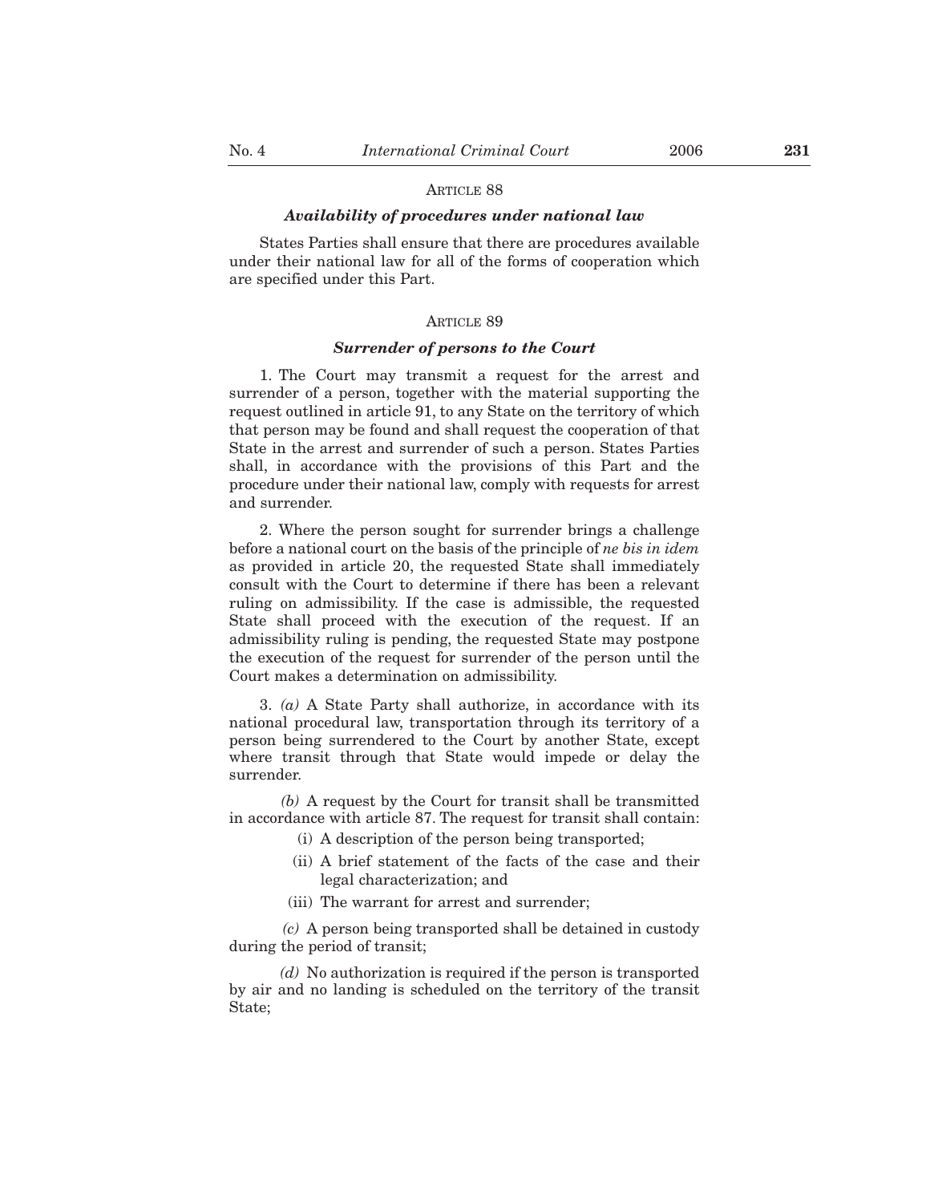ARTICLE 88

***Availability of procedures under national law***

States Parties shall ensure that there are procedures available under their national law for all of the forms of cooperation which are specified under this Part.

ARTICLE 89

***Surrender of persons to the Court***

1. The Court may transmit a request for the arrest and surrender of a person, together with the material supporting the request outlined in article 91, to any State on the territory of which that person may be found and shall request the cooperation of that State in the arrest and surrender of such a person. States Parties shall, in accordance with the provisions of this Part and the procedure under their national law, comply with requests for arrest and surrender.

2. Where the person sought for surrender brings a challenge before a national court on the basis of the principle of *ne bis in idem* as provided in article 20, the requested State shall immediately consult with the Court to determine if there has been a relevant ruling on admissibility. If the case is admissible, the requested State shall proceed with the execution of the request. If an admissibility ruling is pending, the requested State may postpone the execution of the request for surrender of the person until the Court makes a determination on admissibility.

3. *(a)* A State Party shall authorize, in accordance with its national procedural law, transportation through its territory of a person being surrendered to the Court by another State, except where transit through that State would impede or delay the surrender.

*(b)* A request by the Court for transit shall be transmitted in accordance with article 87. The request for transit shall contain:

(i) A description of the person being transported;

(ii) A brief statement of the facts of the case and their legal characterization; and

(iii) The warrant for arrest and surrender;

*(c)* A person being transported shall be detained in custody during the period of transit;

*(d)* No authorization is required if the person is transported by air and no landing is scheduled on the territory of the transit State;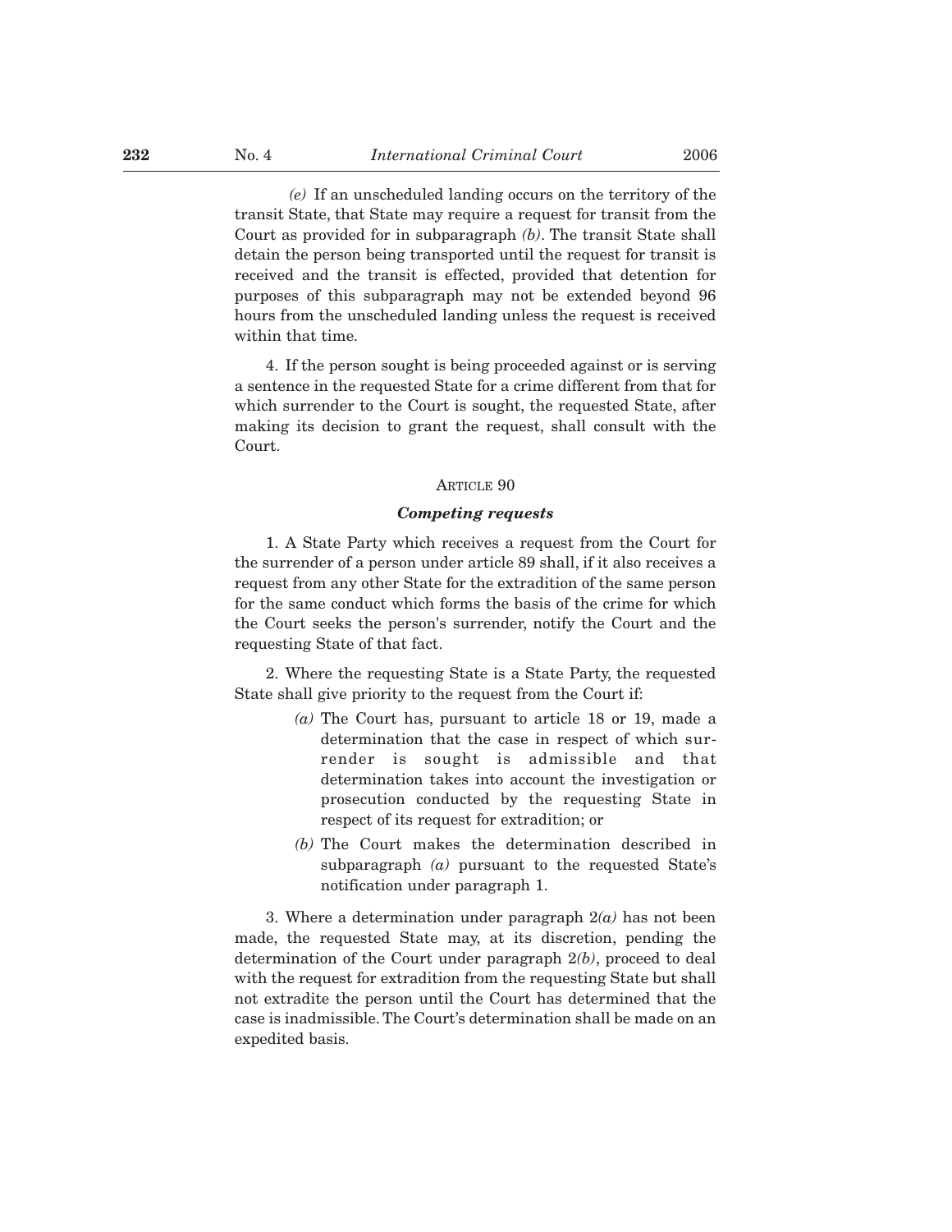*(e)* If an unscheduled landing occurs on the territory of the transit State, that State may require a request for transit from the Court as provided for in subparagraph *(b)*. The transit State shall detain the person being transported until the request for transit is received and the transit is effected, provided that detention for purposes of this subparagraph may not be extended beyond 96 hours from the unscheduled landing unless the request is received within that time.

4. If the person sought is being proceeded against or is serving a sentence in the requested State for a crime different from that for which surrender to the Court is sought, the requested State, after making its decision to grant the request, shall consult with the Court.

ARTICLE 90

***Competing requests***

1. A State Party which receives a request from the Court for the surrender of a person under article 89 shall, if it also receives a request from any other State for the extradition of the same person for the same conduct which forms the basis of the crime for which the Court seeks the person's surrender, notify the Court and the requesting State of that fact.

2. Where the requesting State is a State Party, the requested State shall give priority to the request from the Court if:

*(a)* The Court has, pursuant to article 18 or 19, made a determination that the case in respect of which surrender is sought is admissible and that determination takes into account the investigation or prosecution conducted by the requesting State in respect of its request for extradition; or

*(b)* The Court makes the determination described in subparagraph *(a)* pursuant to the requested State's notification under paragraph 1.

3. Where a determination under paragraph 2*(a)* has not been made, the requested State may, at its discretion, pending the determination of the Court under paragraph 2*(b)*, proceed to deal with the request for extradition from the requesting State but shall not extradite the person until the Court has determined that the case is inadmissible. The Court's determination shall be made on an expedited basis.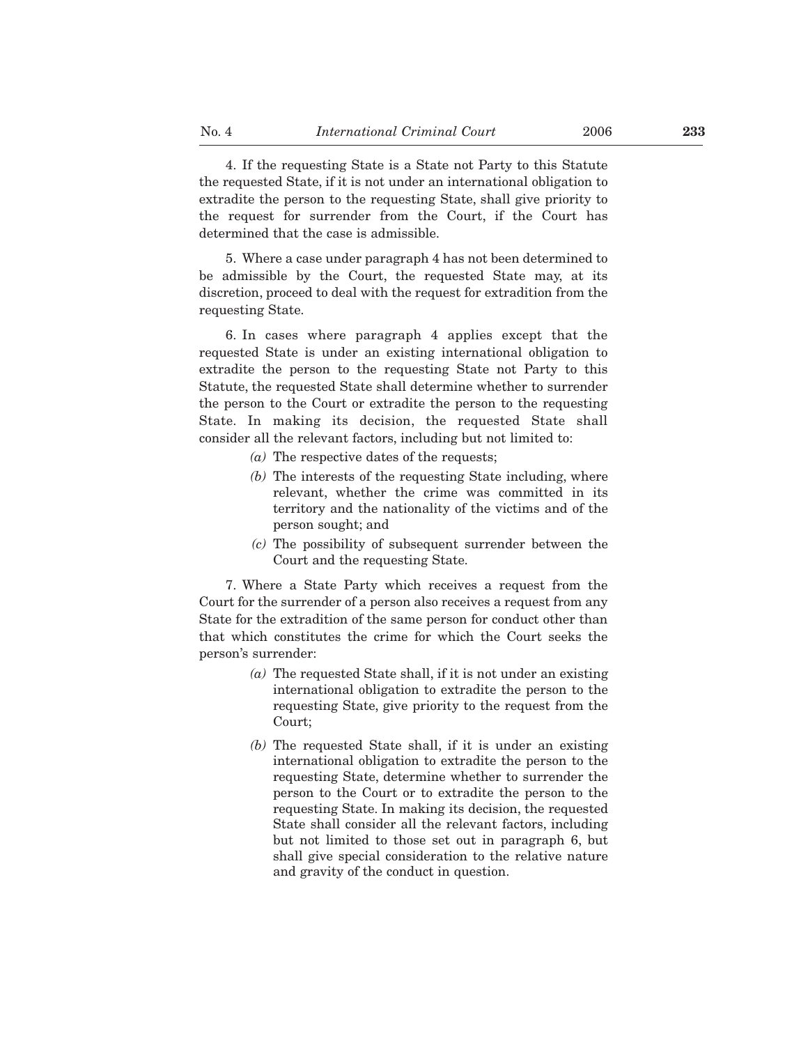4. If the requesting State is a State not Party to this Statute the requested State, if it is not under an international obligation to extradite the person to the requesting State, shall give priority to the request for surrender from the Court, if the Court has determined that the case is admissible.

5. Where a case under paragraph 4 has not been determined to be admissible by the Court, the requested State may, at its discretion, proceed to deal with the request for extradition from the requesting State.

6. In cases where paragraph 4 applies except that the requested State is under an existing international obligation to extradite the person to the requesting State not Party to this Statute, the requested State shall determine whether to surrender the person to the Court or extradite the person to the requesting State. In making its decision, the requested State shall consider all the relevant factors, including but not limited to:

*(a)* The respective dates of the requests;

*(b)* The interests of the requesting State including, where relevant, whether the crime was committed in its territory and the nationality of the victims and of the person sought; and

*(c)* The possibility of subsequent surrender between the Court and the requesting State.

7. Where a State Party which receives a request from the Court for the surrender of a person also receives a request from any State for the extradition of the same person for conduct other than that which constitutes the crime for which the Court seeks the person's surrender:

*(a)* The requested State shall, if it is not under an existing international obligation to extradite the person to the requesting State, give priority to the request from the Court;

*(b)* The requested State shall, if it is under an existing international obligation to extradite the person to the requesting State, determine whether to surrender the person to the Court or to extradite the person to the requesting State. In making its decision, the requested State shall consider all the relevant factors, including but not limited to those set out in paragraph 6, but shall give special consideration to the relative nature and gravity of the conduct in question.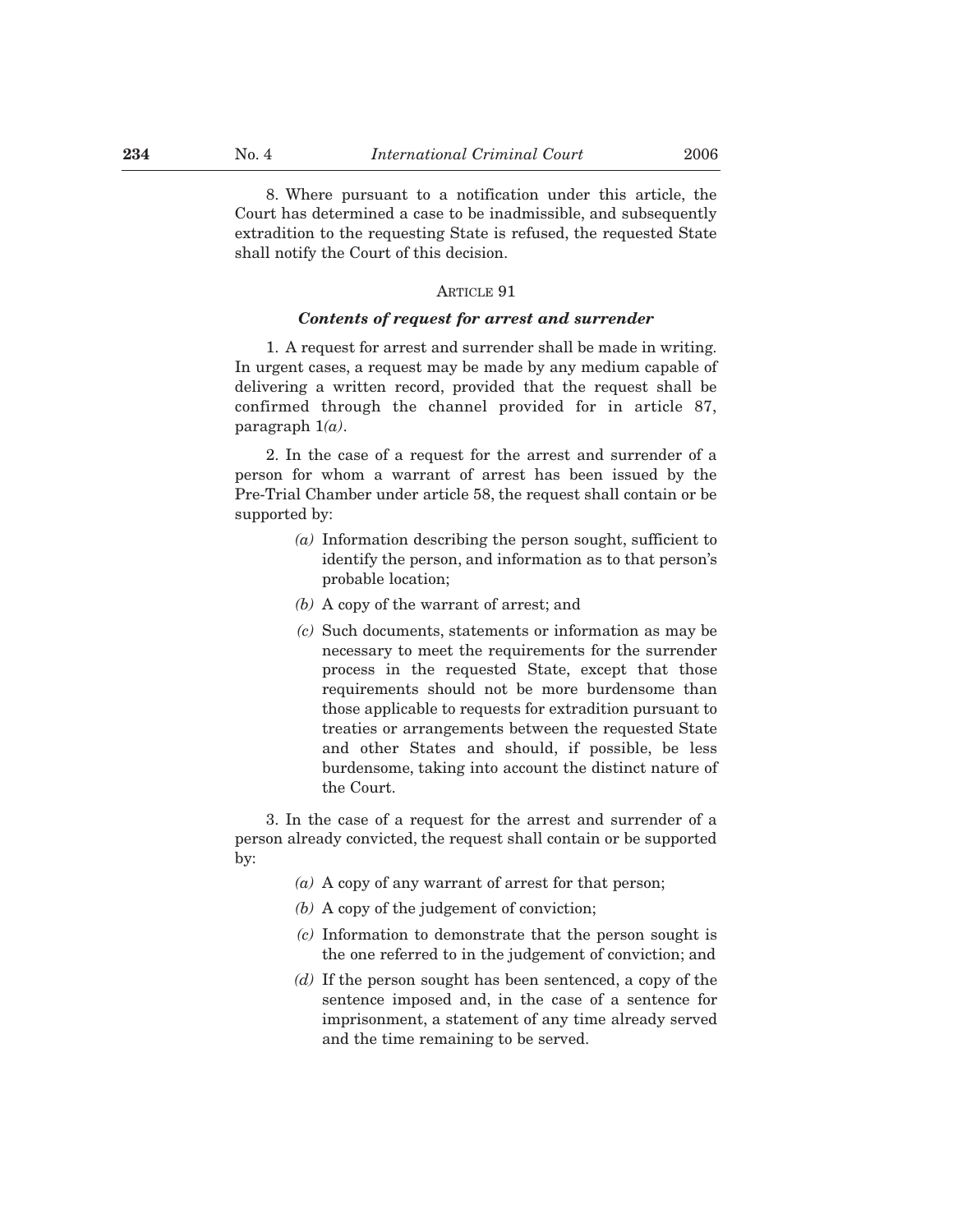8. Where pursuant to a notification under this article, the Court has determined a case to be inadmissible, and subsequently extradition to the requesting State is refused, the requested State shall notify the Court of this decision.

ARTICLE 91

***Contents of request for arrest and surrender***

1. A request for arrest and surrender shall be made in writing. In urgent cases, a request may be made by any medium capable of delivering a written record, provided that the request shall be confirmed through the channel provided for in article 87, paragraph 1*(a)*.

2. In the case of a request for the arrest and surrender of a person for whom a warrant of arrest has been issued by the Pre-Trial Chamber under article 58, the request shall contain or be supported by:

*(a)* Information describing the person sought, sufficient to identify the person, and information as to that person's probable location;

*(b)* A copy of the warrant of arrest; and

*(c)* Such documents, statements or information as may be necessary to meet the requirements for the surrender process in the requested State, except that those requirements should not be more burdensome than those applicable to requests for extradition pursuant to treaties or arrangements between the requested State and other States and should, if possible, be less burdensome, taking into account the distinct nature of the Court.

3. In the case of a request for the arrest and surrender of a person already convicted, the request shall contain or be supported by:

*(a)* A copy of any warrant of arrest for that person;

*(b)* A copy of the judgement of conviction;

*(c)* Information to demonstrate that the person sought is the one referred to in the judgement of conviction; and

*(d)* If the person sought has been sentenced, a copy of the sentence imposed and, in the case of a sentence for imprisonment, a statement of any time already served and the time remaining to be served.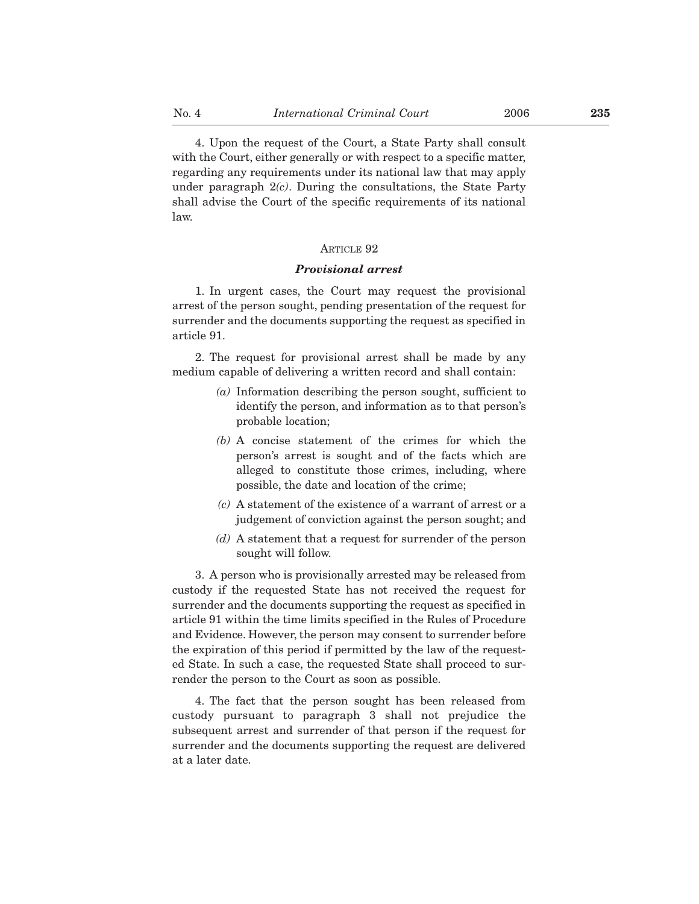4. Upon the request of the Court, a State Party shall consult with the Court, either generally or with respect to a specific matter, regarding any requirements under its national law that may apply under paragraph 2*(c)*. During the consultations, the State Party shall advise the Court of the specific requirements of its national law.

ARTICLE 92

### *Provisional arrest*

1. In urgent cases, the Court may request the provisional arrest of the person sought, pending presentation of the request for surrender and the documents supporting the request as specified in article 91.

2. The request for provisional arrest shall be made by any medium capable of delivering a written record and shall contain:

*(a)* Information describing the person sought, sufficient to identify the person, and information as to that person's probable location;

*(b)* A concise statement of the crimes for which the person's arrest is sought and of the facts which are alleged to constitute those crimes, including, where possible, the date and location of the crime;

*(c)* A statement of the existence of a warrant of arrest or a judgement of conviction against the person sought; and

*(d)* A statement that a request for surrender of the person sought will follow.

3. A person who is provisionally arrested may be released from custody if the requested State has not received the request for surrender and the documents supporting the request as specified in article 91 within the time limits specified in the Rules of Procedure and Evidence. However, the person may consent to surrender before the expiration of this period if permitted by the law of the requested State. In such a case, the requested State shall proceed to surrender the person to the Court as soon as possible.

4. The fact that the person sought has been released from custody pursuant to paragraph 3 shall not prejudice the subsequent arrest and surrender of that person if the request for surrender and the documents supporting the request are delivered at a later date.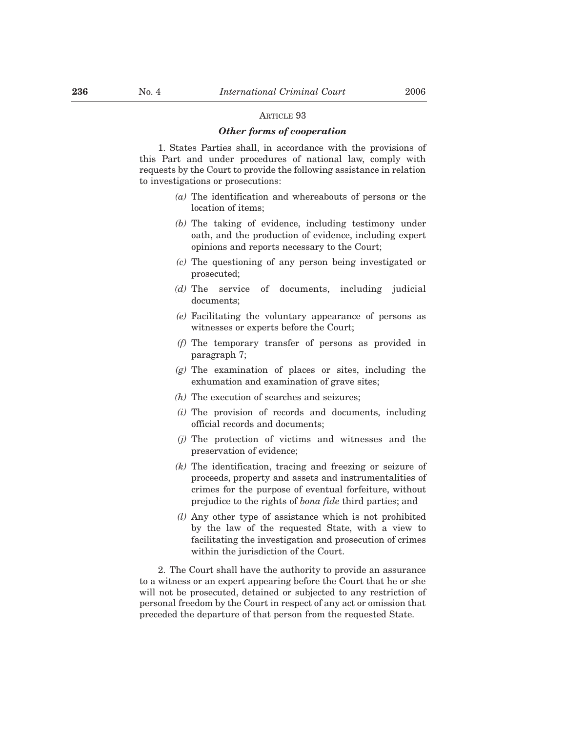### ARTICLE 93

#### *Other forms of cooperation*

1. States Parties shall, in accordance with the provisions of this Part and under procedures of national law, comply with requests by the Court to provide the following assistance in relation to investigations or prosecutions:

*(a)* The identification and whereabouts of persons or the location of items;

*(b)* The taking of evidence, including testimony under oath, and the production of evidence, including expert opinions and reports necessary to the Court;

*(c)* The questioning of any person being investigated or prosecuted;

*(d)* The service of documents, including judicial documents;

*(e)* Facilitating the voluntary appearance of persons as witnesses or experts before the Court;

*(f)* The temporary transfer of persons as provided in paragraph 7;

*(g)* The examination of places or sites, including the exhumation and examination of grave sites;

*(h)* The execution of searches and seizures;

*(i)* The provision of records and documents, including official records and documents;

*(j)* The protection of victims and witnesses and the preservation of evidence;

*(k)* The identification, tracing and freezing or seizure of proceeds, property and assets and instrumentalities of crimes for the purpose of eventual forfeiture, without prejudice to the rights of *bona fide* third parties; and

*(l)* Any other type of assistance which is not prohibited by the law of the requested State, with a view to facilitating the investigation and prosecution of crimes within the jurisdiction of the Court.

2. The Court shall have the authority to provide an assurance to a witness or an expert appearing before the Court that he or she will not be prosecuted, detained or subjected to any restriction of personal freedom by the Court in respect of any act or omission that preceded the departure of that person from the requested State.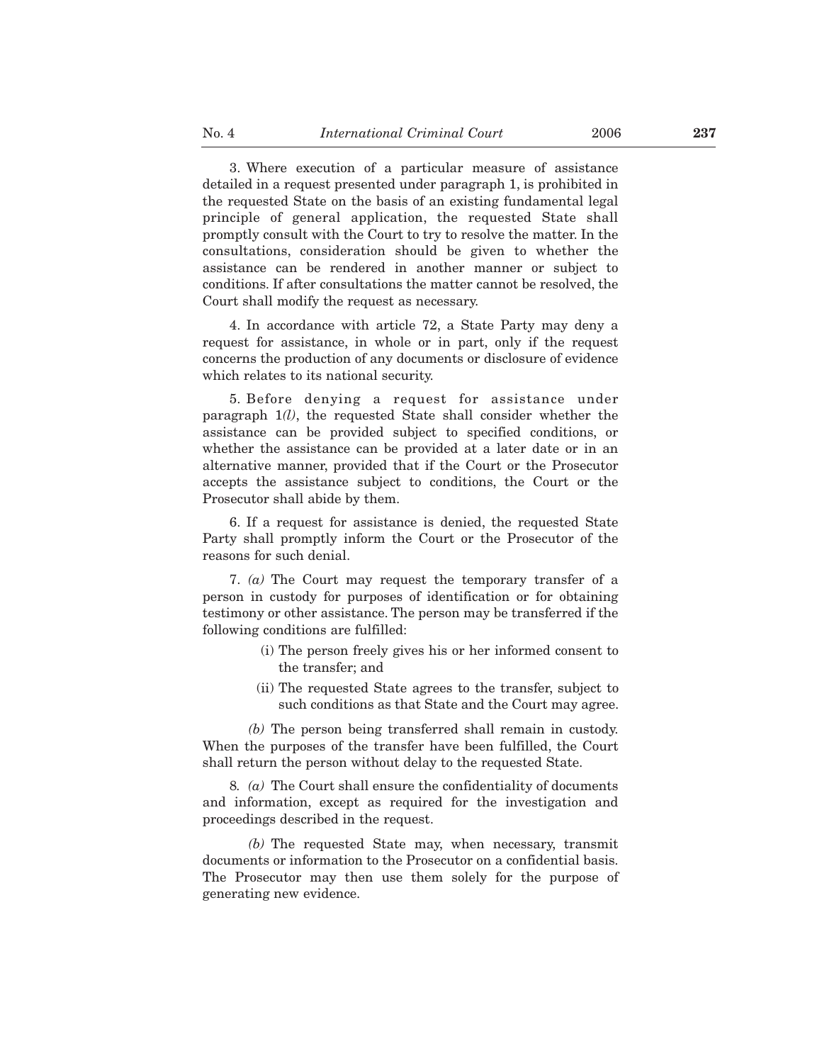3. Where execution of a particular measure of assistance detailed in a request presented under paragraph 1, is prohibited in the requested State on the basis of an existing fundamental legal principle of general application, the requested State shall promptly consult with the Court to try to resolve the matter. In the consultations, consideration should be given to whether the assistance can be rendered in another manner or subject to conditions. If after consultations the matter cannot be resolved, the Court shall modify the request as necessary.

4. In accordance with article 72, a State Party may deny a request for assistance, in whole or in part, only if the request concerns the production of any documents or disclosure of evidence which relates to its national security.

5. Before denying a request for assistance under paragraph 1*(l)*, the requested State shall consider whether the assistance can be provided subject to specified conditions, or whether the assistance can be provided at a later date or in an alternative manner, provided that if the Court or the Prosecutor accepts the assistance subject to conditions, the Court or the Prosecutor shall abide by them.

6. If a request for assistance is denied, the requested State Party shall promptly inform the Court or the Prosecutor of the reasons for such denial.

7. *(a)* The Court may request the temporary transfer of a person in custody for purposes of identification or for obtaining testimony or other assistance. The person may be transferred if the following conditions are fulfilled:

(i) The person freely gives his or her informed consent to the transfer; and

(ii) The requested State agrees to the transfer, subject to such conditions as that State and the Court may agree.

*(b)* The person being transferred shall remain in custody. When the purposes of the transfer have been fulfilled, the Court shall return the person without delay to the requested State.

8. *(a)* The Court shall ensure the confidentiality of documents and information, except as required for the investigation and proceedings described in the request.

*(b)* The requested State may, when necessary, transmit documents or information to the Prosecutor on a confidential basis. The Prosecutor may then use them solely for the purpose of generating new evidence.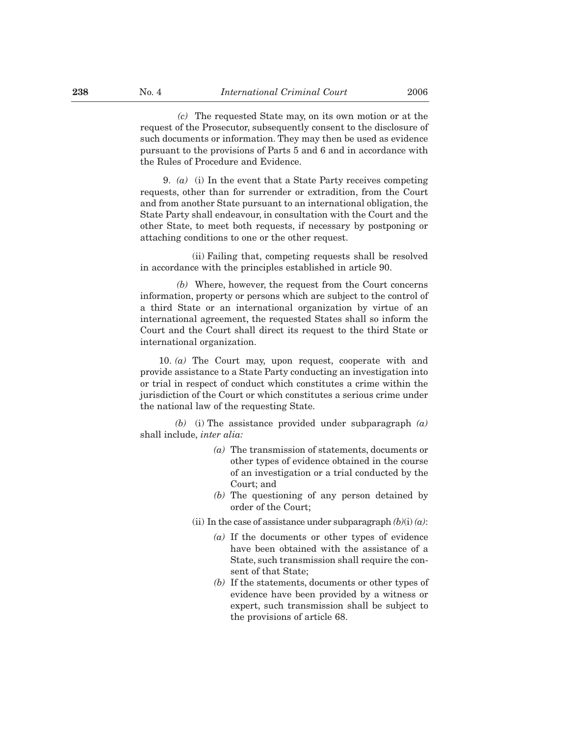*(c)* The requested State may, on its own motion or at the request of the Prosecutor, subsequently consent to the disclosure of such documents or information. They may then be used as evidence pursuant to the provisions of Parts 5 and 6 and in accordance with the Rules of Procedure and Evidence.

9. *(a)* (i) In the event that a State Party receives competing requests, other than for surrender or extradition, from the Court and from another State pursuant to an international obligation, the State Party shall endeavour, in consultation with the Court and the other State, to meet both requests, if necessary by postponing or attaching conditions to one or the other request.

(ii) Failing that, competing requests shall be resolved in accordance with the principles established in article 90.

*(b)* Where, however, the request from the Court concerns information, property or persons which are subject to the control of a third State or an international organization by virtue of an international agreement, the requested States shall so inform the Court and the Court shall direct its request to the third State or international organization.

10. *(a)* The Court may, upon request, cooperate with and provide assistance to a State Party conducting an investigation into or trial in respect of conduct which constitutes a crime within the jurisdiction of the Court or which constitutes a serious crime under the national law of the requesting State.

*(b)* (i) The assistance provided under subparagraph *(a)* shall include, *inter alia:*

- *(a)* The transmission of statements, documents or other types of evidence obtained in the course of an investigation or a trial conducted by the Court; and
- *(b)* The questioning of any person detained by order of the Court;

(ii) In the case of assistance under subparagraph *(b)*(i) *(a)*:

- *(a)* If the documents or other types of evidence have been obtained with the assistance of a State, such transmission shall require the consent of that State;
- *(b)* If the statements, documents or other types of evidence have been provided by a witness or expert, such transmission shall be subject to the provisions of article 68.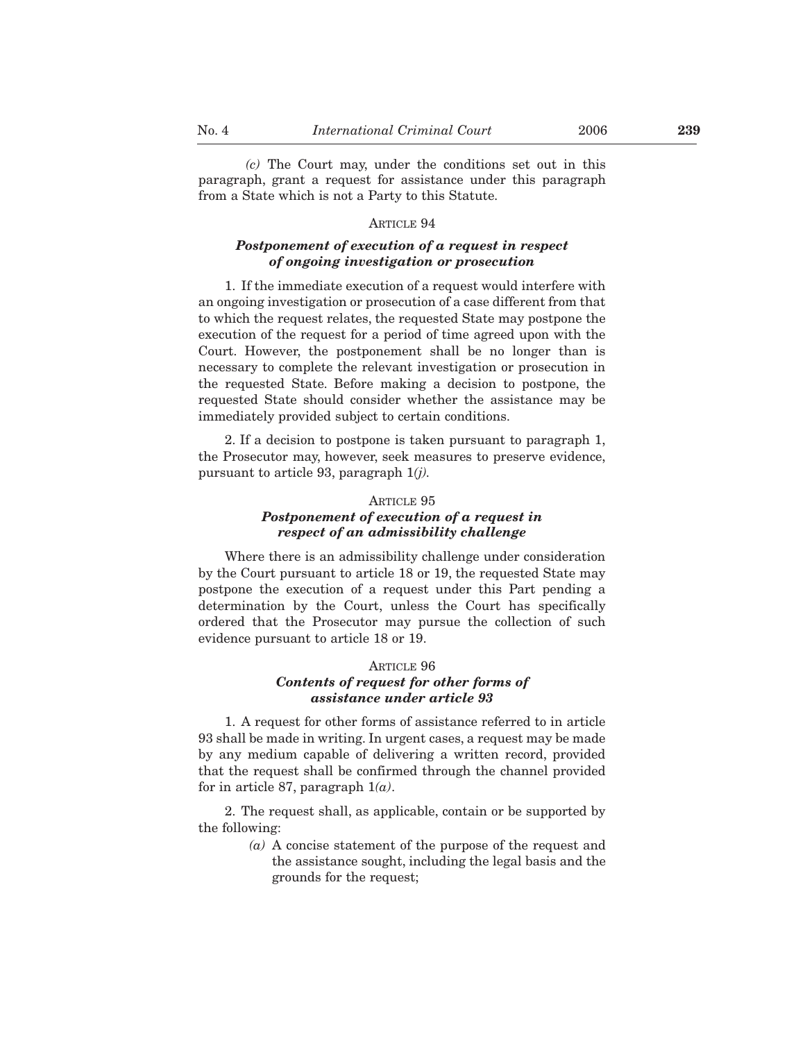*(c)* The Court may, under the conditions set out in this paragraph, grant a request for assistance under this paragraph from a State which is not a Party to this Statute.

### ARTICLE 94

### *Postponement of execution of a request in respect of ongoing investigation or prosecution*

1. If the immediate execution of a request would interfere with an ongoing investigation or prosecution of a case different from that to which the request relates, the requested State may postpone the execution of the request for a period of time agreed upon with the Court. However, the postponement shall be no longer than is necessary to complete the relevant investigation or prosecution in the requested State. Before making a decision to postpone, the requested State should consider whether the assistance may be immediately provided subject to certain conditions.

2. If a decision to postpone is taken pursuant to paragraph 1, the Prosecutor may, however, seek measures to preserve evidence, pursuant to article 93, paragraph 1*(j)*.

### ARTICLE 95

### *Postponement of execution of a request in respect of an admissibility challenge*

Where there is an admissibility challenge under consideration by the Court pursuant to article 18 or 19, the requested State may postpone the execution of a request under this Part pending a determination by the Court, unless the Court has specifically ordered that the Prosecutor may pursue the collection of such evidence pursuant to article 18 or 19.

### ARTICLE 96

### *Contents of request for other forms of assistance under article 93*

1. A request for other forms of assistance referred to in article 93 shall be made in writing. In urgent cases, a request may be made by any medium capable of delivering a written record, provided that the request shall be confirmed through the channel provided for in article 87, paragraph 1*(a)*.

2. The request shall, as applicable, contain or be supported by the following:

*(a)* A concise statement of the purpose of the request and the assistance sought, including the legal basis and the grounds for the request;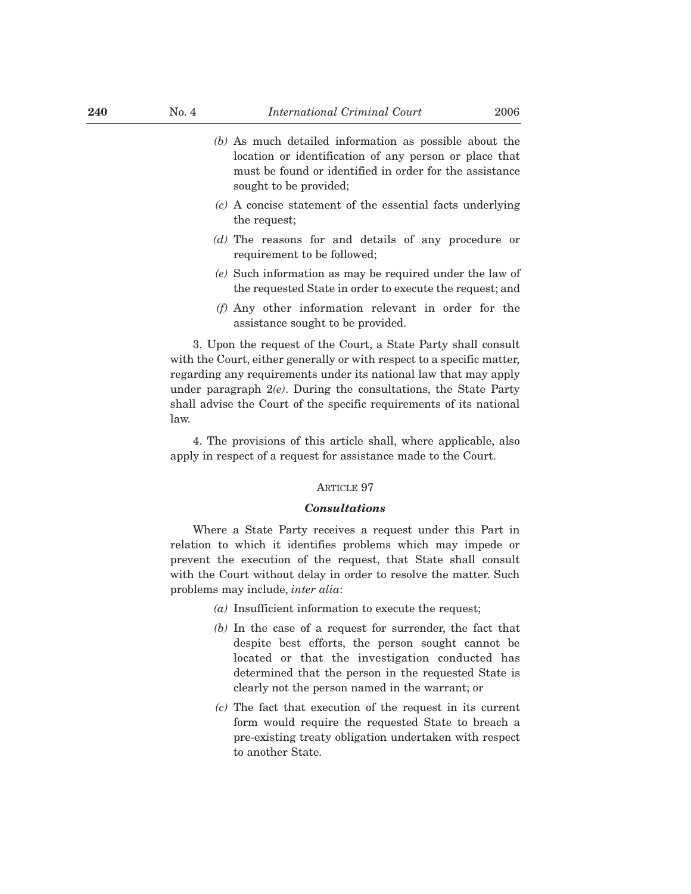*(b)* As much detailed information as possible about the location or identification of any person or place that must be found or identified in order for the assistance sought to be provided;

*(c)* A concise statement of the essential facts underlying the request;

*(d)* The reasons for and details of any procedure or requirement to be followed;

*(e)* Such information as may be required under the law of the requested State in order to execute the request; and

*(f)* Any other information relevant in order for the assistance sought to be provided.

3. Upon the request of the Court, a State Party shall consult with the Court, either generally or with respect to a specific matter, regarding any requirements under its national law that may apply under paragraph 2*(e)*. During the consultations, the State Party shall advise the Court of the specific requirements of its national law.

4. The provisions of this article shall, where applicable, also apply in respect of a request for assistance made to the Court.

### Article 97

#### ***Consultations***

Where a State Party receives a request under this Part in relation to which it identifies problems which may impede or prevent the execution of the request, that State shall consult with the Court without delay in order to resolve the matter. Such problems may include, *inter alia*:

*(a)* Insufficient information to execute the request;

*(b)* In the case of a request for surrender, the fact that despite best efforts, the person sought cannot be located or that the investigation conducted has determined that the person in the requested State is clearly not the person named in the warrant; or

*(c)* The fact that execution of the request in its current form would require the requested State to breach a pre-existing treaty obligation undertaken with respect to another State.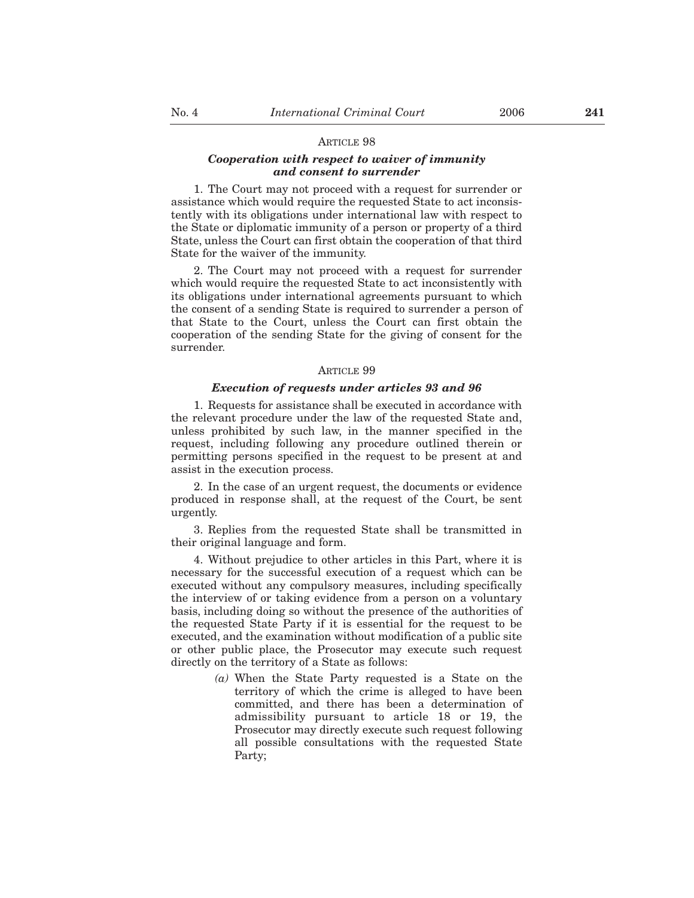ARTICLE 98

***Cooperation with respect to waiver of immunity and consent to surrender***

1. The Court may not proceed with a request for surrender or assistance which would require the requested State to act inconsistently with its obligations under international law with respect to the State or diplomatic immunity of a person or property of a third State, unless the Court can first obtain the cooperation of that third State for the waiver of the immunity.

2. The Court may not proceed with a request for surrender which would require the requested State to act inconsistently with its obligations under international agreements pursuant to which the consent of a sending State is required to surrender a person of that State to the Court, unless the Court can first obtain the cooperation of the sending State for the giving of consent for the surrender.

ARTICLE 99

***Execution of requests under articles 93 and 96***

1. Requests for assistance shall be executed in accordance with the relevant procedure under the law of the requested State and, unless prohibited by such law, in the manner specified in the request, including following any procedure outlined therein or permitting persons specified in the request to be present at and assist in the execution process.

2. In the case of an urgent request, the documents or evidence produced in response shall, at the request of the Court, be sent urgently.

3. Replies from the requested State shall be transmitted in their original language and form.

4. Without prejudice to other articles in this Part, where it is necessary for the successful execution of a request which can be executed without any compulsory measures, including specifically the interview of or taking evidence from a person on a voluntary basis, including doing so without the presence of the authorities of the requested State Party if it is essential for the request to be executed, and the examination without modification of a public site or other public place, the Prosecutor may execute such request directly on the territory of a State as follows:

*(a)* When the State Party requested is a State on the territory of which the crime is alleged to have been committed, and there has been a determination of admissibility pursuant to article 18 or 19, the Prosecutor may directly execute such request following all possible consultations with the requested State Party;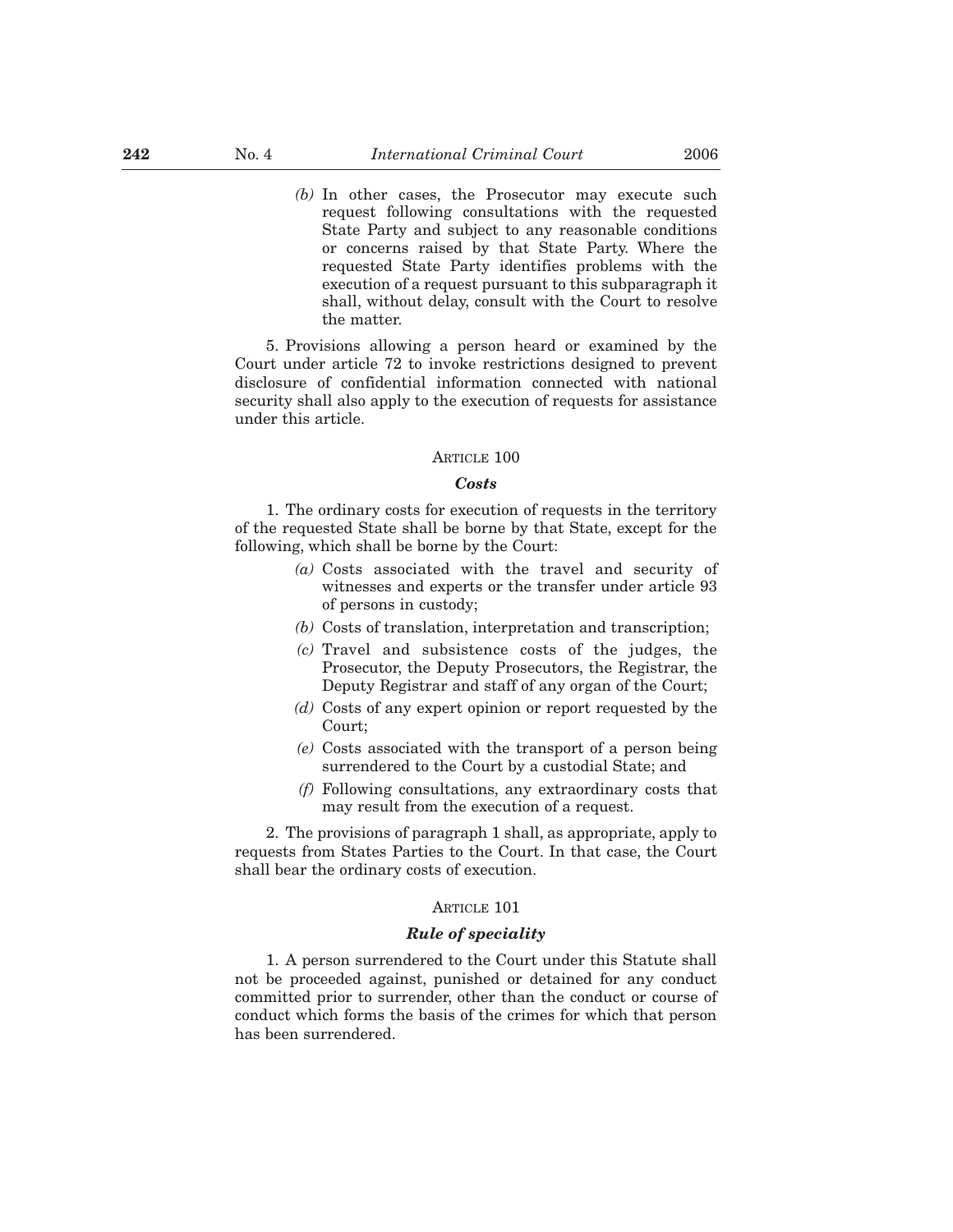(b) In other cases, the Prosecutor may execute such request following consultations with the requested State Party and subject to any reasonable conditions or concerns raised by that State Party. Where the requested State Party identifies problems with the execution of a request pursuant to this subparagraph it shall, without delay, consult with the Court to resolve the matter.

5. Provisions allowing a person heard or examined by the Court under article 72 to invoke restrictions designed to prevent disclosure of confidential information connected with national security shall also apply to the execution of requests for assistance under this article.

ARTICLE 100

***Costs***

1. The ordinary costs for execution of requests in the territory of the requested State shall be borne by that State, except for the following, which shall be borne by the Court:

*(a)* Costs associated with the travel and security of witnesses and experts or the transfer under article 93 of persons in custody;

*(b)* Costs of translation, interpretation and transcription;

*(c)* Travel and subsistence costs of the judges, the Prosecutor, the Deputy Prosecutors, the Registrar, the Deputy Registrar and staff of any organ of the Court;

*(d)* Costs of any expert opinion or report requested by the Court;

*(e)* Costs associated with the transport of a person being surrendered to the Court by a custodial State; and

*(f)* Following consultations, any extraordinary costs that may result from the execution of a request.

2. The provisions of paragraph 1 shall, as appropriate, apply to requests from States Parties to the Court. In that case, the Court shall bear the ordinary costs of execution.

ARTICLE 101

***Rule of speciality***

1. A person surrendered to the Court under this Statute shall not be proceeded against, punished or detained for any conduct committed prior to surrender, other than the conduct or course of conduct which forms the basis of the crimes for which that person has been surrendered.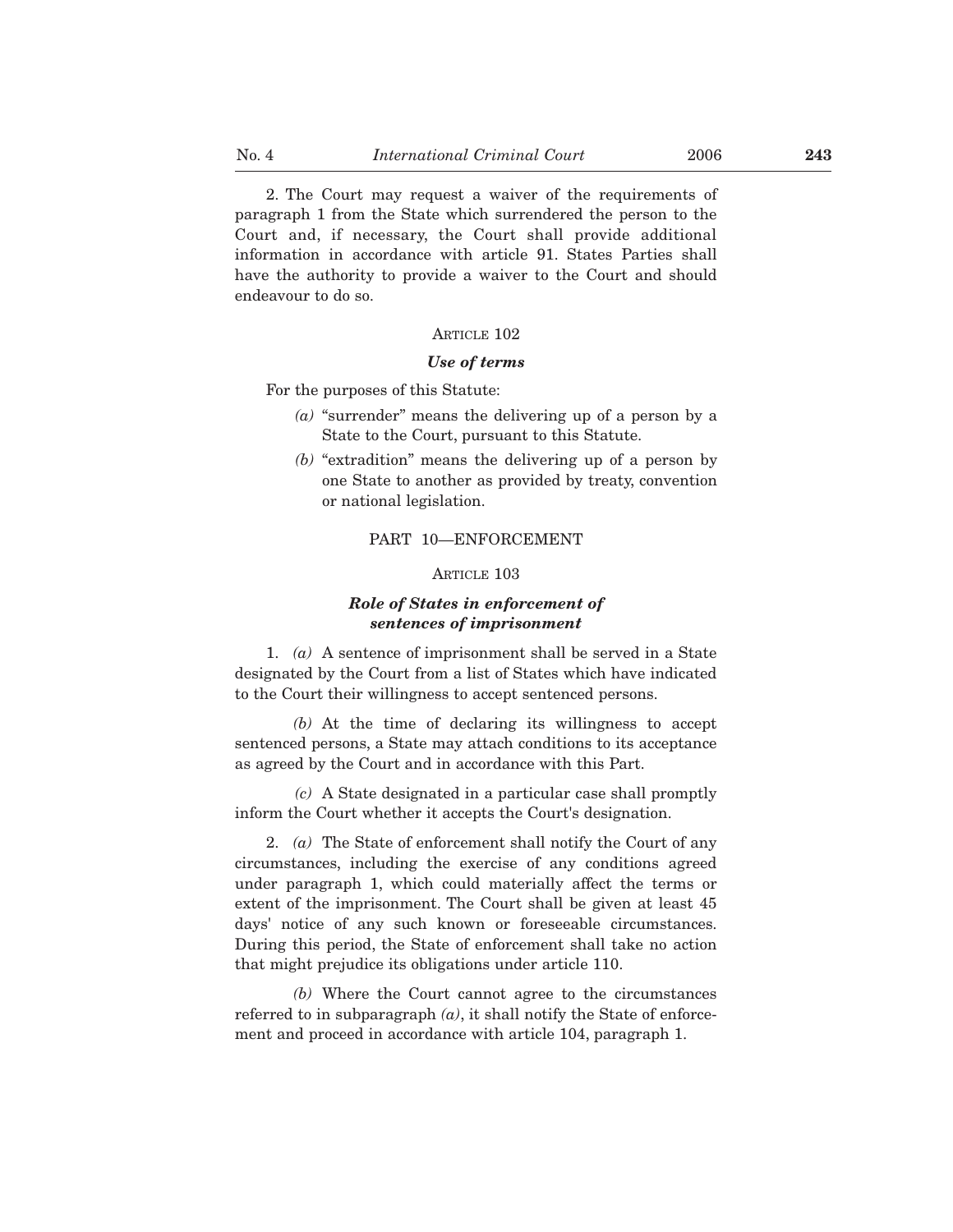2. The Court may request a waiver of the requirements of paragraph 1 from the State which surrendered the person to the Court and, if necessary, the Court shall provide additional information in accordance with article 91. States Parties shall have the authority to provide a waiver to the Court and should endeavour to do so.

ARTICLE 102

***Use of terms***

For the purposes of this Statute:

- *(a)* "surrender" means the delivering up of a person by a State to the Court, pursuant to this Statute.
- *(b)* "extradition" means the delivering up of a person by one State to another as provided by treaty, convention or national legislation.

## PART 10—ENFORCEMENT

ARTICLE 103

***Role of States in enforcement of sentences of imprisonment***

1. *(a)* A sentence of imprisonment shall be served in a State designated by the Court from a list of States which have indicated to the Court their willingness to accept sentenced persons.

*(b)* At the time of declaring its willingness to accept sentenced persons, a State may attach conditions to its acceptance as agreed by the Court and in accordance with this Part.

*(c)* A State designated in a particular case shall promptly inform the Court whether it accepts the Court's designation.

2. *(a)* The State of enforcement shall notify the Court of any circumstances, including the exercise of any conditions agreed under paragraph 1, which could materially affect the terms or extent of the imprisonment. The Court shall be given at least 45 days' notice of any such known or foreseeable circumstances. During this period, the State of enforcement shall take no action that might prejudice its obligations under article 110.

*(b)* Where the Court cannot agree to the circumstances referred to in subparagraph *(a)*, it shall notify the State of enforcement and proceed in accordance with article 104, paragraph 1.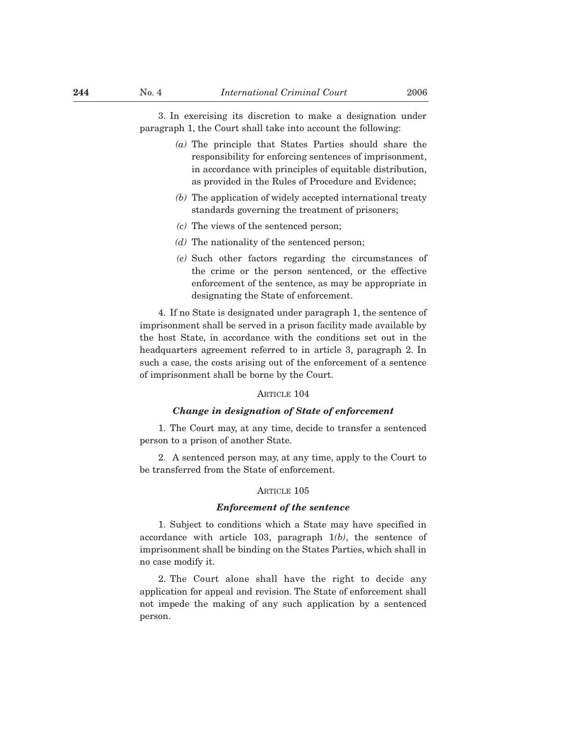3. In exercising its discretion to make a designation under paragraph 1, the Court shall take into account the following:

*(a)* The principle that States Parties should share the responsibility for enforcing sentences of imprisonment, in accordance with principles of equitable distribution, as provided in the Rules of Procedure and Evidence;

*(b)* The application of widely accepted international treaty standards governing the treatment of prisoners;

*(c)* The views of the sentenced person;

*(d)* The nationality of the sentenced person;

*(e)* Such other factors regarding the circumstances of the crime or the person sentenced, or the effective enforcement of the sentence, as may be appropriate in designating the State of enforcement.

4. If no State is designated under paragraph 1, the sentence of imprisonment shall be served in a prison facility made available by the host State, in accordance with the conditions set out in the headquarters agreement referred to in article 3, paragraph 2. In such a case, the costs arising out of the enforcement of a sentence of imprisonment shall be borne by the Court.

ARTICLE 104

***Change in designation of State of enforcement***

1. The Court may, at any time, decide to transfer a sentenced person to a prison of another State.

2. A sentenced person may, at any time, apply to the Court to be transferred from the State of enforcement.

ARTICLE 105

***Enforcement of the sentence***

1. Subject to conditions which a State may have specified in accordance with article 103, paragraph 1*(b)*, the sentence of imprisonment shall be binding on the States Parties, which shall in no case modify it.

2. The Court alone shall have the right to decide any application for appeal and revision. The State of enforcement shall not impede the making of any such application by a sentenced person.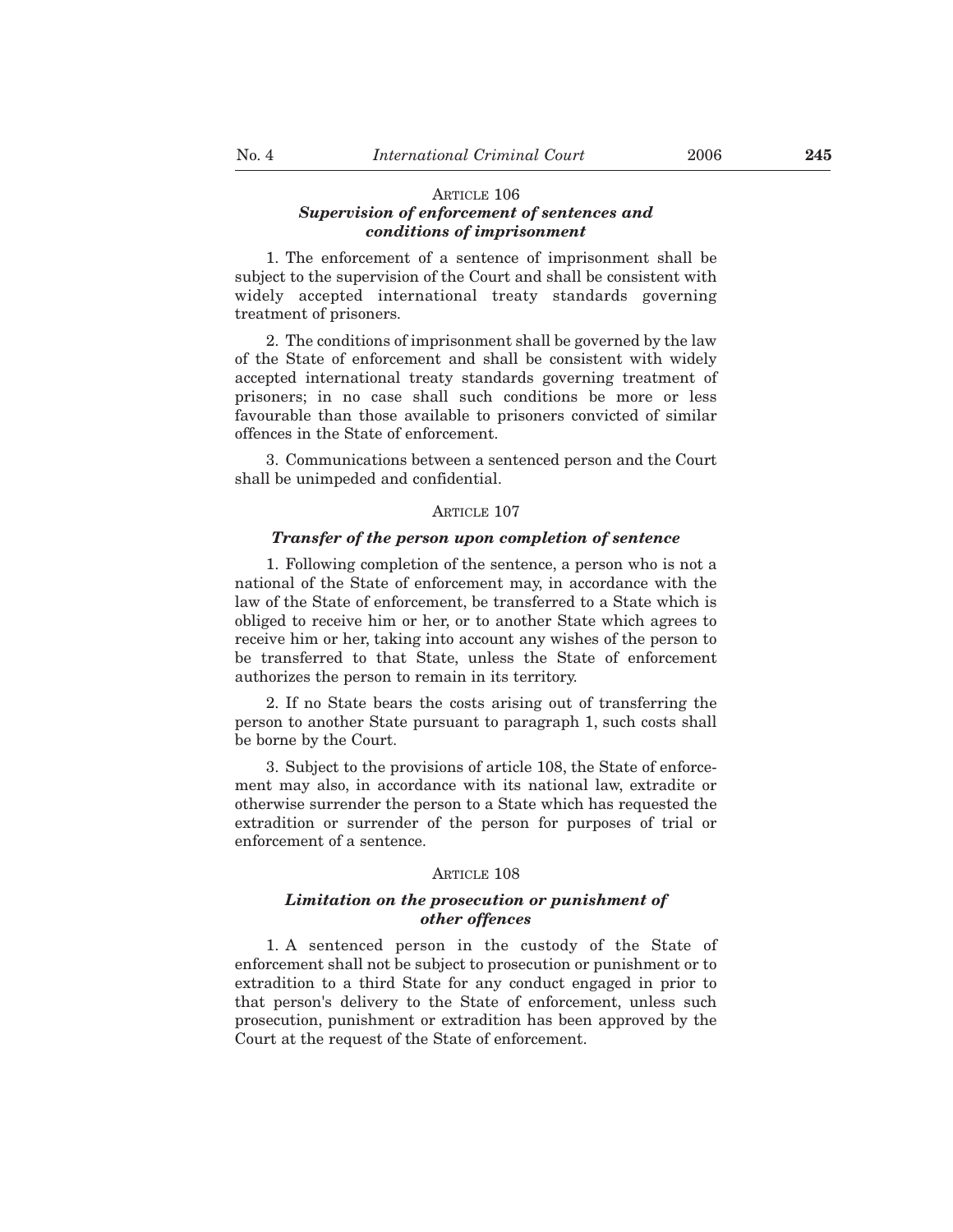ARTICLE 106

***Supervision of enforcement of sentences and conditions of imprisonment***

1. The enforcement of a sentence of imprisonment shall be subject to the supervision of the Court and shall be consistent with widely accepted international treaty standards governing treatment of prisoners.

2. The conditions of imprisonment shall be governed by the law of the State of enforcement and shall be consistent with widely accepted international treaty standards governing treatment of prisoners; in no case shall such conditions be more or less favourable than those available to prisoners convicted of similar offences in the State of enforcement.

3. Communications between a sentenced person and the Court shall be unimpeded and confidential.

ARTICLE 107

***Transfer of the person upon completion of sentence***

1. Following completion of the sentence, a person who is not a national of the State of enforcement may, in accordance with the law of the State of enforcement, be transferred to a State which is obliged to receive him or her, or to another State which agrees to receive him or her, taking into account any wishes of the person to be transferred to that State, unless the State of enforcement authorizes the person to remain in its territory.

2. If no State bears the costs arising out of transferring the person to another State pursuant to paragraph 1, such costs shall be borne by the Court.

3. Subject to the provisions of article 108, the State of enforcement may also, in accordance with its national law, extradite or otherwise surrender the person to a State which has requested the extradition or surrender of the person for purposes of trial or enforcement of a sentence.

ARTICLE 108

***Limitation on the prosecution or punishment of other offences***

1. A sentenced person in the custody of the State of enforcement shall not be subject to prosecution or punishment or to extradition to a third State for any conduct engaged in prior to that person's delivery to the State of enforcement, unless such prosecution, punishment or extradition has been approved by the Court at the request of the State of enforcement.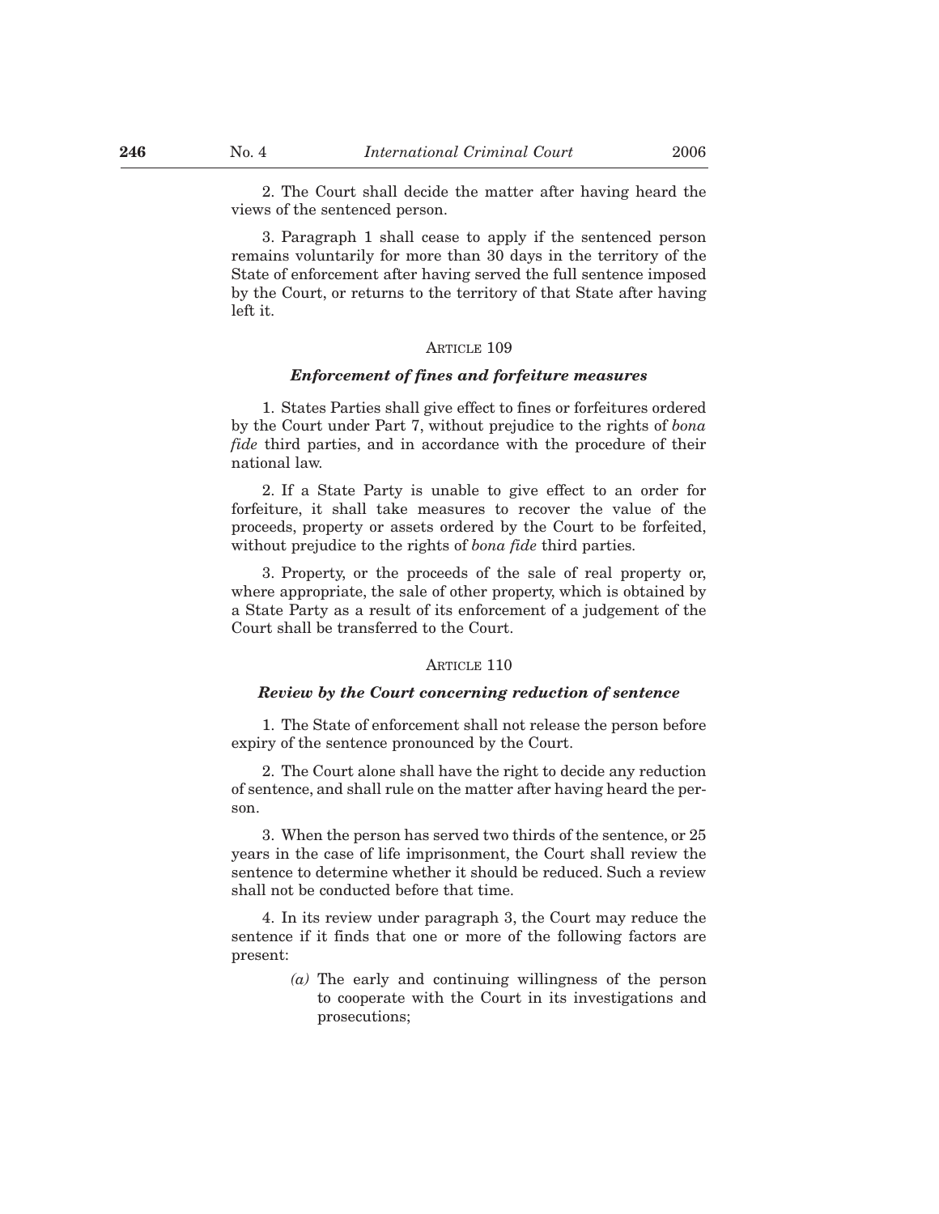2. The Court shall decide the matter after having heard the views of the sentenced person.

3. Paragraph 1 shall cease to apply if the sentenced person remains voluntarily for more than 30 days in the territory of the State of enforcement after having served the full sentence imposed by the Court, or returns to the territory of that State after having left it.

ARTICLE 109

***Enforcement of fines and forfeiture measures***

1. States Parties shall give effect to fines or forfeitures ordered by the Court under Part 7, without prejudice to the rights of *bona fide* third parties, and in accordance with the procedure of their national law.

2. If a State Party is unable to give effect to an order for forfeiture, it shall take measures to recover the value of the proceeds, property or assets ordered by the Court to be forfeited, without prejudice to the rights of *bona fide* third parties.

3. Property, or the proceeds of the sale of real property or, where appropriate, the sale of other property, which is obtained by a State Party as a result of its enforcement of a judgement of the Court shall be transferred to the Court.

ARTICLE 110

***Review by the Court concerning reduction of sentence***

1. The State of enforcement shall not release the person before expiry of the sentence pronounced by the Court.

2. The Court alone shall have the right to decide any reduction of sentence, and shall rule on the matter after having heard the person.

3. When the person has served two thirds of the sentence, or 25 years in the case of life imprisonment, the Court shall review the sentence to determine whether it should be reduced. Such a review shall not be conducted before that time.

4. In its review under paragraph 3, the Court may reduce the sentence if it finds that one or more of the following factors are present:

*(a)* The early and continuing willingness of the person to cooperate with the Court in its investigations and prosecutions;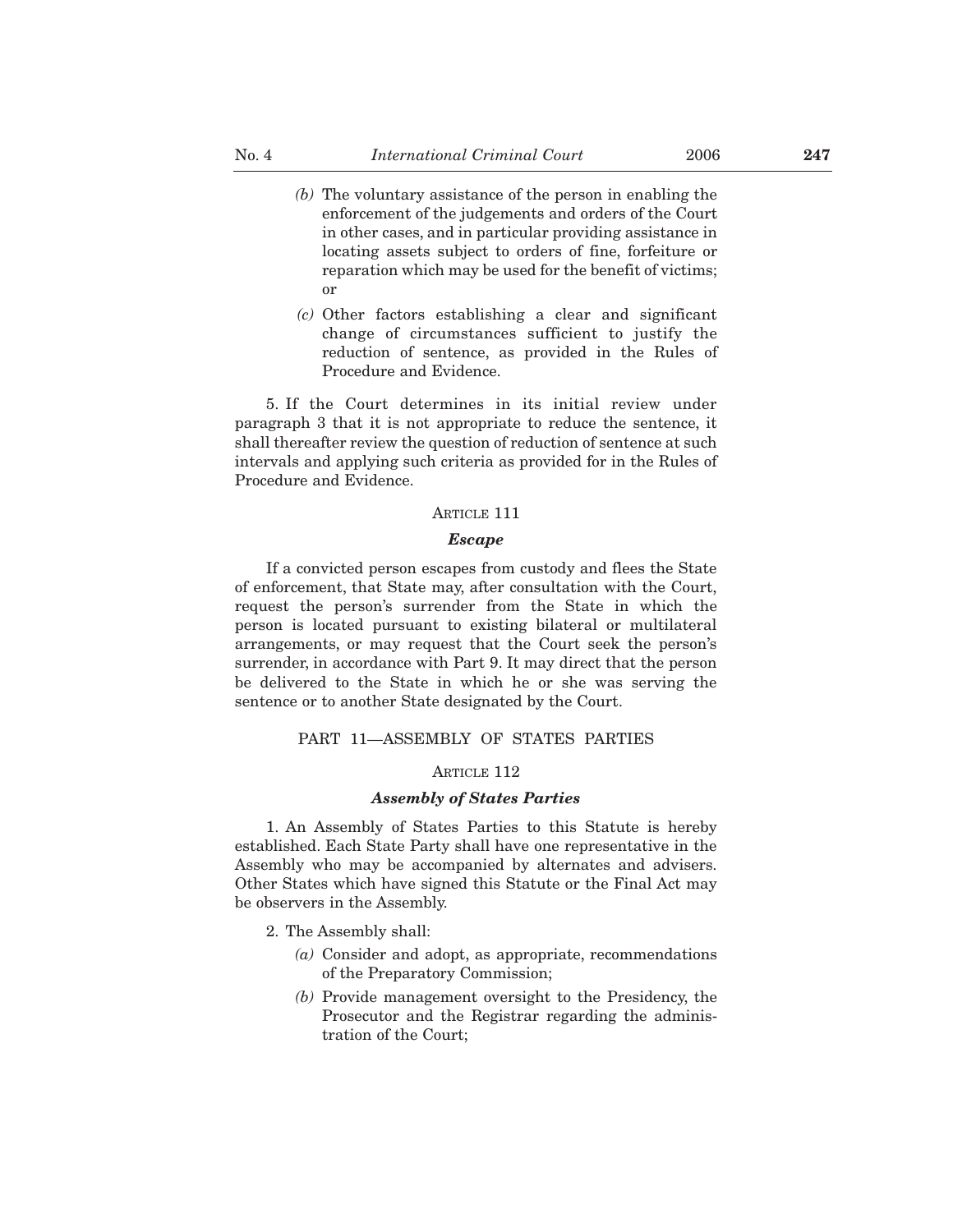(b) The voluntary assistance of the person in enabling the enforcement of the judgements and orders of the Court in other cases, and in particular providing assistance in locating assets subject to orders of fine, forfeiture or reparation which may be used for the benefit of victims; or

(c) Other factors establishing a clear and significant change of circumstances sufficient to justify the reduction of sentence, as provided in the Rules of Procedure and Evidence.

5. If the Court determines in its initial review under paragraph 3 that it is not appropriate to reduce the sentence, it shall thereafter review the question of reduction of sentence at such intervals and applying such criteria as provided for in the Rules of Procedure and Evidence.

### ARTICLE 111

#### *Escape*

If a convicted person escapes from custody and flees the State of enforcement, that State may, after consultation with the Court, request the person's surrender from the State in which the person is located pursuant to existing bilateral or multilateral arrangements, or may request that the Court seek the person's surrender, in accordance with Part 9. It may direct that the person be delivered to the State in which he or she was serving the sentence or to another State designated by the Court.

## PART 11—ASSEMBLY OF STATES PARTIES

### ARTICLE 112

#### *Assembly of States Parties*

1. An Assembly of States Parties to this Statute is hereby established. Each State Party shall have one representative in the Assembly who may be accompanied by alternates and advisers. Other States which have signed this Statute or the Final Act may be observers in the Assembly.

2. The Assembly shall:

(a) Consider and adopt, as appropriate, recommendations of the Preparatory Commission;

(b) Provide management oversight to the Presidency, the Prosecutor and the Registrar regarding the administration of the Court;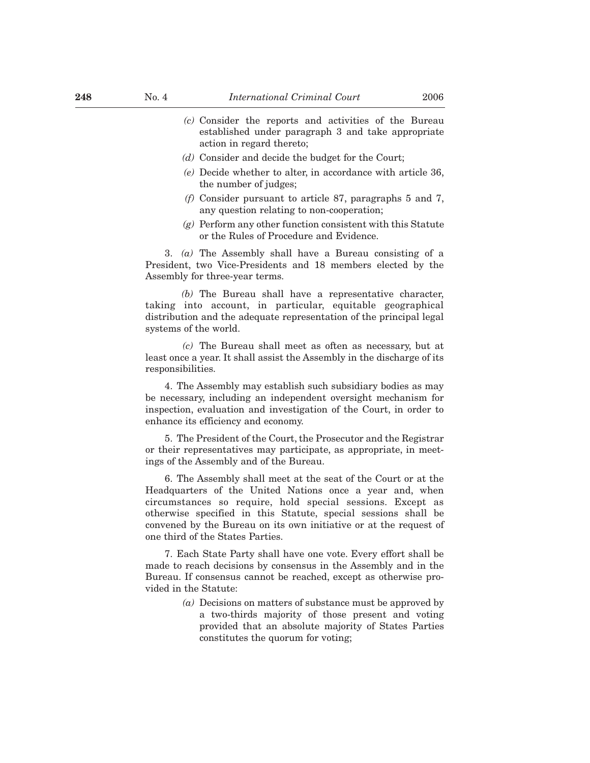*(c)* Consider the reports and activities of the Bureau established under paragraph 3 and take appropriate action in regard thereto;

*(d)* Consider and decide the budget for the Court;

*(e)* Decide whether to alter, in accordance with article 36, the number of judges;

*(f)* Consider pursuant to article 87, paragraphs 5 and 7, any question relating to non-cooperation;

*(g)* Perform any other function consistent with this Statute or the Rules of Procedure and Evidence.

3. *(a)* The Assembly shall have a Bureau consisting of a President, two Vice-Presidents and 18 members elected by the Assembly for three-year terms.

*(b)* The Bureau shall have a representative character, taking into account, in particular, equitable geographical distribution and the adequate representation of the principal legal systems of the world.

*(c)* The Bureau shall meet as often as necessary, but at least once a year. It shall assist the Assembly in the discharge of its responsibilities.

4. The Assembly may establish such subsidiary bodies as may be necessary, including an independent oversight mechanism for inspection, evaluation and investigation of the Court, in order to enhance its efficiency and economy.

5. The President of the Court, the Prosecutor and the Registrar or their representatives may participate, as appropriate, in meetings of the Assembly and of the Bureau.

6. The Assembly shall meet at the seat of the Court or at the Headquarters of the United Nations once a year and, when circumstances so require, hold special sessions. Except as otherwise specified in this Statute, special sessions shall be convened by the Bureau on its own initiative or at the request of one third of the States Parties.

7. Each State Party shall have one vote. Every effort shall be made to reach decisions by consensus in the Assembly and in the Bureau. If consensus cannot be reached, except as otherwise provided in the Statute:

*(a)* Decisions on matters of substance must be approved by a two-thirds majority of those present and voting provided that an absolute majority of States Parties constitutes the quorum for voting;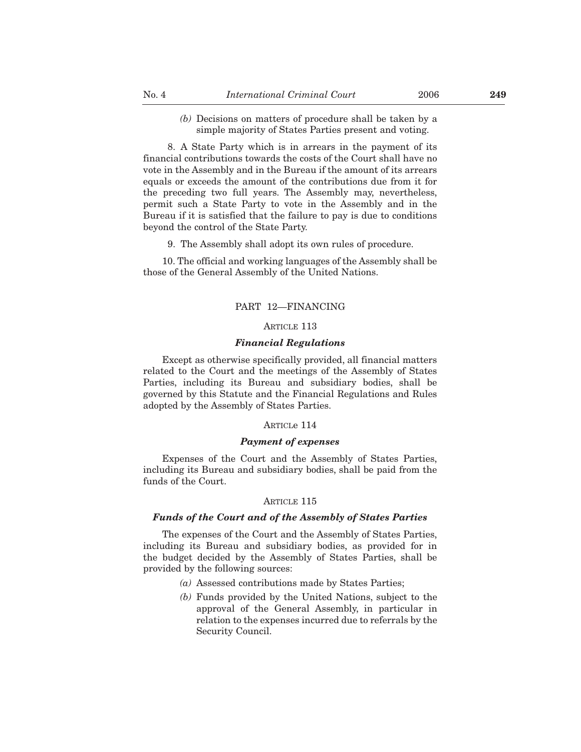*(b)* Decisions on matters of procedure shall be taken by a simple majority of States Parties present and voting.

8. A State Party which is in arrears in the payment of its financial contributions towards the costs of the Court shall have no vote in the Assembly and in the Bureau if the amount of its arrears equals or exceeds the amount of the contributions due from it for the preceding two full years. The Assembly may, nevertheless, permit such a State Party to vote in the Assembly and in the Bureau if it is satisfied that the failure to pay is due to conditions beyond the control of the State Party.

9. The Assembly shall adopt its own rules of procedure.

10. The official and working languages of the Assembly shall be those of the General Assembly of the United Nations.

## PART 12—FINANCING

### ARTICLE 113

### *Financial Regulations*

Except as otherwise specifically provided, all financial matters related to the Court and the meetings of the Assembly of States Parties, including its Bureau and subsidiary bodies, shall be governed by this Statute and the Financial Regulations and Rules adopted by the Assembly of States Parties.

### ARTICLE 114

### *Payment of expenses*

Expenses of the Court and the Assembly of States Parties, including its Bureau and subsidiary bodies, shall be paid from the funds of the Court.

### ARTICLE 115

### *Funds of the Court and of the Assembly of States Parties*

The expenses of the Court and the Assembly of States Parties, including its Bureau and subsidiary bodies, as provided for in the budget decided by the Assembly of States Parties, shall be provided by the following sources:

*(a)* Assessed contributions made by States Parties;

*(b)* Funds provided by the United Nations, subject to the approval of the General Assembly, in particular in relation to the expenses incurred due to referrals by the Security Council.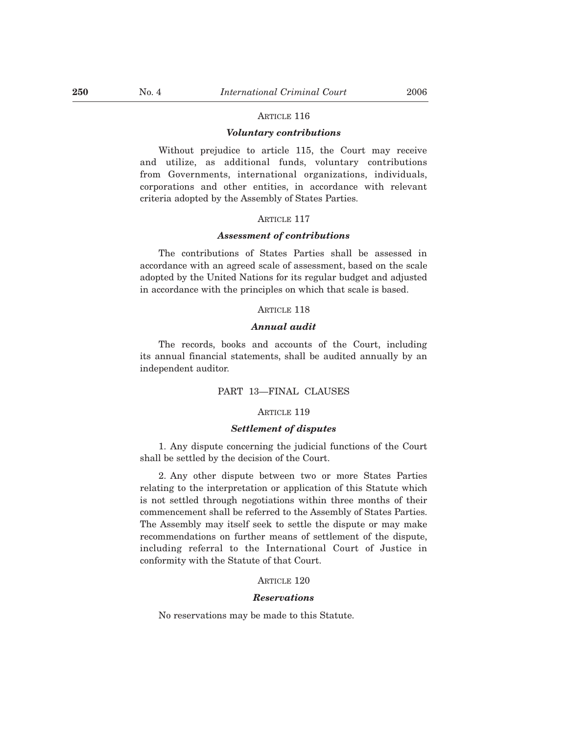ARTICLE 116

***Voluntary contributions***

Without prejudice to article 115, the Court may receive and utilize, as additional funds, voluntary contributions from Governments, international organizations, individuals, corporations and other entities, in accordance with relevant criteria adopted by the Assembly of States Parties.

ARTICLE 117

***Assessment of contributions***

The contributions of States Parties shall be assessed in accordance with an agreed scale of assessment, based on the scale adopted by the United Nations for its regular budget and adjusted in accordance with the principles on which that scale is based.

ARTICLE 118

***Annual audit***

The records, books and accounts of the Court, including its annual financial statements, shall be audited annually by an independent auditor.

## PART 13—FINAL CLAUSES

ARTICLE 119

***Settlement of disputes***

1. Any dispute concerning the judicial functions of the Court shall be settled by the decision of the Court.

2. Any other dispute between two or more States Parties relating to the interpretation or application of this Statute which is not settled through negotiations within three months of their commencement shall be referred to the Assembly of States Parties. The Assembly may itself seek to settle the dispute or may make recommendations on further means of settlement of the dispute, including referral to the International Court of Justice in conformity with the Statute of that Court.

ARTICLE 120

***Reservations***

No reservations may be made to this Statute.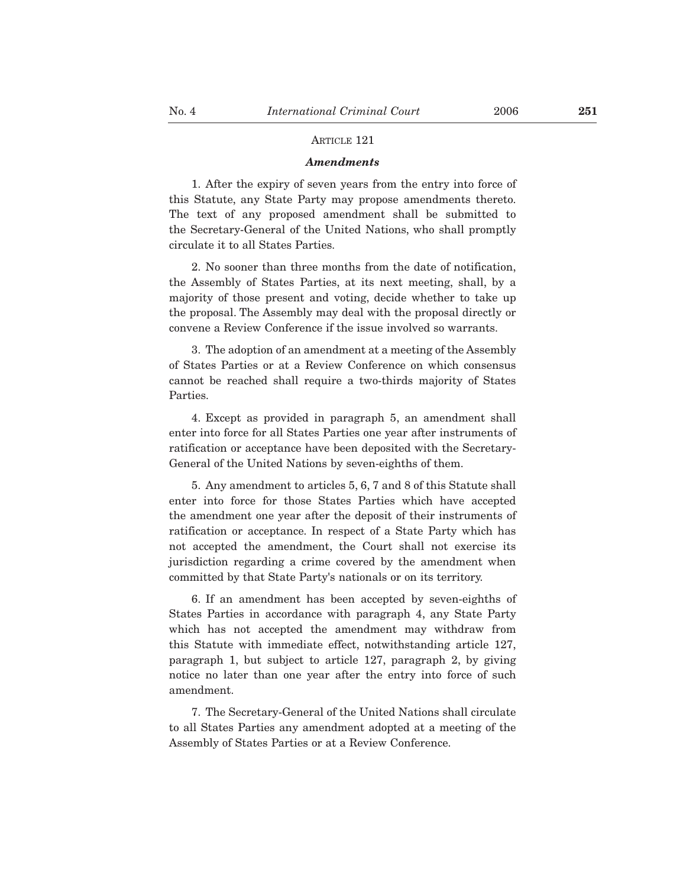ARTICLE 121

***Amendments***

1. After the expiry of seven years from the entry into force of this Statute, any State Party may propose amendments thereto. The text of any proposed amendment shall be submitted to the Secretary-General of the United Nations, who shall promptly circulate it to all States Parties.

2. No sooner than three months from the date of notification, the Assembly of States Parties, at its next meeting, shall, by a majority of those present and voting, decide whether to take up the proposal. The Assembly may deal with the proposal directly or convene a Review Conference if the issue involved so warrants.

3. The adoption of an amendment at a meeting of the Assembly of States Parties or at a Review Conference on which consensus cannot be reached shall require a two-thirds majority of States Parties.

4. Except as provided in paragraph 5, an amendment shall enter into force for all States Parties one year after instruments of ratification or acceptance have been deposited with the Secretary-General of the United Nations by seven-eighths of them.

5. Any amendment to articles 5, 6, 7 and 8 of this Statute shall enter into force for those States Parties which have accepted the amendment one year after the deposit of their instruments of ratification or acceptance. In respect of a State Party which has not accepted the amendment, the Court shall not exercise its jurisdiction regarding a crime covered by the amendment when committed by that State Party's nationals or on its territory.

6. If an amendment has been accepted by seven-eighths of States Parties in accordance with paragraph 4, any State Party which has not accepted the amendment may withdraw from this Statute with immediate effect, notwithstanding article 127, paragraph 1, but subject to article 127, paragraph 2, by giving notice no later than one year after the entry into force of such amendment.

7. The Secretary-General of the United Nations shall circulate to all States Parties any amendment adopted at a meeting of the Assembly of States Parties or at a Review Conference.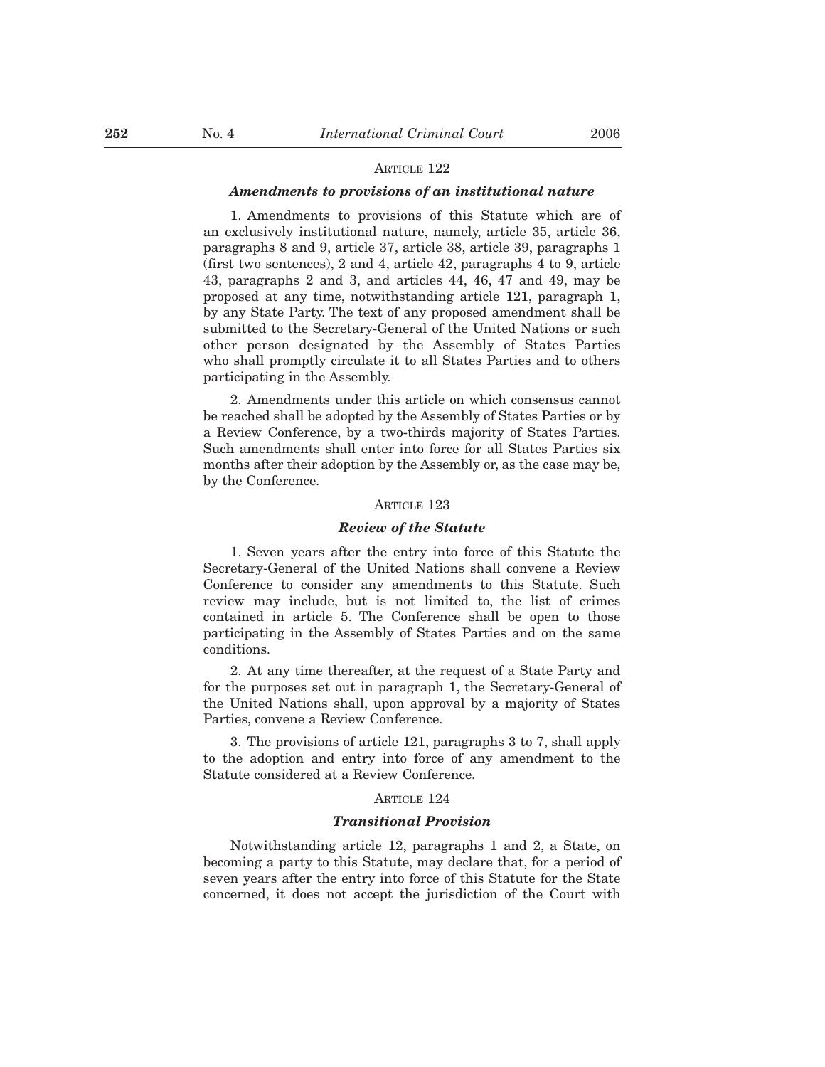ARTICLE 122

### *Amendments to provisions of an institutional nature*

1. Amendments to provisions of this Statute which are of an exclusively institutional nature, namely, article 35, article 36, paragraphs 8 and 9, article 37, article 38, article 39, paragraphs 1 (first two sentences), 2 and 4, article 42, paragraphs 4 to 9, article 43, paragraphs 2 and 3, and articles 44, 46, 47 and 49, may be proposed at any time, notwithstanding article 121, paragraph 1, by any State Party. The text of any proposed amendment shall be submitted to the Secretary-General of the United Nations or such other person designated by the Assembly of States Parties who shall promptly circulate it to all States Parties and to others participating in the Assembly.

2. Amendments under this article on which consensus cannot be reached shall be adopted by the Assembly of States Parties or by a Review Conference, by a two-thirds majority of States Parties. Such amendments shall enter into force for all States Parties six months after their adoption by the Assembly or, as the case may be, by the Conference.

ARTICLE 123

### *Review of the Statute*

1. Seven years after the entry into force of this Statute the Secretary-General of the United Nations shall convene a Review Conference to consider any amendments to this Statute. Such review may include, but is not limited to, the list of crimes contained in article 5. The Conference shall be open to those participating in the Assembly of States Parties and on the same conditions.

2. At any time thereafter, at the request of a State Party and for the purposes set out in paragraph 1, the Secretary-General of the United Nations shall, upon approval by a majority of States Parties, convene a Review Conference.

3. The provisions of article 121, paragraphs 3 to 7, shall apply to the adoption and entry into force of any amendment to the Statute considered at a Review Conference.

ARTICLE 124

### *Transitional Provision*

Notwithstanding article 12, paragraphs 1 and 2, a State, on becoming a party to this Statute, may declare that, for a period of seven years after the entry into force of this Statute for the State concerned, it does not accept the jurisdiction of the Court with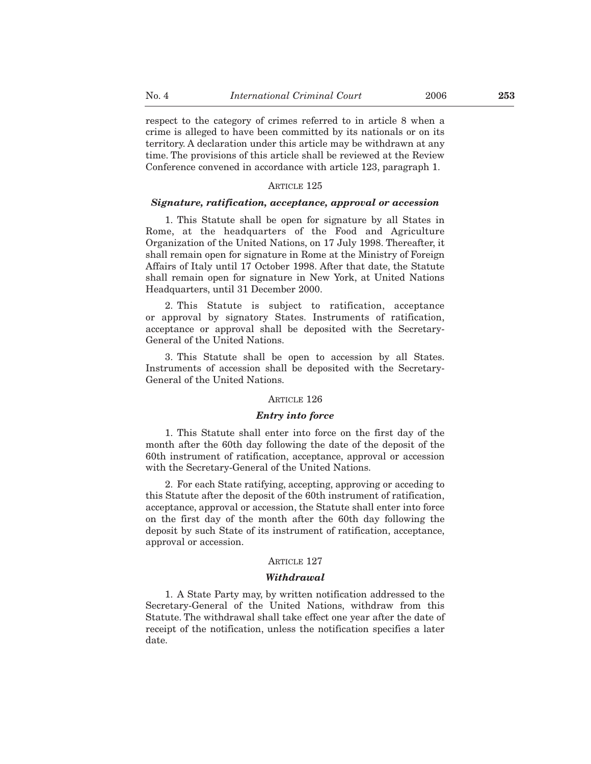respect to the category of crimes referred to in article 8 when a crime is alleged to have been committed by its nationals or on its territory. A declaration under this article may be withdrawn at any time. The provisions of this article shall be reviewed at the Review Conference convened in accordance with article 123, paragraph 1.

ARTICLE 125

### *Signature, ratification, acceptance, approval or accession*

1. This Statute shall be open for signature by all States in Rome, at the headquarters of the Food and Agriculture Organization of the United Nations, on 17 July 1998. Thereafter, it shall remain open for signature in Rome at the Ministry of Foreign Affairs of Italy until 17 October 1998. After that date, the Statute shall remain open for signature in New York, at United Nations Headquarters, until 31 December 2000.

2. This Statute is subject to ratification, acceptance or approval by signatory States. Instruments of ratification, acceptance or approval shall be deposited with the Secretary-General of the United Nations.

3. This Statute shall be open to accession by all States. Instruments of accession shall be deposited with the Secretary-General of the United Nations.

ARTICLE 126

### *Entry into force*

1. This Statute shall enter into force on the first day of the month after the 60th day following the date of the deposit of the 60th instrument of ratification, acceptance, approval or accession with the Secretary-General of the United Nations.

2. For each State ratifying, accepting, approving or acceding to this Statute after the deposit of the 60th instrument of ratification, acceptance, approval or accession, the Statute shall enter into force on the first day of the month after the 60th day following the deposit by such State of its instrument of ratification, acceptance, approval or accession.

ARTICLE 127

### *Withdrawal*

1. A State Party may, by written notification addressed to the Secretary-General of the United Nations, withdraw from this Statute. The withdrawal shall take effect one year after the date of receipt of the notification, unless the notification specifies a later date.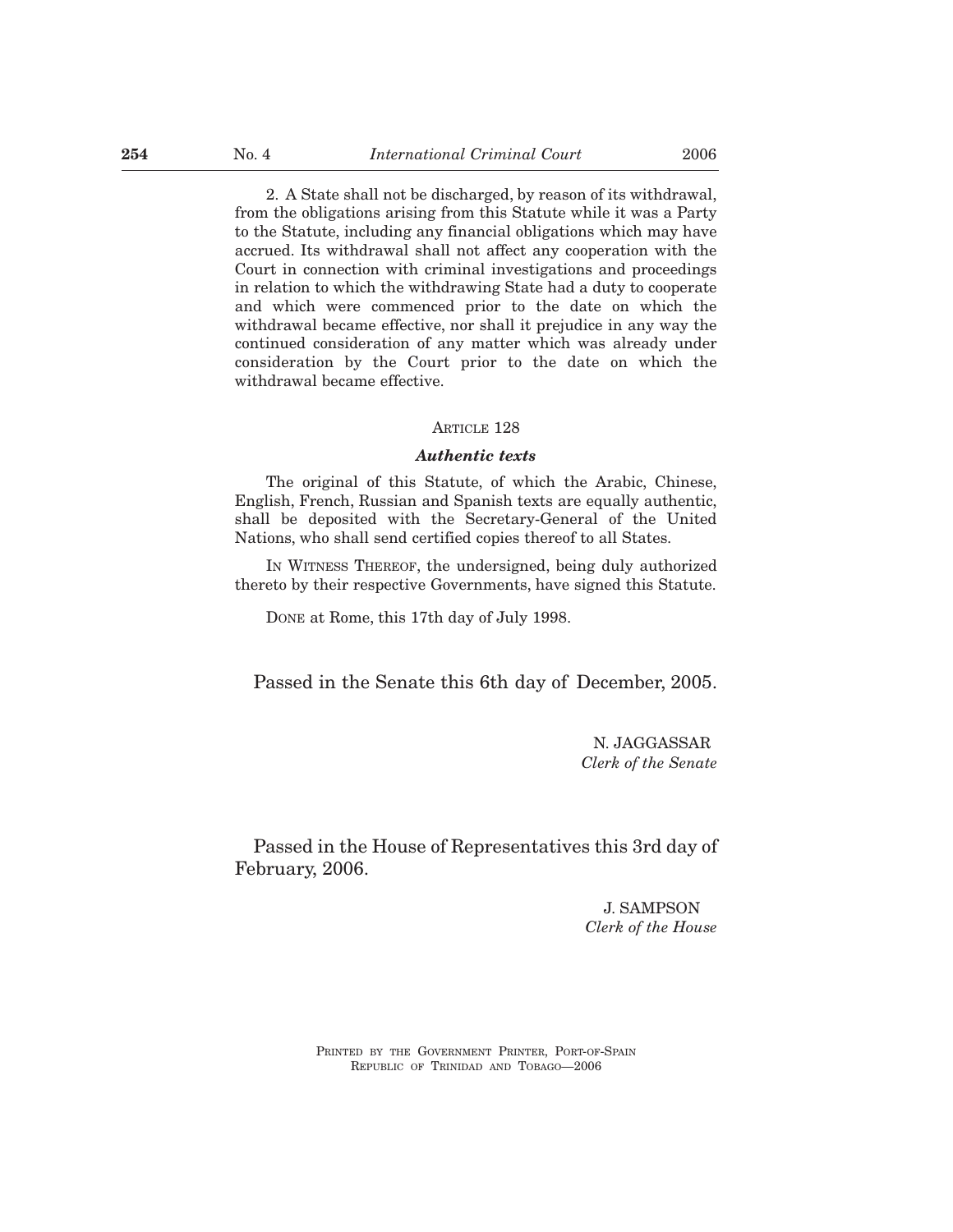2. A State shall not be discharged, by reason of its withdrawal, from the obligations arising from this Statute while it was a Party to the Statute, including any financial obligations which may have accrued. Its withdrawal shall not affect any cooperation with the Court in connection with criminal investigations and proceedings in relation to which the withdrawing State had a duty to cooperate and which were commenced prior to the date on which the withdrawal became effective, nor shall it prejudice in any way the continued consideration of any matter which was already under consideration by the Court prior to the date on which the withdrawal became effective.

ARTICLE 128

***Authentic texts***

The original of this Statute, of which the Arabic, Chinese, English, French, Russian and Spanish texts are equally authentic, shall be deposited with the Secretary-General of the United Nations, who shall send certified copies thereof to all States.

IN WITNESS THEREOF, the undersigned, being duly authorized thereto by their respective Governments, have signed this Statute.

DONE at Rome, this 17th day of July 1998.

Passed in the Senate this 6th day of December, 2005.

N. JAGGASSAR
*Clerk of the Senate*

Passed in the House of Representatives this 3rd day of February, 2006.

J. SAMPSON
*Clerk of the House*

PRINTED BY THE GOVERNMENT PRINTER, PORT-OF-SPAIN
REPUBLIC OF TRINIDAD AND TOBAGO—2006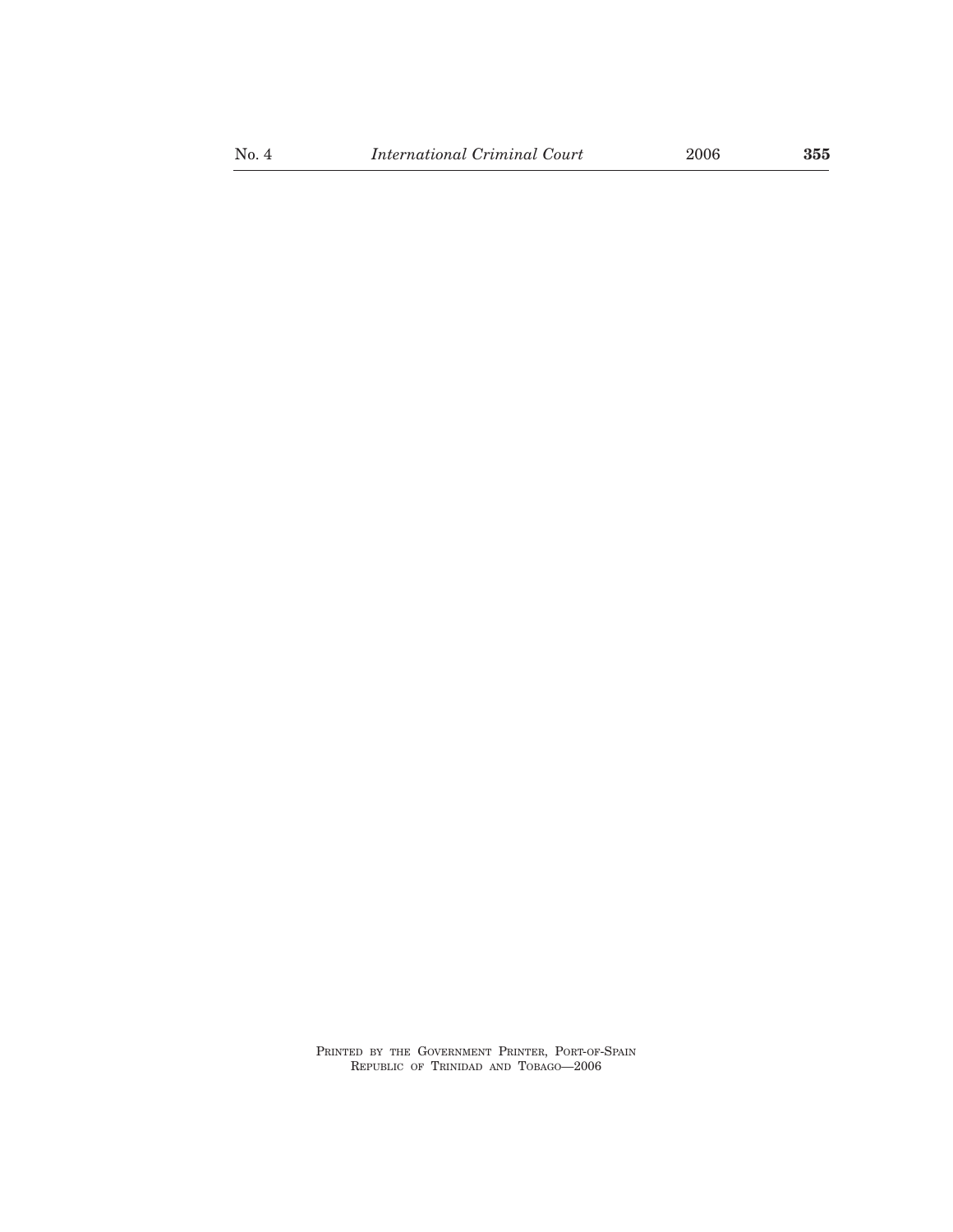Printed by the Government Printer, Port-of-Spain
Republic of Trinidad and Tobago—2006